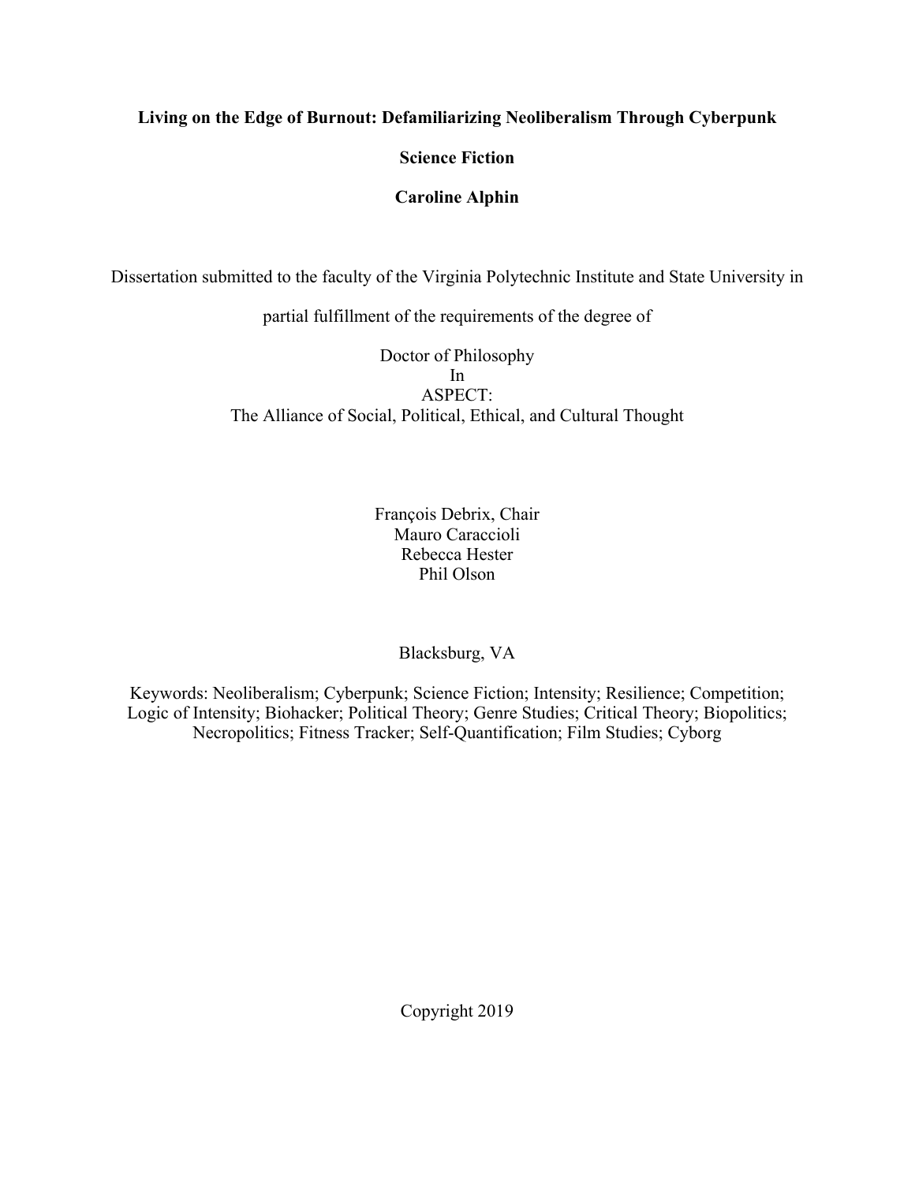# Living on the Edge of Burnout: Defamiliarizing Neoliberalism Through Cyberpunk Science Fiction

**Caroline Alphin**

Dissertation submitted to the faculty of the Virginia Polytechnic Institute and State University in partial fulfillment of the requirements of the degree of

Doctor of Philosophy
In
ASPECT:
The Alliance of Social, Political, Ethical, and Cultural Thought

François Debrix, Chair
Mauro Caraccioli
Rebecca Hester
Phil Olson

Blacksburg, VA

Keywords: Neoliberalism; Cyberpunk; Science Fiction; Intensity; Resilience; Competition; Logic of Intensity; Biohacker; Political Theory; Genre Studies; Critical Theory; Biopolitics; Necropolitics; Fitness Tracker; Self-Quantification; Film Studies; Cyborg

Copyright 2019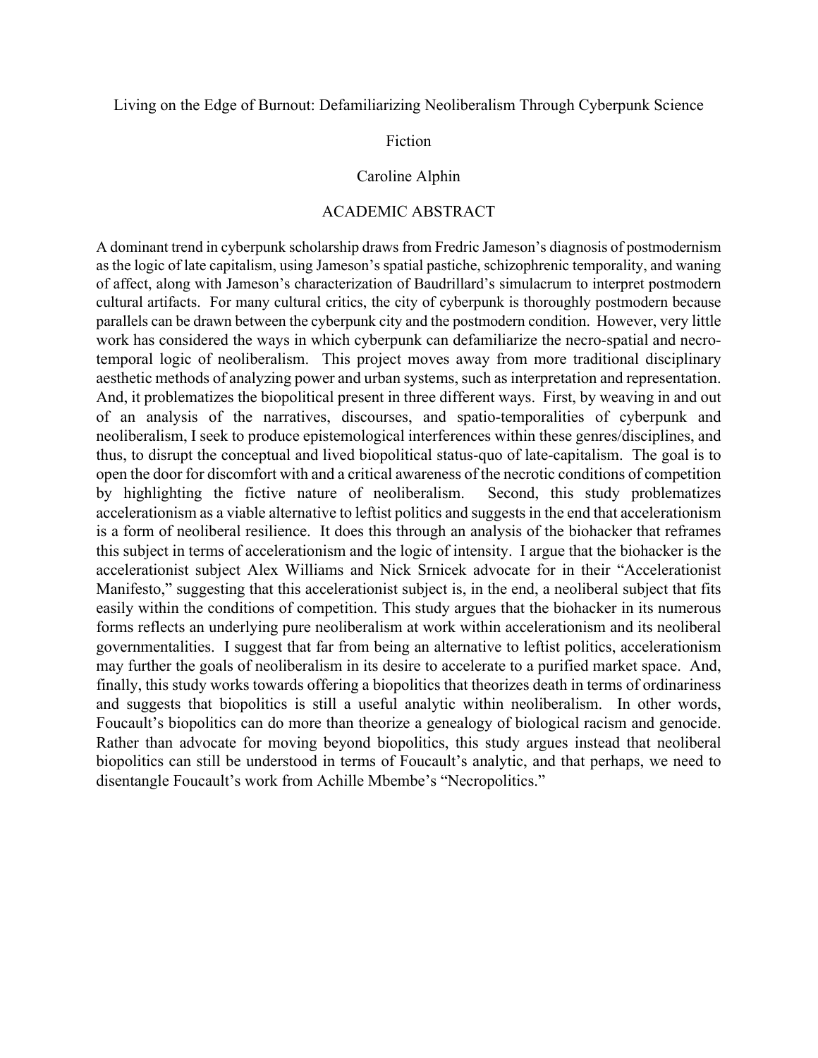# Living on the Edge of Burnout: Defamiliarizing Neoliberalism Through Cyberpunk Science Fiction

Caroline Alphin

## ACADEMIC ABSTRACT

A dominant trend in cyberpunk scholarship draws from Fredric Jameson's diagnosis of postmodernism as the logic of late capitalism, using Jameson's spatial pastiche, schizophrenic temporality, and waning of affect, along with Jameson's characterization of Baudrillard's simulacrum to interpret postmodern cultural artifacts. For many cultural critics, the city of cyberpunk is thoroughly postmodern because parallels can be drawn between the cyberpunk city and the postmodern condition. However, very little work has considered the ways in which cyberpunk can defamiliarize the necro-spatial and necro-temporal logic of neoliberalism. This project moves away from more traditional disciplinary aesthetic methods of analyzing power and urban systems, such as interpretation and representation. And, it problematizes the biopolitical present in three different ways. First, by weaving in and out of an analysis of the narratives, discourses, and spatio-temporalities of cyberpunk and neoliberalism, I seek to produce epistemological interferences within these genres/disciplines, and thus, to disrupt the conceptual and lived biopolitical status-quo of late-capitalism. The goal is to open the door for discomfort with and a critical awareness of the necrotic conditions of competition by highlighting the fictive nature of neoliberalism. Second, this study problematizes accelerationism as a viable alternative to leftist politics and suggests in the end that accelerationism is a form of neoliberal resilience. It does this through an analysis of the biohacker that reframes this subject in terms of accelerationism and the logic of intensity. I argue that the biohacker is the accelerationist subject Alex Williams and Nick Srnicek advocate for in their "Accelerationist Manifesto," suggesting that this accelerationist subject is, in the end, a neoliberal subject that fits easily within the conditions of competition. This study argues that the biohacker in its numerous forms reflects an underlying pure neoliberalism at work within accelerationism and its neoliberal governmentalities. I suggest that far from being an alternative to leftist politics, accelerationism may further the goals of neoliberalism in its desire to accelerate to a purified market space. And, finally, this study works towards offering a biopolitics that theorizes death in terms of ordinariness and suggests that biopolitics is still a useful analytic within neoliberalism. In other words, Foucault's biopolitics can do more than theorize a genealogy of biological racism and genocide. Rather than advocate for moving beyond biopolitics, this study argues instead that neoliberal biopolitics can still be understood in terms of Foucault's analytic, and that perhaps, we need to disentangle Foucault's work from Achille Mbembe's "Necropolitics."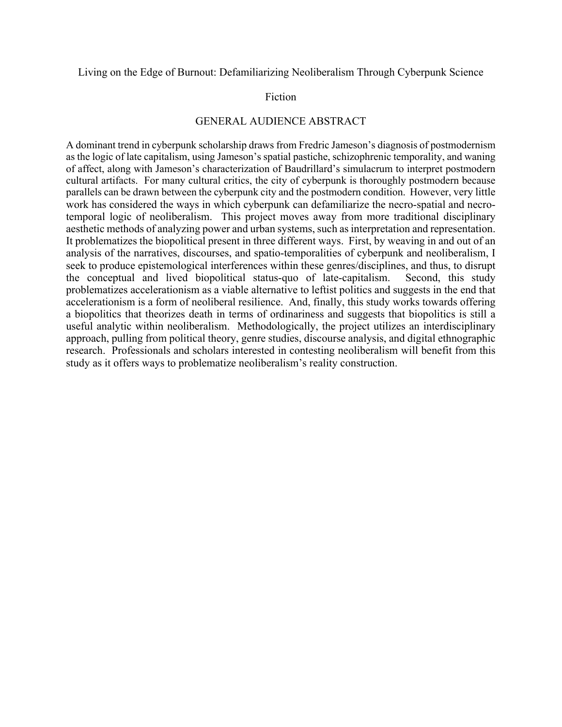Living on the Edge of Burnout: Defamiliarizing Neoliberalism Through Cyberpunk Science Fiction

## GENERAL AUDIENCE ABSTRACT

A dominant trend in cyberpunk scholarship draws from Fredric Jameson's diagnosis of postmodernism as the logic of late capitalism, using Jameson's spatial pastiche, schizophrenic temporality, and waning of affect, along with Jameson's characterization of Baudrillard's simulacrum to interpret postmodern cultural artifacts. For many cultural critics, the city of cyberpunk is thoroughly postmodern because parallels can be drawn between the cyberpunk city and the postmodern condition. However, very little work has considered the ways in which cyberpunk can defamiliarize the necro-spatial and necro-temporal logic of neoliberalism. This project moves away from more traditional disciplinary aesthetic methods of analyzing power and urban systems, such as interpretation and representation. It problematizes the biopolitical present in three different ways. First, by weaving in and out of an analysis of the narratives, discourses, and spatio-temporalities of cyberpunk and neoliberalism, I seek to produce epistemological interferences within these genres/disciplines, and thus, to disrupt the conceptual and lived biopolitical status-quo of late-capitalism. Second, this study problematizes accelerationism as a viable alternative to leftist politics and suggests in the end that accelerationism is a form of neoliberal resilience. And, finally, this study works towards offering a biopolitics that theorizes death in terms of ordinariness and suggests that biopolitics is still a useful analytic within neoliberalism. Methodologically, the project utilizes an interdisciplinary approach, pulling from political theory, genre studies, discourse analysis, and digital ethnographic research. Professionals and scholars interested in contesting neoliberalism will benefit from this study as it offers ways to problematize neoliberalism's reality construction.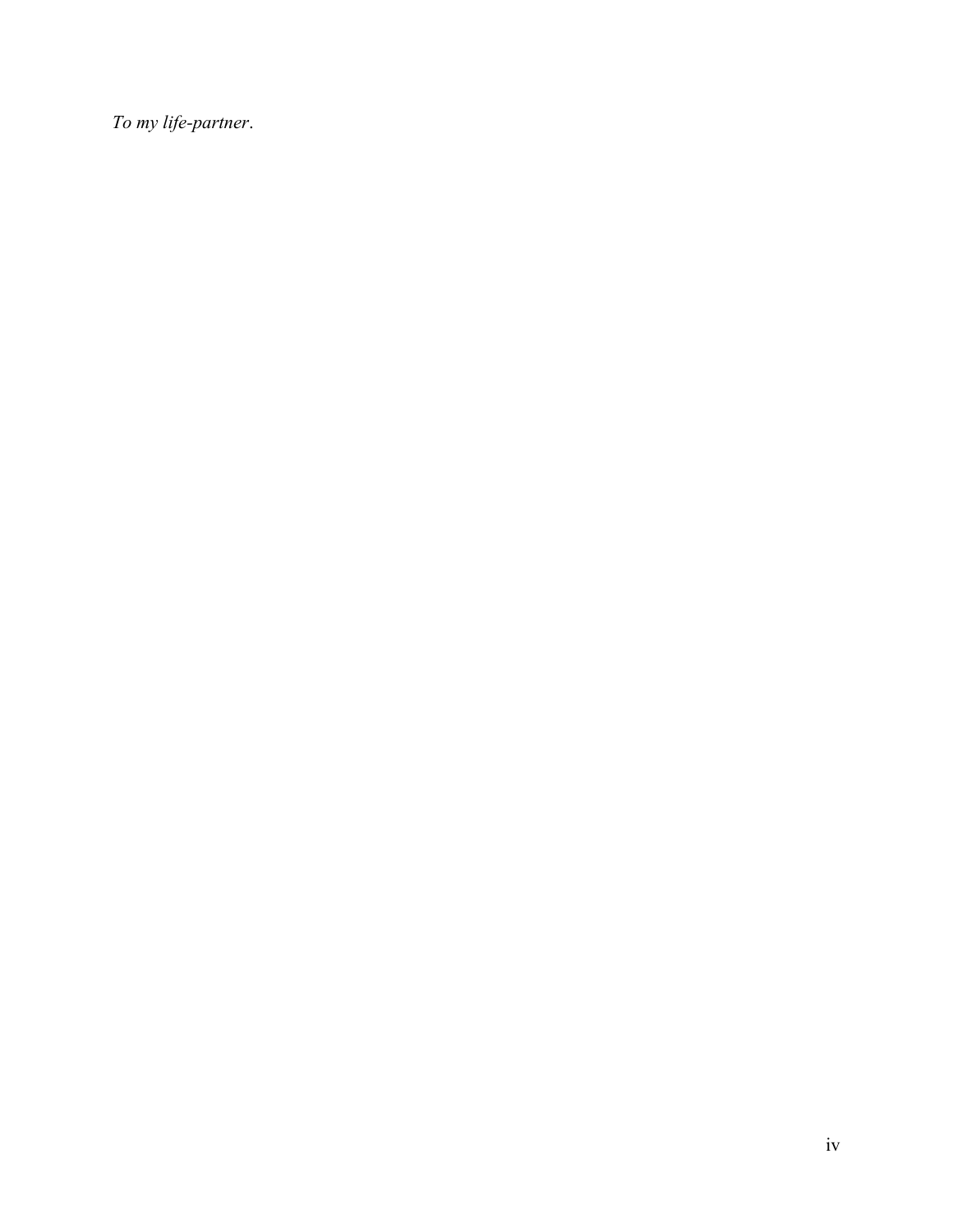*To my life-partner*.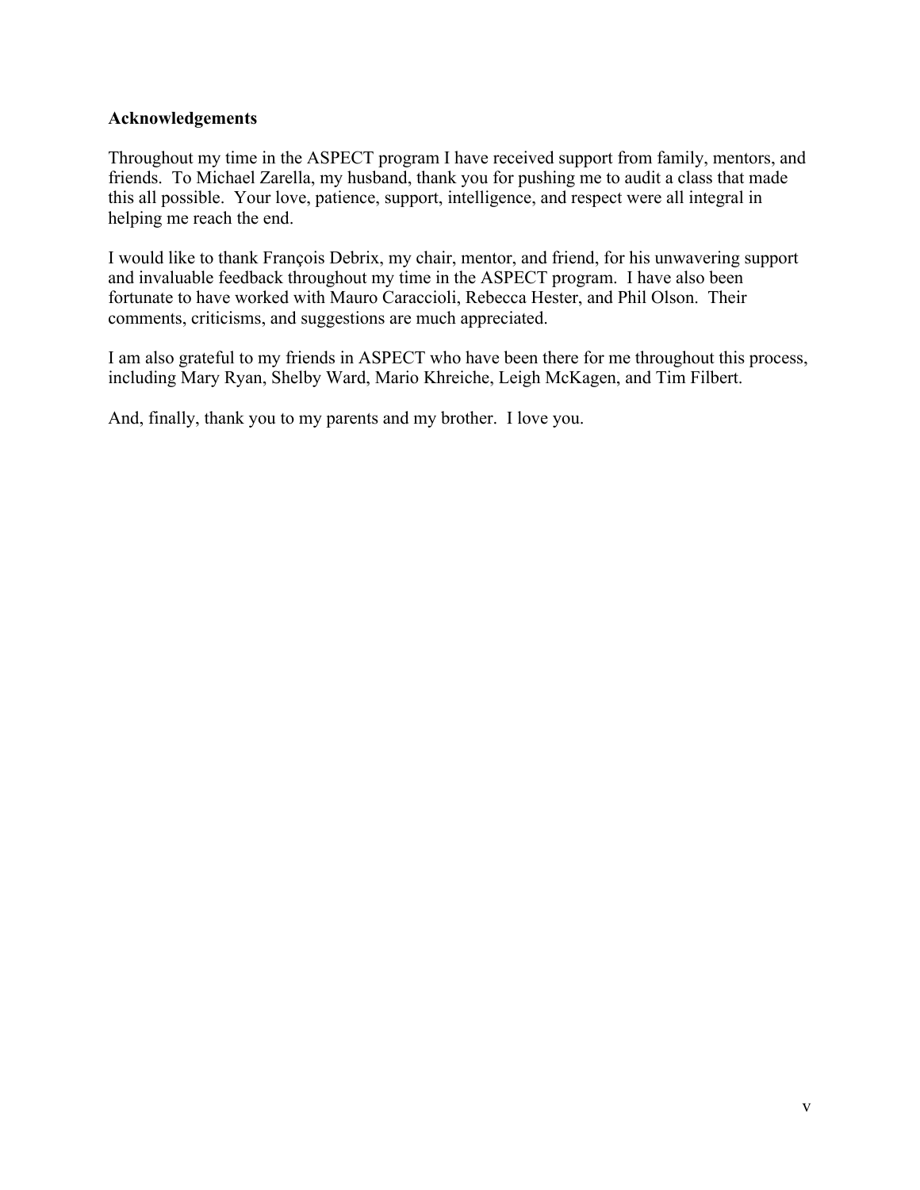## Acknowledgements

Throughout my time in the ASPECT program I have received support from family, mentors, and friends. To Michael Zarella, my husband, thank you for pushing me to audit a class that made this all possible. Your love, patience, support, intelligence, and respect were all integral in helping me reach the end.

I would like to thank François Debrix, my chair, mentor, and friend, for his unwavering support and invaluable feedback throughout my time in the ASPECT program. I have also been fortunate to have worked with Mauro Caraccioli, Rebecca Hester, and Phil Olson. Their comments, criticisms, and suggestions are much appreciated.

I am also grateful to my friends in ASPECT who have been there for me throughout this process, including Mary Ryan, Shelby Ward, Mario Khreiche, Leigh McKagen, and Tim Filbert.

And, finally, thank you to my parents and my brother. I love you.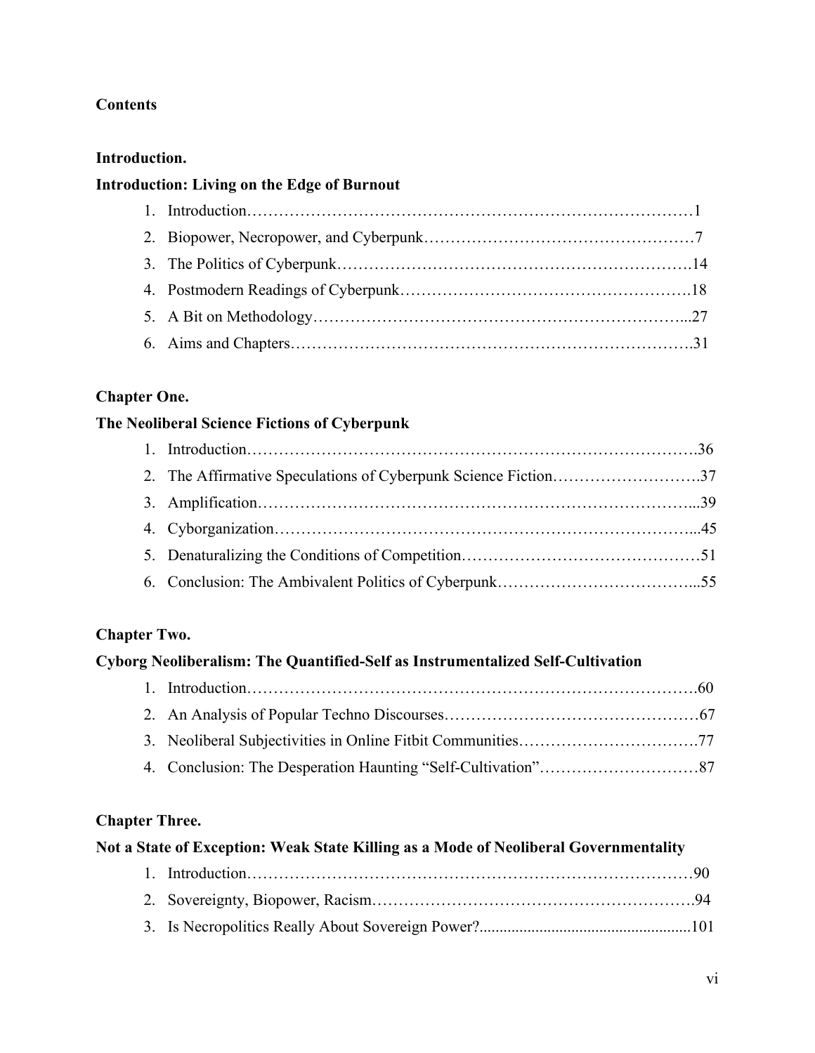**Contents**

**Introduction.**

**Introduction: Living on the Edge of Burnout**

1. Introduction……………………………………………………………………………1
2. Biopower, Necropower, and Cyberpunk……………………………………………7
3. The Politics of Cyberpunk…………………………………………………………14
4. Postmodern Readings of Cyberpunk………………………………………………18
5. A Bit on Methodology………………………………………………………………27
6. Aims and Chapters…………………………………………………………………31

**Chapter One.**

**The Neoliberal Science Fictions of Cyberpunk**

1. Introduction……………………………………………………………………………36
2. The Affirmative Speculations of Cyberpunk Science Fiction………………………37
3. Amplification…………………………………………………………………………39
4. Cyborganization………………………………………………………………………45
5. Denaturalizing the Conditions of Competition………………………………………51
6. Conclusion: The Ambivalent Politics of Cyberpunk…………………………………55

**Chapter Two.**

**Cyborg Neoliberalism: The Quantified-Self as Instrumentalized Self-Cultivation**

1. Introduction……………………………………………………………………………60
2. An Analysis of Popular Techno Discourses…………………………………………67
3. Neoliberal Subjectivities in Online Fitbit Communities……………………………77
4. Conclusion: The Desperation Haunting "Self-Cultivation"…………………………87

**Chapter Three.**

**Not a State of Exception: Weak State Killing as a Mode of Neoliberal Governmentality**

1. Introduction……………………………………………………………………………90
2. Sovereignty, Biopower, Racism………………………………………………………94
3. Is Necropolitics Really About Sovereign Power?.....................................................101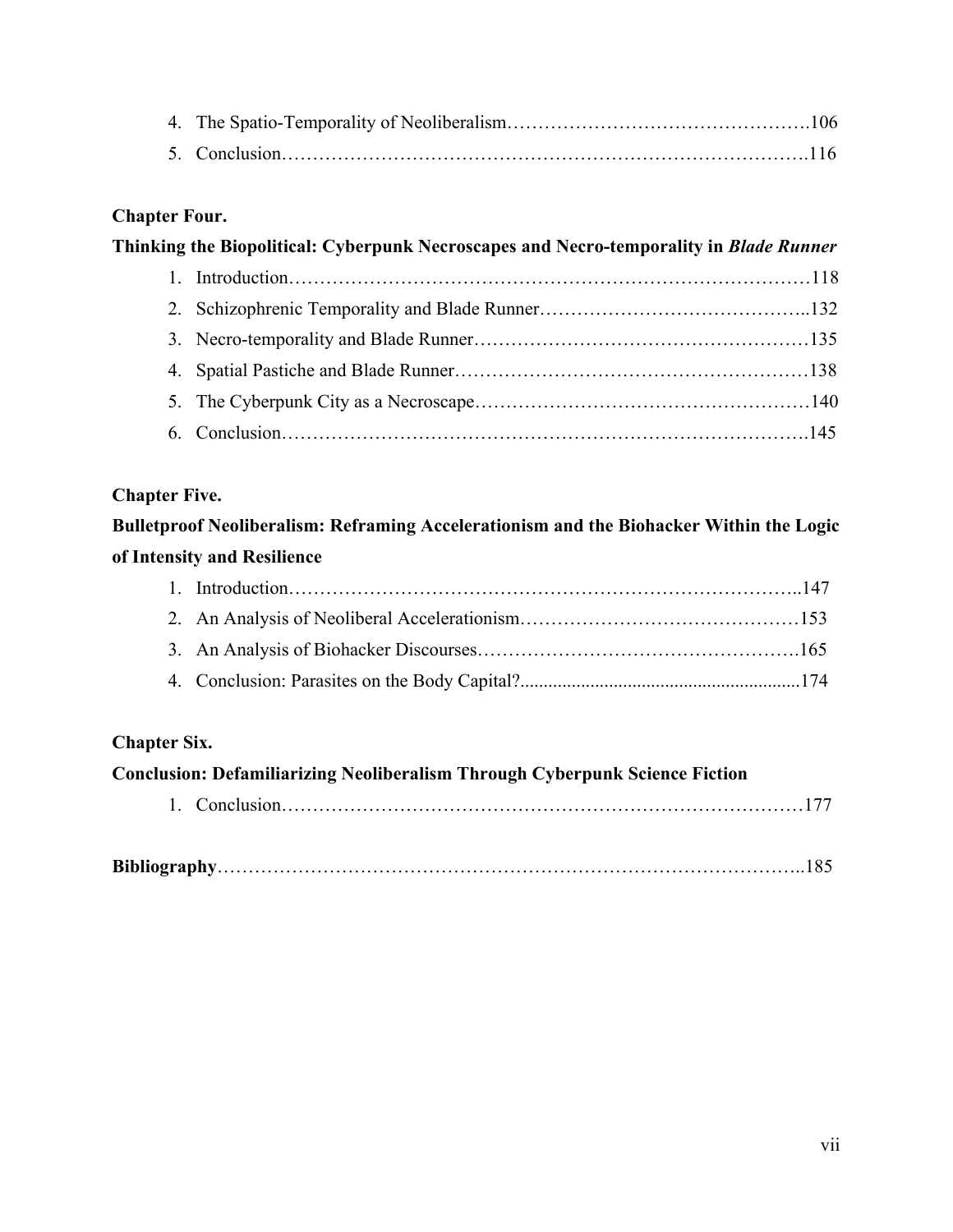4. The Spatio-Temporality of Neoliberalism………………………………………….106
5. Conclusion……………………………………………………………………….116

**Chapter Four.**

**Thinking the Biopolitical: Cyberpunk Necroscapes and Necro-temporality in *Blade Runner***

1. Introduction……………………………………………………………………….118
2. Schizophrenic Temporality and Blade Runner……………………………………..132
3. Necro-temporality and Blade Runner………………………………………………135
4. Spatial Pastiche and Blade Runner…………………………………………………138
5. The Cyberpunk City as a Necroscape………………………………………………140
6. Conclusion……………………………………………………………………….145

**Chapter Five.**

**Bulletproof Neoliberalism: Reframing Accelerationism and the Biohacker Within the Logic of Intensity and Resilience**

1. Introduction……………………………………………………………………..147
2. An Analysis of Neoliberal Accelerationism………………………………………153
3. An Analysis of Biohacker Discourses…………………………………………….165
4. Conclusion: Parasites on the Body Capital?............................................................174

**Chapter Six.**

**Conclusion: Defamiliarizing Neoliberalism Through Cyberpunk Science Fiction**

1. Conclusion………………………………………………………………………177

**Bibliography**……………………………………………………………………………..185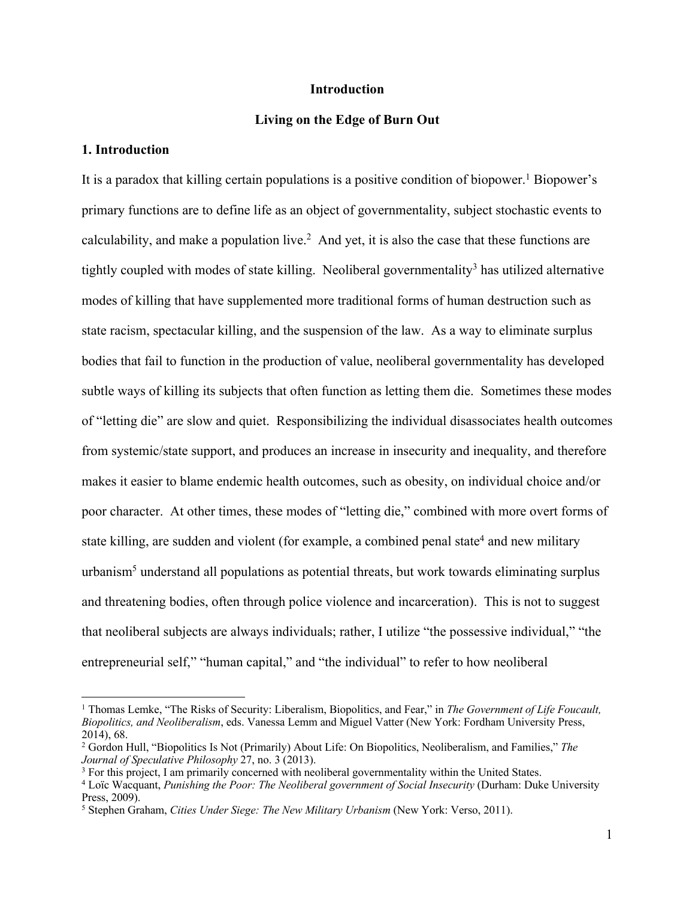# Introduction

## Living on the Edge of Burn Out

### 1. Introduction

It is a paradox that killing certain populations is a positive condition of biopower.[1] Biopower's primary functions are to define life as an object of governmentality, subject stochastic events to calculability, and make a population live.[2] And yet, it is also the case that these functions are tightly coupled with modes of state killing. Neoliberal governmentality[3] has utilized alternative modes of killing that have supplemented more traditional forms of human destruction such as state racism, spectacular killing, and the suspension of the law. As a way to eliminate surplus bodies that fail to function in the production of value, neoliberal governmentality has developed subtle ways of killing its subjects that often function as letting them die. Sometimes these modes of "letting die" are slow and quiet. Responsibilizing the individual disassociates health outcomes from systemic/state support, and produces an increase in insecurity and inequality, and therefore makes it easier to blame endemic health outcomes, such as obesity, on individual choice and/or poor character. At other times, these modes of "letting die," combined with more overt forms of state killing, are sudden and violent (for example, a combined penal state[4] and new military urbanism[5] understand all populations as potential threats, but work towards eliminating surplus and threatening bodies, often through police violence and incarceration). This is not to suggest that neoliberal subjects are always individuals; rather, I utilize "the possessive individual," "the entrepreneurial self," "human capital," and "the individual" to refer to how neoliberal

---

[1] Thomas Lemke, "The Risks of Security: Liberalism, Biopolitics, and Fear," in *The Government of Life Foucault, Biopolitics, and Neoliberalism*, eds. Vanessa Lemm and Miguel Vatter (New York: Fordham University Press, 2014), 68.

[2] Gordon Hull, "Biopolitics Is Not (Primarily) About Life: On Biopolitics, Neoliberalism, and Families," *The Journal of Speculative Philosophy* 27, no. 3 (2013).

[3] For this project, I am primarily concerned with neoliberal governmentality within the United States.

[4] Loïc Wacquant, *Punishing the Poor: The Neoliberal government of Social Insecurity* (Durham: Duke University Press, 2009).

[5] Stephen Graham, *Cities Under Siege: The New Military Urbanism* (New York: Verso, 2011).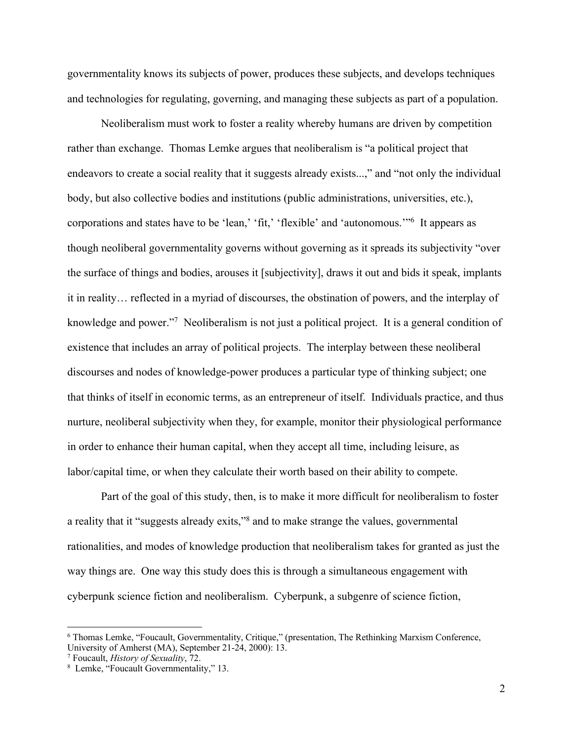governmentality knows its subjects of power, produces these subjects, and develops techniques and technologies for regulating, governing, and managing these subjects as part of a population.

Neoliberalism must work to foster a reality whereby humans are driven by competition rather than exchange. Thomas Lemke argues that neoliberalism is "a political project that endeavors to create a social reality that it suggests already exists...," and "not only the individual body, but also collective bodies and institutions (public administrations, universities, etc.), corporations and states have to be 'lean,' 'fit,' 'flexible' and 'autonomous.'"[6] It appears as though neoliberal governmentality governs without governing as it spreads its subjectivity "over the surface of things and bodies, arouses it [subjectivity], draws it out and bids it speak, implants it in reality… reflected in a myriad of discourses, the obstination of powers, and the interplay of knowledge and power."[7] Neoliberalism is not just a political project. It is a general condition of existence that includes an array of political projects. The interplay between these neoliberal discourses and nodes of knowledge-power produces a particular type of thinking subject; one that thinks of itself in economic terms, as an entrepreneur of itself. Individuals practice, and thus nurture, neoliberal subjectivity when they, for example, monitor their physiological performance in order to enhance their human capital, when they accept all time, including leisure, as labor/capital time, or when they calculate their worth based on their ability to compete.

Part of the goal of this study, then, is to make it more difficult for neoliberalism to foster a reality that it "suggests already exits,"[8] and to make strange the values, governmental rationalities, and modes of knowledge production that neoliberalism takes for granted as just the way things are. One way this study does this is through a simultaneous engagement with cyberpunk science fiction and neoliberalism. Cyberpunk, a subgenre of science fiction,

[6] Thomas Lemke, "Foucault, Governmentality, Critique," (presentation, The Rethinking Marxism Conference, University of Amherst (MA), September 21-24, 2000): 13.
[7] Foucault, *History of Sexuality*, 72.
[8] Lemke, "Foucault Governmentality," 13.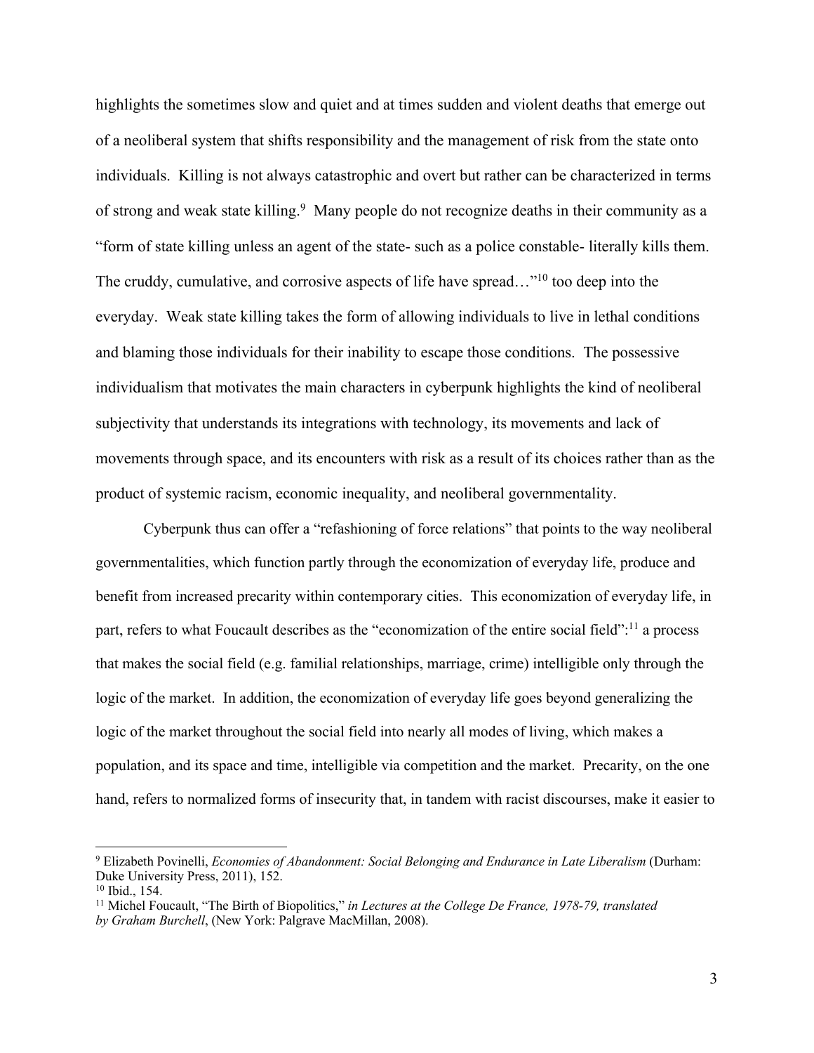highlights the sometimes slow and quiet and at times sudden and violent deaths that emerge out of a neoliberal system that shifts responsibility and the management of risk from the state onto individuals. Killing is not always catastrophic and overt but rather can be characterized in terms of strong and weak state killing.[9] Many people do not recognize deaths in their community as a "form of state killing unless an agent of the state- such as a police constable- literally kills them. The cruddy, cumulative, and corrosive aspects of life have spread…"[10] too deep into the everyday. Weak state killing takes the form of allowing individuals to live in lethal conditions and blaming those individuals for their inability to escape those conditions. The possessive individualism that motivates the main characters in cyberpunk highlights the kind of neoliberal subjectivity that understands its integrations with technology, its movements and lack of movements through space, and its encounters with risk as a result of its choices rather than as the product of systemic racism, economic inequality, and neoliberal governmentality.

Cyberpunk thus can offer a "refashioning of force relations" that points to the way neoliberal governmentalities, which function partly through the economization of everyday life, produce and benefit from increased precarity within contemporary cities. This economization of everyday life, in part, refers to what Foucault describes as the "economization of the entire social field":[11] a process that makes the social field (e.g. familial relationships, marriage, crime) intelligible only through the logic of the market. In addition, the economization of everyday life goes beyond generalizing the logic of the market throughout the social field into nearly all modes of living, which makes a population, and its space and time, intelligible via competition and the market. Precarity, on the one hand, refers to normalized forms of insecurity that, in tandem with racist discourses, make it easier to

---

[9] Elizabeth Povinelli, *Economies of Abandonment: Social Belonging and Endurance in Late Liberalism* (Durham: Duke University Press, 2011), 152.

[10] Ibid., 154.

[11] Michel Foucault, "The Birth of Biopolitics," *in Lectures at the College De France, 1978-79, translated by Graham Burchell*, (New York: Palgrave MacMillan, 2008).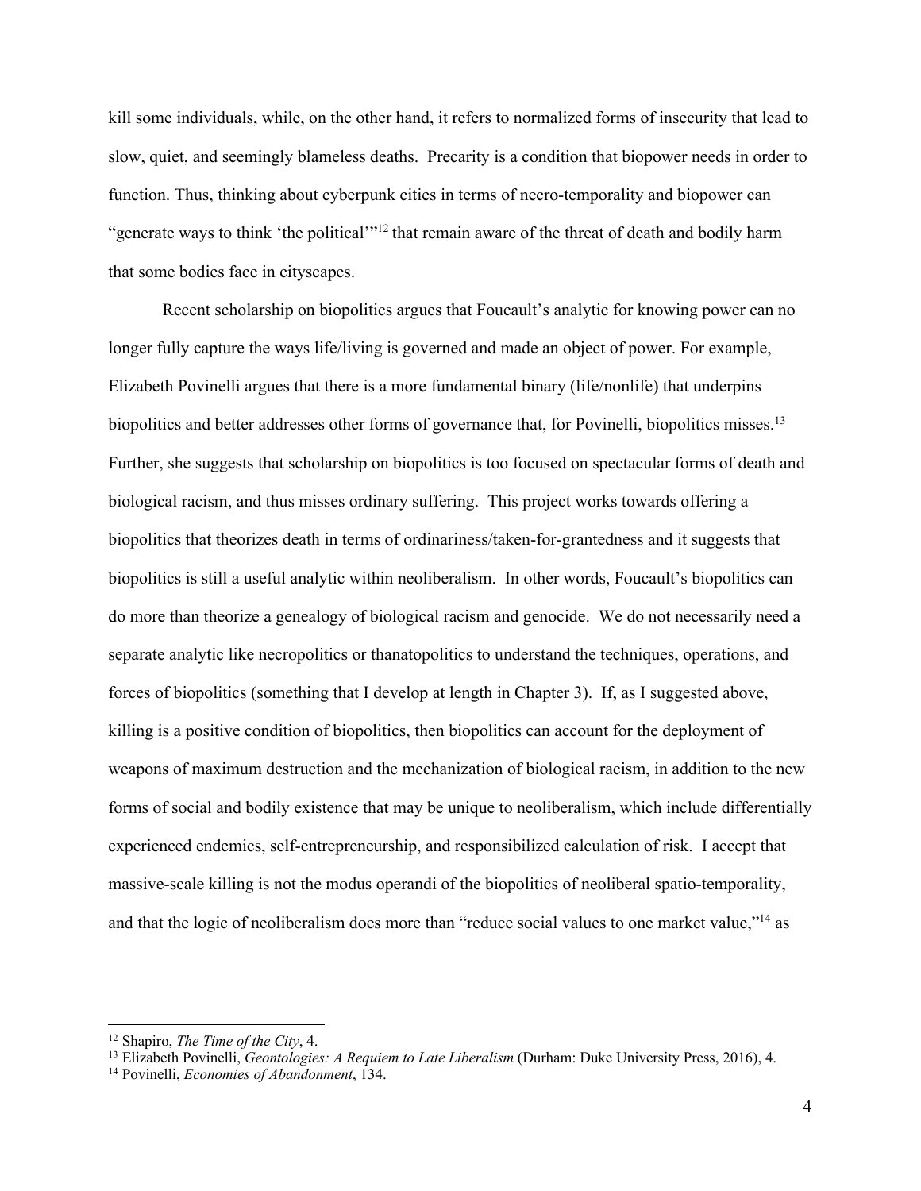kill some individuals, while, on the other hand, it refers to normalized forms of insecurity that lead to slow, quiet, and seemingly blameless deaths. Precarity is a condition that biopower needs in order to function. Thus, thinking about cyberpunk cities in terms of necro-temporality and biopower can "generate ways to think 'the political'"[12] that remain aware of the threat of death and bodily harm that some bodies face in cityscapes.

Recent scholarship on biopolitics argues that Foucault's analytic for knowing power can no longer fully capture the ways life/living is governed and made an object of power. For example, Elizabeth Povinelli argues that there is a more fundamental binary (life/nonlife) that underpins biopolitics and better addresses other forms of governance that, for Povinelli, biopolitics misses.[13] Further, she suggests that scholarship on biopolitics is too focused on spectacular forms of death and biological racism, and thus misses ordinary suffering. This project works towards offering a biopolitics that theorizes death in terms of ordinariness/taken-for-grantedness and it suggests that biopolitics is still a useful analytic within neoliberalism. In other words, Foucault's biopolitics can do more than theorize a genealogy of biological racism and genocide. We do not necessarily need a separate analytic like necropolitics or thanatopolitics to understand the techniques, operations, and forces of biopolitics (something that I develop at length in Chapter 3). If, as I suggested above, killing is a positive condition of biopolitics, then biopolitics can account for the deployment of weapons of maximum destruction and the mechanization of biological racism, in addition to the new forms of social and bodily existence that may be unique to neoliberalism, which include differentially experienced endemics, self-entrepreneurship, and responsibilized calculation of risk. I accept that massive-scale killing is not the modus operandi of the biopolitics of neoliberal spatio-temporality, and that the logic of neoliberalism does more than "reduce social values to one market value,"[14] as

---

[12] Shapiro, *The Time of the City*, 4.

[13] Elizabeth Povinelli, *Geontologies: A Requiem to Late Liberalism* (Durham: Duke University Press, 2016), 4.

[14] Povinelli, *Economies of Abandonment*, 134.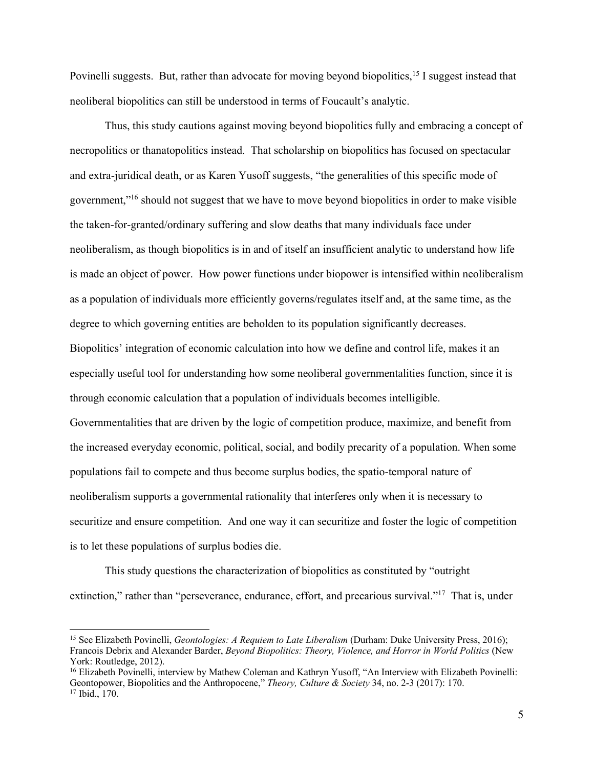Povinelli suggests. But, rather than advocate for moving beyond biopolitics,[15] I suggest instead that neoliberal biopolitics can still be understood in terms of Foucault's analytic.

Thus, this study cautions against moving beyond biopolitics fully and embracing a concept of necropolitics or thanatopolitics instead. That scholarship on biopolitics has focused on spectacular and extra-juridical death, or as Karen Yusoff suggests, "the generalities of this specific mode of government,"[16] should not suggest that we have to move beyond biopolitics in order to make visible the taken-for-granted/ordinary suffering and slow deaths that many individuals face under neoliberalism, as though biopolitics is in and of itself an insufficient analytic to understand how life is made an object of power. How power functions under biopower is intensified within neoliberalism as a population of individuals more efficiently governs/regulates itself and, at the same time, as the degree to which governing entities are beholden to its population significantly decreases. Biopolitics' integration of economic calculation into how we define and control life, makes it an especially useful tool for understanding how some neoliberal governmentalities function, since it is through economic calculation that a population of individuals becomes intelligible. Governmentalities that are driven by the logic of competition produce, maximize, and benefit from the increased everyday economic, political, social, and bodily precarity of a population. When some populations fail to compete and thus become surplus bodies, the spatio-temporal nature of neoliberalism supports a governmental rationality that interferes only when it is necessary to securitize and ensure competition. And one way it can securitize and foster the logic of competition is to let these populations of surplus bodies die.

This study questions the characterization of biopolitics as constituted by "outright extinction," rather than "perseverance, endurance, effort, and precarious survival."[17] That is, under

---

[15] See Elizabeth Povinelli, *Geontologies: A Requiem to Late Liberalism* (Durham: Duke University Press, 2016); Francois Debrix and Alexander Barder, *Beyond Biopolitics: Theory, Violence, and Horror in World Politics* (New York: Routledge, 2012).

[16] Elizabeth Povinelli, interview by Mathew Coleman and Kathryn Yusoff, "An Interview with Elizabeth Povinelli: Geontopower, Biopolitics and the Anthropocene," *Theory, Culture & Society* 34, no. 2-3 (2017): 170.

[17] Ibid., 170.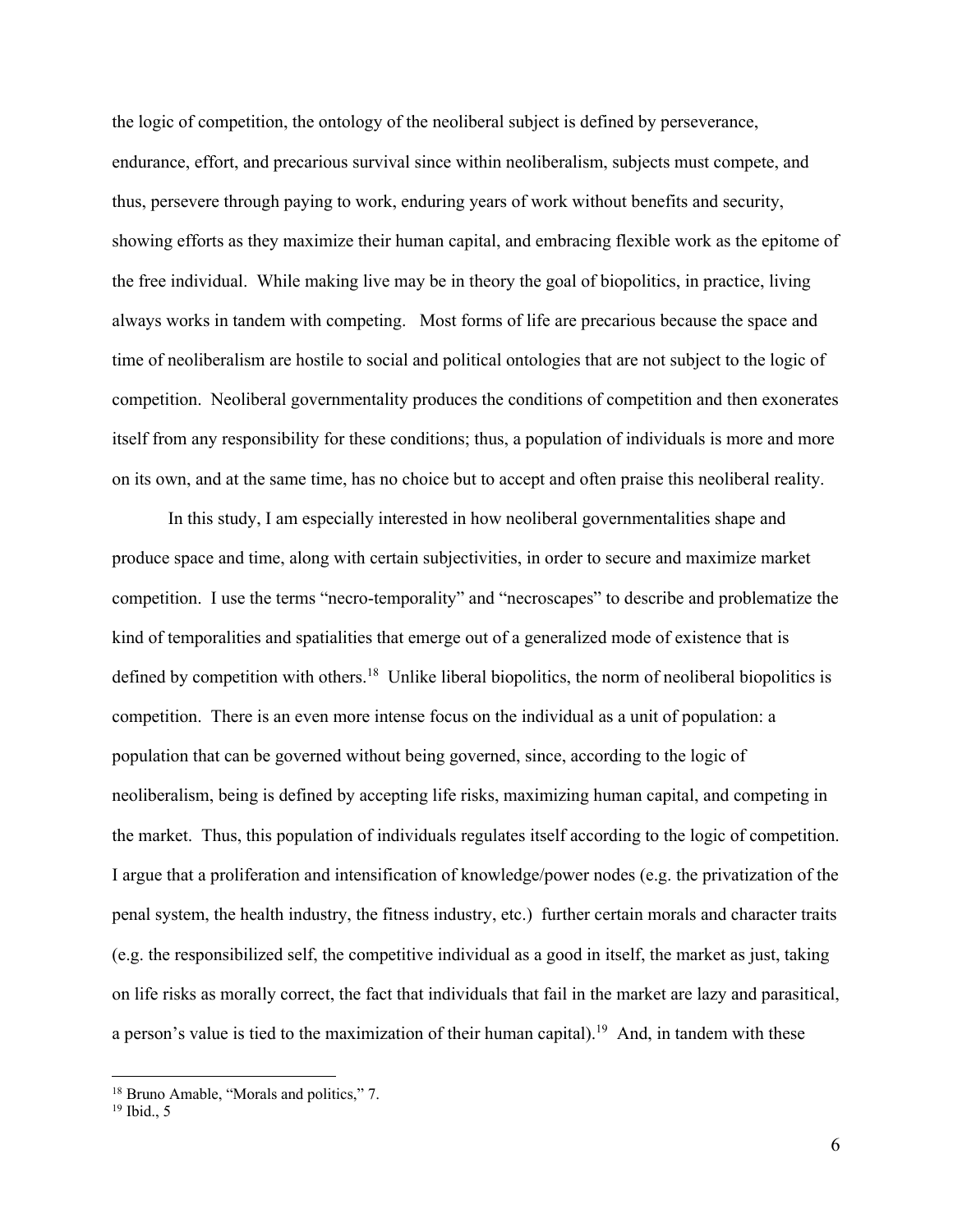the logic of competition, the ontology of the neoliberal subject is defined by perseverance, endurance, effort, and precarious survival since within neoliberalism, subjects must compete, and thus, persevere through paying to work, enduring years of work without benefits and security, showing efforts as they maximize their human capital, and embracing flexible work as the epitome of the free individual. While making live may be in theory the goal of biopolitics, in practice, living always works in tandem with competing. Most forms of life are precarious because the space and time of neoliberalism are hostile to social and political ontologies that are not subject to the logic of competition. Neoliberal governmentality produces the conditions of competition and then exonerates itself from any responsibility for these conditions; thus, a population of individuals is more and more on its own, and at the same time, has no choice but to accept and often praise this neoliberal reality.

In this study, I am especially interested in how neoliberal governmentalities shape and produce space and time, along with certain subjectivities, in order to secure and maximize market competition. I use the terms "necro-temporality" and "necroscapes" to describe and problematize the kind of temporalities and spatialities that emerge out of a generalized mode of existence that is defined by competition with others.[18] Unlike liberal biopolitics, the norm of neoliberal biopolitics is competition. There is an even more intense focus on the individual as a unit of population: a population that can be governed without being governed, since, according to the logic of neoliberalism, being is defined by accepting life risks, maximizing human capital, and competing in the market. Thus, this population of individuals regulates itself according to the logic of competition. I argue that a proliferation and intensification of knowledge/power nodes (e.g. the privatization of the penal system, the health industry, the fitness industry, etc.) further certain morals and character traits (e.g. the responsibilized self, the competitive individual as a good in itself, the market as just, taking on life risks as morally correct, the fact that individuals that fail in the market are lazy and parasitical, a person's value is tied to the maximization of their human capital).[19] And, in tandem with these

---

[18] Bruno Amable, "Morals and politics," 7.

[19] Ibid., 5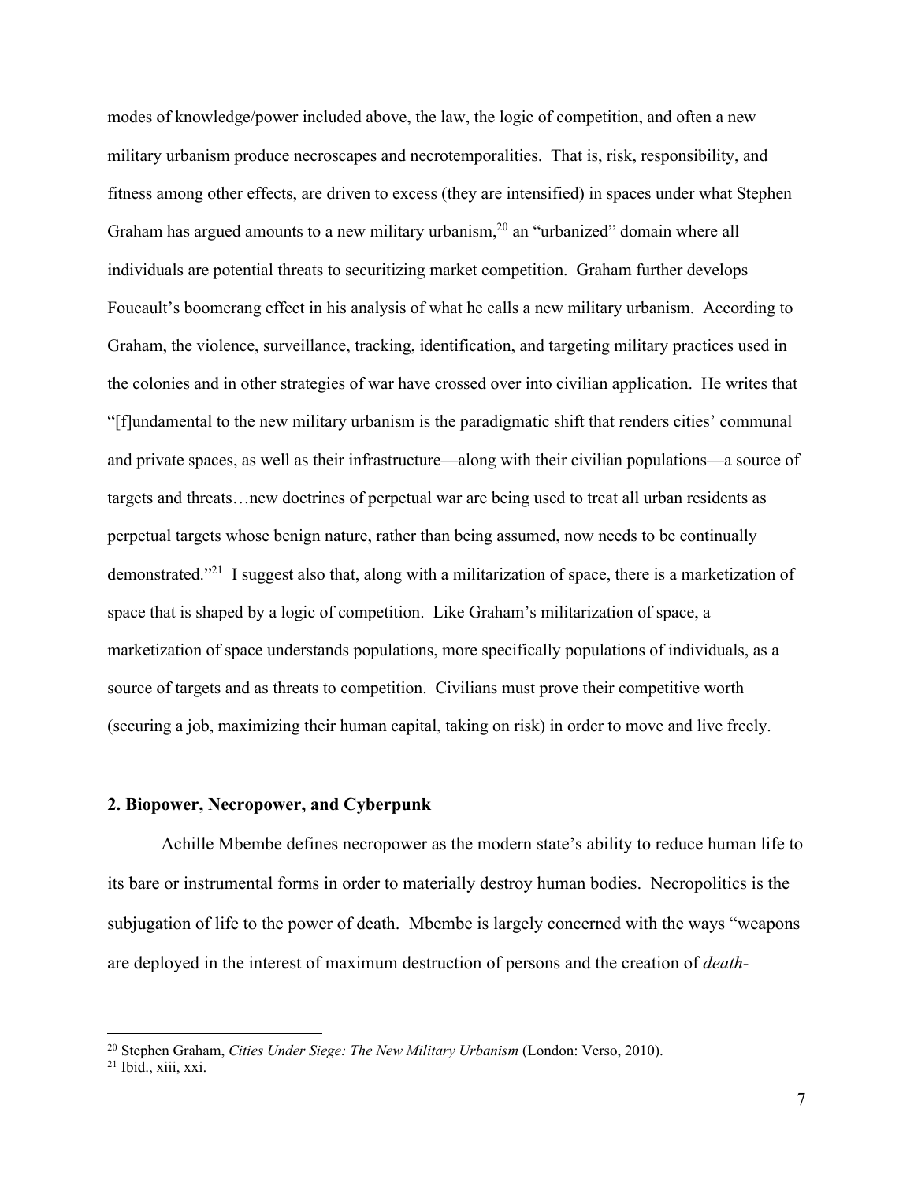modes of knowledge/power included above, the law, the logic of competition, and often a new military urbanism produce necroscapes and necrotemporalities. That is, risk, responsibility, and fitness among other effects, are driven to excess (they are intensified) in spaces under what Stephen Graham has argued amounts to a new military urbanism,[20] an "urbanized" domain where all individuals are potential threats to securitizing market competition. Graham further develops Foucault's boomerang effect in his analysis of what he calls a new military urbanism. According to Graham, the violence, surveillance, tracking, identification, and targeting military practices used in the colonies and in other strategies of war have crossed over into civilian application. He writes that "[f]undamental to the new military urbanism is the paradigmatic shift that renders cities' communal and private spaces, as well as their infrastructure—along with their civilian populations—a source of targets and threats…new doctrines of perpetual war are being used to treat all urban residents as perpetual targets whose benign nature, rather than being assumed, now needs to be continually demonstrated."[21] I suggest also that, along with a militarization of space, there is a marketization of space that is shaped by a logic of competition. Like Graham's militarization of space, a marketization of space understands populations, more specifically populations of individuals, as a source of targets and as threats to competition. Civilians must prove their competitive worth (securing a job, maximizing their human capital, taking on risk) in order to move and live freely.

## 2. Biopower, Necropower, and Cyberpunk

Achille Mbembe defines necropower as the modern state's ability to reduce human life to its bare or instrumental forms in order to materially destroy human bodies. Necropolitics is the subjugation of life to the power of death. Mbembe is largely concerned with the ways "weapons are deployed in the interest of maximum destruction of persons and the creation of *death-*

---

[20] Stephen Graham, *Cities Under Siege: The New Military Urbanism* (London: Verso, 2010).

[21] Ibid., xiii, xxi.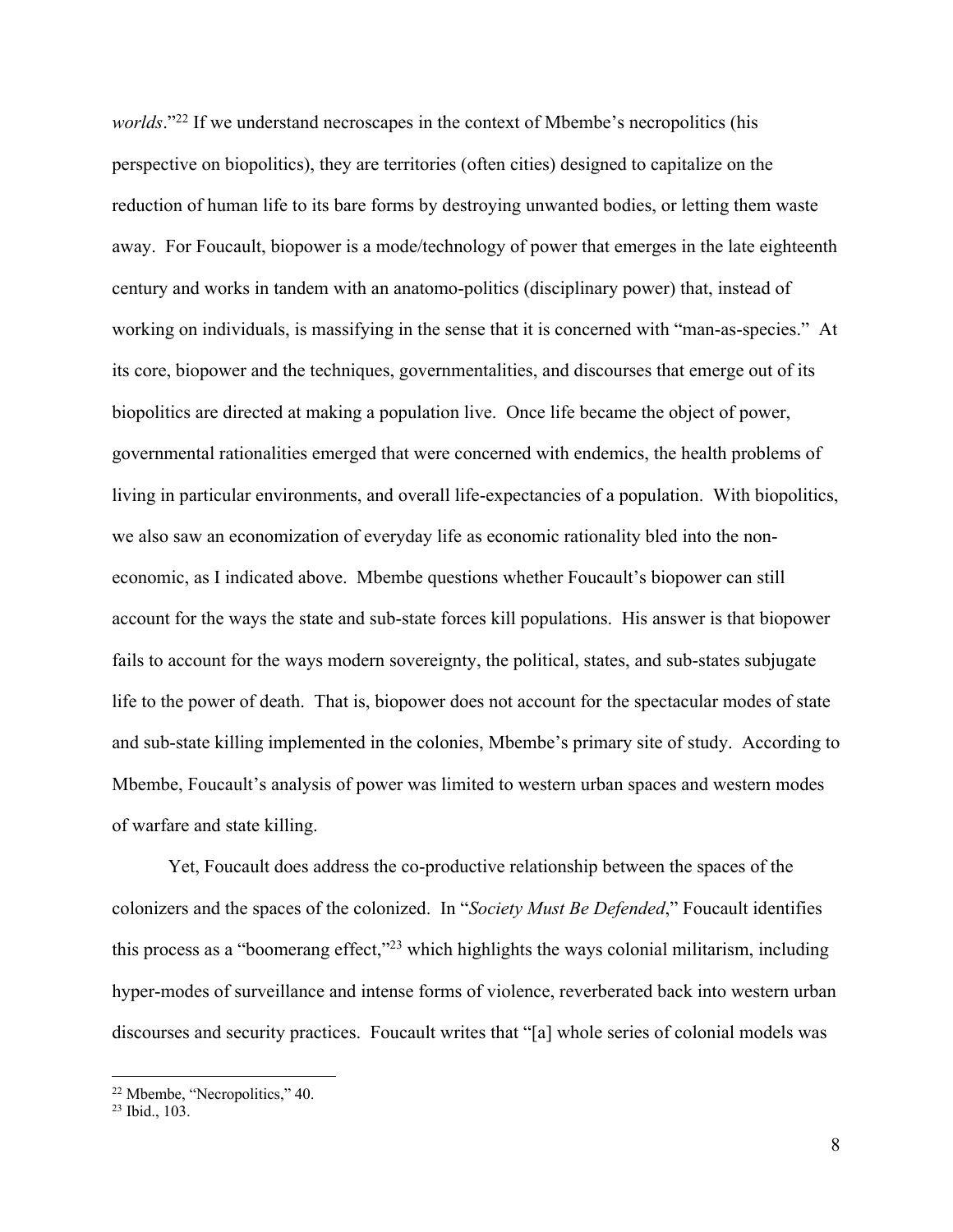*worlds*."[22] If we understand necroscapes in the context of Mbembe's necropolitics (his perspective on biopolitics), they are territories (often cities) designed to capitalize on the reduction of human life to its bare forms by destroying unwanted bodies, or letting them waste away. For Foucault, biopower is a mode/technology of power that emerges in the late eighteenth century and works in tandem with an anatomo-politics (disciplinary power) that, instead of working on individuals, is massifying in the sense that it is concerned with "man-as-species." At its core, biopower and the techniques, governmentalities, and discourses that emerge out of its biopolitics are directed at making a population live. Once life became the object of power, governmental rationalities emerged that were concerned with endemics, the health problems of living in particular environments, and overall life-expectancies of a population. With biopolitics, we also saw an economization of everyday life as economic rationality bled into the non-economic, as I indicated above. Mbembe questions whether Foucault's biopower can still account for the ways the state and sub-state forces kill populations. His answer is that biopower fails to account for the ways modern sovereignty, the political, states, and sub-states subjugate life to the power of death. That is, biopower does not account for the spectacular modes of state and sub-state killing implemented in the colonies, Mbembe's primary site of study. According to Mbembe, Foucault's analysis of power was limited to western urban spaces and western modes of warfare and state killing.

Yet, Foucault does address the co-productive relationship between the spaces of the colonizers and the spaces of the colonized. In "*Society Must Be Defended*," Foucault identifies this process as a "boomerang effect,"[23] which highlights the ways colonial militarism, including hyper-modes of surveillance and intense forms of violence, reverberated back into western urban discourses and security practices. Foucault writes that "[a] whole series of colonial models was

---

[22] Mbembe, "Necropolitics," 40.

[23] Ibid., 103.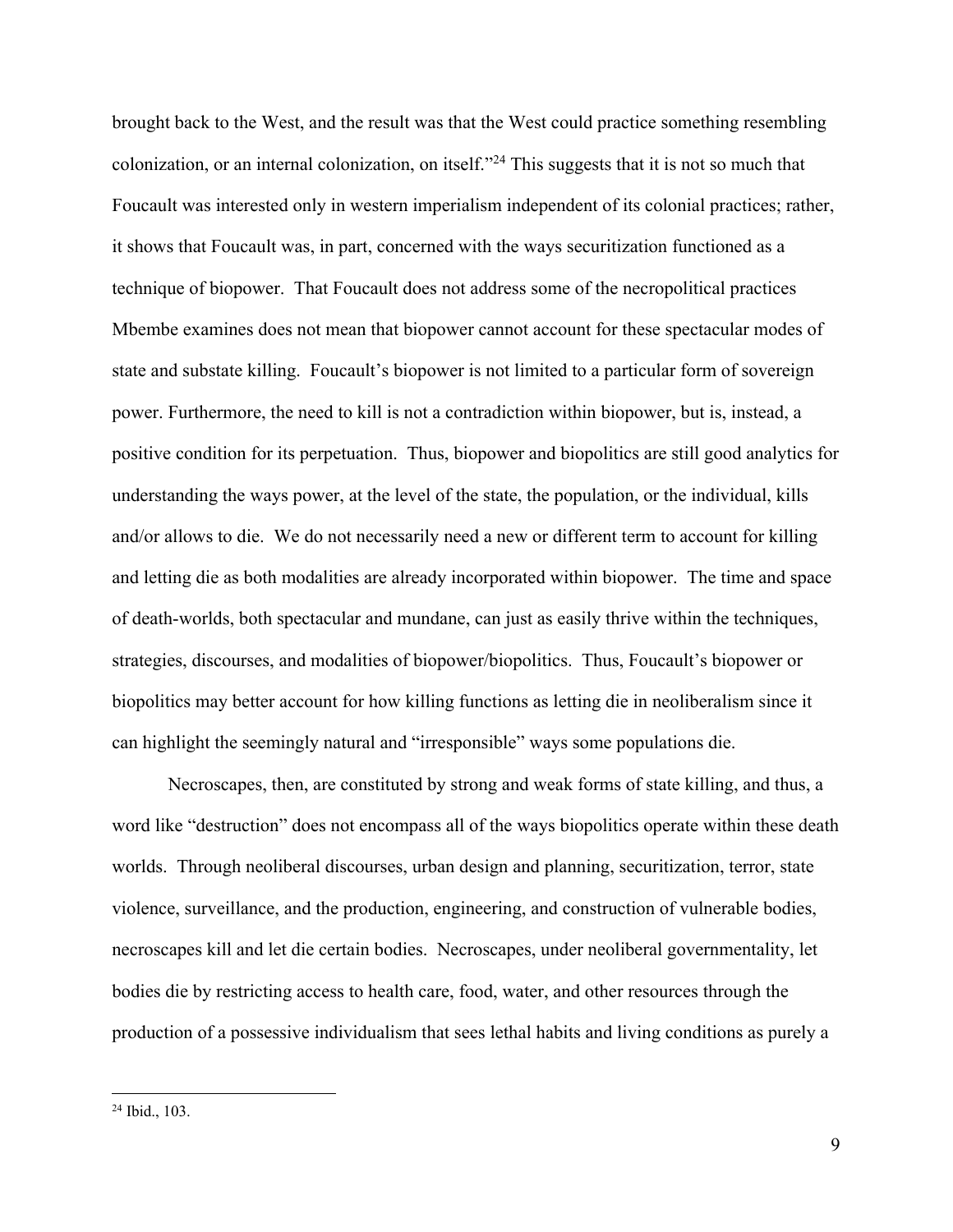brought back to the West, and the result was that the West could practice something resembling colonization, or an internal colonization, on itself."[24] This suggests that it is not so much that Foucault was interested only in western imperialism independent of its colonial practices; rather, it shows that Foucault was, in part, concerned with the ways securitization functioned as a technique of biopower. That Foucault does not address some of the necropolitical practices Mbembe examines does not mean that biopower cannot account for these spectacular modes of state and substate killing. Foucault's biopower is not limited to a particular form of sovereign power. Furthermore, the need to kill is not a contradiction within biopower, but is, instead, a positive condition for its perpetuation. Thus, biopower and biopolitics are still good analytics for understanding the ways power, at the level of the state, the population, or the individual, kills and/or allows to die. We do not necessarily need a new or different term to account for killing and letting die as both modalities are already incorporated within biopower. The time and space of death-worlds, both spectacular and mundane, can just as easily thrive within the techniques, strategies, discourses, and modalities of biopower/biopolitics. Thus, Foucault's biopower or biopolitics may better account for how killing functions as letting die in neoliberalism since it can highlight the seemingly natural and "irresponsible" ways some populations die.

Necroscapes, then, are constituted by strong and weak forms of state killing, and thus, a word like "destruction" does not encompass all of the ways biopolitics operate within these death worlds. Through neoliberal discourses, urban design and planning, securitization, terror, state violence, surveillance, and the production, engineering, and construction of vulnerable bodies, necroscapes kill and let die certain bodies. Necroscapes, under neoliberal governmentality, let bodies die by restricting access to health care, food, water, and other resources through the production of a possessive individualism that sees lethal habits and living conditions as purely a

---

[24] Ibid., 103.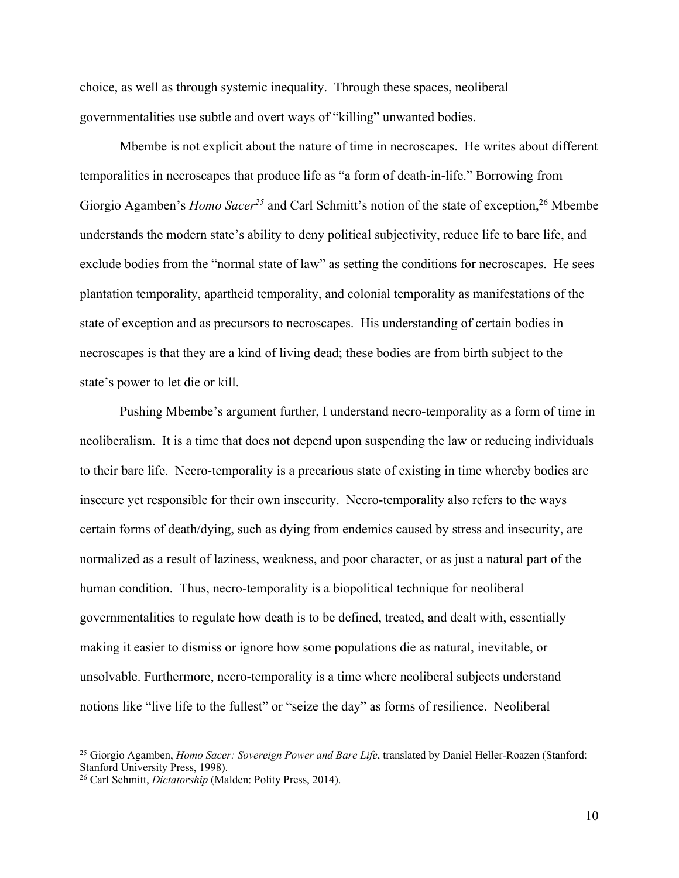choice, as well as through systemic inequality. Through these spaces, neoliberal governmentalities use subtle and overt ways of "killing" unwanted bodies.

Mbembe is not explicit about the nature of time in necroscapes. He writes about different temporalities in necroscapes that produce life as "a form of death-in-life." Borrowing from Giorgio Agamben's *Homo Sacer*[25] and Carl Schmitt's notion of the state of exception,[26] Mbembe understands the modern state's ability to deny political subjectivity, reduce life to bare life, and exclude bodies from the "normal state of law" as setting the conditions for necroscapes. He sees plantation temporality, apartheid temporality, and colonial temporality as manifestations of the state of exception and as precursors to necroscapes. His understanding of certain bodies in necroscapes is that they are a kind of living dead; these bodies are from birth subject to the state's power to let die or kill.

Pushing Mbembe's argument further, I understand necro-temporality as a form of time in neoliberalism. It is a time that does not depend upon suspending the law or reducing individuals to their bare life. Necro-temporality is a precarious state of existing in time whereby bodies are insecure yet responsible for their own insecurity. Necro-temporality also refers to the ways certain forms of death/dying, such as dying from endemics caused by stress and insecurity, are normalized as a result of laziness, weakness, and poor character, or as just a natural part of the human condition. Thus, necro-temporality is a biopolitical technique for neoliberal governmentalities to regulate how death is to be defined, treated, and dealt with, essentially making it easier to dismiss or ignore how some populations die as natural, inevitable, or unsolvable. Furthermore, necro-temporality is a time where neoliberal subjects understand notions like "live life to the fullest" or "seize the day" as forms of resilience. Neoliberal

[25] Giorgio Agamben, *Homo Sacer: Sovereign Power and Bare Life*, translated by Daniel Heller-Roazen (Stanford: Stanford University Press, 1998).

[26] Carl Schmitt, *Dictatorship* (Malden: Polity Press, 2014).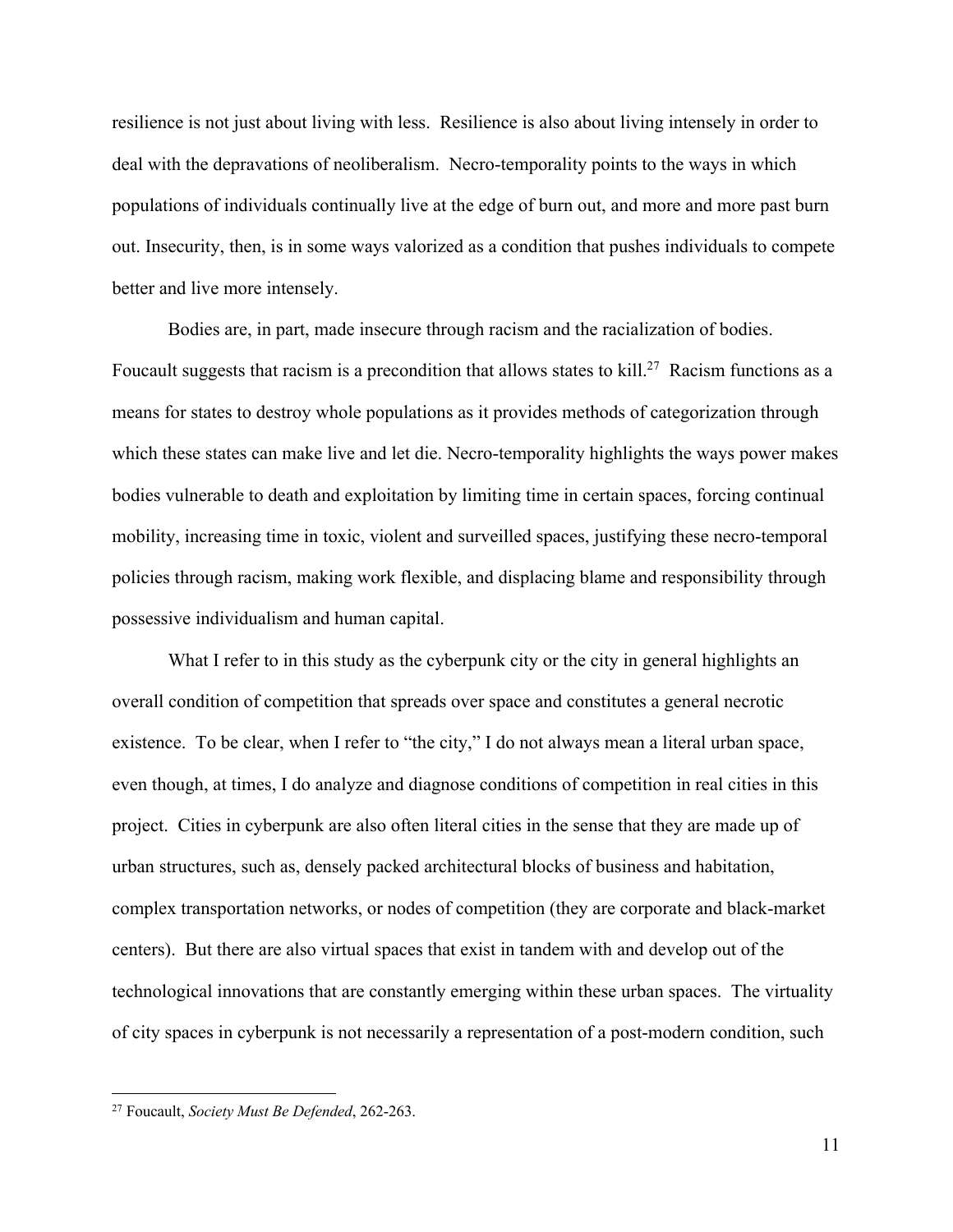resilience is not just about living with less. Resilience is also about living intensely in order to deal with the depravations of neoliberalism. Necro-temporality points to the ways in which populations of individuals continually live at the edge of burn out, and more and more past burn out. Insecurity, then, is in some ways valorized as a condition that pushes individuals to compete better and live more intensely.

Bodies are, in part, made insecure through racism and the racialization of bodies. Foucault suggests that racism is a precondition that allows states to kill.[27] Racism functions as a means for states to destroy whole populations as it provides methods of categorization through which these states can make live and let die. Necro-temporality highlights the ways power makes bodies vulnerable to death and exploitation by limiting time in certain spaces, forcing continual mobility, increasing time in toxic, violent and surveilled spaces, justifying these necro-temporal policies through racism, making work flexible, and displacing blame and responsibility through possessive individualism and human capital.

What I refer to in this study as the cyberpunk city or the city in general highlights an overall condition of competition that spreads over space and constitutes a general necrotic existence. To be clear, when I refer to "the city," I do not always mean a literal urban space, even though, at times, I do analyze and diagnose conditions of competition in real cities in this project. Cities in cyberpunk are also often literal cities in the sense that they are made up of urban structures, such as, densely packed architectural blocks of business and habitation, complex transportation networks, or nodes of competition (they are corporate and black-market centers). But there are also virtual spaces that exist in tandem with and develop out of the technological innovations that are constantly emerging within these urban spaces. The virtuality of city spaces in cyberpunk is not necessarily a representation of a post-modern condition, such

[27] Foucault, *Society Must Be Defended*, 262-263.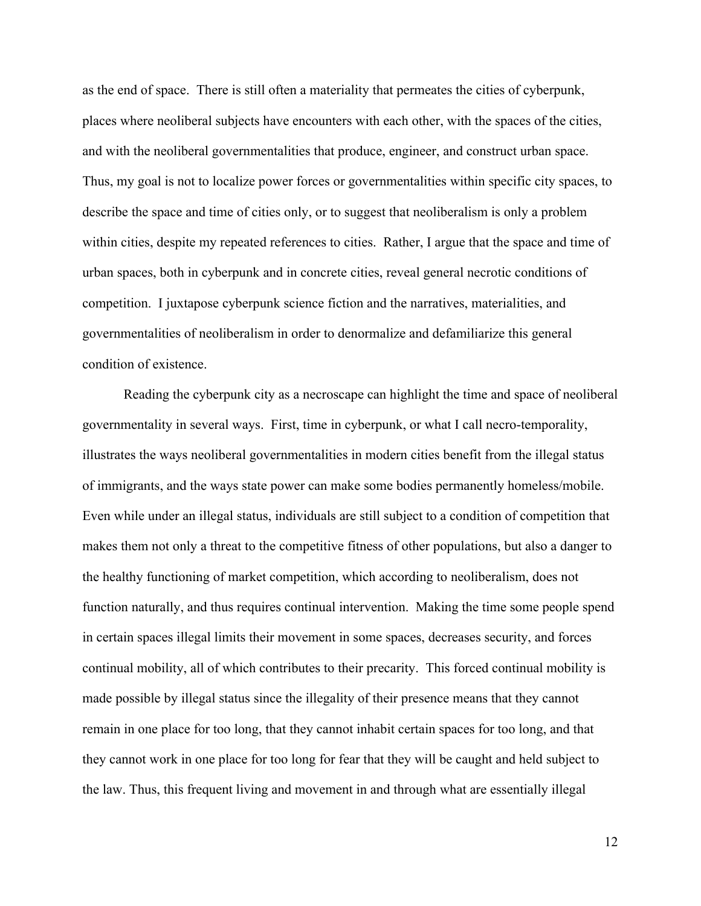as the end of space. There is still often a materiality that permeates the cities of cyberpunk, places where neoliberal subjects have encounters with each other, with the spaces of the cities, and with the neoliberal governmentalities that produce, engineer, and construct urban space. Thus, my goal is not to localize power forces or governmentalities within specific city spaces, to describe the space and time of cities only, or to suggest that neoliberalism is only a problem within cities, despite my repeated references to cities. Rather, I argue that the space and time of urban spaces, both in cyberpunk and in concrete cities, reveal general necrotic conditions of competition. I juxtapose cyberpunk science fiction and the narratives, materialities, and governmentalities of neoliberalism in order to denormalize and defamiliarize this general condition of existence.

Reading the cyberpunk city as a necroscape can highlight the time and space of neoliberal governmentality in several ways. First, time in cyberpunk, or what I call necro-temporality, illustrates the ways neoliberal governmentalities in modern cities benefit from the illegal status of immigrants, and the ways state power can make some bodies permanently homeless/mobile. Even while under an illegal status, individuals are still subject to a condition of competition that makes them not only a threat to the competitive fitness of other populations, but also a danger to the healthy functioning of market competition, which according to neoliberalism, does not function naturally, and thus requires continual intervention. Making the time some people spend in certain spaces illegal limits their movement in some spaces, decreases security, and forces continual mobility, all of which contributes to their precarity. This forced continual mobility is made possible by illegal status since the illegality of their presence means that they cannot remain in one place for too long, that they cannot inhabit certain spaces for too long, and that they cannot work in one place for too long for fear that they will be caught and held subject to the law. Thus, this frequent living and movement in and through what are essentially illegal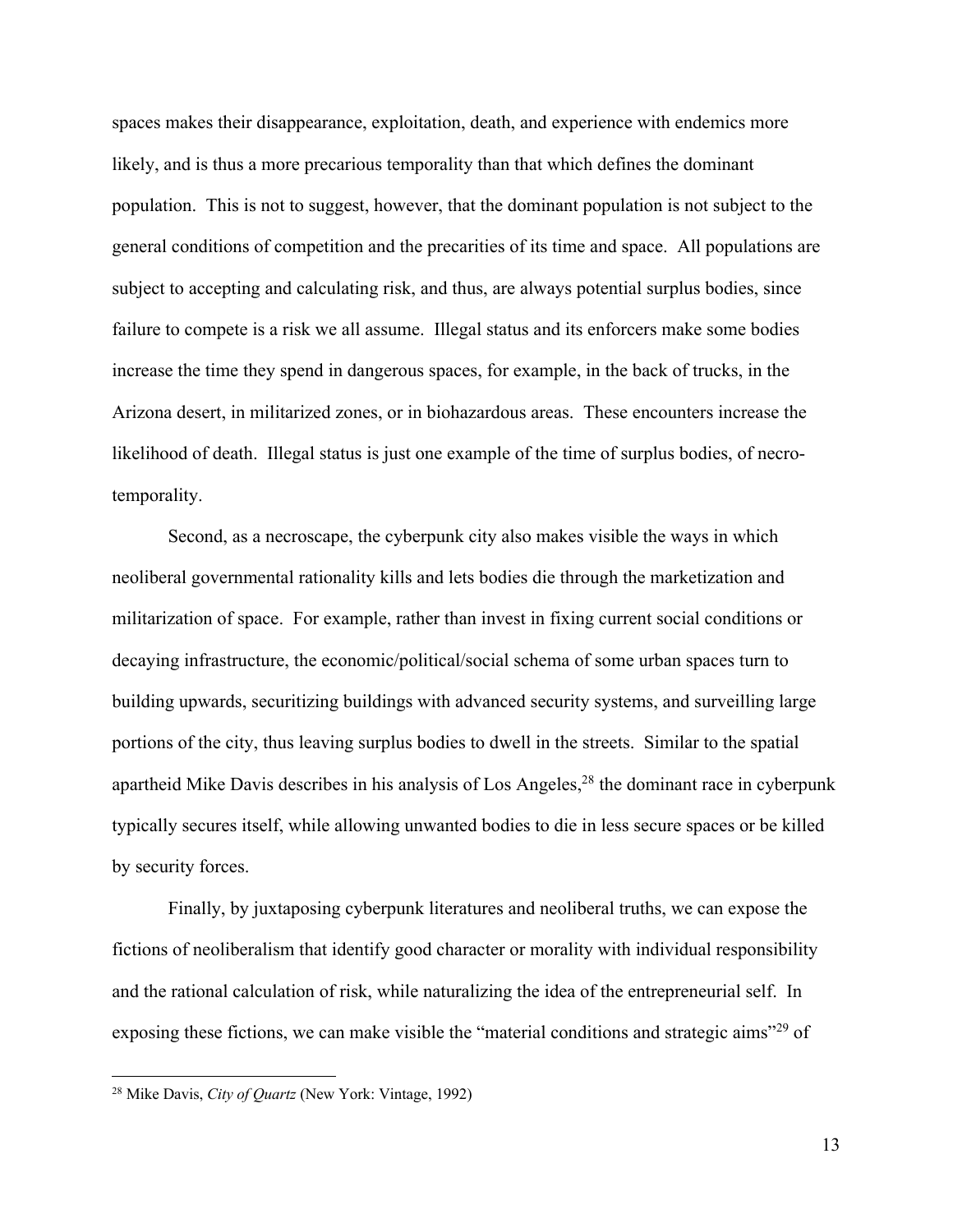spaces makes their disappearance, exploitation, death, and experience with endemics more likely, and is thus a more precarious temporality than that which defines the dominant population. This is not to suggest, however, that the dominant population is not subject to the general conditions of competition and the precarities of its time and space. All populations are subject to accepting and calculating risk, and thus, are always potential surplus bodies, since failure to compete is a risk we all assume. Illegal status and its enforcers make some bodies increase the time they spend in dangerous spaces, for example, in the back of trucks, in the Arizona desert, in militarized zones, or in biohazardous areas. These encounters increase the likelihood of death. Illegal status is just one example of the time of surplus bodies, of necro-temporality.

Second, as a necroscape, the cyberpunk city also makes visible the ways in which neoliberal governmental rationality kills and lets bodies die through the marketization and militarization of space. For example, rather than invest in fixing current social conditions or decaying infrastructure, the economic/political/social schema of some urban spaces turn to building upwards, securitizing buildings with advanced security systems, and surveilling large portions of the city, thus leaving surplus bodies to dwell in the streets. Similar to the spatial apartheid Mike Davis describes in his analysis of Los Angeles,[28] the dominant race in cyberpunk typically secures itself, while allowing unwanted bodies to die in less secure spaces or be killed by security forces.

Finally, by juxtaposing cyberpunk literatures and neoliberal truths, we can expose the fictions of neoliberalism that identify good character or morality with individual responsibility and the rational calculation of risk, while naturalizing the idea of the entrepreneurial self. In exposing these fictions, we can make visible the "material conditions and strategic aims"[29] of

[28] Mike Davis, *City of Quartz* (New York: Vintage, 1992)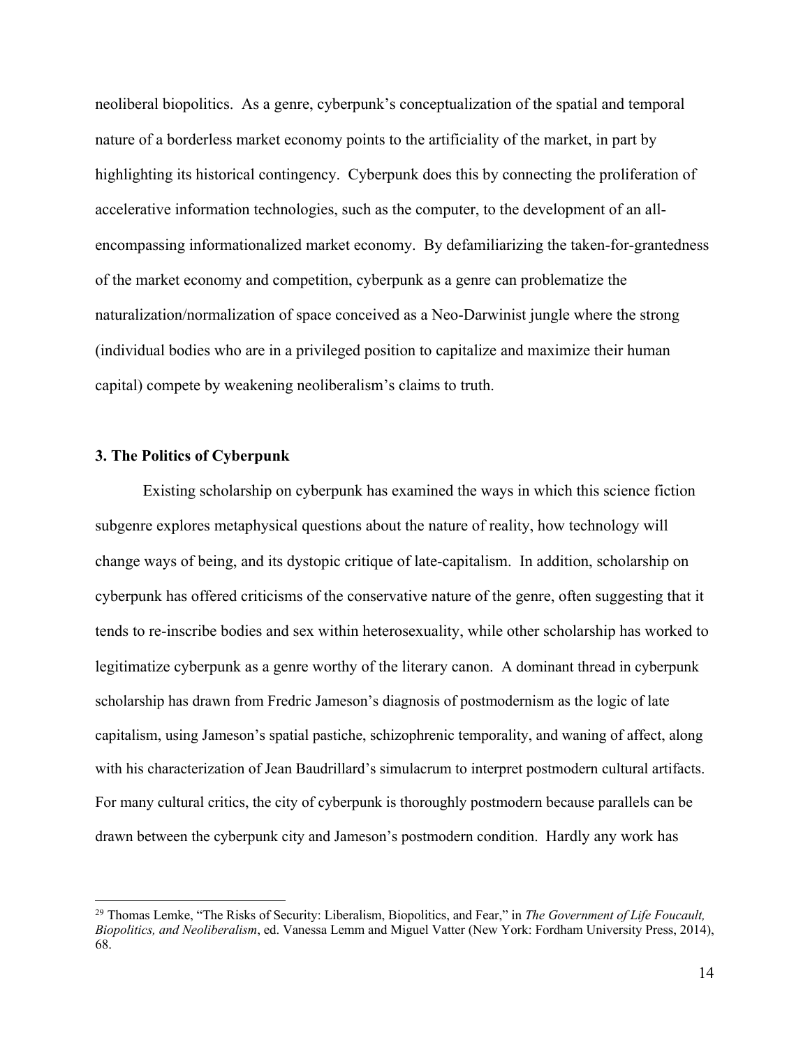neoliberal biopolitics. As a genre, cyberpunk's conceptualization of the spatial and temporal nature of a borderless market economy points to the artificiality of the market, in part by highlighting its historical contingency. Cyberpunk does this by connecting the proliferation of accelerative information technologies, such as the computer, to the development of an all-encompassing informationalized market economy. By defamiliarizing the taken-for-grantedness of the market economy and competition, cyberpunk as a genre can problematize the naturalization/normalization of space conceived as a Neo-Darwinist jungle where the strong (individual bodies who are in a privileged position to capitalize and maximize their human capital) compete by weakening neoliberalism's claims to truth.

### 3. The Politics of Cyberpunk

Existing scholarship on cyberpunk has examined the ways in which this science fiction subgenre explores metaphysical questions about the nature of reality, how technology will change ways of being, and its dystopic critique of late-capitalism. In addition, scholarship on cyberpunk has offered criticisms of the conservative nature of the genre, often suggesting that it tends to re-inscribe bodies and sex within heterosexuality, while other scholarship has worked to legitimatize cyberpunk as a genre worthy of the literary canon. A dominant thread in cyberpunk scholarship has drawn from Fredric Jameson's diagnosis of postmodernism as the logic of late capitalism, using Jameson's spatial pastiche, schizophrenic temporality, and waning of affect, along with his characterization of Jean Baudrillard's simulacrum to interpret postmodern cultural artifacts. For many cultural critics, the city of cyberpunk is thoroughly postmodern because parallels can be drawn between the cyberpunk city and Jameson's postmodern condition. Hardly any work has

---

[29] Thomas Lemke, "The Risks of Security: Liberalism, Biopolitics, and Fear," in *The Government of Life Foucault, Biopolitics, and Neoliberalism*, ed. Vanessa Lemm and Miguel Vatter (New York: Fordham University Press, 2014), 68.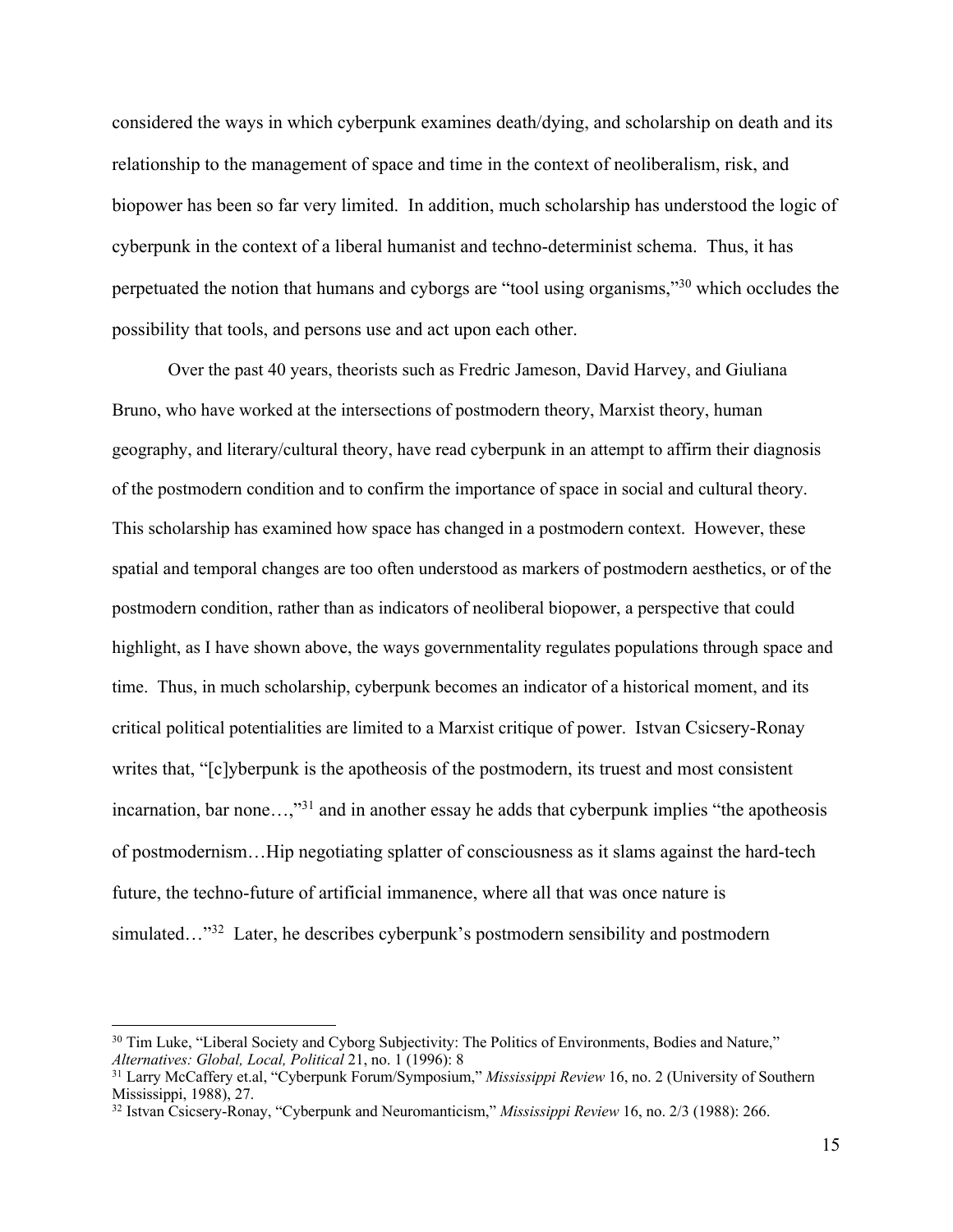considered the ways in which cyberpunk examines death/dying, and scholarship on death and its relationship to the management of space and time in the context of neoliberalism, risk, and biopower has been so far very limited. In addition, much scholarship has understood the logic of cyberpunk in the context of a liberal humanist and techno-determinist schema. Thus, it has perpetuated the notion that humans and cyborgs are "tool using organisms,"[30] which occludes the possibility that tools, and persons use and act upon each other.

Over the past 40 years, theorists such as Fredric Jameson, David Harvey, and Giuliana Bruno, who have worked at the intersections of postmodern theory, Marxist theory, human geography, and literary/cultural theory, have read cyberpunk in an attempt to affirm their diagnosis of the postmodern condition and to confirm the importance of space in social and cultural theory. This scholarship has examined how space has changed in a postmodern context. However, these spatial and temporal changes are too often understood as markers of postmodern aesthetics, or of the postmodern condition, rather than as indicators of neoliberal biopower, a perspective that could highlight, as I have shown above, the ways governmentality regulates populations through space and time. Thus, in much scholarship, cyberpunk becomes an indicator of a historical moment, and its critical political potentialities are limited to a Marxist critique of power. Istvan Csicsery-Ronay writes that, "[c]yberpunk is the apotheosis of the postmodern, its truest and most consistent incarnation, bar none…,"[31] and in another essay he adds that cyberpunk implies "the apotheosis of postmodernism…Hip negotiating splatter of consciousness as it slams against the hard-tech future, the techno-future of artificial immanence, where all that was once nature is simulated…"[32] Later, he describes cyberpunk's postmodern sensibility and postmodern

---

[30] Tim Luke, "Liberal Society and Cyborg Subjectivity: The Politics of Environments, Bodies and Nature," *Alternatives: Global, Local, Political* 21, no. 1 (1996): 8

[31] Larry McCaffery et.al, "Cyberpunk Forum/Symposium," *Mississippi Review* 16, no. 2 (University of Southern Mississippi, 1988), 27.

[32] Istvan Csicsery-Ronay, "Cyberpunk and Neuromanticism," *Mississippi Review* 16, no. 2/3 (1988): 266.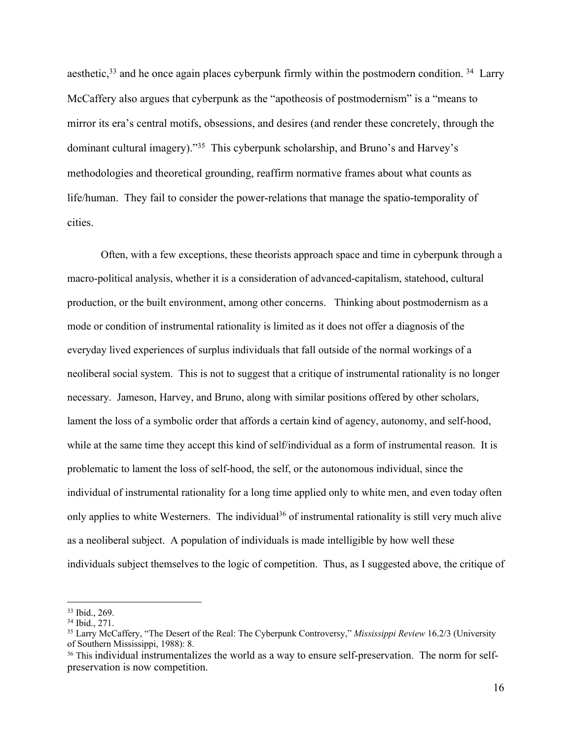aesthetic,[33] and he once again places cyberpunk firmly within the postmodern condition. [34] Larry McCaffery also argues that cyberpunk as the "apotheosis of postmodernism" is a "means to mirror its era's central motifs, obsessions, and desires (and render these concretely, through the dominant cultural imagery)."[35] This cyberpunk scholarship, and Bruno's and Harvey's methodologies and theoretical grounding, reaffirm normative frames about what counts as life/human. They fail to consider the power-relations that manage the spatio-temporality of cities.

Often, with a few exceptions, these theorists approach space and time in cyberpunk through a macro-political analysis, whether it is a consideration of advanced-capitalism, statehood, cultural production, or the built environment, among other concerns. Thinking about postmodernism as a mode or condition of instrumental rationality is limited as it does not offer a diagnosis of the everyday lived experiences of surplus individuals that fall outside of the normal workings of a neoliberal social system. This is not to suggest that a critique of instrumental rationality is no longer necessary. Jameson, Harvey, and Bruno, along with similar positions offered by other scholars, lament the loss of a symbolic order that affords a certain kind of agency, autonomy, and self-hood, while at the same time they accept this kind of self/individual as a form of instrumental reason. It is problematic to lament the loss of self-hood, the self, or the autonomous individual, since the individual of instrumental rationality for a long time applied only to white men, and even today often only applies to white Westerners. The individual[36] of instrumental rationality is still very much alive as a neoliberal subject. A population of individuals is made intelligible by how well these individuals subject themselves to the logic of competition. Thus, as I suggested above, the critique of

---

[33] Ibid., 269.

[34] Ibid., 271.

[35] Larry McCaffery, "The Desert of the Real: The Cyberpunk Controversy," *Mississippi Review* 16.2/3 (University of Southern Mississippi, 1988): 8.

[36] This individual instrumentalizes the world as a way to ensure self-preservation. The norm for self-preservation is now competition.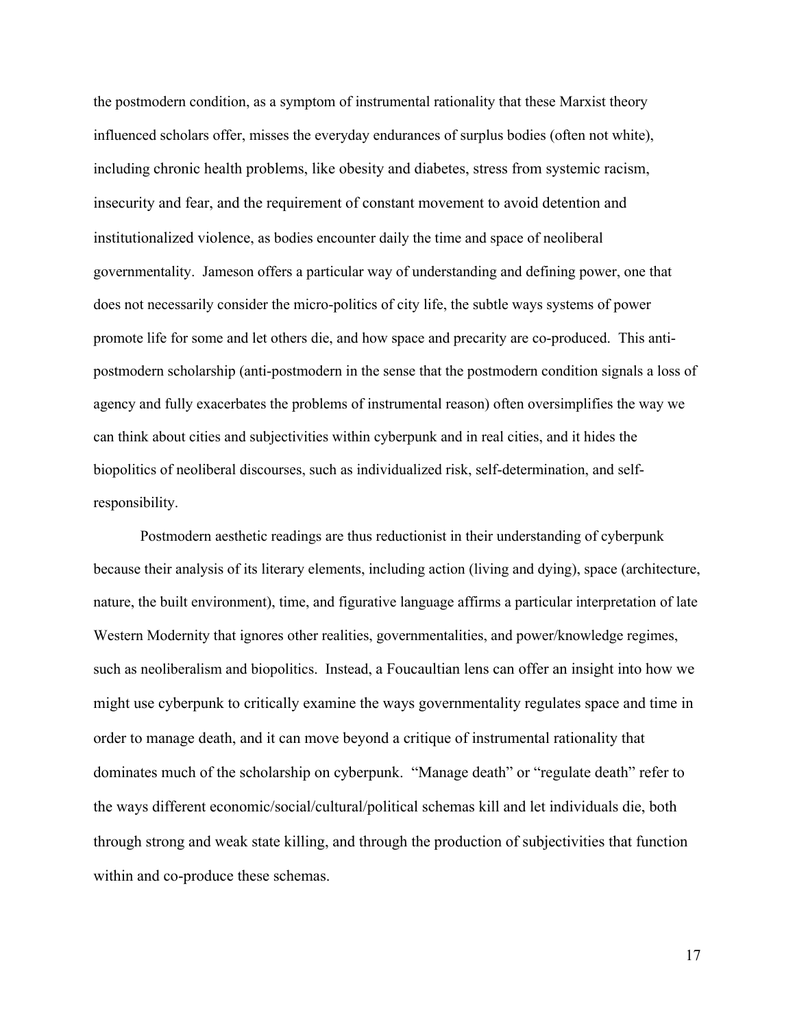the postmodern condition, as a symptom of instrumental rationality that these Marxist theory influenced scholars offer, misses the everyday endurances of surplus bodies (often not white), including chronic health problems, like obesity and diabetes, stress from systemic racism, insecurity and fear, and the requirement of constant movement to avoid detention and institutionalized violence, as bodies encounter daily the time and space of neoliberal governmentality. Jameson offers a particular way of understanding and defining power, one that does not necessarily consider the micro-politics of city life, the subtle ways systems of power promote life for some and let others die, and how space and precarity are co-produced. This anti-postmodern scholarship (anti-postmodern in the sense that the postmodern condition signals a loss of agency and fully exacerbates the problems of instrumental reason) often oversimplifies the way we can think about cities and subjectivities within cyberpunk and in real cities, and it hides the biopolitics of neoliberal discourses, such as individualized risk, self-determination, and self-responsibility.

Postmodern aesthetic readings are thus reductionist in their understanding of cyberpunk because their analysis of its literary elements, including action (living and dying), space (architecture, nature, the built environment), time, and figurative language affirms a particular interpretation of late Western Modernity that ignores other realities, governmentalities, and power/knowledge regimes, such as neoliberalism and biopolitics. Instead, a Foucaultian lens can offer an insight into how we might use cyberpunk to critically examine the ways governmentality regulates space and time in order to manage death, and it can move beyond a critique of instrumental rationality that dominates much of the scholarship on cyberpunk. "Manage death" or "regulate death" refer to the ways different economic/social/cultural/political schemas kill and let individuals die, both through strong and weak state killing, and through the production of subjectivities that function within and co-produce these schemas.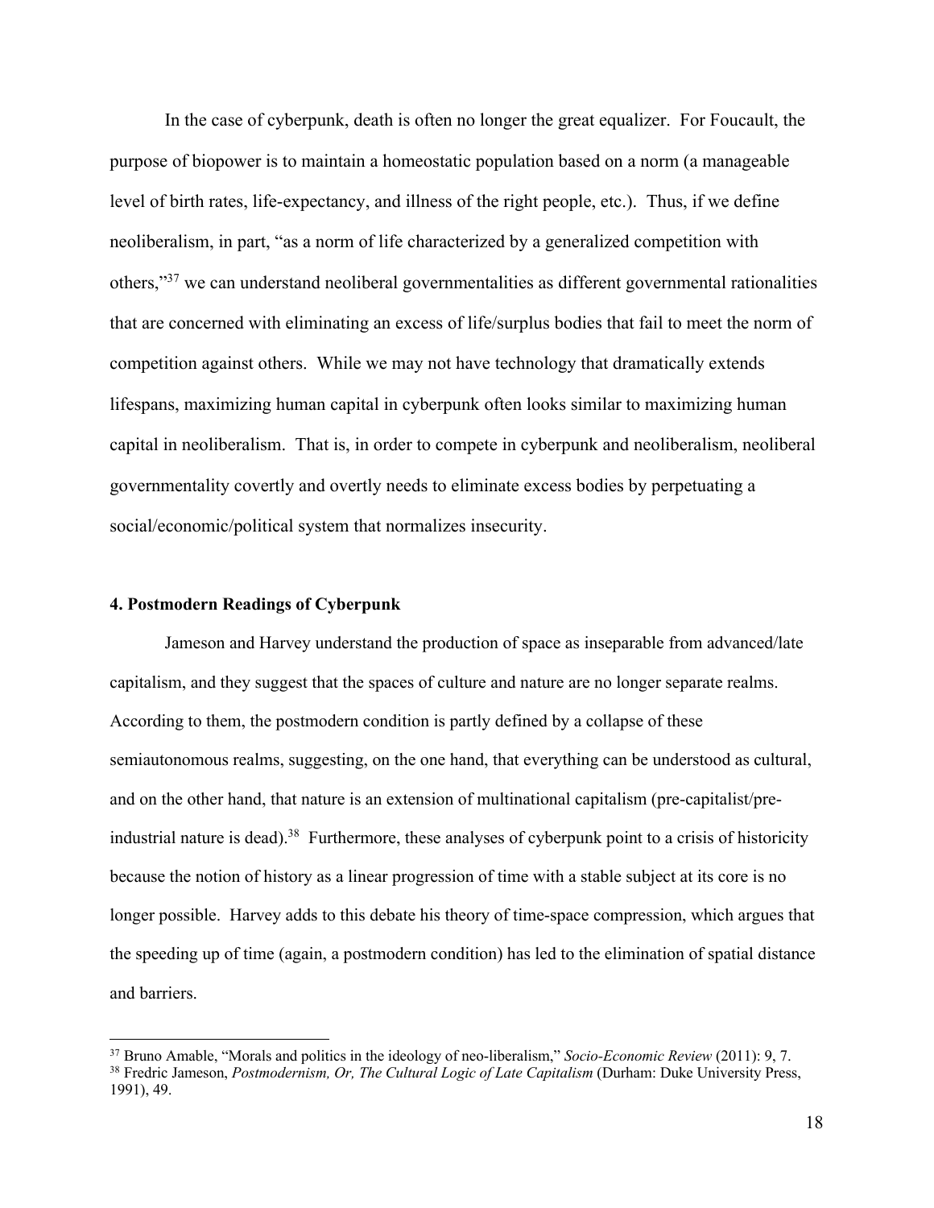In the case of cyberpunk, death is often no longer the great equalizer. For Foucault, the purpose of biopower is to maintain a homeostatic population based on a norm (a manageable level of birth rates, life-expectancy, and illness of the right people, etc.). Thus, if we define neoliberalism, in part, "as a norm of life characterized by a generalized competition with others,"[37] we can understand neoliberal governmentalities as different governmental rationalities that are concerned with eliminating an excess of life/surplus bodies that fail to meet the norm of competition against others. While we may not have technology that dramatically extends lifespans, maximizing human capital in cyberpunk often looks similar to maximizing human capital in neoliberalism. That is, in order to compete in cyberpunk and neoliberalism, neoliberal governmentality covertly and overtly needs to eliminate excess bodies by perpetuating a social/economic/political system that normalizes insecurity.

**4. Postmodern Readings of Cyberpunk**

Jameson and Harvey understand the production of space as inseparable from advanced/late capitalism, and they suggest that the spaces of culture and nature are no longer separate realms. According to them, the postmodern condition is partly defined by a collapse of these semiautonomous realms, suggesting, on the one hand, that everything can be understood as cultural, and on the other hand, that nature is an extension of multinational capitalism (pre-capitalist/pre-industrial nature is dead).[38] Furthermore, these analyses of cyberpunk point to a crisis of historicity because the notion of history as a linear progression of time with a stable subject at its core is no longer possible. Harvey adds to this debate his theory of time-space compression, which argues that the speeding up of time (again, a postmodern condition) has led to the elimination of spatial distance and barriers.

---

[37] Bruno Amable, "Morals and politics in the ideology of neo-liberalism," *Socio-Economic Review* (2011): 9, 7.

[38] Fredric Jameson, *Postmodernism, Or, The Cultural Logic of Late Capitalism* (Durham: Duke University Press, 1991), 49.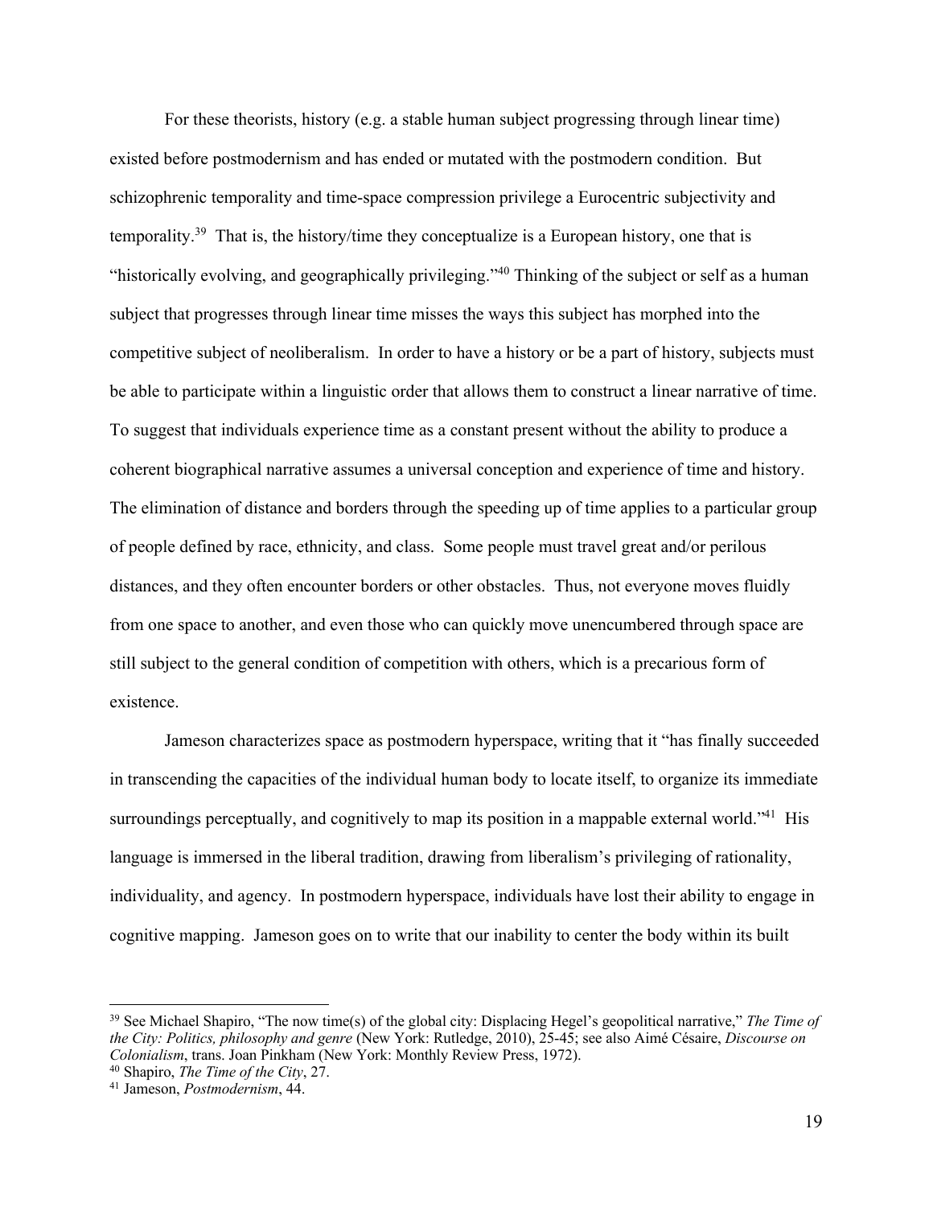For these theorists, history (e.g. a stable human subject progressing through linear time) existed before postmodernism and has ended or mutated with the postmodern condition. But schizophrenic temporality and time-space compression privilege a Eurocentric subjectivity and temporality.[39] That is, the history/time they conceptualize is a European history, one that is "historically evolving, and geographically privileging."[40] Thinking of the subject or self as a human subject that progresses through linear time misses the ways this subject has morphed into the competitive subject of neoliberalism. In order to have a history or be a part of history, subjects must be able to participate within a linguistic order that allows them to construct a linear narrative of time. To suggest that individuals experience time as a constant present without the ability to produce a coherent biographical narrative assumes a universal conception and experience of time and history. The elimination of distance and borders through the speeding up of time applies to a particular group of people defined by race, ethnicity, and class. Some people must travel great and/or perilous distances, and they often encounter borders or other obstacles. Thus, not everyone moves fluidly from one space to another, and even those who can quickly move unencumbered through space are still subject to the general condition of competition with others, which is a precarious form of existence.

Jameson characterizes space as postmodern hyperspace, writing that it "has finally succeeded in transcending the capacities of the individual human body to locate itself, to organize its immediate surroundings perceptually, and cognitively to map its position in a mappable external world."[41] His language is immersed in the liberal tradition, drawing from liberalism's privileging of rationality, individuality, and agency. In postmodern hyperspace, individuals have lost their ability to engage in cognitive mapping. Jameson goes on to write that our inability to center the body within its built

---

[39] See Michael Shapiro, "The now time(s) of the global city: Displacing Hegel's geopolitical narrative," *The Time of the City: Politics, philosophy and genre* (New York: Rutledge, 2010), 25-45; see also Aimé Césaire, *Discourse on Colonialism*, trans. Joan Pinkham (New York: Monthly Review Press, 1972).

[40] Shapiro, *The Time of the City*, 27.

[41] Jameson, *Postmodernism*, 44.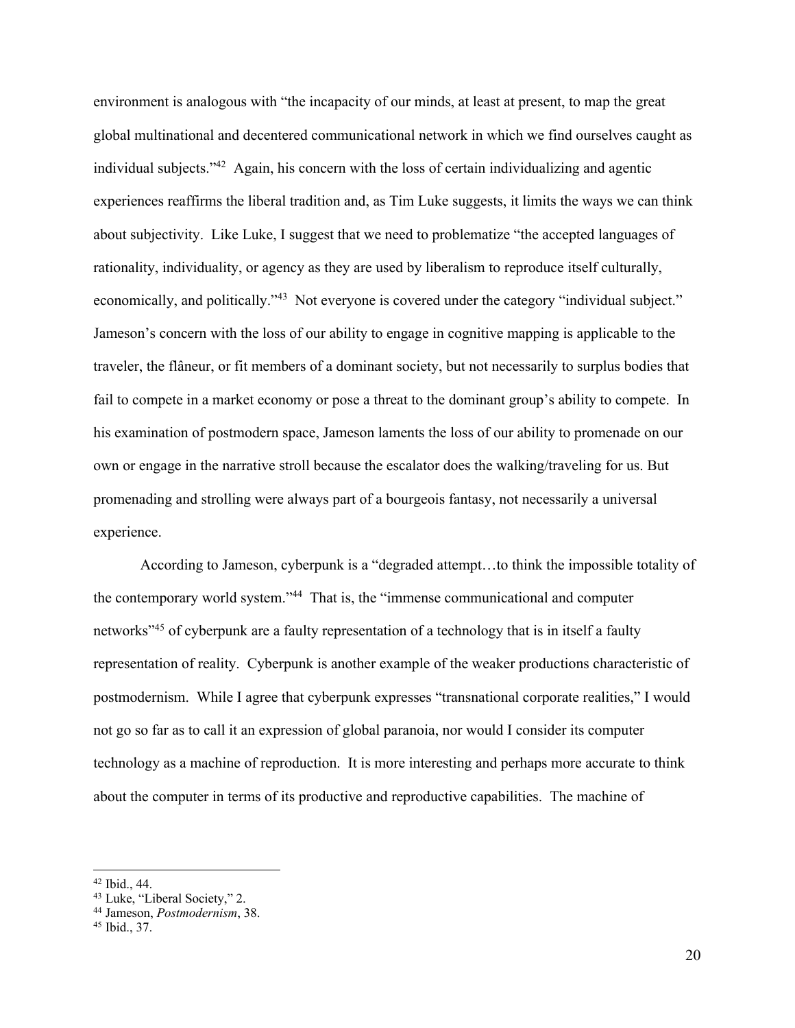environment is analogous with "the incapacity of our minds, at least at present, to map the great global multinational and decentered communicational network in which we find ourselves caught as individual subjects."[42] Again, his concern with the loss of certain individualizing and agentic experiences reaffirms the liberal tradition and, as Tim Luke suggests, it limits the ways we can think about subjectivity. Like Luke, I suggest that we need to problematize "the accepted languages of rationality, individuality, or agency as they are used by liberalism to reproduce itself culturally, economically, and politically."[43] Not everyone is covered under the category "individual subject." Jameson's concern with the loss of our ability to engage in cognitive mapping is applicable to the traveler, the flâneur, or fit members of a dominant society, but not necessarily to surplus bodies that fail to compete in a market economy or pose a threat to the dominant group's ability to compete. In his examination of postmodern space, Jameson laments the loss of our ability to promenade on our own or engage in the narrative stroll because the escalator does the walking/traveling for us. But promenading and strolling were always part of a bourgeois fantasy, not necessarily a universal experience.

According to Jameson, cyberpunk is a "degraded attempt…to think the impossible totality of the contemporary world system."[44] That is, the "immense communicational and computer networks"[45] of cyberpunk are a faulty representation of a technology that is in itself a faulty representation of reality. Cyberpunk is another example of the weaker productions characteristic of postmodernism. While I agree that cyberpunk expresses "transnational corporate realities," I would not go so far as to call it an expression of global paranoia, nor would I consider its computer technology as a machine of reproduction. It is more interesting and perhaps more accurate to think about the computer in terms of its productive and reproductive capabilities. The machine of

---

[42] Ibid., 44.
[43] Luke, "Liberal Society," 2.
[44] Jameson, *Postmodernism*, 38.
[45] Ibid., 37.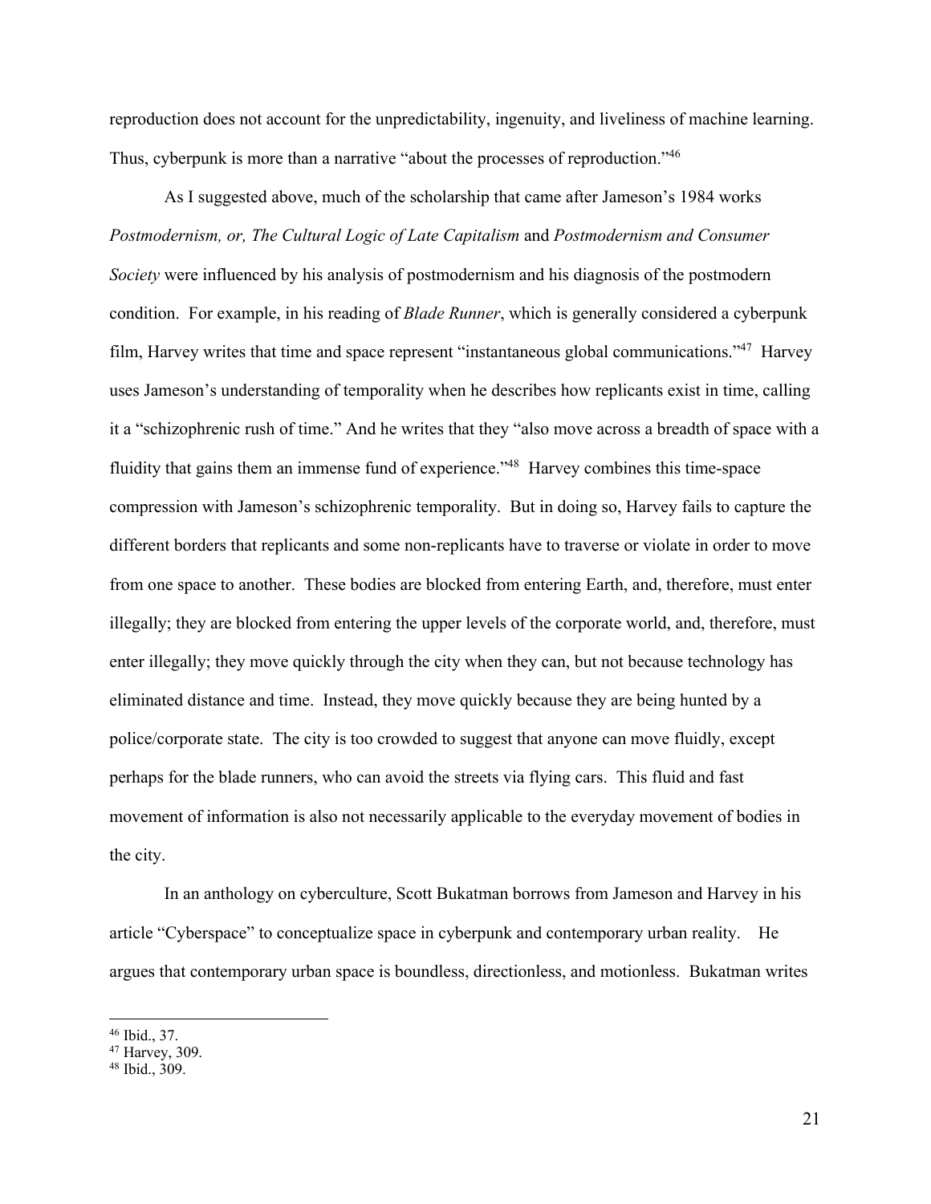reproduction does not account for the unpredictability, ingenuity, and liveliness of machine learning. Thus, cyberpunk is more than a narrative "about the processes of reproduction."[46]

As I suggested above, much of the scholarship that came after Jameson's 1984 works *Postmodernism, or, The Cultural Logic of Late Capitalism* and *Postmodernism and Consumer Society* were influenced by his analysis of postmodernism and his diagnosis of the postmodern condition. For example, in his reading of *Blade Runner*, which is generally considered a cyberpunk film, Harvey writes that time and space represent "instantaneous global communications."[47] Harvey uses Jameson's understanding of temporality when he describes how replicants exist in time, calling it a "schizophrenic rush of time." And he writes that they "also move across a breadth of space with a fluidity that gains them an immense fund of experience."[48] Harvey combines this time-space compression with Jameson's schizophrenic temporality. But in doing so, Harvey fails to capture the different borders that replicants and some non-replicants have to traverse or violate in order to move from one space to another. These bodies are blocked from entering Earth, and, therefore, must enter illegally; they are blocked from entering the upper levels of the corporate world, and, therefore, must enter illegally; they move quickly through the city when they can, but not because technology has eliminated distance and time. Instead, they move quickly because they are being hunted by a police/corporate state. The city is too crowded to suggest that anyone can move fluidly, except perhaps for the blade runners, who can avoid the streets via flying cars. This fluid and fast movement of information is also not necessarily applicable to the everyday movement of bodies in the city.

In an anthology on cyberculture, Scott Bukatman borrows from Jameson and Harvey in his article "Cyberspace" to conceptualize space in cyberpunk and contemporary urban reality. He argues that contemporary urban space is boundless, directionless, and motionless. Bukatman writes

---

[46] Ibid., 37.

[47] Harvey, 309.

[48] Ibid., 309.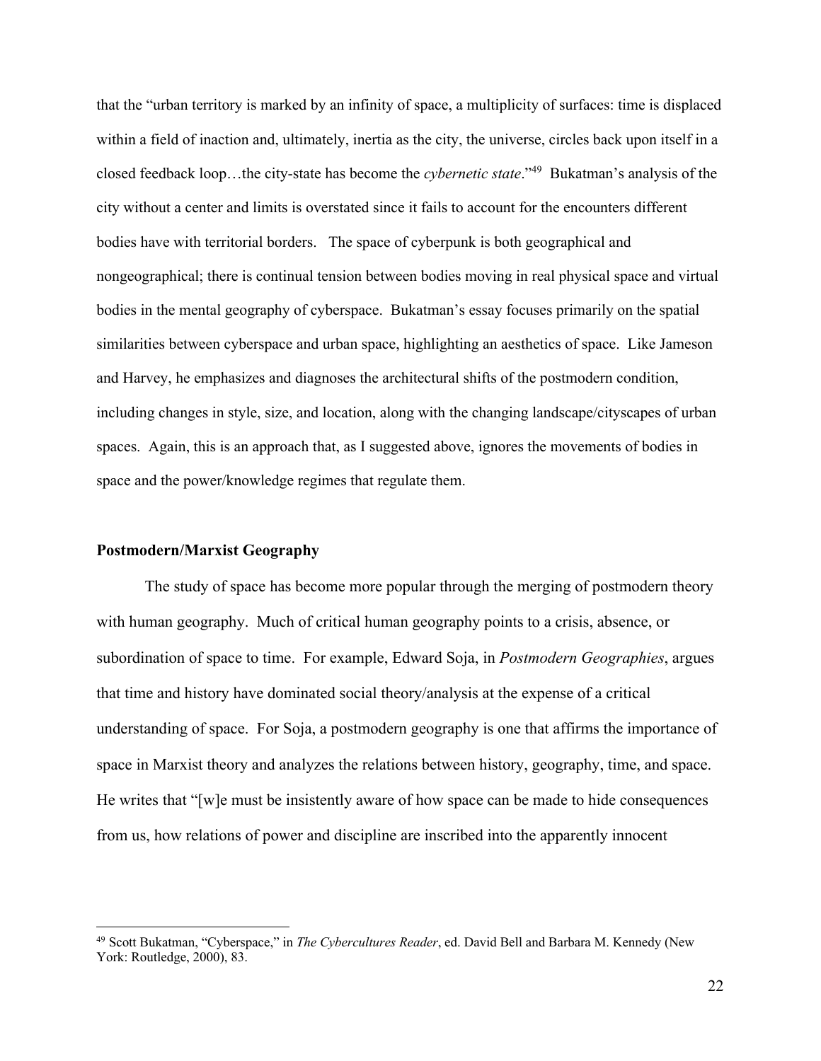that the "urban territory is marked by an infinity of space, a multiplicity of surfaces: time is displaced within a field of inaction and, ultimately, inertia as the city, the universe, circles back upon itself in a closed feedback loop…the city-state has become the *cybernetic state*."[49] Bukatman's analysis of the city without a center and limits is overstated since it fails to account for the encounters different bodies have with territorial borders. The space of cyberpunk is both geographical and nongeographical; there is continual tension between bodies moving in real physical space and virtual bodies in the mental geography of cyberspace. Bukatman's essay focuses primarily on the spatial similarities between cyberspace and urban space, highlighting an aesthetics of space. Like Jameson and Harvey, he emphasizes and diagnoses the architectural shifts of the postmodern condition, including changes in style, size, and location, along with the changing landscape/cityscapes of urban spaces. Again, this is an approach that, as I suggested above, ignores the movements of bodies in space and the power/knowledge regimes that regulate them.

**Postmodern/Marxist Geography**

The study of space has become more popular through the merging of postmodern theory with human geography. Much of critical human geography points to a crisis, absence, or subordination of space to time. For example, Edward Soja, in *Postmodern Geographies*, argues that time and history have dominated social theory/analysis at the expense of a critical understanding of space. For Soja, a postmodern geography is one that affirms the importance of space in Marxist theory and analyzes the relations between history, geography, time, and space. He writes that "[w]e must be insistently aware of how space can be made to hide consequences from us, how relations of power and discipline are inscribed into the apparently innocent

---

[49] Scott Bukatman, "Cyberspace," in *The Cybercultures Reader*, ed. David Bell and Barbara M. Kennedy (New York: Routledge, 2000), 83.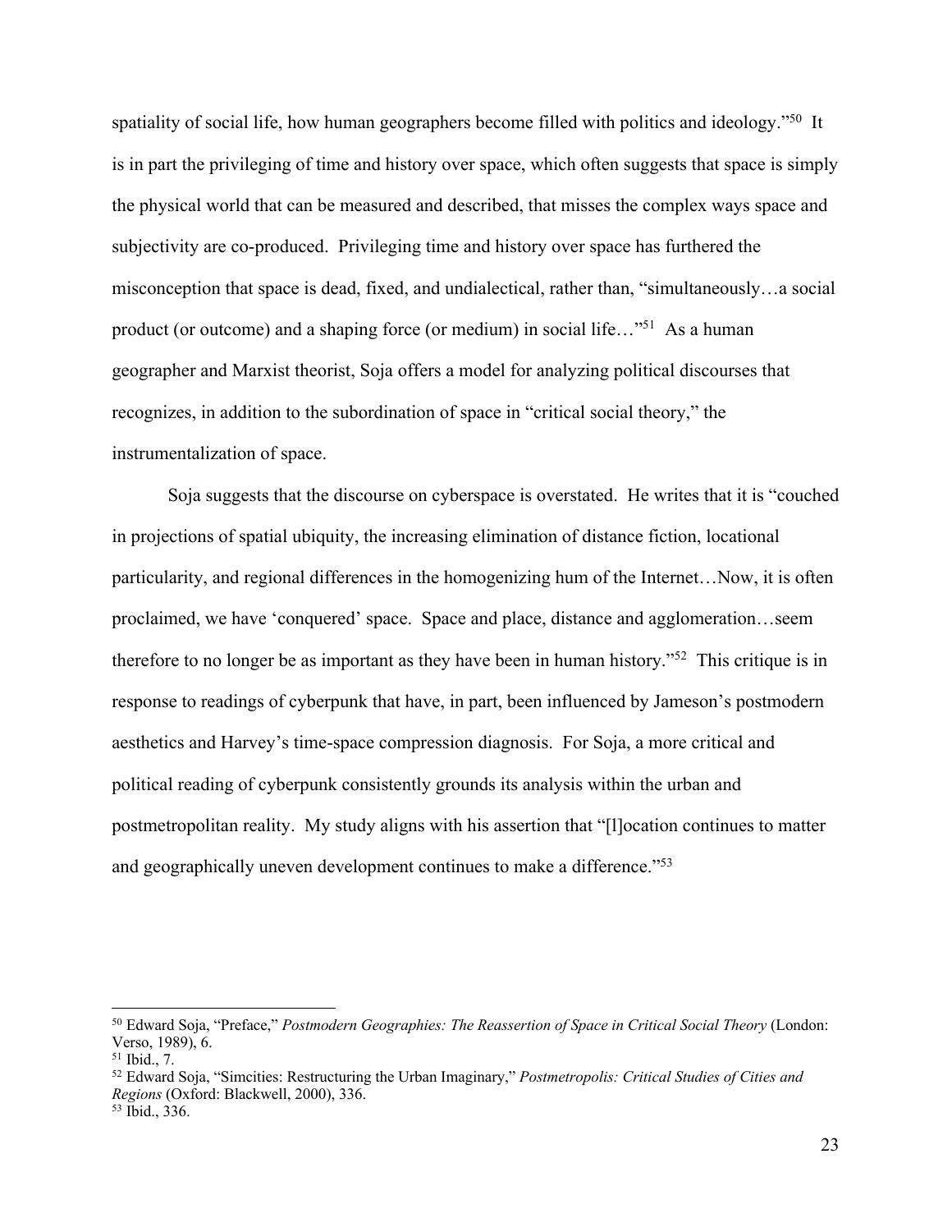spatiality of social life, how human geographers become filled with politics and ideology."[50] It is in part the privileging of time and history over space, which often suggests that space is simply the physical world that can be measured and described, that misses the complex ways space and subjectivity are co-produced. Privileging time and history over space has furthered the misconception that space is dead, fixed, and undialectical, rather than, "simultaneously…a social product (or outcome) and a shaping force (or medium) in social life…"[51] As a human geographer and Marxist theorist, Soja offers a model for analyzing political discourses that recognizes, in addition to the subordination of space in "critical social theory," the instrumentalization of space.

Soja suggests that the discourse on cyberspace is overstated. He writes that it is "couched in projections of spatial ubiquity, the increasing elimination of distance fiction, locational particularity, and regional differences in the homogenizing hum of the Internet…Now, it is often proclaimed, we have 'conquered' space. Space and place, distance and agglomeration…seem therefore to no longer be as important as they have been in human history."[52] This critique is in response to readings of cyberpunk that have, in part, been influenced by Jameson's postmodern aesthetics and Harvey's time-space compression diagnosis. For Soja, a more critical and political reading of cyberpunk consistently grounds its analysis within the urban and postmetropolitan reality. My study aligns with his assertion that "[l]ocation continues to matter and geographically uneven development continues to make a difference."[53]

---

[50] Edward Soja, "Preface," *Postmodern Geographies: The Reassertion of Space in Critical Social Theory* (London: Verso, 1989), 6.
[51] Ibid., 7.
[52] Edward Soja, "Simcities: Restructuring the Urban Imaginary," *Postmetropolis: Critical Studies of Cities and Regions* (Oxford: Blackwell, 2000), 336.
[53] Ibid., 336.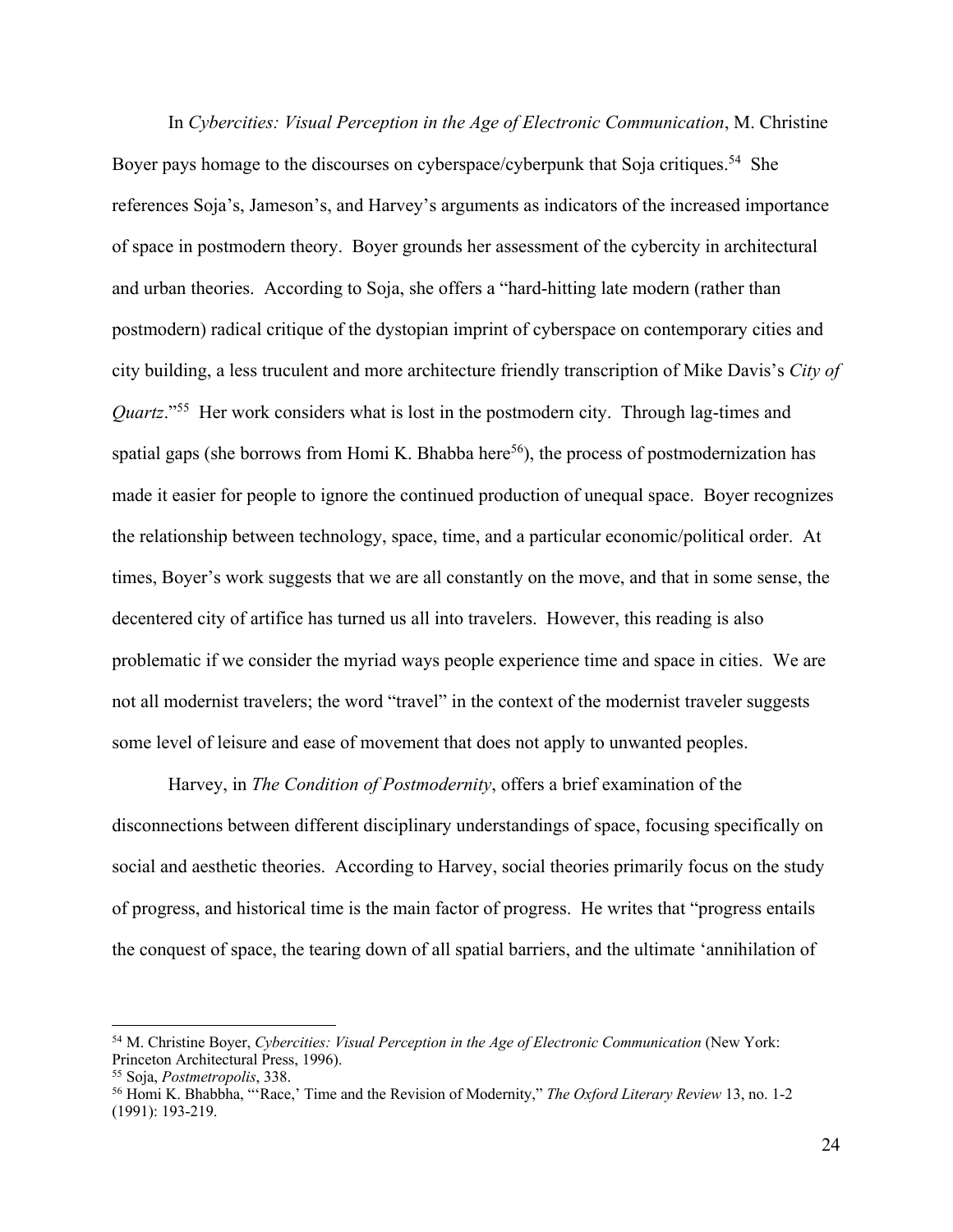In *Cybercities: Visual Perception in the Age of Electronic Communication*, M. Christine Boyer pays homage to the discourses on cyberspace/cyberpunk that Soja critiques.[54] She references Soja's, Jameson's, and Harvey's arguments as indicators of the increased importance of space in postmodern theory. Boyer grounds her assessment of the cybercity in architectural and urban theories. According to Soja, she offers a "hard-hitting late modern (rather than postmodern) radical critique of the dystopian imprint of cyberspace on contemporary cities and city building, a less truculent and more architecture friendly transcription of Mike Davis's *City of Quartz*."[55] Her work considers what is lost in the postmodern city. Through lag-times and spatial gaps (she borrows from Homi K. Bhabba here[56]), the process of postmodernization has made it easier for people to ignore the continued production of unequal space. Boyer recognizes the relationship between technology, space, time, and a particular economic/political order. At times, Boyer's work suggests that we are all constantly on the move, and that in some sense, the decentered city of artifice has turned us all into travelers. However, this reading is also problematic if we consider the myriad ways people experience time and space in cities. We are not all modernist travelers; the word "travel" in the context of the modernist traveler suggests some level of leisure and ease of movement that does not apply to unwanted peoples.

Harvey, in *The Condition of Postmodernity*, offers a brief examination of the disconnections between different disciplinary understandings of space, focusing specifically on social and aesthetic theories. According to Harvey, social theories primarily focus on the study of progress, and historical time is the main factor of progress. He writes that "progress entails the conquest of space, the tearing down of all spatial barriers, and the ultimate 'annihilation of

---

[54] M. Christine Boyer, *Cybercities: Visual Perception in the Age of Electronic Communication* (New York: Princeton Architectural Press, 1996).

[55] Soja, *Postmetropolis*, 338.

[56] Homi K. Bhabbha, "'Race,' Time and the Revision of Modernity," *The Oxford Literary Review* 13, no. 1-2 (1991): 193-219.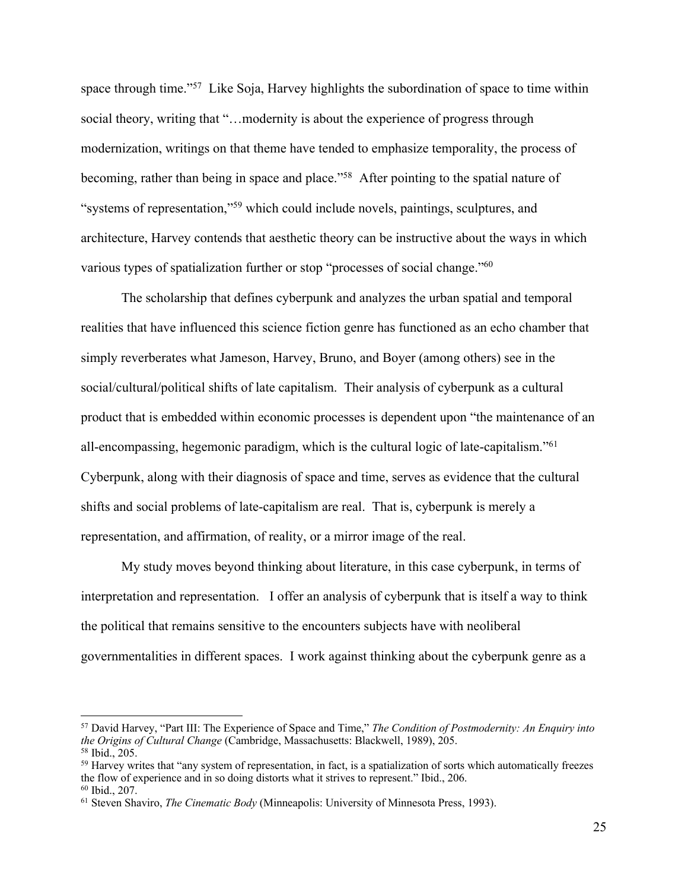space through time."[57] Like Soja, Harvey highlights the subordination of space to time within social theory, writing that "…modernity is about the experience of progress through modernization, writings on that theme have tended to emphasize temporality, the process of becoming, rather than being in space and place."[58] After pointing to the spatial nature of "systems of representation,"[59] which could include novels, paintings, sculptures, and architecture, Harvey contends that aesthetic theory can be instructive about the ways in which various types of spatialization further or stop "processes of social change."[60]

The scholarship that defines cyberpunk and analyzes the urban spatial and temporal realities that have influenced this science fiction genre has functioned as an echo chamber that simply reverberates what Jameson, Harvey, Bruno, and Boyer (among others) see in the social/cultural/political shifts of late capitalism. Their analysis of cyberpunk as a cultural product that is embedded within economic processes is dependent upon "the maintenance of an all-encompassing, hegemonic paradigm, which is the cultural logic of late-capitalism."[61] Cyberpunk, along with their diagnosis of space and time, serves as evidence that the cultural shifts and social problems of late-capitalism are real. That is, cyberpunk is merely a representation, and affirmation, of reality, or a mirror image of the real.

My study moves beyond thinking about literature, in this case cyberpunk, in terms of interpretation and representation. I offer an analysis of cyberpunk that is itself a way to think the political that remains sensitive to the encounters subjects have with neoliberal governmentalities in different spaces. I work against thinking about the cyberpunk genre as a

---

[57] David Harvey, "Part III: The Experience of Space and Time," *The Condition of Postmodernity: An Enquiry into the Origins of Cultural Change* (Cambridge, Massachusetts: Blackwell, 1989), 205.

[58] Ibid., 205.

[59] Harvey writes that "any system of representation, in fact, is a spatialization of sorts which automatically freezes the flow of experience and in so doing distorts what it strives to represent." Ibid., 206.

[60] Ibid., 207.

[61] Steven Shaviro, *The Cinematic Body* (Minneapolis: University of Minnesota Press, 1993).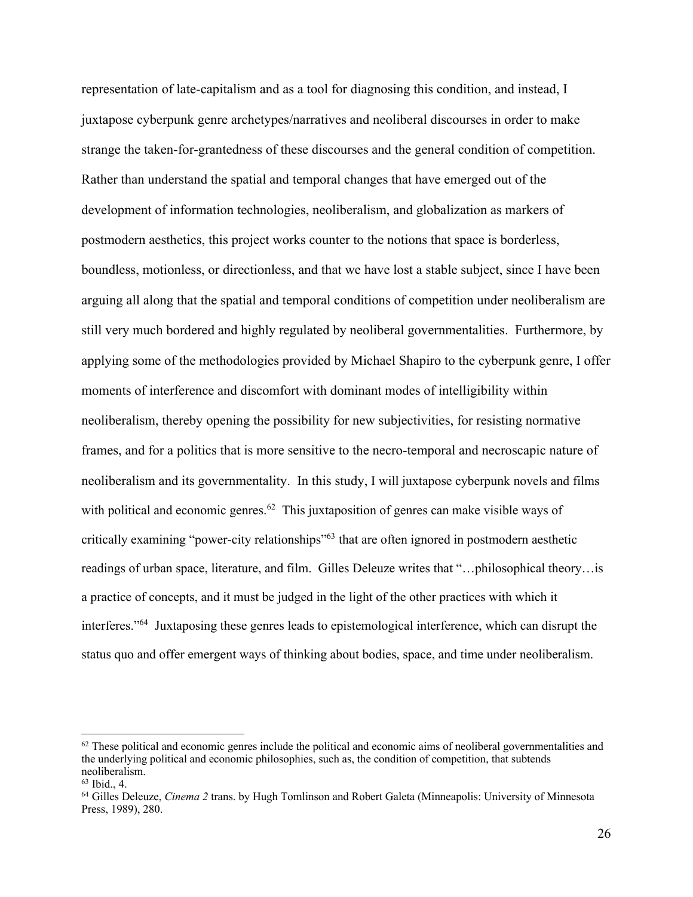representation of late-capitalism and as a tool for diagnosing this condition, and instead, I juxtapose cyberpunk genre archetypes/narratives and neoliberal discourses in order to make strange the taken-for-grantedness of these discourses and the general condition of competition. Rather than understand the spatial and temporal changes that have emerged out of the development of information technologies, neoliberalism, and globalization as markers of postmodern aesthetics, this project works counter to the notions that space is borderless, boundless, motionless, or directionless, and that we have lost a stable subject, since I have been arguing all along that the spatial and temporal conditions of competition under neoliberalism are still very much bordered and highly regulated by neoliberal governmentalities. Furthermore, by applying some of the methodologies provided by Michael Shapiro to the cyberpunk genre, I offer moments of interference and discomfort with dominant modes of intelligibility within neoliberalism, thereby opening the possibility for new subjectivities, for resisting normative frames, and for a politics that is more sensitive to the necro-temporal and necroscapic nature of neoliberalism and its governmentality. In this study, I will juxtapose cyberpunk novels and films with political and economic genres.[62] This juxtaposition of genres can make visible ways of critically examining "power-city relationships"[63] that are often ignored in postmodern aesthetic readings of urban space, literature, and film. Gilles Deleuze writes that "…philosophical theory…is a practice of concepts, and it must be judged in the light of the other practices with which it interferes."[64] Juxtaposing these genres leads to epistemological interference, which can disrupt the status quo and offer emergent ways of thinking about bodies, space, and time under neoliberalism.

---

[62] These political and economic genres include the political and economic aims of neoliberal governmentalities and the underlying political and economic philosophies, such as, the condition of competition, that subtends neoliberalism.

[63] Ibid., 4.

[64] Gilles Deleuze, *Cinema 2* trans. by Hugh Tomlinson and Robert Galeta (Minneapolis: University of Minnesota Press, 1989), 280.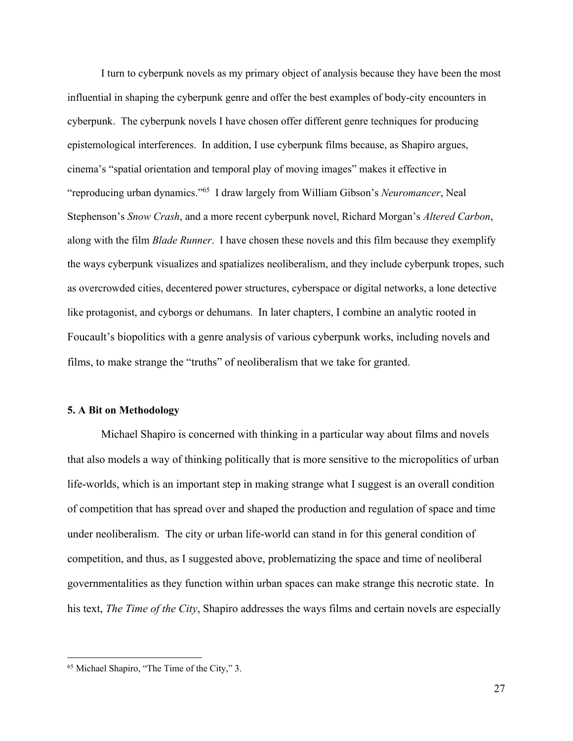I turn to cyberpunk novels as my primary object of analysis because they have been the most influential in shaping the cyberpunk genre and offer the best examples of body-city encounters in cyberpunk. The cyberpunk novels I have chosen offer different genre techniques for producing epistemological interferences. In addition, I use cyberpunk films because, as Shapiro argues, cinema's "spatial orientation and temporal play of moving images" makes it effective in "reproducing urban dynamics."[65] I draw largely from William Gibson's *Neuromancer*, Neal Stephenson's *Snow Crash*, and a more recent cyberpunk novel, Richard Morgan's *Altered Carbon*, along with the film *Blade Runner*. I have chosen these novels and this film because they exemplify the ways cyberpunk visualizes and spatializes neoliberalism, and they include cyberpunk tropes, such as overcrowded cities, decentered power structures, cyberspace or digital networks, a lone detective like protagonist, and cyborgs or dehumans. In later chapters, I combine an analytic rooted in Foucault's biopolitics with a genre analysis of various cyberpunk works, including novels and films, to make strange the "truths" of neoliberalism that we take for granted.

**5. A Bit on Methodology**

Michael Shapiro is concerned with thinking in a particular way about films and novels that also models a way of thinking politically that is more sensitive to the micropolitics of urban life-worlds, which is an important step in making strange what I suggest is an overall condition of competition that has spread over and shaped the production and regulation of space and time under neoliberalism. The city or urban life-world can stand in for this general condition of competition, and thus, as I suggested above, problematizing the space and time of neoliberal governmentalities as they function within urban spaces can make strange this necrotic state. In his text, *The Time of the City*, Shapiro addresses the ways films and certain novels are especially

[65] Michael Shapiro, "The Time of the City," 3.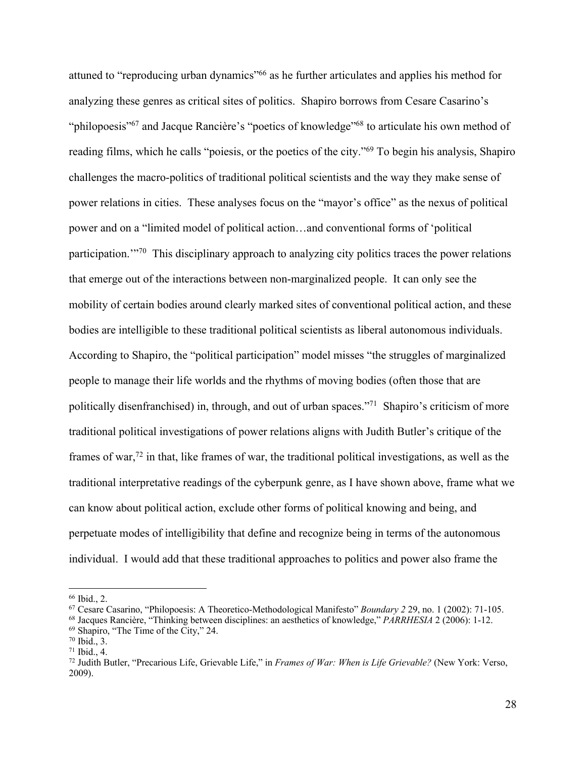attuned to "reproducing urban dynamics"[66] as he further articulates and applies his method for analyzing these genres as critical sites of politics. Shapiro borrows from Cesare Casarino's "philopoesis"[67] and Jacque Rancière's "poetics of knowledge"[68] to articulate his own method of reading films, which he calls "poiesis, or the poetics of the city."[69] To begin his analysis, Shapiro challenges the macro-politics of traditional political scientists and the way they make sense of power relations in cities. These analyses focus on the "mayor's office" as the nexus of political power and on a "limited model of political action…and conventional forms of 'political participation.'"[70] This disciplinary approach to analyzing city politics traces the power relations that emerge out of the interactions between non-marginalized people. It can only see the mobility of certain bodies around clearly marked sites of conventional political action, and these bodies are intelligible to these traditional political scientists as liberal autonomous individuals. According to Shapiro, the "political participation" model misses "the struggles of marginalized people to manage their life worlds and the rhythms of moving bodies (often those that are politically disenfranchised) in, through, and out of urban spaces."[71] Shapiro's criticism of more traditional political investigations of power relations aligns with Judith Butler's critique of the frames of war,[72] in that, like frames of war, the traditional political investigations, as well as the traditional interpretative readings of the cyberpunk genre, as I have shown above, frame what we can know about political action, exclude other forms of political knowing and being, and perpetuate modes of intelligibility that define and recognize being in terms of the autonomous individual. I would add that these traditional approaches to politics and power also frame the

---

[66] Ibid., 2.

[67] Cesare Casarino, "Philopoesis: A Theoretico-Methodological Manifesto" *Boundary 2* 29, no. 1 (2002): 71-105.

[68] Jacques Rancière, "Thinking between disciplines: an aesthetics of knowledge," *PARRHESIA* 2 (2006): 1-12.

[69] Shapiro, "The Time of the City," 24.

[70] Ibid., 3.

[71] Ibid., 4.

[72] Judith Butler, "Precarious Life, Grievable Life," in *Frames of War: When is Life Grievable?* (New York: Verso, 2009).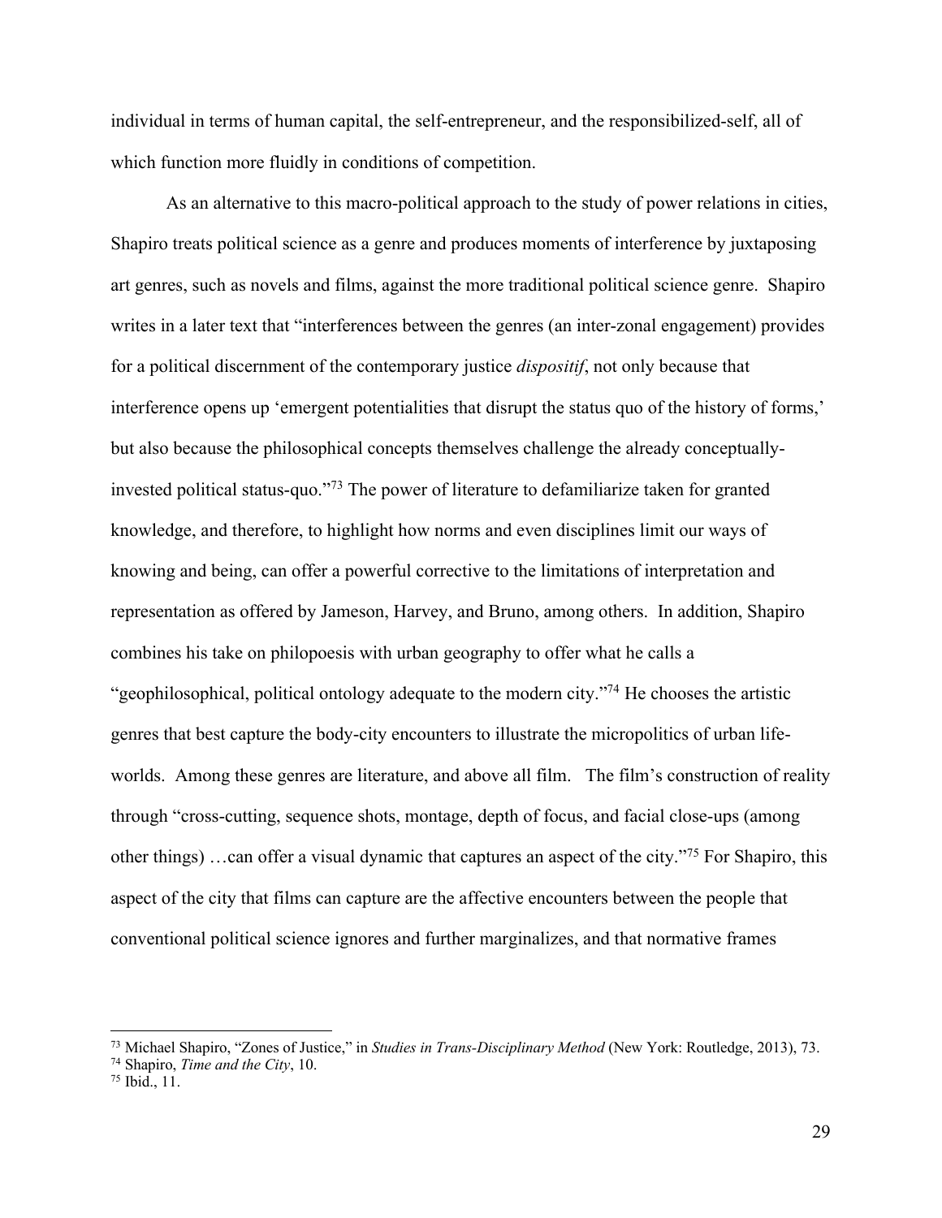individual in terms of human capital, the self-entrepreneur, and the responsibilized-self, all of which function more fluidly in conditions of competition.

As an alternative to this macro-political approach to the study of power relations in cities, Shapiro treats political science as a genre and produces moments of interference by juxtaposing art genres, such as novels and films, against the more traditional political science genre. Shapiro writes in a later text that "interferences between the genres (an inter-zonal engagement) provides for a political discernment of the contemporary justice *dispositif*, not only because that interference opens up 'emergent potentialities that disrupt the status quo of the history of forms,' but also because the philosophical concepts themselves challenge the already conceptually-invested political status-quo."[73] The power of literature to defamiliarize taken for granted knowledge, and therefore, to highlight how norms and even disciplines limit our ways of knowing and being, can offer a powerful corrective to the limitations of interpretation and representation as offered by Jameson, Harvey, and Bruno, among others. In addition, Shapiro combines his take on philopoesis with urban geography to offer what he calls a "geophilosophical, political ontology adequate to the modern city."[74] He chooses the artistic genres that best capture the body-city encounters to illustrate the micropolitics of urban life-worlds. Among these genres are literature, and above all film. The film's construction of reality through "cross-cutting, sequence shots, montage, depth of focus, and facial close-ups (among other things) …can offer a visual dynamic that captures an aspect of the city."[75] For Shapiro, this aspect of the city that films can capture are the affective encounters between the people that conventional political science ignores and further marginalizes, and that normative frames

---

[73] Michael Shapiro, "Zones of Justice," in *Studies in Trans-Disciplinary Method* (New York: Routledge, 2013), 73.

[74] Shapiro, *Time and the City*, 10.

[75] Ibid., 11.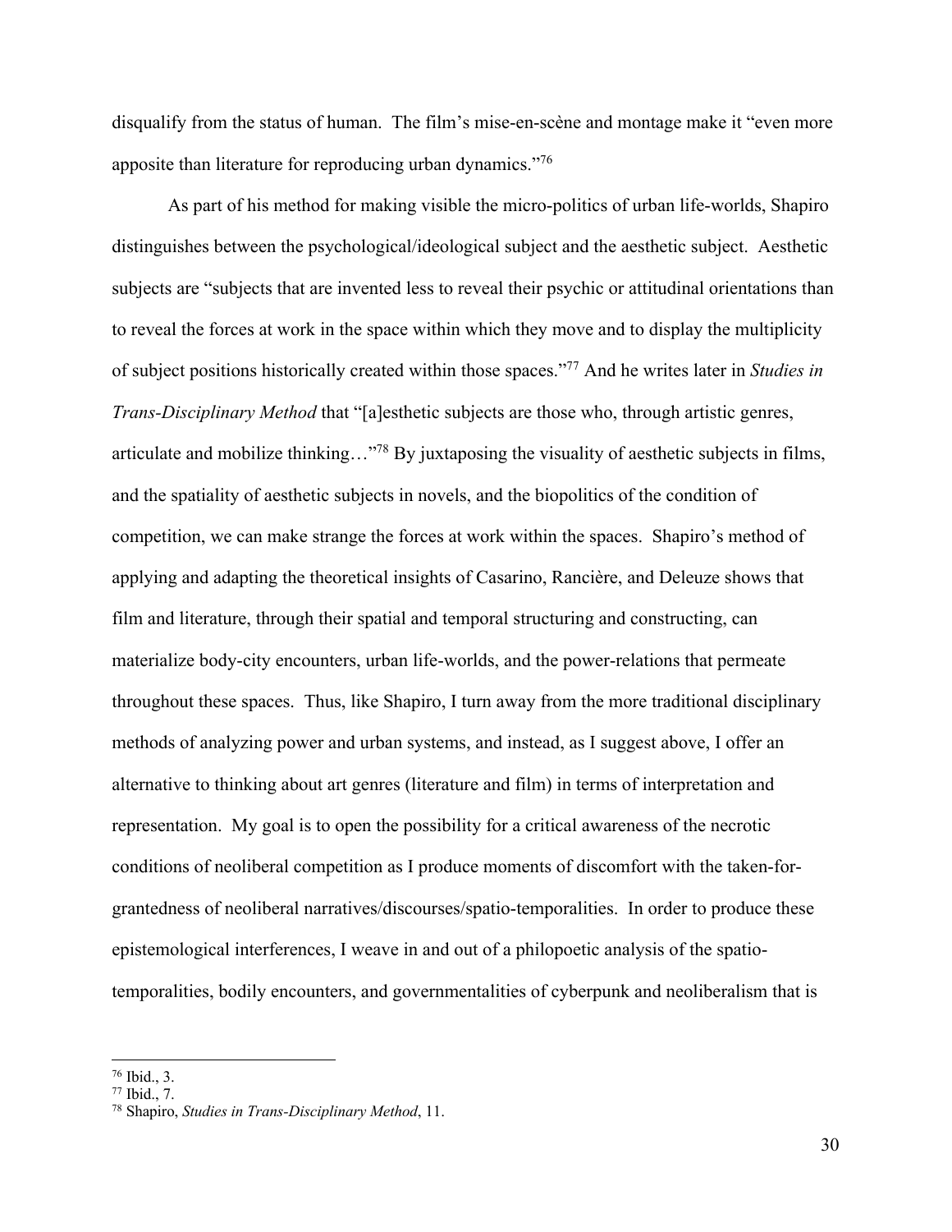disqualify from the status of human. The film's mise-en-scène and montage make it "even more apposite than literature for reproducing urban dynamics."[76]

As part of his method for making visible the micro-politics of urban life-worlds, Shapiro distinguishes between the psychological/ideological subject and the aesthetic subject. Aesthetic subjects are "subjects that are invented less to reveal their psychic or attitudinal orientations than to reveal the forces at work in the space within which they move and to display the multiplicity of subject positions historically created within those spaces."[77] And he writes later in *Studies in Trans-Disciplinary Method* that "[a]esthetic subjects are those who, through artistic genres, articulate and mobilize thinking…"[78] By juxtaposing the visuality of aesthetic subjects in films, and the spatiality of aesthetic subjects in novels, and the biopolitics of the condition of competition, we can make strange the forces at work within the spaces. Shapiro's method of applying and adapting the theoretical insights of Casarino, Rancière, and Deleuze shows that film and literature, through their spatial and temporal structuring and constructing, can materialize body-city encounters, urban life-worlds, and the power-relations that permeate throughout these spaces. Thus, like Shapiro, I turn away from the more traditional disciplinary methods of analyzing power and urban systems, and instead, as I suggest above, I offer an alternative to thinking about art genres (literature and film) in terms of interpretation and representation. My goal is to open the possibility for a critical awareness of the necrotic conditions of neoliberal competition as I produce moments of discomfort with the taken-for-grantedness of neoliberal narratives/discourses/spatio-temporalities. In order to produce these epistemological interferences, I weave in and out of a philopoetic analysis of the spatio-temporalities, bodily encounters, and governmentalities of cyberpunk and neoliberalism that is

---

[76] Ibid., 3.

[77] Ibid., 7.

[78] Shapiro, *Studies in Trans-Disciplinary Method*, 11.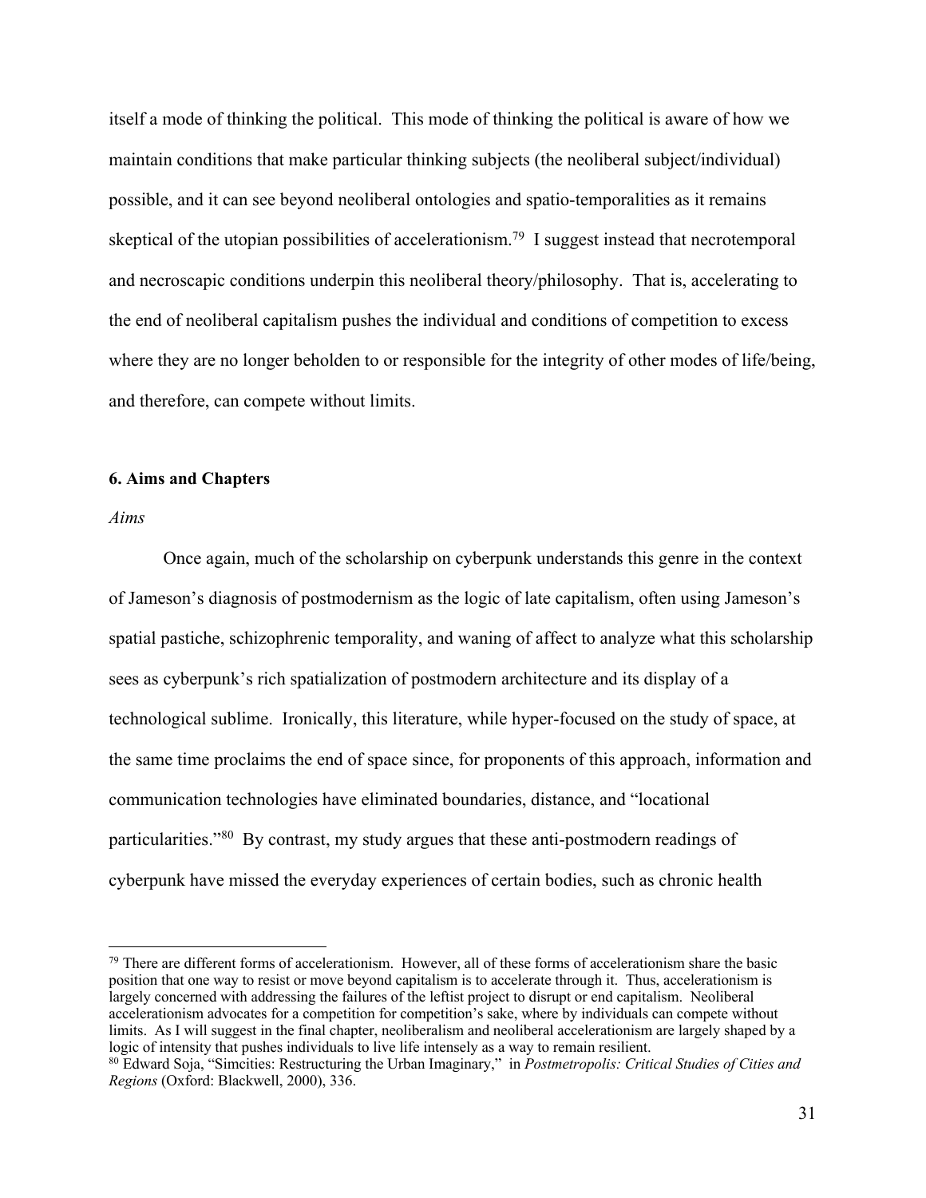itself a mode of thinking the political. This mode of thinking the political is aware of how we maintain conditions that make particular thinking subjects (the neoliberal subject/individual) possible, and it can see beyond neoliberal ontologies and spatio-temporalities as it remains skeptical of the utopian possibilities of accelerationism.[79] I suggest instead that necrotemporal and necroscapic conditions underpin this neoliberal theory/philosophy. That is, accelerating to the end of neoliberal capitalism pushes the individual and conditions of competition to excess where they are no longer beholden to or responsible for the integrity of other modes of life/being, and therefore, can compete without limits.

### 6. Aims and Chapters

*Aims*

Once again, much of the scholarship on cyberpunk understands this genre in the context of Jameson's diagnosis of postmodernism as the logic of late capitalism, often using Jameson's spatial pastiche, schizophrenic temporality, and waning of affect to analyze what this scholarship sees as cyberpunk's rich spatialization of postmodern architecture and its display of a technological sublime. Ironically, this literature, while hyper-focused on the study of space, at the same time proclaims the end of space since, for proponents of this approach, information and communication technologies have eliminated boundaries, distance, and "locational particularities."[80] By contrast, my study argues that these anti-postmodern readings of cyberpunk have missed the everyday experiences of certain bodies, such as chronic health

---

[79] There are different forms of accelerationism. However, all of these forms of accelerationism share the basic position that one way to resist or move beyond capitalism is to accelerate through it. Thus, accelerationism is largely concerned with addressing the failures of the leftist project to disrupt or end capitalism. Neoliberal accelerationism advocates for a competition for competition's sake, where by individuals can compete without limits. As I will suggest in the final chapter, neoliberalism and neoliberal accelerationism are largely shaped by a logic of intensity that pushes individuals to live life intensely as a way to remain resilient.

[80] Edward Soja, "Simcities: Restructuring the Urban Imaginary," in *Postmetropolis: Critical Studies of Cities and Regions* (Oxford: Blackwell, 2000), 336.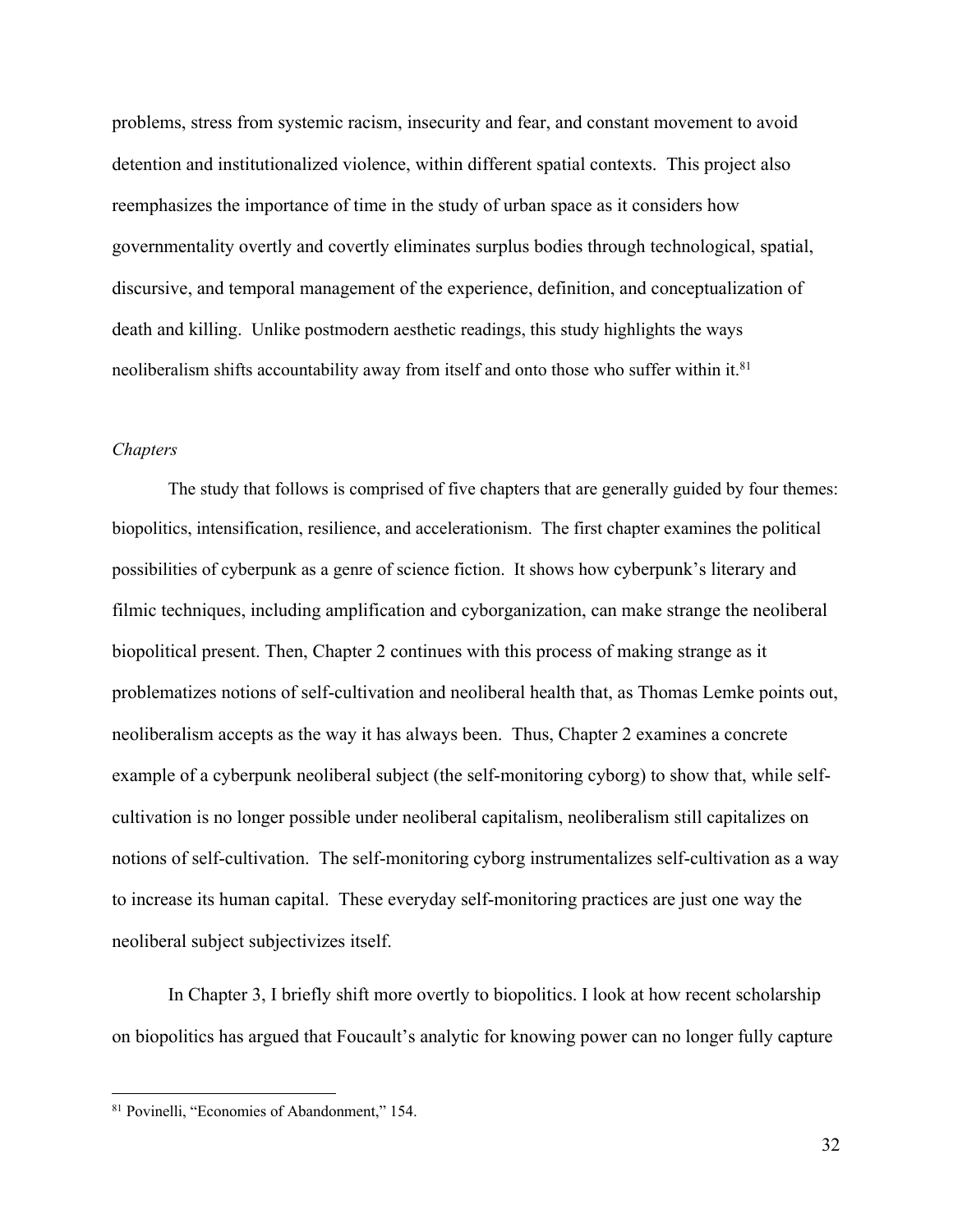problems, stress from systemic racism, insecurity and fear, and constant movement to avoid detention and institutionalized violence, within different spatial contexts. This project also reemphasizes the importance of time in the study of urban space as it considers how governmentality overtly and covertly eliminates surplus bodies through technological, spatial, discursive, and temporal management of the experience, definition, and conceptualization of death and killing. Unlike postmodern aesthetic readings, this study highlights the ways neoliberalism shifts accountability away from itself and onto those who suffer within it.[81]

*Chapters*

The study that follows is comprised of five chapters that are generally guided by four themes: biopolitics, intensification, resilience, and accelerationism. The first chapter examines the political possibilities of cyberpunk as a genre of science fiction. It shows how cyberpunk's literary and filmic techniques, including amplification and cyborganization, can make strange the neoliberal biopolitical present. Then, Chapter 2 continues with this process of making strange as it problematizes notions of self-cultivation and neoliberal health that, as Thomas Lemke points out, neoliberalism accepts as the way it has always been. Thus, Chapter 2 examines a concrete example of a cyberpunk neoliberal subject (the self-monitoring cyborg) to show that, while self-cultivation is no longer possible under neoliberal capitalism, neoliberalism still capitalizes on notions of self-cultivation. The self-monitoring cyborg instrumentalizes self-cultivation as a way to increase its human capital. These everyday self-monitoring practices are just one way the neoliberal subject subjectivizes itself.

In Chapter 3, I briefly shift more overtly to biopolitics. I look at how recent scholarship on biopolitics has argued that Foucault's analytic for knowing power can no longer fully capture

[81] Povinelli, "Economies of Abandonment," 154.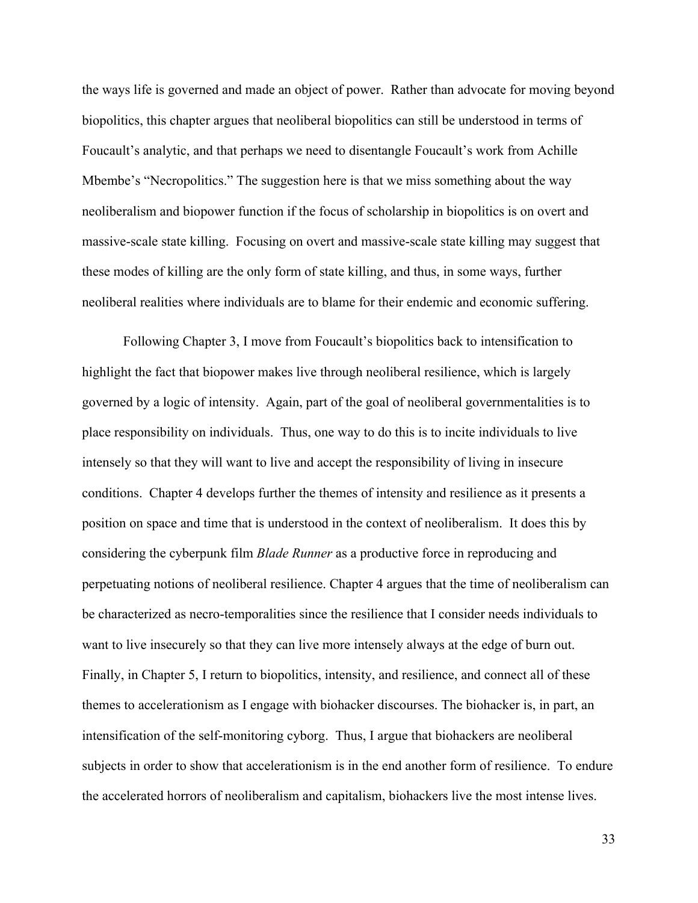the ways life is governed and made an object of power. Rather than advocate for moving beyond biopolitics, this chapter argues that neoliberal biopolitics can still be understood in terms of Foucault's analytic, and that perhaps we need to disentangle Foucault's work from Achille Mbembe's "Necropolitics." The suggestion here is that we miss something about the way neoliberalism and biopower function if the focus of scholarship in biopolitics is on overt and massive-scale state killing. Focusing on overt and massive-scale state killing may suggest that these modes of killing are the only form of state killing, and thus, in some ways, further neoliberal realities where individuals are to blame for their endemic and economic suffering.

Following Chapter 3, I move from Foucault's biopolitics back to intensification to highlight the fact that biopower makes live through neoliberal resilience, which is largely governed by a logic of intensity. Again, part of the goal of neoliberal governmentalities is to place responsibility on individuals. Thus, one way to do this is to incite individuals to live intensely so that they will want to live and accept the responsibility of living in insecure conditions. Chapter 4 develops further the themes of intensity and resilience as it presents a position on space and time that is understood in the context of neoliberalism. It does this by considering the cyberpunk film *Blade Runner* as a productive force in reproducing and perpetuating notions of neoliberal resilience. Chapter 4 argues that the time of neoliberalism can be characterized as necro-temporalities since the resilience that I consider needs individuals to want to live insecurely so that they can live more intensely always at the edge of burn out. Finally, in Chapter 5, I return to biopolitics, intensity, and resilience, and connect all of these themes to accelerationism as I engage with biohacker discourses. The biohacker is, in part, an intensification of the self-monitoring cyborg. Thus, I argue that biohackers are neoliberal subjects in order to show that accelerationism is in the end another form of resilience. To endure the accelerated horrors of neoliberalism and capitalism, biohackers live the most intense lives.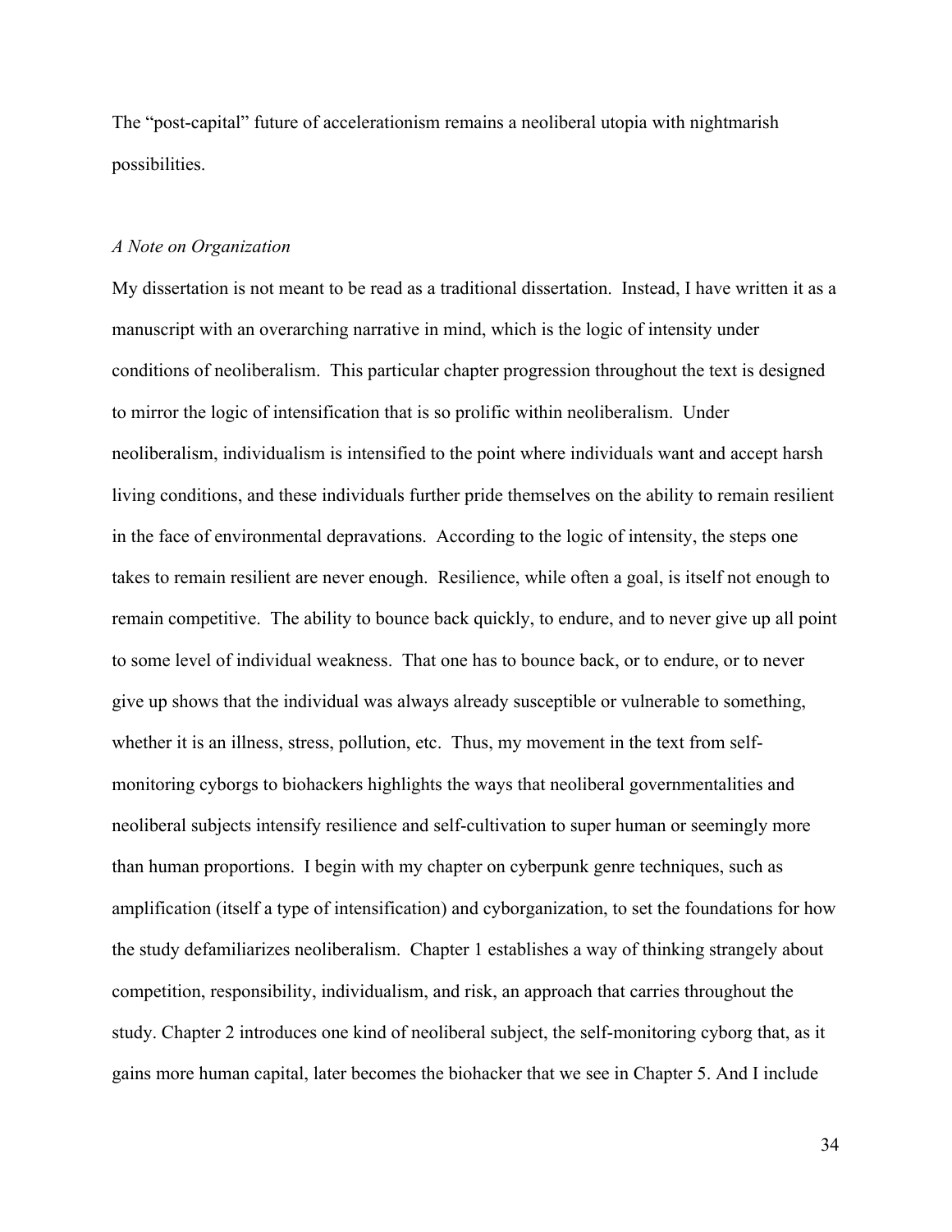The "post-capital" future of accelerationism remains a neoliberal utopia with nightmarish possibilities.

*A Note on Organization*

My dissertation is not meant to be read as a traditional dissertation. Instead, I have written it as a manuscript with an overarching narrative in mind, which is the logic of intensity under conditions of neoliberalism. This particular chapter progression throughout the text is designed to mirror the logic of intensification that is so prolific within neoliberalism. Under neoliberalism, individualism is intensified to the point where individuals want and accept harsh living conditions, and these individuals further pride themselves on the ability to remain resilient in the face of environmental depravations. According to the logic of intensity, the steps one takes to remain resilient are never enough. Resilience, while often a goal, is itself not enough to remain competitive. The ability to bounce back quickly, to endure, and to never give up all point to some level of individual weakness. That one has to bounce back, or to endure, or to never give up shows that the individual was always already susceptible or vulnerable to something, whether it is an illness, stress, pollution, etc. Thus, my movement in the text from self-monitoring cyborgs to biohackers highlights the ways that neoliberal governmentalities and neoliberal subjects intensify resilience and self-cultivation to super human or seemingly more than human proportions. I begin with my chapter on cyberpunk genre techniques, such as amplification (itself a type of intensification) and cyborganization, to set the foundations for how the study defamiliarizes neoliberalism. Chapter 1 establishes a way of thinking strangely about competition, responsibility, individualism, and risk, an approach that carries throughout the study. Chapter 2 introduces one kind of neoliberal subject, the self-monitoring cyborg that, as it gains more human capital, later becomes the biohacker that we see in Chapter 5. And I include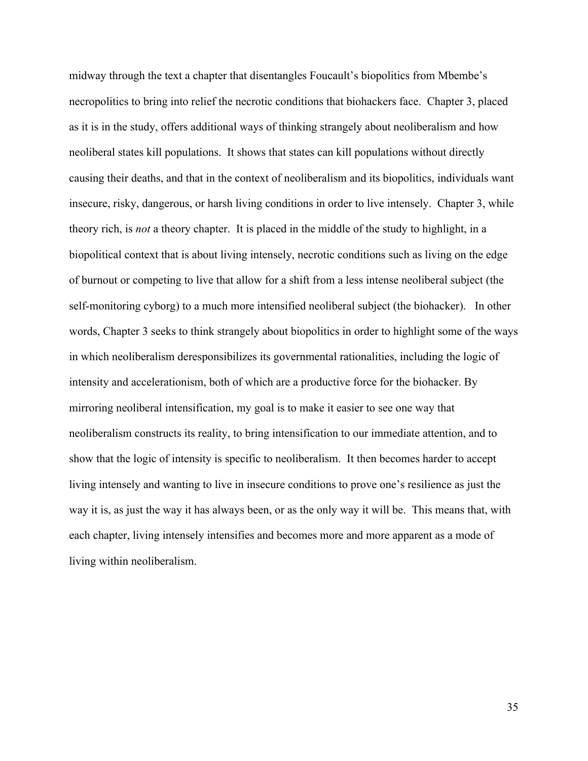midway through the text a chapter that disentangles Foucault's biopolitics from Mbembe's necropolitics to bring into relief the necrotic conditions that biohackers face. Chapter 3, placed as it is in the study, offers additional ways of thinking strangely about neoliberalism and how neoliberal states kill populations. It shows that states can kill populations without directly causing their deaths, and that in the context of neoliberalism and its biopolitics, individuals want insecure, risky, dangerous, or harsh living conditions in order to live intensely. Chapter 3, while theory rich, is *not* a theory chapter. It is placed in the middle of the study to highlight, in a biopolitical context that is about living intensely, necrotic conditions such as living on the edge of burnout or competing to live that allow for a shift from a less intense neoliberal subject (the self-monitoring cyborg) to a much more intensified neoliberal subject (the biohacker). In other words, Chapter 3 seeks to think strangely about biopolitics in order to highlight some of the ways in which neoliberalism deresponsibilizes its governmental rationalities, including the logic of intensity and accelerationism, both of which are a productive force for the biohacker. By mirroring neoliberal intensification, my goal is to make it easier to see one way that neoliberalism constructs its reality, to bring intensification to our immediate attention, and to show that the logic of intensity is specific to neoliberalism. It then becomes harder to accept living intensely and wanting to live in insecure conditions to prove one's resilience as just the way it is, as just the way it has always been, or as the only way it will be. This means that, with each chapter, living intensely intensifies and becomes more and more apparent as a mode of living within neoliberalism.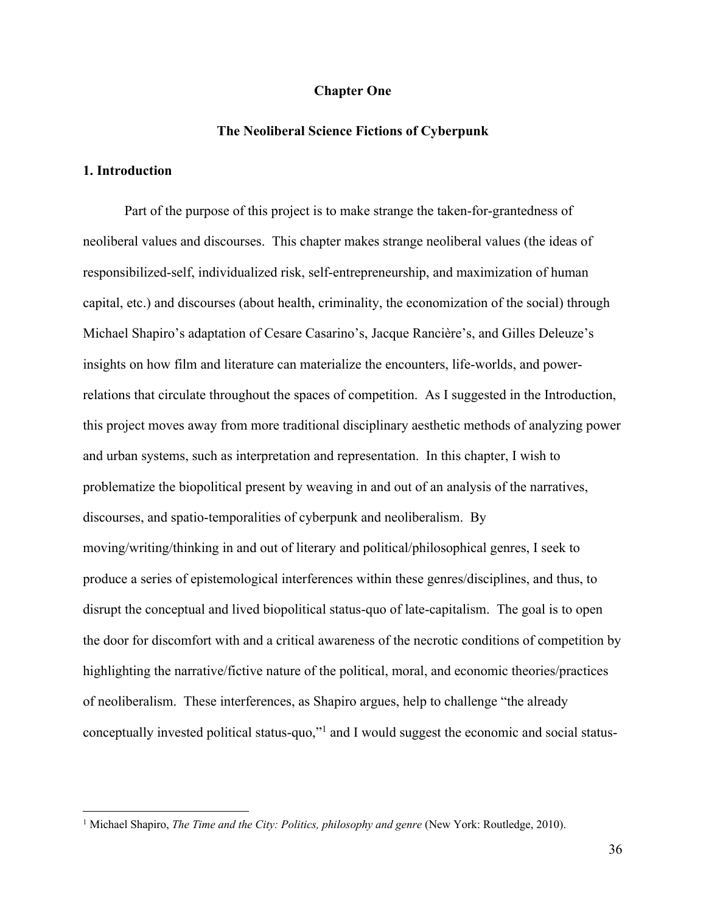# Chapter One

## The Neoliberal Science Fictions of Cyberpunk

### 1. Introduction

Part of the purpose of this project is to make strange the taken-for-grantedness of neoliberal values and discourses. This chapter makes strange neoliberal values (the ideas of responsibilized-self, individualized risk, self-entrepreneurship, and maximization of human capital, etc.) and discourses (about health, criminality, the economization of the social) through Michael Shapiro's adaptation of Cesare Casarino's, Jacque Rancière's, and Gilles Deleuze's insights on how film and literature can materialize the encounters, life-worlds, and power-relations that circulate throughout the spaces of competition. As I suggested in the Introduction, this project moves away from more traditional disciplinary aesthetic methods of analyzing power and urban systems, such as interpretation and representation. In this chapter, I wish to problematize the biopolitical present by weaving in and out of an analysis of the narratives, discourses, and spatio-temporalities of cyberpunk and neoliberalism. By moving/writing/thinking in and out of literary and political/philosophical genres, I seek to produce a series of epistemological interferences within these genres/disciplines, and thus, to disrupt the conceptual and lived biopolitical status-quo of late-capitalism. The goal is to open the door for discomfort with and a critical awareness of the necrotic conditions of competition by highlighting the narrative/fictive nature of the political, moral, and economic theories/practices of neoliberalism. These interferences, as Shapiro argues, help to challenge "the already conceptually invested political status-quo,"[1] and I would suggest the economic and social status-

[1] Michael Shapiro, *The Time and the City: Politics, philosophy and genre* (New York: Routledge, 2010).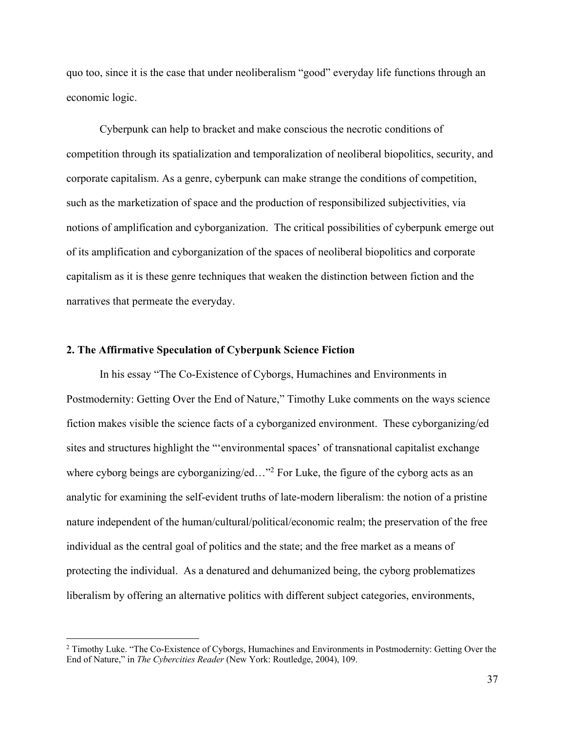quo too, since it is the case that under neoliberalism "good" everyday life functions through an economic logic.

Cyberpunk can help to bracket and make conscious the necrotic conditions of competition through its spatialization and temporalization of neoliberal biopolitics, security, and corporate capitalism. As a genre, cyberpunk can make strange the conditions of competition, such as the marketization of space and the production of responsibilized subjectivities, via notions of amplification and cyborganization. The critical possibilities of cyberpunk emerge out of its amplification and cyborganization of the spaces of neoliberal biopolitics and corporate capitalism as it is these genre techniques that weaken the distinction between fiction and the narratives that permeate the everyday.

### 2. The Affirmative Speculation of Cyberpunk Science Fiction

In his essay "The Co-Existence of Cyborgs, Humachines and Environments in Postmodernity: Getting Over the End of Nature," Timothy Luke comments on the ways science fiction makes visible the science facts of a cyborganized environment. These cyborganizing/ed sites and structures highlight the "'environmental spaces' of transnational capitalist exchange where cyborg beings are cyborganizing/ed…"[2] For Luke, the figure of the cyborg acts as an analytic for examining the self-evident truths of late-modern liberalism: the notion of a pristine nature independent of the human/cultural/political/economic realm; the preservation of the free individual as the central goal of politics and the state; and the free market as a means of protecting the individual. As a denatured and dehumanized being, the cyborg problematizes liberalism by offering an alternative politics with different subject categories, environments,

[2] Timothy Luke. "The Co-Existence of Cyborgs, Humachines and Environments in Postmodernity: Getting Over the End of Nature," in *The Cybercities Reader* (New York: Routledge, 2004), 109.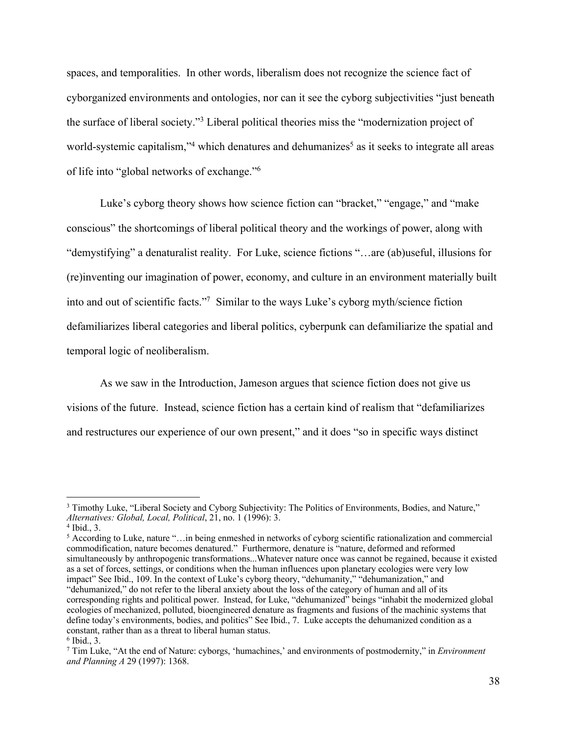spaces, and temporalities. In other words, liberalism does not recognize the science fact of cyborganized environments and ontologies, nor can it see the cyborg subjectivities "just beneath the surface of liberal society."[3] Liberal political theories miss the "modernization project of world-systemic capitalism,"[4] which denatures and dehumanizes[5] as it seeks to integrate all areas of life into "global networks of exchange."[6]

Luke's cyborg theory shows how science fiction can "bracket," "engage," and "make conscious" the shortcomings of liberal political theory and the workings of power, along with "demystifying" a denaturalist reality. For Luke, science fictions "…are (ab)useful, illusions for (re)inventing our imagination of power, economy, and culture in an environment materially built into and out of scientific facts."[7] Similar to the ways Luke's cyborg myth/science fiction defamiliarizes liberal categories and liberal politics, cyberpunk can defamiliarize the spatial and temporal logic of neoliberalism.

As we saw in the Introduction, Jameson argues that science fiction does not give us visions of the future. Instead, science fiction has a certain kind of realism that "defamiliarizes and restructures our experience of our own present," and it does "so in specific ways distinct

---

[3] Timothy Luke, "Liberal Society and Cyborg Subjectivity: The Politics of Environments, Bodies, and Nature," *Alternatives: Global, Local, Political*, 21, no. 1 (1996): 3.

[4] Ibid., 3.

[5] According to Luke, nature "…in being enmeshed in networks of cyborg scientific rationalization and commercial commodification, nature becomes denatured." Furthermore, denature is "nature, deformed and reformed simultaneously by anthropogenic transformations...Whatever nature once was cannot be regained, because it existed as a set of forces, settings, or conditions when the human influences upon planetary ecologies were very low impact" See Ibid., 109. In the context of Luke's cyborg theory, "dehumanity," "dehumanization," and "dehumanized," do not refer to the liberal anxiety about the loss of the category of human and all of its corresponding rights and political power. Instead, for Luke, "dehumanized" beings "inhabit the modernized global ecologies of mechanized, polluted, bioengineered denature as fragments and fusions of the machinic systems that define today's environments, bodies, and politics" See Ibid., 7. Luke accepts the dehumanized condition as a constant, rather than as a threat to liberal human status.

[6] Ibid., 3.

[7] Tim Luke, "At the end of Nature: cyborgs, 'humachines,' and environments of postmodernity," in *Environment and Planning A* 29 (1997): 1368.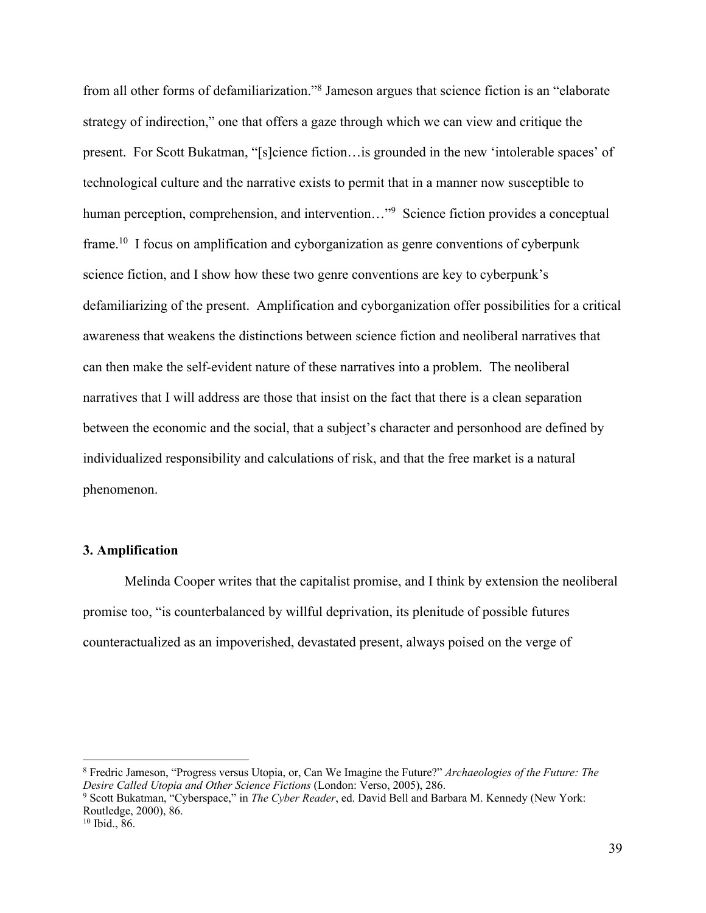from all other forms of defamiliarization."[8] Jameson argues that science fiction is an "elaborate strategy of indirection," one that offers a gaze through which we can view and critique the present. For Scott Bukatman, "[s]cience fiction…is grounded in the new 'intolerable spaces' of technological culture and the narrative exists to permit that in a manner now susceptible to human perception, comprehension, and intervention…"[9] Science fiction provides a conceptual frame.[10] I focus on amplification and cyborganization as genre conventions of cyberpunk science fiction, and I show how these two genre conventions are key to cyberpunk's defamiliarizing of the present. Amplification and cyborganization offer possibilities for a critical awareness that weakens the distinctions between science fiction and neoliberal narratives that can then make the self-evident nature of these narratives into a problem. The neoliberal narratives that I will address are those that insist on the fact that there is a clean separation between the economic and the social, that a subject's character and personhood are defined by individualized responsibility and calculations of risk, and that the free market is a natural phenomenon.

### 3. Amplification

Melinda Cooper writes that the capitalist promise, and I think by extension the neoliberal promise too, "is counterbalanced by willful deprivation, its plenitude of possible futures counteractualized as an impoverished, devastated present, always poised on the verge of

---

[8] Fredric Jameson, "Progress versus Utopia, or, Can We Imagine the Future?" *Archaeologies of the Future: The Desire Called Utopia and Other Science Fictions* (London: Verso, 2005), 286.

[9] Scott Bukatman, "Cyberspace," in *The Cyber Reader*, ed. David Bell and Barbara M. Kennedy (New York: Routledge, 2000), 86.

[10] Ibid., 86.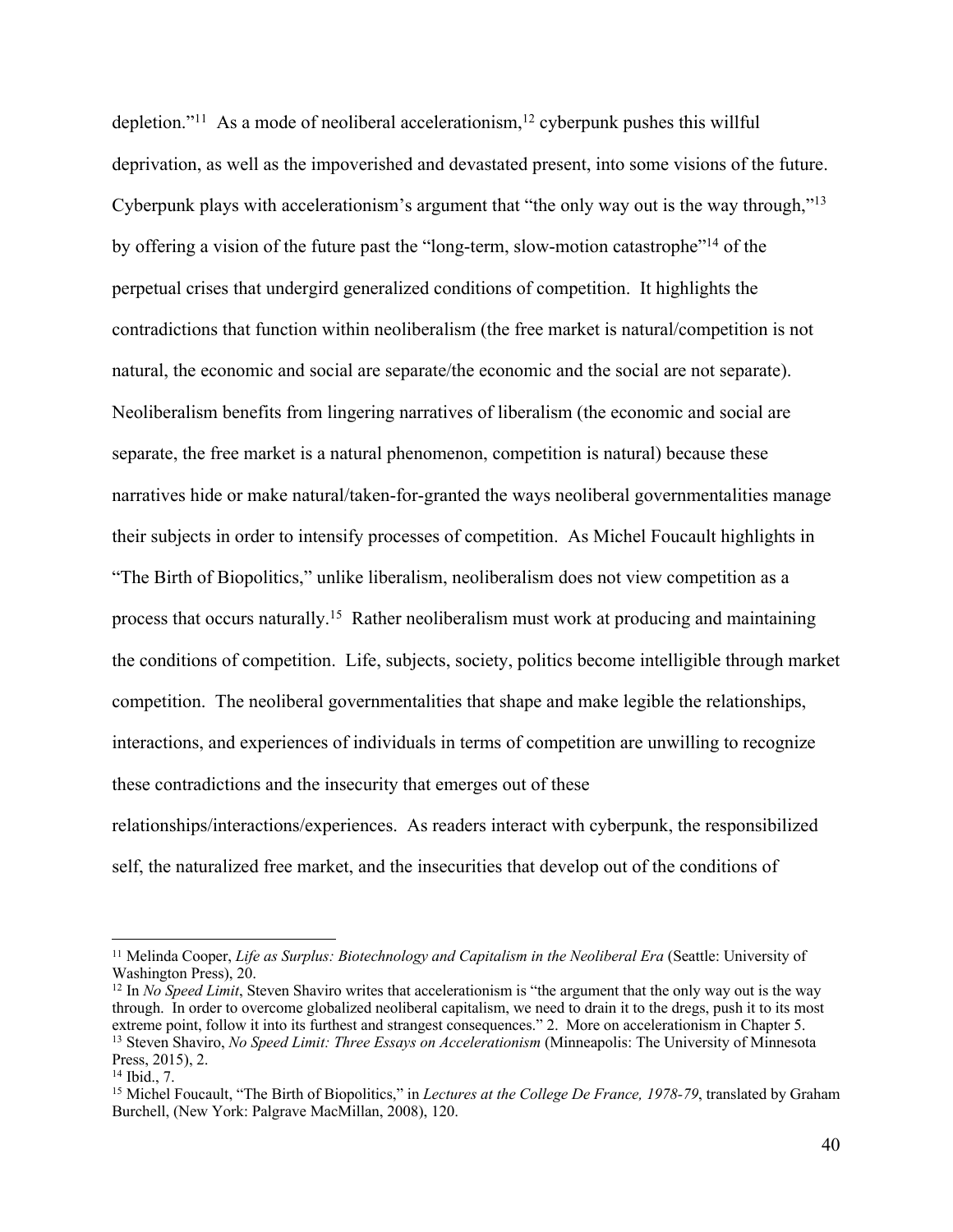depletion."[11] As a mode of neoliberal accelerationism,[12] cyberpunk pushes this willful deprivation, as well as the impoverished and devastated present, into some visions of the future. Cyberpunk plays with accelerationism's argument that "the only way out is the way through,"[13] by offering a vision of the future past the "long-term, slow-motion catastrophe"[14] of the perpetual crises that undergird generalized conditions of competition. It highlights the contradictions that function within neoliberalism (the free market is natural/competition is not natural, the economic and social are separate/the economic and the social are not separate). Neoliberalism benefits from lingering narratives of liberalism (the economic and social are separate, the free market is a natural phenomenon, competition is natural) because these narratives hide or make natural/taken-for-granted the ways neoliberal governmentalities manage their subjects in order to intensify processes of competition. As Michel Foucault highlights in "The Birth of Biopolitics," unlike liberalism, neoliberalism does not view competition as a process that occurs naturally.[15] Rather neoliberalism must work at producing and maintaining the conditions of competition. Life, subjects, society, politics become intelligible through market competition. The neoliberal governmentalities that shape and make legible the relationships, interactions, and experiences of individuals in terms of competition are unwilling to recognize these contradictions and the insecurity that emerges out of these relationships/interactions/experiences. As readers interact with cyberpunk, the responsibilized self, the naturalized free market, and the insecurities that develop out of the conditions of

---

[11] Melinda Cooper, *Life as Surplus: Biotechnology and Capitalism in the Neoliberal Era* (Seattle: University of Washington Press), 20.

[12] In *No Speed Limit*, Steven Shaviro writes that accelerationism is "the argument that the only way out is the way through. In order to overcome globalized neoliberal capitalism, we need to drain it to the dregs, push it to its most extreme point, follow it into its furthest and strangest consequences." 2. More on accelerationism in Chapter 5.

[13] Steven Shaviro, *No Speed Limit: Three Essays on Accelerationism* (Minneapolis: The University of Minnesota Press, 2015), 2.

[14] Ibid., 7.

[15] Michel Foucault, "The Birth of Biopolitics," in *Lectures at the College De France, 1978-79*, translated by Graham Burchell, (New York: Palgrave MacMillan, 2008), 120.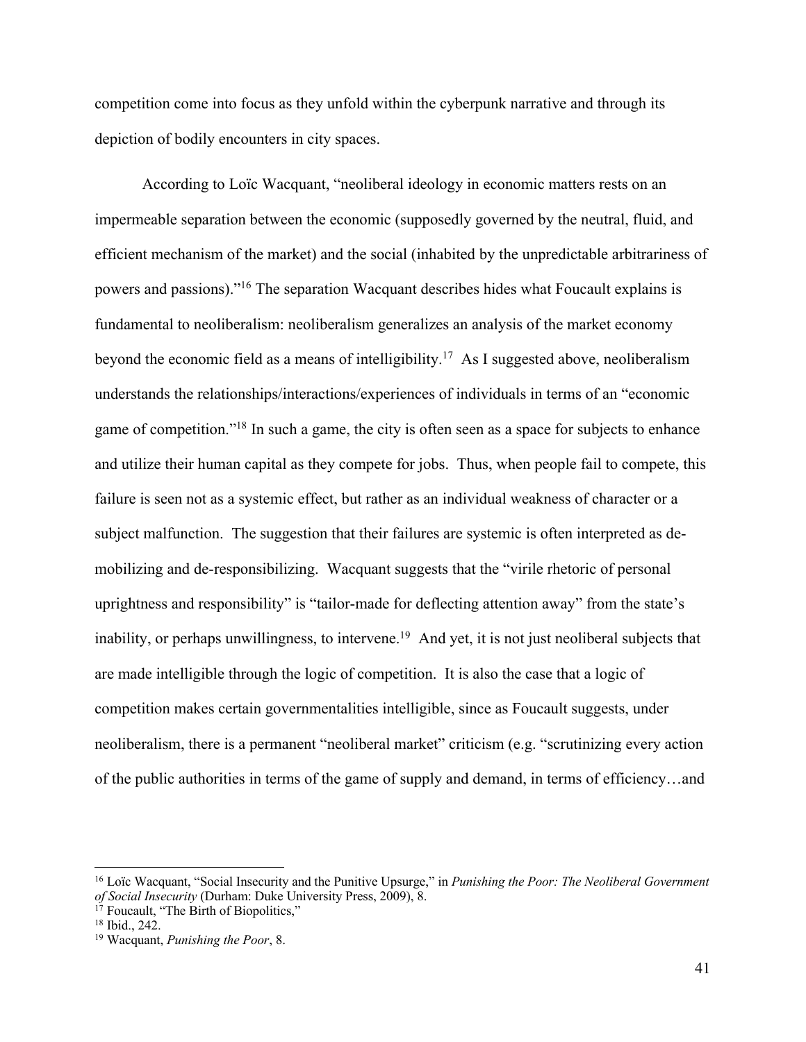competition come into focus as they unfold within the cyberpunk narrative and through its depiction of bodily encounters in city spaces.

According to Loïc Wacquant, "neoliberal ideology in economic matters rests on an impermeable separation between the economic (supposedly governed by the neutral, fluid, and efficient mechanism of the market) and the social (inhabited by the unpredictable arbitrariness of powers and passions)."[16] The separation Wacquant describes hides what Foucault explains is fundamental to neoliberalism: neoliberalism generalizes an analysis of the market economy beyond the economic field as a means of intelligibility.[17] As I suggested above, neoliberalism understands the relationships/interactions/experiences of individuals in terms of an "economic game of competition."[18] In such a game, the city is often seen as a space for subjects to enhance and utilize their human capital as they compete for jobs. Thus, when people fail to compete, this failure is seen not as a systemic effect, but rather as an individual weakness of character or a subject malfunction. The suggestion that their failures are systemic is often interpreted as de-mobilizing and de-responsibilizing. Wacquant suggests that the "virile rhetoric of personal uprightness and responsibility" is "tailor-made for deflecting attention away" from the state's inability, or perhaps unwillingness, to intervene.[19] And yet, it is not just neoliberal subjects that are made intelligible through the logic of competition. It is also the case that a logic of competition makes certain governmentalities intelligible, since as Foucault suggests, under neoliberalism, there is a permanent "neoliberal market" criticism (e.g. "scrutinizing every action of the public authorities in terms of the game of supply and demand, in terms of efficiency…and

---

[16] Loïc Wacquant, "Social Insecurity and the Punitive Upsurge," in *Punishing the Poor: The Neoliberal Government of Social Insecurity* (Durham: Duke University Press, 2009), 8.

[17] Foucault, "The Birth of Biopolitics,"

[18] Ibid., 242.

[19] Wacquant, *Punishing the Poor*, 8.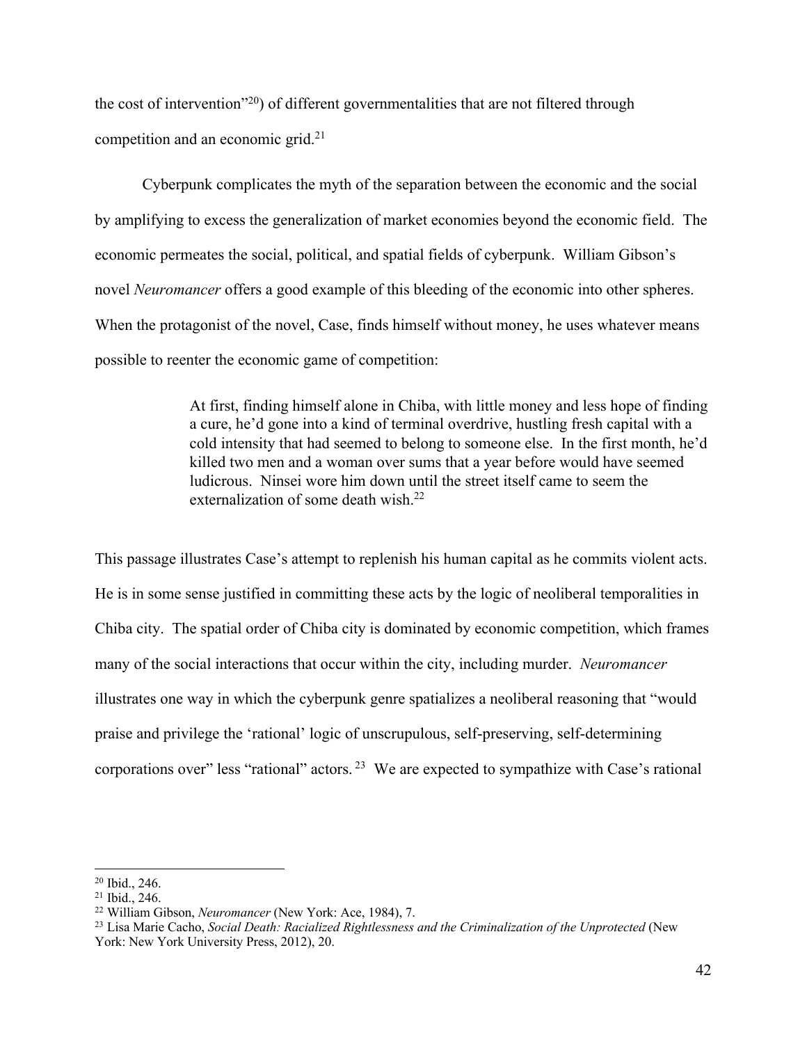the cost of intervention"[20]) of different governmentalities that are not filtered through competition and an economic grid.[21]

Cyberpunk complicates the myth of the separation between the economic and the social by amplifying to excess the generalization of market economies beyond the economic field. The economic permeates the social, political, and spatial fields of cyberpunk. William Gibson's novel *Neuromancer* offers a good example of this bleeding of the economic into other spheres. When the protagonist of the novel, Case, finds himself without money, he uses whatever means possible to reenter the economic game of competition:

> At first, finding himself alone in Chiba, with little money and less hope of finding a cure, he'd gone into a kind of terminal overdrive, hustling fresh capital with a cold intensity that had seemed to belong to someone else. In the first month, he'd killed two men and a woman over sums that a year before would have seemed ludicrous. Ninsei wore him down until the street itself came to seem the externalization of some death wish.[22]

This passage illustrates Case's attempt to replenish his human capital as he commits violent acts. He is in some sense justified in committing these acts by the logic of neoliberal temporalities in Chiba city. The spatial order of Chiba city is dominated by economic competition, which frames many of the social interactions that occur within the city, including murder. *Neuromancer* illustrates one way in which the cyberpunk genre spatializes a neoliberal reasoning that "would praise and privilege the 'rational' logic of unscrupulous, self-preserving, self-determining corporations over" less "rational" actors.[23] We are expected to sympathize with Case's rational

---

[20] Ibid., 246.

[21] Ibid., 246.

[22] William Gibson, *Neuromancer* (New York: Ace, 1984), 7.

[23] Lisa Marie Cacho, *Social Death: Racialized Rightlessness and the Criminalization of the Unprotected* (New York: New York University Press, 2012), 20.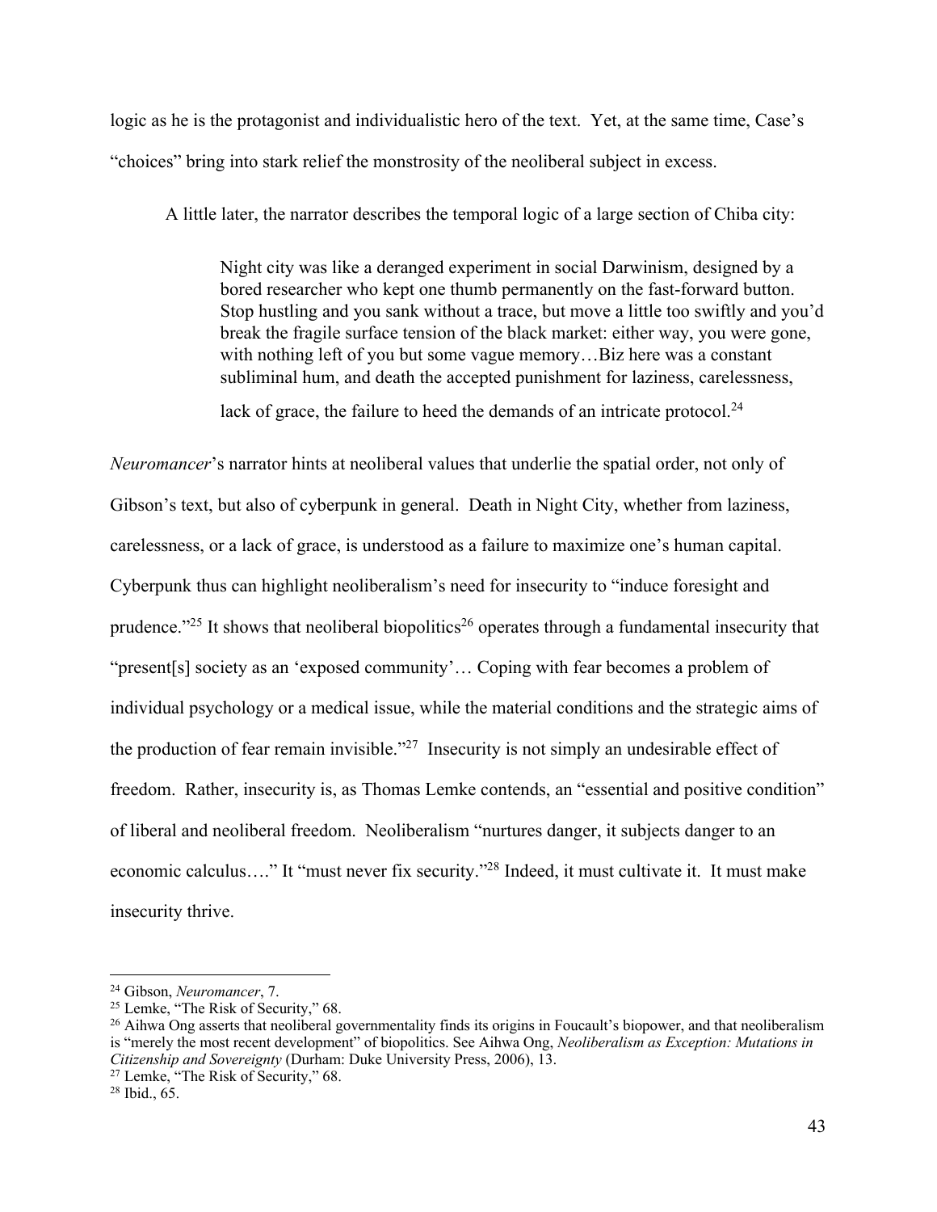logic as he is the protagonist and individualistic hero of the text. Yet, at the same time, Case's "choices" bring into stark relief the monstrosity of the neoliberal subject in excess.

A little later, the narrator describes the temporal logic of a large section of Chiba city:

> Night city was like a deranged experiment in social Darwinism, designed by a bored researcher who kept one thumb permanently on the fast-forward button. Stop hustling and you sank without a trace, but move a little too swiftly and you'd break the fragile surface tension of the black market: either way, you were gone, with nothing left of you but some vague memory…Biz here was a constant subliminal hum, and death the accepted punishment for laziness, carelessness, lack of grace, the failure to heed the demands of an intricate protocol.[24]

*Neuromancer*'s narrator hints at neoliberal values that underlie the spatial order, not only of Gibson's text, but also of cyberpunk in general. Death in Night City, whether from laziness, carelessness, or a lack of grace, is understood as a failure to maximize one's human capital. Cyberpunk thus can highlight neoliberalism's need for insecurity to "induce foresight and prudence."[25] It shows that neoliberal biopolitics[26] operates through a fundamental insecurity that "present[s] society as an 'exposed community'… Coping with fear becomes a problem of individual psychology or a medical issue, while the material conditions and the strategic aims of the production of fear remain invisible."[27] Insecurity is not simply an undesirable effect of freedom. Rather, insecurity is, as Thomas Lemke contends, an "essential and positive condition" of liberal and neoliberal freedom. Neoliberalism "nurtures danger, it subjects danger to an economic calculus…." It "must never fix security."[28] Indeed, it must cultivate it. It must make insecurity thrive.

---

[24] Gibson, *Neuromancer*, 7.

[25] Lemke, "The Risk of Security," 68.

[26] Aihwa Ong asserts that neoliberal governmentality finds its origins in Foucault's biopower, and that neoliberalism is "merely the most recent development" of biopolitics. See Aihwa Ong, *Neoliberalism as Exception: Mutations in Citizenship and Sovereignty* (Durham: Duke University Press, 2006), 13.

[27] Lemke, "The Risk of Security," 68.

[28] Ibid., 65.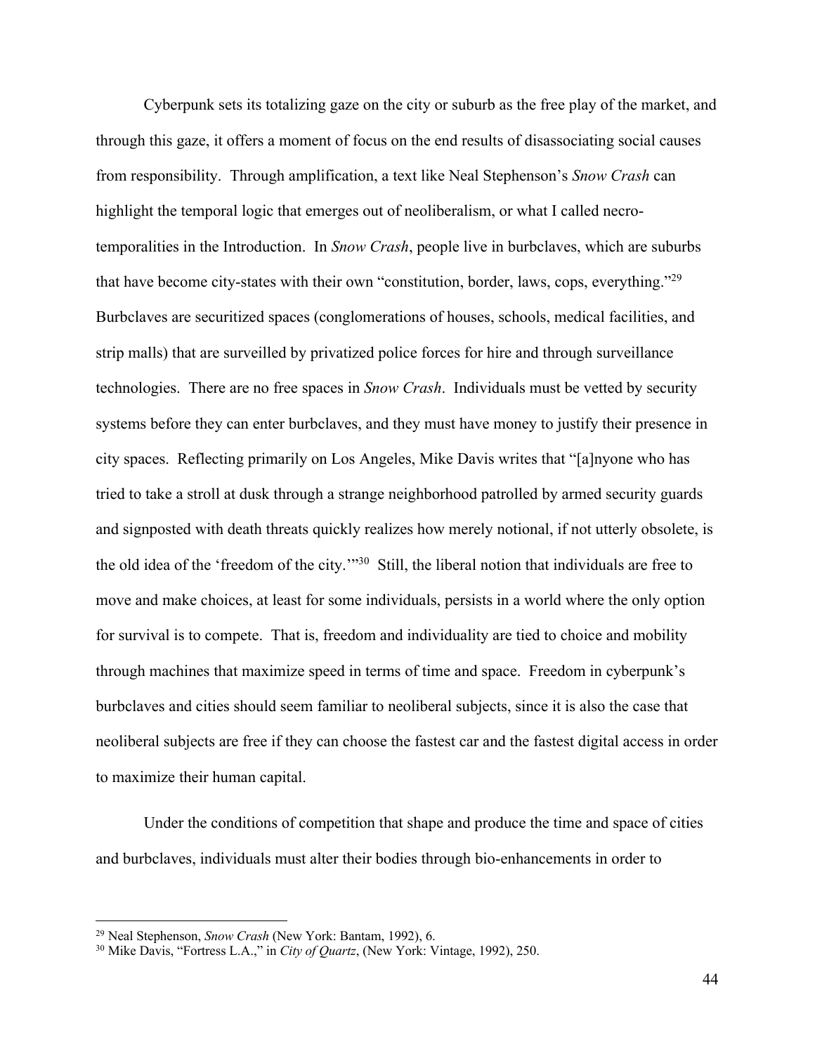Cyberpunk sets its totalizing gaze on the city or suburb as the free play of the market, and through this gaze, it offers a moment of focus on the end results of disassociating social causes from responsibility. Through amplification, a text like Neal Stephenson's *Snow Crash* can highlight the temporal logic that emerges out of neoliberalism, or what I called necro-temporalities in the Introduction. In *Snow Crash*, people live in burbclaves, which are suburbs that have become city-states with their own "constitution, border, laws, cops, everything."[29] Burbclaves are securitized spaces (conglomerations of houses, schools, medical facilities, and strip malls) that are surveilled by privatized police forces for hire and through surveillance technologies. There are no free spaces in *Snow Crash*. Individuals must be vetted by security systems before they can enter burbclaves, and they must have money to justify their presence in city spaces. Reflecting primarily on Los Angeles, Mike Davis writes that "[a]nyone who has tried to take a stroll at dusk through a strange neighborhood patrolled by armed security guards and signposted with death threats quickly realizes how merely notional, if not utterly obsolete, is the old idea of the 'freedom of the city.'"[30] Still, the liberal notion that individuals are free to move and make choices, at least for some individuals, persists in a world where the only option for survival is to compete. That is, freedom and individuality are tied to choice and mobility through machines that maximize speed in terms of time and space. Freedom in cyberpunk's burbclaves and cities should seem familiar to neoliberal subjects, since it is also the case that neoliberal subjects are free if they can choose the fastest car and the fastest digital access in order to maximize their human capital.

Under the conditions of competition that shape and produce the time and space of cities and burbclaves, individuals must alter their bodies through bio-enhancements in order to

---

[29] Neal Stephenson, *Snow Crash* (New York: Bantam, 1992), 6.

[30] Mike Davis, "Fortress L.A.," in *City of Quartz*, (New York: Vintage, 1992), 250.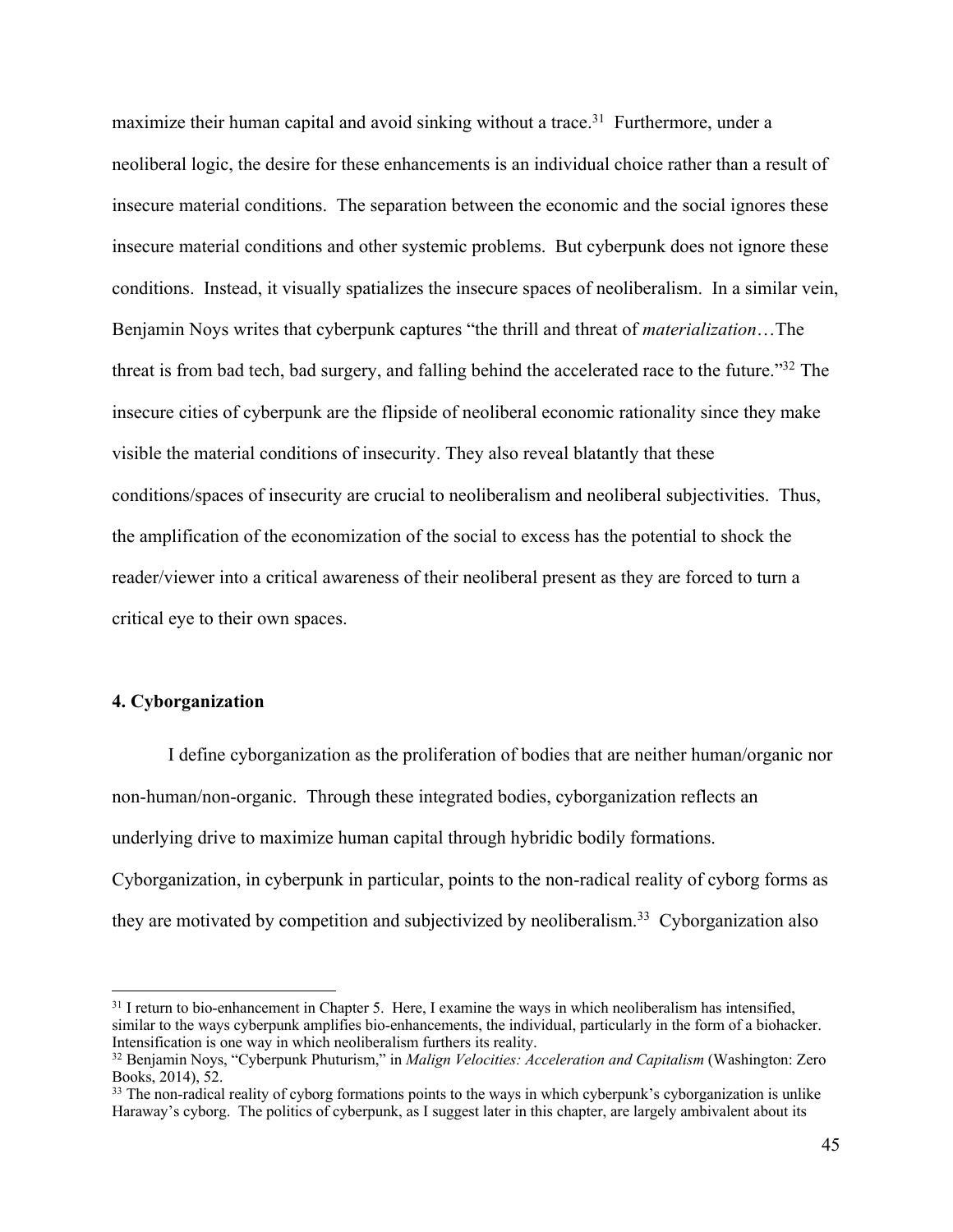maximize their human capital and avoid sinking without a trace.[31] Furthermore, under a neoliberal logic, the desire for these enhancements is an individual choice rather than a result of insecure material conditions. The separation between the economic and the social ignores these insecure material conditions and other systemic problems. But cyberpunk does not ignore these conditions. Instead, it visually spatializes the insecure spaces of neoliberalism. In a similar vein, Benjamin Noys writes that cyberpunk captures "the thrill and threat of *materialization*…The threat is from bad tech, bad surgery, and falling behind the accelerated race to the future."[32] The insecure cities of cyberpunk are the flipside of neoliberal economic rationality since they make visible the material conditions of insecurity. They also reveal blatantly that these conditions/spaces of insecurity are crucial to neoliberalism and neoliberal subjectivities. Thus, the amplification of the economization of the social to excess has the potential to shock the reader/viewer into a critical awareness of their neoliberal present as they are forced to turn a critical eye to their own spaces.

### 4. Cyborganization

I define cyborganization as the proliferation of bodies that are neither human/organic nor non-human/non-organic. Through these integrated bodies, cyborganization reflects an underlying drive to maximize human capital through hybridic bodily formations. Cyborganization, in cyberpunk in particular, points to the non-radical reality of cyborg forms as they are motivated by competition and subjectivized by neoliberalism.[33] Cyborganization also

---

[31] I return to bio-enhancement in Chapter 5. Here, I examine the ways in which neoliberalism has intensified, similar to the ways cyberpunk amplifies bio-enhancements, the individual, particularly in the form of a biohacker. Intensification is one way in which neoliberalism furthers its reality.

[32] Benjamin Noys, "Cyberpunk Phuturism," in *Malign Velocities: Acceleration and Capitalism* (Washington: Zero Books, 2014), 52.

[33] The non-radical reality of cyborg formations points to the ways in which cyberpunk's cyborganization is unlike Haraway's cyborg. The politics of cyberpunk, as I suggest later in this chapter, are largely ambivalent about its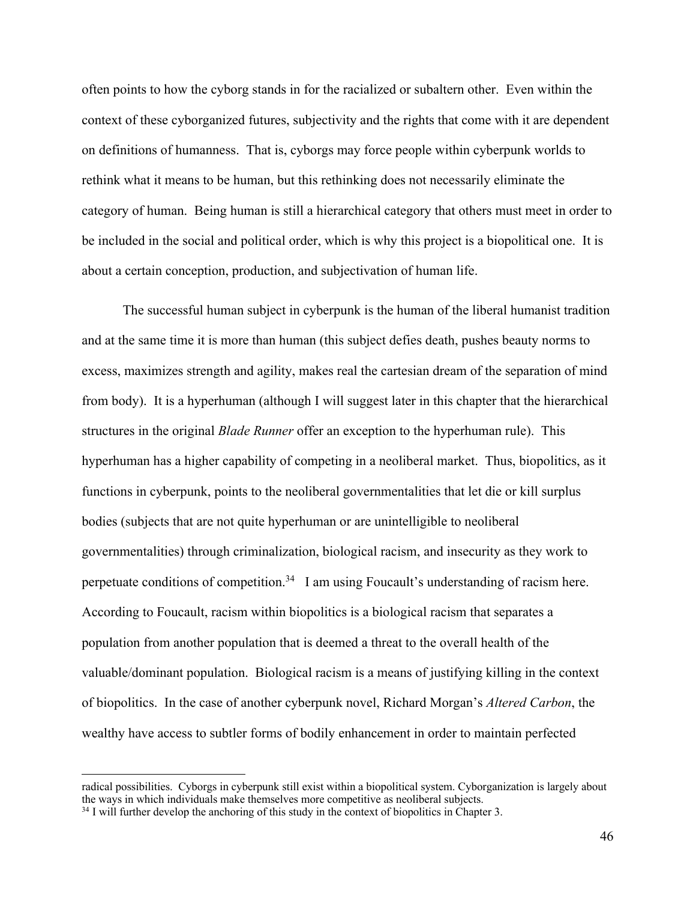often points to how the cyborg stands in for the racialized or subaltern other. Even within the context of these cyborganized futures, subjectivity and the rights that come with it are dependent on definitions of humanness. That is, cyborgs may force people within cyberpunk worlds to rethink what it means to be human, but this rethinking does not necessarily eliminate the category of human. Being human is still a hierarchical category that others must meet in order to be included in the social and political order, which is why this project is a biopolitical one. It is about a certain conception, production, and subjectivation of human life.

The successful human subject in cyberpunk is the human of the liberal humanist tradition and at the same time it is more than human (this subject defies death, pushes beauty norms to excess, maximizes strength and agility, makes real the cartesian dream of the separation of mind from body). It is a hyperhuman (although I will suggest later in this chapter that the hierarchical structures in the original *Blade Runner* offer an exception to the hyperhuman rule). This hyperhuman has a higher capability of competing in a neoliberal market. Thus, biopolitics, as it functions in cyberpunk, points to the neoliberal governmentalities that let die or kill surplus bodies (subjects that are not quite hyperhuman or are unintelligible to neoliberal governmentalities) through criminalization, biological racism, and insecurity as they work to perpetuate conditions of competition.[34] I am using Foucault's understanding of racism here. According to Foucault, racism within biopolitics is a biological racism that separates a population from another population that is deemed a threat to the overall health of the valuable/dominant population. Biological racism is a means of justifying killing in the context of biopolitics. In the case of another cyberpunk novel, Richard Morgan's *Altered Carbon*, the wealthy have access to subtler forms of bodily enhancement in order to maintain perfected

---

radical possibilities. Cyborgs in cyberpunk still exist within a biopolitical system. Cyborganization is largely about the ways in which individuals make themselves more competitive as neoliberal subjects.

[34] I will further develop the anchoring of this study in the context of biopolitics in Chapter 3.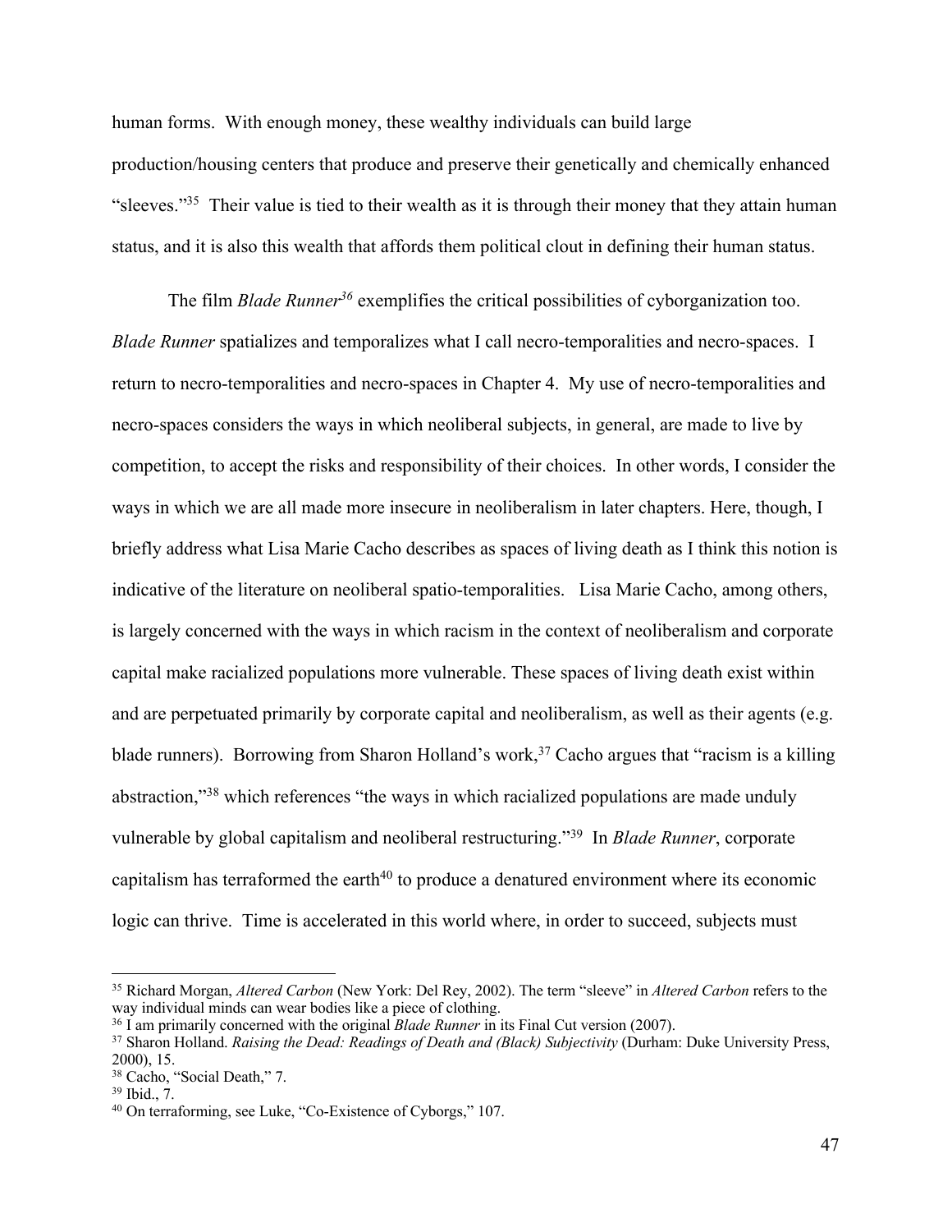human forms. With enough money, these wealthy individuals can build large production/housing centers that produce and preserve their genetically and chemically enhanced "sleeves."[35] Their value is tied to their wealth as it is through their money that they attain human status, and it is also this wealth that affords them political clout in defining their human status.

The film *Blade Runner*[36] exemplifies the critical possibilities of cyborganization too. *Blade Runner* spatializes and temporalizes what I call necro-temporalities and necro-spaces. I return to necro-temporalities and necro-spaces in Chapter 4. My use of necro-temporalities and necro-spaces considers the ways in which neoliberal subjects, in general, are made to live by competition, to accept the risks and responsibility of their choices. In other words, I consider the ways in which we are all made more insecure in neoliberalism in later chapters. Here, though, I briefly address what Lisa Marie Cacho describes as spaces of living death as I think this notion is indicative of the literature on neoliberal spatio-temporalities. Lisa Marie Cacho, among others, is largely concerned with the ways in which racism in the context of neoliberalism and corporate capital make racialized populations more vulnerable. These spaces of living death exist within and are perpetuated primarily by corporate capital and neoliberalism, as well as their agents (e.g. blade runners). Borrowing from Sharon Holland's work,[37] Cacho argues that "racism is a killing abstraction,"[38] which references "the ways in which racialized populations are made unduly vulnerable by global capitalism and neoliberal restructuring."[39] In *Blade Runner*, corporate capitalism has terraformed the earth[40] to produce a denatured environment where its economic logic can thrive. Time is accelerated in this world where, in order to succeed, subjects must

---

[35] Richard Morgan, *Altered Carbon* (New York: Del Rey, 2002). The term "sleeve" in *Altered Carbon* refers to the way individual minds can wear bodies like a piece of clothing.

[36] I am primarily concerned with the original *Blade Runner* in its Final Cut version (2007).

[37] Sharon Holland. *Raising the Dead: Readings of Death and (Black) Subjectivity* (Durham: Duke University Press, 2000), 15.

[38] Cacho, "Social Death," 7.

[39] Ibid., 7.

[40] On terraforming, see Luke, "Co-Existence of Cyborgs," 107.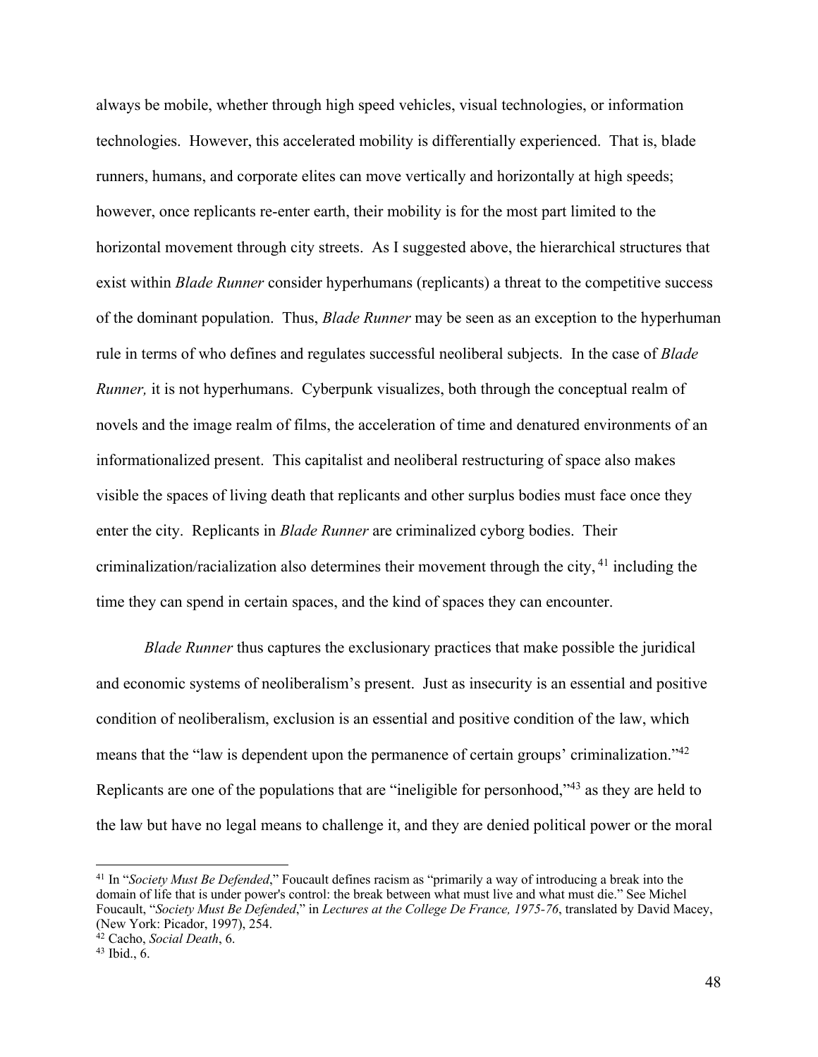always be mobile, whether through high speed vehicles, visual technologies, or information technologies. However, this accelerated mobility is differentially experienced. That is, blade runners, humans, and corporate elites can move vertically and horizontally at high speeds; however, once replicants re-enter earth, their mobility is for the most part limited to the horizontal movement through city streets. As I suggested above, the hierarchical structures that exist within *Blade Runner* consider hyperhumans (replicants) a threat to the competitive success of the dominant population. Thus, *Blade Runner* may be seen as an exception to the hyperhuman rule in terms of who defines and regulates successful neoliberal subjects. In the case of *Blade Runner,* it is not hyperhumans. Cyberpunk visualizes, both through the conceptual realm of novels and the image realm of films, the acceleration of time and denatured environments of an informationalized present. This capitalist and neoliberal restructuring of space also makes visible the spaces of living death that replicants and other surplus bodies must face once they enter the city. Replicants in *Blade Runner* are criminalized cyborg bodies. Their criminalization/racialization also determines their movement through the city, [41] including the time they can spend in certain spaces, and the kind of spaces they can encounter.

*Blade Runner* thus captures the exclusionary practices that make possible the juridical and economic systems of neoliberalism's present. Just as insecurity is an essential and positive condition of neoliberalism, exclusion is an essential and positive condition of the law, which means that the "law is dependent upon the permanence of certain groups' criminalization."[42] Replicants are one of the populations that are "ineligible for personhood,"[43] as they are held to the law but have no legal means to challenge it, and they are denied political power or the moral

---

[41] In "*Society Must Be Defended*," Foucault defines racism as "primarily a way of introducing a break into the domain of life that is under power's control: the break between what must live and what must die." See Michel Foucault, "*Society Must Be Defended*," in *Lectures at the College De France, 1975-76*, translated by David Macey, (New York: Picador, 1997), 254.

[42] Cacho, *Social Death*, 6.

[43] Ibid., 6.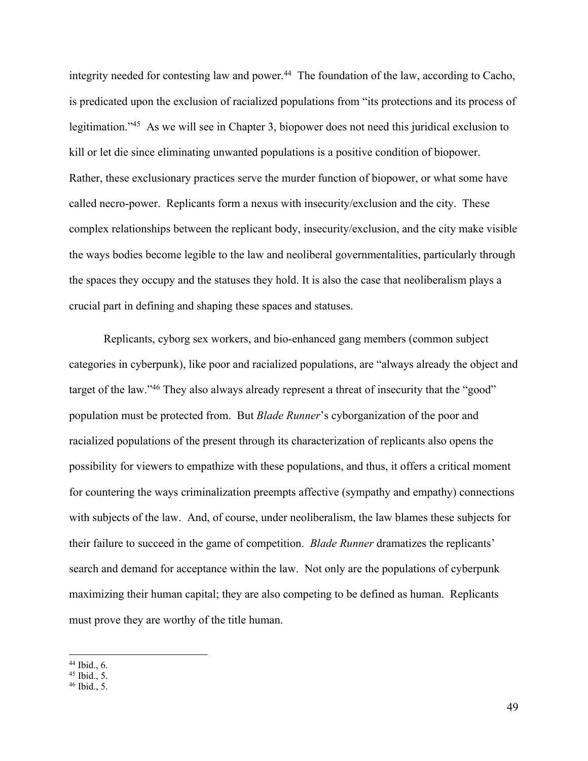integrity needed for contesting law and power.[44] The foundation of the law, according to Cacho, is predicated upon the exclusion of racialized populations from "its protections and its process of legitimation."[45] As we will see in Chapter 3, biopower does not need this juridical exclusion to kill or let die since eliminating unwanted populations is a positive condition of biopower. Rather, these exclusionary practices serve the murder function of biopower, or what some have called necro-power. Replicants form a nexus with insecurity/exclusion and the city. These complex relationships between the replicant body, insecurity/exclusion, and the city make visible the ways bodies become legible to the law and neoliberal governmentalities, particularly through the spaces they occupy and the statuses they hold. It is also the case that neoliberalism plays a crucial part in defining and shaping these spaces and statuses.

Replicants, cyborg sex workers, and bio-enhanced gang members (common subject categories in cyberpunk), like poor and racialized populations, are "always already the object and target of the law."[46] They also always already represent a threat of insecurity that the "good" population must be protected from. But *Blade Runner*'s cyborganization of the poor and racialized populations of the present through its characterization of replicants also opens the possibility for viewers to empathize with these populations, and thus, it offers a critical moment for countering the ways criminalization preempts affective (sympathy and empathy) connections with subjects of the law. And, of course, under neoliberalism, the law blames these subjects for their failure to succeed in the game of competition. *Blade Runner* dramatizes the replicants' search and demand for acceptance within the law. Not only are the populations of cyberpunk maximizing their human capital; they are also competing to be defined as human. Replicants must prove they are worthy of the title human.

---

[44] Ibid., 6.
[45] Ibid., 5.
[46] Ibid., 5.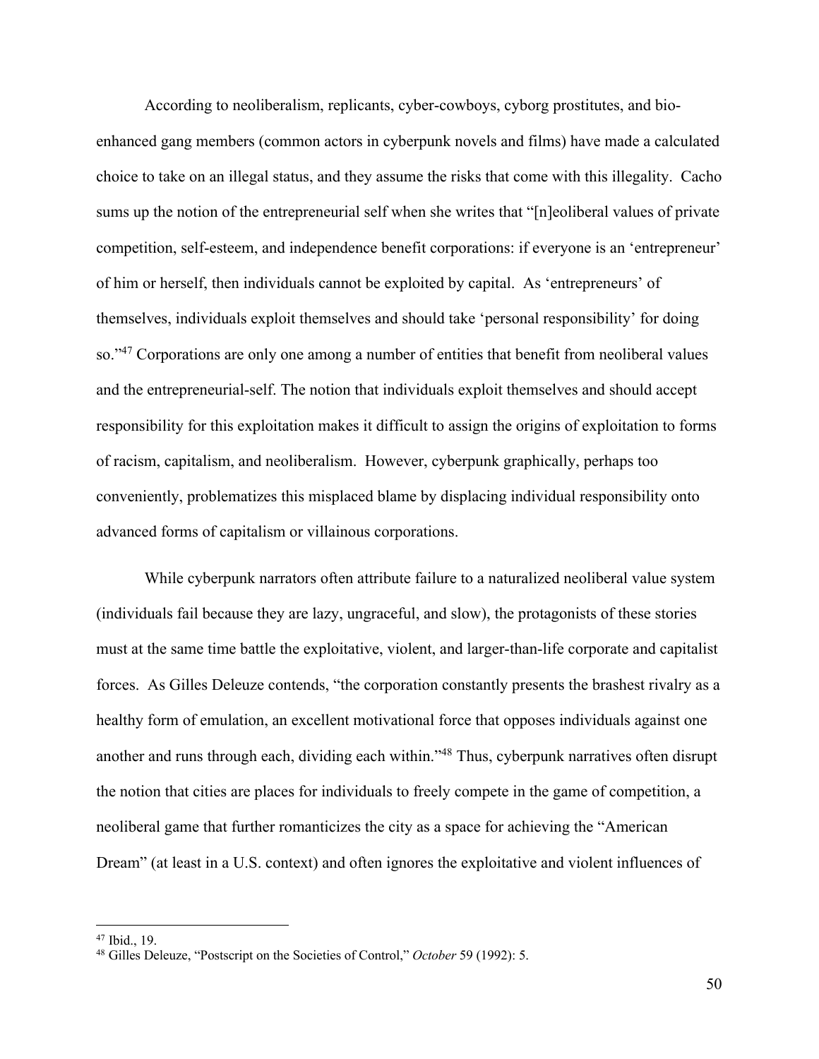According to neoliberalism, replicants, cyber-cowboys, cyborg prostitutes, and bio-enhanced gang members (common actors in cyberpunk novels and films) have made a calculated choice to take on an illegal status, and they assume the risks that come with this illegality. Cacho sums up the notion of the entrepreneurial self when she writes that "[n]eoliberal values of private competition, self-esteem, and independence benefit corporations: if everyone is an 'entrepreneur' of him or herself, then individuals cannot be exploited by capital. As 'entrepreneurs' of themselves, individuals exploit themselves and should take 'personal responsibility' for doing so."[47] Corporations are only one among a number of entities that benefit from neoliberal values and the entrepreneurial-self. The notion that individuals exploit themselves and should accept responsibility for this exploitation makes it difficult to assign the origins of exploitation to forms of racism, capitalism, and neoliberalism. However, cyberpunk graphically, perhaps too conveniently, problematizes this misplaced blame by displacing individual responsibility onto advanced forms of capitalism or villainous corporations.

While cyberpunk narrators often attribute failure to a naturalized neoliberal value system (individuals fail because they are lazy, ungraceful, and slow), the protagonists of these stories must at the same time battle the exploitative, violent, and larger-than-life corporate and capitalist forces. As Gilles Deleuze contends, "the corporation constantly presents the brashest rivalry as a healthy form of emulation, an excellent motivational force that opposes individuals against one another and runs through each, dividing each within."[48] Thus, cyberpunk narratives often disrupt the notion that cities are places for individuals to freely compete in the game of competition, a neoliberal game that further romanticizes the city as a space for achieving the "American Dream" (at least in a U.S. context) and often ignores the exploitative and violent influences of

---

[47] Ibid., 19.

[48] Gilles Deleuze, "Postscript on the Societies of Control," *October* 59 (1992): 5.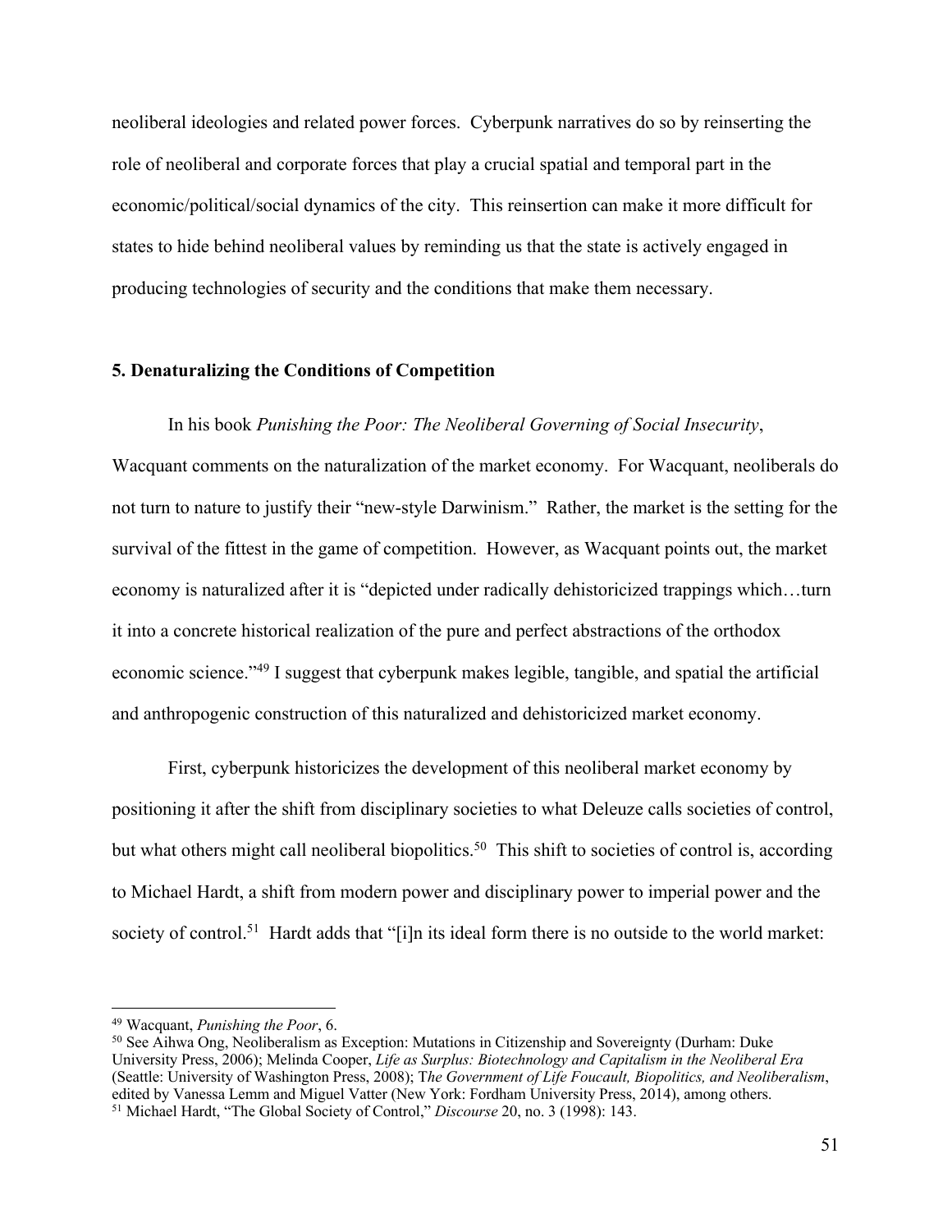neoliberal ideologies and related power forces. Cyberpunk narratives do so by reinserting the role of neoliberal and corporate forces that play a crucial spatial and temporal part in the economic/political/social dynamics of the city. This reinsertion can make it more difficult for states to hide behind neoliberal values by reminding us that the state is actively engaged in producing technologies of security and the conditions that make them necessary.

## 5. Denaturalizing the Conditions of Competition

In his book *Punishing the Poor: The Neoliberal Governing of Social Insecurity*, Wacquant comments on the naturalization of the market economy. For Wacquant, neoliberals do not turn to nature to justify their "new-style Darwinism." Rather, the market is the setting for the survival of the fittest in the game of competition. However, as Wacquant points out, the market economy is naturalized after it is "depicted under radically dehistoricized trappings which…turn it into a concrete historical realization of the pure and perfect abstractions of the orthodox economic science."[49] I suggest that cyberpunk makes legible, tangible, and spatial the artificial and anthropogenic construction of this naturalized and dehistoricized market economy.

First, cyberpunk historicizes the development of this neoliberal market economy by positioning it after the shift from disciplinary societies to what Deleuze calls societies of control, but what others might call neoliberal biopolitics.[50] This shift to societies of control is, according to Michael Hardt, a shift from modern power and disciplinary power to imperial power and the society of control.[51] Hardt adds that "[i]n its ideal form there is no outside to the world market:

---

[49] Wacquant, *Punishing the Poor*, 6.

[50] See Aihwa Ong, Neoliberalism as Exception: Mutations in Citizenship and Sovereignty (Durham: Duke University Press, 2006); Melinda Cooper, *Life as Surplus: Biotechnology and Capitalism in the Neoliberal Era* (Seattle: University of Washington Press, 2008); T*he Government of Life Foucault, Biopolitics, and Neoliberalism*, edited by Vanessa Lemm and Miguel Vatter (New York: Fordham University Press, 2014), among others.

[51] Michael Hardt, "The Global Society of Control," *Discourse* 20, no. 3 (1998): 143.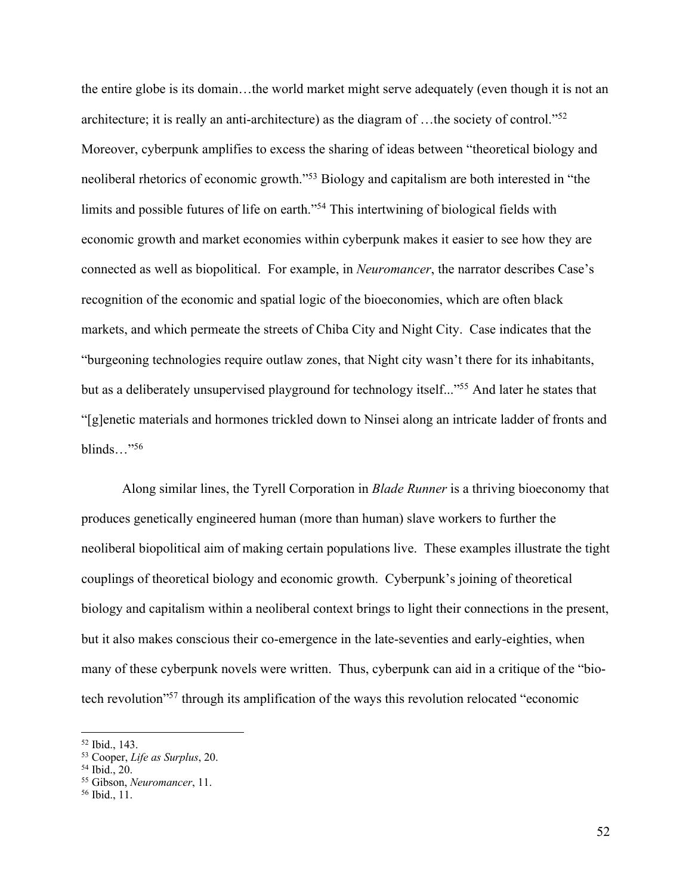the entire globe is its domain…the world market might serve adequately (even though it is not an architecture; it is really an anti-architecture) as the diagram of …the society of control."[52] Moreover, cyberpunk amplifies to excess the sharing of ideas between "theoretical biology and neoliberal rhetorics of economic growth."[53] Biology and capitalism are both interested in "the limits and possible futures of life on earth."[54] This intertwining of biological fields with economic growth and market economies within cyberpunk makes it easier to see how they are connected as well as biopolitical. For example, in *Neuromancer*, the narrator describes Case's recognition of the economic and spatial logic of the bioeconomies, which are often black markets, and which permeate the streets of Chiba City and Night City. Case indicates that the "burgeoning technologies require outlaw zones, that Night city wasn't there for its inhabitants, but as a deliberately unsupervised playground for technology itself..."[55] And later he states that "[g]enetic materials and hormones trickled down to Ninsei along an intricate ladder of fronts and blinds…"[56]

Along similar lines, the Tyrell Corporation in *Blade Runner* is a thriving bioeconomy that produces genetically engineered human (more than human) slave workers to further the neoliberal biopolitical aim of making certain populations live. These examples illustrate the tight couplings of theoretical biology and economic growth. Cyberpunk's joining of theoretical biology and capitalism within a neoliberal context brings to light their connections in the present, but it also makes conscious their co-emergence in the late-seventies and early-eighties, when many of these cyberpunk novels were written. Thus, cyberpunk can aid in a critique of the "bio-tech revolution"[57] through its amplification of the ways this revolution relocated "economic

---

[52] Ibid., 143.

[53] Cooper, *Life as Surplus*, 20.

[54] Ibid., 20.

[55] Gibson, *Neuromancer*, 11.

[56] Ibid., 11.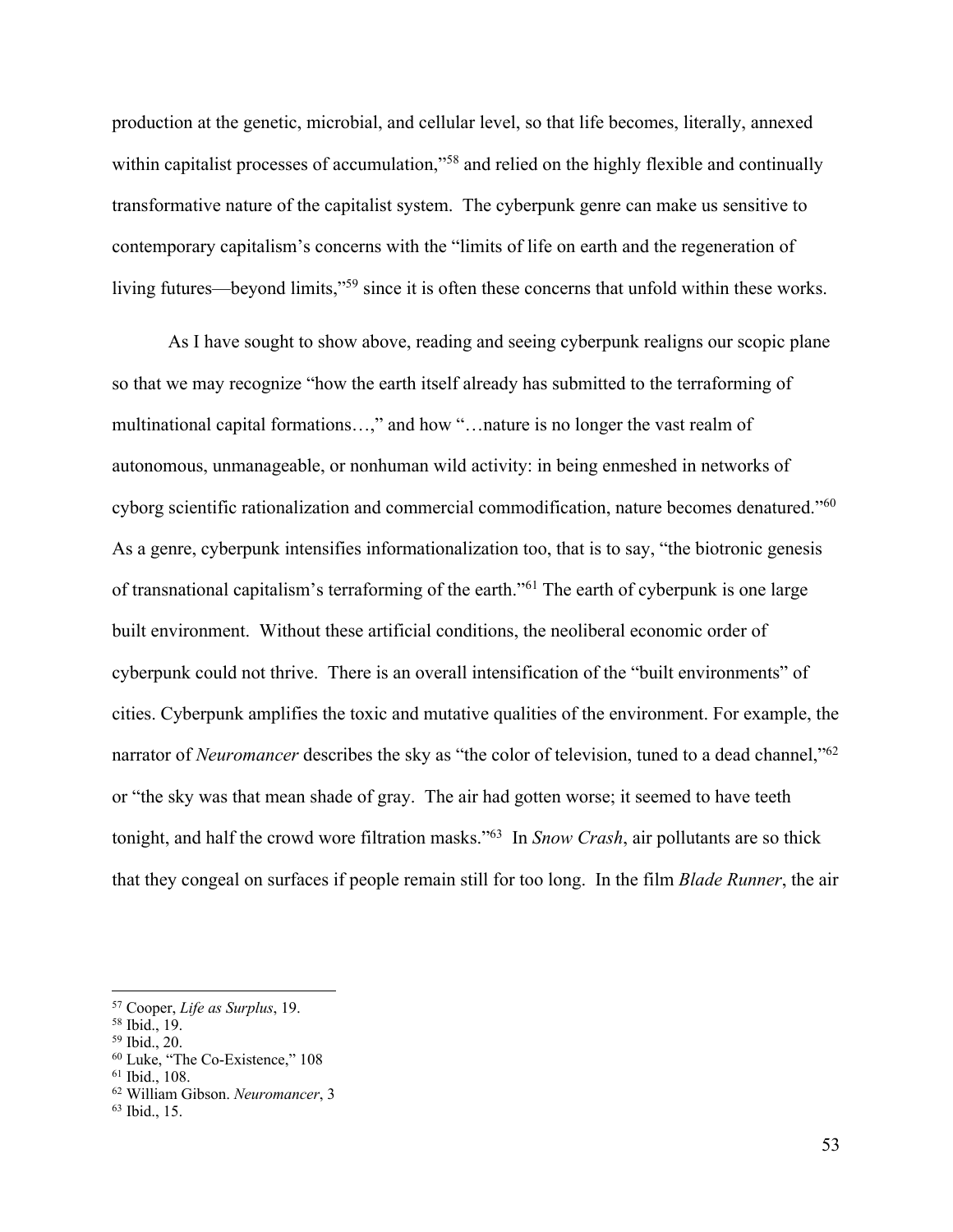production at the genetic, microbial, and cellular level, so that life becomes, literally, annexed within capitalist processes of accumulation,"[58] and relied on the highly flexible and continually transformative nature of the capitalist system. The cyberpunk genre can make us sensitive to contemporary capitalism's concerns with the "limits of life on earth and the regeneration of living futures—beyond limits,"[59] since it is often these concerns that unfold within these works.

As I have sought to show above, reading and seeing cyberpunk realigns our scopic plane so that we may recognize "how the earth itself already has submitted to the terraforming of multinational capital formations…," and how "…nature is no longer the vast realm of autonomous, unmanageable, or nonhuman wild activity: in being enmeshed in networks of cyborg scientific rationalization and commercial commodification, nature becomes denatured."[60] As a genre, cyberpunk intensifies informationalization too, that is to say, "the biotronic genesis of transnational capitalism's terraforming of the earth."[61] The earth of cyberpunk is one large built environment. Without these artificial conditions, the neoliberal economic order of cyberpunk could not thrive. There is an overall intensification of the "built environments" of cities. Cyberpunk amplifies the toxic and mutative qualities of the environment. For example, the narrator of *Neuromancer* describes the sky as "the color of television, tuned to a dead channel,"[62] or "the sky was that mean shade of gray. The air had gotten worse; it seemed to have teeth tonight, and half the crowd wore filtration masks."[63] In *Snow Crash*, air pollutants are so thick that they congeal on surfaces if people remain still for too long. In the film *Blade Runner*, the air

---

[57] Cooper, *Life as Surplus*, 19.
[58] Ibid., 19.
[59] Ibid., 20.
[60] Luke, "The Co-Existence," 108
[61] Ibid., 108.
[62] William Gibson. *Neuromancer*, 3
[63] Ibid., 15.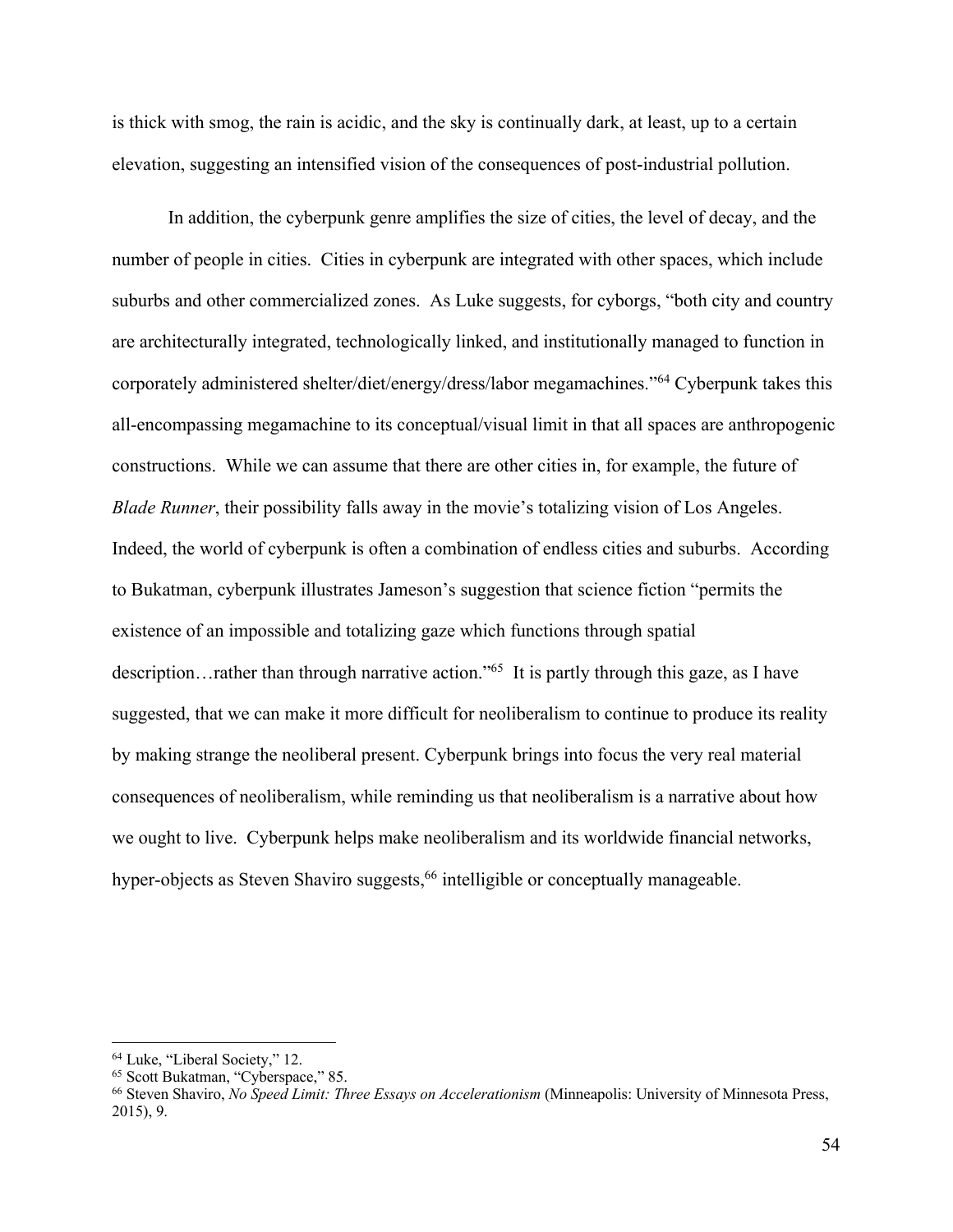is thick with smog, the rain is acidic, and the sky is continually dark, at least, up to a certain elevation, suggesting an intensified vision of the consequences of post-industrial pollution.

In addition, the cyberpunk genre amplifies the size of cities, the level of decay, and the number of people in cities. Cities in cyberpunk are integrated with other spaces, which include suburbs and other commercialized zones. As Luke suggests, for cyborgs, "both city and country are architecturally integrated, technologically linked, and institutionally managed to function in corporately administered shelter/diet/energy/dress/labor megamachines."[64] Cyberpunk takes this all-encompassing megamachine to its conceptual/visual limit in that all spaces are anthropogenic constructions. While we can assume that there are other cities in, for example, the future of *Blade Runner*, their possibility falls away in the movie's totalizing vision of Los Angeles. Indeed, the world of cyberpunk is often a combination of endless cities and suburbs. According to Bukatman, cyberpunk illustrates Jameson's suggestion that science fiction "permits the existence of an impossible and totalizing gaze which functions through spatial description…rather than through narrative action."[65] It is partly through this gaze, as I have suggested, that we can make it more difficult for neoliberalism to continue to produce its reality by making strange the neoliberal present. Cyberpunk brings into focus the very real material consequences of neoliberalism, while reminding us that neoliberalism is a narrative about how we ought to live. Cyberpunk helps make neoliberalism and its worldwide financial networks, hyper-objects as Steven Shaviro suggests,[66] intelligible or conceptually manageable.

---

[64] Luke, "Liberal Society," 12.

[65] Scott Bukatman, "Cyberspace," 85.

[66] Steven Shaviro, *No Speed Limit: Three Essays on Accelerationism* (Minneapolis: University of Minnesota Press, 2015), 9.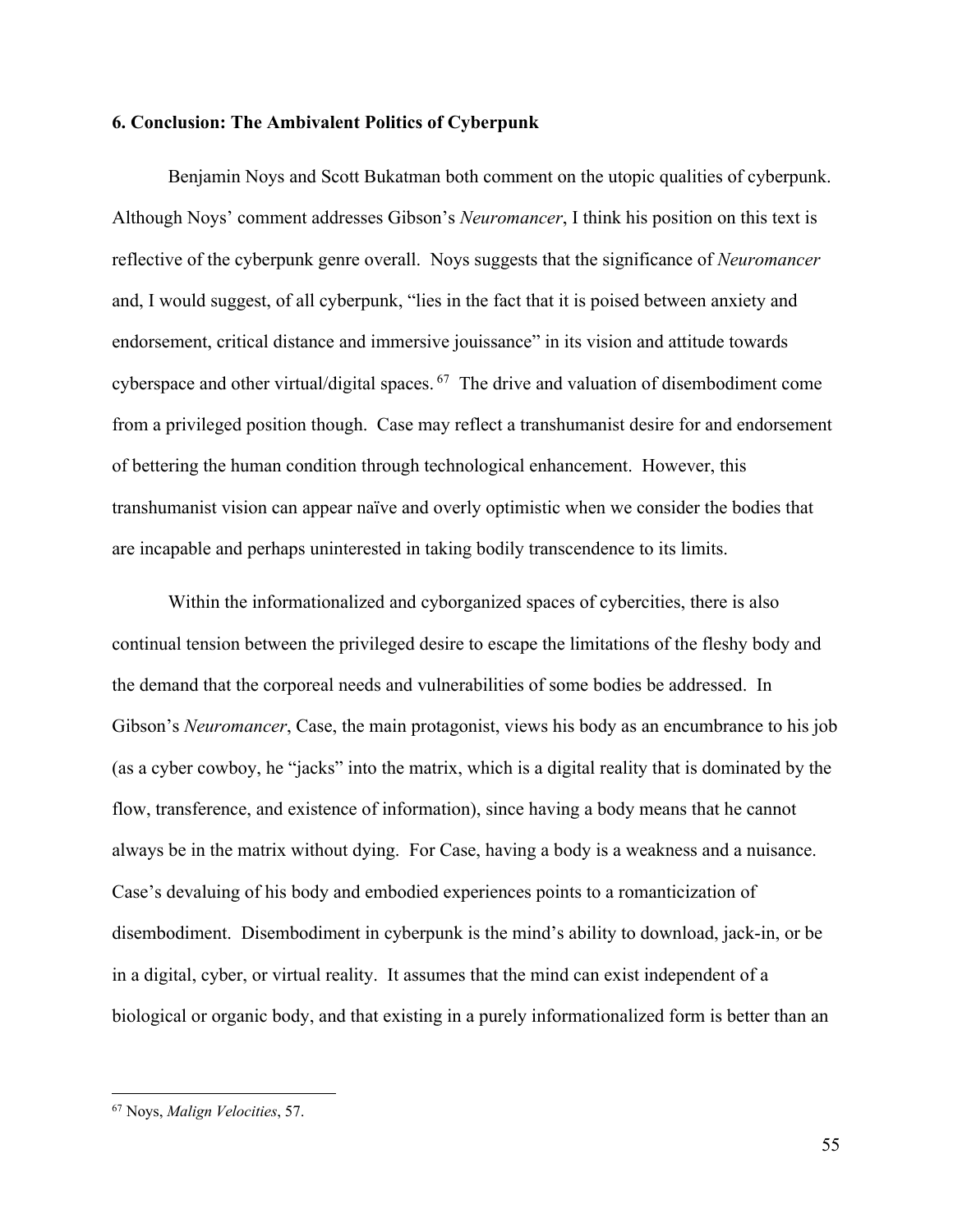## 6. Conclusion: The Ambivalent Politics of Cyberpunk

Benjamin Noys and Scott Bukatman both comment on the utopic qualities of cyberpunk. Although Noys' comment addresses Gibson's *Neuromancer*, I think his position on this text is reflective of the cyberpunk genre overall. Noys suggests that the significance of *Neuromancer* and, I would suggest, of all cyberpunk, "lies in the fact that it is poised between anxiety and endorsement, critical distance and immersive jouissance" in its vision and attitude towards cyberspace and other virtual/digital spaces.[67] The drive and valuation of disembodiment come from a privileged position though. Case may reflect a transhumanist desire for and endorsement of bettering the human condition through technological enhancement. However, this transhumanist vision can appear naïve and overly optimistic when we consider the bodies that are incapable and perhaps uninterested in taking bodily transcendence to its limits.

Within the informationalized and cyborganized spaces of cybercities, there is also continual tension between the privileged desire to escape the limitations of the fleshy body and the demand that the corporeal needs and vulnerabilities of some bodies be addressed. In Gibson's *Neuromancer*, Case, the main protagonist, views his body as an encumbrance to his job (as a cyber cowboy, he "jacks" into the matrix, which is a digital reality that is dominated by the flow, transference, and existence of information), since having a body means that he cannot always be in the matrix without dying. For Case, having a body is a weakness and a nuisance. Case's devaluing of his body and embodied experiences points to a romanticization of disembodiment. Disembodiment in cyberpunk is the mind's ability to download, jack-in, or be in a digital, cyber, or virtual reality. It assumes that the mind can exist independent of a biological or organic body, and that existing in a purely informationalized form is better than an

[67] Noys, *Malign Velocities*, 57.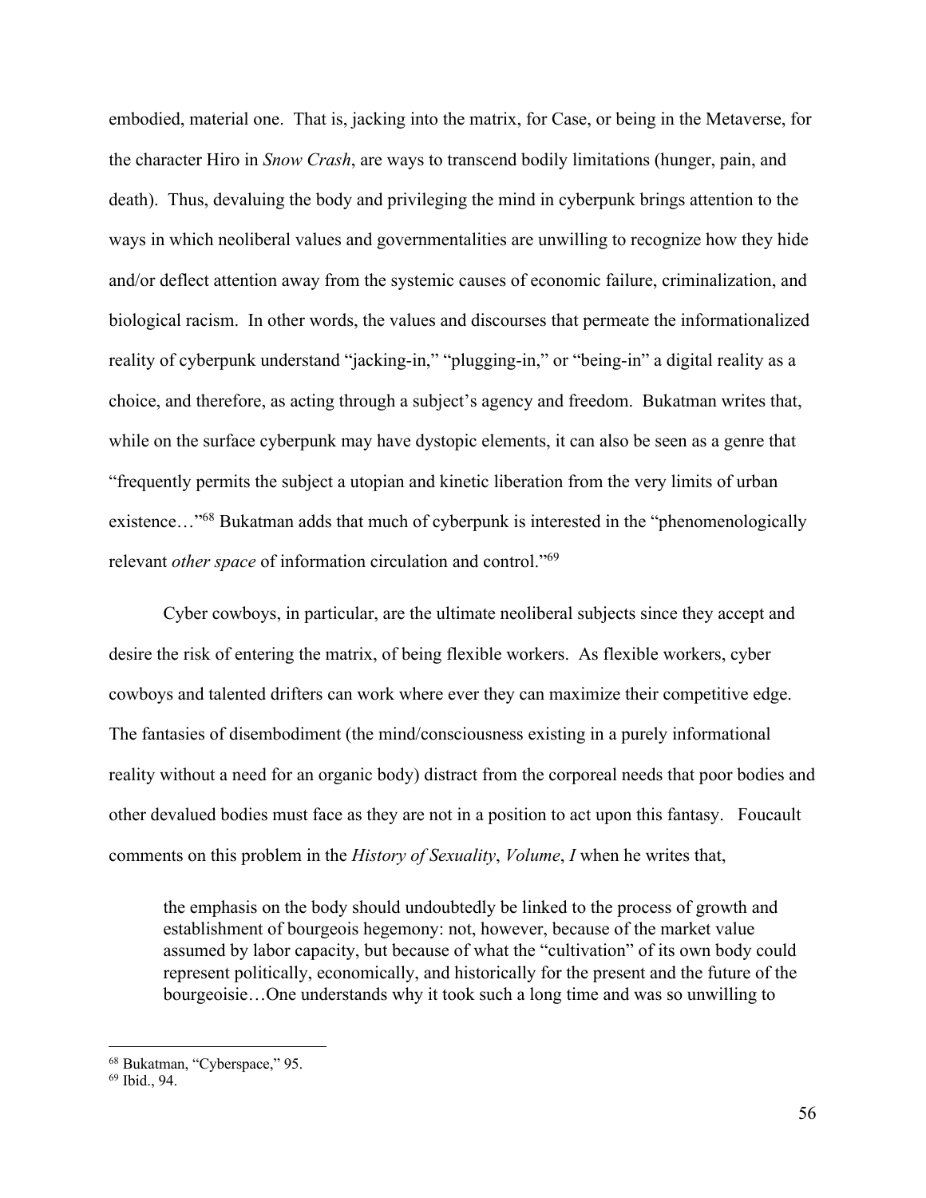embodied, material one. That is, jacking into the matrix, for Case, or being in the Metaverse, for the character Hiro in *Snow Crash*, are ways to transcend bodily limitations (hunger, pain, and death). Thus, devaluing the body and privileging the mind in cyberpunk brings attention to the ways in which neoliberal values and governmentalities are unwilling to recognize how they hide and/or deflect attention away from the systemic causes of economic failure, criminalization, and biological racism. In other words, the values and discourses that permeate the informationalized reality of cyberpunk understand "jacking-in," "plugging-in," or "being-in" a digital reality as a choice, and therefore, as acting through a subject's agency and freedom. Bukatman writes that, while on the surface cyberpunk may have dystopic elements, it can also be seen as a genre that "frequently permits the subject a utopian and kinetic liberation from the very limits of urban existence…"[68] Bukatman adds that much of cyberpunk is interested in the "phenomenologically relevant *other space* of information circulation and control."[69]

Cyber cowboys, in particular, are the ultimate neoliberal subjects since they accept and desire the risk of entering the matrix, of being flexible workers. As flexible workers, cyber cowboys and talented drifters can work where ever they can maximize their competitive edge. The fantasies of disembodiment (the mind/consciousness existing in a purely informational reality without a need for an organic body) distract from the corporeal needs that poor bodies and other devalued bodies must face as they are not in a position to act upon this fantasy. Foucault comments on this problem in the *History of Sexuality*, *Volume*, *I* when he writes that,

> the emphasis on the body should undoubtedly be linked to the process of growth and establishment of bourgeois hegemony: not, however, because of the market value assumed by labor capacity, but because of what the "cultivation" of its own body could represent politically, economically, and historically for the present and the future of the bourgeoisie…One understands why it took such a long time and was so unwilling to

---

[68] Bukatman, "Cyberspace," 95.

[69] Ibid., 94.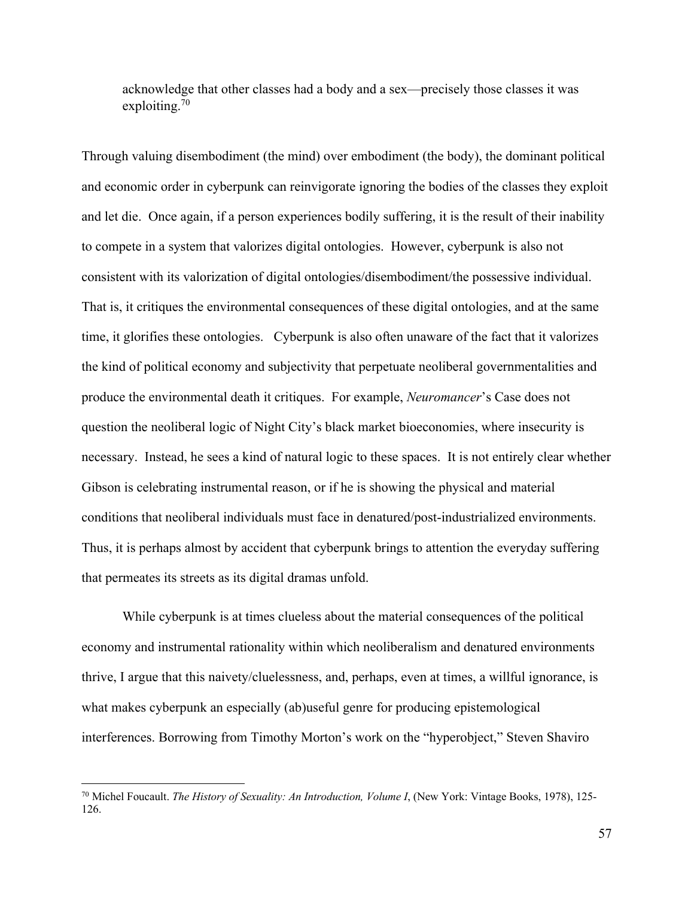> acknowledge that other classes had a body and a sex—precisely those classes it was exploiting.[70]

Through valuing disembodiment (the mind) over embodiment (the body), the dominant political and economic order in cyberpunk can reinvigorate ignoring the bodies of the classes they exploit and let die. Once again, if a person experiences bodily suffering, it is the result of their inability to compete in a system that valorizes digital ontologies. However, cyberpunk is also not consistent with its valorization of digital ontologies/disembodiment/the possessive individual. That is, it critiques the environmental consequences of these digital ontologies, and at the same time, it glorifies these ontologies. Cyberpunk is also often unaware of the fact that it valorizes the kind of political economy and subjectivity that perpetuate neoliberal governmentalities and produce the environmental death it critiques. For example, *Neuromancer*'s Case does not question the neoliberal logic of Night City's black market bioeconomies, where insecurity is necessary. Instead, he sees a kind of natural logic to these spaces. It is not entirely clear whether Gibson is celebrating instrumental reason, or if he is showing the physical and material conditions that neoliberal individuals must face in denatured/post-industrialized environments. Thus, it is perhaps almost by accident that cyberpunk brings to attention the everyday suffering that permeates its streets as its digital dramas unfold.

While cyberpunk is at times clueless about the material consequences of the political economy and instrumental rationality within which neoliberalism and denatured environments thrive, I argue that this naivety/cluelessness, and, perhaps, even at times, a willful ignorance, is what makes cyberpunk an especially (ab)useful genre for producing epistemological interferences. Borrowing from Timothy Morton's work on the "hyperobject," Steven Shaviro

---

[70] Michel Foucault. *The History of Sexuality: An Introduction, Volume I*, (New York: Vintage Books, 1978), 125-126.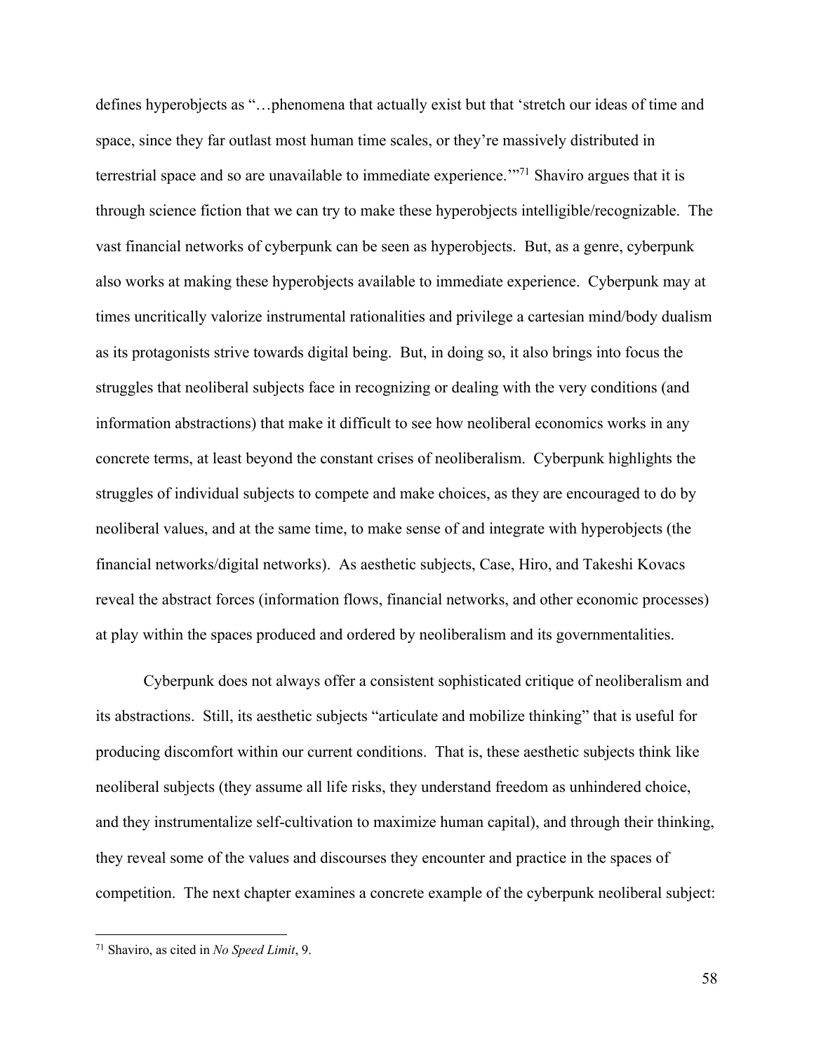defines hyperobjects as "…phenomena that actually exist but that 'stretch our ideas of time and space, since they far outlast most human time scales, or they're massively distributed in terrestrial space and so are unavailable to immediate experience.'"[71] Shaviro argues that it is through science fiction that we can try to make these hyperobjects intelligible/recognizable. The vast financial networks of cyberpunk can be seen as hyperobjects. But, as a genre, cyberpunk also works at making these hyperobjects available to immediate experience. Cyberpunk may at times uncritically valorize instrumental rationalities and privilege a cartesian mind/body dualism as its protagonists strive towards digital being. But, in doing so, it also brings into focus the struggles that neoliberal subjects face in recognizing or dealing with the very conditions (and information abstractions) that make it difficult to see how neoliberal economics works in any concrete terms, at least beyond the constant crises of neoliberalism. Cyberpunk highlights the struggles of individual subjects to compete and make choices, as they are encouraged to do by neoliberal values, and at the same time, to make sense of and integrate with hyperobjects (the financial networks/digital networks). As aesthetic subjects, Case, Hiro, and Takeshi Kovacs reveal the abstract forces (information flows, financial networks, and other economic processes) at play within the spaces produced and ordered by neoliberalism and its governmentalities.

Cyberpunk does not always offer a consistent sophisticated critique of neoliberalism and its abstractions. Still, its aesthetic subjects "articulate and mobilize thinking" that is useful for producing discomfort within our current conditions. That is, these aesthetic subjects think like neoliberal subjects (they assume all life risks, they understand freedom as unhindered choice, and they instrumentalize self-cultivation to maximize human capital), and through their thinking, they reveal some of the values and discourses they encounter and practice in the spaces of competition. The next chapter examines a concrete example of the cyberpunk neoliberal subject:

---

[71] Shaviro, as cited in *No Speed Limit*, 9.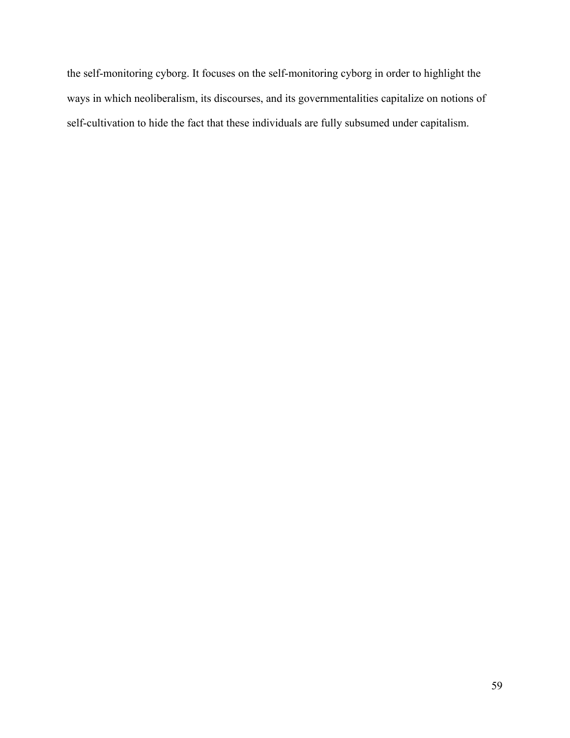the self-monitoring cyborg. It focuses on the self-monitoring cyborg in order to highlight the ways in which neoliberalism, its discourses, and its governmentalities capitalize on notions of self-cultivation to hide the fact that these individuals are fully subsumed under capitalism.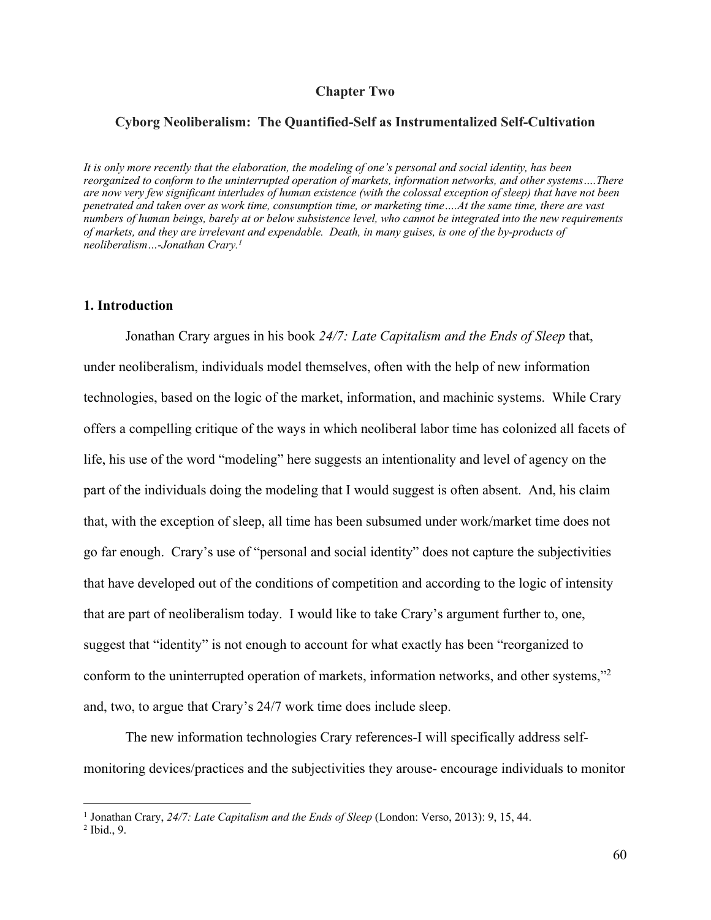**Chapter Two**

**Cyborg Neoliberalism: The Quantified-Self as Instrumentalized Self-Cultivation**

*It is only more recently that the elaboration, the modeling of one's personal and social identity, has been reorganized to conform to the uninterrupted operation of markets, information networks, and other systems….There are now very few significant interludes of human existence (with the colossal exception of sleep) that have not been penetrated and taken over as work time, consumption time, or marketing time….At the same time, there are vast numbers of human beings, barely at or below subsistence level, who cannot be integrated into the new requirements of markets, and they are irrelevant and expendable. Death, in many guises, is one of the by-products of neoliberalism…-Jonathan Crary.*[1]

## 1. Introduction

Jonathan Crary argues in his book *24/7: Late Capitalism and the Ends of Sleep* that, under neoliberalism, individuals model themselves, often with the help of new information technologies, based on the logic of the market, information, and machinic systems. While Crary offers a compelling critique of the ways in which neoliberal labor time has colonized all facets of life, his use of the word "modeling" here suggests an intentionality and level of agency on the part of the individuals doing the modeling that I would suggest is often absent. And, his claim that, with the exception of sleep, all time has been subsumed under work/market time does not go far enough. Crary's use of "personal and social identity" does not capture the subjectivities that have developed out of the conditions of competition and according to the logic of intensity that are part of neoliberalism today. I would like to take Crary's argument further to, one, suggest that "identity" is not enough to account for what exactly has been "reorganized to conform to the uninterrupted operation of markets, information networks, and other systems,"[2] and, two, to argue that Crary's 24/7 work time does include sleep.

The new information technologies Crary references-I will specifically address self-monitoring devices/practices and the subjectivities they arouse- encourage individuals to monitor

---

[1] Jonathan Crary, *24/7: Late Capitalism and the Ends of Sleep* (London: Verso, 2013): 9, 15, 44.

[2] Ibid., 9.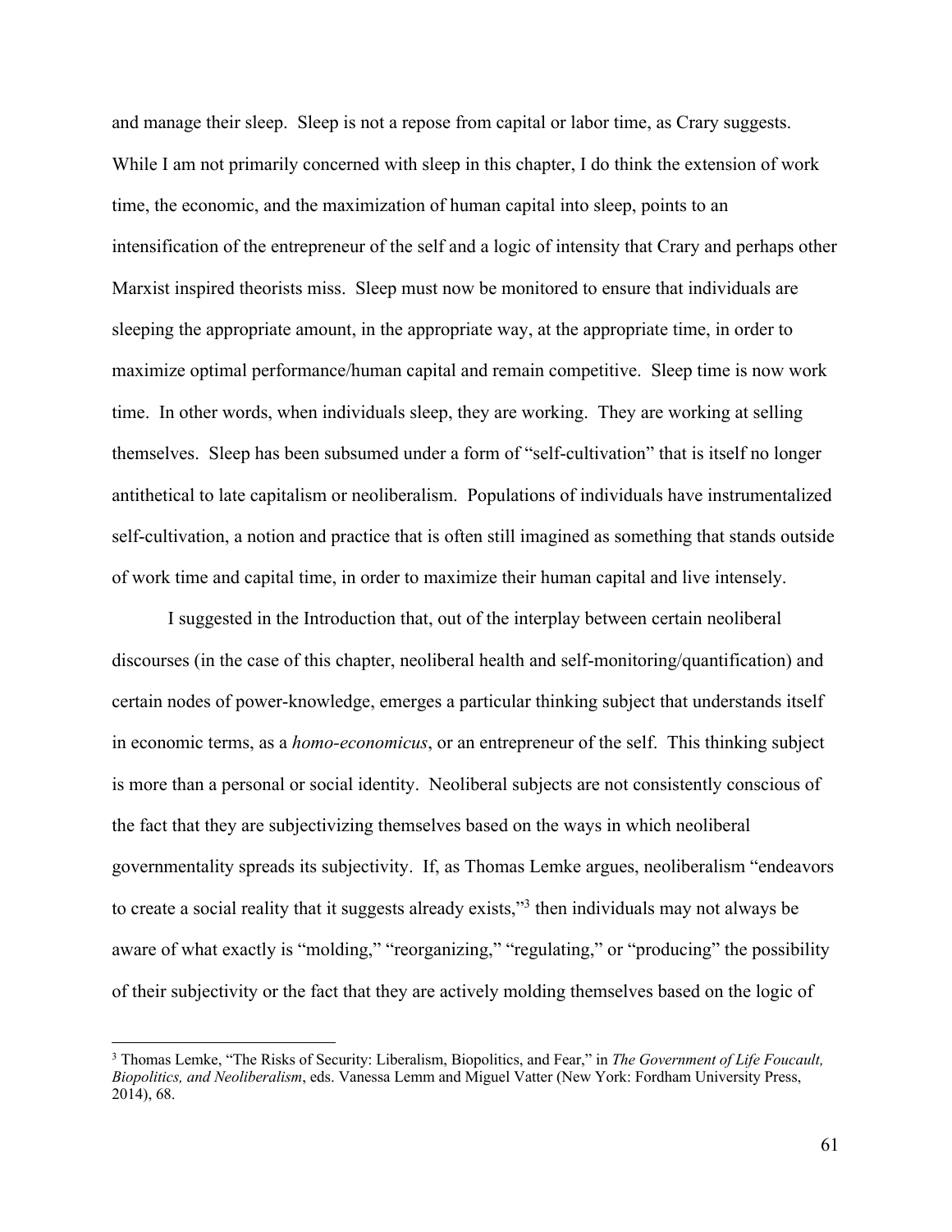and manage their sleep. Sleep is not a repose from capital or labor time, as Crary suggests. While I am not primarily concerned with sleep in this chapter, I do think the extension of work time, the economic, and the maximization of human capital into sleep, points to an intensification of the entrepreneur of the self and a logic of intensity that Crary and perhaps other Marxist inspired theorists miss. Sleep must now be monitored to ensure that individuals are sleeping the appropriate amount, in the appropriate way, at the appropriate time, in order to maximize optimal performance/human capital and remain competitive. Sleep time is now work time. In other words, when individuals sleep, they are working. They are working at selling themselves. Sleep has been subsumed under a form of "self-cultivation" that is itself no longer antithetical to late capitalism or neoliberalism. Populations of individuals have instrumentalized self-cultivation, a notion and practice that is often still imagined as something that stands outside of work time and capital time, in order to maximize their human capital and live intensely.

I suggested in the Introduction that, out of the interplay between certain neoliberal discourses (in the case of this chapter, neoliberal health and self-monitoring/quantification) and certain nodes of power-knowledge, emerges a particular thinking subject that understands itself in economic terms, as a *homo-economicus*, or an entrepreneur of the self. This thinking subject is more than a personal or social identity. Neoliberal subjects are not consistently conscious of the fact that they are subjectivizing themselves based on the ways in which neoliberal governmentality spreads its subjectivity. If, as Thomas Lemke argues, neoliberalism "endeavors to create a social reality that it suggests already exists,"[3] then individuals may not always be aware of what exactly is "molding," "reorganizing," "regulating," or "producing" the possibility of their subjectivity or the fact that they are actively molding themselves based on the logic of

---

[3] Thomas Lemke, "The Risks of Security: Liberalism, Biopolitics, and Fear," in *The Government of Life Foucault, Biopolitics, and Neoliberalism*, eds. Vanessa Lemm and Miguel Vatter (New York: Fordham University Press, 2014), 68.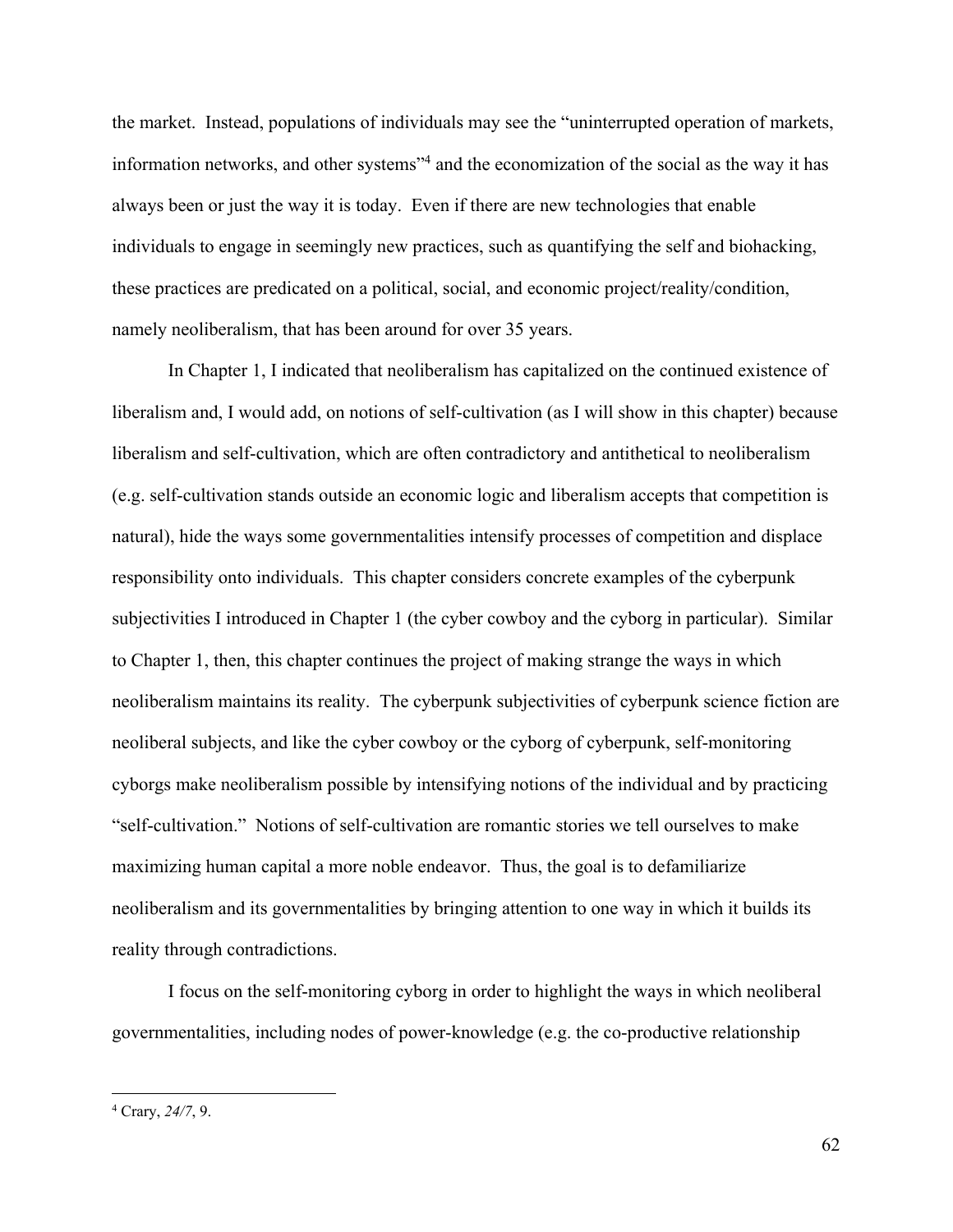the market. Instead, populations of individuals may see the "uninterrupted operation of markets, information networks, and other systems"[4] and the economization of the social as the way it has always been or just the way it is today. Even if there are new technologies that enable individuals to engage in seemingly new practices, such as quantifying the self and biohacking, these practices are predicated on a political, social, and economic project/reality/condition, namely neoliberalism, that has been around for over 35 years.

In Chapter 1, I indicated that neoliberalism has capitalized on the continued existence of liberalism and, I would add, on notions of self-cultivation (as I will show in this chapter) because liberalism and self-cultivation, which are often contradictory and antithetical to neoliberalism (e.g. self-cultivation stands outside an economic logic and liberalism accepts that competition is natural), hide the ways some governmentalities intensify processes of competition and displace responsibility onto individuals. This chapter considers concrete examples of the cyberpunk subjectivities I introduced in Chapter 1 (the cyber cowboy and the cyborg in particular). Similar to Chapter 1, then, this chapter continues the project of making strange the ways in which neoliberalism maintains its reality. The cyberpunk subjectivities of cyberpunk science fiction are neoliberal subjects, and like the cyber cowboy or the cyborg of cyberpunk, self-monitoring cyborgs make neoliberalism possible by intensifying notions of the individual and by practicing "self-cultivation." Notions of self-cultivation are romantic stories we tell ourselves to make maximizing human capital a more noble endeavor. Thus, the goal is to defamiliarize neoliberalism and its governmentalities by bringing attention to one way in which it builds its reality through contradictions.

I focus on the self-monitoring cyborg in order to highlight the ways in which neoliberal governmentalities, including nodes of power-knowledge (e.g. the co-productive relationship

---

[4] Crary, *24/7*, 9.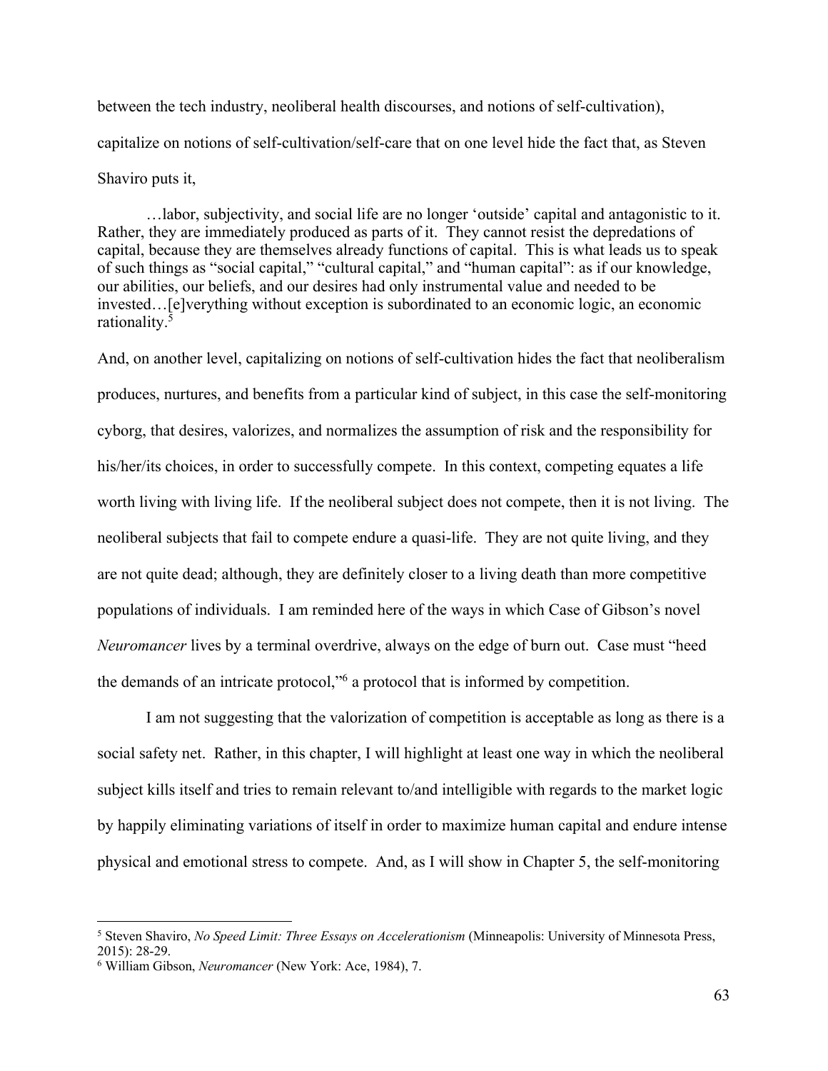between the tech industry, neoliberal health discourses, and notions of self-cultivation), capitalize on notions of self-cultivation/self-care that on one level hide the fact that, as Steven Shaviro puts it,

> …labor, subjectivity, and social life are no longer 'outside' capital and antagonistic to it. Rather, they are immediately produced as parts of it. They cannot resist the depredations of capital, because they are themselves already functions of capital. This is what leads us to speak of such things as "social capital," "cultural capital," and "human capital": as if our knowledge, our abilities, our beliefs, and our desires had only instrumental value and needed to be invested…[e]verything without exception is subordinated to an economic logic, an economic rationality.[5]

And, on another level, capitalizing on notions of self-cultivation hides the fact that neoliberalism produces, nurtures, and benefits from a particular kind of subject, in this case the self-monitoring cyborg, that desires, valorizes, and normalizes the assumption of risk and the responsibility for his/her/its choices, in order to successfully compete. In this context, competing equates a life worth living with living life. If the neoliberal subject does not compete, then it is not living. The neoliberal subjects that fail to compete endure a quasi-life. They are not quite living, and they are not quite dead; although, they are definitely closer to a living death than more competitive populations of individuals. I am reminded here of the ways in which Case of Gibson's novel *Neuromancer* lives by a terminal overdrive, always on the edge of burn out. Case must "heed the demands of an intricate protocol,"[6] a protocol that is informed by competition.

I am not suggesting that the valorization of competition is acceptable as long as there is a social safety net. Rather, in this chapter, I will highlight at least one way in which the neoliberal subject kills itself and tries to remain relevant to/and intelligible with regards to the market logic by happily eliminating variations of itself in order to maximize human capital and endure intense physical and emotional stress to compete. And, as I will show in Chapter 5, the self-monitoring

---

[5] Steven Shaviro, *No Speed Limit: Three Essays on Accelerationism* (Minneapolis: University of Minnesota Press, 2015): 28-29.

[6] William Gibson, *Neuromancer* (New York: Ace, 1984), 7.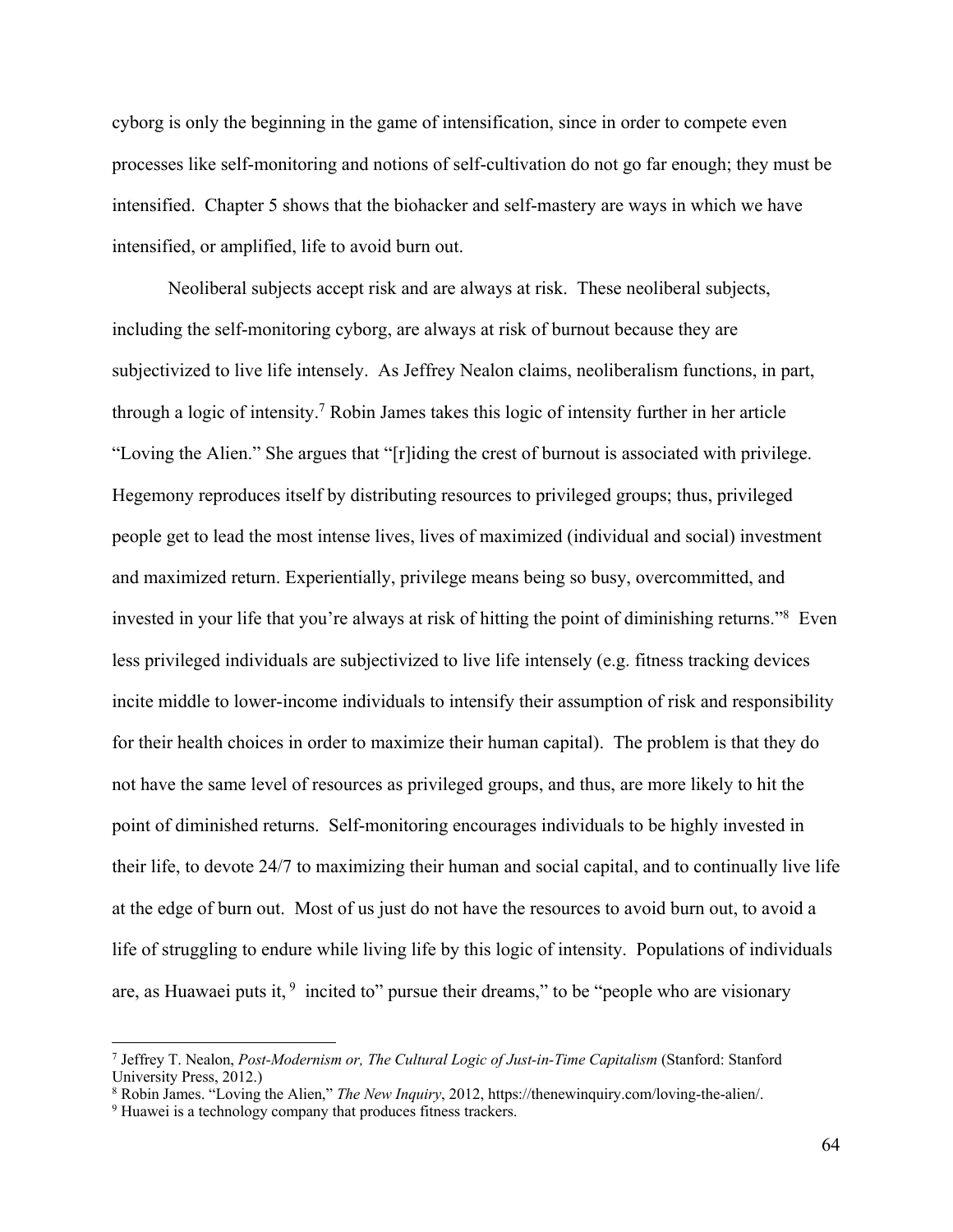cyborg is only the beginning in the game of intensification, since in order to compete even processes like self-monitoring and notions of self-cultivation do not go far enough; they must be intensified. Chapter 5 shows that the biohacker and self-mastery are ways in which we have intensified, or amplified, life to avoid burn out.

Neoliberal subjects accept risk and are always at risk. These neoliberal subjects, including the self-monitoring cyborg, are always at risk of burnout because they are subjectivized to live life intensely. As Jeffrey Nealon claims, neoliberalism functions, in part, through a logic of intensity.[7] Robin James takes this logic of intensity further in her article "Loving the Alien." She argues that "[r]iding the crest of burnout is associated with privilege. Hegemony reproduces itself by distributing resources to privileged groups; thus, privileged people get to lead the most intense lives, lives of maximized (individual and social) investment and maximized return. Experientially, privilege means being so busy, overcommitted, and invested in your life that you're always at risk of hitting the point of diminishing returns."[8] Even less privileged individuals are subjectivized to live life intensely (e.g. fitness tracking devices incite middle to lower-income individuals to intensify their assumption of risk and responsibility for their health choices in order to maximize their human capital). The problem is that they do not have the same level of resources as privileged groups, and thus, are more likely to hit the point of diminished returns. Self-monitoring encourages individuals to be highly invested in their life, to devote 24/7 to maximizing their human and social capital, and to continually live life at the edge of burn out. Most of us just do not have the resources to avoid burn out, to avoid a life of struggling to endure while living life by this logic of intensity. Populations of individuals are, as Huawaei puts it, [9] incited to" pursue their dreams," to be "people who are visionary

---

[7] Jeffrey T. Nealon, *Post-Modernism or, The Cultural Logic of Just-in-Time Capitalism* (Stanford: Stanford University Press, 2012.)

[8] Robin James. "Loving the Alien," *The New Inquiry*, 2012, https://thenewinquiry.com/loving-the-alien/.

[9] Huawei is a technology company that produces fitness trackers.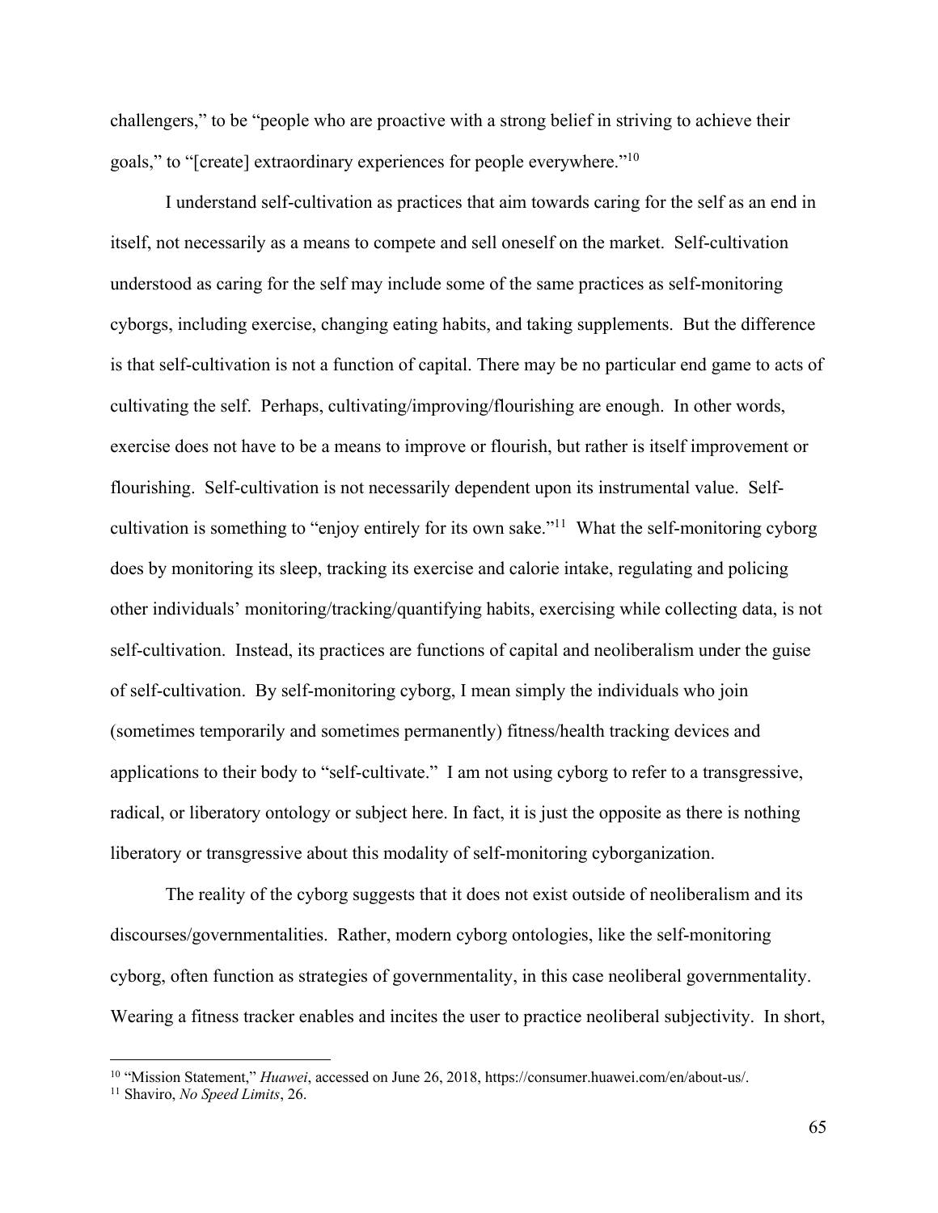challengers," to be "people who are proactive with a strong belief in striving to achieve their goals," to "[create] extraordinary experiences for people everywhere."[10]

I understand self-cultivation as practices that aim towards caring for the self as an end in itself, not necessarily as a means to compete and sell oneself on the market. Self-cultivation understood as caring for the self may include some of the same practices as self-monitoring cyborgs, including exercise, changing eating habits, and taking supplements. But the difference is that self-cultivation is not a function of capital. There may be no particular end game to acts of cultivating the self. Perhaps, cultivating/improving/flourishing are enough. In other words, exercise does not have to be a means to improve or flourish, but rather is itself improvement or flourishing. Self-cultivation is not necessarily dependent upon its instrumental value. Self-cultivation is something to "enjoy entirely for its own sake."[11] What the self-monitoring cyborg does by monitoring its sleep, tracking its exercise and calorie intake, regulating and policing other individuals' monitoring/tracking/quantifying habits, exercising while collecting data, is not self-cultivation. Instead, its practices are functions of capital and neoliberalism under the guise of self-cultivation. By self-monitoring cyborg, I mean simply the individuals who join (sometimes temporarily and sometimes permanently) fitness/health tracking devices and applications to their body to "self-cultivate." I am not using cyborg to refer to a transgressive, radical, or liberatory ontology or subject here. In fact, it is just the opposite as there is nothing liberatory or transgressive about this modality of self-monitoring cyborganization.

The reality of the cyborg suggests that it does not exist outside of neoliberalism and its discourses/governmentalities. Rather, modern cyborg ontologies, like the self-monitoring cyborg, often function as strategies of governmentality, in this case neoliberal governmentality. Wearing a fitness tracker enables and incites the user to practice neoliberal subjectivity. In short,

---

[10] "Mission Statement," *Huawei*, accessed on June 26, 2018, https://consumer.huawei.com/en/about-us/.

[11] Shaviro, *No Speed Limits*, 26.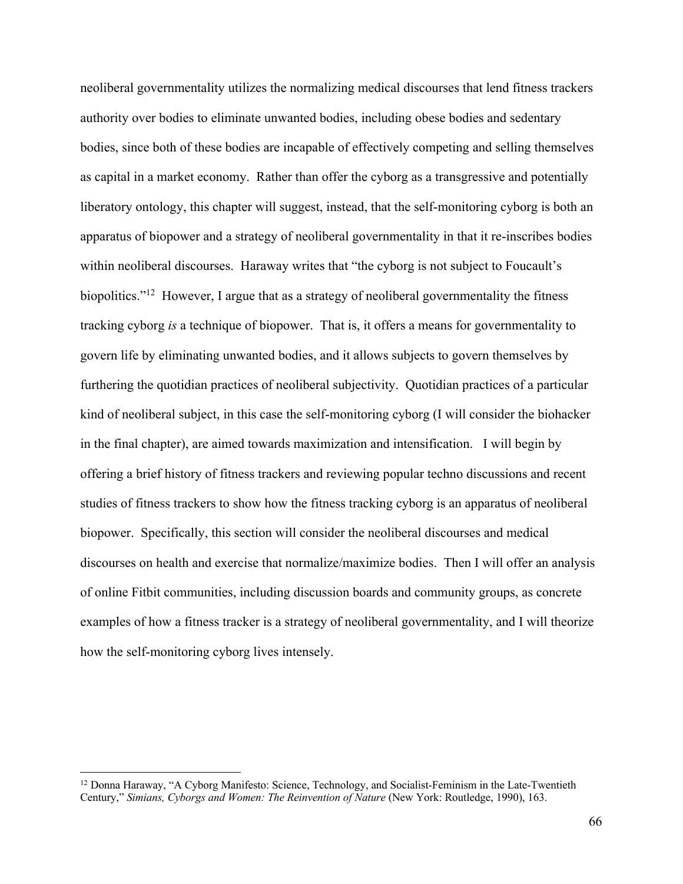neoliberal governmentality utilizes the normalizing medical discourses that lend fitness trackers authority over bodies to eliminate unwanted bodies, including obese bodies and sedentary bodies, since both of these bodies are incapable of effectively competing and selling themselves as capital in a market economy. Rather than offer the cyborg as a transgressive and potentially liberatory ontology, this chapter will suggest, instead, that the self-monitoring cyborg is both an apparatus of biopower and a strategy of neoliberal governmentality in that it re-inscribes bodies within neoliberal discourses. Haraway writes that "the cyborg is not subject to Foucault's biopolitics."[12] However, I argue that as a strategy of neoliberal governmentality the fitness tracking cyborg *is* a technique of biopower. That is, it offers a means for governmentality to govern life by eliminating unwanted bodies, and it allows subjects to govern themselves by furthering the quotidian practices of neoliberal subjectivity. Quotidian practices of a particular kind of neoliberal subject, in this case the self-monitoring cyborg (I will consider the biohacker in the final chapter), are aimed towards maximization and intensification. I will begin by offering a brief history of fitness trackers and reviewing popular techno discussions and recent studies of fitness trackers to show how the fitness tracking cyborg is an apparatus of neoliberal biopower. Specifically, this section will consider the neoliberal discourses and medical discourses on health and exercise that normalize/maximize bodies. Then I will offer an analysis of online Fitbit communities, including discussion boards and community groups, as concrete examples of how a fitness tracker is a strategy of neoliberal governmentality, and I will theorize how the self-monitoring cyborg lives intensely.

---

[12] Donna Haraway, "A Cyborg Manifesto: Science, Technology, and Socialist-Feminism in the Late-Twentieth Century," *Simians, Cyborgs and Women: The Reinvention of Nature* (New York: Routledge, 1990), 163.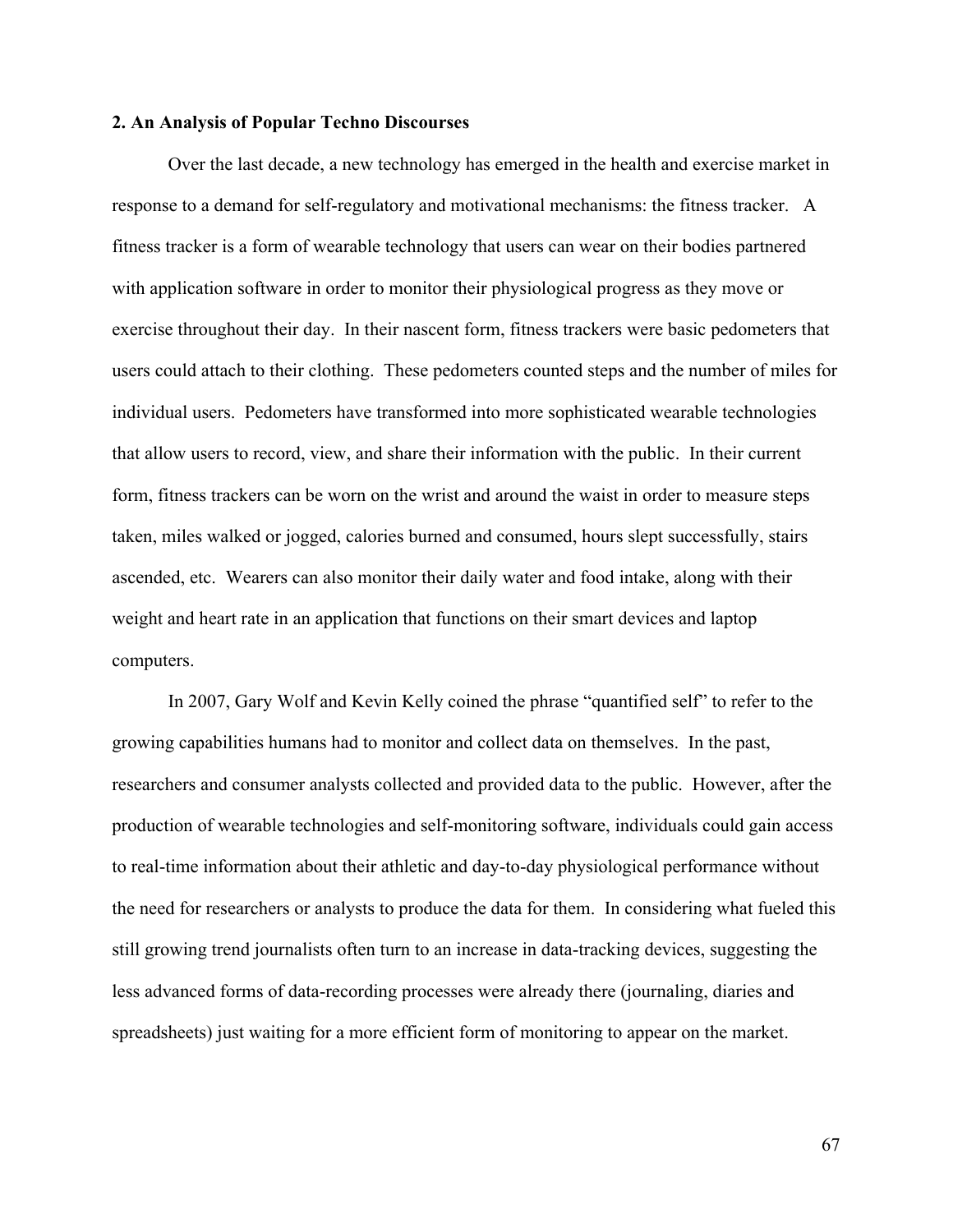## 2. An Analysis of Popular Techno Discourses

Over the last decade, a new technology has emerged in the health and exercise market in response to a demand for self-regulatory and motivational mechanisms: the fitness tracker. A fitness tracker is a form of wearable technology that users can wear on their bodies partnered with application software in order to monitor their physiological progress as they move or exercise throughout their day. In their nascent form, fitness trackers were basic pedometers that users could attach to their clothing. These pedometers counted steps and the number of miles for individual users. Pedometers have transformed into more sophisticated wearable technologies that allow users to record, view, and share their information with the public. In their current form, fitness trackers can be worn on the wrist and around the waist in order to measure steps taken, miles walked or jogged, calories burned and consumed, hours slept successfully, stairs ascended, etc. Wearers can also monitor their daily water and food intake, along with their weight and heart rate in an application that functions on their smart devices and laptop computers.

In 2007, Gary Wolf and Kevin Kelly coined the phrase "quantified self" to refer to the growing capabilities humans had to monitor and collect data on themselves. In the past, researchers and consumer analysts collected and provided data to the public. However, after the production of wearable technologies and self-monitoring software, individuals could gain access to real-time information about their athletic and day-to-day physiological performance without the need for researchers or analysts to produce the data for them. In considering what fueled this still growing trend journalists often turn to an increase in data-tracking devices, suggesting the less advanced forms of data-recording processes were already there (journaling, diaries and spreadsheets) just waiting for a more efficient form of monitoring to appear on the market.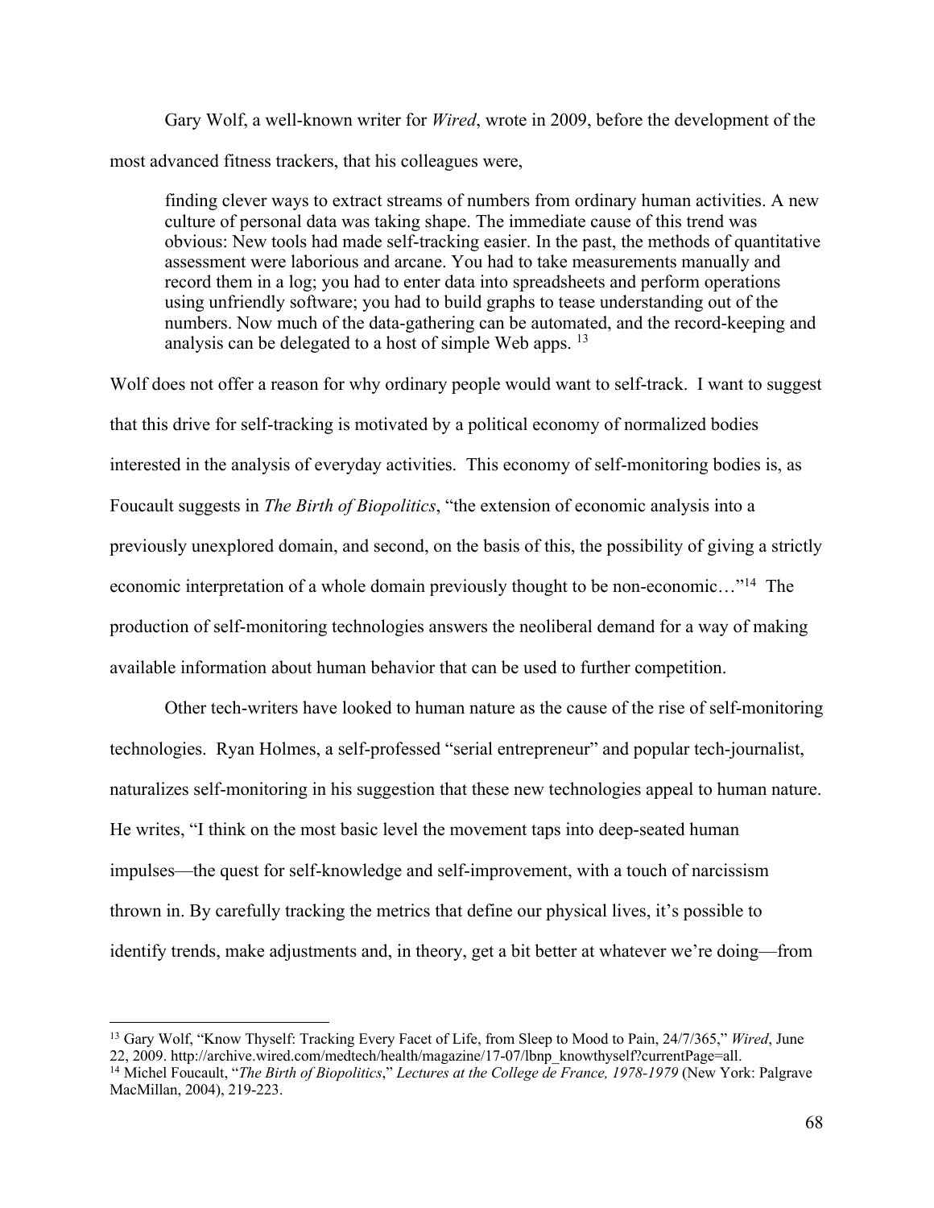Gary Wolf, a well-known writer for *Wired*, wrote in 2009, before the development of the most advanced fitness trackers, that his colleagues were,

> finding clever ways to extract streams of numbers from ordinary human activities. A new culture of personal data was taking shape. The immediate cause of this trend was obvious: New tools had made self-tracking easier. In the past, the methods of quantitative assessment were laborious and arcane. You had to take measurements manually and record them in a log; you had to enter data into spreadsheets and perform operations using unfriendly software; you had to build graphs to tease understanding out of the numbers. Now much of the data-gathering can be automated, and the record-keeping and analysis can be delegated to a host of simple Web apps. [13]

Wolf does not offer a reason for why ordinary people would want to self-track. I want to suggest that this drive for self-tracking is motivated by a political economy of normalized bodies interested in the analysis of everyday activities. This economy of self-monitoring bodies is, as Foucault suggests in *The Birth of Biopolitics*, "the extension of economic analysis into a previously unexplored domain, and second, on the basis of this, the possibility of giving a strictly economic interpretation of a whole domain previously thought to be non-economic…"[14] The production of self-monitoring technologies answers the neoliberal demand for a way of making available information about human behavior that can be used to further competition.

Other tech-writers have looked to human nature as the cause of the rise of self-monitoring technologies. Ryan Holmes, a self-professed "serial entrepreneur" and popular tech-journalist, naturalizes self-monitoring in his suggestion that these new technologies appeal to human nature. He writes, "I think on the most basic level the movement taps into deep-seated human impulses—the quest for self-knowledge and self-improvement, with a touch of narcissism thrown in. By carefully tracking the metrics that define our physical lives, it's possible to identify trends, make adjustments and, in theory, get a bit better at whatever we're doing—from

---

[13] Gary Wolf, "Know Thyself: Tracking Every Facet of Life, from Sleep to Mood to Pain, 24/7/365," *Wired*, June 22, 2009. http://archive.wired.com/medtech/health/magazine/17-07/lbnp_knowthyself?currentPage=all.

[14] Michel Foucault, "*The Birth of Biopolitics*," *Lectures at the College de France, 1978-1979* (New York: Palgrave MacMillan, 2004), 219-223.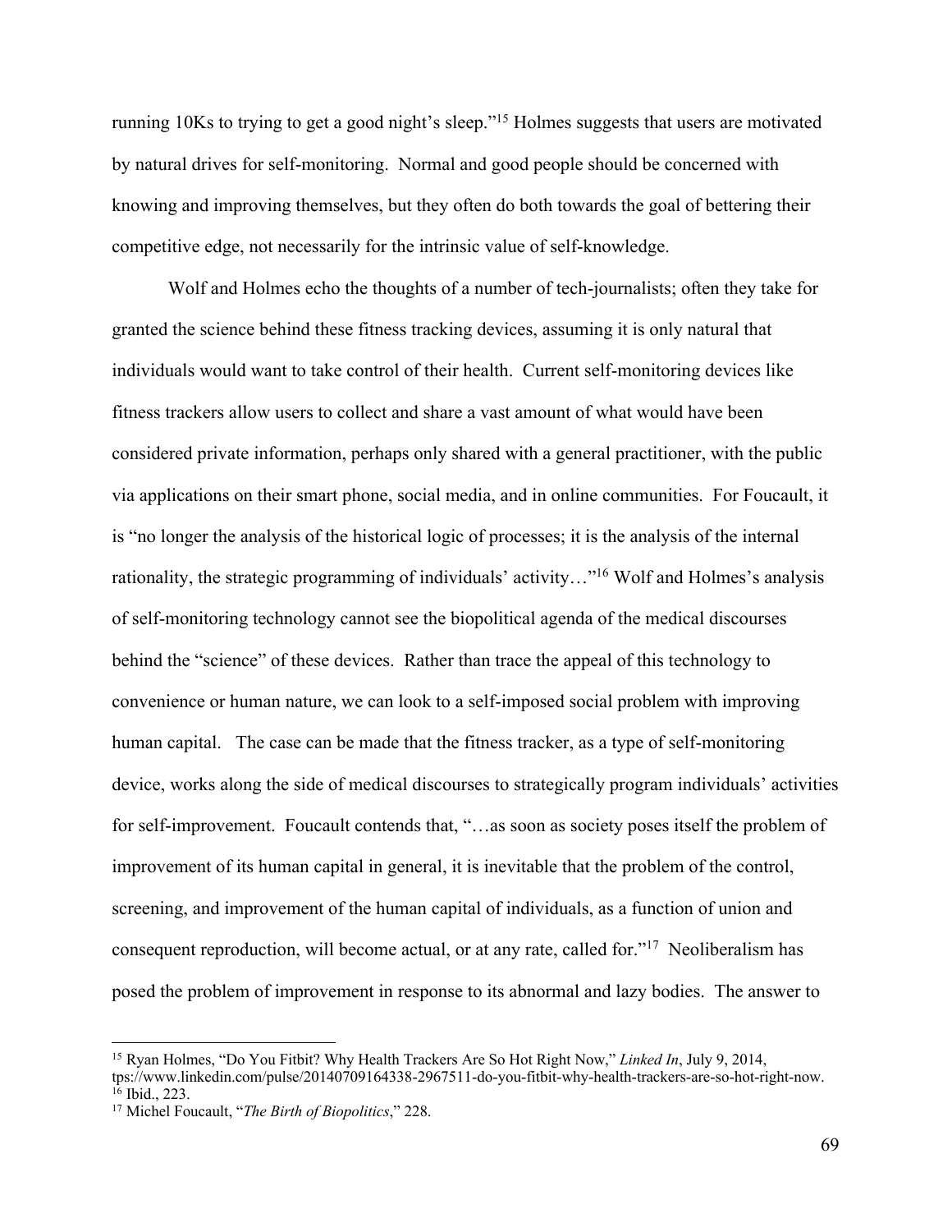running 10Ks to trying to get a good night's sleep."[15] Holmes suggests that users are motivated by natural drives for self-monitoring. Normal and good people should be concerned with knowing and improving themselves, but they often do both towards the goal of bettering their competitive edge, not necessarily for the intrinsic value of self-knowledge.

Wolf and Holmes echo the thoughts of a number of tech-journalists; often they take for granted the science behind these fitness tracking devices, assuming it is only natural that individuals would want to take control of their health. Current self-monitoring devices like fitness trackers allow users to collect and share a vast amount of what would have been considered private information, perhaps only shared with a general practitioner, with the public via applications on their smart phone, social media, and in online communities. For Foucault, it is "no longer the analysis of the historical logic of processes; it is the analysis of the internal rationality, the strategic programming of individuals' activity…"[16] Wolf and Holmes's analysis of self-monitoring technology cannot see the biopolitical agenda of the medical discourses behind the "science" of these devices. Rather than trace the appeal of this technology to convenience or human nature, we can look to a self-imposed social problem with improving human capital. The case can be made that the fitness tracker, as a type of self-monitoring device, works along the side of medical discourses to strategically program individuals' activities for self-improvement. Foucault contends that, "…as soon as society poses itself the problem of improvement of its human capital in general, it is inevitable that the problem of the control, screening, and improvement of the human capital of individuals, as a function of union and consequent reproduction, will become actual, or at any rate, called for."[17] Neoliberalism has posed the problem of improvement in response to its abnormal and lazy bodies. The answer to

---

[15] Ryan Holmes, "Do You Fitbit? Why Health Trackers Are So Hot Right Now," *Linked In*, July 9, 2014, tps://www.linkedin.com/pulse/20140709164338-2967511-do-you-fitbit-why-health-trackers-are-so-hot-right-now.

[16] Ibid., 223.

[17] Michel Foucault, "*The Birth of Biopolitics*," 228.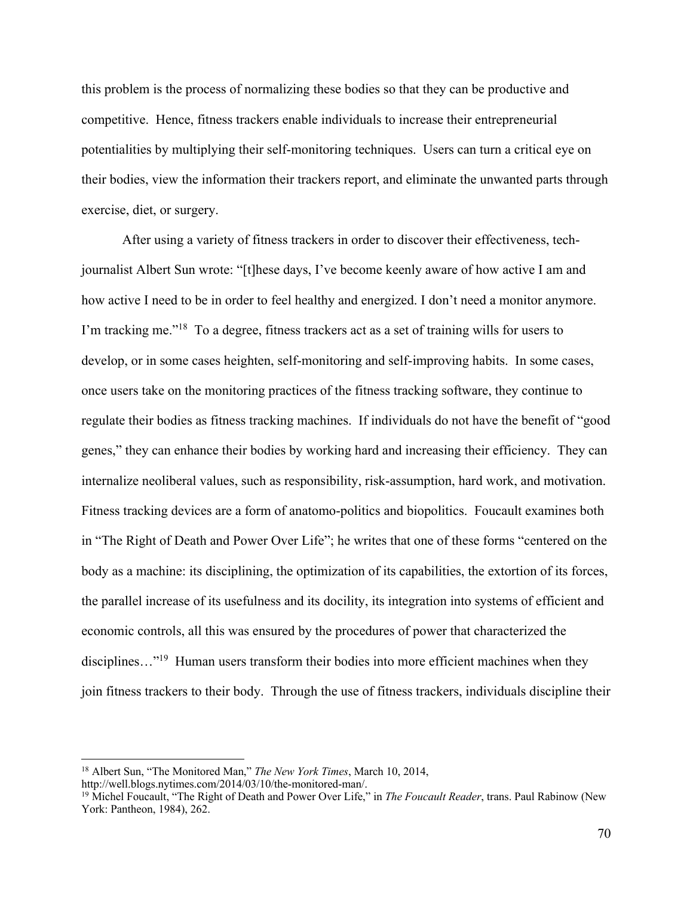this problem is the process of normalizing these bodies so that they can be productive and competitive. Hence, fitness trackers enable individuals to increase their entrepreneurial potentialities by multiplying their self-monitoring techniques. Users can turn a critical eye on their bodies, view the information their trackers report, and eliminate the unwanted parts through exercise, diet, or surgery.

After using a variety of fitness trackers in order to discover their effectiveness, tech-journalist Albert Sun wrote: "[t]hese days, I've become keenly aware of how active I am and how active I need to be in order to feel healthy and energized. I don't need a monitor anymore. I'm tracking me."[18] To a degree, fitness trackers act as a set of training wills for users to develop, or in some cases heighten, self-monitoring and self-improving habits. In some cases, once users take on the monitoring practices of the fitness tracking software, they continue to regulate their bodies as fitness tracking machines. If individuals do not have the benefit of "good genes," they can enhance their bodies by working hard and increasing their efficiency. They can internalize neoliberal values, such as responsibility, risk-assumption, hard work, and motivation. Fitness tracking devices are a form of anatomo-politics and biopolitics. Foucault examines both in "The Right of Death and Power Over Life"; he writes that one of these forms "centered on the body as a machine: its disciplining, the optimization of its capabilities, the extortion of its forces, the parallel increase of its usefulness and its docility, its integration into systems of efficient and economic controls, all this was ensured by the procedures of power that characterized the disciplines…"[19] Human users transform their bodies into more efficient machines when they join fitness trackers to their body. Through the use of fitness trackers, individuals discipline their

---

[18] Albert Sun, "The Monitored Man," *The New York Times*, March 10, 2014, http://well.blogs.nytimes.com/2014/03/10/the-monitored-man/.

[19] Michel Foucault, "The Right of Death and Power Over Life," in *The Foucault Reader*, trans. Paul Rabinow (New York: Pantheon, 1984), 262.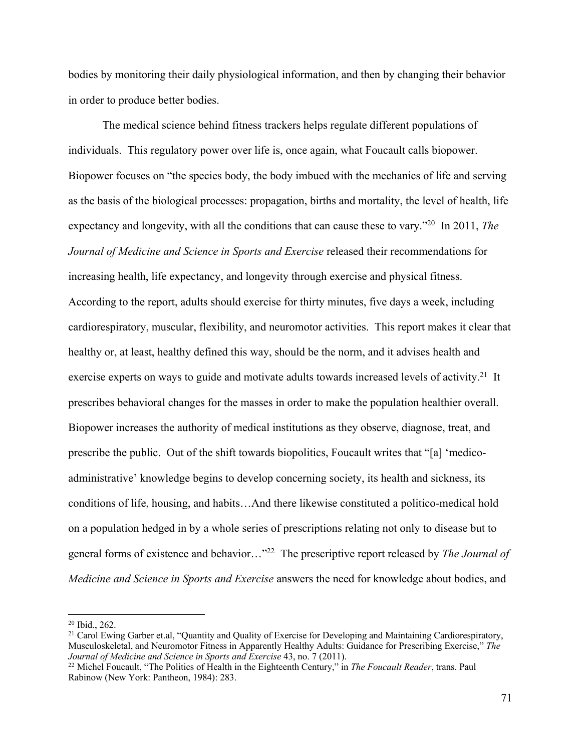bodies by monitoring their daily physiological information, and then by changing their behavior in order to produce better bodies.

The medical science behind fitness trackers helps regulate different populations of individuals. This regulatory power over life is, once again, what Foucault calls biopower. Biopower focuses on "the species body, the body imbued with the mechanics of life and serving as the basis of the biological processes: propagation, births and mortality, the level of health, life expectancy and longevity, with all the conditions that can cause these to vary."[20] In 2011, *The Journal of Medicine and Science in Sports and Exercise* released their recommendations for increasing health, life expectancy, and longevity through exercise and physical fitness. According to the report, adults should exercise for thirty minutes, five days a week, including cardiorespiratory, muscular, flexibility, and neuromotor activities. This report makes it clear that healthy or, at least, healthy defined this way, should be the norm, and it advises health and exercise experts on ways to guide and motivate adults towards increased levels of activity.[21] It prescribes behavioral changes for the masses in order to make the population healthier overall. Biopower increases the authority of medical institutions as they observe, diagnose, treat, and prescribe the public. Out of the shift towards biopolitics, Foucault writes that "[a] 'medico-administrative' knowledge begins to develop concerning society, its health and sickness, its conditions of life, housing, and habits…And there likewise constituted a politico-medical hold on a population hedged in by a whole series of prescriptions relating not only to disease but to general forms of existence and behavior…"[22] The prescriptive report released by *The Journal of Medicine and Science in Sports and Exercise* answers the need for knowledge about bodies, and

---

[20] Ibid., 262.

[21] Carol Ewing Garber et.al, "Quantity and Quality of Exercise for Developing and Maintaining Cardiorespiratory, Musculoskeletal, and Neuromotor Fitness in Apparently Healthy Adults: Guidance for Prescribing Exercise," *The Journal of Medicine and Science in Sports and Exercise* 43, no. 7 (2011).

[22] Michel Foucault, "The Politics of Health in the Eighteenth Century," in *The Foucault Reader*, trans. Paul Rabinow (New York: Pantheon, 1984): 283.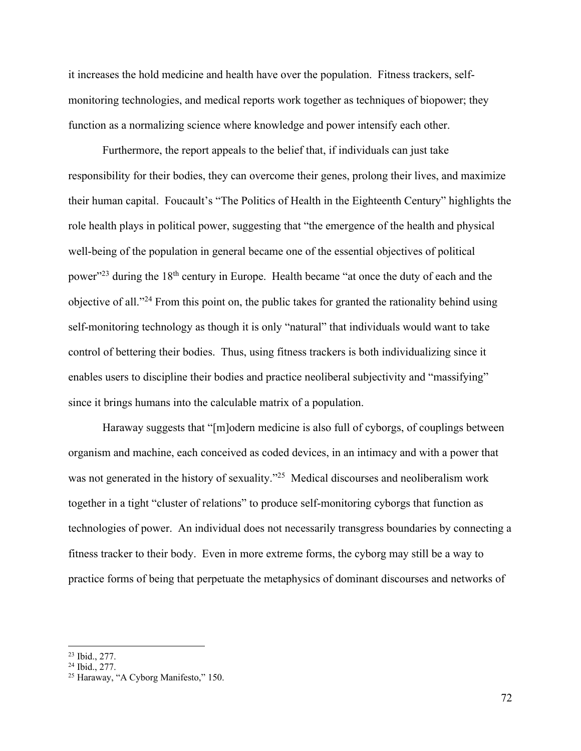it increases the hold medicine and health have over the population. Fitness trackers, self-monitoring technologies, and medical reports work together as techniques of biopower; they function as a normalizing science where knowledge and power intensify each other.

Furthermore, the report appeals to the belief that, if individuals can just take responsibility for their bodies, they can overcome their genes, prolong their lives, and maximize their human capital. Foucault's "The Politics of Health in the Eighteenth Century" highlights the role health plays in political power, suggesting that "the emergence of the health and physical well-being of the population in general became one of the essential objectives of political power"[23] during the 18th century in Europe. Health became "at once the duty of each and the objective of all."[24] From this point on, the public takes for granted the rationality behind using self-monitoring technology as though it is only "natural" that individuals would want to take control of bettering their bodies. Thus, using fitness trackers is both individualizing since it enables users to discipline their bodies and practice neoliberal subjectivity and "massifying" since it brings humans into the calculable matrix of a population.

Haraway suggests that "[m]odern medicine is also full of cyborgs, of couplings between organism and machine, each conceived as coded devices, in an intimacy and with a power that was not generated in the history of sexuality."[25] Medical discourses and neoliberalism work together in a tight "cluster of relations" to produce self-monitoring cyborgs that function as technologies of power. An individual does not necessarily transgress boundaries by connecting a fitness tracker to their body. Even in more extreme forms, the cyborg may still be a way to practice forms of being that perpetuate the metaphysics of dominant discourses and networks of

---

[23] Ibid., 277.
[24] Ibid., 277.
[25] Haraway, "A Cyborg Manifesto," 150.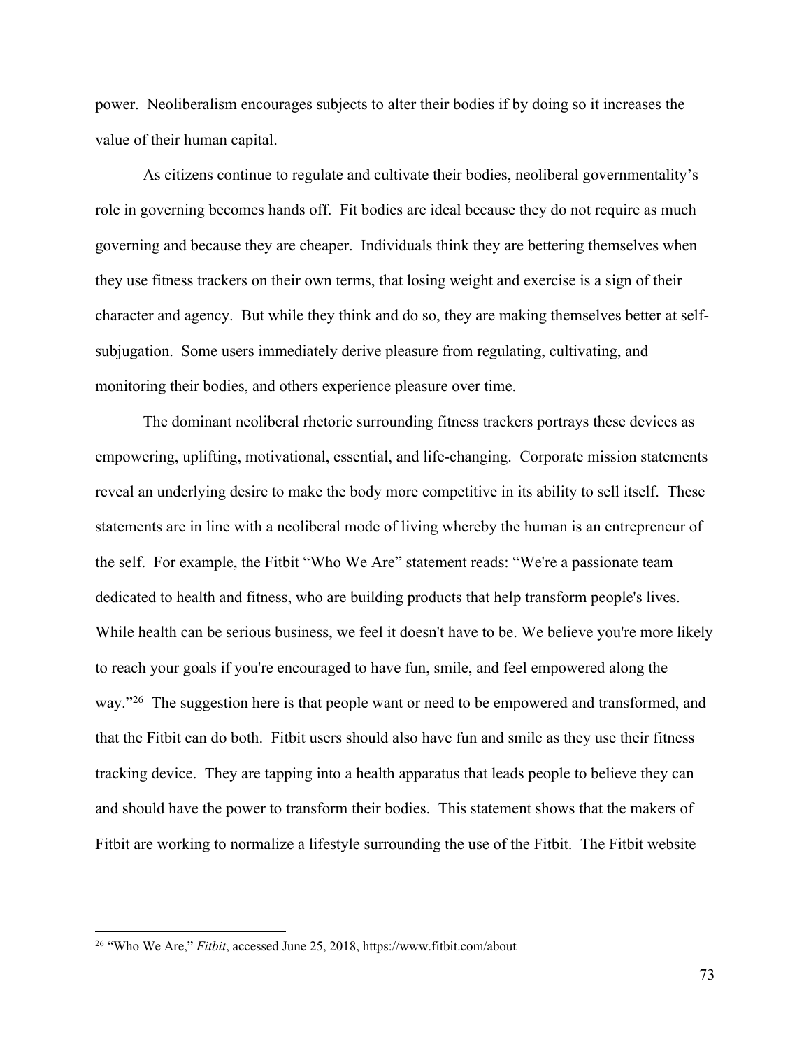power. Neoliberalism encourages subjects to alter their bodies if by doing so it increases the value of their human capital.

As citizens continue to regulate and cultivate their bodies, neoliberal governmentality's role in governing becomes hands off. Fit bodies are ideal because they do not require as much governing and because they are cheaper. Individuals think they are bettering themselves when they use fitness trackers on their own terms, that losing weight and exercise is a sign of their character and agency. But while they think and do so, they are making themselves better at self-subjugation. Some users immediately derive pleasure from regulating, cultivating, and monitoring their bodies, and others experience pleasure over time.

The dominant neoliberal rhetoric surrounding fitness trackers portrays these devices as empowering, uplifting, motivational, essential, and life-changing. Corporate mission statements reveal an underlying desire to make the body more competitive in its ability to sell itself. These statements are in line with a neoliberal mode of living whereby the human is an entrepreneur of the self. For example, the Fitbit "Who We Are" statement reads: "We're a passionate team dedicated to health and fitness, who are building products that help transform people's lives. While health can be serious business, we feel it doesn't have to be. We believe you're more likely to reach your goals if you're encouraged to have fun, smile, and feel empowered along the way."[26] The suggestion here is that people want or need to be empowered and transformed, and that the Fitbit can do both. Fitbit users should also have fun and smile as they use their fitness tracking device. They are tapping into a health apparatus that leads people to believe they can and should have the power to transform their bodies. This statement shows that the makers of Fitbit are working to normalize a lifestyle surrounding the use of the Fitbit. The Fitbit website

---

[26] "Who We Are," *Fitbit*, accessed June 25, 2018, https://www.fitbit.com/about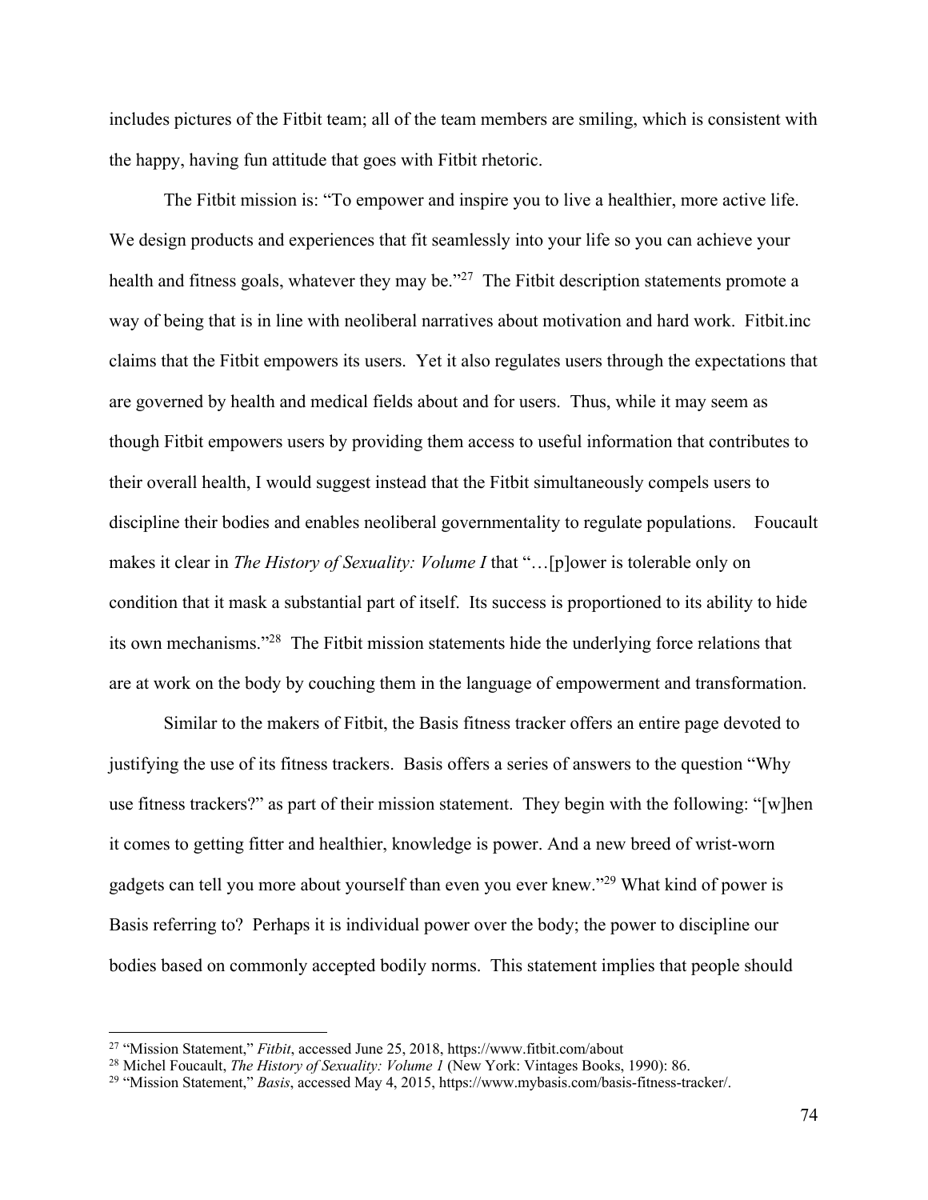includes pictures of the Fitbit team; all of the team members are smiling, which is consistent with the happy, having fun attitude that goes with Fitbit rhetoric.

The Fitbit mission is: "To empower and inspire you to live a healthier, more active life. We design products and experiences that fit seamlessly into your life so you can achieve your health and fitness goals, whatever they may be."[27] The Fitbit description statements promote a way of being that is in line with neoliberal narratives about motivation and hard work. Fitbit.inc claims that the Fitbit empowers its users. Yet it also regulates users through the expectations that are governed by health and medical fields about and for users. Thus, while it may seem as though Fitbit empowers users by providing them access to useful information that contributes to their overall health, I would suggest instead that the Fitbit simultaneously compels users to discipline their bodies and enables neoliberal governmentality to regulate populations. Foucault makes it clear in *The History of Sexuality: Volume I* that "…[p]ower is tolerable only on condition that it mask a substantial part of itself. Its success is proportioned to its ability to hide its own mechanisms."[28] The Fitbit mission statements hide the underlying force relations that are at work on the body by couching them in the language of empowerment and transformation.

Similar to the makers of Fitbit, the Basis fitness tracker offers an entire page devoted to justifying the use of its fitness trackers. Basis offers a series of answers to the question "Why use fitness trackers?" as part of their mission statement. They begin with the following: "[w]hen it comes to getting fitter and healthier, knowledge is power. And a new breed of wrist-worn gadgets can tell you more about yourself than even you ever knew."[29] What kind of power is Basis referring to? Perhaps it is individual power over the body; the power to discipline our bodies based on commonly accepted bodily norms. This statement implies that people should

---

[27] "Mission Statement," *Fitbit*, accessed June 25, 2018, https://www.fitbit.com/about

[28] Michel Foucault, *The History of Sexuality: Volume 1* (New York: Vintages Books, 1990): 86.

[29] "Mission Statement," *Basis*, accessed May 4, 2015, https://www.mybasis.com/basis-fitness-tracker/.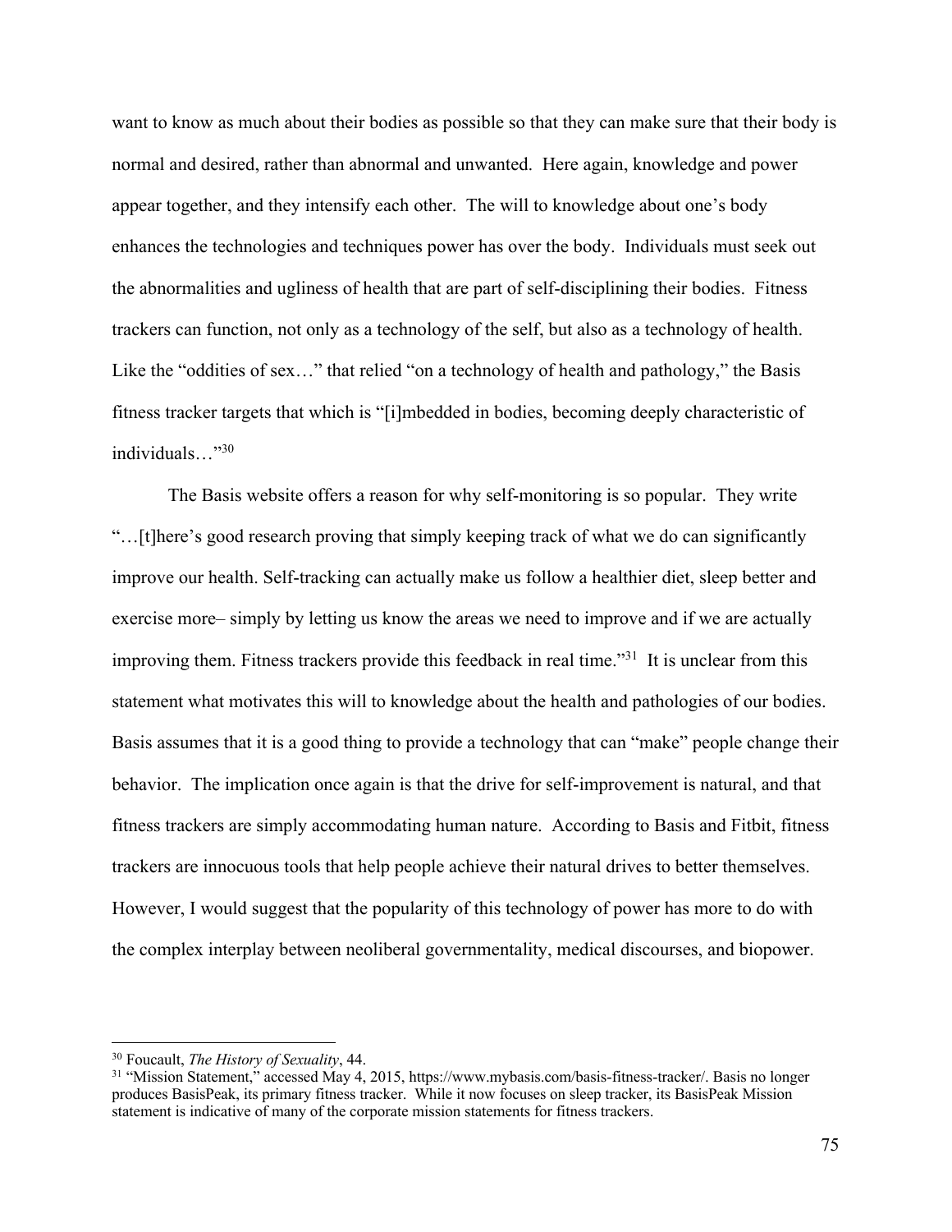want to know as much about their bodies as possible so that they can make sure that their body is normal and desired, rather than abnormal and unwanted. Here again, knowledge and power appear together, and they intensify each other. The will to knowledge about one's body enhances the technologies and techniques power has over the body. Individuals must seek out the abnormalities and ugliness of health that are part of self-disciplining their bodies. Fitness trackers can function, not only as a technology of the self, but also as a technology of health. Like the "oddities of sex…" that relied "on a technology of health and pathology," the Basis fitness tracker targets that which is "[i]mbedded in bodies, becoming deeply characteristic of individuals…"[30]

The Basis website offers a reason for why self-monitoring is so popular. They write "…[t]here's good research proving that simply keeping track of what we do can significantly improve our health. Self-tracking can actually make us follow a healthier diet, sleep better and exercise more– simply by letting us know the areas we need to improve and if we are actually improving them. Fitness trackers provide this feedback in real time."[31] It is unclear from this statement what motivates this will to knowledge about the health and pathologies of our bodies. Basis assumes that it is a good thing to provide a technology that can "make" people change their behavior. The implication once again is that the drive for self-improvement is natural, and that fitness trackers are simply accommodating human nature. According to Basis and Fitbit, fitness trackers are innocuous tools that help people achieve their natural drives to better themselves. However, I would suggest that the popularity of this technology of power has more to do with the complex interplay between neoliberal governmentality, medical discourses, and biopower.

---

[30] Foucault, *The History of Sexuality*, 44.

[31] "Mission Statement," accessed May 4, 2015, https://www.mybasis.com/basis-fitness-tracker/. Basis no longer produces BasisPeak, its primary fitness tracker. While it now focuses on sleep tracker, its BasisPeak Mission statement is indicative of many of the corporate mission statements for fitness trackers.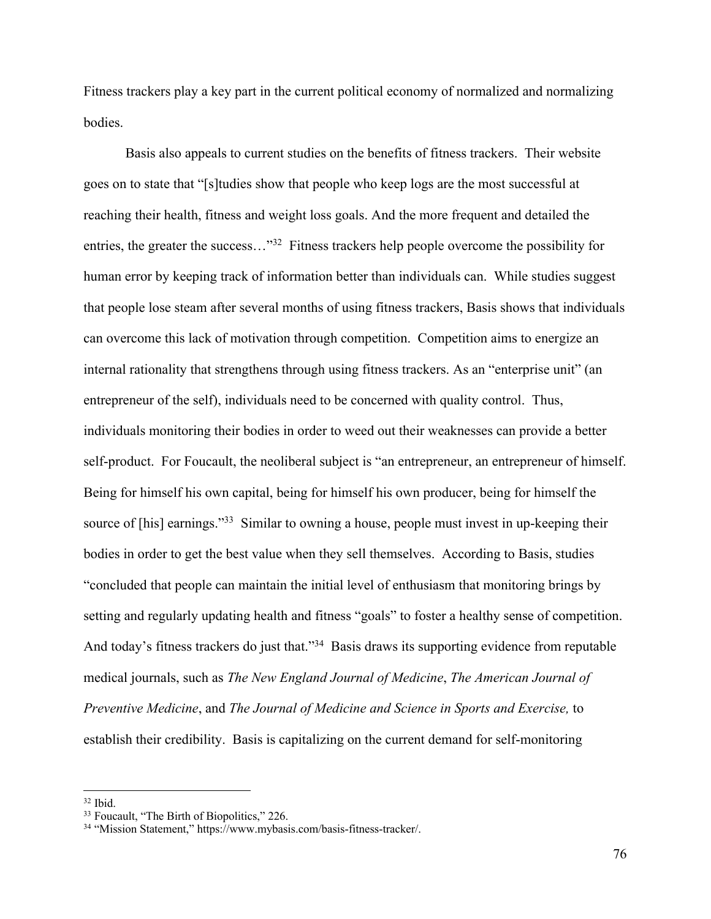Fitness trackers play a key part in the current political economy of normalized and normalizing bodies.

Basis also appeals to current studies on the benefits of fitness trackers. Their website goes on to state that "[s]tudies show that people who keep logs are the most successful at reaching their health, fitness and weight loss goals. And the more frequent and detailed the entries, the greater the success…"[32] Fitness trackers help people overcome the possibility for human error by keeping track of information better than individuals can. While studies suggest that people lose steam after several months of using fitness trackers, Basis shows that individuals can overcome this lack of motivation through competition. Competition aims to energize an internal rationality that strengthens through using fitness trackers. As an "enterprise unit" (an entrepreneur of the self), individuals need to be concerned with quality control. Thus, individuals monitoring their bodies in order to weed out their weaknesses can provide a better self-product. For Foucault, the neoliberal subject is "an entrepreneur, an entrepreneur of himself. Being for himself his own capital, being for himself his own producer, being for himself the source of [his] earnings."[33] Similar to owning a house, people must invest in up-keeping their bodies in order to get the best value when they sell themselves. According to Basis, studies "concluded that people can maintain the initial level of enthusiasm that monitoring brings by setting and regularly updating health and fitness "goals" to foster a healthy sense of competition. And today's fitness trackers do just that."[34] Basis draws its supporting evidence from reputable medical journals, such as *The New England Journal of Medicine*, *The American Journal of Preventive Medicine*, and *The Journal of Medicine and Science in Sports and Exercise,* to establish their credibility. Basis is capitalizing on the current demand for self-monitoring

---

[32] Ibid.

[33] Foucault, "The Birth of Biopolitics," 226.

[34] "Mission Statement," https://www.mybasis.com/basis-fitness-tracker/.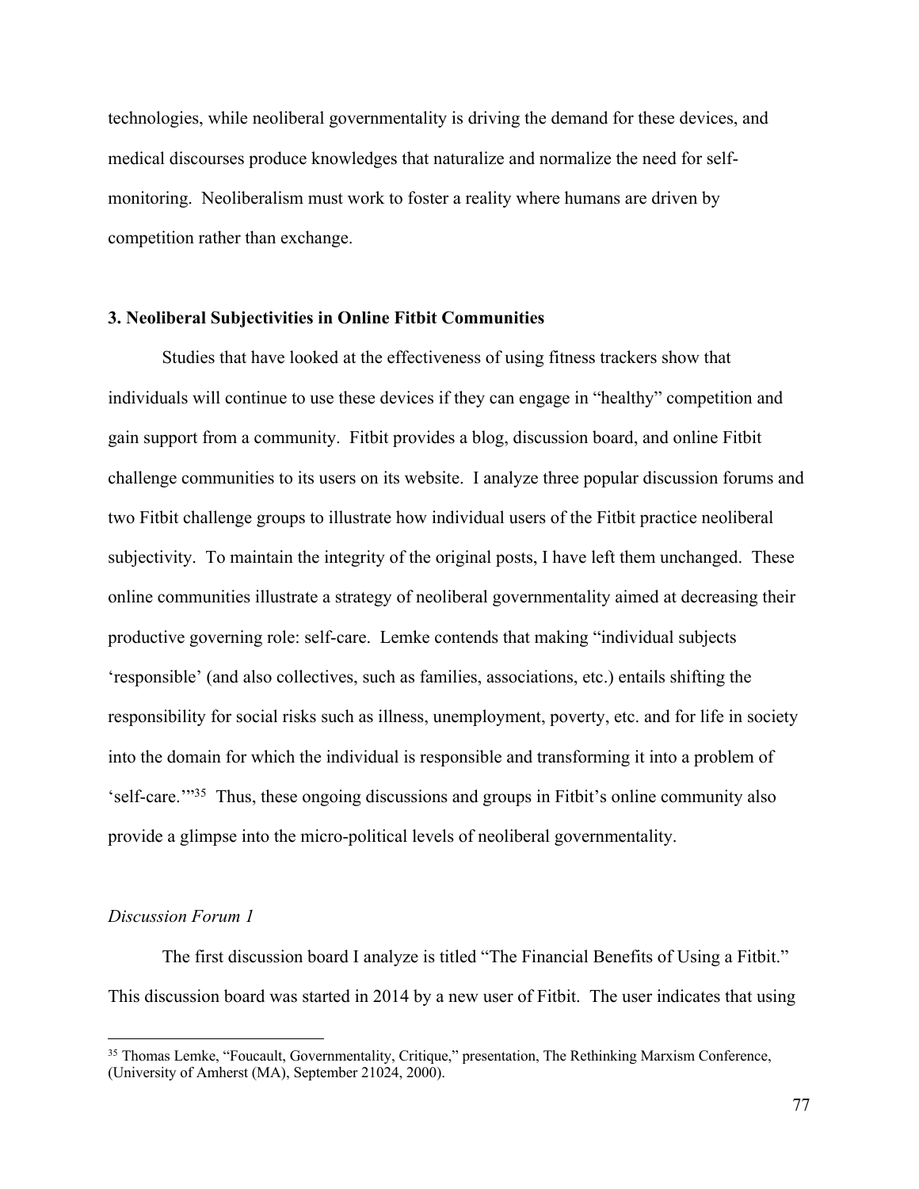technologies, while neoliberal governmentality is driving the demand for these devices, and medical discourses produce knowledges that naturalize and normalize the need for self-monitoring. Neoliberalism must work to foster a reality where humans are driven by competition rather than exchange.

### 3. Neoliberal Subjectivities in Online Fitbit Communities

Studies that have looked at the effectiveness of using fitness trackers show that individuals will continue to use these devices if they can engage in "healthy" competition and gain support from a community. Fitbit provides a blog, discussion board, and online Fitbit challenge communities to its users on its website. I analyze three popular discussion forums and two Fitbit challenge groups to illustrate how individual users of the Fitbit practice neoliberal subjectivity. To maintain the integrity of the original posts, I have left them unchanged. These online communities illustrate a strategy of neoliberal governmentality aimed at decreasing their productive governing role: self-care. Lemke contends that making "individual subjects 'responsible' (and also collectives, such as families, associations, etc.) entails shifting the responsibility for social risks such as illness, unemployment, poverty, etc. and for life in society into the domain for which the individual is responsible and transforming it into a problem of 'self-care.'"[35] Thus, these ongoing discussions and groups in Fitbit's online community also provide a glimpse into the micro-political levels of neoliberal governmentality.

#### *Discussion Forum 1*

The first discussion board I analyze is titled "The Financial Benefits of Using a Fitbit." This discussion board was started in 2014 by a new user of Fitbit. The user indicates that using

---

[35] Thomas Lemke, "Foucault, Governmentality, Critique," presentation, The Rethinking Marxism Conference, (University of Amherst (MA), September 21024, 2000).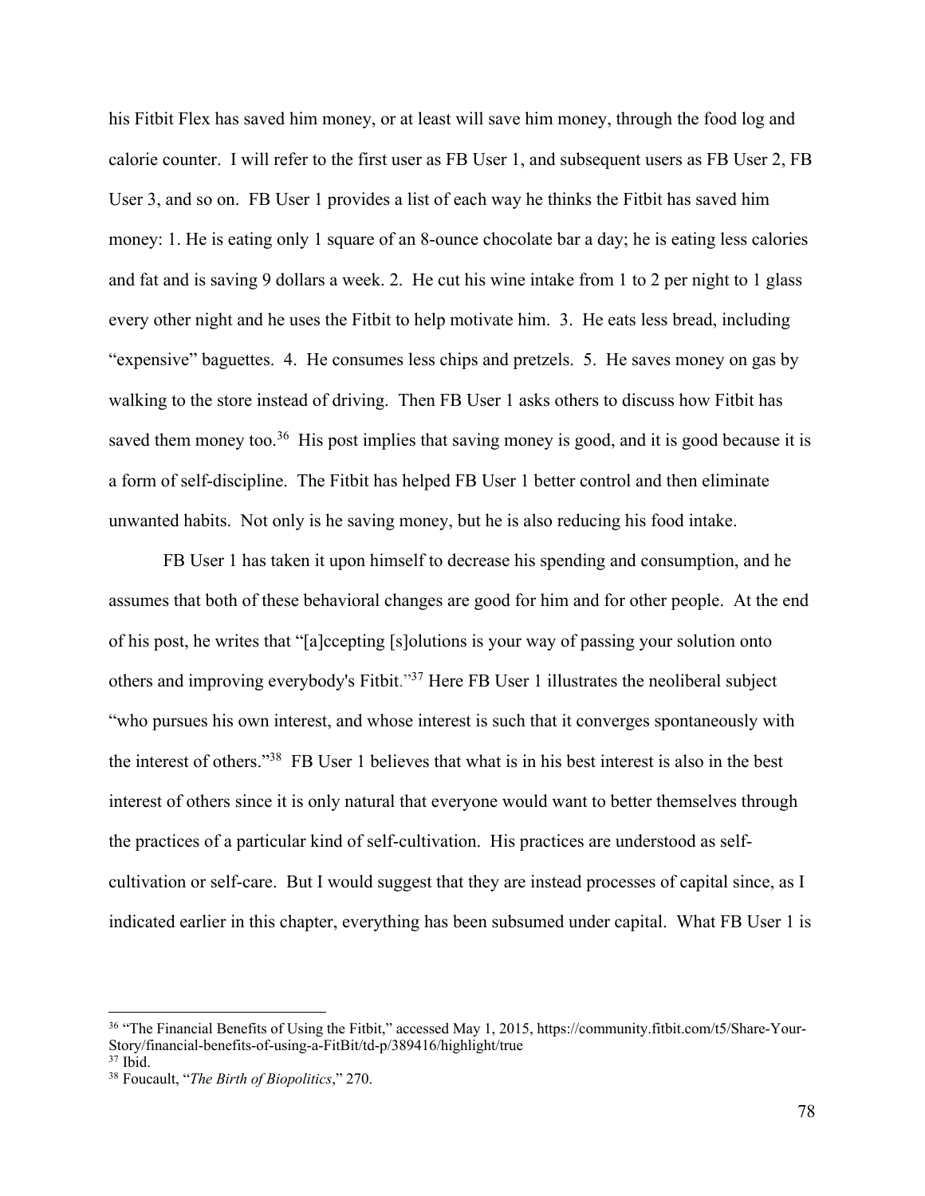his Fitbit Flex has saved him money, or at least will save him money, through the food log and calorie counter. I will refer to the first user as FB User 1, and subsequent users as FB User 2, FB User 3, and so on. FB User 1 provides a list of each way he thinks the Fitbit has saved him money: 1. He is eating only 1 square of an 8-ounce chocolate bar a day; he is eating less calories and fat and is saving 9 dollars a week. 2. He cut his wine intake from 1 to 2 per night to 1 glass every other night and he uses the Fitbit to help motivate him. 3. He eats less bread, including "expensive" baguettes. 4. He consumes less chips and pretzels. 5. He saves money on gas by walking to the store instead of driving. Then FB User 1 asks others to discuss how Fitbit has saved them money too.[36] His post implies that saving money is good, and it is good because it is a form of self-discipline. The Fitbit has helped FB User 1 better control and then eliminate unwanted habits. Not only is he saving money, but he is also reducing his food intake.

FB User 1 has taken it upon himself to decrease his spending and consumption, and he assumes that both of these behavioral changes are good for him and for other people. At the end of his post, he writes that "[a]ccepting [s]olutions is your way of passing your solution onto others and improving everybody's Fitbit."[37] Here FB User 1 illustrates the neoliberal subject "who pursues his own interest, and whose interest is such that it converges spontaneously with the interest of others."[38] FB User 1 believes that what is in his best interest is also in the best interest of others since it is only natural that everyone would want to better themselves through the practices of a particular kind of self-cultivation. His practices are understood as self-cultivation or self-care. But I would suggest that they are instead processes of capital since, as I indicated earlier in this chapter, everything has been subsumed under capital. What FB User 1 is

---

[36] "The Financial Benefits of Using the Fitbit," accessed May 1, 2015, https://community.fitbit.com/t5/Share-Your-Story/financial-benefits-of-using-a-FitBit/td-p/389416/highlight/true

[37] Ibid.

[38] Foucault, "*The Birth of Biopolitics*," 270.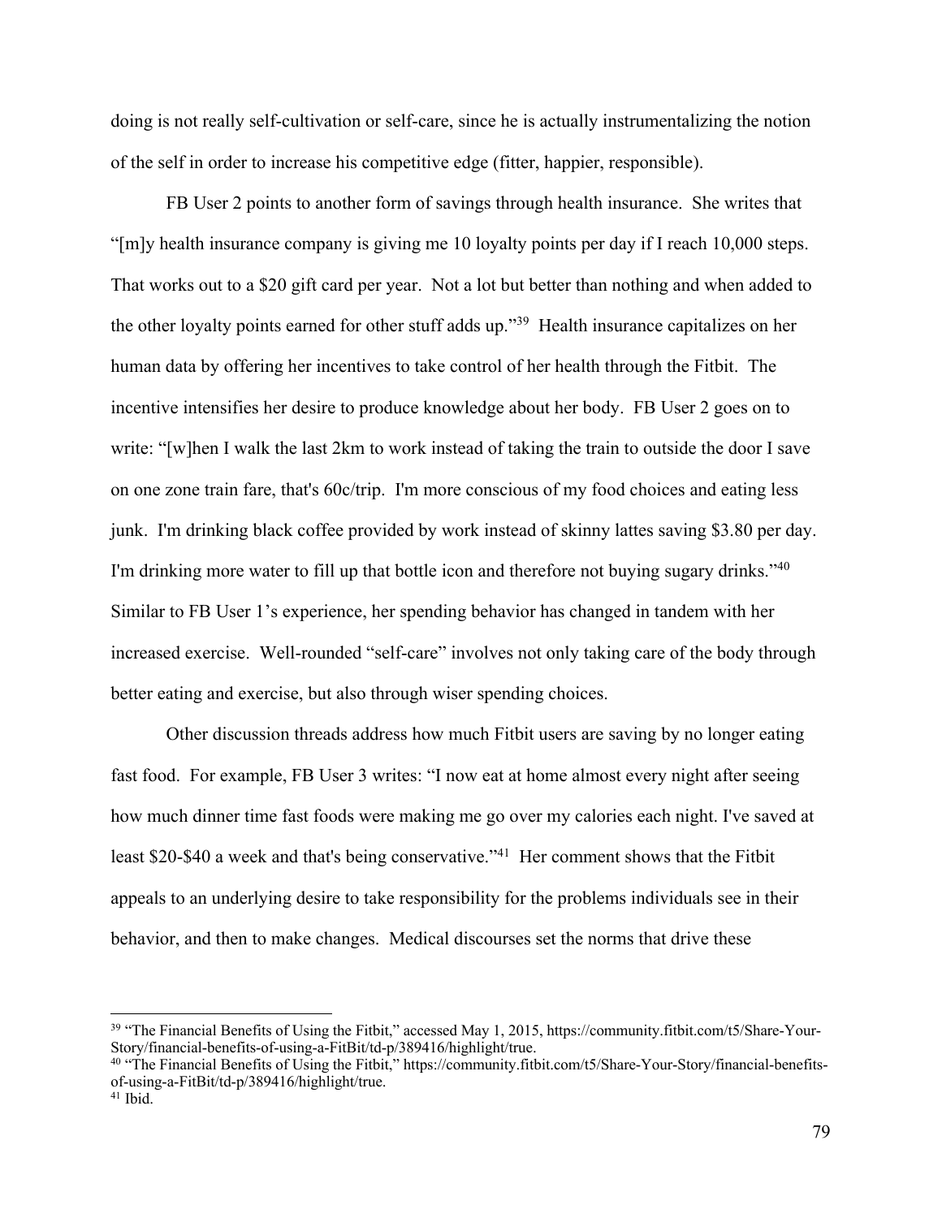doing is not really self-cultivation or self-care, since he is actually instrumentalizing the notion of the self in order to increase his competitive edge (fitter, happier, responsible).

FB User 2 points to another form of savings through health insurance. She writes that "[m]y health insurance company is giving me 10 loyalty points per day if I reach 10,000 steps. That works out to a $20 gift card per year. Not a lot but better than nothing and when added to the other loyalty points earned for other stuff adds up."[39] Health insurance capitalizes on her human data by offering her incentives to take control of her health through the Fitbit. The incentive intensifies her desire to produce knowledge about her body. FB User 2 goes on to write: "[w]hen I walk the last 2km to work instead of taking the train to outside the door I save on one zone train fare, that's 60c/trip. I'm more conscious of my food choices and eating less junk. I'm drinking black coffee provided by work instead of skinny lattes saving $3.80 per day. I'm drinking more water to fill up that bottle icon and therefore not buying sugary drinks."[40] Similar to FB User 1's experience, her spending behavior has changed in tandem with her increased exercise. Well-rounded "self-care" involves not only taking care of the body through better eating and exercise, but also through wiser spending choices.

Other discussion threads address how much Fitbit users are saving by no longer eating fast food. For example, FB User 3 writes: "I now eat at home almost every night after seeing how much dinner time fast foods were making me go over my calories each night. I've saved at least $20-$40 a week and that's being conservative."[41] Her comment shows that the Fitbit appeals to an underlying desire to take responsibility for the problems individuals see in their behavior, and then to make changes. Medical discourses set the norms that drive these

---

[39] "The Financial Benefits of Using the Fitbit," accessed May 1, 2015, https://community.fitbit.com/t5/Share-Your-Story/financial-benefits-of-using-a-FitBit/td-p/389416/highlight/true.

[40] "The Financial Benefits of Using the Fitbit," https://community.fitbit.com/t5/Share-Your-Story/financial-benefits-of-using-a-FitBit/td-p/389416/highlight/true.

[41] Ibid.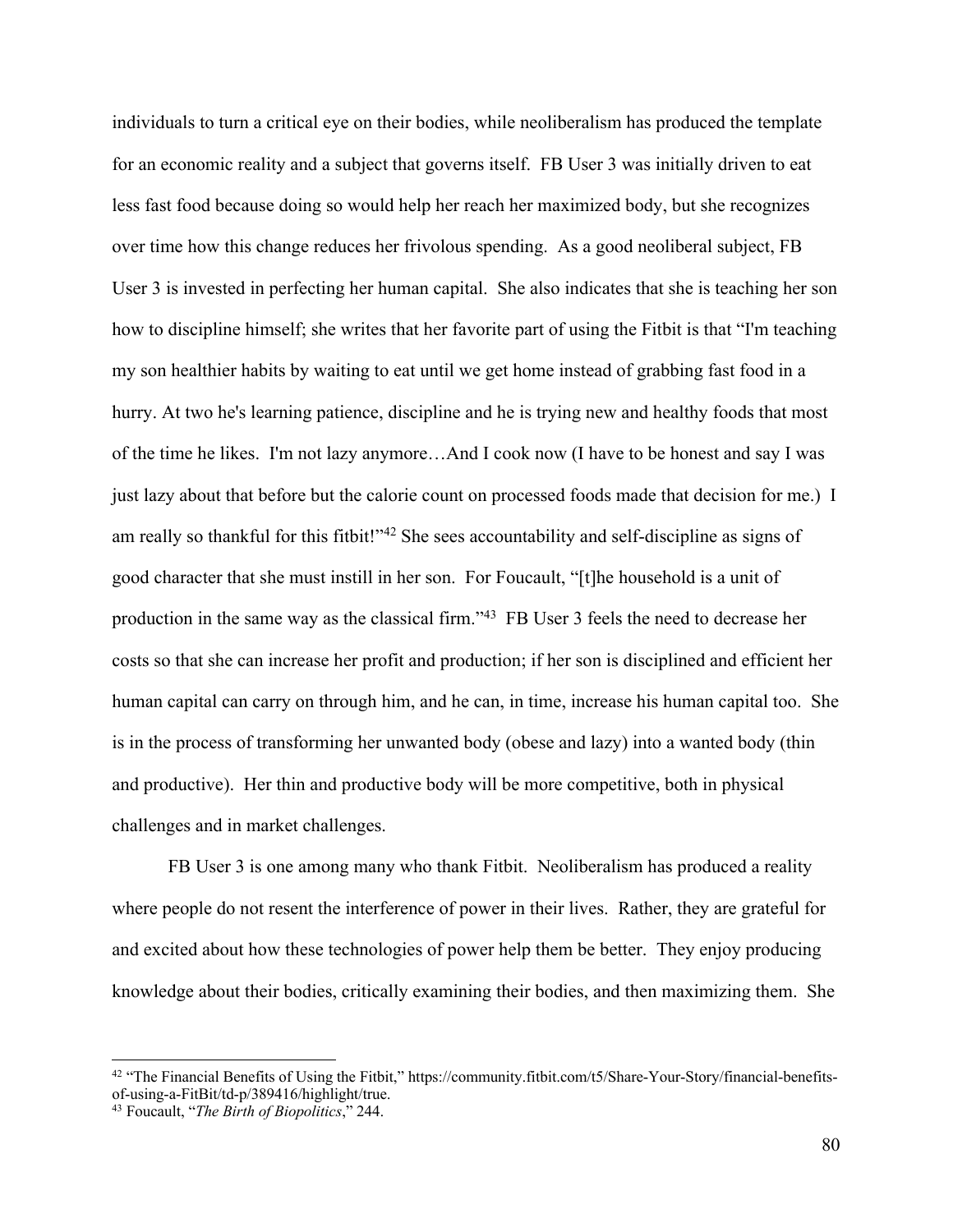individuals to turn a critical eye on their bodies, while neoliberalism has produced the template for an economic reality and a subject that governs itself. FB User 3 was initially driven to eat less fast food because doing so would help her reach her maximized body, but she recognizes over time how this change reduces her frivolous spending. As a good neoliberal subject, FB User 3 is invested in perfecting her human capital. She also indicates that she is teaching her son how to discipline himself; she writes that her favorite part of using the Fitbit is that "I'm teaching my son healthier habits by waiting to eat until we get home instead of grabbing fast food in a hurry. At two he's learning patience, discipline and he is trying new and healthy foods that most of the time he likes. I'm not lazy anymore…And I cook now (I have to be honest and say I was just lazy about that before but the calorie count on processed foods made that decision for me.) I am really so thankful for this fitbit!"[42] She sees accountability and self-discipline as signs of good character that she must instill in her son. For Foucault, "[t]he household is a unit of production in the same way as the classical firm."[43] FB User 3 feels the need to decrease her costs so that she can increase her profit and production; if her son is disciplined and efficient her human capital can carry on through him, and he can, in time, increase his human capital too. She is in the process of transforming her unwanted body (obese and lazy) into a wanted body (thin and productive). Her thin and productive body will be more competitive, both in physical challenges and in market challenges.

FB User 3 is one among many who thank Fitbit. Neoliberalism has produced a reality where people do not resent the interference of power in their lives. Rather, they are grateful for and excited about how these technologies of power help them be better. They enjoy producing knowledge about their bodies, critically examining their bodies, and then maximizing them. She

---

[42] "The Financial Benefits of Using the Fitbit," https://community.fitbit.com/t5/Share-Your-Story/financial-benefits-of-using-a-FitBit/td-p/389416/highlight/true.

[43] Foucault, "*The Birth of Biopolitics*," 244.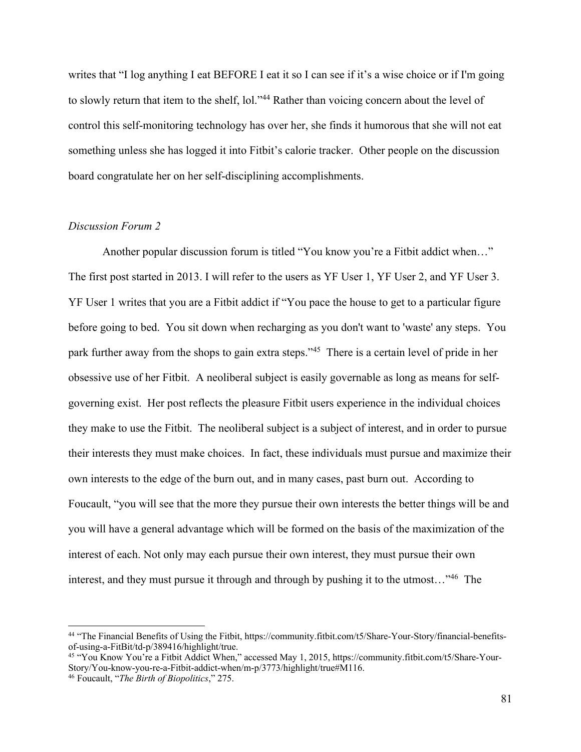writes that "I log anything I eat BEFORE I eat it so I can see if it's a wise choice or if I'm going to slowly return that item to the shelf, lol."[44] Rather than voicing concern about the level of control this self-monitoring technology has over her, she finds it humorous that she will not eat something unless she has logged it into Fitbit's calorie tracker. Other people on the discussion board congratulate her on her self-disciplining accomplishments.

*Discussion Forum 2*

Another popular discussion forum is titled "You know you're a Fitbit addict when…" The first post started in 2013. I will refer to the users as YF User 1, YF User 2, and YF User 3. YF User 1 writes that you are a Fitbit addict if "You pace the house to get to a particular figure before going to bed. You sit down when recharging as you don't want to 'waste' any steps. You park further away from the shops to gain extra steps."[45] There is a certain level of pride in her obsessive use of her Fitbit. A neoliberal subject is easily governable as long as means for self-governing exist. Her post reflects the pleasure Fitbit users experience in the individual choices they make to use the Fitbit. The neoliberal subject is a subject of interest, and in order to pursue their interests they must make choices. In fact, these individuals must pursue and maximize their own interests to the edge of the burn out, and in many cases, past burn out. According to Foucault, "you will see that the more they pursue their own interests the better things will be and you will have a general advantage which will be formed on the basis of the maximization of the interest of each. Not only may each pursue their own interest, they must pursue their own interest, and they must pursue it through and through by pushing it to the utmost…"[46] The

---

[44] "The Financial Benefits of Using the Fitbit, https://community.fitbit.com/t5/Share-Your-Story/financial-benefits-of-using-a-FitBit/td-p/389416/highlight/true.

[45] "You Know You're a Fitbit Addict When," accessed May 1, 2015, https://community.fitbit.com/t5/Share-Your-Story/You-know-you-re-a-Fitbit-addict-when/m-p/3773/highlight/true#M116.

[46] Foucault, "*The Birth of Biopolitics*," 275.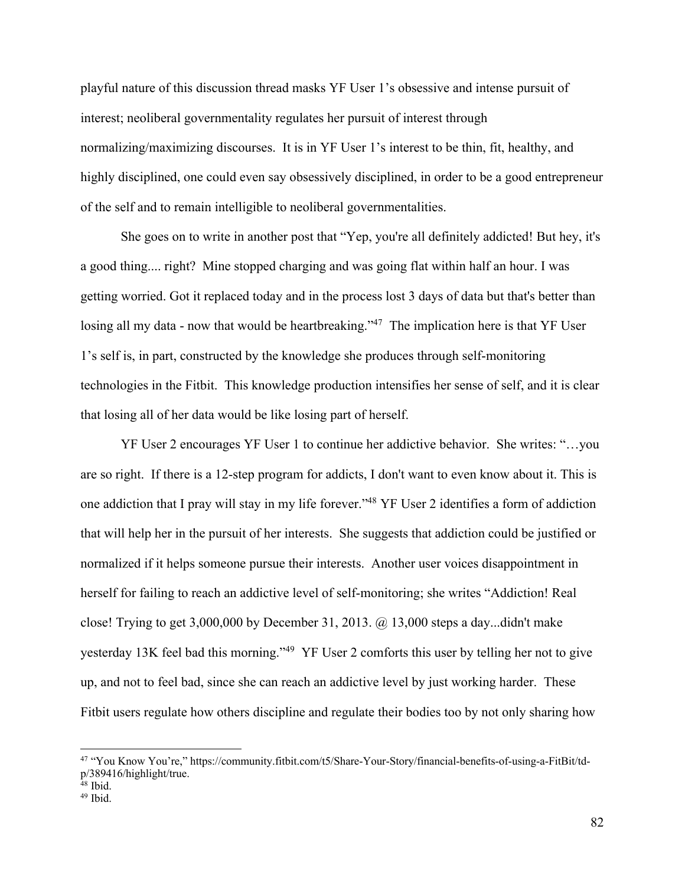playful nature of this discussion thread masks YF User 1's obsessive and intense pursuit of interest; neoliberal governmentality regulates her pursuit of interest through normalizing/maximizing discourses. It is in YF User 1's interest to be thin, fit, healthy, and highly disciplined, one could even say obsessively disciplined, in order to be a good entrepreneur of the self and to remain intelligible to neoliberal governmentalities.

She goes on to write in another post that "Yep, you're all definitely addicted! But hey, it's a good thing.... right? Mine stopped charging and was going flat within half an hour. I was getting worried. Got it replaced today and in the process lost 3 days of data but that's better than losing all my data - now that would be heartbreaking."[47] The implication here is that YF User 1's self is, in part, constructed by the knowledge she produces through self-monitoring technologies in the Fitbit. This knowledge production intensifies her sense of self, and it is clear that losing all of her data would be like losing part of herself.

YF User 2 encourages YF User 1 to continue her addictive behavior. She writes: "…you are so right. If there is a 12-step program for addicts, I don't want to even know about it. This is one addiction that I pray will stay in my life forever."[48] YF User 2 identifies a form of addiction that will help her in the pursuit of her interests. She suggests that addiction could be justified or normalized if it helps someone pursue their interests. Another user voices disappointment in herself for failing to reach an addictive level of self-monitoring; she writes "Addiction! Real close! Trying to get 3,000,000 by December 31, 2013. @ 13,000 steps a day...didn't make yesterday 13K feel bad this morning."[49] YF User 2 comforts this user by telling her not to give up, and not to feel bad, since she can reach an addictive level by just working harder. These Fitbit users regulate how others discipline and regulate their bodies too by not only sharing how

---

[47] "You Know You're," https://community.fitbit.com/t5/Share-Your-Story/financial-benefits-of-using-a-FitBit/td-p/389416/highlight/true.

[48] Ibid.

[49] Ibid.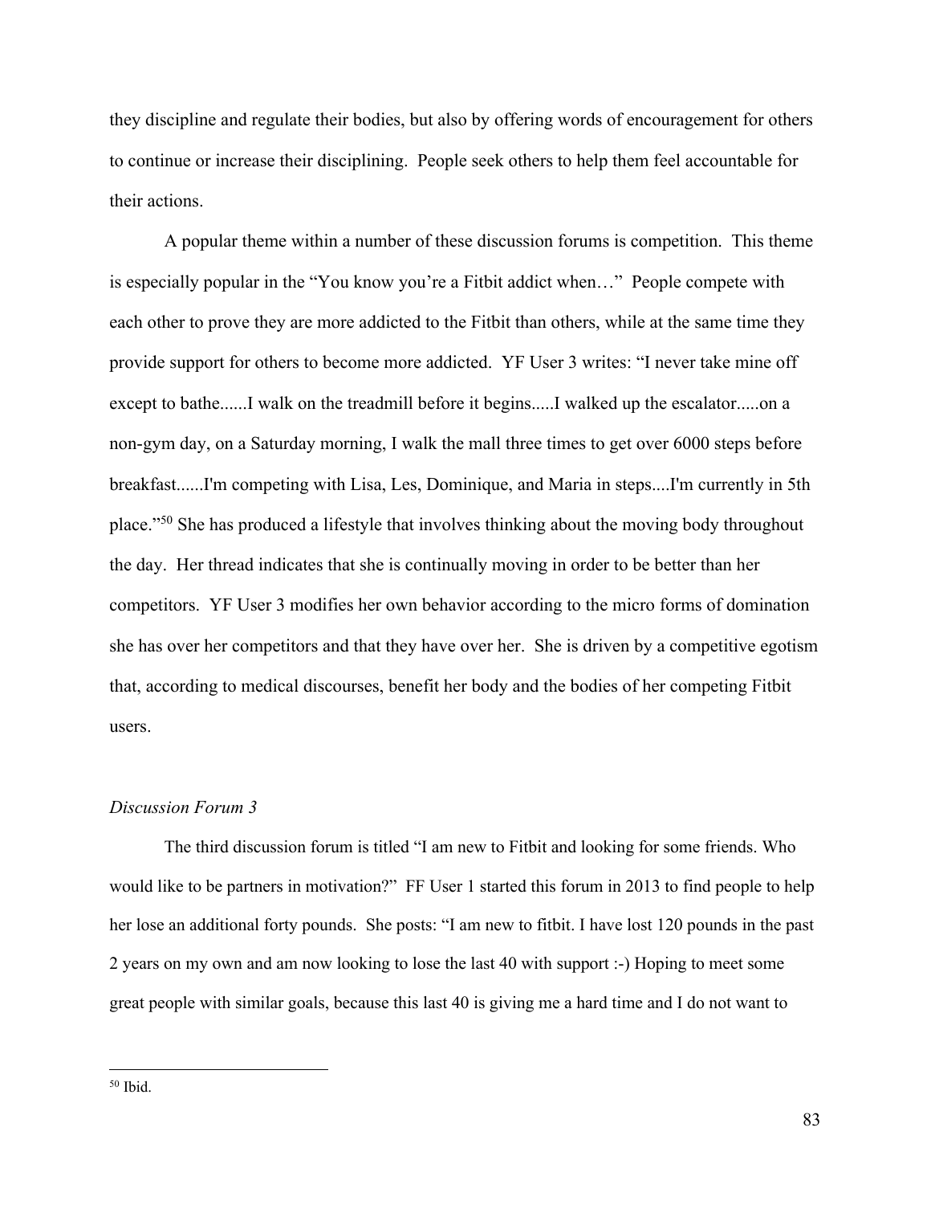they discipline and regulate their bodies, but also by offering words of encouragement for others to continue or increase their disciplining. People seek others to help them feel accountable for their actions.

A popular theme within a number of these discussion forums is competition. This theme is especially popular in the "You know you're a Fitbit addict when…" People compete with each other to prove they are more addicted to the Fitbit than others, while at the same time they provide support for others to become more addicted. YF User 3 writes: "I never take mine off except to bathe......I walk on the treadmill before it begins.....I walked up the escalator.....on a non-gym day, on a Saturday morning, I walk the mall three times to get over 6000 steps before breakfast......I'm competing with Lisa, Les, Dominique, and Maria in steps....I'm currently in 5th place."[50] She has produced a lifestyle that involves thinking about the moving body throughout the day. Her thread indicates that she is continually moving in order to be better than her competitors. YF User 3 modifies her own behavior according to the micro forms of domination she has over her competitors and that they have over her. She is driven by a competitive egotism that, according to medical discourses, benefit her body and the bodies of her competing Fitbit users.

### *Discussion Forum 3*

The third discussion forum is titled "I am new to Fitbit and looking for some friends. Who would like to be partners in motivation?" FF User 1 started this forum in 2013 to find people to help her lose an additional forty pounds. She posts: "I am new to fitbit. I have lost 120 pounds in the past 2 years on my own and am now looking to lose the last 40 with support :-) Hoping to meet some great people with similar goals, because this last 40 is giving me a hard time and I do not want to

---

[50] Ibid.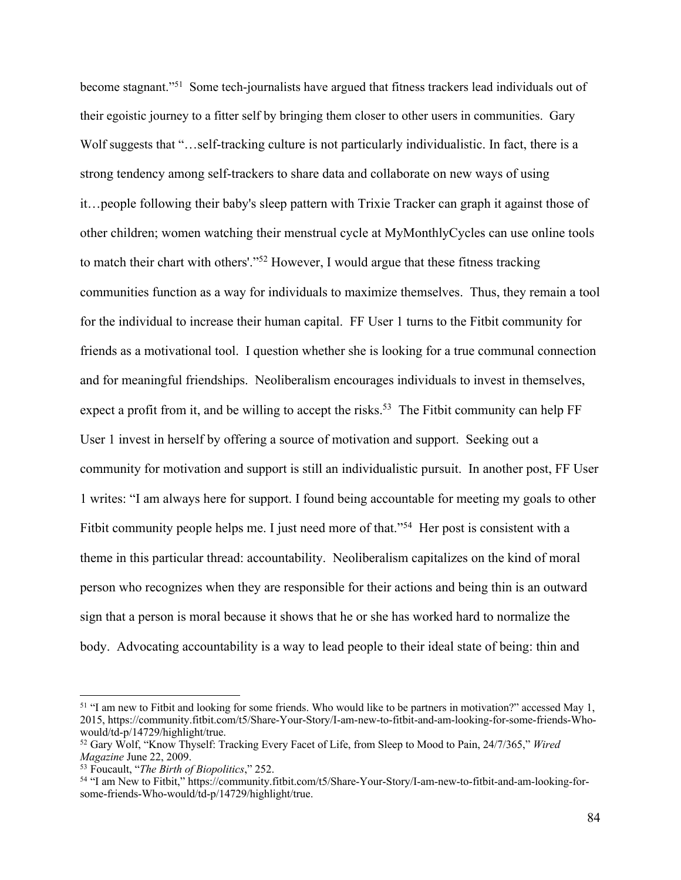become stagnant."[51] Some tech-journalists have argued that fitness trackers lead individuals out of their egoistic journey to a fitter self by bringing them closer to other users in communities. Gary Wolf suggests that "…self-tracking culture is not particularly individualistic. In fact, there is a strong tendency among self-trackers to share data and collaborate on new ways of using it…people following their baby's sleep pattern with Trixie Tracker can graph it against those of other children; women watching their menstrual cycle at MyMonthlyCycles can use online tools to match their chart with others'."[52] However, I would argue that these fitness tracking communities function as a way for individuals to maximize themselves. Thus, they remain a tool for the individual to increase their human capital. FF User 1 turns to the Fitbit community for friends as a motivational tool. I question whether she is looking for a true communal connection and for meaningful friendships. Neoliberalism encourages individuals to invest in themselves, expect a profit from it, and be willing to accept the risks.[53] The Fitbit community can help FF User 1 invest in herself by offering a source of motivation and support. Seeking out a community for motivation and support is still an individualistic pursuit. In another post, FF User 1 writes: "I am always here for support. I found being accountable for meeting my goals to other Fitbit community people helps me. I just need more of that."[54] Her post is consistent with a theme in this particular thread: accountability. Neoliberalism capitalizes on the kind of moral person who recognizes when they are responsible for their actions and being thin is an outward sign that a person is moral because it shows that he or she has worked hard to normalize the body. Advocating accountability is a way to lead people to their ideal state of being: thin and

---

[51] "I am new to Fitbit and looking for some friends. Who would like to be partners in motivation?" accessed May 1, 2015, https://community.fitbit.com/t5/Share-Your-Story/I-am-new-to-fitbit-and-am-looking-for-some-friends-Who-would/td-p/14729/highlight/true.

[52] Gary Wolf, "Know Thyself: Tracking Every Facet of Life, from Sleep to Mood to Pain, 24/7/365," *Wired Magazine* June 22, 2009.

[53] Foucault, "*The Birth of Biopolitics*," 252.

[54] "I am New to Fitbit," https://community.fitbit.com/t5/Share-Your-Story/I-am-new-to-fitbit-and-am-looking-for-some-friends-Who-would/td-p/14729/highlight/true.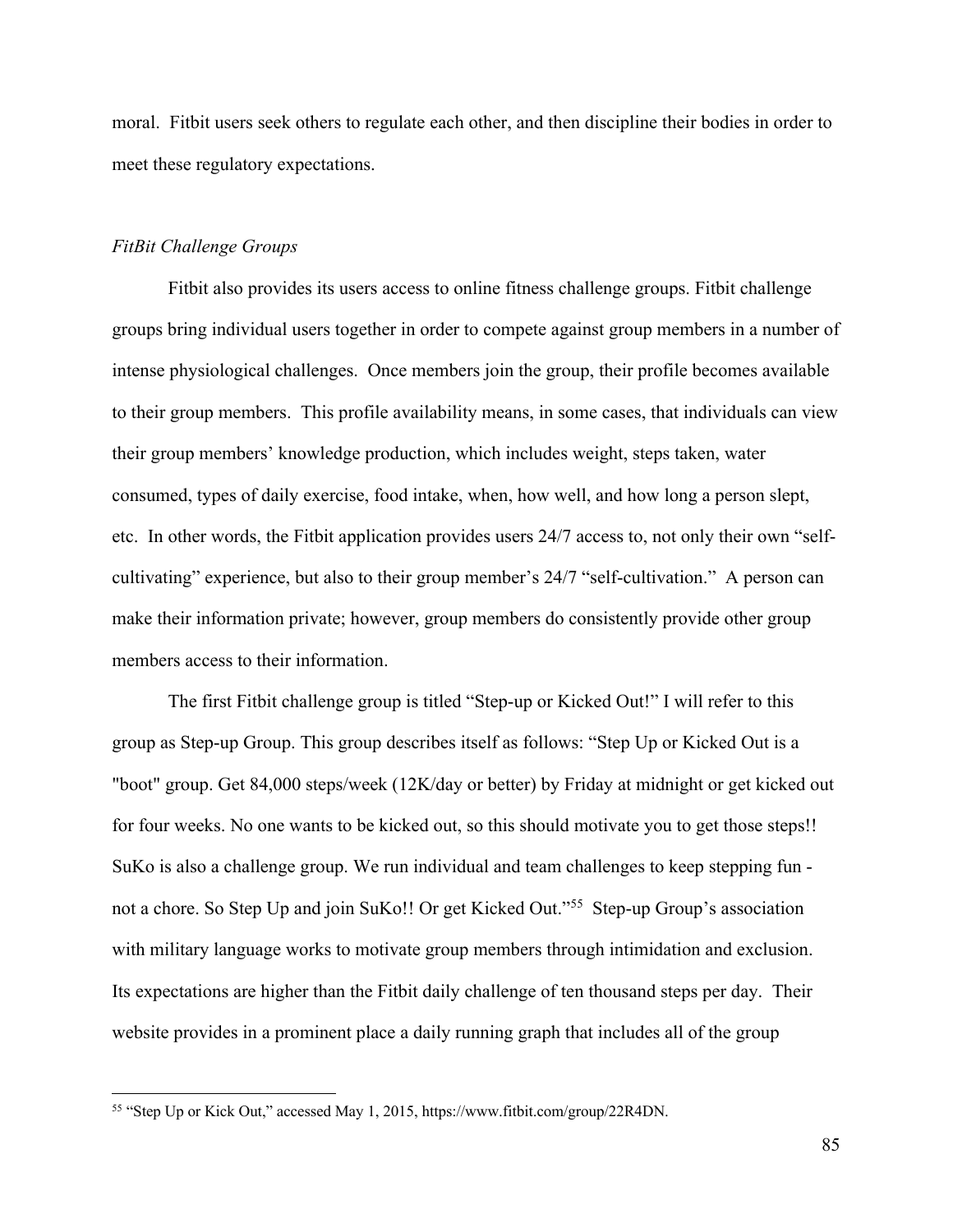moral. Fitbit users seek others to regulate each other, and then discipline their bodies in order to meet these regulatory expectations.

*FitBit Challenge Groups*

Fitbit also provides its users access to online fitness challenge groups. Fitbit challenge groups bring individual users together in order to compete against group members in a number of intense physiological challenges. Once members join the group, their profile becomes available to their group members. This profile availability means, in some cases, that individuals can view their group members' knowledge production, which includes weight, steps taken, water consumed, types of daily exercise, food intake, when, how well, and how long a person slept, etc. In other words, the Fitbit application provides users 24/7 access to, not only their own "self-cultivating" experience, but also to their group member's 24/7 "self-cultivation." A person can make their information private; however, group members do consistently provide other group members access to their information.

The first Fitbit challenge group is titled "Step-up or Kicked Out!" I will refer to this group as Step-up Group. This group describes itself as follows: "Step Up or Kicked Out is a "boot" group. Get 84,000 steps/week (12K/day or better) by Friday at midnight or get kicked out for four weeks. No one wants to be kicked out, so this should motivate you to get those steps!! SuKo is also a challenge group. We run individual and team challenges to keep stepping fun - not a chore. So Step Up and join SuKo!! Or get Kicked Out."[55] Step-up Group's association with military language works to motivate group members through intimidation and exclusion. Its expectations are higher than the Fitbit daily challenge of ten thousand steps per day. Their website provides in a prominent place a daily running graph that includes all of the group

[55] "Step Up or Kick Out," accessed May 1, 2015, https://www.fitbit.com/group/22R4DN.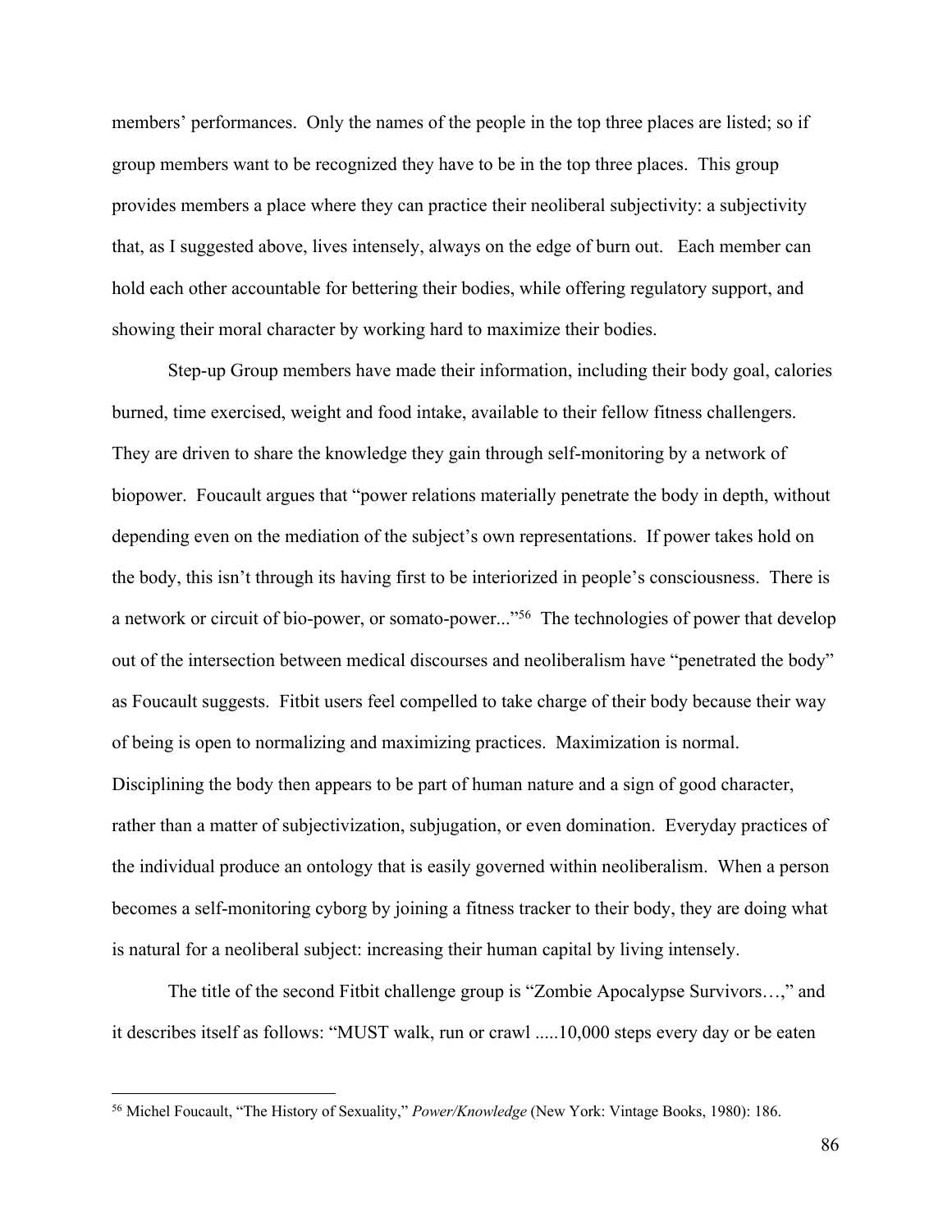members' performances. Only the names of the people in the top three places are listed; so if group members want to be recognized they have to be in the top three places. This group provides members a place where they can practice their neoliberal subjectivity: a subjectivity that, as I suggested above, lives intensely, always on the edge of burn out. Each member can hold each other accountable for bettering their bodies, while offering regulatory support, and showing their moral character by working hard to maximize their bodies.

Step-up Group members have made their information, including their body goal, calories burned, time exercised, weight and food intake, available to their fellow fitness challengers. They are driven to share the knowledge they gain through self-monitoring by a network of biopower. Foucault argues that "power relations materially penetrate the body in depth, without depending even on the mediation of the subject's own representations. If power takes hold on the body, this isn't through its having first to be interiorized in people's consciousness. There is a network or circuit of bio-power, or somato-power..."[56] The technologies of power that develop out of the intersection between medical discourses and neoliberalism have "penetrated the body" as Foucault suggests. Fitbit users feel compelled to take charge of their body because their way of being is open to normalizing and maximizing practices. Maximization is normal. Disciplining the body then appears to be part of human nature and a sign of good character, rather than a matter of subjectivization, subjugation, or even domination. Everyday practices of the individual produce an ontology that is easily governed within neoliberalism. When a person becomes a self-monitoring cyborg by joining a fitness tracker to their body, they are doing what is natural for a neoliberal subject: increasing their human capital by living intensely.

The title of the second Fitbit challenge group is "Zombie Apocalypse Survivors…," and it describes itself as follows: "MUST walk, run or crawl .....10,000 steps every day or be eaten

---

[56] Michel Foucault, "The History of Sexuality," *Power/Knowledge* (New York: Vintage Books, 1980): 186.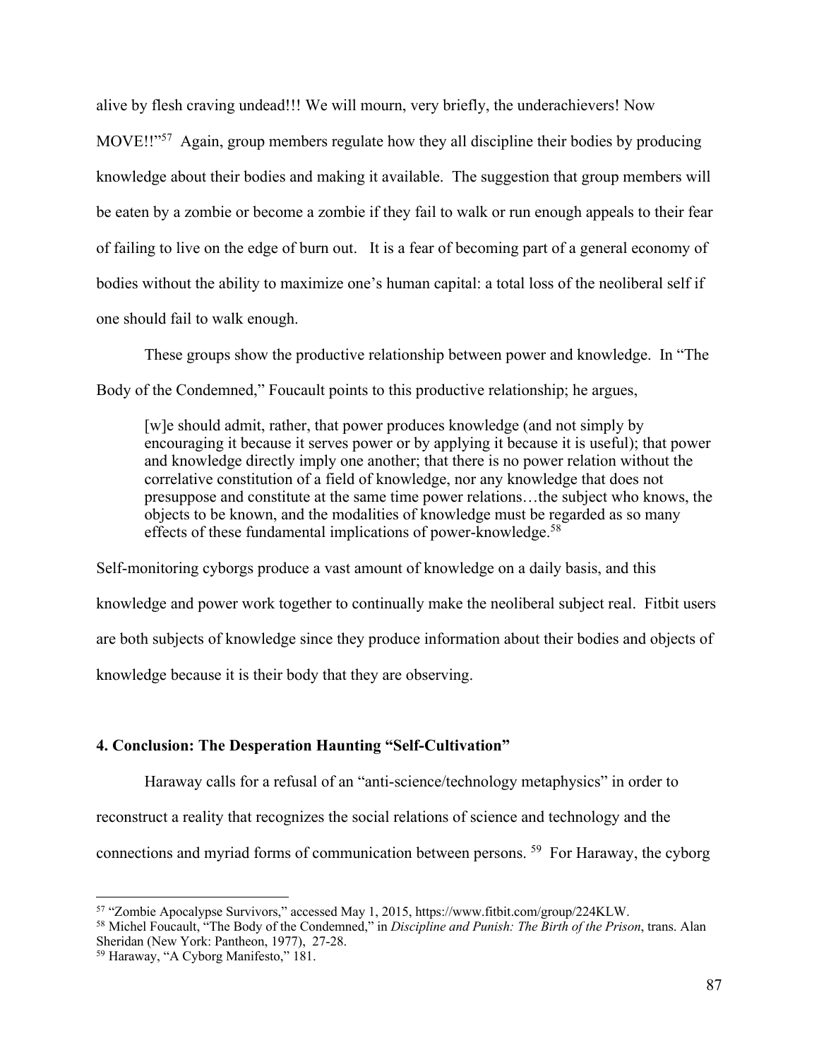alive by flesh craving undead!!! We will mourn, very briefly, the underachievers! Now MOVE!!"[57] Again, group members regulate how they all discipline their bodies by producing knowledge about their bodies and making it available. The suggestion that group members will be eaten by a zombie or become a zombie if they fail to walk or run enough appeals to their fear of failing to live on the edge of burn out. It is a fear of becoming part of a general economy of bodies without the ability to maximize one's human capital: a total loss of the neoliberal self if one should fail to walk enough.

These groups show the productive relationship between power and knowledge. In "The Body of the Condemned," Foucault points to this productive relationship; he argues,

> [w]e should admit, rather, that power produces knowledge (and not simply by encouraging it because it serves power or by applying it because it is useful); that power and knowledge directly imply one another; that there is no power relation without the correlative constitution of a field of knowledge, nor any knowledge that does not presuppose and constitute at the same time power relations…the subject who knows, the objects to be known, and the modalities of knowledge must be regarded as so many effects of these fundamental implications of power-knowledge.[58]

Self-monitoring cyborgs produce a vast amount of knowledge on a daily basis, and this knowledge and power work together to continually make the neoliberal subject real. Fitbit users are both subjects of knowledge since they produce information about their bodies and objects of knowledge because it is their body that they are observing.

## 4. Conclusion: The Desperation Haunting "Self-Cultivation"

Haraway calls for a refusal of an "anti-science/technology metaphysics" in order to reconstruct a reality that recognizes the social relations of science and technology and the connections and myriad forms of communication between persons. [59] For Haraway, the cyborg

---

[57] "Zombie Apocalypse Survivors," accessed May 1, 2015, https://www.fitbit.com/group/224KLW.

[58] Michel Foucault, "The Body of the Condemned," in *Discipline and Punish: The Birth of the Prison*, trans. Alan Sheridan (New York: Pantheon, 1977), 27-28.

[59] Haraway, "A Cyborg Manifesto," 181.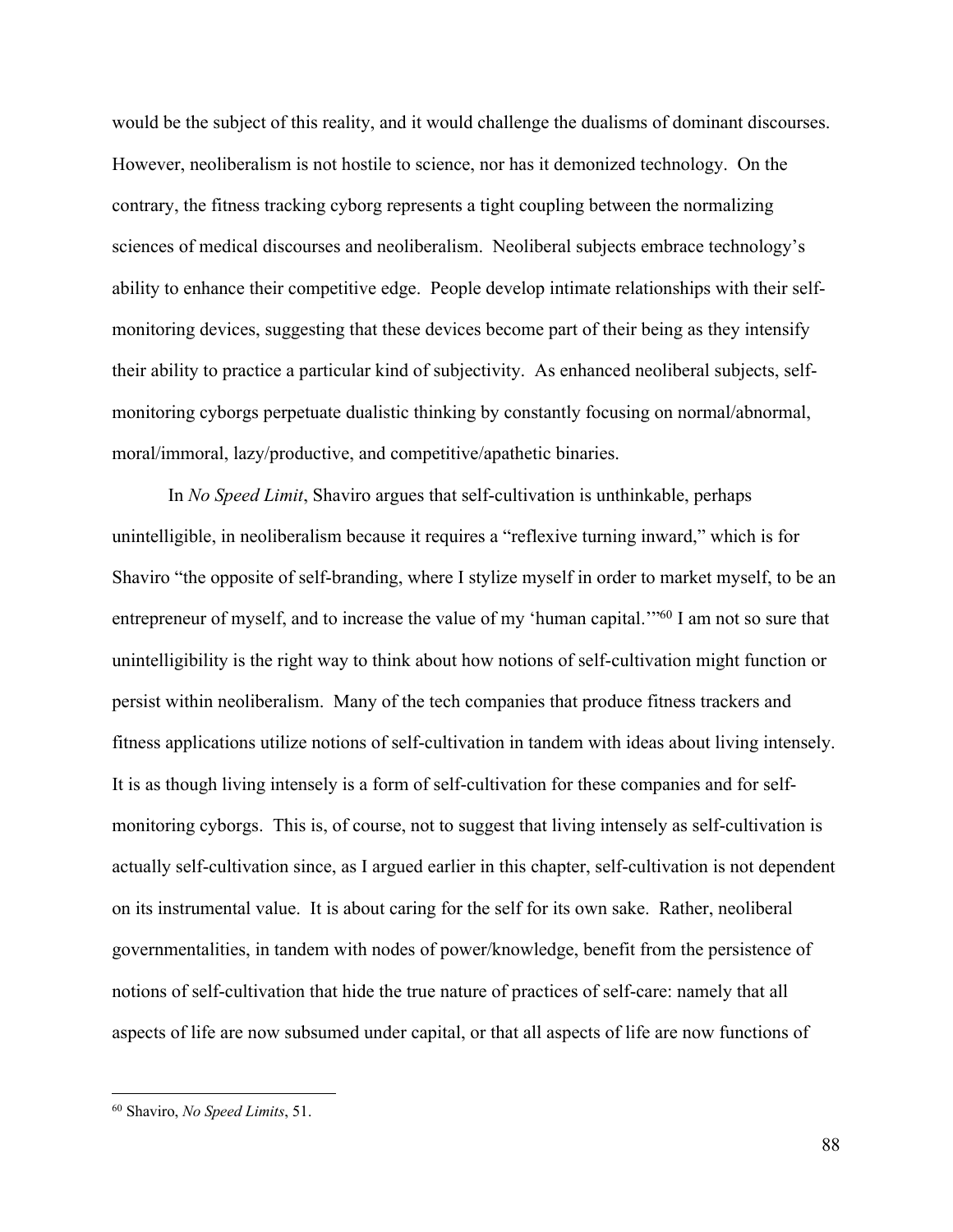would be the subject of this reality, and it would challenge the dualisms of dominant discourses. However, neoliberalism is not hostile to science, nor has it demonized technology. On the contrary, the fitness tracking cyborg represents a tight coupling between the normalizing sciences of medical discourses and neoliberalism. Neoliberal subjects embrace technology's ability to enhance their competitive edge. People develop intimate relationships with their self-monitoring devices, suggesting that these devices become part of their being as they intensify their ability to practice a particular kind of subjectivity. As enhanced neoliberal subjects, self-monitoring cyborgs perpetuate dualistic thinking by constantly focusing on normal/abnormal, moral/immoral, lazy/productive, and competitive/apathetic binaries.

In *No Speed Limit*, Shaviro argues that self-cultivation is unthinkable, perhaps unintelligible, in neoliberalism because it requires a "reflexive turning inward," which is for Shaviro "the opposite of self-branding, where I stylize myself in order to market myself, to be an entrepreneur of myself, and to increase the value of my 'human capital.'"[60] I am not so sure that unintelligibility is the right way to think about how notions of self-cultivation might function or persist within neoliberalism. Many of the tech companies that produce fitness trackers and fitness applications utilize notions of self-cultivation in tandem with ideas about living intensely. It is as though living intensely is a form of self-cultivation for these companies and for self-monitoring cyborgs. This is, of course, not to suggest that living intensely as self-cultivation is actually self-cultivation since, as I argued earlier in this chapter, self-cultivation is not dependent on its instrumental value. It is about caring for the self for its own sake. Rather, neoliberal governmentalities, in tandem with nodes of power/knowledge, benefit from the persistence of notions of self-cultivation that hide the true nature of practices of self-care: namely that all aspects of life are now subsumed under capital, or that all aspects of life are now functions of

[60] Shaviro, *No Speed Limits*, 51.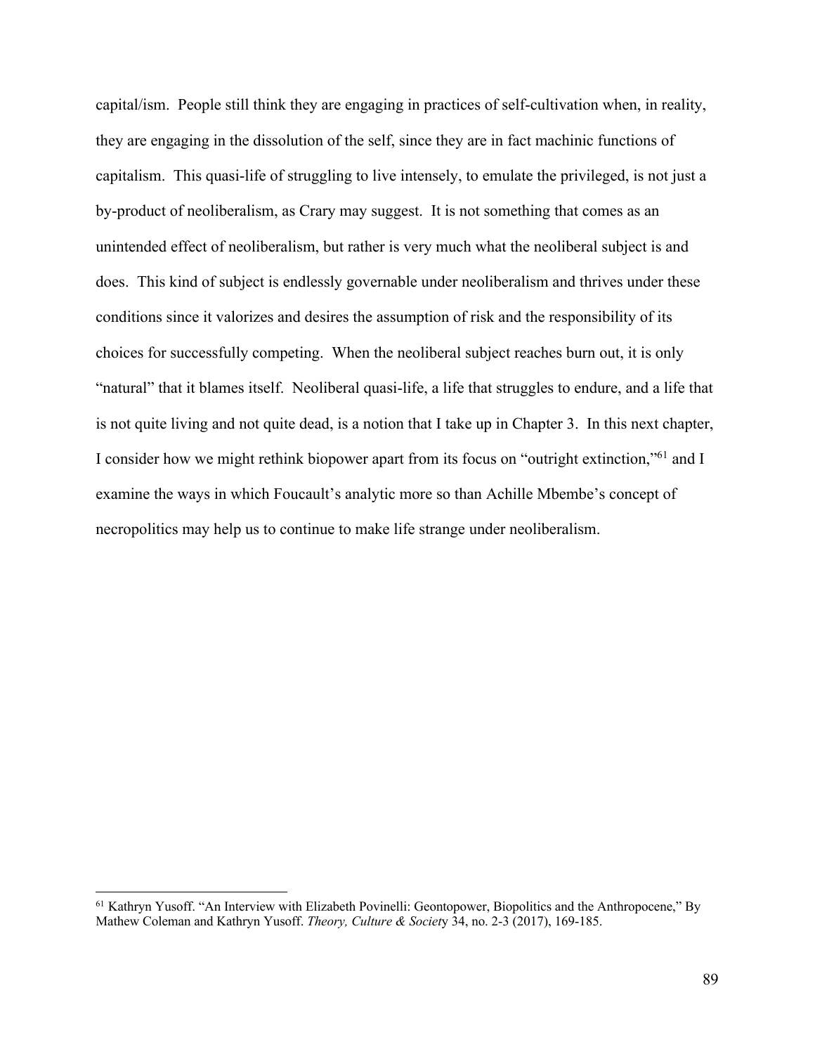capital/ism. People still think they are engaging in practices of self-cultivation when, in reality, they are engaging in the dissolution of the self, since they are in fact machinic functions of capitalism. This quasi-life of struggling to live intensely, to emulate the privileged, is not just a by-product of neoliberalism, as Crary may suggest. It is not something that comes as an unintended effect of neoliberalism, but rather is very much what the neoliberal subject is and does. This kind of subject is endlessly governable under neoliberalism and thrives under these conditions since it valorizes and desires the assumption of risk and the responsibility of its choices for successfully competing. When the neoliberal subject reaches burn out, it is only "natural" that it blames itself. Neoliberal quasi-life, a life that struggles to endure, and a life that is not quite living and not quite dead, is a notion that I take up in Chapter 3. In this next chapter, I consider how we might rethink biopower apart from its focus on "outright extinction,"[61] and I examine the ways in which Foucault's analytic more so than Achille Mbembe's concept of necropolitics may help us to continue to make life strange under neoliberalism.

[61] Kathryn Yusoff. "An Interview with Elizabeth Povinelli: Geontopower, Biopolitics and the Anthropocene," By Mathew Coleman and Kathryn Yusoff. *Theory, Culture & Society* 34, no. 2-3 (2017), 169-185.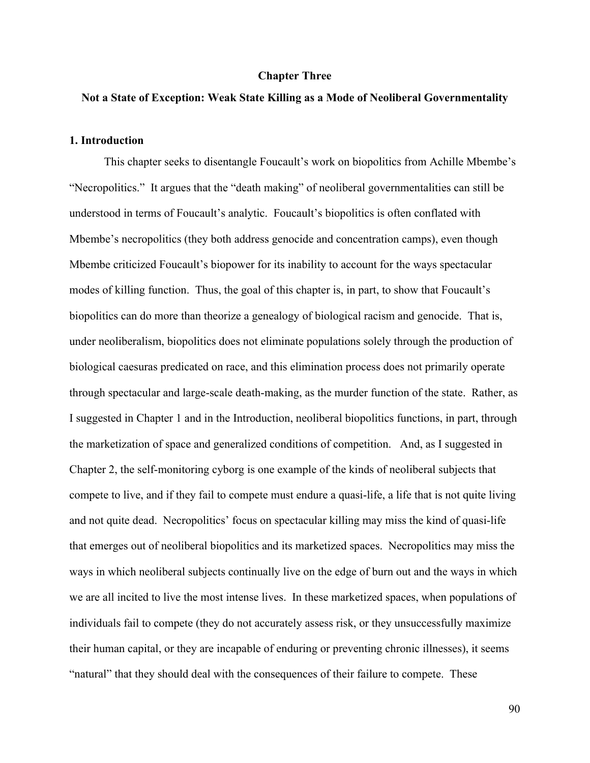# Chapter Three

## Not a State of Exception: Weak State Killing as a Mode of Neoliberal Governmentality

### 1. Introduction

This chapter seeks to disentangle Foucault's work on biopolitics from Achille Mbembe's "Necropolitics." It argues that the "death making" of neoliberal governmentalities can still be understood in terms of Foucault's analytic. Foucault's biopolitics is often conflated with Mbembe's necropolitics (they both address genocide and concentration camps), even though Mbembe criticized Foucault's biopower for its inability to account for the ways spectacular modes of killing function. Thus, the goal of this chapter is, in part, to show that Foucault's biopolitics can do more than theorize a genealogy of biological racism and genocide. That is, under neoliberalism, biopolitics does not eliminate populations solely through the production of biological caesuras predicated on race, and this elimination process does not primarily operate through spectacular and large-scale death-making, as the murder function of the state. Rather, as I suggested in Chapter 1 and in the Introduction, neoliberal biopolitics functions, in part, through the marketization of space and generalized conditions of competition. And, as I suggested in Chapter 2, the self-monitoring cyborg is one example of the kinds of neoliberal subjects that compete to live, and if they fail to compete must endure a quasi-life, a life that is not quite living and not quite dead. Necropolitics' focus on spectacular killing may miss the kind of quasi-life that emerges out of neoliberal biopolitics and its marketized spaces. Necropolitics may miss the ways in which neoliberal subjects continually live on the edge of burn out and the ways in which we are all incited to live the most intense lives. In these marketized spaces, when populations of individuals fail to compete (they do not accurately assess risk, or they unsuccessfully maximize their human capital, or they are incapable of enduring or preventing chronic illnesses), it seems "natural" that they should deal with the consequences of their failure to compete. These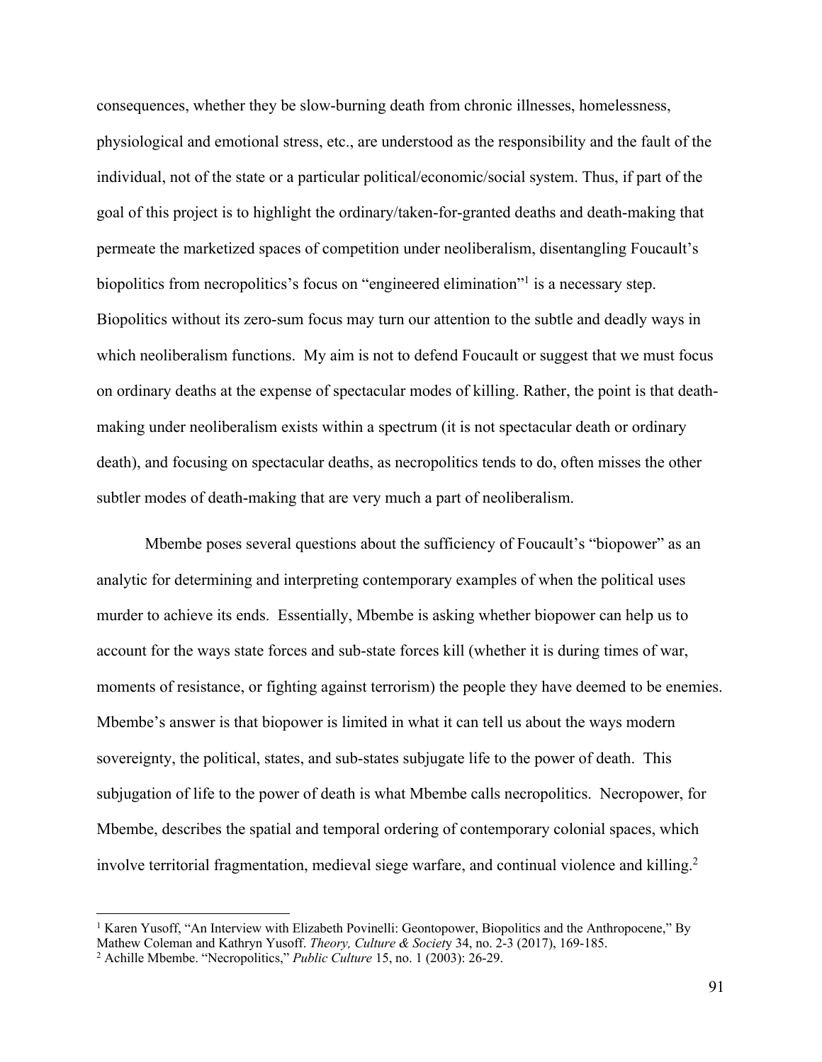consequences, whether they be slow-burning death from chronic illnesses, homelessness, physiological and emotional stress, etc., are understood as the responsibility and the fault of the individual, not of the state or a particular political/economic/social system. Thus, if part of the goal of this project is to highlight the ordinary/taken-for-granted deaths and death-making that permeate the marketized spaces of competition under neoliberalism, disentangling Foucault's biopolitics from necropolitics's focus on "engineered elimination"[1] is a necessary step. Biopolitics without its zero-sum focus may turn our attention to the subtle and deadly ways in which neoliberalism functions. My aim is not to defend Foucault or suggest that we must focus on ordinary deaths at the expense of spectacular modes of killing. Rather, the point is that death-making under neoliberalism exists within a spectrum (it is not spectacular death or ordinary death), and focusing on spectacular deaths, as necropolitics tends to do, often misses the other subtler modes of death-making that are very much a part of neoliberalism.

Mbembe poses several questions about the sufficiency of Foucault's "biopower" as an analytic for determining and interpreting contemporary examples of when the political uses murder to achieve its ends. Essentially, Mbembe is asking whether biopower can help us to account for the ways state forces and sub-state forces kill (whether it is during times of war, moments of resistance, or fighting against terrorism) the people they have deemed to be enemies. Mbembe's answer is that biopower is limited in what it can tell us about the ways modern sovereignty, the political, states, and sub-states subjugate life to the power of death. This subjugation of life to the power of death is what Mbembe calls necropolitics. Necropower, for Mbembe, describes the spatial and temporal ordering of contemporary colonial spaces, which involve territorial fragmentation, medieval siege warfare, and continual violence and killing.[2]

---

[1] Karen Yusoff, "An Interview with Elizabeth Povinelli: Geontopower, Biopolitics and the Anthropocene," By Mathew Coleman and Kathryn Yusoff. *Theory, Culture & Society* 34, no. 2-3 (2017), 169-185.

[2] Achille Mbembe. "Necropolitics," *Public Culture* 15, no. 1 (2003): 26-29.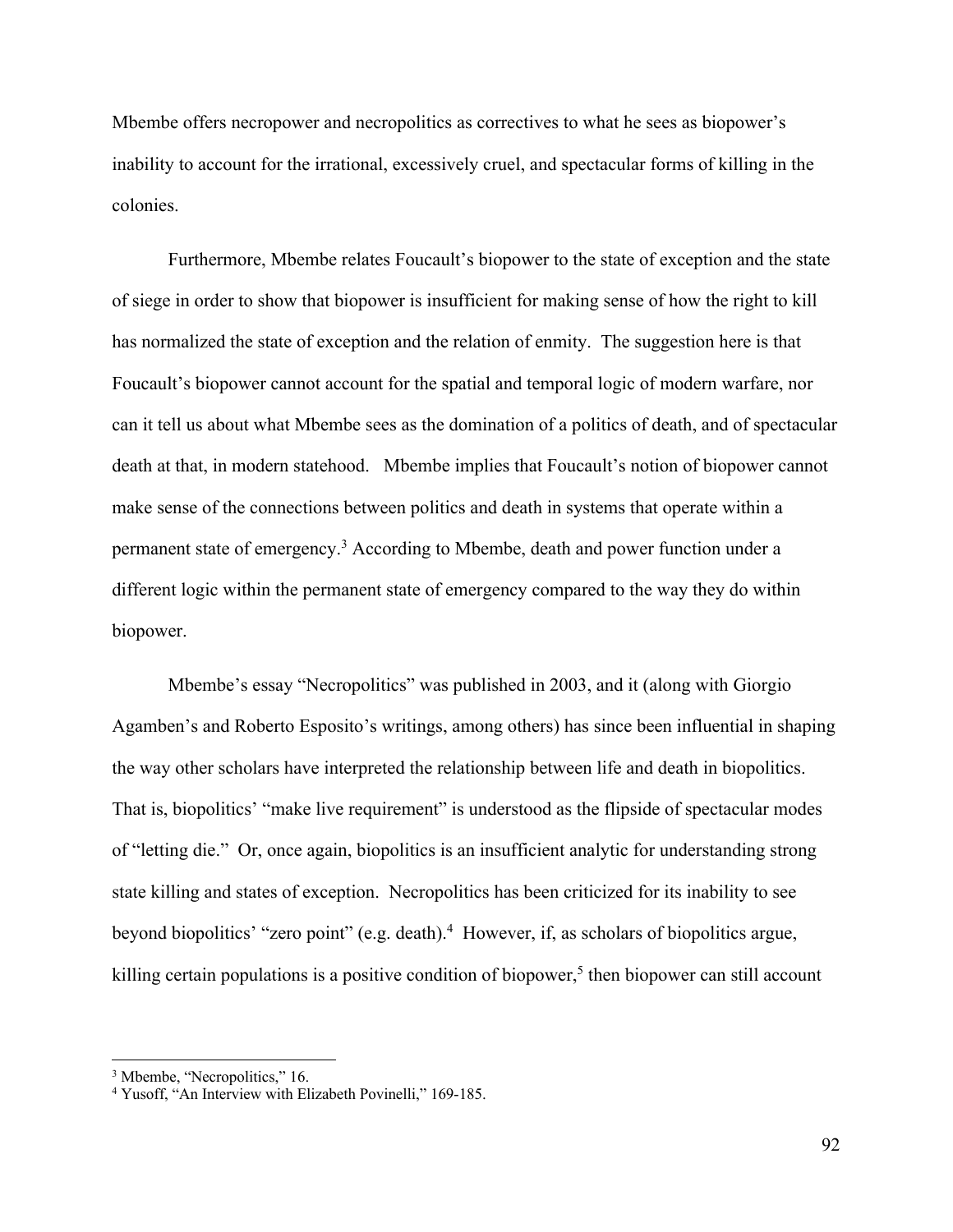Mbembe offers necropower and necropolitics as correctives to what he sees as biopower's inability to account for the irrational, excessively cruel, and spectacular forms of killing in the colonies.

Furthermore, Mbembe relates Foucault's biopower to the state of exception and the state of siege in order to show that biopower is insufficient for making sense of how the right to kill has normalized the state of exception and the relation of enmity. The suggestion here is that Foucault's biopower cannot account for the spatial and temporal logic of modern warfare, nor can it tell us about what Mbembe sees as the domination of a politics of death, and of spectacular death at that, in modern statehood. Mbembe implies that Foucault's notion of biopower cannot make sense of the connections between politics and death in systems that operate within a permanent state of emergency.[3] According to Mbembe, death and power function under a different logic within the permanent state of emergency compared to the way they do within biopower.

Mbembe's essay "Necropolitics" was published in 2003, and it (along with Giorgio Agamben's and Roberto Esposito's writings, among others) has since been influential in shaping the way other scholars have interpreted the relationship between life and death in biopolitics. That is, biopolitics' "make live requirement" is understood as the flipside of spectacular modes of "letting die." Or, once again, biopolitics is an insufficient analytic for understanding strong state killing and states of exception. Necropolitics has been criticized for its inability to see beyond biopolitics' "zero point" (e.g. death).[4] However, if, as scholars of biopolitics argue, killing certain populations is a positive condition of biopower,[5] then biopower can still account

[3] Mbembe, "Necropolitics," 16.

[4] Yusoff, "An Interview with Elizabeth Povinelli," 169-185.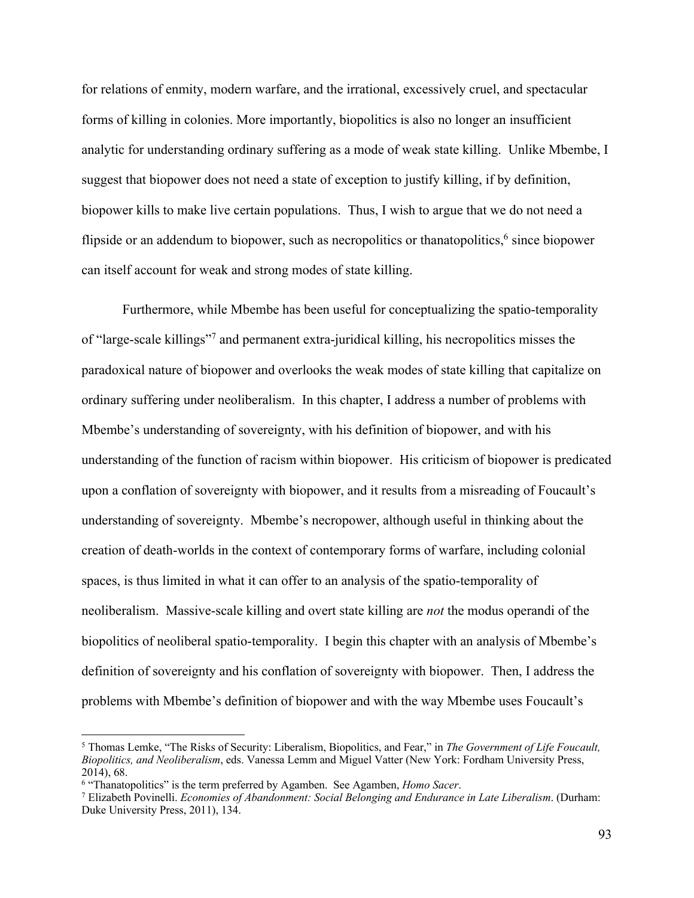for relations of enmity, modern warfare, and the irrational, excessively cruel, and spectacular forms of killing in colonies. More importantly, biopolitics is also no longer an insufficient analytic for understanding ordinary suffering as a mode of weak state killing. Unlike Mbembe, I suggest that biopower does not need a state of exception to justify killing, if by definition, biopower kills to make live certain populations. Thus, I wish to argue that we do not need a flipside or an addendum to biopower, such as necropolitics or thanatopolitics,[6] since biopower can itself account for weak and strong modes of state killing.

Furthermore, while Mbembe has been useful for conceptualizing the spatio-temporality of "large-scale killings"[7] and permanent extra-juridical killing, his necropolitics misses the paradoxical nature of biopower and overlooks the weak modes of state killing that capitalize on ordinary suffering under neoliberalism. In this chapter, I address a number of problems with Mbembe's understanding of sovereignty, with his definition of biopower, and with his understanding of the function of racism within biopower. His criticism of biopower is predicated upon a conflation of sovereignty with biopower, and it results from a misreading of Foucault's understanding of sovereignty. Mbembe's necropower, although useful in thinking about the creation of death-worlds in the context of contemporary forms of warfare, including colonial spaces, is thus limited in what it can offer to an analysis of the spatio-temporality of neoliberalism. Massive-scale killing and overt state killing are *not* the modus operandi of the biopolitics of neoliberal spatio-temporality. I begin this chapter with an analysis of Mbembe's definition of sovereignty and his conflation of sovereignty with biopower. Then, I address the problems with Mbembe's definition of biopower and with the way Mbembe uses Foucault's

---

[5] Thomas Lemke, "The Risks of Security: Liberalism, Biopolitics, and Fear," in *The Government of Life Foucault, Biopolitics, and Neoliberalism*, eds. Vanessa Lemm and Miguel Vatter (New York: Fordham University Press, 2014), 68.

[6] "Thanatopolitics" is the term preferred by Agamben. See Agamben, *Homo Sacer*.

[7] Elizabeth Povinelli. *Economies of Abandonment: Social Belonging and Endurance in Late Liberalism*. (Durham: Duke University Press, 2011), 134.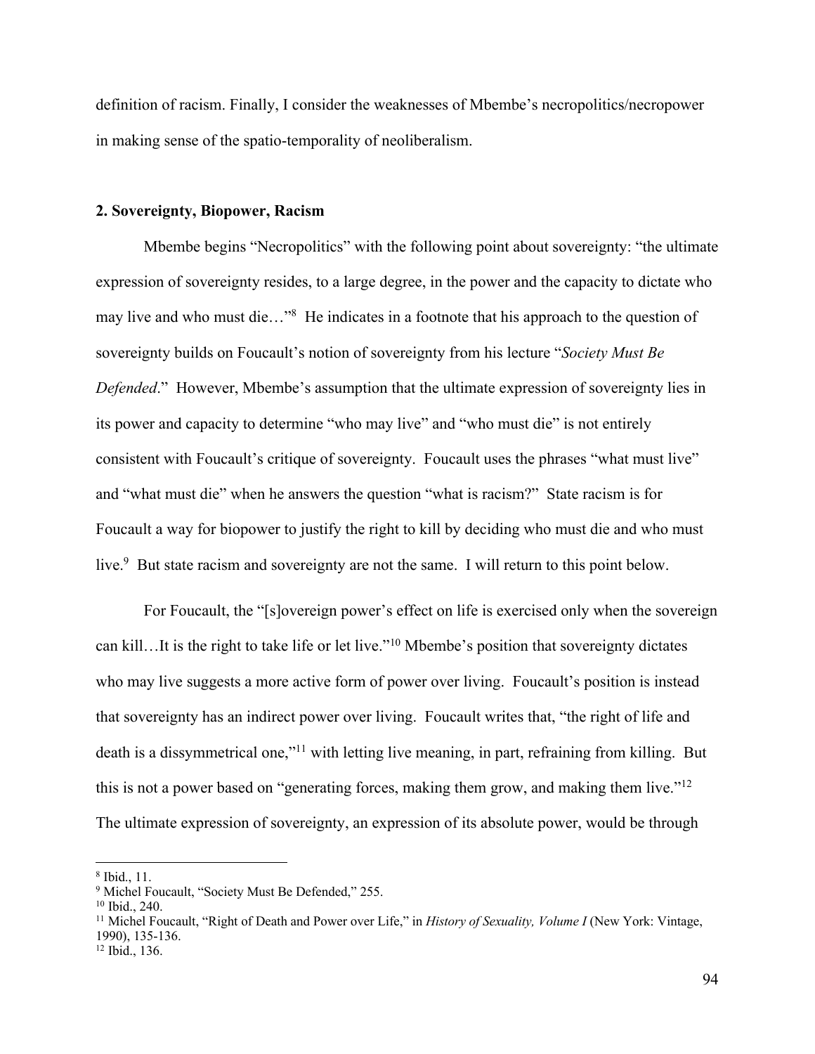definition of racism. Finally, I consider the weaknesses of Mbembe's necropolitics/necropower in making sense of the spatio-temporality of neoliberalism.

## 2. Sovereignty, Biopower, Racism

Mbembe begins "Necropolitics" with the following point about sovereignty: "the ultimate expression of sovereignty resides, to a large degree, in the power and the capacity to dictate who may live and who must die…"[8] He indicates in a footnote that his approach to the question of sovereignty builds on Foucault's notion of sovereignty from his lecture "*Society Must Be Defended*." However, Mbembe's assumption that the ultimate expression of sovereignty lies in its power and capacity to determine "who may live" and "who must die" is not entirely consistent with Foucault's critique of sovereignty. Foucault uses the phrases "what must live" and "what must die" when he answers the question "what is racism?" State racism is for Foucault a way for biopower to justify the right to kill by deciding who must die and who must live.[9] But state racism and sovereignty are not the same. I will return to this point below.

For Foucault, the "[s]overeign power's effect on life is exercised only when the sovereign can kill…It is the right to take life or let live."[10] Mbembe's position that sovereignty dictates who may live suggests a more active form of power over living. Foucault's position is instead that sovereignty has an indirect power over living. Foucault writes that, "the right of life and death is a dissymmetrical one,"[11] with letting live meaning, in part, refraining from killing. But this is not a power based on "generating forces, making them grow, and making them live."[12] The ultimate expression of sovereignty, an expression of its absolute power, would be through

---

[8] Ibid., 11.

[9] Michel Foucault, "Society Must Be Defended," 255.

[10] Ibid., 240.

[11] Michel Foucault, "Right of Death and Power over Life," in *History of Sexuality, Volume I* (New York: Vintage, 1990), 135-136.

[12] Ibid., 136.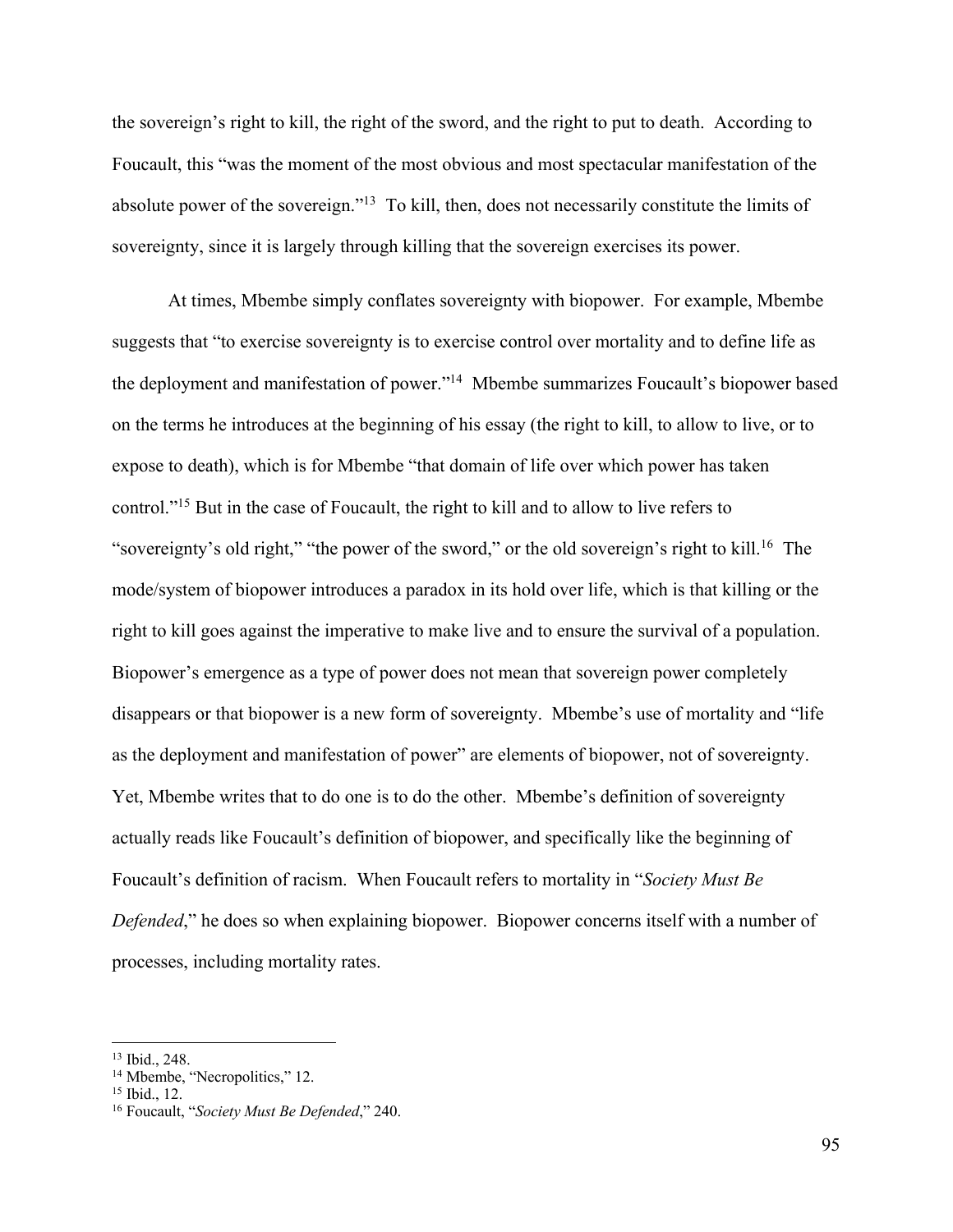the sovereign's right to kill, the right of the sword, and the right to put to death. According to Foucault, this "was the moment of the most obvious and most spectacular manifestation of the absolute power of the sovereign."[13] To kill, then, does not necessarily constitute the limits of sovereignty, since it is largely through killing that the sovereign exercises its power.

At times, Mbembe simply conflates sovereignty with biopower. For example, Mbembe suggests that "to exercise sovereignty is to exercise control over mortality and to define life as the deployment and manifestation of power."[14] Mbembe summarizes Foucault's biopower based on the terms he introduces at the beginning of his essay (the right to kill, to allow to live, or to expose to death), which is for Mbembe "that domain of life over which power has taken control."[15] But in the case of Foucault, the right to kill and to allow to live refers to "sovereignty's old right," "the power of the sword," or the old sovereign's right to kill.[16] The mode/system of biopower introduces a paradox in its hold over life, which is that killing or the right to kill goes against the imperative to make live and to ensure the survival of a population. Biopower's emergence as a type of power does not mean that sovereign power completely disappears or that biopower is a new form of sovereignty. Mbembe's use of mortality and "life as the deployment and manifestation of power" are elements of biopower, not of sovereignty. Yet, Mbembe writes that to do one is to do the other. Mbembe's definition of sovereignty actually reads like Foucault's definition of biopower, and specifically like the beginning of Foucault's definition of racism. When Foucault refers to mortality in "*Society Must Be Defended*," he does so when explaining biopower. Biopower concerns itself with a number of processes, including mortality rates.

---

[13] Ibid., 248.

[14] Mbembe, "Necropolitics," 12.

[15] Ibid., 12.

[16] Foucault, "*Society Must Be Defended*," 240.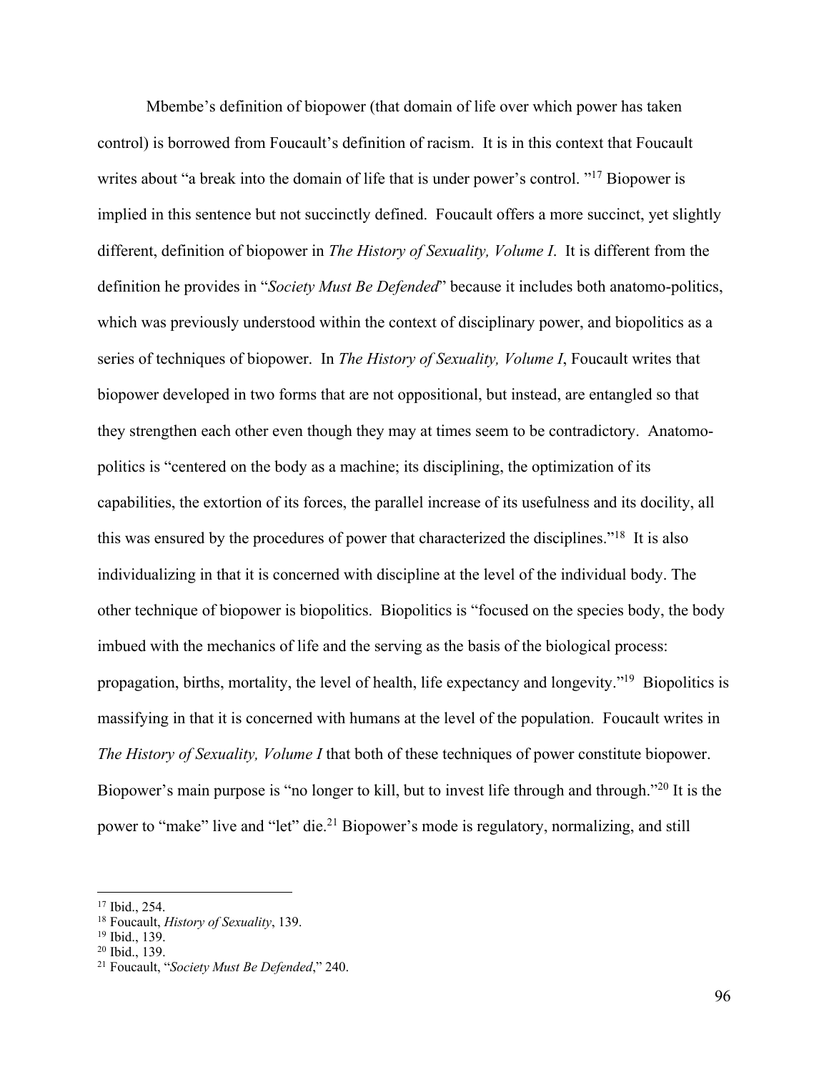Mbembe's definition of biopower (that domain of life over which power has taken control) is borrowed from Foucault's definition of racism. It is in this context that Foucault writes about "a break into the domain of life that is under power's control. "[17] Biopower is implied in this sentence but not succinctly defined. Foucault offers a more succinct, yet slightly different, definition of biopower in *The History of Sexuality, Volume I*. It is different from the definition he provides in "*Society Must Be Defended*" because it includes both anatomo-politics, which was previously understood within the context of disciplinary power, and biopolitics as a series of techniques of biopower. In *The History of Sexuality, Volume I*, Foucault writes that biopower developed in two forms that are not oppositional, but instead, are entangled so that they strengthen each other even though they may at times seem to be contradictory. Anatomo-politics is "centered on the body as a machine; its disciplining, the optimization of its capabilities, the extortion of its forces, the parallel increase of its usefulness and its docility, all this was ensured by the procedures of power that characterized the disciplines."[18] It is also individualizing in that it is concerned with discipline at the level of the individual body. The other technique of biopower is biopolitics. Biopolitics is "focused on the species body, the body imbued with the mechanics of life and the serving as the basis of the biological process: propagation, births, mortality, the level of health, life expectancy and longevity."[19] Biopolitics is massifying in that it is concerned with humans at the level of the population. Foucault writes in *The History of Sexuality, Volume I* that both of these techniques of power constitute biopower. Biopower's main purpose is "no longer to kill, but to invest life through and through."[20] It is the power to "make" live and "let" die.[21] Biopower's mode is regulatory, normalizing, and still

---

[17] Ibid., 254.
[18] Foucault, *History of Sexuality*, 139.
[19] Ibid., 139.
[20] Ibid., 139.
[21] Foucault, "*Society Must Be Defended*," 240.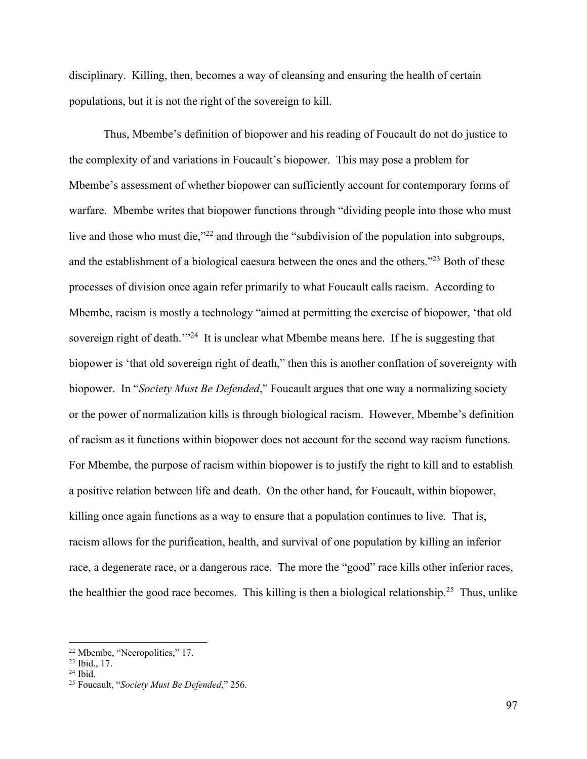disciplinary. Killing, then, becomes a way of cleansing and ensuring the health of certain populations, but it is not the right of the sovereign to kill.

Thus, Mbembe's definition of biopower and his reading of Foucault do not do justice to the complexity of and variations in Foucault's biopower. This may pose a problem for Mbembe's assessment of whether biopower can sufficiently account for contemporary forms of warfare. Mbembe writes that biopower functions through "dividing people into those who must live and those who must die,"[22] and through the "subdivision of the population into subgroups, and the establishment of a biological caesura between the ones and the others."[23] Both of these processes of division once again refer primarily to what Foucault calls racism. According to Mbembe, racism is mostly a technology "aimed at permitting the exercise of biopower, 'that old sovereign right of death.'"[24] It is unclear what Mbembe means here. If he is suggesting that biopower is 'that old sovereign right of death," then this is another conflation of sovereignty with biopower. In "*Society Must Be Defended*," Foucault argues that one way a normalizing society or the power of normalization kills is through biological racism. However, Mbembe's definition of racism as it functions within biopower does not account for the second way racism functions. For Mbembe, the purpose of racism within biopower is to justify the right to kill and to establish a positive relation between life and death. On the other hand, for Foucault, within biopower, killing once again functions as a way to ensure that a population continues to live. That is, racism allows for the purification, health, and survival of one population by killing an inferior race, a degenerate race, or a dangerous race. The more the "good" race kills other inferior races, the healthier the good race becomes. This killing is then a biological relationship.[25] Thus, unlike

---

[22] Mbembe, "Necropolitics," 17.
[23] Ibid., 17.
[24] Ibid.
[25] Foucault, "*Society Must Be Defended*," 256.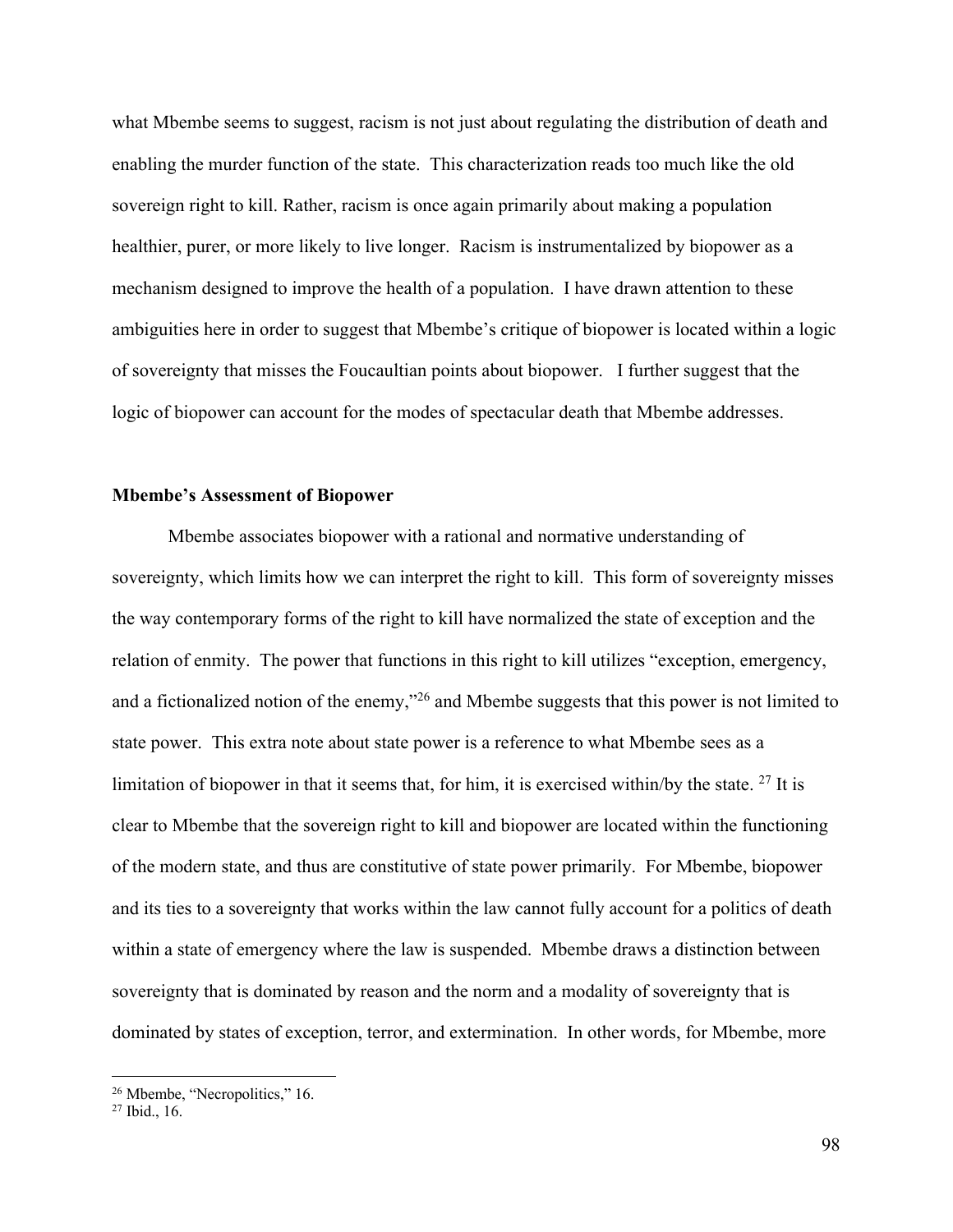what Mbembe seems to suggest, racism is not just about regulating the distribution of death and enabling the murder function of the state. This characterization reads too much like the old sovereign right to kill. Rather, racism is once again primarily about making a population healthier, purer, or more likely to live longer. Racism is instrumentalized by biopower as a mechanism designed to improve the health of a population. I have drawn attention to these ambiguities here in order to suggest that Mbembe's critique of biopower is located within a logic of sovereignty that misses the Foucaultian points about biopower. I further suggest that the logic of biopower can account for the modes of spectacular death that Mbembe addresses.

**Mbembe's Assessment of Biopower**

Mbembe associates biopower with a rational and normative understanding of sovereignty, which limits how we can interpret the right to kill. This form of sovereignty misses the way contemporary forms of the right to kill have normalized the state of exception and the relation of enmity. The power that functions in this right to kill utilizes "exception, emergency, and a fictionalized notion of the enemy,"[26] and Mbembe suggests that this power is not limited to state power. This extra note about state power is a reference to what Mbembe sees as a limitation of biopower in that it seems that, for him, it is exercised within/by the state. [27] It is clear to Mbembe that the sovereign right to kill and biopower are located within the functioning of the modern state, and thus are constitutive of state power primarily. For Mbembe, biopower and its ties to a sovereignty that works within the law cannot fully account for a politics of death within a state of emergency where the law is suspended. Mbembe draws a distinction between sovereignty that is dominated by reason and the norm and a modality of sovereignty that is dominated by states of exception, terror, and extermination. In other words, for Mbembe, more

[26] Mbembe, "Necropolitics," 16.
[27] Ibid., 16.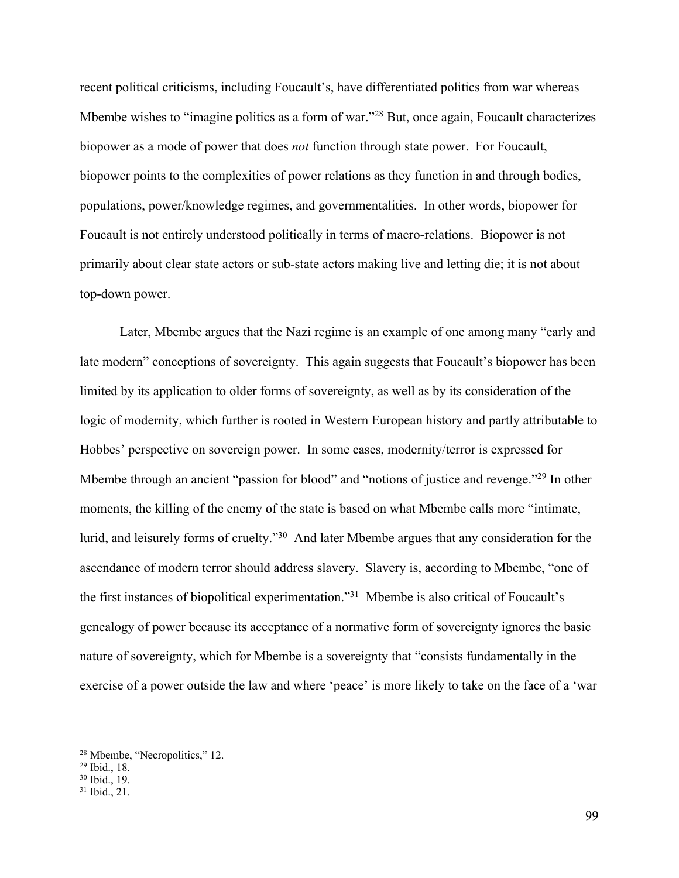recent political criticisms, including Foucault's, have differentiated politics from war whereas Mbembe wishes to "imagine politics as a form of war."[28] But, once again, Foucault characterizes biopower as a mode of power that does *not* function through state power. For Foucault, biopower points to the complexities of power relations as they function in and through bodies, populations, power/knowledge regimes, and governmentalities. In other words, biopower for Foucault is not entirely understood politically in terms of macro-relations. Biopower is not primarily about clear state actors or sub-state actors making live and letting die; it is not about top-down power.

Later, Mbembe argues that the Nazi regime is an example of one among many "early and late modern" conceptions of sovereignty. This again suggests that Foucault's biopower has been limited by its application to older forms of sovereignty, as well as by its consideration of the logic of modernity, which further is rooted in Western European history and partly attributable to Hobbes' perspective on sovereign power. In some cases, modernity/terror is expressed for Mbembe through an ancient "passion for blood" and "notions of justice and revenge."[29] In other moments, the killing of the enemy of the state is based on what Mbembe calls more "intimate, lurid, and leisurely forms of cruelty."[30] And later Mbembe argues that any consideration for the ascendance of modern terror should address slavery. Slavery is, according to Mbembe, "one of the first instances of biopolitical experimentation."[31] Mbembe is also critical of Foucault's genealogy of power because its acceptance of a normative form of sovereignty ignores the basic nature of sovereignty, which for Mbembe is a sovereignty that "consists fundamentally in the exercise of a power outside the law and where 'peace' is more likely to take on the face of a 'war

---

[28] Mbembe, "Necropolitics," 12.
[29] Ibid., 18.
[30] Ibid., 19.
[31] Ibid., 21.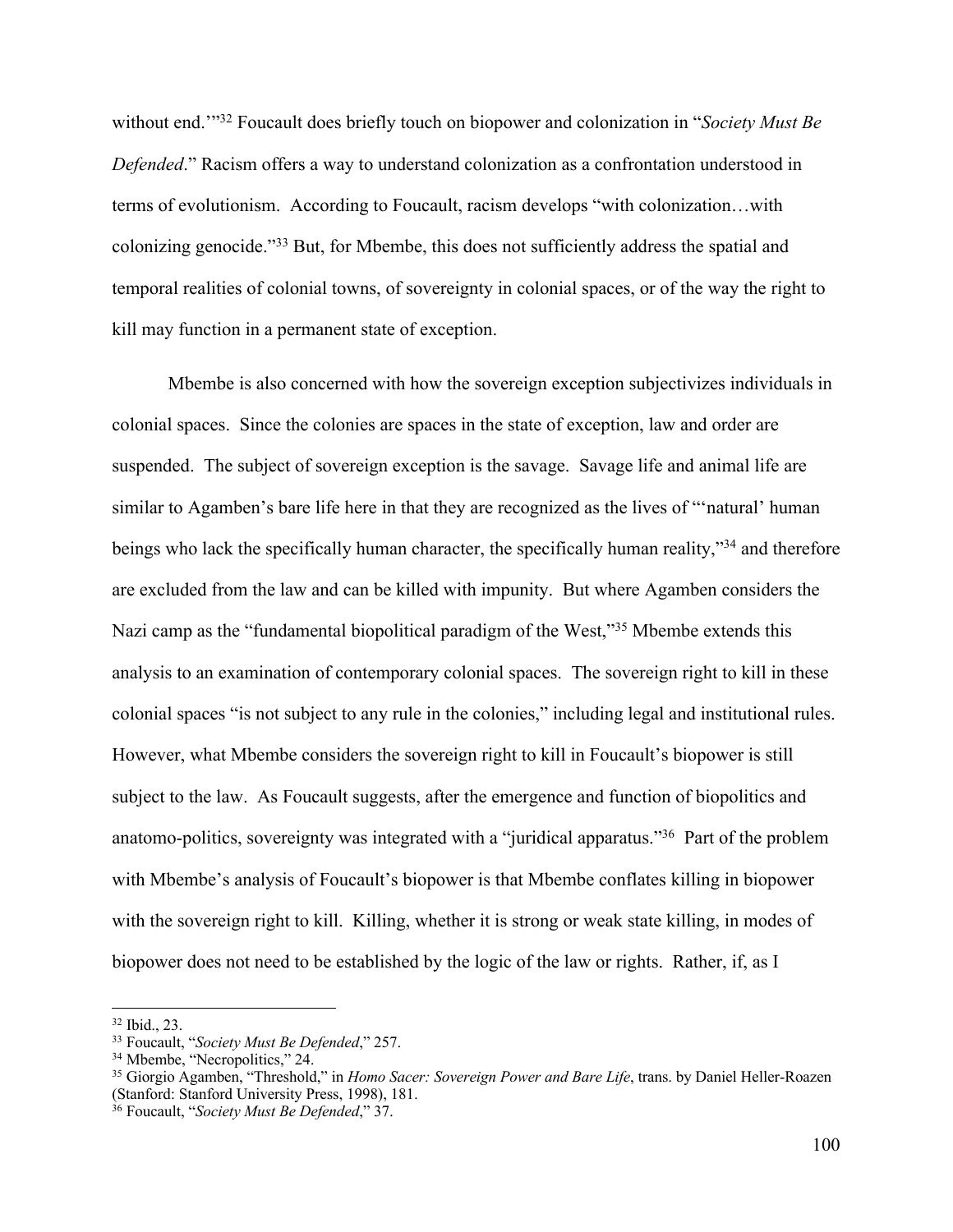without end.'"[32] Foucault does briefly touch on biopower and colonization in "*Society Must Be Defended*." Racism offers a way to understand colonization as a confrontation understood in terms of evolutionism. According to Foucault, racism develops "with colonization…with colonizing genocide."[33] But, for Mbembe, this does not sufficiently address the spatial and temporal realities of colonial towns, of sovereignty in colonial spaces, or of the way the right to kill may function in a permanent state of exception.

Mbembe is also concerned with how the sovereign exception subjectivizes individuals in colonial spaces. Since the colonies are spaces in the state of exception, law and order are suspended. The subject of sovereign exception is the savage. Savage life and animal life are similar to Agamben's bare life here in that they are recognized as the lives of "'natural' human beings who lack the specifically human character, the specifically human reality,"[34] and therefore are excluded from the law and can be killed with impunity. But where Agamben considers the Nazi camp as the "fundamental biopolitical paradigm of the West,"[35] Mbembe extends this analysis to an examination of contemporary colonial spaces. The sovereign right to kill in these colonial spaces "is not subject to any rule in the colonies," including legal and institutional rules. However, what Mbembe considers the sovereign right to kill in Foucault's biopower is still subject to the law. As Foucault suggests, after the emergence and function of biopolitics and anatomo-politics, sovereignty was integrated with a "juridical apparatus."[36] Part of the problem with Mbembe's analysis of Foucault's biopower is that Mbembe conflates killing in biopower with the sovereign right to kill. Killing, whether it is strong or weak state killing, in modes of biopower does not need to be established by the logic of the law or rights. Rather, if, as I

---

[32] Ibid., 23.
[33] Foucault, "*Society Must Be Defended*," 257.
[34] Mbembe, "Necropolitics," 24.
[35] Giorgio Agamben, "Threshold," in *Homo Sacer: Sovereign Power and Bare Life*, trans. by Daniel Heller-Roazen (Stanford: Stanford University Press, 1998), 181.
[36] Foucault, "*Society Must Be Defended*," 37.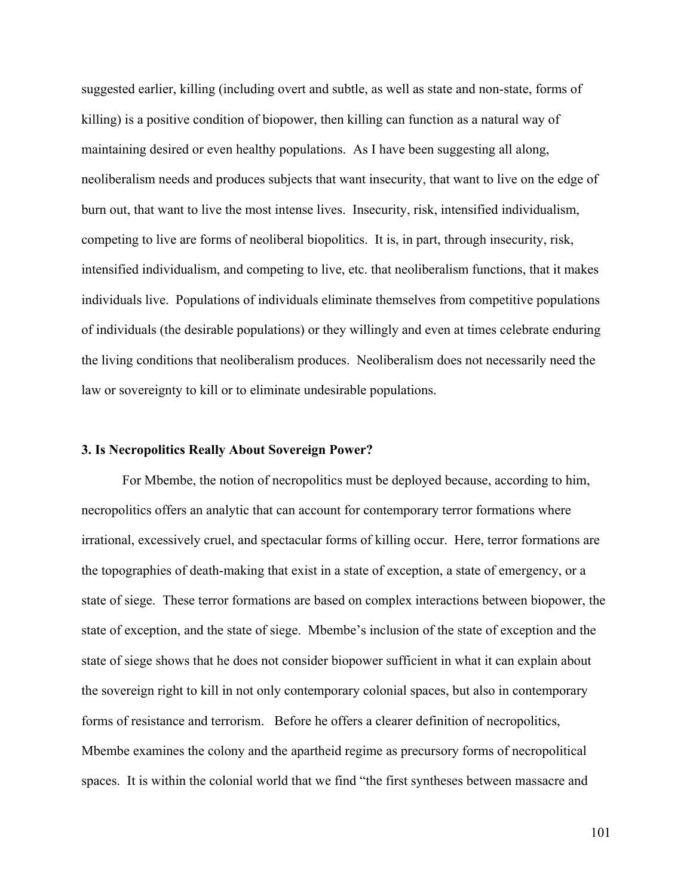suggested earlier, killing (including overt and subtle, as well as state and non-state, forms of killing) is a positive condition of biopower, then killing can function as a natural way of maintaining desired or even healthy populations. As I have been suggesting all along, neoliberalism needs and produces subjects that want insecurity, that want to live on the edge of burn out, that want to live the most intense lives. Insecurity, risk, intensified individualism, competing to live are forms of neoliberal biopolitics. It is, in part, through insecurity, risk, intensified individualism, and competing to live, etc. that neoliberalism functions, that it makes individuals live. Populations of individuals eliminate themselves from competitive populations of individuals (the desirable populations) or they willingly and even at times celebrate enduring the living conditions that neoliberalism produces. Neoliberalism does not necessarily need the law or sovereignty to kill or to eliminate undesirable populations.

### 3. Is Necropolitics Really About Sovereign Power?

For Mbembe, the notion of necropolitics must be deployed because, according to him, necropolitics offers an analytic that can account for contemporary terror formations where irrational, excessively cruel, and spectacular forms of killing occur. Here, terror formations are the topographies of death-making that exist in a state of exception, a state of emergency, or a state of siege. These terror formations are based on complex interactions between biopower, the state of exception, and the state of siege. Mbembe's inclusion of the state of exception and the state of siege shows that he does not consider biopower sufficient in what it can explain about the sovereign right to kill in not only contemporary colonial spaces, but also in contemporary forms of resistance and terrorism. Before he offers a clearer definition of necropolitics, Mbembe examines the colony and the apartheid regime as precursory forms of necropolitical spaces. It is within the colonial world that we find "the first syntheses between massacre and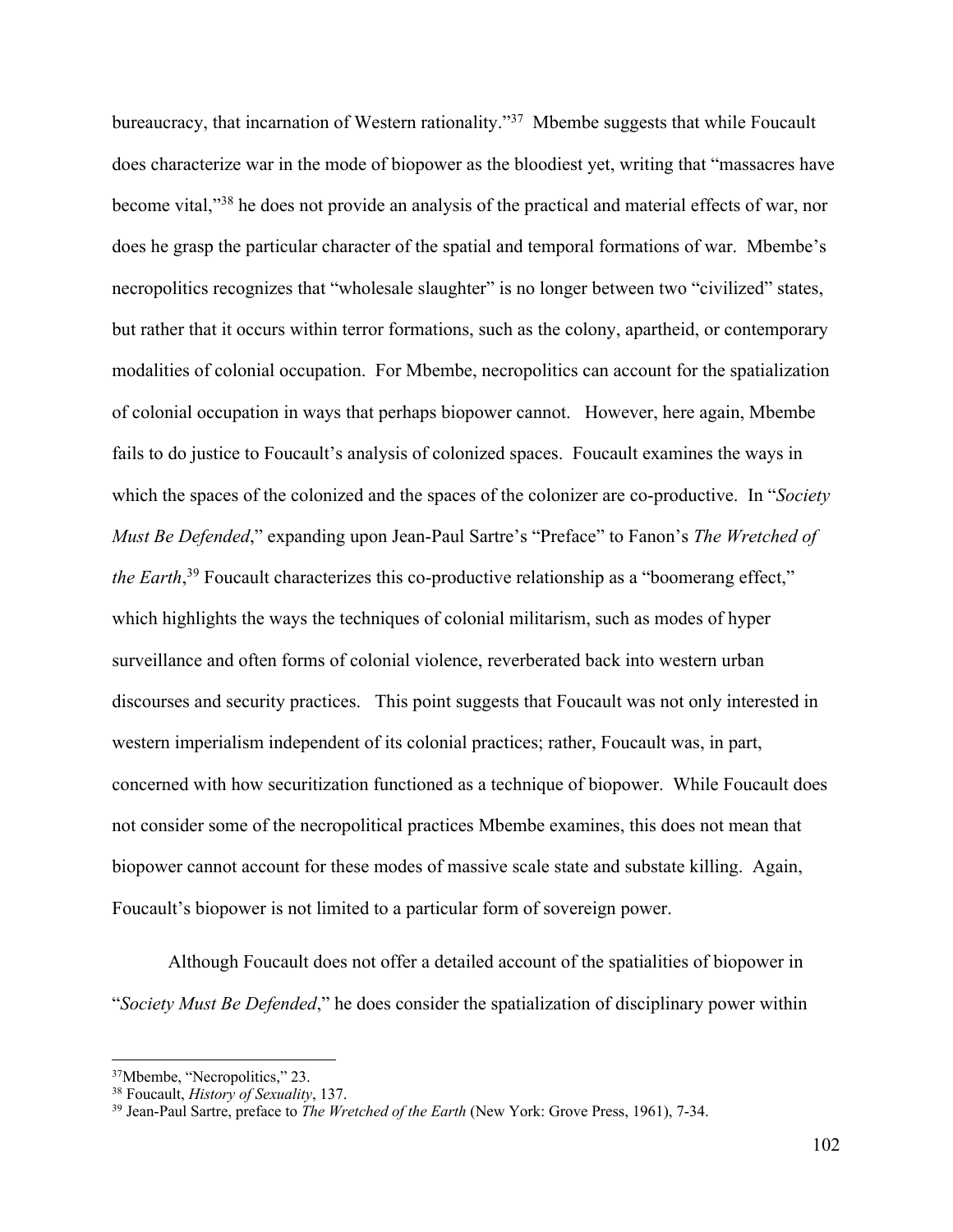bureaucracy, that incarnation of Western rationality."[37] Mbembe suggests that while Foucault does characterize war in the mode of biopower as the bloodiest yet, writing that "massacres have become vital,"[38] he does not provide an analysis of the practical and material effects of war, nor does he grasp the particular character of the spatial and temporal formations of war. Mbembe's necropolitics recognizes that "wholesale slaughter" is no longer between two "civilized" states, but rather that it occurs within terror formations, such as the colony, apartheid, or contemporary modalities of colonial occupation. For Mbembe, necropolitics can account for the spatialization of colonial occupation in ways that perhaps biopower cannot. However, here again, Mbembe fails to do justice to Foucault's analysis of colonized spaces. Foucault examines the ways in which the spaces of the colonized and the spaces of the colonizer are co-productive. In "*Society Must Be Defended*," expanding upon Jean-Paul Sartre's "Preface" to Fanon's *The Wretched of the Earth*,[39] Foucault characterizes this co-productive relationship as a "boomerang effect," which highlights the ways the techniques of colonial militarism, such as modes of hyper surveillance and often forms of colonial violence, reverberated back into western urban discourses and security practices. This point suggests that Foucault was not only interested in western imperialism independent of its colonial practices; rather, Foucault was, in part, concerned with how securitization functioned as a technique of biopower. While Foucault does not consider some of the necropolitical practices Mbembe examines, this does not mean that biopower cannot account for these modes of massive scale state and substate killing. Again, Foucault's biopower is not limited to a particular form of sovereign power.

Although Foucault does not offer a detailed account of the spatialities of biopower in "*Society Must Be Defended*," he does consider the spatialization of disciplinary power within

---

[37] Mbembe, "Necropolitics," 23.

[38] Foucault, *History of Sexuality*, 137.

[39] Jean-Paul Sartre, preface to *The Wretched of the Earth* (New York: Grove Press, 1961), 7-34.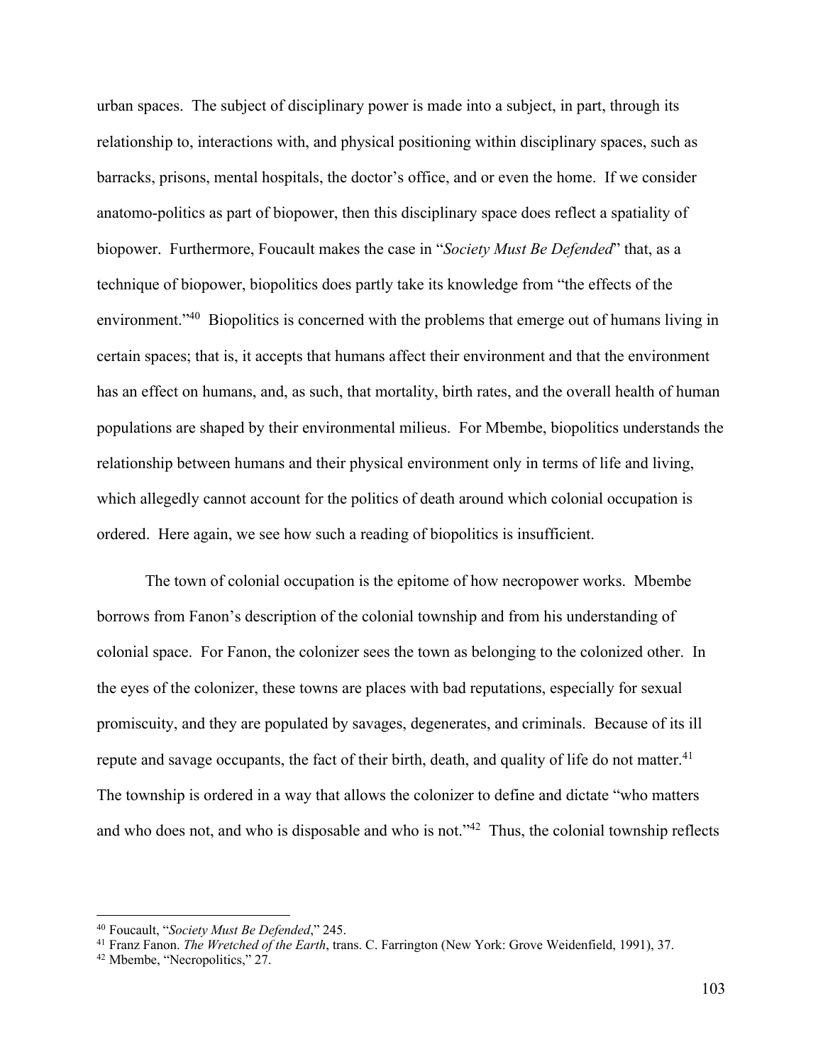urban spaces. The subject of disciplinary power is made into a subject, in part, through its relationship to, interactions with, and physical positioning within disciplinary spaces, such as barracks, prisons, mental hospitals, the doctor's office, and or even the home. If we consider anatomo-politics as part of biopower, then this disciplinary space does reflect a spatiality of biopower. Furthermore, Foucault makes the case in "*Society Must Be Defended*" that, as a technique of biopower, biopolitics does partly take its knowledge from "the effects of the environment."[40] Biopolitics is concerned with the problems that emerge out of humans living in certain spaces; that is, it accepts that humans affect their environment and that the environment has an effect on humans, and, as such, that mortality, birth rates, and the overall health of human populations are shaped by their environmental milieus. For Mbembe, biopolitics understands the relationship between humans and their physical environment only in terms of life and living, which allegedly cannot account for the politics of death around which colonial occupation is ordered. Here again, we see how such a reading of biopolitics is insufficient.

The town of colonial occupation is the epitome of how necropower works. Mbembe borrows from Fanon's description of the colonial township and from his understanding of colonial space. For Fanon, the colonizer sees the town as belonging to the colonized other. In the eyes of the colonizer, these towns are places with bad reputations, especially for sexual promiscuity, and they are populated by savages, degenerates, and criminals. Because of its ill repute and savage occupants, the fact of their birth, death, and quality of life do not matter.[41] The township is ordered in a way that allows the colonizer to define and dictate "who matters and who does not, and who is disposable and who is not."[42] Thus, the colonial township reflects

---

[40] Foucault, "*Society Must Be Defended*," 245.

[41] Franz Fanon. *The Wretched of the Earth*, trans. C. Farrington (New York: Grove Weidenfield, 1991), 37.

[42] Mbembe, "Necropolitics," 27.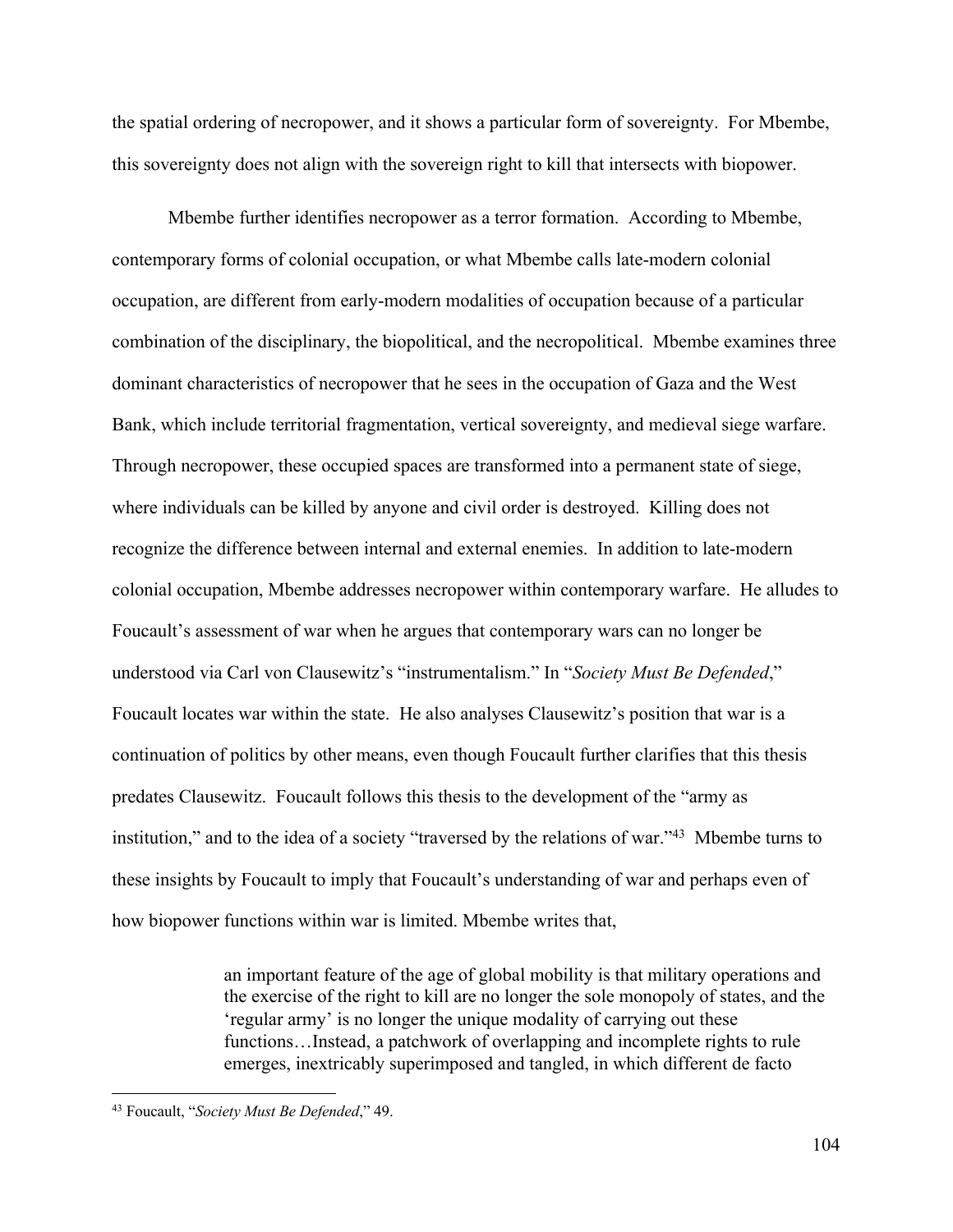the spatial ordering of necropower, and it shows a particular form of sovereignty. For Mbembe, this sovereignty does not align with the sovereign right to kill that intersects with biopower.

Mbembe further identifies necropower as a terror formation. According to Mbembe, contemporary forms of colonial occupation, or what Mbembe calls late-modern colonial occupation, are different from early-modern modalities of occupation because of a particular combination of the disciplinary, the biopolitical, and the necropolitical. Mbembe examines three dominant characteristics of necropower that he sees in the occupation of Gaza and the West Bank, which include territorial fragmentation, vertical sovereignty, and medieval siege warfare. Through necropower, these occupied spaces are transformed into a permanent state of siege, where individuals can be killed by anyone and civil order is destroyed. Killing does not recognize the difference between internal and external enemies. In addition to late-modern colonial occupation, Mbembe addresses necropower within contemporary warfare. He alludes to Foucault's assessment of war when he argues that contemporary wars can no longer be understood via Carl von Clausewitz's "instrumentalism." In "*Society Must Be Defended*," Foucault locates war within the state. He also analyses Clausewitz's position that war is a continuation of politics by other means, even though Foucault further clarifies that this thesis predates Clausewitz. Foucault follows this thesis to the development of the "army as institution," and to the idea of a society "traversed by the relations of war."[43] Mbembe turns to these insights by Foucault to imply that Foucault's understanding of war and perhaps even of how biopower functions within war is limited. Mbembe writes that,

> an important feature of the age of global mobility is that military operations and the exercise of the right to kill are no longer the sole monopoly of states, and the 'regular army' is no longer the unique modality of carrying out these functions…Instead, a patchwork of overlapping and incomplete rights to rule emerges, inextricably superimposed and tangled, in which different de facto

[43] Foucault, "*Society Must Be Defended*," 49.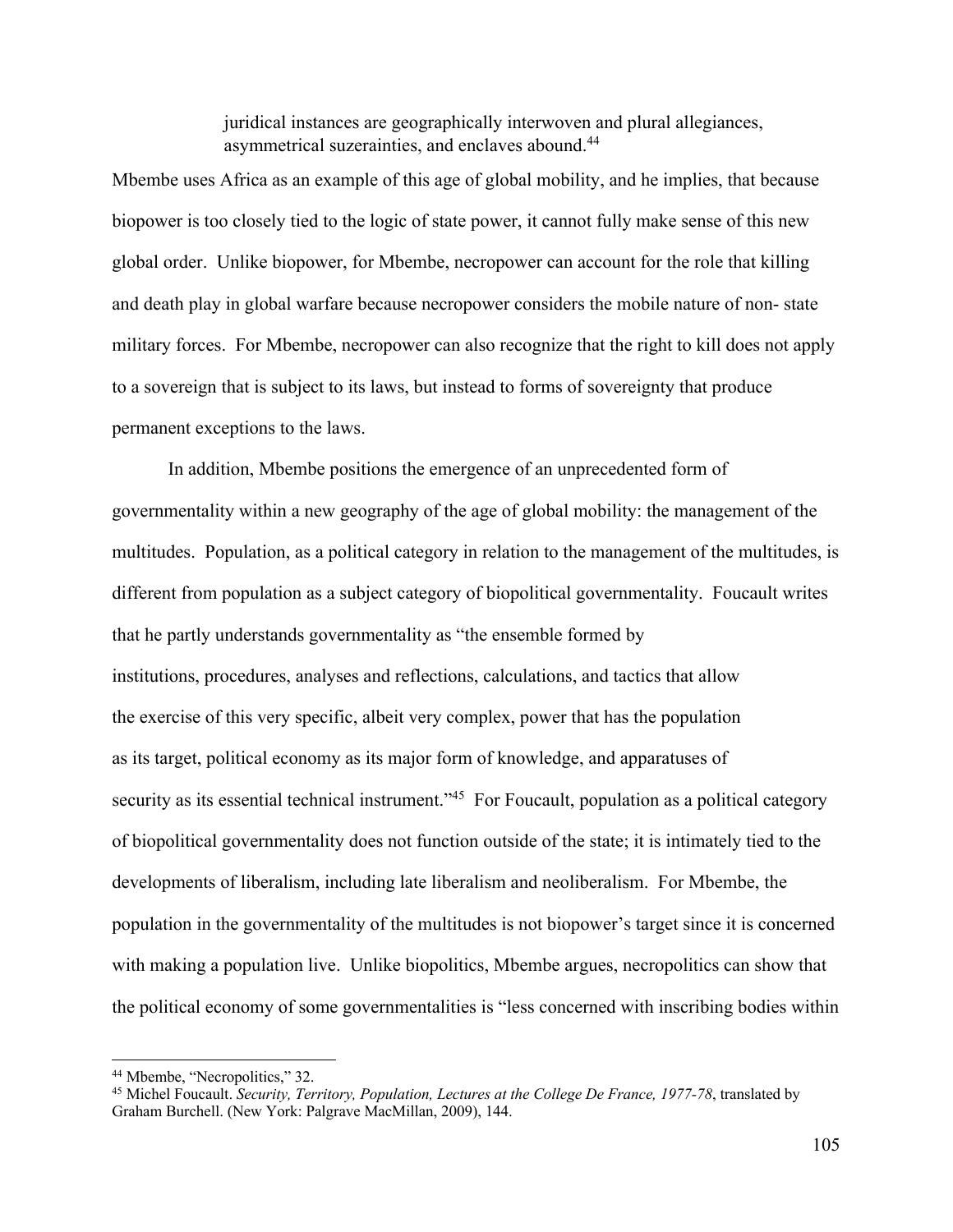> juridical instances are geographically interwoven and plural allegiances, asymmetrical suzerainties, and enclaves abound.[44]

Mbembe uses Africa as an example of this age of global mobility, and he implies, that because biopower is too closely tied to the logic of state power, it cannot fully make sense of this new global order. Unlike biopower, for Mbembe, necropower can account for the role that killing and death play in global warfare because necropower considers the mobile nature of non- state military forces. For Mbembe, necropower can also recognize that the right to kill does not apply to a sovereign that is subject to its laws, but instead to forms of sovereignty that produce permanent exceptions to the laws.

In addition, Mbembe positions the emergence of an unprecedented form of governmentality within a new geography of the age of global mobility: the management of the multitudes. Population, as a political category in relation to the management of the multitudes, is different from population as a subject category of biopolitical governmentality. Foucault writes that he partly understands governmentality as "the ensemble formed by institutions, procedures, analyses and reflections, calculations, and tactics that allow the exercise of this very specific, albeit very complex, power that has the population as its target, political economy as its major form of knowledge, and apparatuses of security as its essential technical instrument."[45] For Foucault, population as a political category of biopolitical governmentality does not function outside of the state; it is intimately tied to the developments of liberalism, including late liberalism and neoliberalism. For Mbembe, the population in the governmentality of the multitudes is not biopower's target since it is concerned with making a population live. Unlike biopolitics, Mbembe argues, necropolitics can show that the political economy of some governmentalities is "less concerned with inscribing bodies within

---

[44] Mbembe, "Necropolitics," 32.

[45] Michel Foucault. *Security, Territory, Population, Lectures at the College De France, 1977-78*, translated by Graham Burchell. (New York: Palgrave MacMillan, 2009), 144.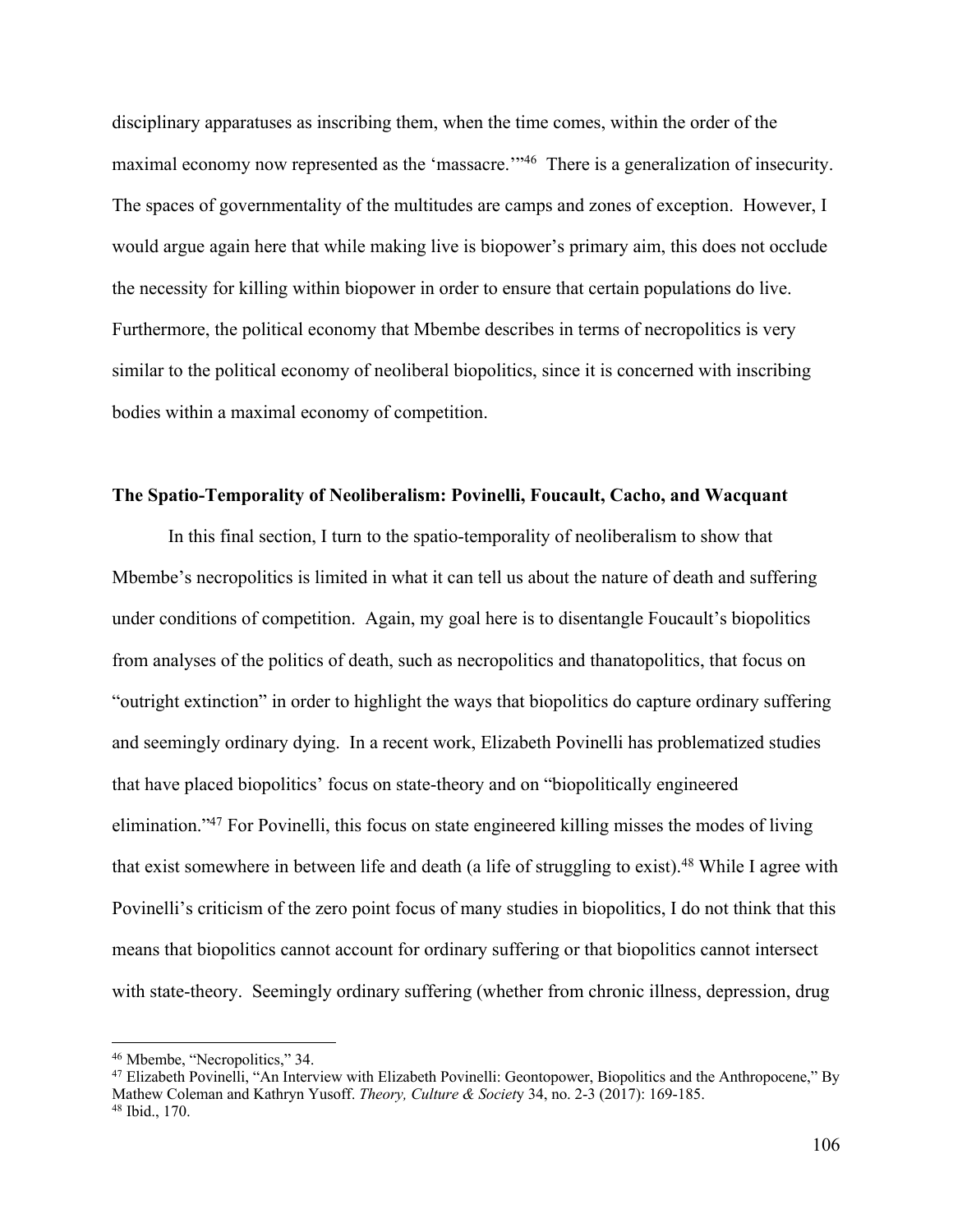disciplinary apparatuses as inscribing them, when the time comes, within the order of the maximal economy now represented as the 'massacre.'"[46] There is a generalization of insecurity. The spaces of governmentality of the multitudes are camps and zones of exception. However, I would argue again here that while making live is biopower's primary aim, this does not occlude the necessity for killing within biopower in order to ensure that certain populations do live. Furthermore, the political economy that Mbembe describes in terms of necropolitics is very similar to the political economy of neoliberal biopolitics, since it is concerned with inscribing bodies within a maximal economy of competition.

**The Spatio-Temporality of Neoliberalism: Povinelli, Foucault, Cacho, and Wacquant**

In this final section, I turn to the spatio-temporality of neoliberalism to show that Mbembe's necropolitics is limited in what it can tell us about the nature of death and suffering under conditions of competition. Again, my goal here is to disentangle Foucault's biopolitics from analyses of the politics of death, such as necropolitics and thanatopolitics, that focus on "outright extinction" in order to highlight the ways that biopolitics do capture ordinary suffering and seemingly ordinary dying. In a recent work, Elizabeth Povinelli has problematized studies that have placed biopolitics' focus on state-theory and on "biopolitically engineered elimination."[47] For Povinelli, this focus on state engineered killing misses the modes of living that exist somewhere in between life and death (a life of struggling to exist).[48] While I agree with Povinelli's criticism of the zero point focus of many studies in biopolitics, I do not think that this means that biopolitics cannot account for ordinary suffering or that biopolitics cannot intersect with state-theory. Seemingly ordinary suffering (whether from chronic illness, depression, drug

---

[46] Mbembe, "Necropolitics," 34.

[47] Elizabeth Povinelli, "An Interview with Elizabeth Povinelli: Geontopower, Biopolitics and the Anthropocene," By Mathew Coleman and Kathryn Yusoff. *Theory, Culture & Society* 34, no. 2-3 (2017): 169-185.

[48] Ibid., 170.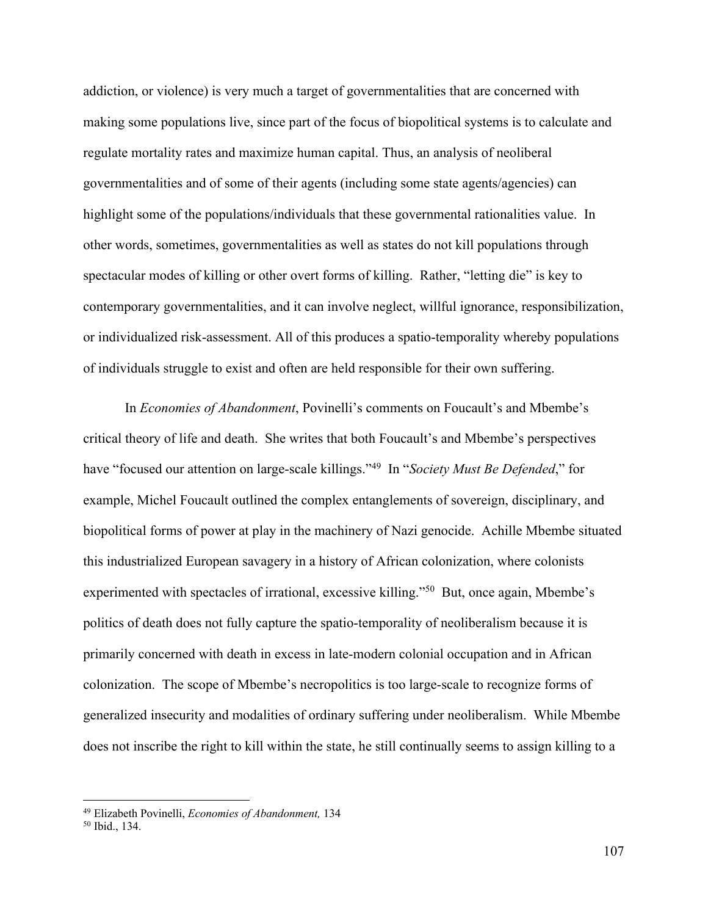addiction, or violence) is very much a target of governmentalities that are concerned with making some populations live, since part of the focus of biopolitical systems is to calculate and regulate mortality rates and maximize human capital. Thus, an analysis of neoliberal governmentalities and of some of their agents (including some state agents/agencies) can highlight some of the populations/individuals that these governmental rationalities value. In other words, sometimes, governmentalities as well as states do not kill populations through spectacular modes of killing or other overt forms of killing. Rather, "letting die" is key to contemporary governmentalities, and it can involve neglect, willful ignorance, responsibilization, or individualized risk-assessment. All of this produces a spatio-temporality whereby populations of individuals struggle to exist and often are held responsible for their own suffering.

In *Economies of Abandonment*, Povinelli's comments on Foucault's and Mbembe's critical theory of life and death. She writes that both Foucault's and Mbembe's perspectives have "focused our attention on large-scale killings."[49] In "*Society Must Be Defended*," for example, Michel Foucault outlined the complex entanglements of sovereign, disciplinary, and biopolitical forms of power at play in the machinery of Nazi genocide. Achille Mbembe situated this industrialized European savagery in a history of African colonization, where colonists experimented with spectacles of irrational, excessive killing."[50] But, once again, Mbembe's politics of death does not fully capture the spatio-temporality of neoliberalism because it is primarily concerned with death in excess in late-modern colonial occupation and in African colonization. The scope of Mbembe's necropolitics is too large-scale to recognize forms of generalized insecurity and modalities of ordinary suffering under neoliberalism. While Mbembe does not inscribe the right to kill within the state, he still continually seems to assign killing to a

[49] Elizabeth Povinelli, *Economies of Abandonment,* 134

[50] Ibid., 134.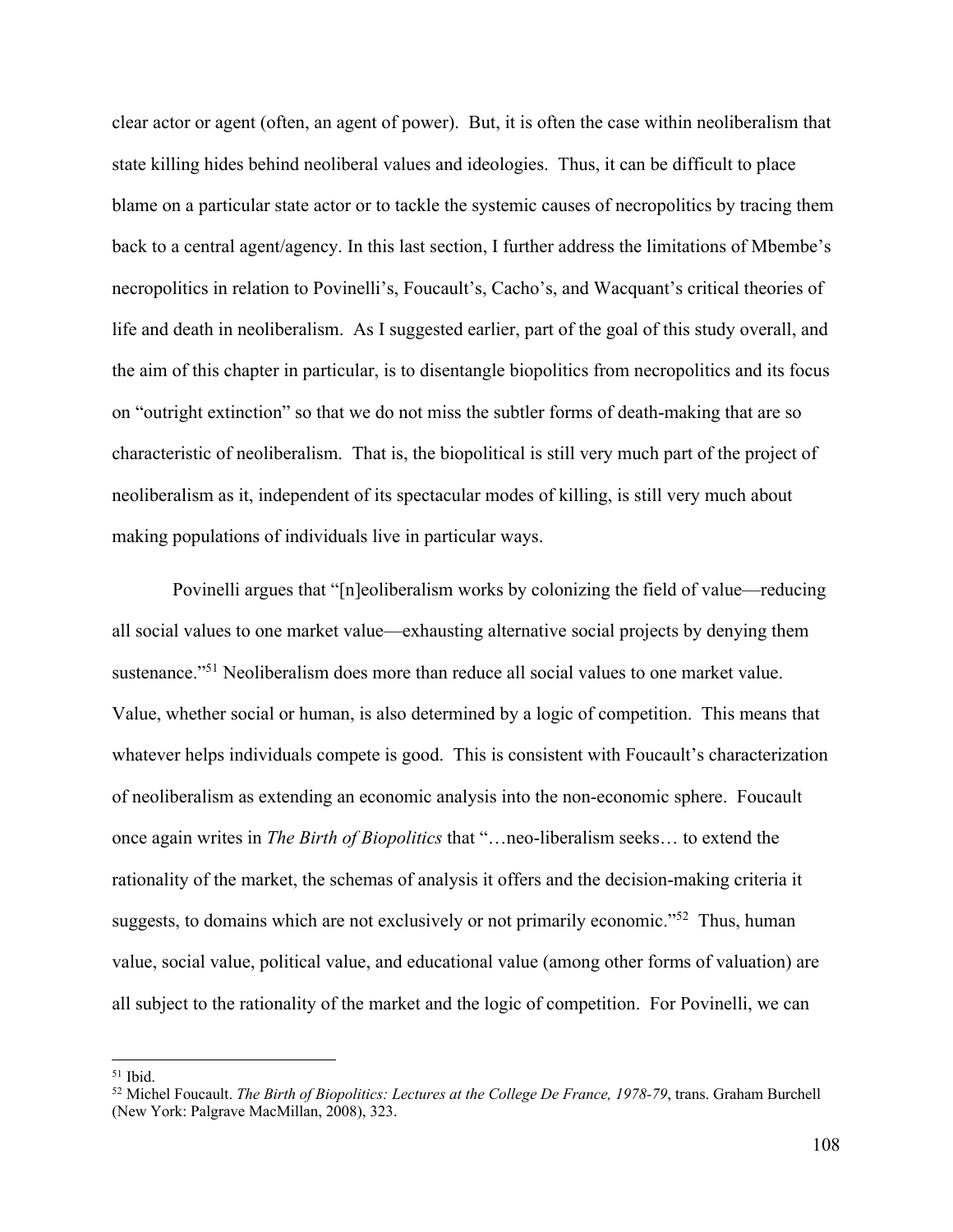clear actor or agent (often, an agent of power). But, it is often the case within neoliberalism that state killing hides behind neoliberal values and ideologies. Thus, it can be difficult to place blame on a particular state actor or to tackle the systemic causes of necropolitics by tracing them back to a central agent/agency. In this last section, I further address the limitations of Mbembe's necropolitics in relation to Povinelli's, Foucault's, Cacho's, and Wacquant's critical theories of life and death in neoliberalism. As I suggested earlier, part of the goal of this study overall, and the aim of this chapter in particular, is to disentangle biopolitics from necropolitics and its focus on "outright extinction" so that we do not miss the subtler forms of death-making that are so characteristic of neoliberalism. That is, the biopolitical is still very much part of the project of neoliberalism as it, independent of its spectacular modes of killing, is still very much about making populations of individuals live in particular ways.

Povinelli argues that "[n]eoliberalism works by colonizing the field of value—reducing all social values to one market value—exhausting alternative social projects by denying them sustenance."[51] Neoliberalism does more than reduce all social values to one market value. Value, whether social or human, is also determined by a logic of competition. This means that whatever helps individuals compete is good. This is consistent with Foucault's characterization of neoliberalism as extending an economic analysis into the non-economic sphere. Foucault once again writes in *The Birth of Biopolitics* that "…neo-liberalism seeks… to extend the rationality of the market, the schemas of analysis it offers and the decision-making criteria it suggests, to domains which are not exclusively or not primarily economic."[52] Thus, human value, social value, political value, and educational value (among other forms of valuation) are all subject to the rationality of the market and the logic of competition. For Povinelli, we can

---

[51] Ibid.

[52] Michel Foucault. *The Birth of Biopolitics: Lectures at the College De France, 1978-79*, trans. Graham Burchell (New York: Palgrave MacMillan, 2008), 323.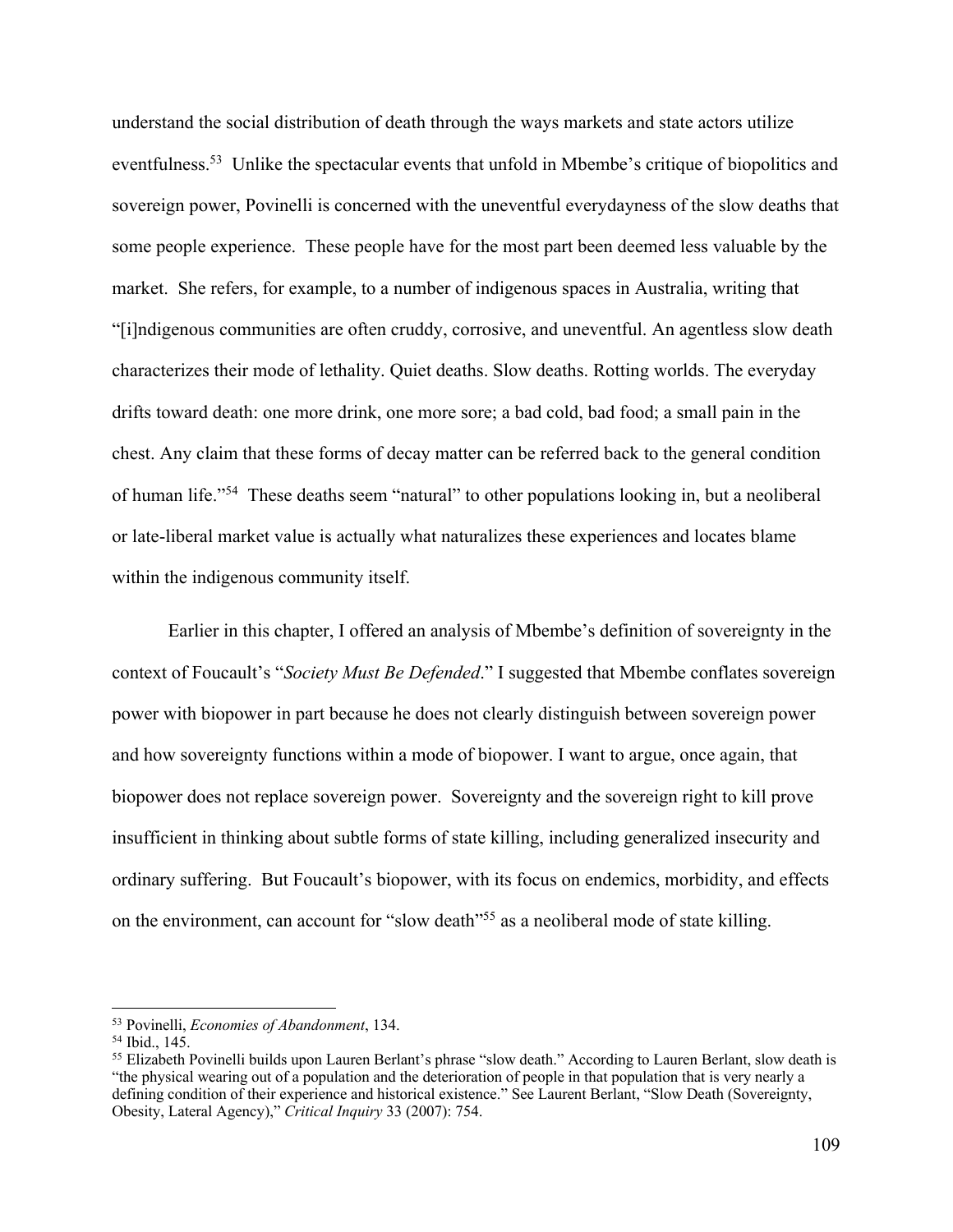understand the social distribution of death through the ways markets and state actors utilize eventfulness.[53] Unlike the spectacular events that unfold in Mbembe's critique of biopolitics and sovereign power, Povinelli is concerned with the uneventful everydayness of the slow deaths that some people experience. These people have for the most part been deemed less valuable by the market. She refers, for example, to a number of indigenous spaces in Australia, writing that "[i]ndigenous communities are often cruddy, corrosive, and uneventful. An agentless slow death characterizes their mode of lethality. Quiet deaths. Slow deaths. Rotting worlds. The everyday drifts toward death: one more drink, one more sore; a bad cold, bad food; a small pain in the chest. Any claim that these forms of decay matter can be referred back to the general condition of human life."[54] These deaths seem "natural" to other populations looking in, but a neoliberal or late-liberal market value is actually what naturalizes these experiences and locates blame within the indigenous community itself.

Earlier in this chapter, I offered an analysis of Mbembe's definition of sovereignty in the context of Foucault's "*Society Must Be Defended*." I suggested that Mbembe conflates sovereign power with biopower in part because he does not clearly distinguish between sovereign power and how sovereignty functions within a mode of biopower. I want to argue, once again, that biopower does not replace sovereign power. Sovereignty and the sovereign right to kill prove insufficient in thinking about subtle forms of state killing, including generalized insecurity and ordinary suffering. But Foucault's biopower, with its focus on endemics, morbidity, and effects on the environment, can account for "slow death"[55] as a neoliberal mode of state killing.

---

[53] Povinelli, *Economies of Abandonment*, 134.

[54] Ibid., 145.

[55] Elizabeth Povinelli builds upon Lauren Berlant's phrase "slow death." According to Lauren Berlant, slow death is "the physical wearing out of a population and the deterioration of people in that population that is very nearly a defining condition of their experience and historical existence." See Laurent Berlant, "Slow Death (Sovereignty, Obesity, Lateral Agency)," *Critical Inquiry* 33 (2007): 754.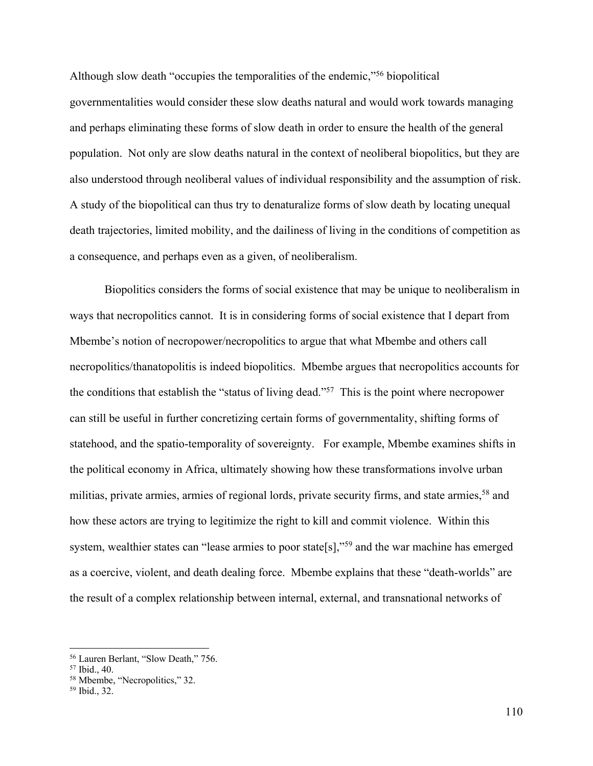Although slow death "occupies the temporalities of the endemic,"[56] biopolitical governmentalities would consider these slow deaths natural and would work towards managing and perhaps eliminating these forms of slow death in order to ensure the health of the general population. Not only are slow deaths natural in the context of neoliberal biopolitics, but they are also understood through neoliberal values of individual responsibility and the assumption of risk. A study of the biopolitical can thus try to denaturalize forms of slow death by locating unequal death trajectories, limited mobility, and the dailiness of living in the conditions of competition as a consequence, and perhaps even as a given, of neoliberalism.

Biopolitics considers the forms of social existence that may be unique to neoliberalism in ways that necropolitics cannot. It is in considering forms of social existence that I depart from Mbembe's notion of necropower/necropolitics to argue that what Mbembe and others call necropolitics/thanatopolitis is indeed biopolitics. Mbembe argues that necropolitics accounts for the conditions that establish the "status of living dead."[57] This is the point where necropower can still be useful in further concretizing certain forms of governmentality, shifting forms of statehood, and the spatio-temporality of sovereignty. For example, Mbembe examines shifts in the political economy in Africa, ultimately showing how these transformations involve urban militias, private armies, armies of regional lords, private security firms, and state armies,[58] and how these actors are trying to legitimize the right to kill and commit violence. Within this system, wealthier states can "lease armies to poor state[s],"[59] and the war machine has emerged as a coercive, violent, and death dealing force. Mbembe explains that these "death-worlds" are the result of a complex relationship between internal, external, and transnational networks of

---

[56] Lauren Berlant, "Slow Death," 756.

[57] Ibid., 40.

[58] Mbembe, "Necropolitics," 32.

[59] Ibid., 32.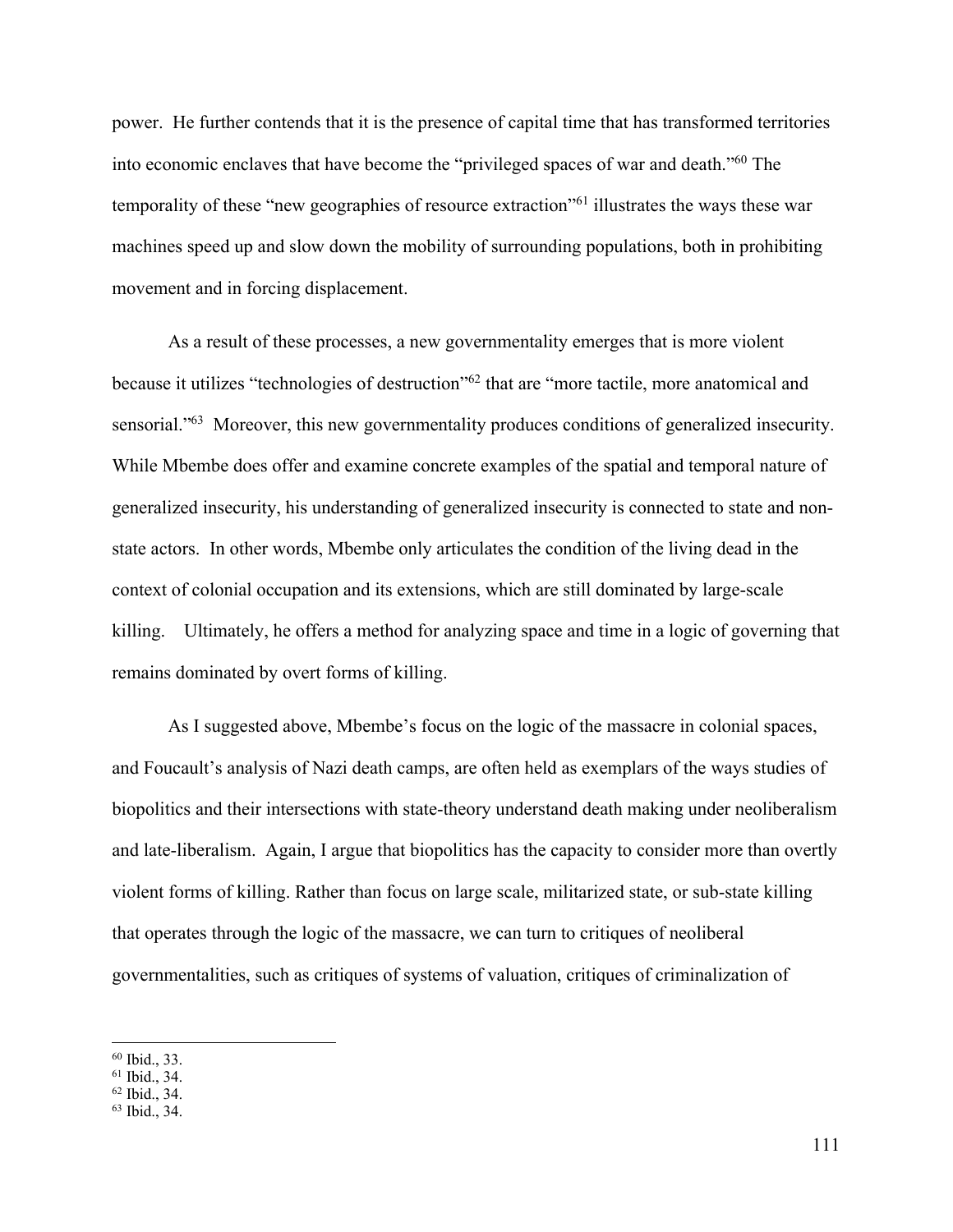power. He further contends that it is the presence of capital time that has transformed territories into economic enclaves that have become the "privileged spaces of war and death."[60] The temporality of these "new geographies of resource extraction"[61] illustrates the ways these war machines speed up and slow down the mobility of surrounding populations, both in prohibiting movement and in forcing displacement.

As a result of these processes, a new governmentality emerges that is more violent because it utilizes "technologies of destruction"[62] that are "more tactile, more anatomical and sensorial."[63] Moreover, this new governmentality produces conditions of generalized insecurity. While Mbembe does offer and examine concrete examples of the spatial and temporal nature of generalized insecurity, his understanding of generalized insecurity is connected to state and non-state actors. In other words, Mbembe only articulates the condition of the living dead in the context of colonial occupation and its extensions, which are still dominated by large-scale killing. Ultimately, he offers a method for analyzing space and time in a logic of governing that remains dominated by overt forms of killing.

As I suggested above, Mbembe's focus on the logic of the massacre in colonial spaces, and Foucault's analysis of Nazi death camps, are often held as exemplars of the ways studies of biopolitics and their intersections with state-theory understand death making under neoliberalism and late-liberalism. Again, I argue that biopolitics has the capacity to consider more than overtly violent forms of killing. Rather than focus on large scale, militarized state, or sub-state killing that operates through the logic of the massacre, we can turn to critiques of neoliberal governmentalities, such as critiques of systems of valuation, critiques of criminalization of

[60] Ibid., 33.
[61] Ibid., 34.
[62] Ibid., 34.
[63] Ibid., 34.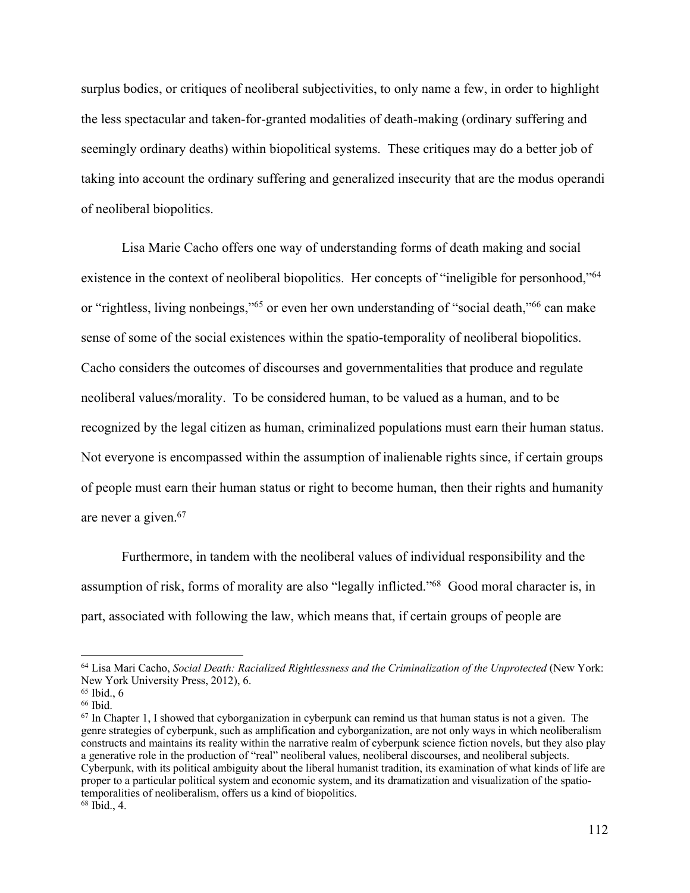surplus bodies, or critiques of neoliberal subjectivities, to only name a few, in order to highlight the less spectacular and taken-for-granted modalities of death-making (ordinary suffering and seemingly ordinary deaths) within biopolitical systems. These critiques may do a better job of taking into account the ordinary suffering and generalized insecurity that are the modus operandi of neoliberal biopolitics.

Lisa Marie Cacho offers one way of understanding forms of death making and social existence in the context of neoliberal biopolitics. Her concepts of "ineligible for personhood,"[64] or "rightless, living nonbeings,"[65] or even her own understanding of "social death,"[66] can make sense of some of the social existences within the spatio-temporality of neoliberal biopolitics. Cacho considers the outcomes of discourses and governmentalities that produce and regulate neoliberal values/morality. To be considered human, to be valued as a human, and to be recognized by the legal citizen as human, criminalized populations must earn their human status. Not everyone is encompassed within the assumption of inalienable rights since, if certain groups of people must earn their human status or right to become human, then their rights and humanity are never a given.[67]

Furthermore, in tandem with the neoliberal values of individual responsibility and the assumption of risk, forms of morality are also "legally inflicted."[68] Good moral character is, in part, associated with following the law, which means that, if certain groups of people are

---

[64] Lisa Mari Cacho, *Social Death: Racialized Rightlessness and the Criminalization of the Unprotected* (New York: New York University Press, 2012), 6.

[65] Ibid., 6

[66] Ibid.

[67] In Chapter 1, I showed that cyborganization in cyberpunk can remind us that human status is not a given. The genre strategies of cyberpunk, such as amplification and cyborganization, are not only ways in which neoliberalism constructs and maintains its reality within the narrative realm of cyberpunk science fiction novels, but they also play a generative role in the production of "real" neoliberal values, neoliberal discourses, and neoliberal subjects. Cyberpunk, with its political ambiguity about the liberal humanist tradition, its examination of what kinds of life are proper to a particular political system and economic system, and its dramatization and visualization of the spatio-temporalities of neoliberalism, offers us a kind of biopolitics.

[68] Ibid., 4.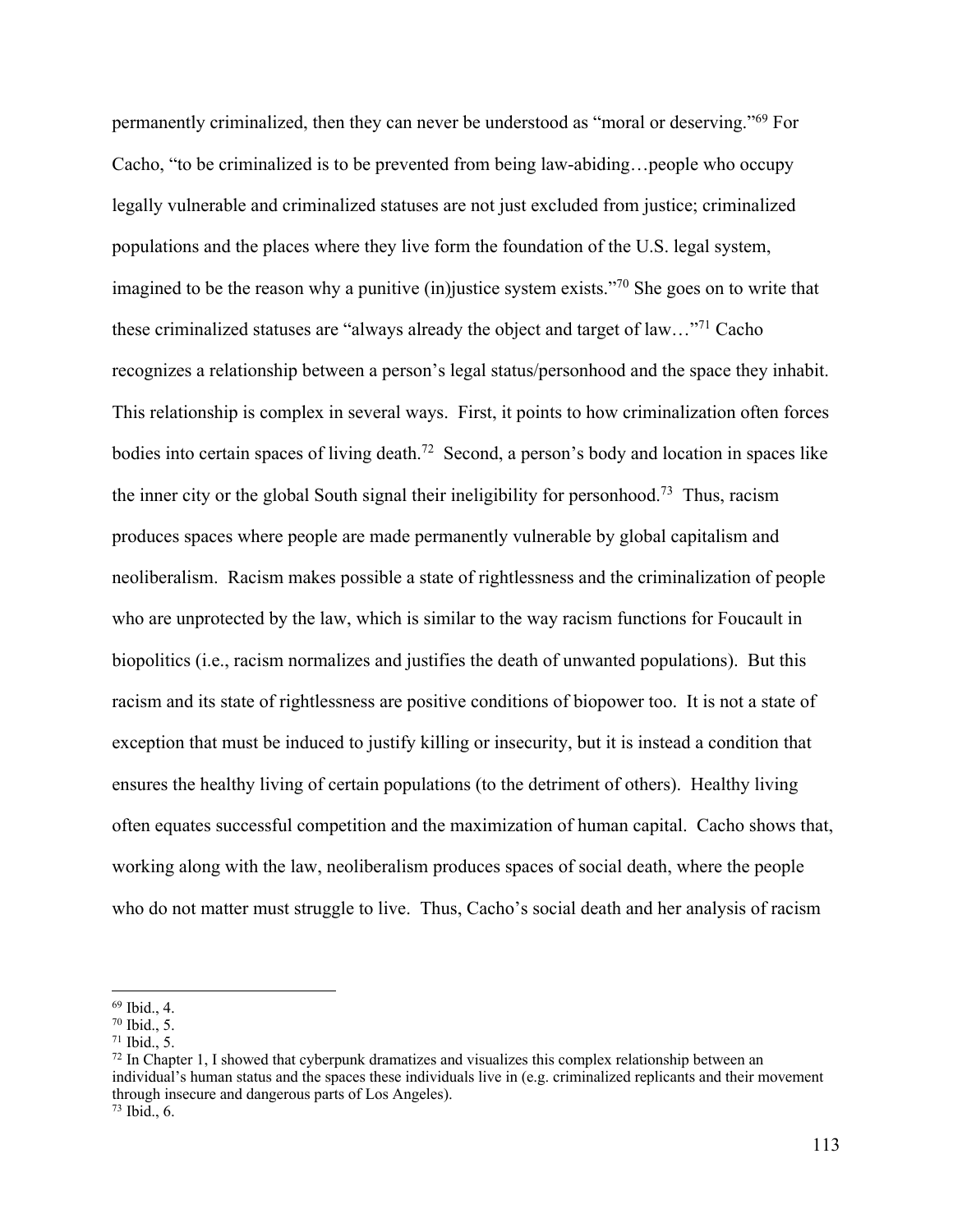permanently criminalized, then they can never be understood as "moral or deserving."[69] For Cacho, "to be criminalized is to be prevented from being law-abiding…people who occupy legally vulnerable and criminalized statuses are not just excluded from justice; criminalized populations and the places where they live form the foundation of the U.S. legal system, imagined to be the reason why a punitive (in)justice system exists."[70] She goes on to write that these criminalized statuses are "always already the object and target of law…"[71] Cacho recognizes a relationship between a person's legal status/personhood and the space they inhabit. This relationship is complex in several ways. First, it points to how criminalization often forces bodies into certain spaces of living death.[72] Second, a person's body and location in spaces like the inner city or the global South signal their ineligibility for personhood.[73] Thus, racism produces spaces where people are made permanently vulnerable by global capitalism and neoliberalism. Racism makes possible a state of rightlessness and the criminalization of people who are unprotected by the law, which is similar to the way racism functions for Foucault in biopolitics (i.e., racism normalizes and justifies the death of unwanted populations). But this racism and its state of rightlessness are positive conditions of biopower too. It is not a state of exception that must be induced to justify killing or insecurity, but it is instead a condition that ensures the healthy living of certain populations (to the detriment of others). Healthy living often equates successful competition and the maximization of human capital. Cacho shows that, working along with the law, neoliberalism produces spaces of social death, where the people who do not matter must struggle to live. Thus, Cacho's social death and her analysis of racism

---

[69] Ibid., 4.
[70] Ibid., 5.
[71] Ibid., 5.
[72] In Chapter 1, I showed that cyberpunk dramatizes and visualizes this complex relationship between an individual's human status and the spaces these individuals live in (e.g. criminalized replicants and their movement through insecure and dangerous parts of Los Angeles).
[73] Ibid., 6.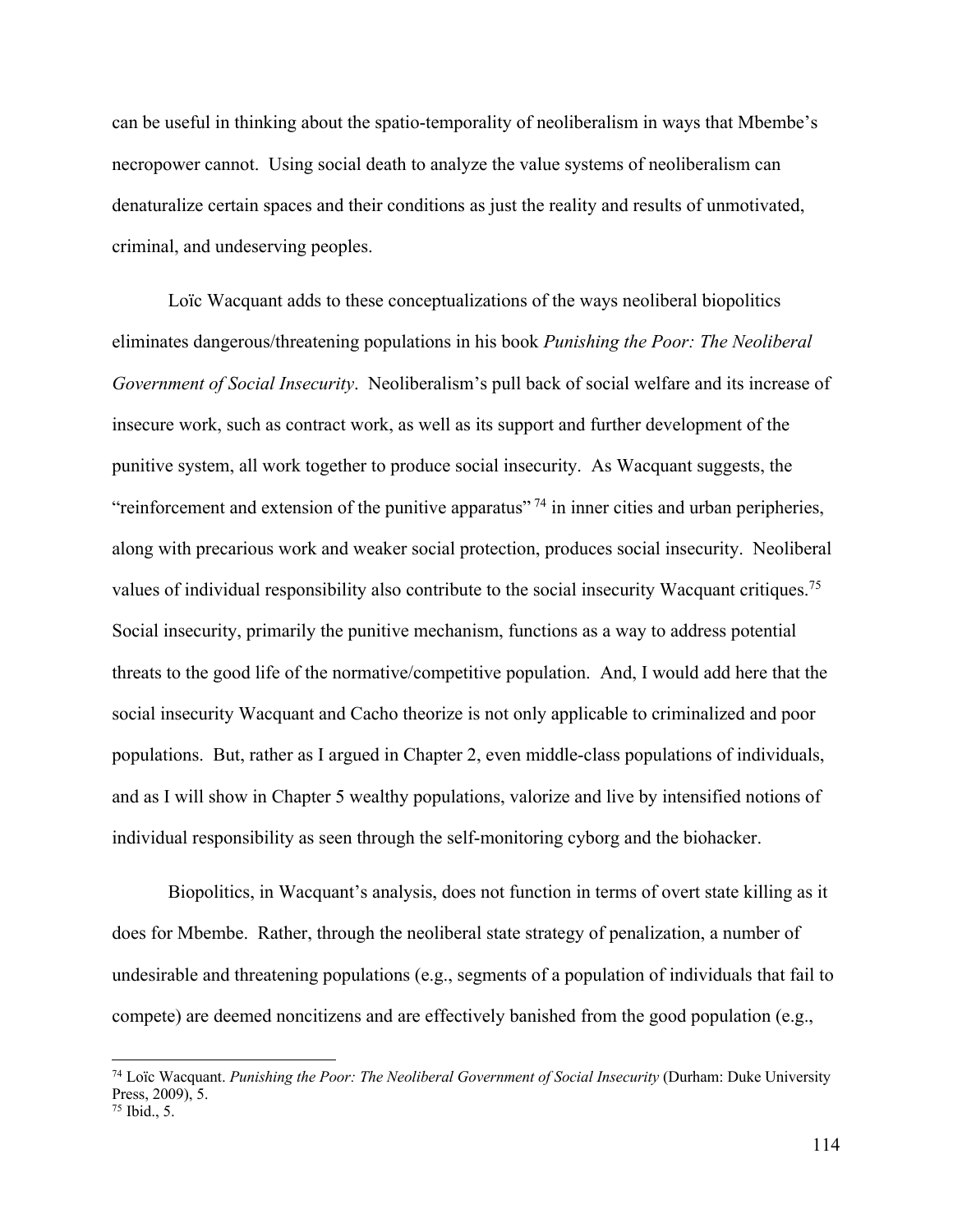can be useful in thinking about the spatio-temporality of neoliberalism in ways that Mbembe's necropower cannot. Using social death to analyze the value systems of neoliberalism can denaturalize certain spaces and their conditions as just the reality and results of unmotivated, criminal, and undeserving peoples.

Loïc Wacquant adds to these conceptualizations of the ways neoliberal biopolitics eliminates dangerous/threatening populations in his book *Punishing the Poor: The Neoliberal Government of Social Insecurity*. Neoliberalism's pull back of social welfare and its increase of insecure work, such as contract work, as well as its support and further development of the punitive system, all work together to produce social insecurity. As Wacquant suggests, the "reinforcement and extension of the punitive apparatus" [74] in inner cities and urban peripheries, along with precarious work and weaker social protection, produces social insecurity. Neoliberal values of individual responsibility also contribute to the social insecurity Wacquant critiques.[75] Social insecurity, primarily the punitive mechanism, functions as a way to address potential threats to the good life of the normative/competitive population. And, I would add here that the social insecurity Wacquant and Cacho theorize is not only applicable to criminalized and poor populations. But, rather as I argued in Chapter 2, even middle-class populations of individuals, and as I will show in Chapter 5 wealthy populations, valorize and live by intensified notions of individual responsibility as seen through the self-monitoring cyborg and the biohacker.

Biopolitics, in Wacquant's analysis, does not function in terms of overt state killing as it does for Mbembe. Rather, through the neoliberal state strategy of penalization, a number of undesirable and threatening populations (e.g., segments of a population of individuals that fail to compete) are deemed noncitizens and are effectively banished from the good population (e.g.,

---

[74] Loïc Wacquant. *Punishing the Poor: The Neoliberal Government of Social Insecurity* (Durham: Duke University Press, 2009), 5.

[75] Ibid., 5.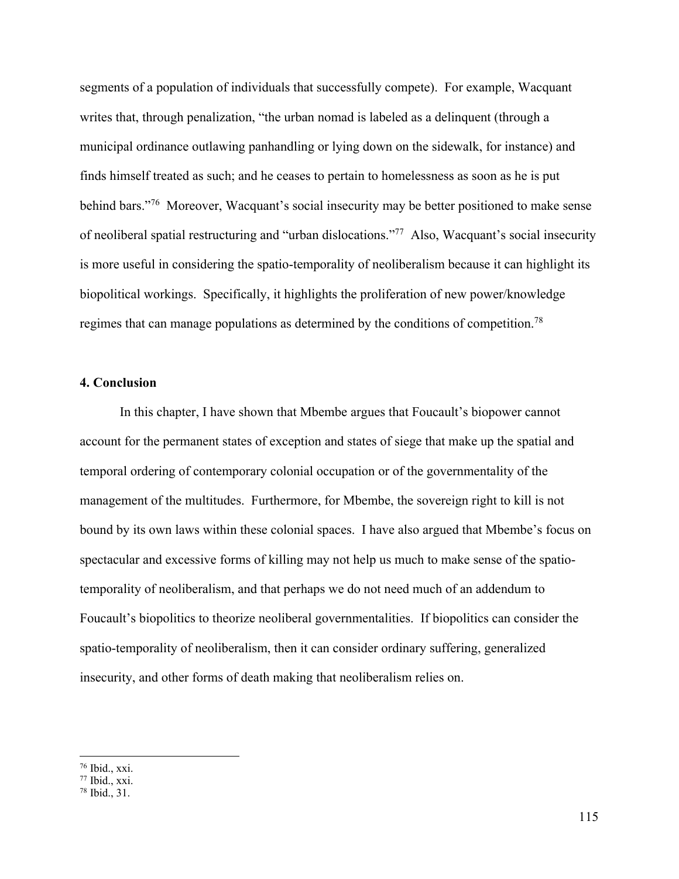segments of a population of individuals that successfully compete). For example, Wacquant writes that, through penalization, "the urban nomad is labeled as a delinquent (through a municipal ordinance outlawing panhandling or lying down on the sidewalk, for instance) and finds himself treated as such; and he ceases to pertain to homelessness as soon as he is put behind bars."[76] Moreover, Wacquant's social insecurity may be better positioned to make sense of neoliberal spatial restructuring and "urban dislocations."[77] Also, Wacquant's social insecurity is more useful in considering the spatio-temporality of neoliberalism because it can highlight its biopolitical workings. Specifically, it highlights the proliferation of new power/knowledge regimes that can manage populations as determined by the conditions of competition.[78]

### 4. Conclusion

In this chapter, I have shown that Mbembe argues that Foucault's biopower cannot account for the permanent states of exception and states of siege that make up the spatial and temporal ordering of contemporary colonial occupation or of the governmentality of the management of the multitudes. Furthermore, for Mbembe, the sovereign right to kill is not bound by its own laws within these colonial spaces. I have also argued that Mbembe's focus on spectacular and excessive forms of killing may not help us much to make sense of the spatio-temporality of neoliberalism, and that perhaps we do not need much of an addendum to Foucault's biopolitics to theorize neoliberal governmentalities. If biopolitics can consider the spatio-temporality of neoliberalism, then it can consider ordinary suffering, generalized insecurity, and other forms of death making that neoliberalism relies on.

---

[76] Ibid., xxi.
[77] Ibid., xxi.
[78] Ibid., 31.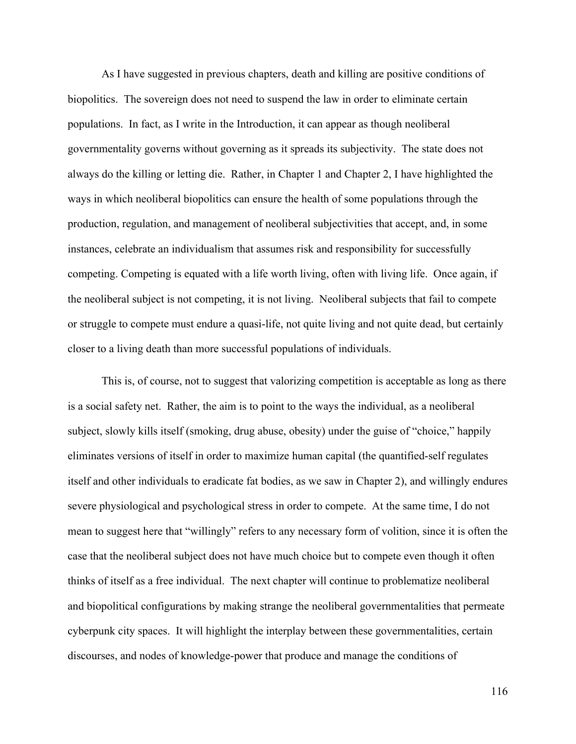As I have suggested in previous chapters, death and killing are positive conditions of biopolitics. The sovereign does not need to suspend the law in order to eliminate certain populations. In fact, as I write in the Introduction, it can appear as though neoliberal governmentality governs without governing as it spreads its subjectivity. The state does not always do the killing or letting die. Rather, in Chapter 1 and Chapter 2, I have highlighted the ways in which neoliberal biopolitics can ensure the health of some populations through the production, regulation, and management of neoliberal subjectivities that accept, and, in some instances, celebrate an individualism that assumes risk and responsibility for successfully competing. Competing is equated with a life worth living, often with living life. Once again, if the neoliberal subject is not competing, it is not living. Neoliberal subjects that fail to compete or struggle to compete must endure a quasi-life, not quite living and not quite dead, but certainly closer to a living death than more successful populations of individuals.

This is, of course, not to suggest that valorizing competition is acceptable as long as there is a social safety net. Rather, the aim is to point to the ways the individual, as a neoliberal subject, slowly kills itself (smoking, drug abuse, obesity) under the guise of "choice," happily eliminates versions of itself in order to maximize human capital (the quantified-self regulates itself and other individuals to eradicate fat bodies, as we saw in Chapter 2), and willingly endures severe physiological and psychological stress in order to compete. At the same time, I do not mean to suggest here that "willingly" refers to any necessary form of volition, since it is often the case that the neoliberal subject does not have much choice but to compete even though it often thinks of itself as a free individual. The next chapter will continue to problematize neoliberal and biopolitical configurations by making strange the neoliberal governmentalities that permeate cyberpunk city spaces. It will highlight the interplay between these governmentalities, certain discourses, and nodes of knowledge-power that produce and manage the conditions of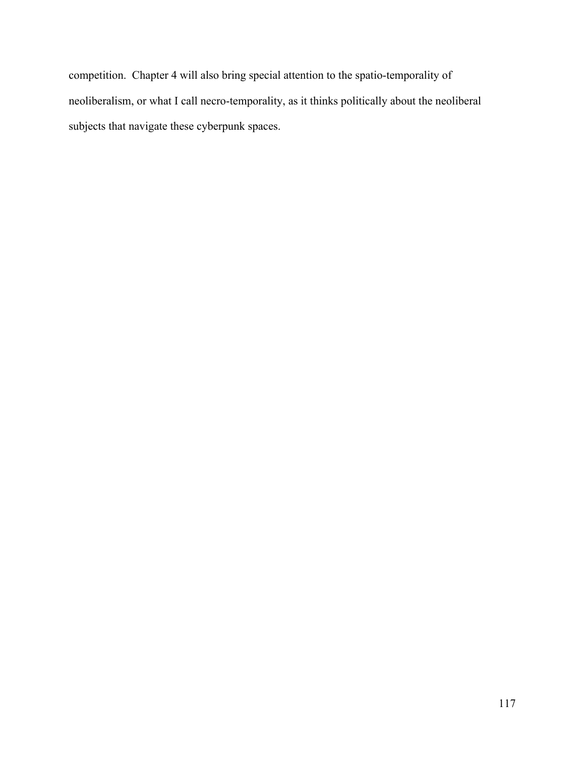competition. Chapter 4 will also bring special attention to the spatio-temporality of neoliberalism, or what I call necro-temporality, as it thinks politically about the neoliberal subjects that navigate these cyberpunk spaces.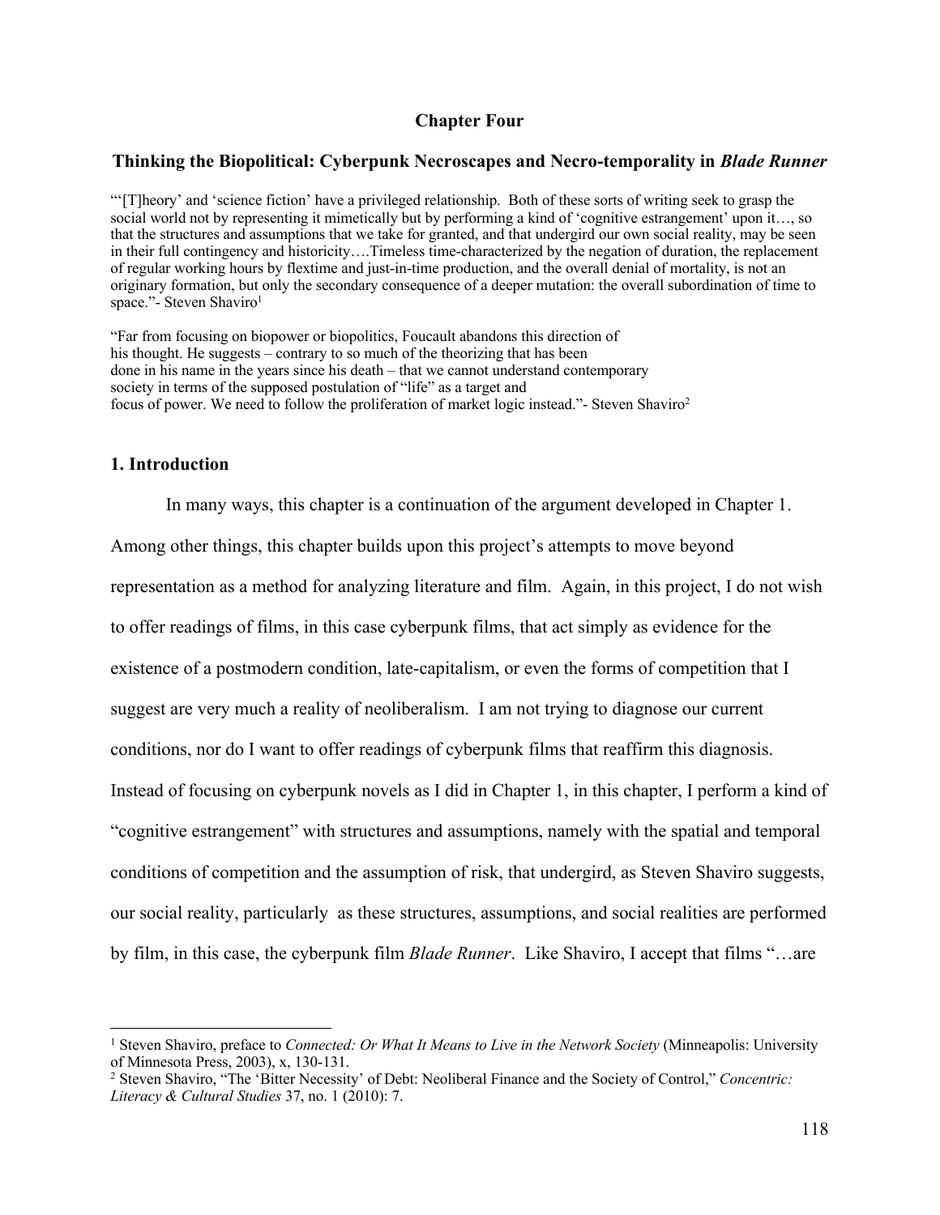## Chapter Four

### Thinking the Biopolitical: Cyberpunk Necroscapes and Necro-temporality in *Blade Runner*

"'[T]heory' and 'science fiction' have a privileged relationship. Both of these sorts of writing seek to grasp the social world not by representing it mimetically but by performing a kind of 'cognitive estrangement' upon it…, so that the structures and assumptions that we take for granted, and that undergird our own social reality, may be seen in their full contingency and historicity….Timeless time-characterized by the negation of duration, the replacement of regular working hours by flextime and just-in-time production, and the overall denial of mortality, is not an originary formation, but only the secondary consequence of a deeper mutation: the overall subordination of time to space."- Steven Shaviro[1]

"Far from focusing on biopower or biopolitics, Foucault abandons this direction of his thought. He suggests – contrary to so much of the theorizing that has been done in his name in the years since his death – that we cannot understand contemporary society in terms of the supposed postulation of "life" as a target and focus of power. We need to follow the proliferation of market logic instead."- Steven Shaviro[2]

### 1. Introduction

In many ways, this chapter is a continuation of the argument developed in Chapter 1. Among other things, this chapter builds upon this project's attempts to move beyond representation as a method for analyzing literature and film. Again, in this project, I do not wish to offer readings of films, in this case cyberpunk films, that act simply as evidence for the existence of a postmodern condition, late-capitalism, or even the forms of competition that I suggest are very much a reality of neoliberalism. I am not trying to diagnose our current conditions, nor do I want to offer readings of cyberpunk films that reaffirm this diagnosis. Instead of focusing on cyberpunk novels as I did in Chapter 1, in this chapter, I perform a kind of "cognitive estrangement" with structures and assumptions, namely with the spatial and temporal conditions of competition and the assumption of risk, that undergird, as Steven Shaviro suggests, our social reality, particularly as these structures, assumptions, and social realities are performed by film, in this case, the cyberpunk film *Blade Runner*. Like Shaviro, I accept that films "…are

---

[1] Steven Shaviro, preface to *Connected: Or What It Means to Live in the Network Society* (Minneapolis: University of Minnesota Press, 2003), x, 130-131.

[2] Steven Shaviro, "The 'Bitter Necessity' of Debt: Neoliberal Finance and the Society of Control," *Concentric: Literacy & Cultural Studies* 37, no. 1 (2010): 7.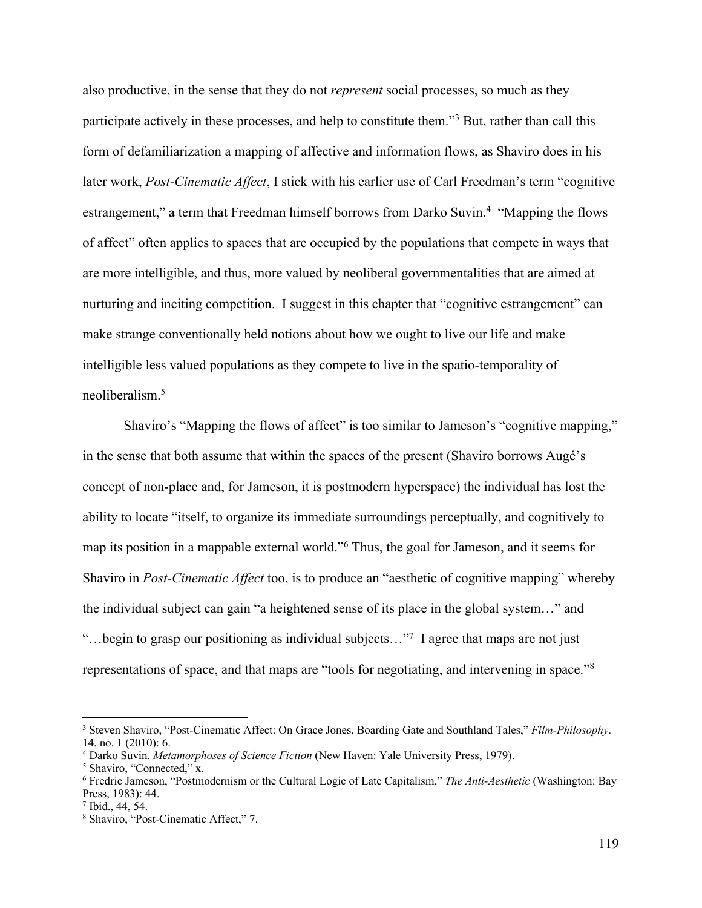also productive, in the sense that they do not *represent* social processes, so much as they participate actively in these processes, and help to constitute them."[3] But, rather than call this form of defamiliarization a mapping of affective and information flows, as Shaviro does in his later work, *Post-Cinematic Affect*, I stick with his earlier use of Carl Freedman's term "cognitive estrangement," a term that Freedman himself borrows from Darko Suvin.[4] "Mapping the flows of affect" often applies to spaces that are occupied by the populations that compete in ways that are more intelligible, and thus, more valued by neoliberal governmentalities that are aimed at nurturing and inciting competition. I suggest in this chapter that "cognitive estrangement" can make strange conventionally held notions about how we ought to live our life and make intelligible less valued populations as they compete to live in the spatio-temporality of neoliberalism.[5]

Shaviro's "Mapping the flows of affect" is too similar to Jameson's "cognitive mapping," in the sense that both assume that within the spaces of the present (Shaviro borrows Augé's concept of non-place and, for Jameson, it is postmodern hyperspace) the individual has lost the ability to locate "itself, to organize its immediate surroundings perceptually, and cognitively to map its position in a mappable external world."[6] Thus, the goal for Jameson, and it seems for Shaviro in *Post-Cinematic Affect* too, is to produce an "aesthetic of cognitive mapping" whereby the individual subject can gain "a heightened sense of its place in the global system…" and "…begin to grasp our positioning as individual subjects…"[7] I agree that maps are not just representations of space, and that maps are "tools for negotiating, and intervening in space."[8]

---

[3] Steven Shaviro, "Post-Cinematic Affect: On Grace Jones, Boarding Gate and Southland Tales," *Film-Philosophy*. 14, no. 1 (2010): 6.

[4] Darko Suvin. *Metamorphoses of Science Fiction* (New Haven: Yale University Press, 1979).

[5] Shaviro, "Connected," x.

[6] Fredric Jameson, "Postmodernism or the Cultural Logic of Late Capitalism," *The Anti-Aesthetic* (Washington: Bay Press, 1983): 44.

[7] Ibid., 44, 54.

[8] Shaviro, "Post-Cinematic Affect," 7.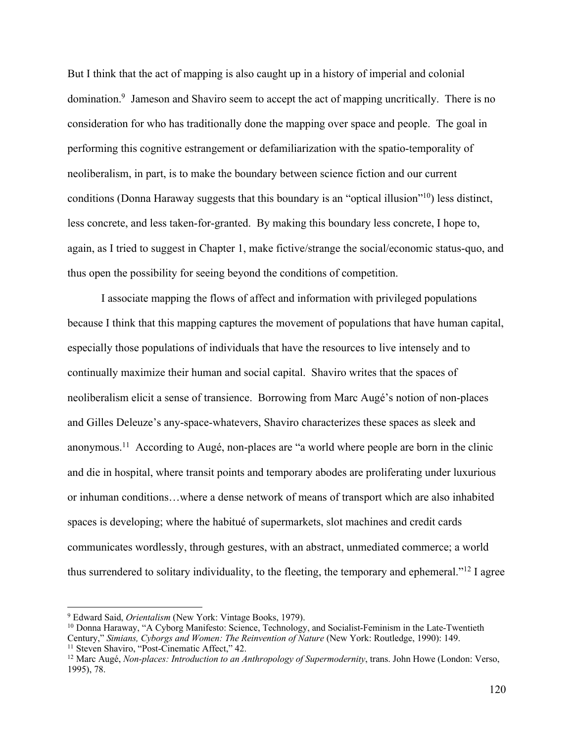But I think that the act of mapping is also caught up in a history of imperial and colonial domination.[9] Jameson and Shaviro seem to accept the act of mapping uncritically. There is no consideration for who has traditionally done the mapping over space and people. The goal in performing this cognitive estrangement or defamiliarization with the spatio-temporality of neoliberalism, in part, is to make the boundary between science fiction and our current conditions (Donna Haraway suggests that this boundary is an "optical illusion"[10]) less distinct, less concrete, and less taken-for-granted. By making this boundary less concrete, I hope to, again, as I tried to suggest in Chapter 1, make fictive/strange the social/economic status-quo, and thus open the possibility for seeing beyond the conditions of competition.

I associate mapping the flows of affect and information with privileged populations because I think that this mapping captures the movement of populations that have human capital, especially those populations of individuals that have the resources to live intensely and to continually maximize their human and social capital. Shaviro writes that the spaces of neoliberalism elicit a sense of transience. Borrowing from Marc Augé's notion of non-places and Gilles Deleuze's any-space-whatevers, Shaviro characterizes these spaces as sleek and anonymous.[11] According to Augé, non-places are "a world where people are born in the clinic and die in hospital, where transit points and temporary abodes are proliferating under luxurious or inhuman conditions…where a dense network of means of transport which are also inhabited spaces is developing; where the habitué of supermarkets, slot machines and credit cards communicates wordlessly, through gestures, with an abstract, unmediated commerce; a world thus surrendered to solitary individuality, to the fleeting, the temporary and ephemeral."[12] I agree

---

[9] Edward Said, *Orientalism* (New York: Vintage Books, 1979).

[10] Donna Haraway, "A Cyborg Manifesto: Science, Technology, and Socialist-Feminism in the Late-Twentieth Century," *Simians, Cyborgs and Women: The Reinvention of Nature* (New York: Routledge, 1990): 149.

[11] Steven Shaviro, "Post-Cinematic Affect," 42.

[12] Marc Augé, *Non-places: Introduction to an Anthropology of Supermodernity*, trans. John Howe (London: Verso, 1995), 78.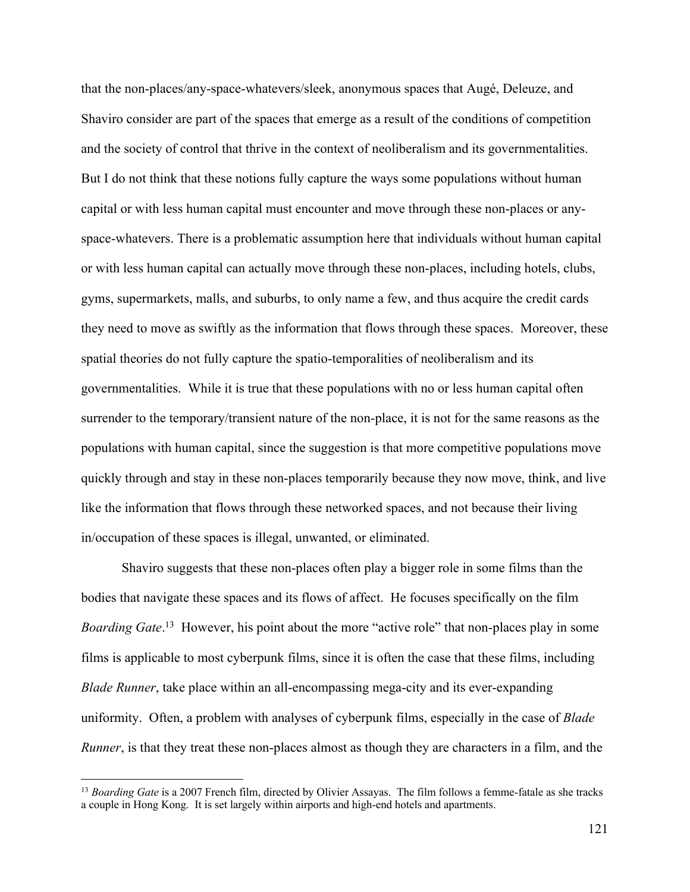that the non-places/any-space-whatevers/sleek, anonymous spaces that Augé, Deleuze, and Shaviro consider are part of the spaces that emerge as a result of the conditions of competition and the society of control that thrive in the context of neoliberalism and its governmentalities. But I do not think that these notions fully capture the ways some populations without human capital or with less human capital must encounter and move through these non-places or any-space-whatevers. There is a problematic assumption here that individuals without human capital or with less human capital can actually move through these non-places, including hotels, clubs, gyms, supermarkets, malls, and suburbs, to only name a few, and thus acquire the credit cards they need to move as swiftly as the information that flows through these spaces. Moreover, these spatial theories do not fully capture the spatio-temporalities of neoliberalism and its governmentalities. While it is true that these populations with no or less human capital often surrender to the temporary/transient nature of the non-place, it is not for the same reasons as the populations with human capital, since the suggestion is that more competitive populations move quickly through and stay in these non-places temporarily because they now move, think, and live like the information that flows through these networked spaces, and not because their living in/occupation of these spaces is illegal, unwanted, or eliminated.

Shaviro suggests that these non-places often play a bigger role in some films than the bodies that navigate these spaces and its flows of affect. He focuses specifically on the film *Boarding Gate*.[13] However, his point about the more "active role" that non-places play in some films is applicable to most cyberpunk films, since it is often the case that these films, including *Blade Runner*, take place within an all-encompassing mega-city and its ever-expanding uniformity. Often, a problem with analyses of cyberpunk films, especially in the case of *Blade Runner*, is that they treat these non-places almost as though they are characters in a film, and the

---

[13] *Boarding Gate* is a 2007 French film, directed by Olivier Assayas. The film follows a femme-fatale as she tracks a couple in Hong Kong. It is set largely within airports and high-end hotels and apartments.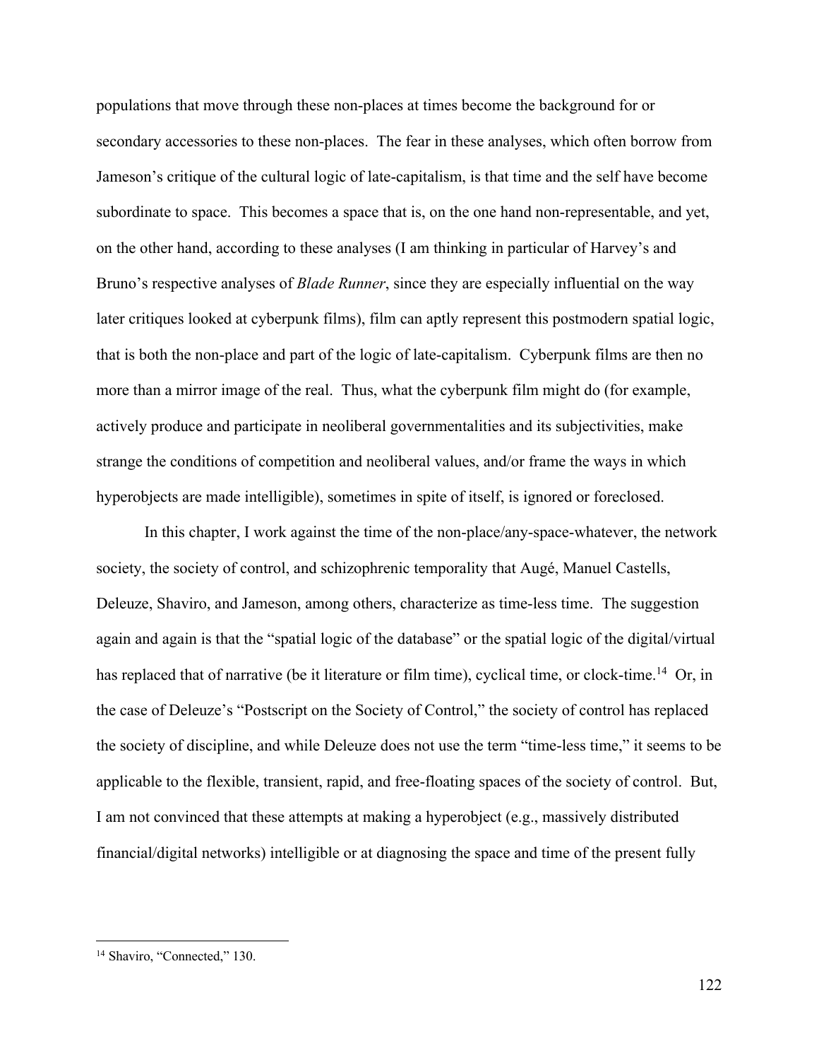populations that move through these non-places at times become the background for or secondary accessories to these non-places. The fear in these analyses, which often borrow from Jameson's critique of the cultural logic of late-capitalism, is that time and the self have become subordinate to space. This becomes a space that is, on the one hand non-representable, and yet, on the other hand, according to these analyses (I am thinking in particular of Harvey's and Bruno's respective analyses of *Blade Runner*, since they are especially influential on the way later critiques looked at cyberpunk films), film can aptly represent this postmodern spatial logic, that is both the non-place and part of the logic of late-capitalism. Cyberpunk films are then no more than a mirror image of the real. Thus, what the cyberpunk film might do (for example, actively produce and participate in neoliberal governmentalities and its subjectivities, make strange the conditions of competition and neoliberal values, and/or frame the ways in which hyperobjects are made intelligible), sometimes in spite of itself, is ignored or foreclosed.

In this chapter, I work against the time of the non-place/any-space-whatever, the network society, the society of control, and schizophrenic temporality that Augé, Manuel Castells, Deleuze, Shaviro, and Jameson, among others, characterize as time-less time. The suggestion again and again is that the "spatial logic of the database" or the spatial logic of the digital/virtual has replaced that of narrative (be it literature or film time), cyclical time, or clock-time.[14] Or, in the case of Deleuze's "Postscript on the Society of Control," the society of control has replaced the society of discipline, and while Deleuze does not use the term "time-less time," it seems to be applicable to the flexible, transient, rapid, and free-floating spaces of the society of control. But, I am not convinced that these attempts at making a hyperobject (e.g., massively distributed financial/digital networks) intelligible or at diagnosing the space and time of the present fully

[14] Shaviro, "Connected," 130.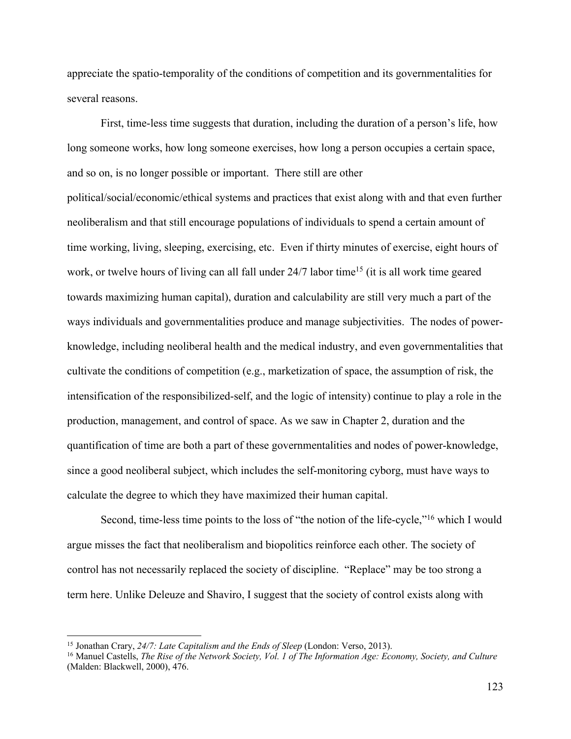appreciate the spatio-temporality of the conditions of competition and its governmentalities for several reasons.

First, time-less time suggests that duration, including the duration of a person's life, how long someone works, how long someone exercises, how long a person occupies a certain space, and so on, is no longer possible or important. There still are other political/social/economic/ethical systems and practices that exist along with and that even further neoliberalism and that still encourage populations of individuals to spend a certain amount of time working, living, sleeping, exercising, etc. Even if thirty minutes of exercise, eight hours of work, or twelve hours of living can all fall under 24/7 labor time[15] (it is all work time geared towards maximizing human capital), duration and calculability are still very much a part of the ways individuals and governmentalities produce and manage subjectivities. The nodes of power-knowledge, including neoliberal health and the medical industry, and even governmentalities that cultivate the conditions of competition (e.g., marketization of space, the assumption of risk, the intensification of the responsibilized-self, and the logic of intensity) continue to play a role in the production, management, and control of space. As we saw in Chapter 2, duration and the quantification of time are both a part of these governmentalities and nodes of power-knowledge, since a good neoliberal subject, which includes the self-monitoring cyborg, must have ways to calculate the degree to which they have maximized their human capital.

Second, time-less time points to the loss of "the notion of the life-cycle,"[16] which I would argue misses the fact that neoliberalism and biopolitics reinforce each other. The society of control has not necessarily replaced the society of discipline. "Replace" may be too strong a term here. Unlike Deleuze and Shaviro, I suggest that the society of control exists along with

---

[15] Jonathan Crary, *24/7: Late Capitalism and the Ends of Sleep* (London: Verso, 2013).

[16] Manuel Castells, *The Rise of the Network Society, Vol. 1 of The Information Age: Economy, Society, and Culture* (Malden: Blackwell, 2000), 476.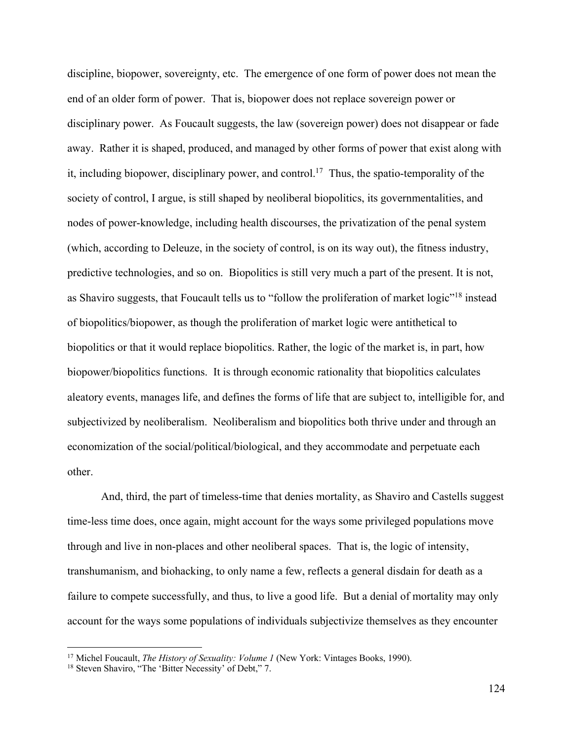discipline, biopower, sovereignty, etc. The emergence of one form of power does not mean the end of an older form of power. That is, biopower does not replace sovereign power or disciplinary power. As Foucault suggests, the law (sovereign power) does not disappear or fade away. Rather it is shaped, produced, and managed by other forms of power that exist along with it, including biopower, disciplinary power, and control.[17] Thus, the spatio-temporality of the society of control, I argue, is still shaped by neoliberal biopolitics, its governmentalities, and nodes of power-knowledge, including health discourses, the privatization of the penal system (which, according to Deleuze, in the society of control, is on its way out), the fitness industry, predictive technologies, and so on. Biopolitics is still very much a part of the present. It is not, as Shaviro suggests, that Foucault tells us to "follow the proliferation of market logic"[18] instead of biopolitics/biopower, as though the proliferation of market logic were antithetical to biopolitics or that it would replace biopolitics. Rather, the logic of the market is, in part, how biopower/biopolitics functions. It is through economic rationality that biopolitics calculates aleatory events, manages life, and defines the forms of life that are subject to, intelligible for, and subjectivized by neoliberalism. Neoliberalism and biopolitics both thrive under and through an economization of the social/political/biological, and they accommodate and perpetuate each other.

And, third, the part of timeless-time that denies mortality, as Shaviro and Castells suggest time-less time does, once again, might account for the ways some privileged populations move through and live in non-places and other neoliberal spaces. That is, the logic of intensity, transhumanism, and biohacking, to only name a few, reflects a general disdain for death as a failure to compete successfully, and thus, to live a good life. But a denial of mortality may only account for the ways some populations of individuals subjectivize themselves as they encounter

---

[17] Michel Foucault, *The History of Sexuality: Volume 1* (New York: Vintages Books, 1990).

[18] Steven Shaviro, "The 'Bitter Necessity' of Debt," 7.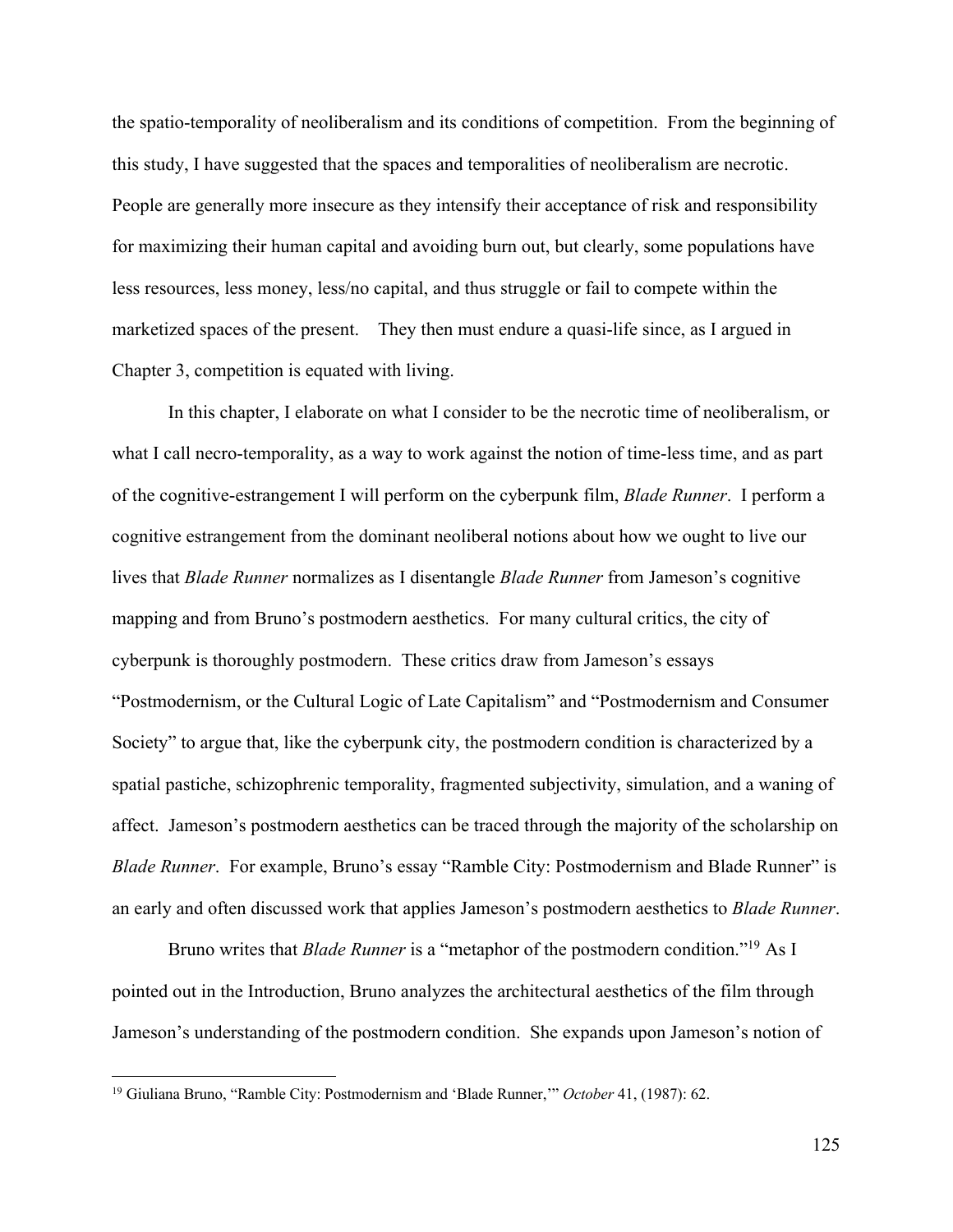the spatio-temporality of neoliberalism and its conditions of competition. From the beginning of this study, I have suggested that the spaces and temporalities of neoliberalism are necrotic. People are generally more insecure as they intensify their acceptance of risk and responsibility for maximizing their human capital and avoiding burn out, but clearly, some populations have less resources, less money, less/no capital, and thus struggle or fail to compete within the marketized spaces of the present. They then must endure a quasi-life since, as I argued in Chapter 3, competition is equated with living.

In this chapter, I elaborate on what I consider to be the necrotic time of neoliberalism, or what I call necro-temporality, as a way to work against the notion of time-less time, and as part of the cognitive-estrangement I will perform on the cyberpunk film, *Blade Runner*. I perform a cognitive estrangement from the dominant neoliberal notions about how we ought to live our lives that *Blade Runner* normalizes as I disentangle *Blade Runner* from Jameson's cognitive mapping and from Bruno's postmodern aesthetics. For many cultural critics, the city of cyberpunk is thoroughly postmodern. These critics draw from Jameson's essays "Postmodernism, or the Cultural Logic of Late Capitalism" and "Postmodernism and Consumer Society" to argue that, like the cyberpunk city, the postmodern condition is characterized by a spatial pastiche, schizophrenic temporality, fragmented subjectivity, simulation, and a waning of affect. Jameson's postmodern aesthetics can be traced through the majority of the scholarship on *Blade Runner*. For example, Bruno's essay "Ramble City: Postmodernism and Blade Runner" is an early and often discussed work that applies Jameson's postmodern aesthetics to *Blade Runner*.

Bruno writes that *Blade Runner* is a "metaphor of the postmodern condition."[19] As I pointed out in the Introduction, Bruno analyzes the architectural aesthetics of the film through Jameson's understanding of the postmodern condition. She expands upon Jameson's notion of

---

[19] Giuliana Bruno, "Ramble City: Postmodernism and 'Blade Runner,'" *October* 41, (1987): 62.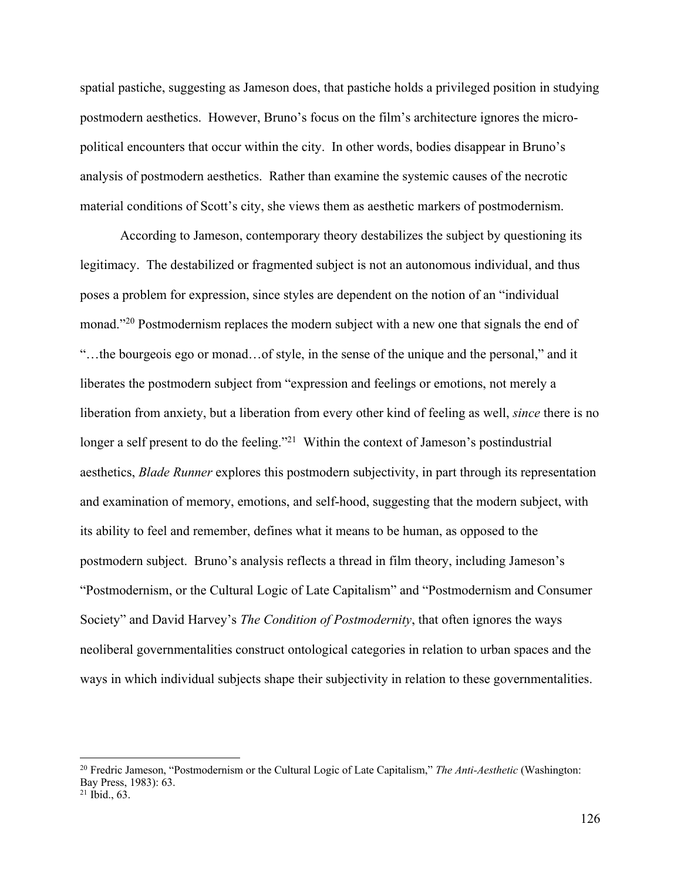spatial pastiche, suggesting as Jameson does, that pastiche holds a privileged position in studying postmodern aesthetics. However, Bruno's focus on the film's architecture ignores the micro-political encounters that occur within the city. In other words, bodies disappear in Bruno's analysis of postmodern aesthetics. Rather than examine the systemic causes of the necrotic material conditions of Scott's city, she views them as aesthetic markers of postmodernism.

According to Jameson, contemporary theory destabilizes the subject by questioning its legitimacy. The destabilized or fragmented subject is not an autonomous individual, and thus poses a problem for expression, since styles are dependent on the notion of an "individual monad."[20] Postmodernism replaces the modern subject with a new one that signals the end of "…the bourgeois ego or monad…of style, in the sense of the unique and the personal," and it liberates the postmodern subject from "expression and feelings or emotions, not merely a liberation from anxiety, but a liberation from every other kind of feeling as well, *since* there is no longer a self present to do the feeling."[21] Within the context of Jameson's postindustrial aesthetics, *Blade Runner* explores this postmodern subjectivity, in part through its representation and examination of memory, emotions, and self-hood, suggesting that the modern subject, with its ability to feel and remember, defines what it means to be human, as opposed to the postmodern subject. Bruno's analysis reflects a thread in film theory, including Jameson's "Postmodernism, or the Cultural Logic of Late Capitalism" and "Postmodernism and Consumer Society" and David Harvey's *The Condition of Postmodernity*, that often ignores the ways neoliberal governmentalities construct ontological categories in relation to urban spaces and the ways in which individual subjects shape their subjectivity in relation to these governmentalities.

---

[20] Fredric Jameson, "Postmodernism or the Cultural Logic of Late Capitalism," *The Anti-Aesthetic* (Washington: Bay Press, 1983): 63.
[21] Ibid., 63.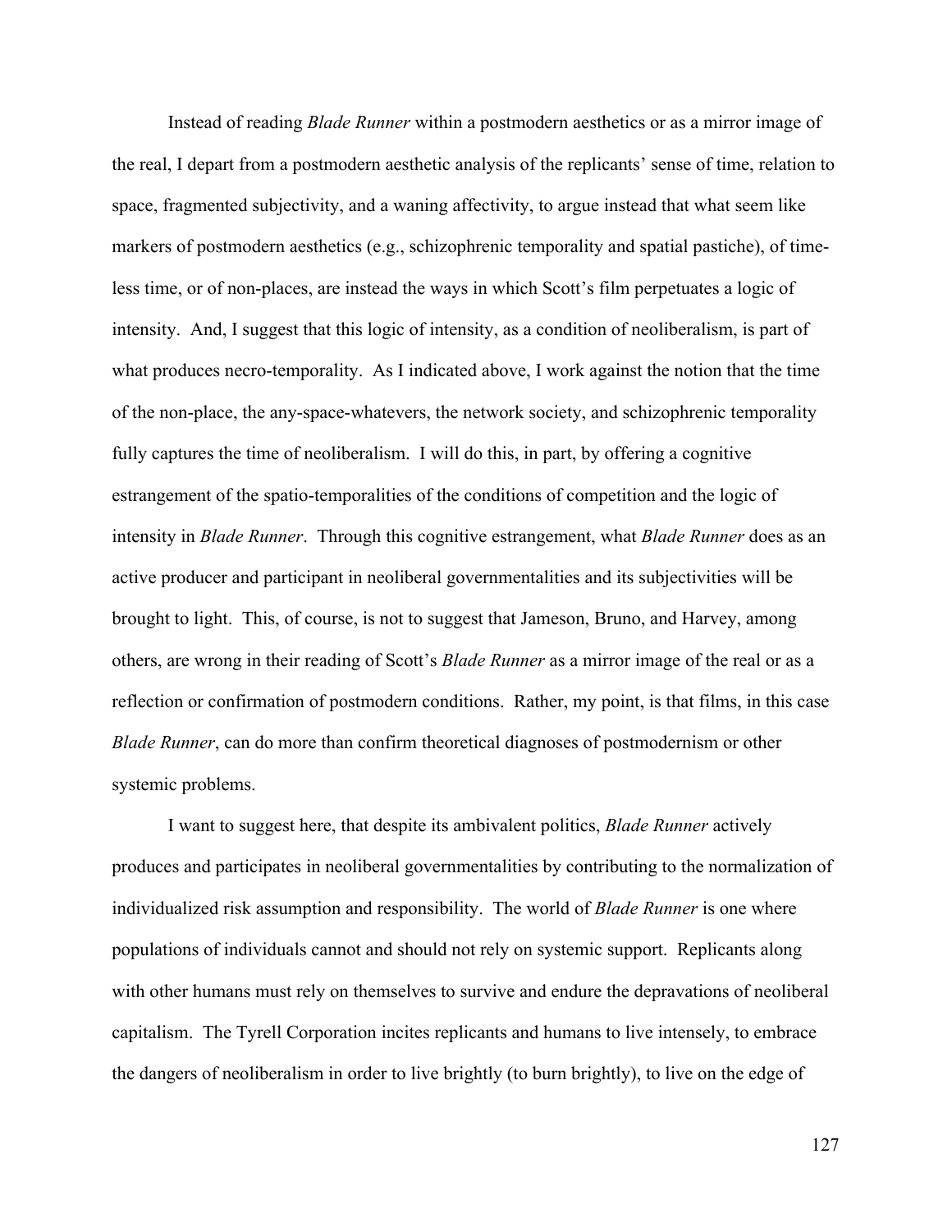Instead of reading *Blade Runner* within a postmodern aesthetics or as a mirror image of the real, I depart from a postmodern aesthetic analysis of the replicants' sense of time, relation to space, fragmented subjectivity, and a waning affectivity, to argue instead that what seem like markers of postmodern aesthetics (e.g., schizophrenic temporality and spatial pastiche), of time-less time, or of non-places, are instead the ways in which Scott's film perpetuates a logic of intensity. And, I suggest that this logic of intensity, as a condition of neoliberalism, is part of what produces necro-temporality. As I indicated above, I work against the notion that the time of the non-place, the any-space-whatevers, the network society, and schizophrenic temporality fully captures the time of neoliberalism. I will do this, in part, by offering a cognitive estrangement of the spatio-temporalities of the conditions of competition and the logic of intensity in *Blade Runner*. Through this cognitive estrangement, what *Blade Runner* does as an active producer and participant in neoliberal governmentalities and its subjectivities will be brought to light. This, of course, is not to suggest that Jameson, Bruno, and Harvey, among others, are wrong in their reading of Scott's *Blade Runner* as a mirror image of the real or as a reflection or confirmation of postmodern conditions. Rather, my point, is that films, in this case *Blade Runner*, can do more than confirm theoretical diagnoses of postmodernism or other systemic problems.

I want to suggest here, that despite its ambivalent politics, *Blade Runner* actively produces and participates in neoliberal governmentalities by contributing to the normalization of individualized risk assumption and responsibility. The world of *Blade Runner* is one where populations of individuals cannot and should not rely on systemic support. Replicants along with other humans must rely on themselves to survive and endure the depravations of neoliberal capitalism. The Tyrell Corporation incites replicants and humans to live intensely, to embrace the dangers of neoliberalism in order to live brightly (to burn brightly), to live on the edge of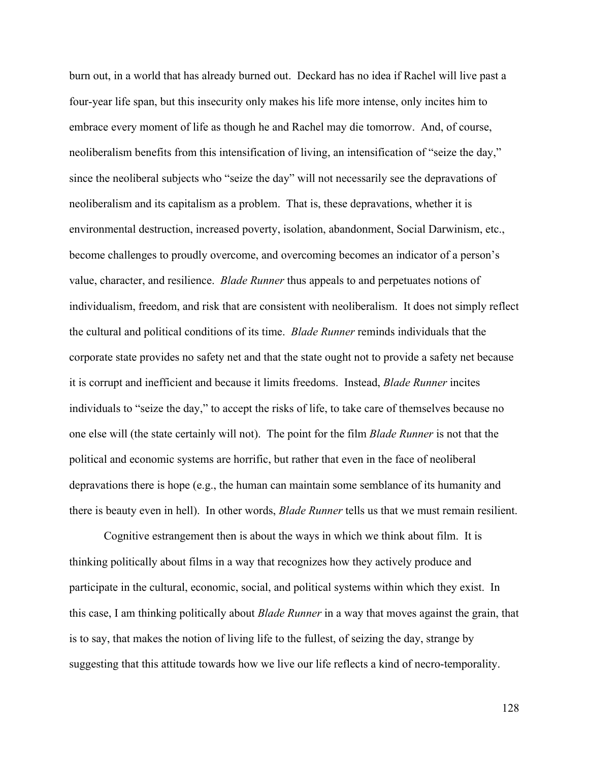burn out, in a world that has already burned out. Deckard has no idea if Rachel will live past a four-year life span, but this insecurity only makes his life more intense, only incites him to embrace every moment of life as though he and Rachel may die tomorrow. And, of course, neoliberalism benefits from this intensification of living, an intensification of "seize the day," since the neoliberal subjects who "seize the day" will not necessarily see the depravations of neoliberalism and its capitalism as a problem. That is, these depravations, whether it is environmental destruction, increased poverty, isolation, abandonment, Social Darwinism, etc., become challenges to proudly overcome, and overcoming becomes an indicator of a person's value, character, and resilience. *Blade Runner* thus appeals to and perpetuates notions of individualism, freedom, and risk that are consistent with neoliberalism. It does not simply reflect the cultural and political conditions of its time. *Blade Runner* reminds individuals that the corporate state provides no safety net and that the state ought not to provide a safety net because it is corrupt and inefficient and because it limits freedoms. Instead, *Blade Runner* incites individuals to "seize the day," to accept the risks of life, to take care of themselves because no one else will (the state certainly will not). The point for the film *Blade Runner* is not that the political and economic systems are horrific, but rather that even in the face of neoliberal depravations there is hope (e.g., the human can maintain some semblance of its humanity and there is beauty even in hell). In other words, *Blade Runner* tells us that we must remain resilient.

Cognitive estrangement then is about the ways in which we think about film. It is thinking politically about films in a way that recognizes how they actively produce and participate in the cultural, economic, social, and political systems within which they exist. In this case, I am thinking politically about *Blade Runner* in a way that moves against the grain, that is to say, that makes the notion of living life to the fullest, of seizing the day, strange by suggesting that this attitude towards how we live our life reflects a kind of necro-temporality.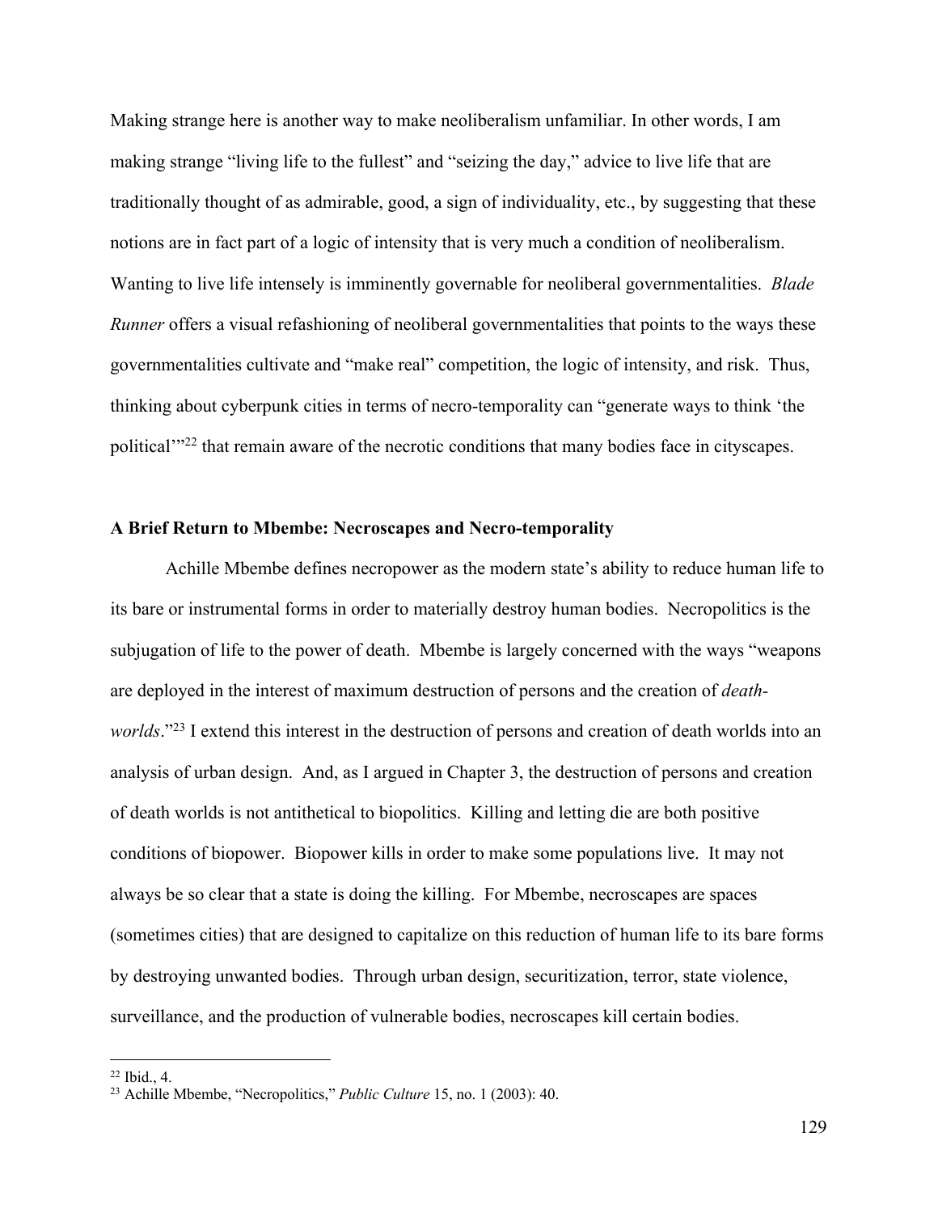Making strange here is another way to make neoliberalism unfamiliar. In other words, I am making strange "living life to the fullest" and "seizing the day," advice to live life that are traditionally thought of as admirable, good, a sign of individuality, etc., by suggesting that these notions are in fact part of a logic of intensity that is very much a condition of neoliberalism. Wanting to live life intensely is imminently governable for neoliberal governmentalities. *Blade Runner* offers a visual refashioning of neoliberal governmentalities that points to the ways these governmentalities cultivate and "make real" competition, the logic of intensity, and risk. Thus, thinking about cyberpunk cities in terms of necro-temporality can "generate ways to think 'the political'"[22] that remain aware of the necrotic conditions that many bodies face in cityscapes.

### A Brief Return to Mbembe: Necroscapes and Necro-temporality

Achille Mbembe defines necropower as the modern state's ability to reduce human life to its bare or instrumental forms in order to materially destroy human bodies. Necropolitics is the subjugation of life to the power of death. Mbembe is largely concerned with the ways "weapons are deployed in the interest of maximum destruction of persons and the creation of *death-worlds*."[23] I extend this interest in the destruction of persons and creation of death worlds into an analysis of urban design. And, as I argued in Chapter 3, the destruction of persons and creation of death worlds is not antithetical to biopolitics. Killing and letting die are both positive conditions of biopower. Biopower kills in order to make some populations live. It may not always be so clear that a state is doing the killing. For Mbembe, necroscapes are spaces (sometimes cities) that are designed to capitalize on this reduction of human life to its bare forms by destroying unwanted bodies. Through urban design, securitization, terror, state violence, surveillance, and the production of vulnerable bodies, necroscapes kill certain bodies.

[22] Ibid., 4.

[23] Achille Mbembe, "Necropolitics," *Public Culture* 15, no. 1 (2003): 40.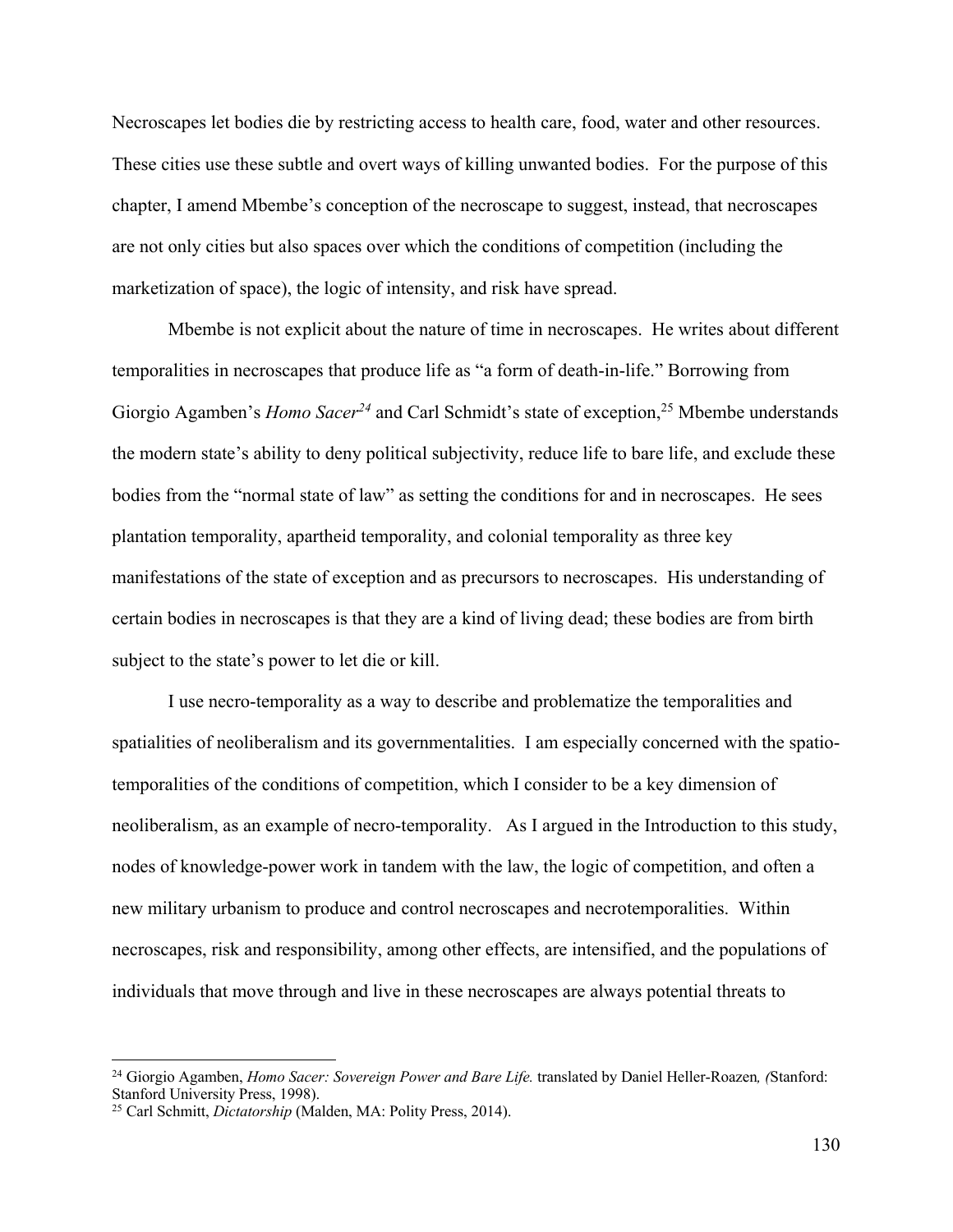Necroscapes let bodies die by restricting access to health care, food, water and other resources. These cities use these subtle and overt ways of killing unwanted bodies. For the purpose of this chapter, I amend Mbembe's conception of the necroscape to suggest, instead, that necroscapes are not only cities but also spaces over which the conditions of competition (including the marketization of space), the logic of intensity, and risk have spread.

Mbembe is not explicit about the nature of time in necroscapes. He writes about different temporalities in necroscapes that produce life as "a form of death-in-life." Borrowing from Giorgio Agamben's *Homo Sacer*[24] and Carl Schmidt's state of exception,[25] Mbembe understands the modern state's ability to deny political subjectivity, reduce life to bare life, and exclude these bodies from the "normal state of law" as setting the conditions for and in necroscapes. He sees plantation temporality, apartheid temporality, and colonial temporality as three key manifestations of the state of exception and as precursors to necroscapes. His understanding of certain bodies in necroscapes is that they are a kind of living dead; these bodies are from birth subject to the state's power to let die or kill.

I use necro-temporality as a way to describe and problematize the temporalities and spatialities of neoliberalism and its governmentalities. I am especially concerned with the spatio-temporalities of the conditions of competition, which I consider to be a key dimension of neoliberalism, as an example of necro-temporality. As I argued in the Introduction to this study, nodes of knowledge-power work in tandem with the law, the logic of competition, and often a new military urbanism to produce and control necroscapes and necrotemporalities. Within necroscapes, risk and responsibility, among other effects, are intensified, and the populations of individuals that move through and live in these necroscapes are always potential threats to

---

[24] Giorgio Agamben, *Homo Sacer: Sovereign Power and Bare Life.* translated by Daniel Heller-Roazen*, (*Stanford: Stanford University Press, 1998).

[25] Carl Schmitt, *Dictatorship* (Malden, MA: Polity Press, 2014).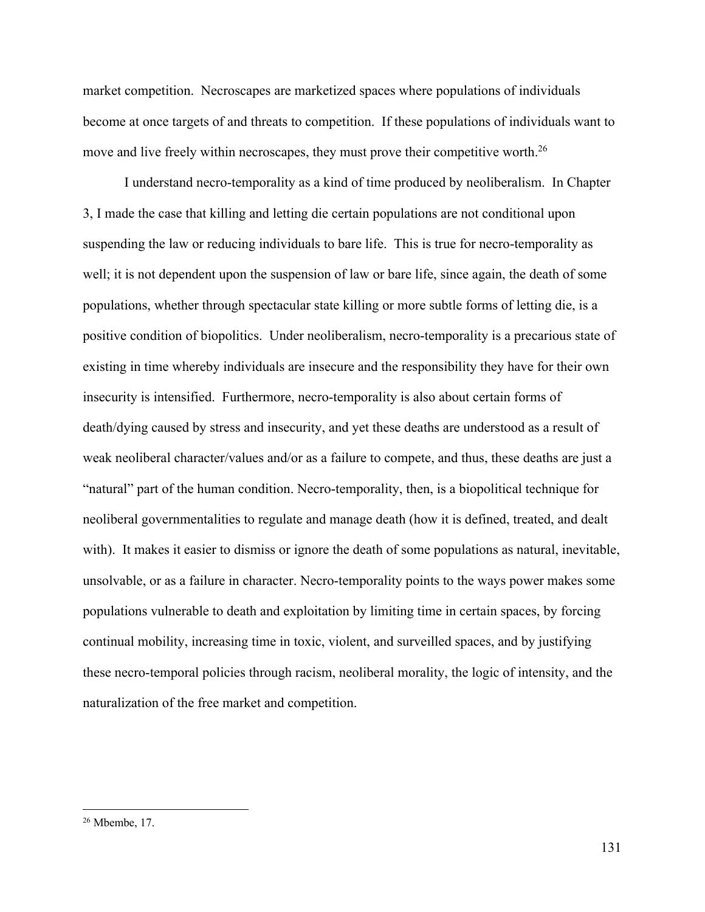market competition. Necroscapes are marketized spaces where populations of individuals become at once targets of and threats to competition. If these populations of individuals want to move and live freely within necroscapes, they must prove their competitive worth.[26]

I understand necro-temporality as a kind of time produced by neoliberalism. In Chapter 3, I made the case that killing and letting die certain populations are not conditional upon suspending the law or reducing individuals to bare life. This is true for necro-temporality as well; it is not dependent upon the suspension of law or bare life, since again, the death of some populations, whether through spectacular state killing or more subtle forms of letting die, is a positive condition of biopolitics. Under neoliberalism, necro-temporality is a precarious state of existing in time whereby individuals are insecure and the responsibility they have for their own insecurity is intensified. Furthermore, necro-temporality is also about certain forms of death/dying caused by stress and insecurity, and yet these deaths are understood as a result of weak neoliberal character/values and/or as a failure to compete, and thus, these deaths are just a "natural" part of the human condition. Necro-temporality, then, is a biopolitical technique for neoliberal governmentalities to regulate and manage death (how it is defined, treated, and dealt with). It makes it easier to dismiss or ignore the death of some populations as natural, inevitable, unsolvable, or as a failure in character. Necro-temporality points to the ways power makes some populations vulnerable to death and exploitation by limiting time in certain spaces, by forcing continual mobility, increasing time in toxic, violent, and surveilled spaces, and by justifying these necro-temporal policies through racism, neoliberal morality, the logic of intensity, and the naturalization of the free market and competition.

---

[26] Mbembe, 17.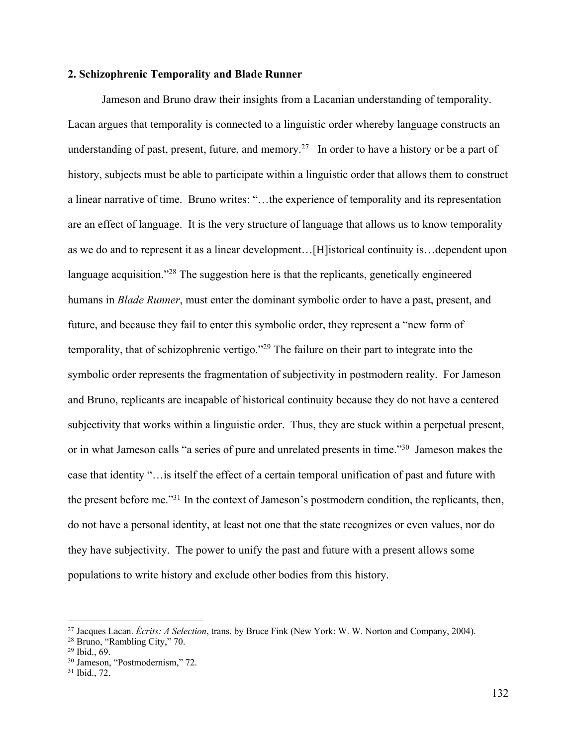## 2. Schizophrenic Temporality and Blade Runner

Jameson and Bruno draw their insights from a Lacanian understanding of temporality. Lacan argues that temporality is connected to a linguistic order whereby language constructs an understanding of past, present, future, and memory.[27] In order to have a history or be a part of history, subjects must be able to participate within a linguistic order that allows them to construct a linear narrative of time. Bruno writes: "…the experience of temporality and its representation are an effect of language. It is the very structure of language that allows us to know temporality as we do and to represent it as a linear development…[H]istorical continuity is…dependent upon language acquisition."[28] The suggestion here is that the replicants, genetically engineered humans in *Blade Runner*, must enter the dominant symbolic order to have a past, present, and future, and because they fail to enter this symbolic order, they represent a "new form of temporality, that of schizophrenic vertigo."[29] The failure on their part to integrate into the symbolic order represents the fragmentation of subjectivity in postmodern reality. For Jameson and Bruno, replicants are incapable of historical continuity because they do not have a centered subjectivity that works within a linguistic order. Thus, they are stuck within a perpetual present, or in what Jameson calls "a series of pure and unrelated presents in time."[30] Jameson makes the case that identity "…is itself the effect of a certain temporal unification of past and future with the present before me."[31] In the context of Jameson's postmodern condition, the replicants, then, do not have a personal identity, at least not one that the state recognizes or even values, nor do they have subjectivity. The power to unify the past and future with a present allows some populations to write history and exclude other bodies from this history.

---

[27] Jacques Lacan. *Écrits: A Selection*, trans. by Bruce Fink (New York: W. W. Norton and Company, 2004).
[28] Bruno, "Rambling City," 70.
[29] Ibid., 69.
[30] Jameson, "Postmodernism," 72.
[31] Ibid., 72.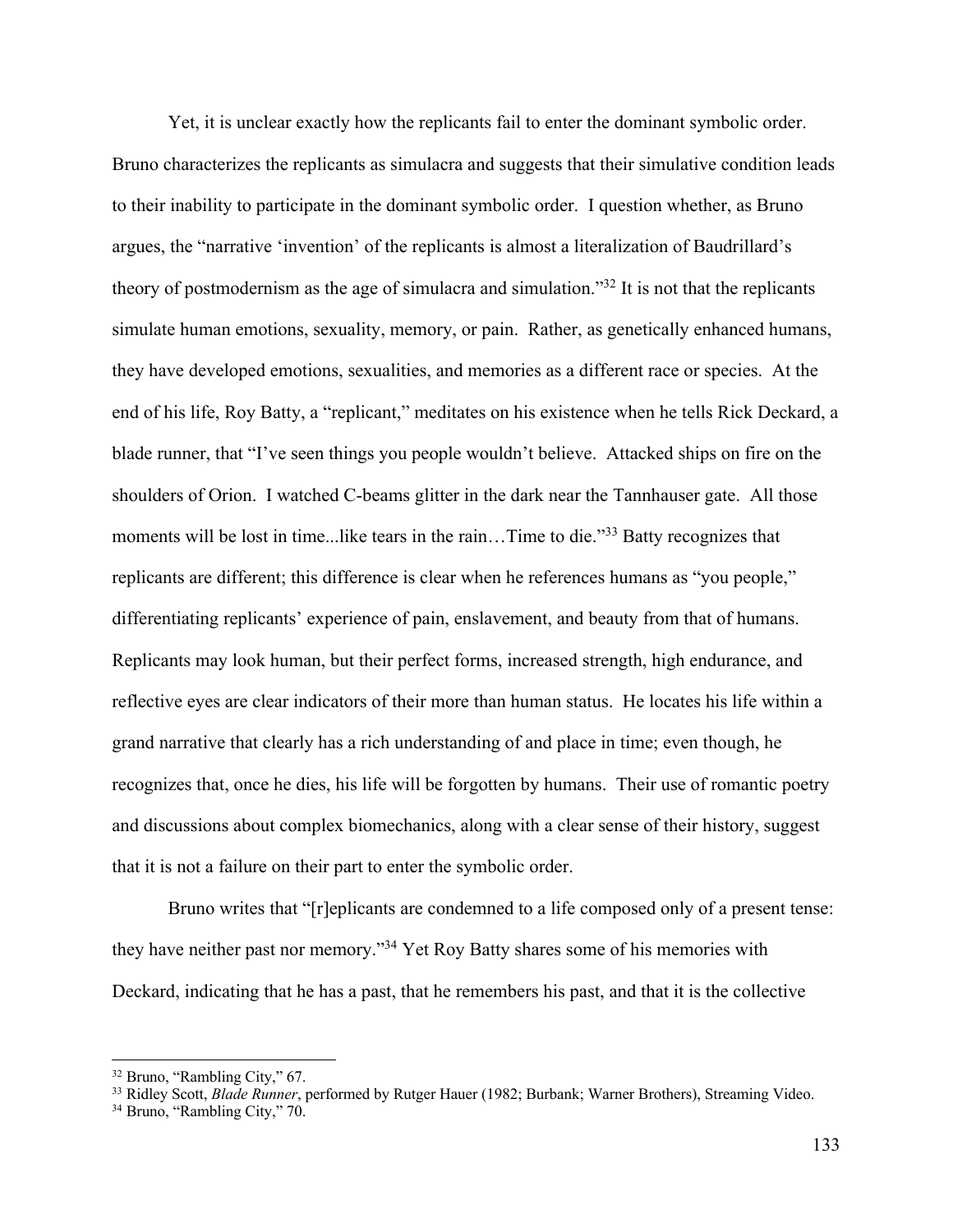Yet, it is unclear exactly how the replicants fail to enter the dominant symbolic order. Bruno characterizes the replicants as simulacra and suggests that their simulative condition leads to their inability to participate in the dominant symbolic order. I question whether, as Bruno argues, the "narrative 'invention' of the replicants is almost a literalization of Baudrillard's theory of postmodernism as the age of simulacra and simulation."[32] It is not that the replicants simulate human emotions, sexuality, memory, or pain. Rather, as genetically enhanced humans, they have developed emotions, sexualities, and memories as a different race or species. At the end of his life, Roy Batty, a "replicant," meditates on his existence when he tells Rick Deckard, a blade runner, that "I've seen things you people wouldn't believe. Attacked ships on fire on the shoulders of Orion. I watched C-beams glitter in the dark near the Tannhauser gate. All those moments will be lost in time...like tears in the rain…Time to die."[33] Batty recognizes that replicants are different; this difference is clear when he references humans as "you people," differentiating replicants' experience of pain, enslavement, and beauty from that of humans. Replicants may look human, but their perfect forms, increased strength, high endurance, and reflective eyes are clear indicators of their more than human status. He locates his life within a grand narrative that clearly has a rich understanding of and place in time; even though, he recognizes that, once he dies, his life will be forgotten by humans. Their use of romantic poetry and discussions about complex biomechanics, along with a clear sense of their history, suggest that it is not a failure on their part to enter the symbolic order.

Bruno writes that "[r]eplicants are condemned to a life composed only of a present tense: they have neither past nor memory."[34] Yet Roy Batty shares some of his memories with Deckard, indicating that he has a past, that he remembers his past, and that it is the collective

[32] Bruno, "Rambling City," 67.

[33] Ridley Scott, *Blade Runner*, performed by Rutger Hauer (1982; Burbank; Warner Brothers), Streaming Video.

[34] Bruno, "Rambling City," 70.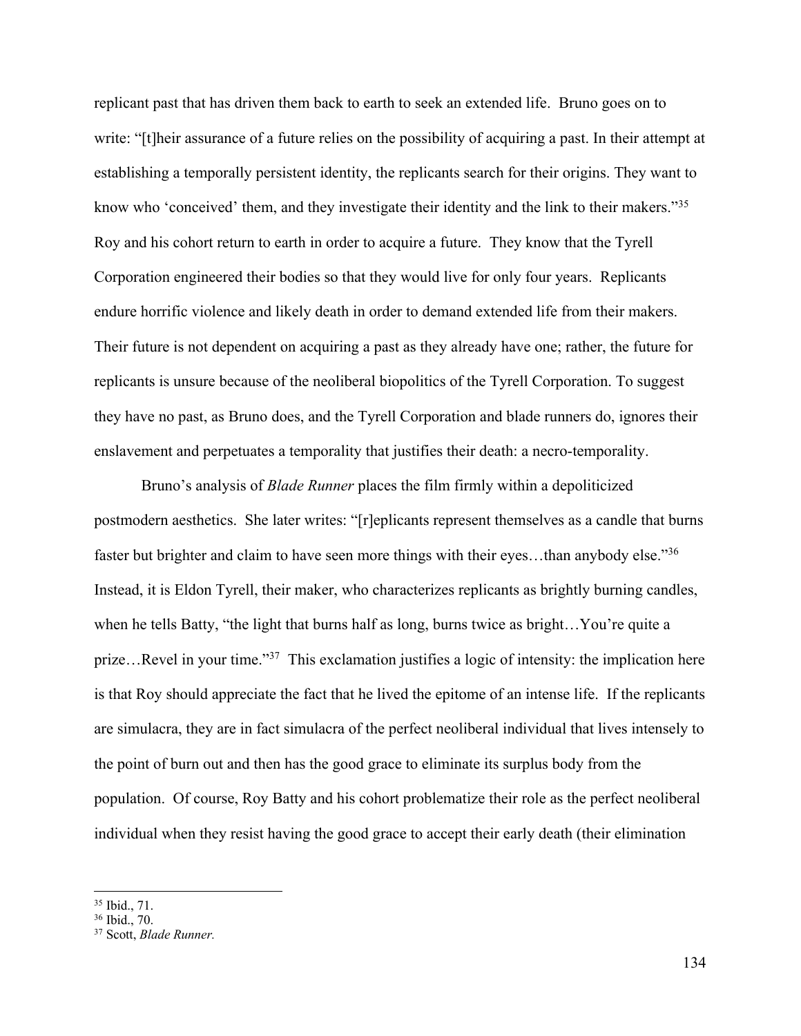replicant past that has driven them back to earth to seek an extended life. Bruno goes on to write: "[t]heir assurance of a future relies on the possibility of acquiring a past. In their attempt at establishing a temporally persistent identity, the replicants search for their origins. They want to know who 'conceived' them, and they investigate their identity and the link to their makers."[35] Roy and his cohort return to earth in order to acquire a future. They know that the Tyrell Corporation engineered their bodies so that they would live for only four years. Replicants endure horrific violence and likely death in order to demand extended life from their makers. Their future is not dependent on acquiring a past as they already have one; rather, the future for replicants is unsure because of the neoliberal biopolitics of the Tyrell Corporation. To suggest they have no past, as Bruno does, and the Tyrell Corporation and blade runners do, ignores their enslavement and perpetuates a temporality that justifies their death: a necro-temporality.

Bruno's analysis of *Blade Runner* places the film firmly within a depoliticized postmodern aesthetics. She later writes: "[r]eplicants represent themselves as a candle that burns faster but brighter and claim to have seen more things with their eyes…than anybody else."[36] Instead, it is Eldon Tyrell, their maker, who characterizes replicants as brightly burning candles, when he tells Batty, "the light that burns half as long, burns twice as bright…You're quite a prize…Revel in your time."[37] This exclamation justifies a logic of intensity: the implication here is that Roy should appreciate the fact that he lived the epitome of an intense life. If the replicants are simulacra, they are in fact simulacra of the perfect neoliberal individual that lives intensely to the point of burn out and then has the good grace to eliminate its surplus body from the population. Of course, Roy Batty and his cohort problematize their role as the perfect neoliberal individual when they resist having the good grace to accept their early death (their elimination

---

[35] Ibid., 71.

[36] Ibid., 70.

[37] Scott, *Blade Runner.*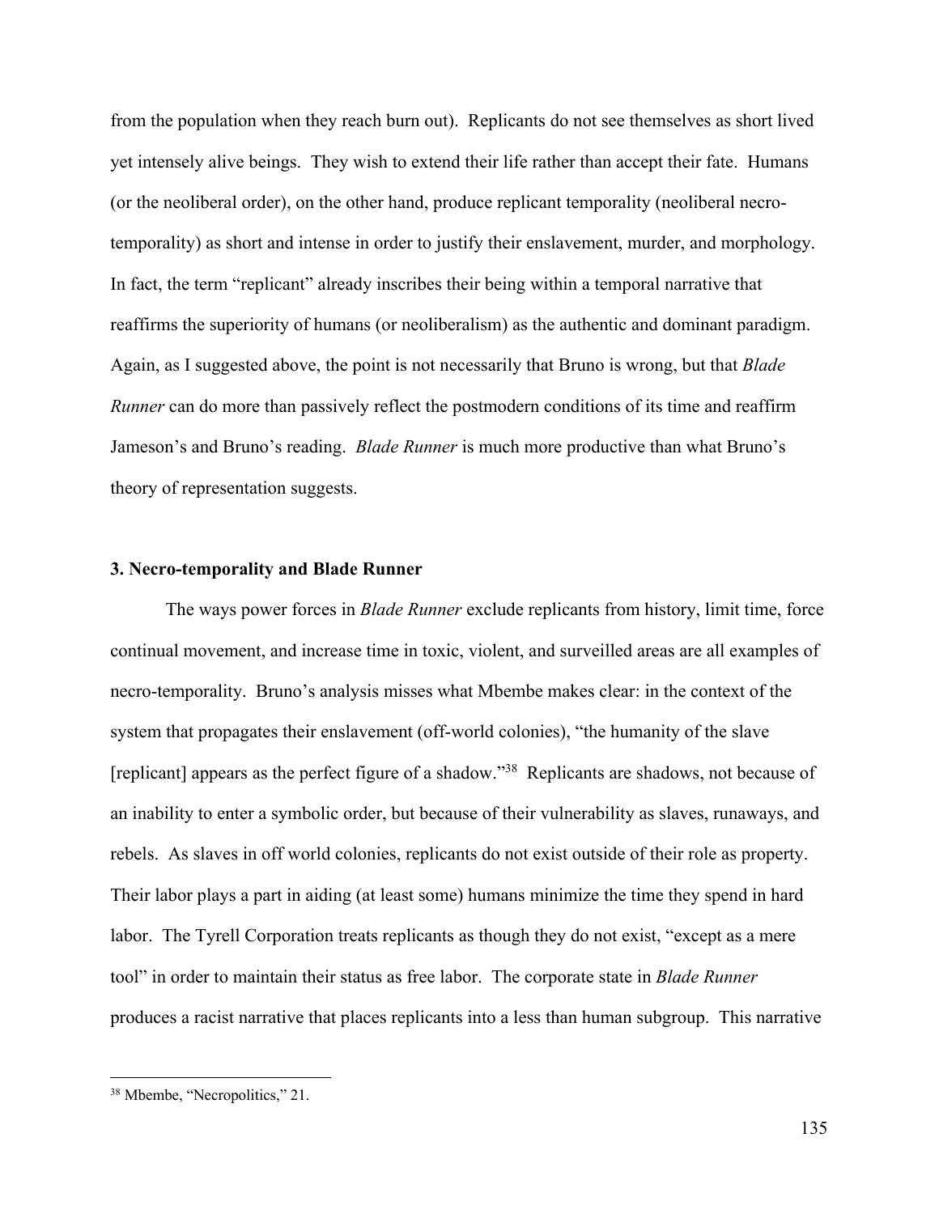from the population when they reach burn out). Replicants do not see themselves as short lived yet intensely alive beings. They wish to extend their life rather than accept their fate. Humans (or the neoliberal order), on the other hand, produce replicant temporality (neoliberal necro-temporality) as short and intense in order to justify their enslavement, murder, and morphology. In fact, the term "replicant" already inscribes their being within a temporal narrative that reaffirms the superiority of humans (or neoliberalism) as the authentic and dominant paradigm. Again, as I suggested above, the point is not necessarily that Bruno is wrong, but that *Blade Runner* can do more than passively reflect the postmodern conditions of its time and reaffirm Jameson's and Bruno's reading. *Blade Runner* is much more productive than what Bruno's theory of representation suggests.

### 3. Necro-temporality and Blade Runner

The ways power forces in *Blade Runner* exclude replicants from history, limit time, force continual movement, and increase time in toxic, violent, and surveilled areas are all examples of necro-temporality. Bruno's analysis misses what Mbembe makes clear: in the context of the system that propagates their enslavement (off-world colonies), "the humanity of the slave [replicant] appears as the perfect figure of a shadow."[38] Replicants are shadows, not because of an inability to enter a symbolic order, but because of their vulnerability as slaves, runaways, and rebels. As slaves in off world colonies, replicants do not exist outside of their role as property. Their labor plays a part in aiding (at least some) humans minimize the time they spend in hard labor. The Tyrell Corporation treats replicants as though they do not exist, "except as a mere tool" in order to maintain their status as free labor. The corporate state in *Blade Runner* produces a racist narrative that places replicants into a less than human subgroup. This narrative

---

[38] Mbembe, "Necropolitics," 21.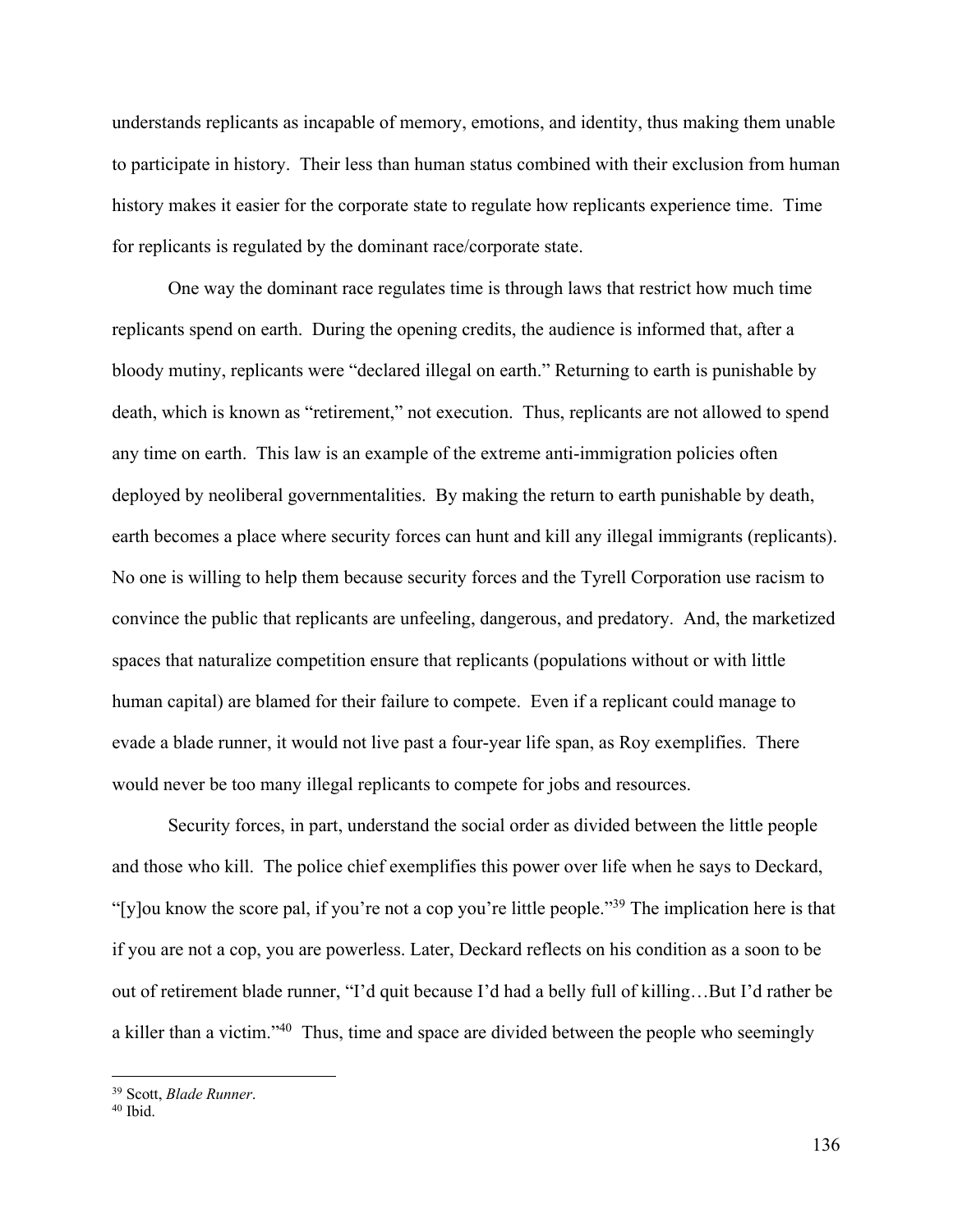understands replicants as incapable of memory, emotions, and identity, thus making them unable to participate in history. Their less than human status combined with their exclusion from human history makes it easier for the corporate state to regulate how replicants experience time. Time for replicants is regulated by the dominant race/corporate state.

One way the dominant race regulates time is through laws that restrict how much time replicants spend on earth. During the opening credits, the audience is informed that, after a bloody mutiny, replicants were "declared illegal on earth." Returning to earth is punishable by death, which is known as "retirement," not execution. Thus, replicants are not allowed to spend any time on earth. This law is an example of the extreme anti-immigration policies often deployed by neoliberal governmentalities. By making the return to earth punishable by death, earth becomes a place where security forces can hunt and kill any illegal immigrants (replicants). No one is willing to help them because security forces and the Tyrell Corporation use racism to convince the public that replicants are unfeeling, dangerous, and predatory. And, the marketized spaces that naturalize competition ensure that replicants (populations without or with little human capital) are blamed for their failure to compete. Even if a replicant could manage to evade a blade runner, it would not live past a four-year life span, as Roy exemplifies. There would never be too many illegal replicants to compete for jobs and resources.

Security forces, in part, understand the social order as divided between the little people and those who kill. The police chief exemplifies this power over life when he says to Deckard, "[y]ou know the score pal, if you're not a cop you're little people."[39] The implication here is that if you are not a cop, you are powerless. Later, Deckard reflects on his condition as a soon to be out of retirement blade runner, "I'd quit because I'd had a belly full of killing…But I'd rather be a killer than a victim."[40] Thus, time and space are divided between the people who seemingly

[39] Scott, *Blade Runner*.

[40] Ibid.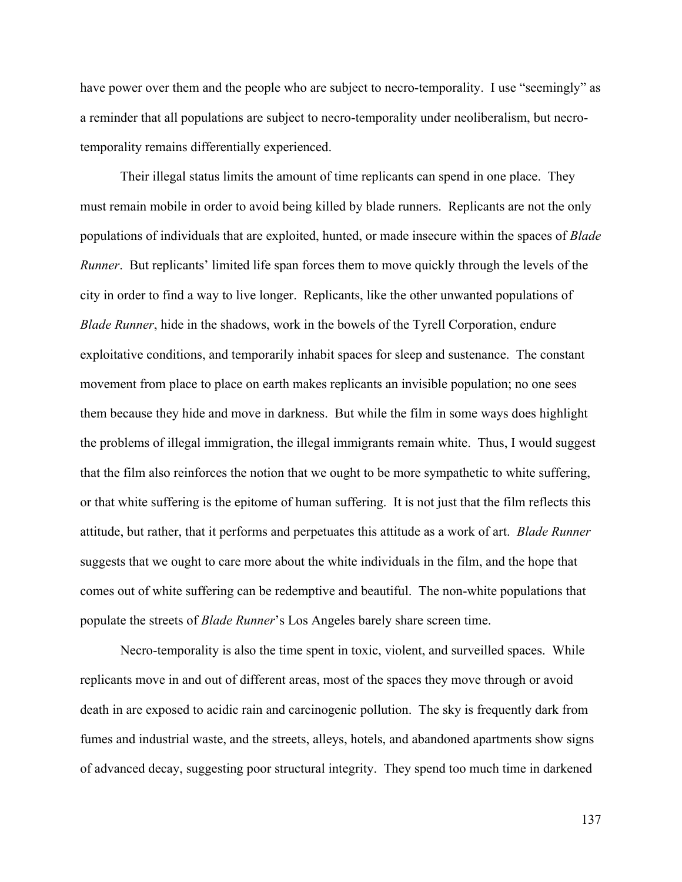have power over them and the people who are subject to necro-temporality. I use "seemingly" as a reminder that all populations are subject to necro-temporality under neoliberalism, but necro-temporality remains differentially experienced.

Their illegal status limits the amount of time replicants can spend in one place. They must remain mobile in order to avoid being killed by blade runners. Replicants are not the only populations of individuals that are exploited, hunted, or made insecure within the spaces of *Blade Runner*. But replicants' limited life span forces them to move quickly through the levels of the city in order to find a way to live longer. Replicants, like the other unwanted populations of *Blade Runner*, hide in the shadows, work in the bowels of the Tyrell Corporation, endure exploitative conditions, and temporarily inhabit spaces for sleep and sustenance. The constant movement from place to place on earth makes replicants an invisible population; no one sees them because they hide and move in darkness. But while the film in some ways does highlight the problems of illegal immigration, the illegal immigrants remain white. Thus, I would suggest that the film also reinforces the notion that we ought to be more sympathetic to white suffering, or that white suffering is the epitome of human suffering. It is not just that the film reflects this attitude, but rather, that it performs and perpetuates this attitude as a work of art. *Blade Runner* suggests that we ought to care more about the white individuals in the film, and the hope that comes out of white suffering can be redemptive and beautiful. The non-white populations that populate the streets of *Blade Runner*'s Los Angeles barely share screen time.

Necro-temporality is also the time spent in toxic, violent, and surveilled spaces. While replicants move in and out of different areas, most of the spaces they move through or avoid death in are exposed to acidic rain and carcinogenic pollution. The sky is frequently dark from fumes and industrial waste, and the streets, alleys, hotels, and abandoned apartments show signs of advanced decay, suggesting poor structural integrity. They spend too much time in darkened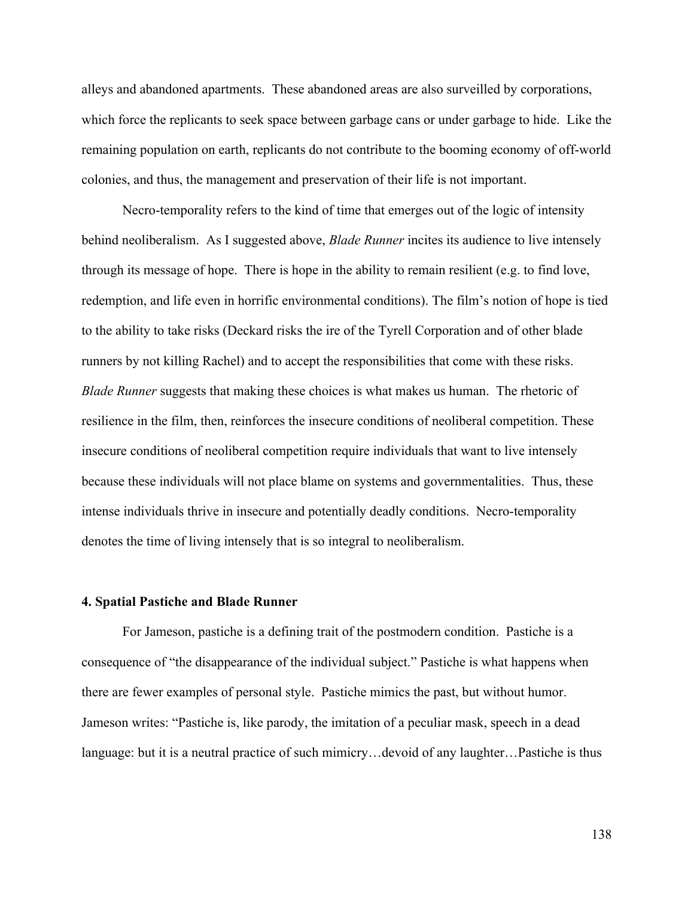alleys and abandoned apartments. These abandoned areas are also surveilled by corporations, which force the replicants to seek space between garbage cans or under garbage to hide. Like the remaining population on earth, replicants do not contribute to the booming economy of off-world colonies, and thus, the management and preservation of their life is not important.

Necro-temporality refers to the kind of time that emerges out of the logic of intensity behind neoliberalism. As I suggested above, *Blade Runner* incites its audience to live intensely through its message of hope. There is hope in the ability to remain resilient (e.g. to find love, redemption, and life even in horrific environmental conditions). The film's notion of hope is tied to the ability to take risks (Deckard risks the ire of the Tyrell Corporation and of other blade runners by not killing Rachel) and to accept the responsibilities that come with these risks. *Blade Runner* suggests that making these choices is what makes us human. The rhetoric of resilience in the film, then, reinforces the insecure conditions of neoliberal competition. These insecure conditions of neoliberal competition require individuals that want to live intensely because these individuals will not place blame on systems and governmentalities. Thus, these intense individuals thrive in insecure and potentially deadly conditions. Necro-temporality denotes the time of living intensely that is so integral to neoliberalism.

### 4. Spatial Pastiche and Blade Runner

For Jameson, pastiche is a defining trait of the postmodern condition. Pastiche is a consequence of "the disappearance of the individual subject." Pastiche is what happens when there are fewer examples of personal style. Pastiche mimics the past, but without humor. Jameson writes: "Pastiche is, like parody, the imitation of a peculiar mask, speech in a dead language: but it is a neutral practice of such mimicry…devoid of any laughter…Pastiche is thus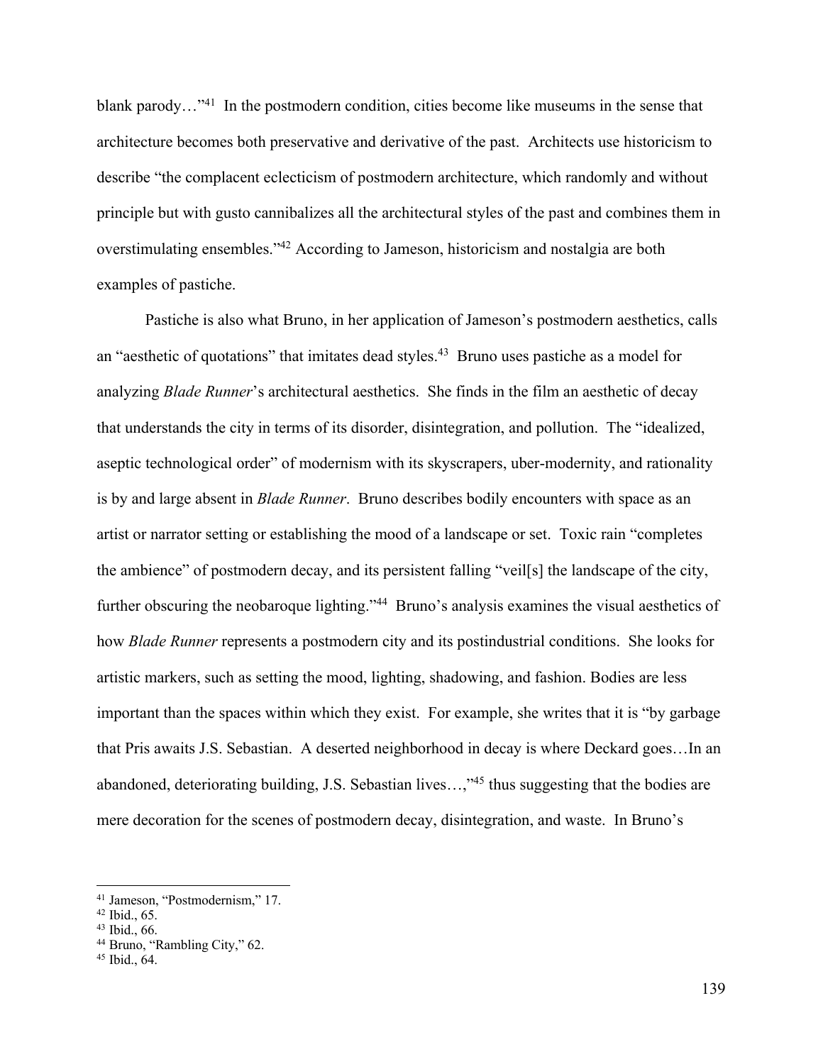blank parody…"[41] In the postmodern condition, cities become like museums in the sense that architecture becomes both preservative and derivative of the past. Architects use historicism to describe "the complacent eclecticism of postmodern architecture, which randomly and without principle but with gusto cannibalizes all the architectural styles of the past and combines them in overstimulating ensembles."[42] According to Jameson, historicism and nostalgia are both examples of pastiche.

Pastiche is also what Bruno, in her application of Jameson's postmodern aesthetics, calls an "aesthetic of quotations" that imitates dead styles.[43] Bruno uses pastiche as a model for analyzing *Blade Runner*'s architectural aesthetics. She finds in the film an aesthetic of decay that understands the city in terms of its disorder, disintegration, and pollution. The "idealized, aseptic technological order" of modernism with its skyscrapers, uber-modernity, and rationality is by and large absent in *Blade Runner*. Bruno describes bodily encounters with space as an artist or narrator setting or establishing the mood of a landscape or set. Toxic rain "completes the ambience" of postmodern decay, and its persistent falling "veil[s] the landscape of the city, further obscuring the neobaroque lighting."[44] Bruno's analysis examines the visual aesthetics of how *Blade Runner* represents a postmodern city and its postindustrial conditions. She looks for artistic markers, such as setting the mood, lighting, shadowing, and fashion. Bodies are less important than the spaces within which they exist. For example, she writes that it is "by garbage that Pris awaits J.S. Sebastian. A deserted neighborhood in decay is where Deckard goes…In an abandoned, deteriorating building, J.S. Sebastian lives…,"[45] thus suggesting that the bodies are mere decoration for the scenes of postmodern decay, disintegration, and waste. In Bruno's

---

[41] Jameson, "Postmodernism," 17.
[42] Ibid., 65.
[43] Ibid., 66.
[44] Bruno, "Rambling City," 62.
[45] Ibid., 64.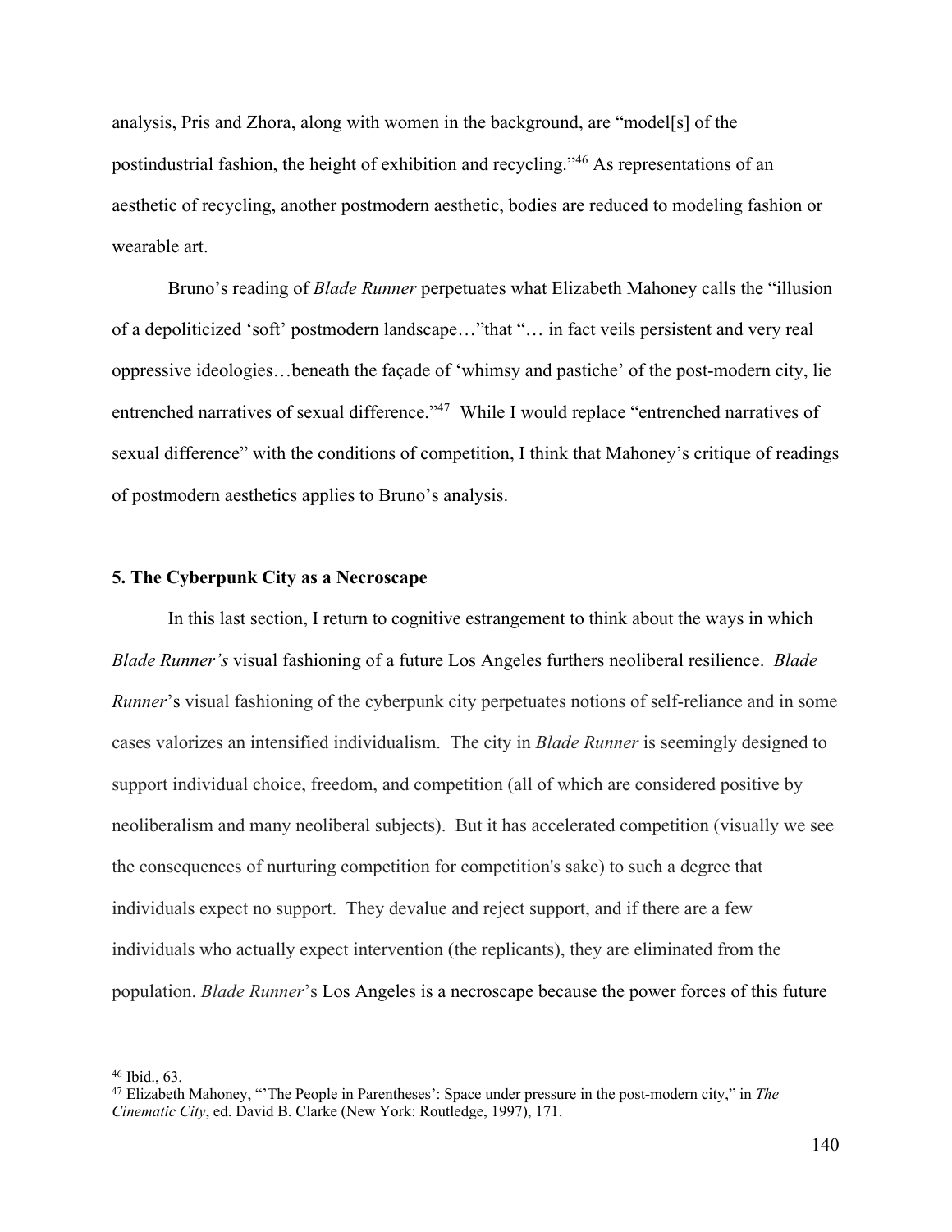analysis, Pris and Zhora, along with women in the background, are "model[s] of the postindustrial fashion, the height of exhibition and recycling."[46] As representations of an aesthetic of recycling, another postmodern aesthetic, bodies are reduced to modeling fashion or wearable art.

Bruno's reading of *Blade Runner* perpetuates what Elizabeth Mahoney calls the "illusion of a depoliticized 'soft' postmodern landscape…"that "… in fact veils persistent and very real oppressive ideologies…beneath the façade of 'whimsy and pastiche' of the post-modern city, lie entrenched narratives of sexual difference."[47] While I would replace "entrenched narratives of sexual difference" with the conditions of competition, I think that Mahoney's critique of readings of postmodern aesthetics applies to Bruno's analysis.

**5. The Cyberpunk City as a Necroscape**

In this last section, I return to cognitive estrangement to think about the ways in which *Blade Runner's* visual fashioning of a future Los Angeles furthers neoliberal resilience. *Blade Runner*'s visual fashioning of the cyberpunk city perpetuates notions of self-reliance and in some cases valorizes an intensified individualism. The city in *Blade Runner* is seemingly designed to support individual choice, freedom, and competition (all of which are considered positive by neoliberalism and many neoliberal subjects). But it has accelerated competition (visually we see the consequences of nurturing competition for competition's sake) to such a degree that individuals expect no support. They devalue and reject support, and if there are a few individuals who actually expect intervention (the replicants), they are eliminated from the population. *Blade Runner*'s Los Angeles is a necroscape because the power forces of this future

---

[46] Ibid., 63.

[47] Elizabeth Mahoney, "'The People in Parentheses': Space under pressure in the post-modern city," in *The Cinematic City*, ed. David B. Clarke (New York: Routledge, 1997), 171.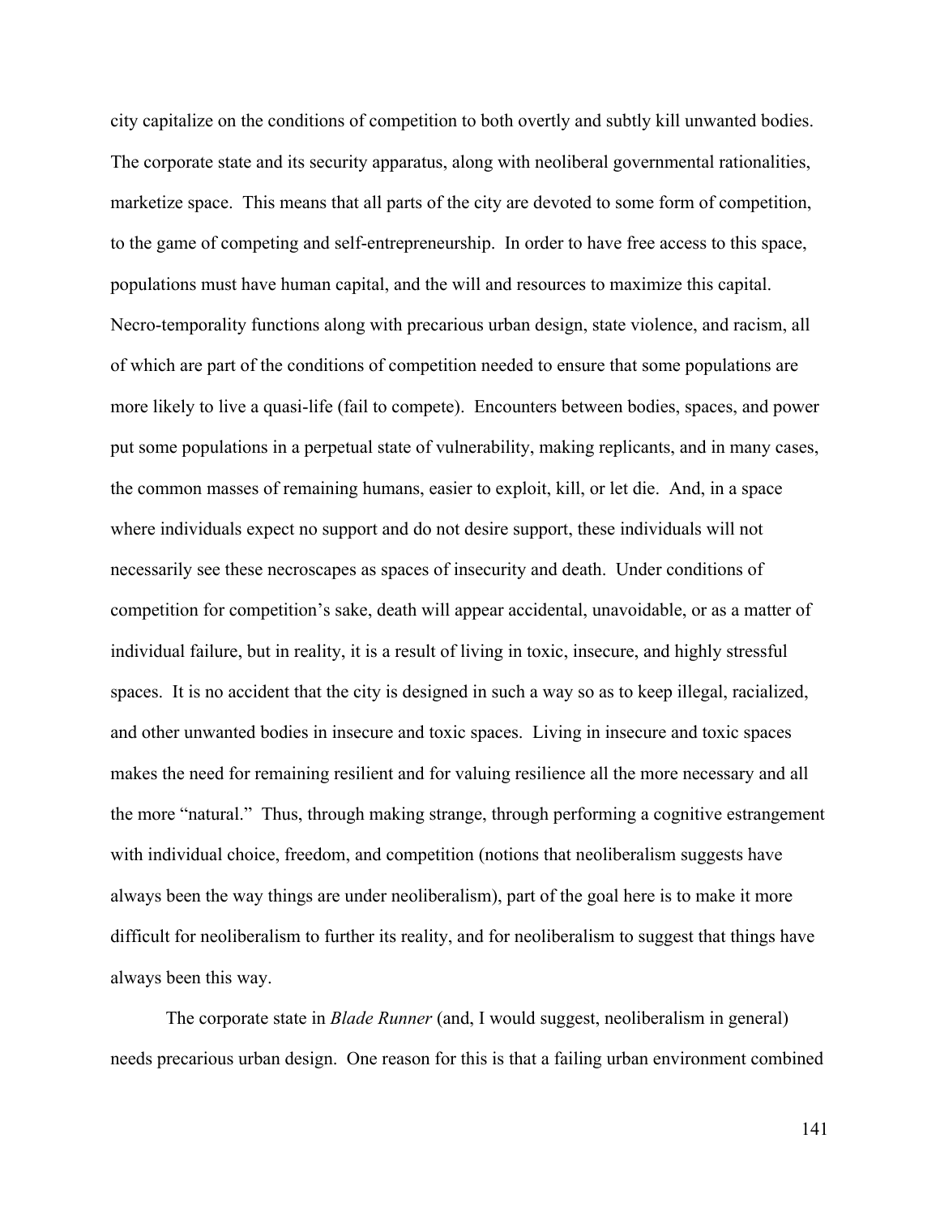city capitalize on the conditions of competition to both overtly and subtly kill unwanted bodies. The corporate state and its security apparatus, along with neoliberal governmental rationalities, marketize space. This means that all parts of the city are devoted to some form of competition, to the game of competing and self-entrepreneurship. In order to have free access to this space, populations must have human capital, and the will and resources to maximize this capital. Necro-temporality functions along with precarious urban design, state violence, and racism, all of which are part of the conditions of competition needed to ensure that some populations are more likely to live a quasi-life (fail to compete). Encounters between bodies, spaces, and power put some populations in a perpetual state of vulnerability, making replicants, and in many cases, the common masses of remaining humans, easier to exploit, kill, or let die. And, in a space where individuals expect no support and do not desire support, these individuals will not necessarily see these necroscapes as spaces of insecurity and death. Under conditions of competition for competition's sake, death will appear accidental, unavoidable, or as a matter of individual failure, but in reality, it is a result of living in toxic, insecure, and highly stressful spaces. It is no accident that the city is designed in such a way so as to keep illegal, racialized, and other unwanted bodies in insecure and toxic spaces. Living in insecure and toxic spaces makes the need for remaining resilient and for valuing resilience all the more necessary and all the more "natural." Thus, through making strange, through performing a cognitive estrangement with individual choice, freedom, and competition (notions that neoliberalism suggests have always been the way things are under neoliberalism), part of the goal here is to make it more difficult for neoliberalism to further its reality, and for neoliberalism to suggest that things have always been this way.

The corporate state in *Blade Runner* (and, I would suggest, neoliberalism in general) needs precarious urban design. One reason for this is that a failing urban environment combined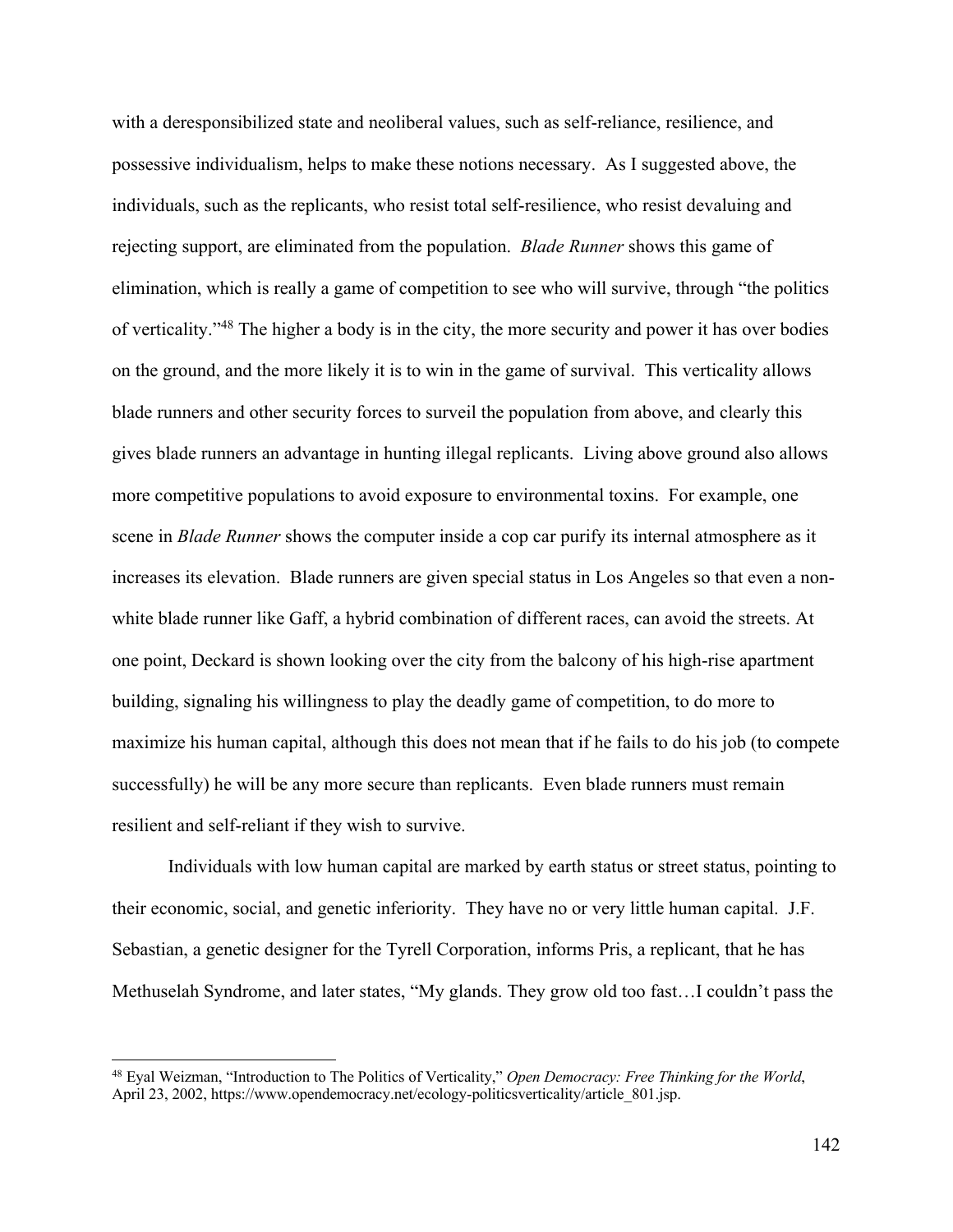with a deresponsibilized state and neoliberal values, such as self-reliance, resilience, and possessive individualism, helps to make these notions necessary. As I suggested above, the individuals, such as the replicants, who resist total self-resilience, who resist devaluing and rejecting support, are eliminated from the population. *Blade Runner* shows this game of elimination, which is really a game of competition to see who will survive, through "the politics of verticality."[48] The higher a body is in the city, the more security and power it has over bodies on the ground, and the more likely it is to win in the game of survival. This verticality allows blade runners and other security forces to surveil the population from above, and clearly this gives blade runners an advantage in hunting illegal replicants. Living above ground also allows more competitive populations to avoid exposure to environmental toxins. For example, one scene in *Blade Runner* shows the computer inside a cop car purify its internal atmosphere as it increases its elevation. Blade runners are given special status in Los Angeles so that even a non-white blade runner like Gaff, a hybrid combination of different races, can avoid the streets. At one point, Deckard is shown looking over the city from the balcony of his high-rise apartment building, signaling his willingness to play the deadly game of competition, to do more to maximize his human capital, although this does not mean that if he fails to do his job (to compete successfully) he will be any more secure than replicants. Even blade runners must remain resilient and self-reliant if they wish to survive.

Individuals with low human capital are marked by earth status or street status, pointing to their economic, social, and genetic inferiority. They have no or very little human capital. J.F. Sebastian, a genetic designer for the Tyrell Corporation, informs Pris, a replicant, that he has Methuselah Syndrome, and later states, "My glands. They grow old too fast…I couldn't pass the

---

[48] Eyal Weizman, "Introduction to The Politics of Verticality," *Open Democracy: Free Thinking for the World*, April 23, 2002, https://www.opendemocracy.net/ecology-politicsverticality/article_801.jsp.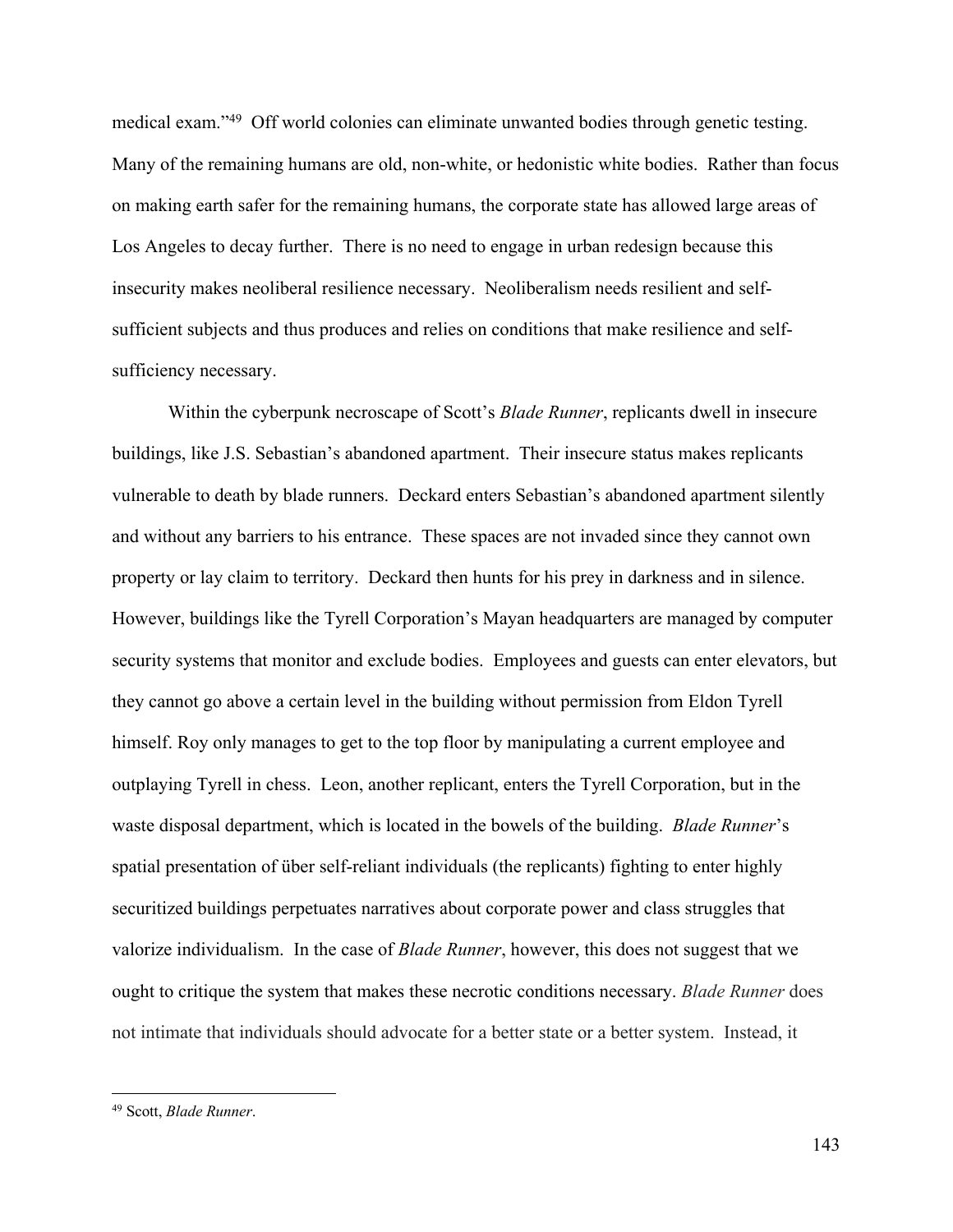medical exam."[49] Off world colonies can eliminate unwanted bodies through genetic testing. Many of the remaining humans are old, non-white, or hedonistic white bodies. Rather than focus on making earth safer for the remaining humans, the corporate state has allowed large areas of Los Angeles to decay further. There is no need to engage in urban redesign because this insecurity makes neoliberal resilience necessary. Neoliberalism needs resilient and self-sufficient subjects and thus produces and relies on conditions that make resilience and self-sufficiency necessary.

Within the cyberpunk necroscape of Scott's *Blade Runner*, replicants dwell in insecure buildings, like J.S. Sebastian's abandoned apartment. Their insecure status makes replicants vulnerable to death by blade runners. Deckard enters Sebastian's abandoned apartment silently and without any barriers to his entrance. These spaces are not invaded since they cannot own property or lay claim to territory. Deckard then hunts for his prey in darkness and in silence. However, buildings like the Tyrell Corporation's Mayan headquarters are managed by computer security systems that monitor and exclude bodies. Employees and guests can enter elevators, but they cannot go above a certain level in the building without permission from Eldon Tyrell himself. Roy only manages to get to the top floor by manipulating a current employee and outplaying Tyrell in chess. Leon, another replicant, enters the Tyrell Corporation, but in the waste disposal department, which is located in the bowels of the building. *Blade Runner*'s spatial presentation of über self-reliant individuals (the replicants) fighting to enter highly securitized buildings perpetuates narratives about corporate power and class struggles that valorize individualism. In the case of *Blade Runner*, however, this does not suggest that we ought to critique the system that makes these necrotic conditions necessary. *Blade Runner* does not intimate that individuals should advocate for a better state or a better system. Instead, it

[49] Scott, *Blade Runner*.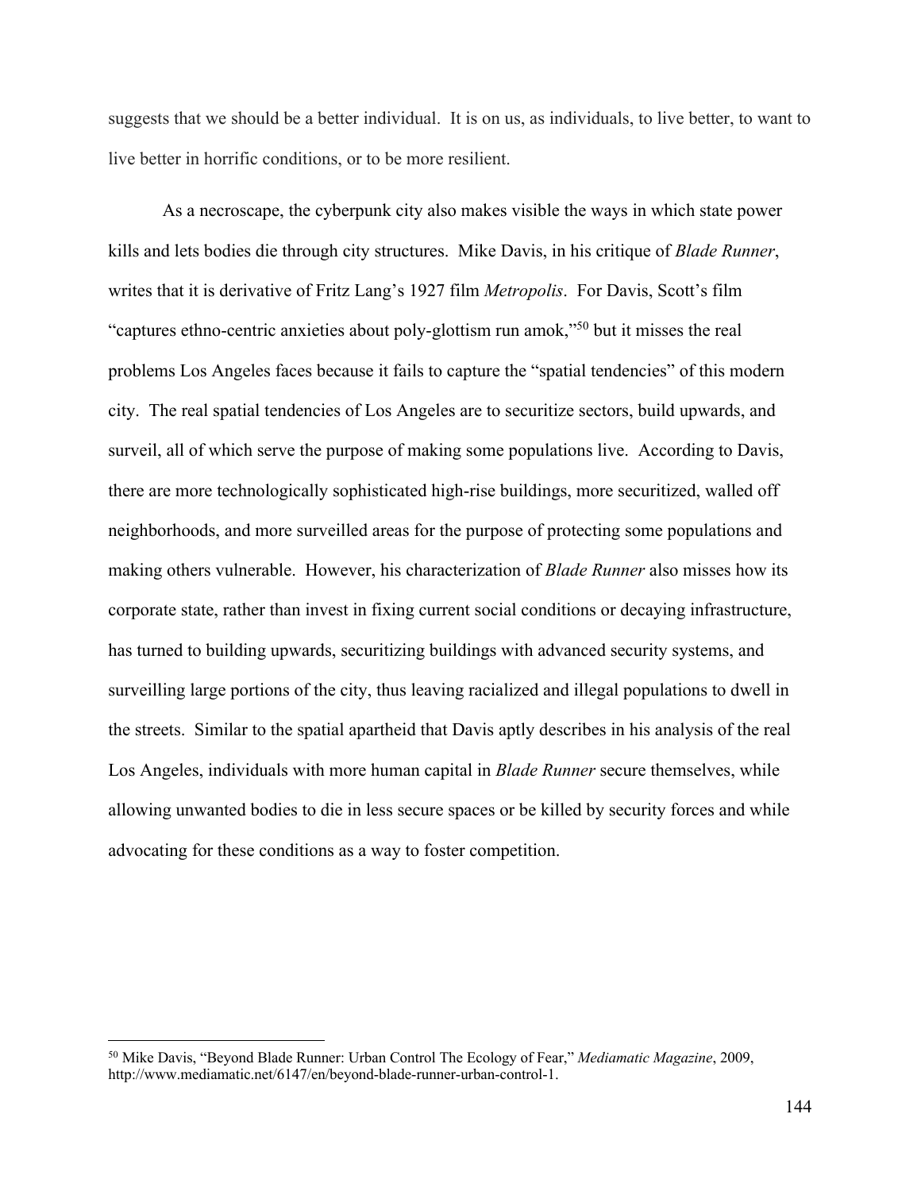suggests that we should be a better individual. It is on us, as individuals, to live better, to want to live better in horrific conditions, or to be more resilient.

As a necroscape, the cyberpunk city also makes visible the ways in which state power kills and lets bodies die through city structures. Mike Davis, in his critique of *Blade Runner*, writes that it is derivative of Fritz Lang's 1927 film *Metropolis*. For Davis, Scott's film "captures ethno-centric anxieties about poly-glottism run amok,"[50] but it misses the real problems Los Angeles faces because it fails to capture the "spatial tendencies" of this modern city. The real spatial tendencies of Los Angeles are to securitize sectors, build upwards, and surveil, all of which serve the purpose of making some populations live. According to Davis, there are more technologically sophisticated high-rise buildings, more securitized, walled off neighborhoods, and more surveilled areas for the purpose of protecting some populations and making others vulnerable. However, his characterization of *Blade Runner* also misses how its corporate state, rather than invest in fixing current social conditions or decaying infrastructure, has turned to building upwards, securitizing buildings with advanced security systems, and surveilling large portions of the city, thus leaving racialized and illegal populations to dwell in the streets. Similar to the spatial apartheid that Davis aptly describes in his analysis of the real Los Angeles, individuals with more human capital in *Blade Runner* secure themselves, while allowing unwanted bodies to die in less secure spaces or be killed by security forces and while advocating for these conditions as a way to foster competition.

---

[50] Mike Davis, "Beyond Blade Runner: Urban Control The Ecology of Fear," *Mediamatic Magazine*, 2009, http://www.mediamatic.net/6147/en/beyond-blade-runner-urban-control-1.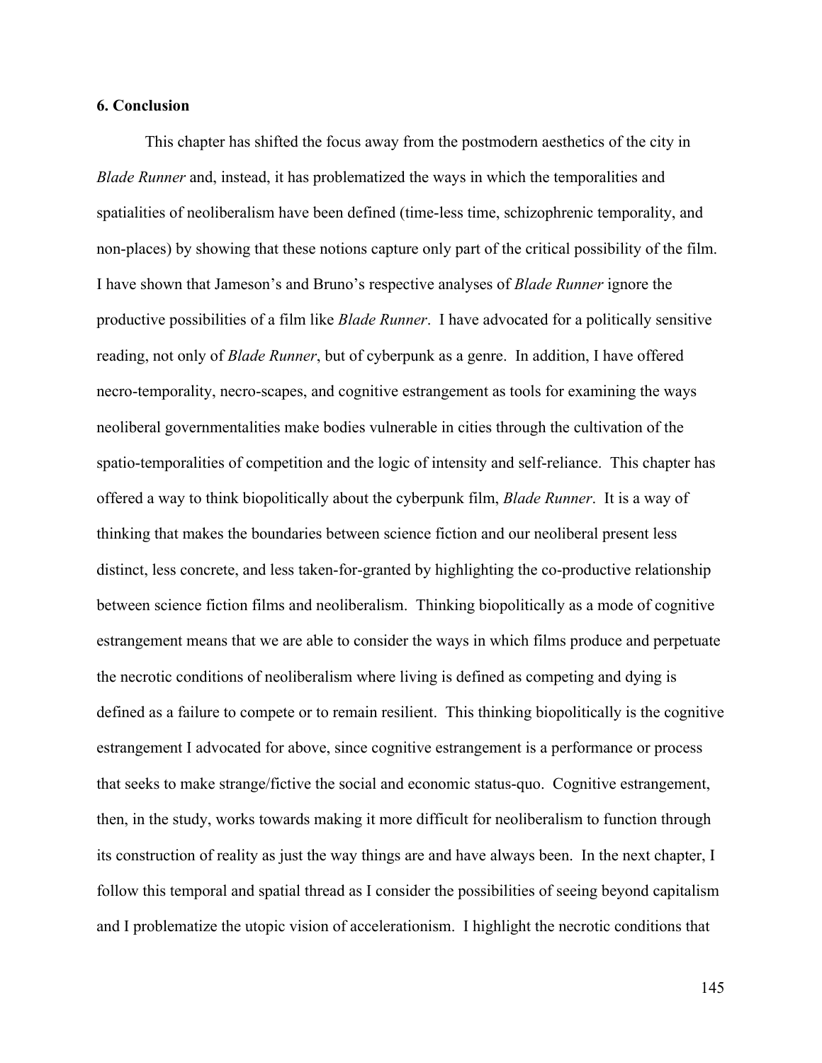**6. Conclusion**

This chapter has shifted the focus away from the postmodern aesthetics of the city in *Blade Runner* and, instead, it has problematized the ways in which the temporalities and spatialities of neoliberalism have been defined (time-less time, schizophrenic temporality, and non-places) by showing that these notions capture only part of the critical possibility of the film. I have shown that Jameson's and Bruno's respective analyses of *Blade Runner* ignore the productive possibilities of a film like *Blade Runner*. I have advocated for a politically sensitive reading, not only of *Blade Runner*, but of cyberpunk as a genre. In addition, I have offered necro-temporality, necro-scapes, and cognitive estrangement as tools for examining the ways neoliberal governmentalities make bodies vulnerable in cities through the cultivation of the spatio-temporalities of competition and the logic of intensity and self-reliance. This chapter has offered a way to think biopolitically about the cyberpunk film, *Blade Runner*. It is a way of thinking that makes the boundaries between science fiction and our neoliberal present less distinct, less concrete, and less taken-for-granted by highlighting the co-productive relationship between science fiction films and neoliberalism. Thinking biopolitically as a mode of cognitive estrangement means that we are able to consider the ways in which films produce and perpetuate the necrotic conditions of neoliberalism where living is defined as competing and dying is defined as a failure to compete or to remain resilient. This thinking biopolitically is the cognitive estrangement I advocated for above, since cognitive estrangement is a performance or process that seeks to make strange/fictive the social and economic status-quo. Cognitive estrangement, then, in the study, works towards making it more difficult for neoliberalism to function through its construction of reality as just the way things are and have always been. In the next chapter, I follow this temporal and spatial thread as I consider the possibilities of seeing beyond capitalism and I problematize the utopic vision of accelerationism. I highlight the necrotic conditions that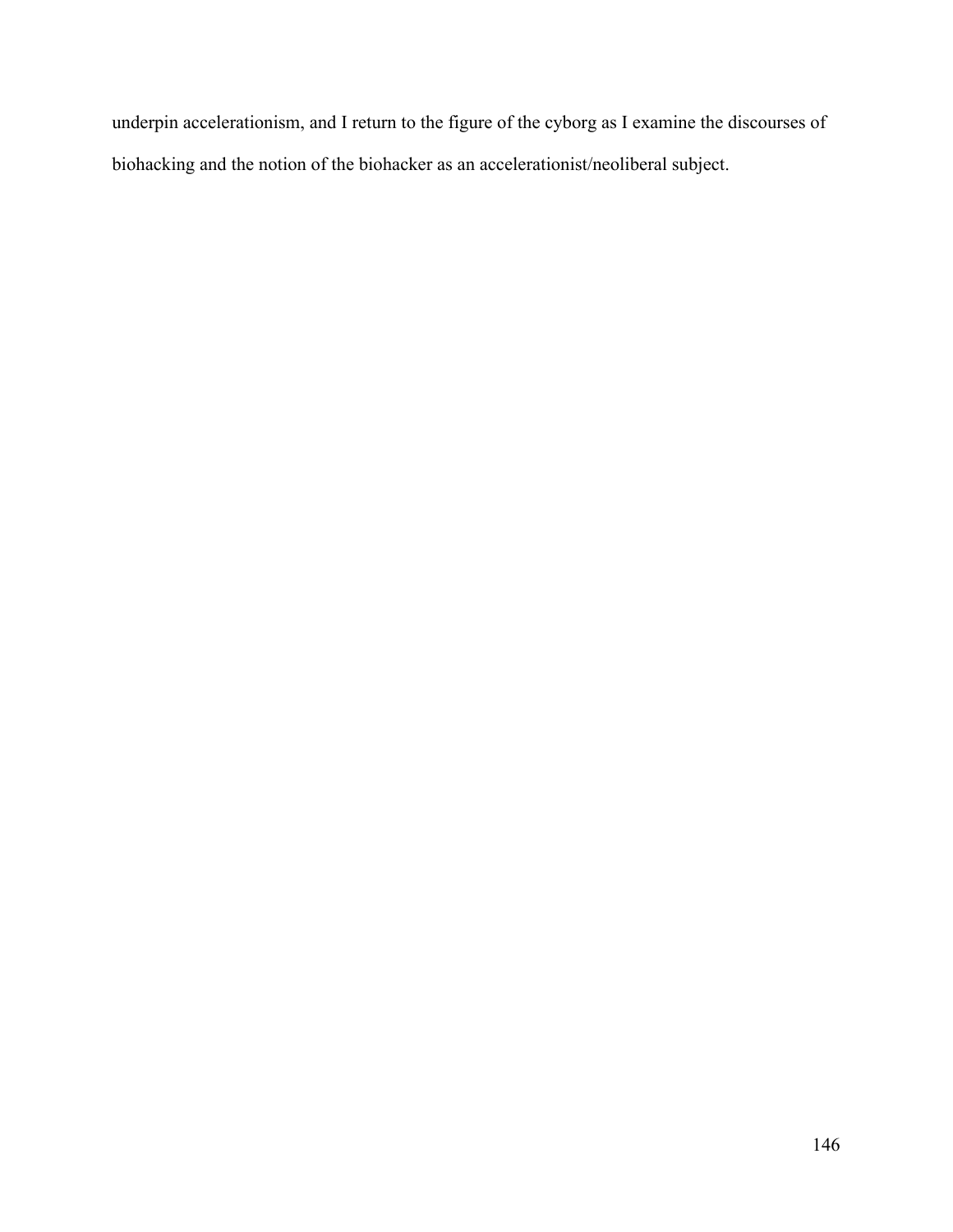underpin accelerationism, and I return to the figure of the cyborg as I examine the discourses of biohacking and the notion of the biohacker as an accelerationist/neoliberal subject.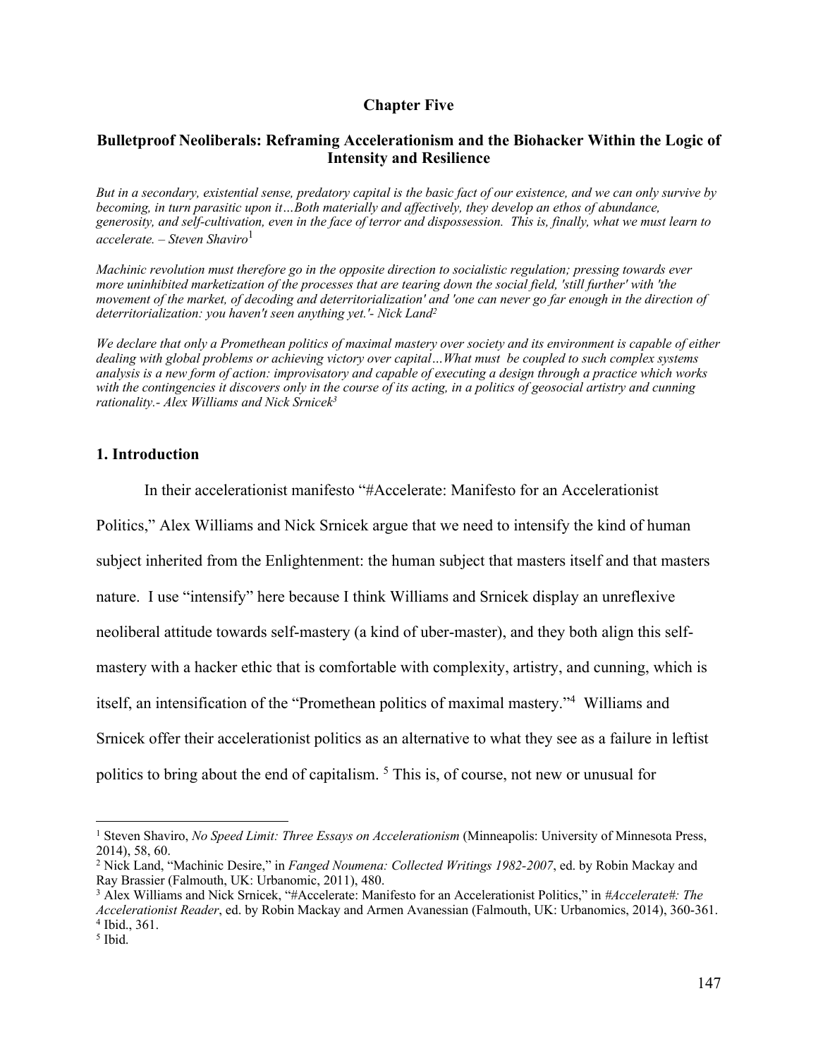# Chapter Five

## Bulletproof Neoliberals: Reframing Accelerationism and the Biohacker Within the Logic of Intensity and Resilience

*But in a secondary, existential sense, predatory capital is the basic fact of our existence, and we can only survive by becoming, in turn parasitic upon it…Both materially and affectively, they develop an ethos of abundance, generosity, and self-cultivation, even in the face of terror and dispossession. This is, finally, what we must learn to accelerate. – Steven Shaviro*[1]

*Machinic revolution must therefore go in the opposite direction to socialistic regulation; pressing towards ever more uninhibited marketization of the processes that are tearing down the social field, 'still further' with 'the movement of the market, of decoding and deterritorialization' and 'one can never go far enough in the direction of deterritorialization: you haven't seen anything yet.'- Nick Land*[2]

*We declare that only a Promethean politics of maximal mastery over society and its environment is capable of either dealing with global problems or achieving victory over capital…What must be coupled to such complex systems analysis is a new form of action: improvisatory and capable of executing a design through a practice which works with the contingencies it discovers only in the course of its acting, in a politics of geosocial artistry and cunning rationality.- Alex Williams and Nick Srnicek*[3]

### 1. Introduction

In their accelerationist manifesto "#Accelerate: Manifesto for an Accelerationist Politics," Alex Williams and Nick Srnicek argue that we need to intensify the kind of human subject inherited from the Enlightenment: the human subject that masters itself and that masters nature. I use "intensify" here because I think Williams and Srnicek display an unreflexive neoliberal attitude towards self-mastery (a kind of uber-master), and they both align this self-mastery with a hacker ethic that is comfortable with complexity, artistry, and cunning, which is itself, an intensification of the "Promethean politics of maximal mastery."[4] Williams and Srnicek offer their accelerationist politics as an alternative to what they see as a failure in leftist politics to bring about the end of capitalism. [5] This is, of course, not new or unusual for

---

[1] Steven Shaviro, *No Speed Limit: Three Essays on Accelerationism* (Minneapolis: University of Minnesota Press, 2014), 58, 60.

[2] Nick Land, "Machinic Desire," in *Fanged Noumena: Collected Writings 1982-2007*, ed. by Robin Mackay and Ray Brassier (Falmouth, UK: Urbanomic, 2011), 480.

[3] Alex Williams and Nick Srnicek, "#Accelerate: Manifesto for an Accelerationist Politics," in *#Accelerate#: The Accelerationist Reader*, ed. by Robin Mackay and Armen Avanessian (Falmouth, UK: Urbanomics, 2014), 360-361.

[4] Ibid., 361.

[5] Ibid.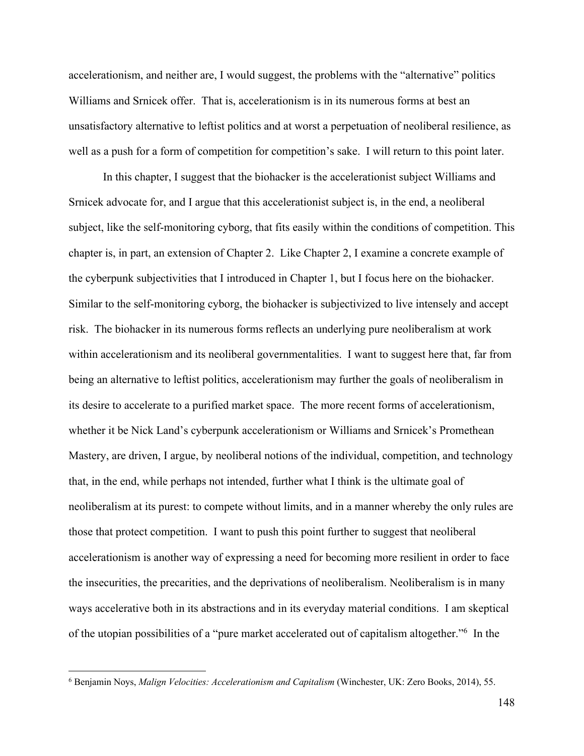accelerationism, and neither are, I would suggest, the problems with the "alternative" politics Williams and Srnicek offer. That is, accelerationism is in its numerous forms at best an unsatisfactory alternative to leftist politics and at worst a perpetuation of neoliberal resilience, as well as a push for a form of competition for competition's sake. I will return to this point later.

In this chapter, I suggest that the biohacker is the accelerationist subject Williams and Srnicek advocate for, and I argue that this accelerationist subject is, in the end, a neoliberal subject, like the self-monitoring cyborg, that fits easily within the conditions of competition. This chapter is, in part, an extension of Chapter 2. Like Chapter 2, I examine a concrete example of the cyberpunk subjectivities that I introduced in Chapter 1, but I focus here on the biohacker. Similar to the self-monitoring cyborg, the biohacker is subjectivized to live intensely and accept risk. The biohacker in its numerous forms reflects an underlying pure neoliberalism at work within accelerationism and its neoliberal governmentalities. I want to suggest here that, far from being an alternative to leftist politics, accelerationism may further the goals of neoliberalism in its desire to accelerate to a purified market space. The more recent forms of accelerationism, whether it be Nick Land's cyberpunk accelerationism or Williams and Srnicek's Promethean Mastery, are driven, I argue, by neoliberal notions of the individual, competition, and technology that, in the end, while perhaps not intended, further what I think is the ultimate goal of neoliberalism at its purest: to compete without limits, and in a manner whereby the only rules are those that protect competition. I want to push this point further to suggest that neoliberal accelerationism is another way of expressing a need for becoming more resilient in order to face the insecurities, the precarities, and the deprivations of neoliberalism. Neoliberalism is in many ways accelerative both in its abstractions and in its everyday material conditions. I am skeptical of the utopian possibilities of a "pure market accelerated out of capitalism altogether."[6] In the

---

[6] Benjamin Noys, *Malign Velocities: Accelerationism and Capitalism* (Winchester, UK: Zero Books, 2014), 55.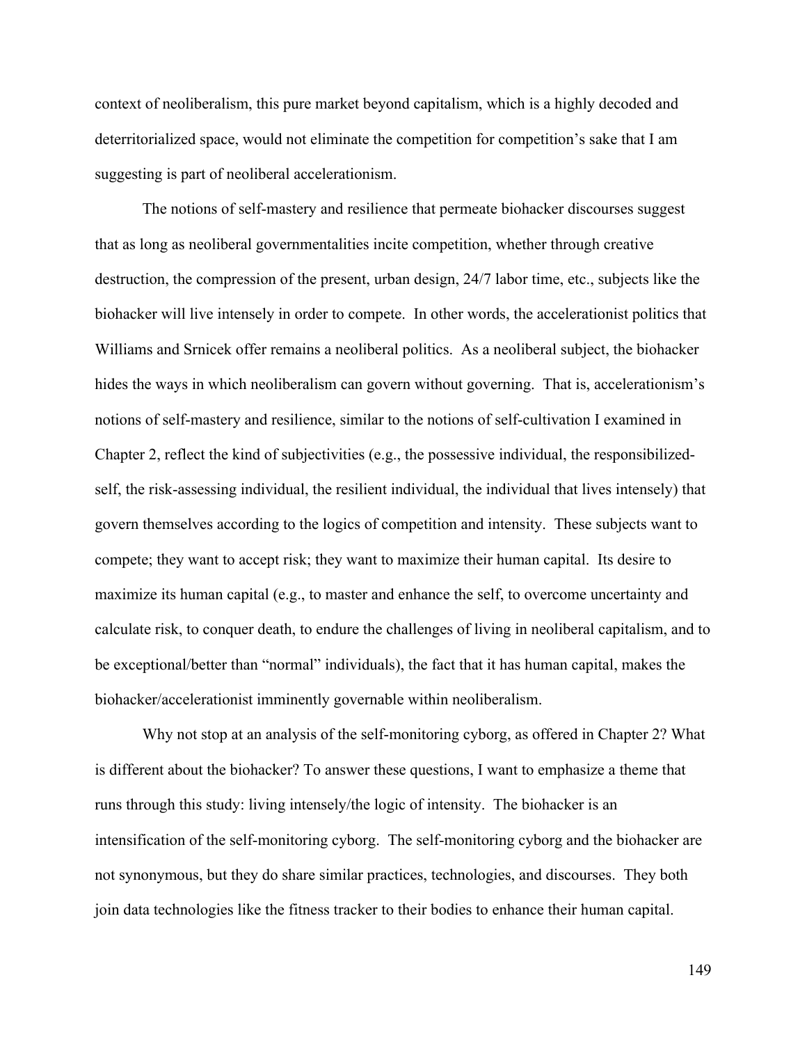context of neoliberalism, this pure market beyond capitalism, which is a highly decoded and deterritorialized space, would not eliminate the competition for competition's sake that I am suggesting is part of neoliberal accelerationism.

The notions of self-mastery and resilience that permeate biohacker discourses suggest that as long as neoliberal governmentalities incite competition, whether through creative destruction, the compression of the present, urban design, 24/7 labor time, etc., subjects like the biohacker will live intensely in order to compete. In other words, the accelerationist politics that Williams and Srnicek offer remains a neoliberal politics. As a neoliberal subject, the biohacker hides the ways in which neoliberalism can govern without governing. That is, accelerationism's notions of self-mastery and resilience, similar to the notions of self-cultivation I examined in Chapter 2, reflect the kind of subjectivities (e.g., the possessive individual, the responsibilized-self, the risk-assessing individual, the resilient individual, the individual that lives intensely) that govern themselves according to the logics of competition and intensity. These subjects want to compete; they want to accept risk; they want to maximize their human capital. Its desire to maximize its human capital (e.g., to master and enhance the self, to overcome uncertainty and calculate risk, to conquer death, to endure the challenges of living in neoliberal capitalism, and to be exceptional/better than "normal" individuals), the fact that it has human capital, makes the biohacker/accelerationist imminently governable within neoliberalism.

Why not stop at an analysis of the self-monitoring cyborg, as offered in Chapter 2? What is different about the biohacker? To answer these questions, I want to emphasize a theme that runs through this study: living intensely/the logic of intensity. The biohacker is an intensification of the self-monitoring cyborg. The self-monitoring cyborg and the biohacker are not synonymous, but they do share similar practices, technologies, and discourses. They both join data technologies like the fitness tracker to their bodies to enhance their human capital.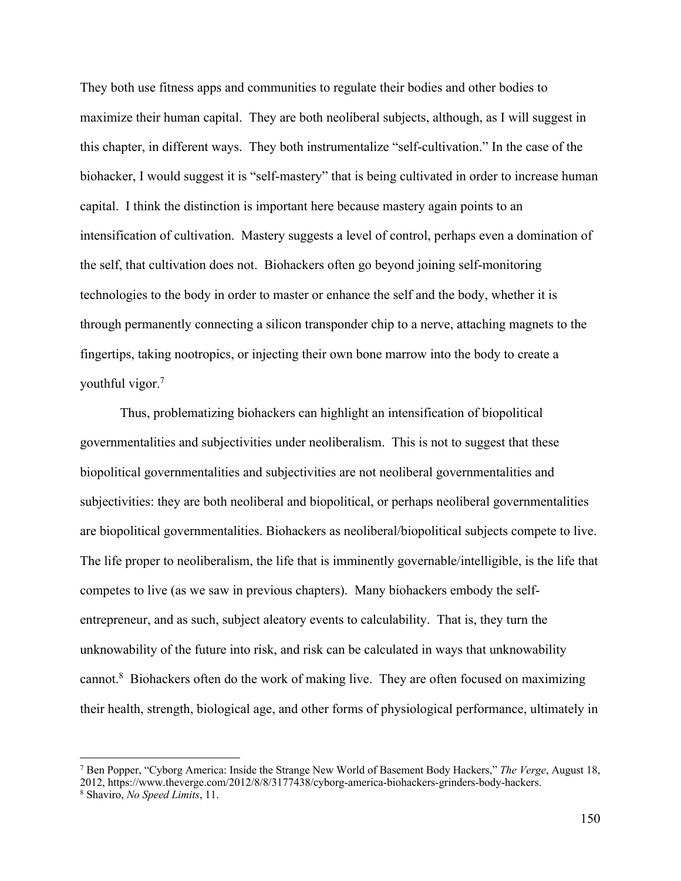They both use fitness apps and communities to regulate their bodies and other bodies to maximize their human capital. They are both neoliberal subjects, although, as I will suggest in this chapter, in different ways. They both instrumentalize "self-cultivation." In the case of the biohacker, I would suggest it is "self-mastery" that is being cultivated in order to increase human capital. I think the distinction is important here because mastery again points to an intensification of cultivation. Mastery suggests a level of control, perhaps even a domination of the self, that cultivation does not. Biohackers often go beyond joining self-monitoring technologies to the body in order to master or enhance the self and the body, whether it is through permanently connecting a silicon transponder chip to a nerve, attaching magnets to the fingertips, taking nootropics, or injecting their own bone marrow into the body to create a youthful vigor.[7]

Thus, problematizing biohackers can highlight an intensification of biopolitical governmentalities and subjectivities under neoliberalism. This is not to suggest that these biopolitical governmentalities and subjectivities are not neoliberal governmentalities and subjectivities: they are both neoliberal and biopolitical, or perhaps neoliberal governmentalities are biopolitical governmentalities. Biohackers as neoliberal/biopolitical subjects compete to live. The life proper to neoliberalism, the life that is imminently governable/intelligible, is the life that competes to live (as we saw in previous chapters). Many biohackers embody the self-entrepreneur, and as such, subject aleatory events to calculability. That is, they turn the unknowability of the future into risk, and risk can be calculated in ways that unknowability cannot.[8] Biohackers often do the work of making live. They are often focused on maximizing their health, strength, biological age, and other forms of physiological performance, ultimately in

[7] Ben Popper, "Cyborg America: Inside the Strange New World of Basement Body Hackers," *The Verge*, August 18, 2012, https://www.theverge.com/2012/8/8/3177438/cyborg-america-biohackers-grinders-body-hackers.

[8] Shaviro, *No Speed Limits*, 11.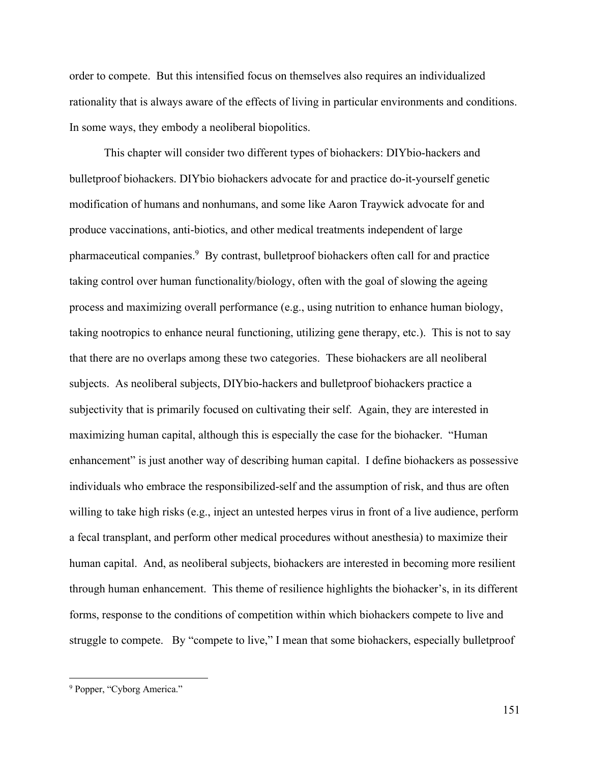order to compete. But this intensified focus on themselves also requires an individualized rationality that is always aware of the effects of living in particular environments and conditions. In some ways, they embody a neoliberal biopolitics.

This chapter will consider two different types of biohackers: DIYbio-hackers and bulletproof biohackers. DIYbio biohackers advocate for and practice do-it-yourself genetic modification of humans and nonhumans, and some like Aaron Traywick advocate for and produce vaccinations, anti-biotics, and other medical treatments independent of large pharmaceutical companies.[9] By contrast, bulletproof biohackers often call for and practice taking control over human functionality/biology, often with the goal of slowing the ageing process and maximizing overall performance (e.g., using nutrition to enhance human biology, taking nootropics to enhance neural functioning, utilizing gene therapy, etc.). This is not to say that there are no overlaps among these two categories. These biohackers are all neoliberal subjects. As neoliberal subjects, DIYbio-hackers and bulletproof biohackers practice a subjectivity that is primarily focused on cultivating their self. Again, they are interested in maximizing human capital, although this is especially the case for the biohacker. "Human enhancement" is just another way of describing human capital. I define biohackers as possessive individuals who embrace the responsibilized-self and the assumption of risk, and thus are often willing to take high risks (e.g., inject an untested herpes virus in front of a live audience, perform a fecal transplant, and perform other medical procedures without anesthesia) to maximize their human capital. And, as neoliberal subjects, biohackers are interested in becoming more resilient through human enhancement. This theme of resilience highlights the biohacker's, in its different forms, response to the conditions of competition within which biohackers compete to live and struggle to compete. By "compete to live," I mean that some biohackers, especially bulletproof

[9] Popper, "Cyborg America."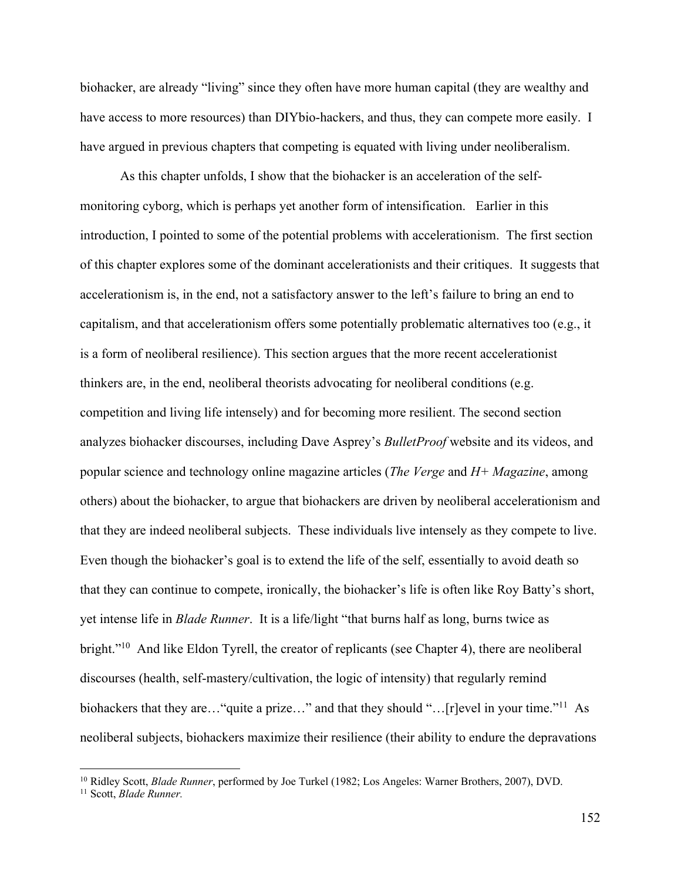biohacker, are already "living" since they often have more human capital (they are wealthy and have access to more resources) than DIYbio-hackers, and thus, they can compete more easily. I have argued in previous chapters that competing is equated with living under neoliberalism.

As this chapter unfolds, I show that the biohacker is an acceleration of the self-monitoring cyborg, which is perhaps yet another form of intensification. Earlier in this introduction, I pointed to some of the potential problems with accelerationism. The first section of this chapter explores some of the dominant accelerationists and their critiques. It suggests that accelerationism is, in the end, not a satisfactory answer to the left's failure to bring an end to capitalism, and that accelerationism offers some potentially problematic alternatives too (e.g., it is a form of neoliberal resilience). This section argues that the more recent accelerationist thinkers are, in the end, neoliberal theorists advocating for neoliberal conditions (e.g. competition and living life intensely) and for becoming more resilient. The second section analyzes biohacker discourses, including Dave Asprey's *BulletProof* website and its videos, and popular science and technology online magazine articles (*The Verge* and *H+ Magazine*, among others) about the biohacker, to argue that biohackers are driven by neoliberal accelerationism and that they are indeed neoliberal subjects. These individuals live intensely as they compete to live. Even though the biohacker's goal is to extend the life of the self, essentially to avoid death so that they can continue to compete, ironically, the biohacker's life is often like Roy Batty's short, yet intense life in *Blade Runner*. It is a life/light "that burns half as long, burns twice as bright."[10] And like Eldon Tyrell, the creator of replicants (see Chapter 4), there are neoliberal discourses (health, self-mastery/cultivation, the logic of intensity) that regularly remind biohackers that they are…"quite a prize…" and that they should "…[r]evel in your time."[11] As neoliberal subjects, biohackers maximize their resilience (their ability to endure the depravations

---

[10] Ridley Scott, *Blade Runner*, performed by Joe Turkel (1982; Los Angeles: Warner Brothers, 2007), DVD.

[11] Scott, *Blade Runner.*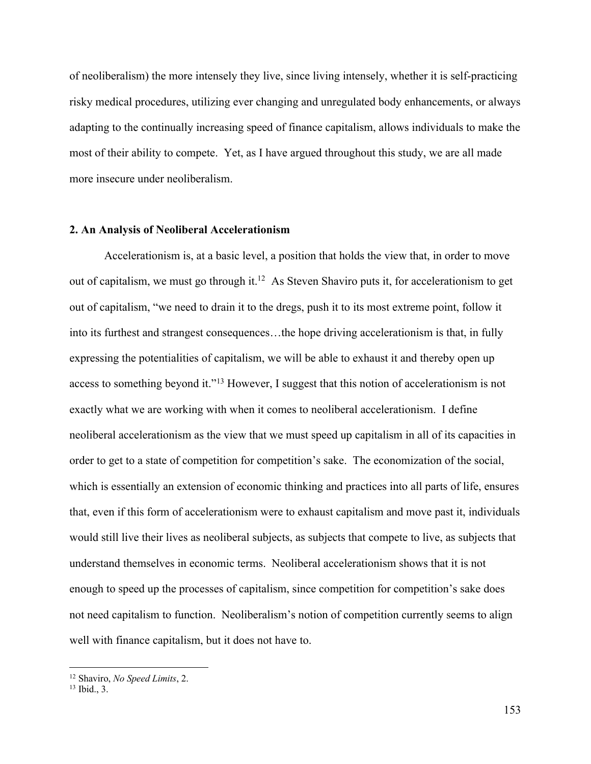of neoliberalism) the more intensely they live, since living intensely, whether it is self-practicing risky medical procedures, utilizing ever changing and unregulated body enhancements, or always adapting to the continually increasing speed of finance capitalism, allows individuals to make the most of their ability to compete. Yet, as I have argued throughout this study, we are all made more insecure under neoliberalism.

## 2. An Analysis of Neoliberal Accelerationism

Accelerationism is, at a basic level, a position that holds the view that, in order to move out of capitalism, we must go through it.[12] As Steven Shaviro puts it, for accelerationism to get out of capitalism, "we need to drain it to the dregs, push it to its most extreme point, follow it into its furthest and strangest consequences…the hope driving accelerationism is that, in fully expressing the potentialities of capitalism, we will be able to exhaust it and thereby open up access to something beyond it."[13] However, I suggest that this notion of accelerationism is not exactly what we are working with when it comes to neoliberal accelerationism. I define neoliberal accelerationism as the view that we must speed up capitalism in all of its capacities in order to get to a state of competition for competition's sake. The economization of the social, which is essentially an extension of economic thinking and practices into all parts of life, ensures that, even if this form of accelerationism were to exhaust capitalism and move past it, individuals would still live their lives as neoliberal subjects, as subjects that compete to live, as subjects that understand themselves in economic terms. Neoliberal accelerationism shows that it is not enough to speed up the processes of capitalism, since competition for competition's sake does not need capitalism to function. Neoliberalism's notion of competition currently seems to align well with finance capitalism, but it does not have to.

---

[12] Shaviro, *No Speed Limits*, 2.

[13] Ibid., 3.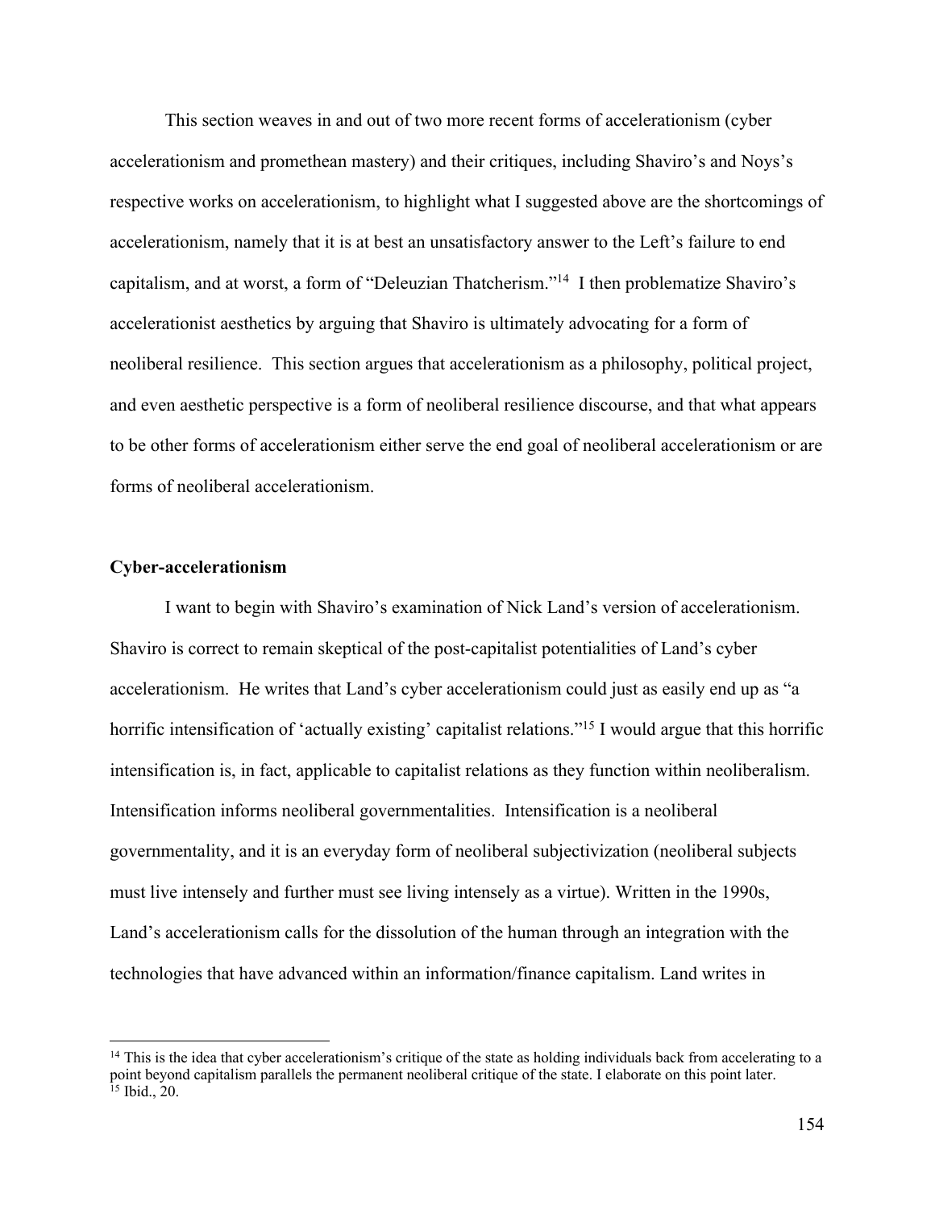This section weaves in and out of two more recent forms of accelerationism (cyber accelerationism and promethean mastery) and their critiques, including Shaviro's and Noys's respective works on accelerationism, to highlight what I suggested above are the shortcomings of accelerationism, namely that it is at best an unsatisfactory answer to the Left's failure to end capitalism, and at worst, a form of "Deleuzian Thatcherism."[14] I then problematize Shaviro's accelerationist aesthetics by arguing that Shaviro is ultimately advocating for a form of neoliberal resilience. This section argues that accelerationism as a philosophy, political project, and even aesthetic perspective is a form of neoliberal resilience discourse, and that what appears to be other forms of accelerationism either serve the end goal of neoliberal accelerationism or are forms of neoliberal accelerationism.

### Cyber-accelerationism

I want to begin with Shaviro's examination of Nick Land's version of accelerationism. Shaviro is correct to remain skeptical of the post-capitalist potentialities of Land's cyber accelerationism. He writes that Land's cyber accelerationism could just as easily end up as "a horrific intensification of 'actually existing' capitalist relations."[15] I would argue that this horrific intensification is, in fact, applicable to capitalist relations as they function within neoliberalism. Intensification informs neoliberal governmentalities. Intensification is a neoliberal governmentality, and it is an everyday form of neoliberal subjectivization (neoliberal subjects must live intensely and further must see living intensely as a virtue). Written in the 1990s, Land's accelerationism calls for the dissolution of the human through an integration with the technologies that have advanced within an information/finance capitalism. Land writes in

---

[14] This is the idea that cyber accelerationism's critique of the state as holding individuals back from accelerating to a point beyond capitalism parallels the permanent neoliberal critique of the state. I elaborate on this point later.

[15] Ibid., 20.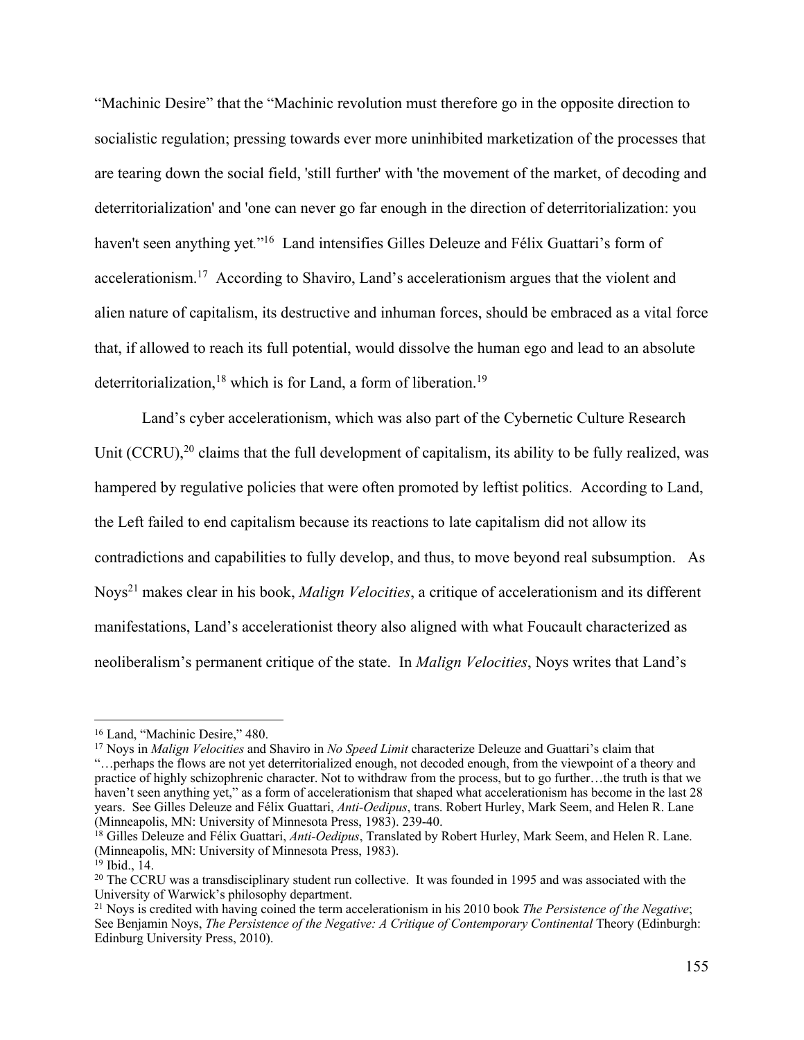"Machinic Desire" that the "Machinic revolution must therefore go in the opposite direction to socialistic regulation; pressing towards ever more uninhibited marketization of the processes that are tearing down the social field, 'still further' with 'the movement of the market, of decoding and deterritorialization' and 'one can never go far enough in the direction of deterritorialization: you haven't seen anything yet."[16] Land intensifies Gilles Deleuze and Félix Guattari's form of accelerationism.[17] According to Shaviro, Land's accelerationism argues that the violent and alien nature of capitalism, its destructive and inhuman forces, should be embraced as a vital force that, if allowed to reach its full potential, would dissolve the human ego and lead to an absolute deterritorialization,[18] which is for Land, a form of liberation.[19]

Land's cyber accelerationism, which was also part of the Cybernetic Culture Research Unit (CCRU),[20] claims that the full development of capitalism, its ability to be fully realized, was hampered by regulative policies that were often promoted by leftist politics. According to Land, the Left failed to end capitalism because its reactions to late capitalism did not allow its contradictions and capabilities to fully develop, and thus, to move beyond real subsumption. As Noys[21] makes clear in his book, *Malign Velocities*, a critique of accelerationism and its different manifestations, Land's accelerationist theory also aligned with what Foucault characterized as neoliberalism's permanent critique of the state. In *Malign Velocities*, Noys writes that Land's

---

[16] Land, "Machinic Desire," 480.

[17] Noys in *Malign Velocities* and Shaviro in *No Speed Limit* characterize Deleuze and Guattari's claim that "…perhaps the flows are not yet deterritorialized enough, not decoded enough, from the viewpoint of a theory and practice of highly schizophrenic character. Not to withdraw from the process, but to go further…the truth is that we haven't seen anything yet," as a form of accelerationism that shaped what accelerationism has become in the last 28 years. See Gilles Deleuze and Félix Guattari, *Anti-Oedipus*, trans. Robert Hurley, Mark Seem, and Helen R. Lane (Minneapolis, MN: University of Minnesota Press, 1983). 239-40.

[18] Gilles Deleuze and Félix Guattari, *Anti-Oedipus*, Translated by Robert Hurley, Mark Seem, and Helen R. Lane. (Minneapolis, MN: University of Minnesota Press, 1983).

[19] Ibid., 14.

[20] The CCRU was a transdisciplinary student run collective. It was founded in 1995 and was associated with the University of Warwick's philosophy department.

[21] Noys is credited with having coined the term accelerationism in his 2010 book *The Persistence of the Negative*; See Benjamin Noys, *The Persistence of the Negative: A Critique of Contemporary Continental* Theory (Edinburgh: Edinburg University Press, 2010).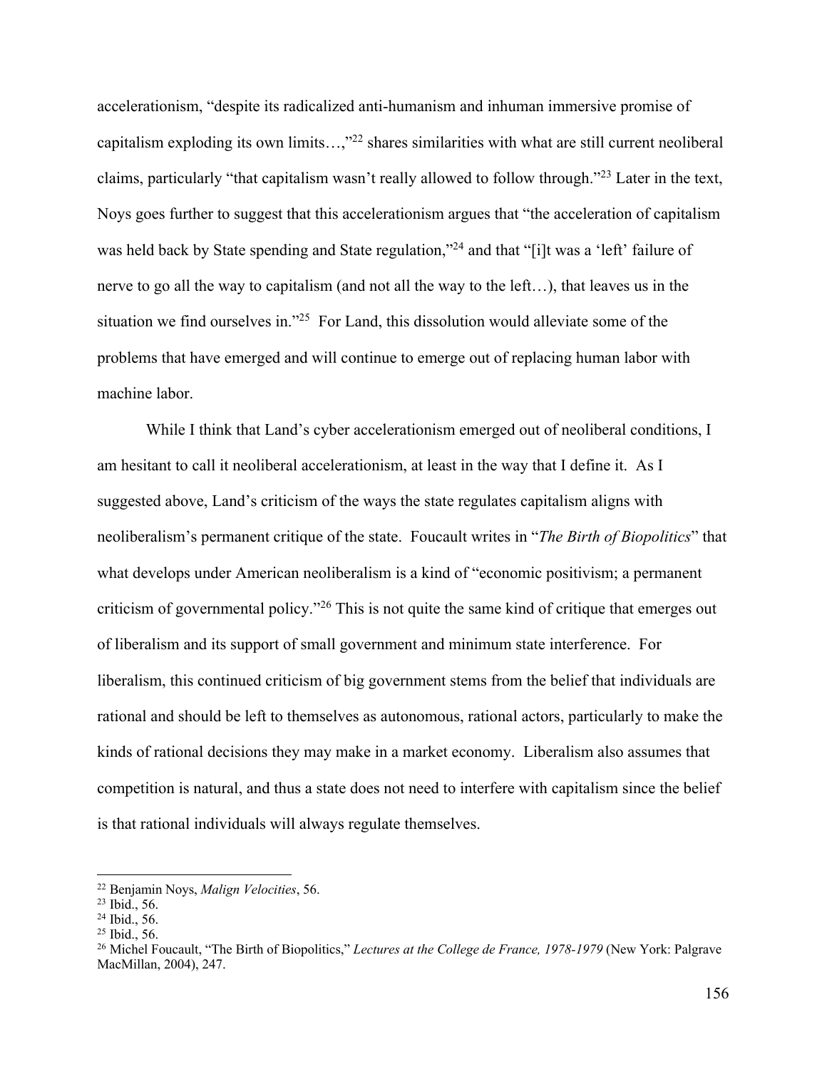accelerationism, "despite its radicalized anti-humanism and inhuman immersive promise of capitalism exploding its own limits…,"[22] shares similarities with what are still current neoliberal claims, particularly "that capitalism wasn't really allowed to follow through."[23] Later in the text, Noys goes further to suggest that this accelerationism argues that "the acceleration of capitalism was held back by State spending and State regulation,"[24] and that "[i]t was a 'left' failure of nerve to go all the way to capitalism (and not all the way to the left…), that leaves us in the situation we find ourselves in."[25] For Land, this dissolution would alleviate some of the problems that have emerged and will continue to emerge out of replacing human labor with machine labor.

While I think that Land's cyber accelerationism emerged out of neoliberal conditions, I am hesitant to call it neoliberal accelerationism, at least in the way that I define it. As I suggested above, Land's criticism of the ways the state regulates capitalism aligns with neoliberalism's permanent critique of the state. Foucault writes in "*The Birth of Biopolitics*" that what develops under American neoliberalism is a kind of "economic positivism; a permanent criticism of governmental policy."[26] This is not quite the same kind of critique that emerges out of liberalism and its support of small government and minimum state interference. For liberalism, this continued criticism of big government stems from the belief that individuals are rational and should be left to themselves as autonomous, rational actors, particularly to make the kinds of rational decisions they may make in a market economy. Liberalism also assumes that competition is natural, and thus a state does not need to interfere with capitalism since the belief is that rational individuals will always regulate themselves.

---

[22] Benjamin Noys, *Malign Velocities*, 56.
[23] Ibid., 56.
[24] Ibid., 56.
[25] Ibid., 56.
[26] Michel Foucault, "The Birth of Biopolitics," *Lectures at the College de France, 1978-1979* (New York: Palgrave MacMillan, 2004), 247.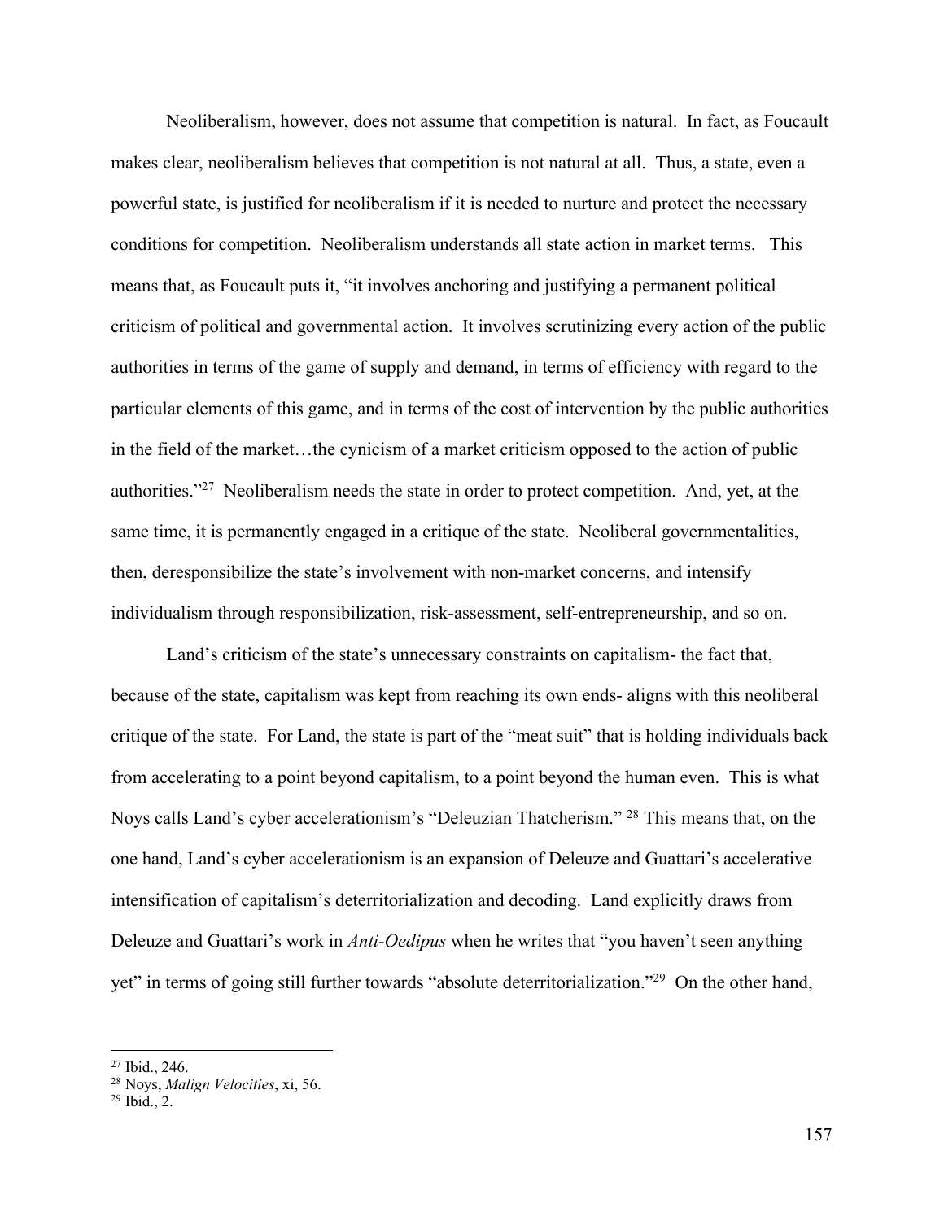Neoliberalism, however, does not assume that competition is natural. In fact, as Foucault makes clear, neoliberalism believes that competition is not natural at all. Thus, a state, even a powerful state, is justified for neoliberalism if it is needed to nurture and protect the necessary conditions for competition. Neoliberalism understands all state action in market terms. This means that, as Foucault puts it, "it involves anchoring and justifying a permanent political criticism of political and governmental action. It involves scrutinizing every action of the public authorities in terms of the game of supply and demand, in terms of efficiency with regard to the particular elements of this game, and in terms of the cost of intervention by the public authorities in the field of the market…the cynicism of a market criticism opposed to the action of public authorities."[27] Neoliberalism needs the state in order to protect competition. And, yet, at the same time, it is permanently engaged in a critique of the state. Neoliberal governmentalities, then, deresponsibilize the state's involvement with non-market concerns, and intensify individualism through responsibilization, risk-assessment, self-entrepreneurship, and so on.

Land's criticism of the state's unnecessary constraints on capitalism- the fact that, because of the state, capitalism was kept from reaching its own ends- aligns with this neoliberal critique of the state. For Land, the state is part of the "meat suit" that is holding individuals back from accelerating to a point beyond capitalism, to a point beyond the human even. This is what Noys calls Land's cyber accelerationism's "Deleuzian Thatcherism." [28] This means that, on the one hand, Land's cyber accelerationism is an expansion of Deleuze and Guattari's accelerative intensification of capitalism's deterritorialization and decoding. Land explicitly draws from Deleuze and Guattari's work in *Anti-Oedipus* when he writes that "you haven't seen anything yet" in terms of going still further towards "absolute deterritorialization."[29] On the other hand,

---

[27] Ibid., 246.

[28] Noys, *Malign Velocities*, xi, 56.

[29] Ibid., 2.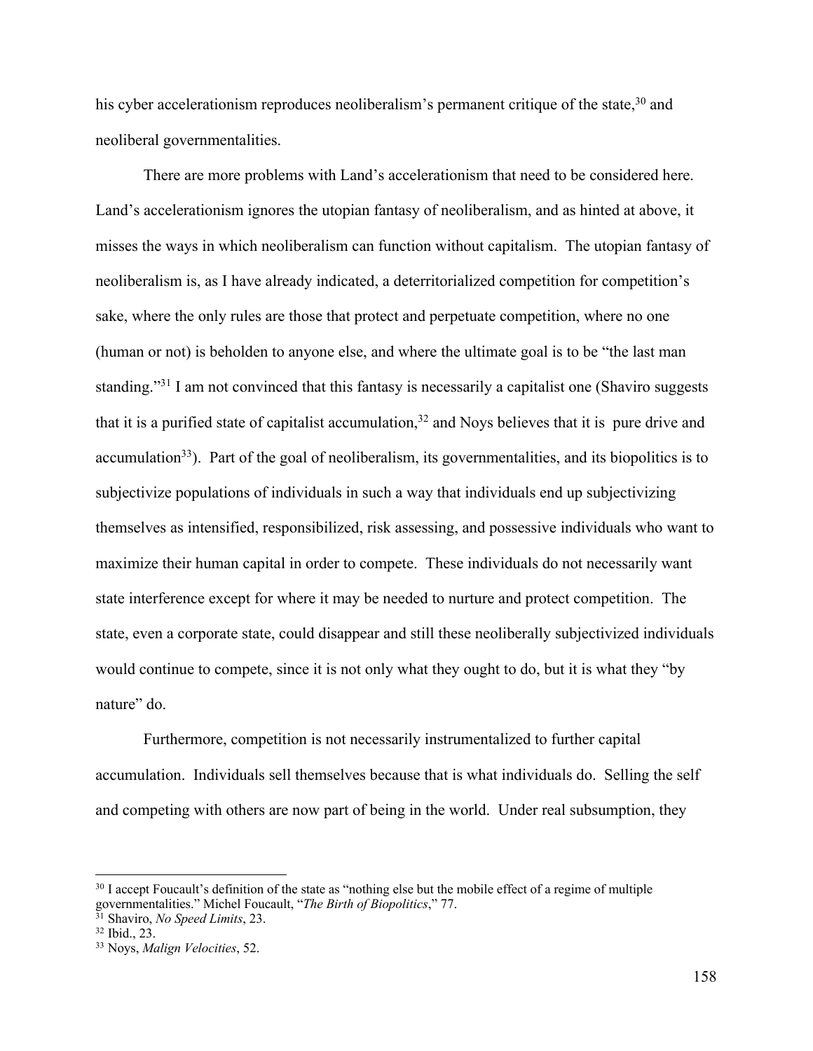his cyber accelerationism reproduces neoliberalism's permanent critique of the state,[30] and neoliberal governmentalities.

There are more problems with Land's accelerationism that need to be considered here. Land's accelerationism ignores the utopian fantasy of neoliberalism, and as hinted at above, it misses the ways in which neoliberalism can function without capitalism. The utopian fantasy of neoliberalism is, as I have already indicated, a deterritorialized competition for competition's sake, where the only rules are those that protect and perpetuate competition, where no one (human or not) is beholden to anyone else, and where the ultimate goal is to be "the last man standing."[31] I am not convinced that this fantasy is necessarily a capitalist one (Shaviro suggests that it is a purified state of capitalist accumulation,[32] and Noys believes that it is pure drive and accumulation[33]). Part of the goal of neoliberalism, its governmentalities, and its biopolitics is to subjectivize populations of individuals in such a way that individuals end up subjectivizing themselves as intensified, responsibilized, risk assessing, and possessive individuals who want to maximize their human capital in order to compete. These individuals do not necessarily want state interference except for where it may be needed to nurture and protect competition. The state, even a corporate state, could disappear and still these neoliberally subjectivized individuals would continue to compete, since it is not only what they ought to do, but it is what they "by nature" do.

Furthermore, competition is not necessarily instrumentalized to further capital accumulation. Individuals sell themselves because that is what individuals do. Selling the self and competing with others are now part of being in the world. Under real subsumption, they

---

[30] I accept Foucault's definition of the state as "nothing else but the mobile effect of a regime of multiple governmentalities." Michel Foucault, "*The Birth of Biopolitics*," 77.

[31] Shaviro, *No Speed Limits*, 23.

[32] Ibid., 23.

[33] Noys, *Malign Velocities*, 52.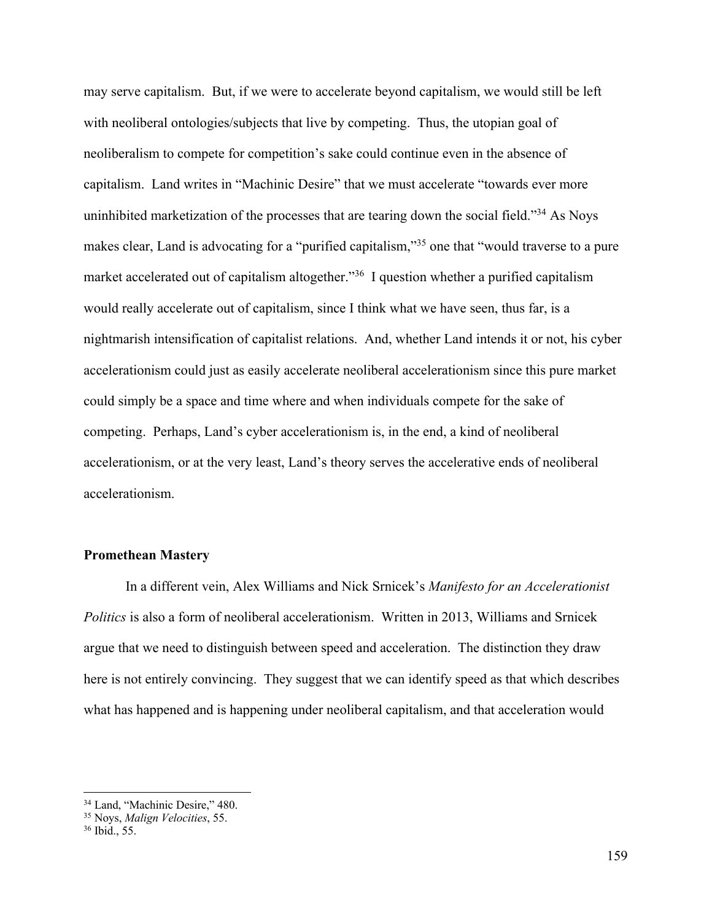may serve capitalism. But, if we were to accelerate beyond capitalism, we would still be left with neoliberal ontologies/subjects that live by competing. Thus, the utopian goal of neoliberalism to compete for competition's sake could continue even in the absence of capitalism. Land writes in "Machinic Desire" that we must accelerate "towards ever more uninhibited marketization of the processes that are tearing down the social field."[34] As Noys makes clear, Land is advocating for a "purified capitalism,"[35] one that "would traverse to a pure market accelerated out of capitalism altogether."[36] I question whether a purified capitalism would really accelerate out of capitalism, since I think what we have seen, thus far, is a nightmarish intensification of capitalist relations. And, whether Land intends it or not, his cyber accelerationism could just as easily accelerate neoliberal accelerationism since this pure market could simply be a space and time where and when individuals compete for the sake of competing. Perhaps, Land's cyber accelerationism is, in the end, a kind of neoliberal accelerationism, or at the very least, Land's theory serves the accelerative ends of neoliberal accelerationism.

### Promethean Mastery

In a different vein, Alex Williams and Nick Srnicek's *Manifesto for an Accelerationist Politics* is also a form of neoliberal accelerationism. Written in 2013, Williams and Srnicek argue that we need to distinguish between speed and acceleration. The distinction they draw here is not entirely convincing. They suggest that we can identify speed as that which describes what has happened and is happening under neoliberal capitalism, and that acceleration would

---

[34] Land, "Machinic Desire," 480.

[35] Noys, *Malign Velocities*, 55.

[36] Ibid., 55.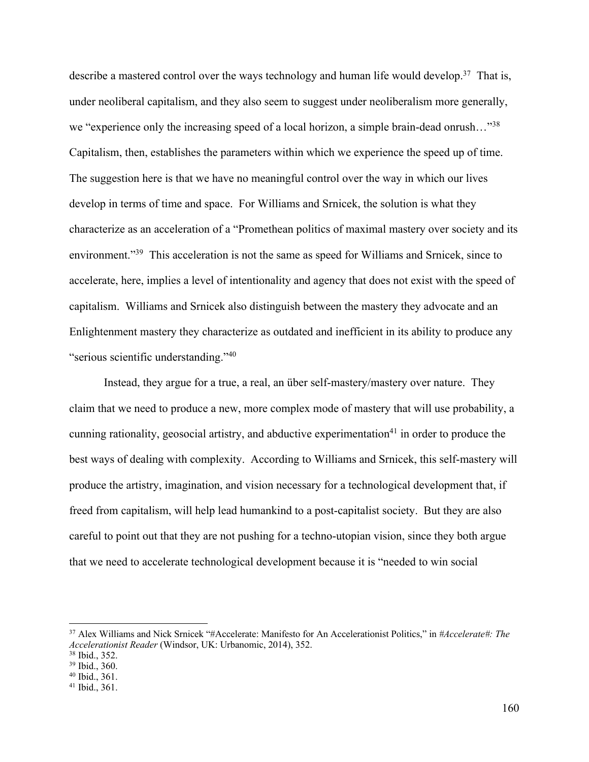describe a mastered control over the ways technology and human life would develop.[37] That is, under neoliberal capitalism, and they also seem to suggest under neoliberalism more generally, we "experience only the increasing speed of a local horizon, a simple brain-dead onrush…"[38] Capitalism, then, establishes the parameters within which we experience the speed up of time. The suggestion here is that we have no meaningful control over the way in which our lives develop in terms of time and space. For Williams and Srnicek, the solution is what they characterize as an acceleration of a "Promethean politics of maximal mastery over society and its environment."[39] This acceleration is not the same as speed for Williams and Srnicek, since to accelerate, here, implies a level of intentionality and agency that does not exist with the speed of capitalism. Williams and Srnicek also distinguish between the mastery they advocate and an Enlightenment mastery they characterize as outdated and inefficient in its ability to produce any "serious scientific understanding."[40]

Instead, they argue for a true, a real, an über self-mastery/mastery over nature. They claim that we need to produce a new, more complex mode of mastery that will use probability, a cunning rationality, geosocial artistry, and abductive experimentation[41] in order to produce the best ways of dealing with complexity. According to Williams and Srnicek, this self-mastery will produce the artistry, imagination, and vision necessary for a technological development that, if freed from capitalism, will help lead humankind to a post-capitalist society. But they are also careful to point out that they are not pushing for a techno-utopian vision, since they both argue that we need to accelerate technological development because it is "needed to win social

---

[37] Alex Williams and Nick Srnicek "#Accelerate: Manifesto for An Accelerationist Politics," in *#Accelerate#: The Accelerationist Reader* (Windsor, UK: Urbanomic, 2014), 352.

[38] Ibid., 352.

[39] Ibid., 360.

[40] Ibid., 361.

[41] Ibid., 361.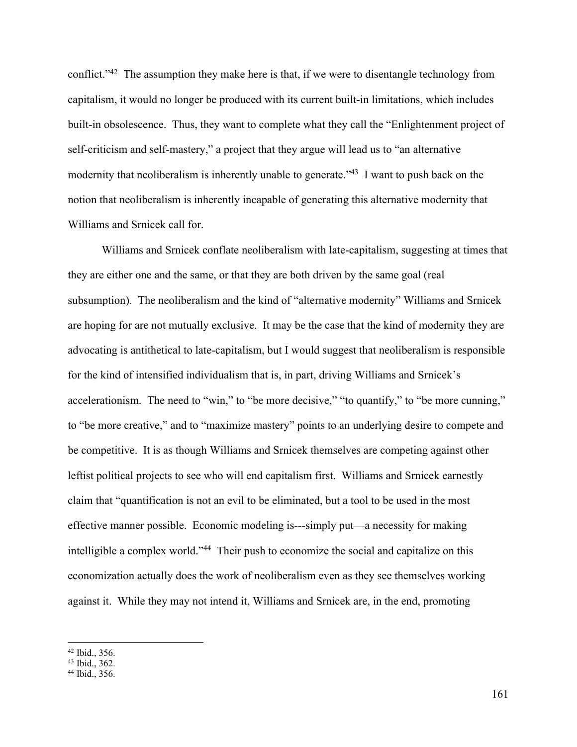conflict."[42] The assumption they make here is that, if we were to disentangle technology from capitalism, it would no longer be produced with its current built-in limitations, which includes built-in obsolescence. Thus, they want to complete what they call the "Enlightenment project of self-criticism and self-mastery," a project that they argue will lead us to "an alternative modernity that neoliberalism is inherently unable to generate."[43] I want to push back on the notion that neoliberalism is inherently incapable of generating this alternative modernity that Williams and Srnicek call for.

Williams and Srnicek conflate neoliberalism with late-capitalism, suggesting at times that they are either one and the same, or that they are both driven by the same goal (real subsumption). The neoliberalism and the kind of "alternative modernity" Williams and Srnicek are hoping for are not mutually exclusive. It may be the case that the kind of modernity they are advocating is antithetical to late-capitalism, but I would suggest that neoliberalism is responsible for the kind of intensified individualism that is, in part, driving Williams and Srnicek's accelerationism. The need to "win," to "be more decisive," "to quantify," to "be more cunning," to "be more creative," and to "maximize mastery" points to an underlying desire to compete and be competitive. It is as though Williams and Srnicek themselves are competing against other leftist political projects to see who will end capitalism first. Williams and Srnicek earnestly claim that "quantification is not an evil to be eliminated, but a tool to be used in the most effective manner possible. Economic modeling is---simply put—a necessity for making intelligible a complex world."[44] Their push to economize the social and capitalize on this economization actually does the work of neoliberalism even as they see themselves working against it. While they may not intend it, Williams and Srnicek are, in the end, promoting

---

[42] Ibid., 356.
[43] Ibid., 362.
[44] Ibid., 356.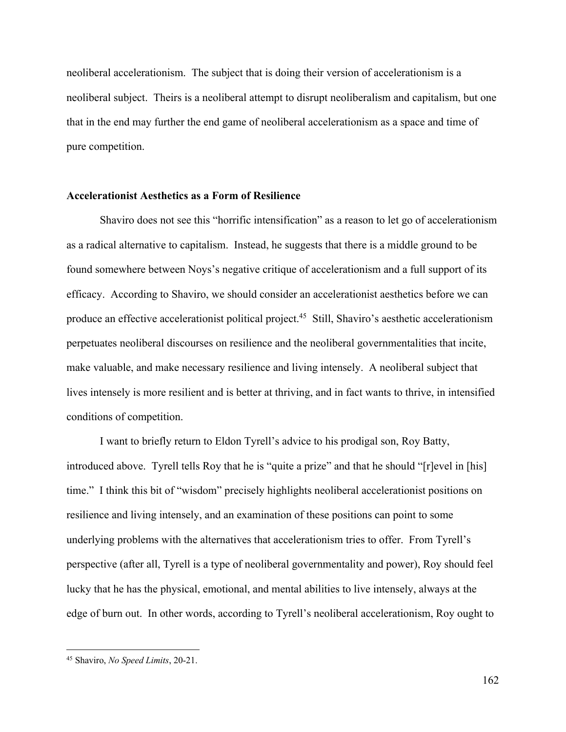neoliberal accelerationism. The subject that is doing their version of accelerationism is a neoliberal subject. Theirs is a neoliberal attempt to disrupt neoliberalism and capitalism, but one that in the end may further the end game of neoliberal accelerationism as a space and time of pure competition.

## Accelerationist Aesthetics as a Form of Resilience

Shaviro does not see this "horrific intensification" as a reason to let go of accelerationism as a radical alternative to capitalism. Instead, he suggests that there is a middle ground to be found somewhere between Noys's negative critique of accelerationism and a full support of its efficacy. According to Shaviro, we should consider an accelerationist aesthetics before we can produce an effective accelerationist political project.[45] Still, Shaviro's aesthetic accelerationism perpetuates neoliberal discourses on resilience and the neoliberal governmentalities that incite, make valuable, and make necessary resilience and living intensely. A neoliberal subject that lives intensely is more resilient and is better at thriving, and in fact wants to thrive, in intensified conditions of competition.

I want to briefly return to Eldon Tyrell's advice to his prodigal son, Roy Batty, introduced above. Tyrell tells Roy that he is "quite a prize" and that he should "[r]evel in [his] time." I think this bit of "wisdom" precisely highlights neoliberal accelerationist positions on resilience and living intensely, and an examination of these positions can point to some underlying problems with the alternatives that accelerationism tries to offer. From Tyrell's perspective (after all, Tyrell is a type of neoliberal governmentality and power), Roy should feel lucky that he has the physical, emotional, and mental abilities to live intensely, always at the edge of burn out. In other words, according to Tyrell's neoliberal accelerationism, Roy ought to

[45] Shaviro, *No Speed Limits*, 20-21.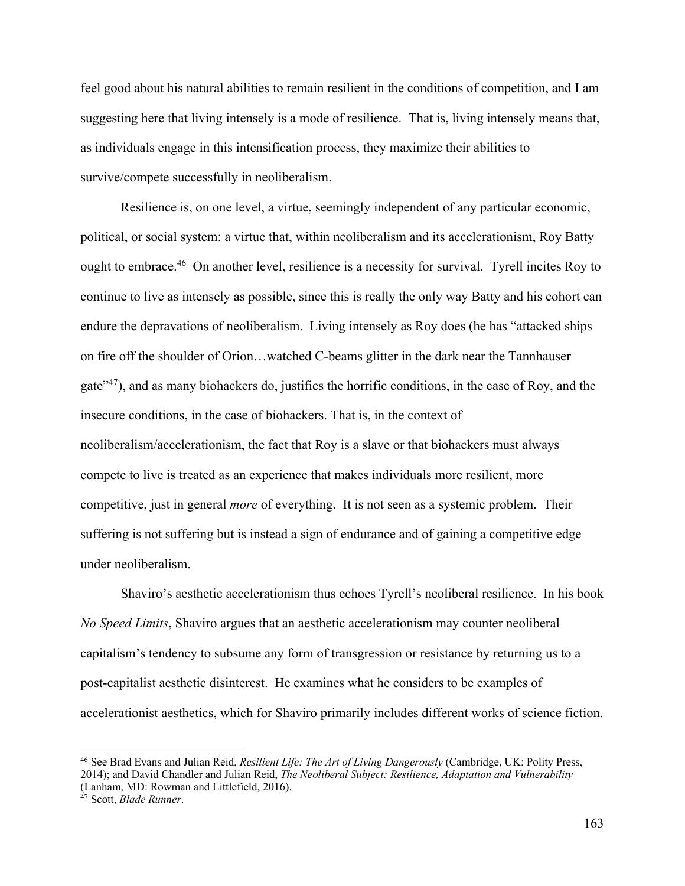feel good about his natural abilities to remain resilient in the conditions of competition, and I am suggesting here that living intensely is a mode of resilience. That is, living intensely means that, as individuals engage in this intensification process, they maximize their abilities to survive/compete successfully in neoliberalism.

Resilience is, on one level, a virtue, seemingly independent of any particular economic, political, or social system: a virtue that, within neoliberalism and its accelerationism, Roy Batty ought to embrace.[46] On another level, resilience is a necessity for survival. Tyrell incites Roy to continue to live as intensely as possible, since this is really the only way Batty and his cohort can endure the depravations of neoliberalism. Living intensely as Roy does (he has "attacked ships on fire off the shoulder of Orion…watched C-beams glitter in the dark near the Tannhauser gate"[47]), and as many biohackers do, justifies the horrific conditions, in the case of Roy, and the insecure conditions, in the case of biohackers. That is, in the context of neoliberalism/accelerationism, the fact that Roy is a slave or that biohackers must always compete to live is treated as an experience that makes individuals more resilient, more competitive, just in general *more* of everything. It is not seen as a systemic problem. Their suffering is not suffering but is instead a sign of endurance and of gaining a competitive edge under neoliberalism.

Shaviro's aesthetic accelerationism thus echoes Tyrell's neoliberal resilience. In his book *No Speed Limits*, Shaviro argues that an aesthetic accelerationism may counter neoliberal capitalism's tendency to subsume any form of transgression or resistance by returning us to a post-capitalist aesthetic disinterest. He examines what he considers to be examples of accelerationist aesthetics, which for Shaviro primarily includes different works of science fiction.

---

[46] See Brad Evans and Julian Reid, *Resilient Life: The Art of Living Dangerously* (Cambridge, UK: Polity Press, 2014); and David Chandler and Julian Reid, *The Neoliberal Subject: Resilience, Adaptation and Vulnerability* (Lanham, MD: Rowman and Littlefield, 2016).

[47] Scott, *Blade Runner*.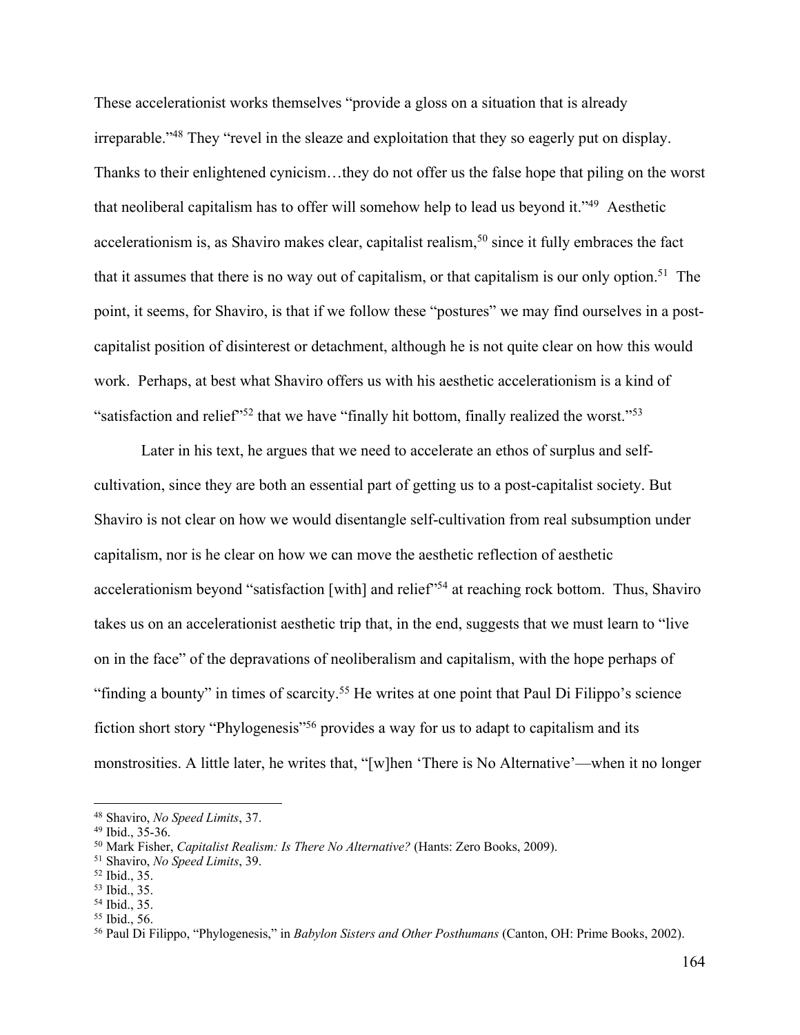These accelerationist works themselves "provide a gloss on a situation that is already irreparable."[48] They "revel in the sleaze and exploitation that they so eagerly put on display. Thanks to their enlightened cynicism…they do not offer us the false hope that piling on the worst that neoliberal capitalism has to offer will somehow help to lead us beyond it."[49] Aesthetic accelerationism is, as Shaviro makes clear, capitalist realism,[50] since it fully embraces the fact that it assumes that there is no way out of capitalism, or that capitalism is our only option.[51] The point, it seems, for Shaviro, is that if we follow these "postures" we may find ourselves in a post-capitalist position of disinterest or detachment, although he is not quite clear on how this would work. Perhaps, at best what Shaviro offers us with his aesthetic accelerationism is a kind of "satisfaction and relief"[52] that we have "finally hit bottom, finally realized the worst."[53]

Later in his text, he argues that we need to accelerate an ethos of surplus and self-cultivation, since they are both an essential part of getting us to a post-capitalist society. But Shaviro is not clear on how we would disentangle self-cultivation from real subsumption under capitalism, nor is he clear on how we can move the aesthetic reflection of aesthetic accelerationism beyond "satisfaction [with] and relief"[54] at reaching rock bottom. Thus, Shaviro takes us on an accelerationist aesthetic trip that, in the end, suggests that we must learn to "live on in the face" of the depravations of neoliberalism and capitalism, with the hope perhaps of "finding a bounty" in times of scarcity.[55] He writes at one point that Paul Di Filippo's science fiction short story "Phylogenesis"[56] provides a way for us to adapt to capitalism and its monstrosities. A little later, he writes that, "[w]hen 'There is No Alternative'—when it no longer

---

[48] Shaviro, *No Speed Limits*, 37.

[49] Ibid., 35-36.

[50] Mark Fisher, *Capitalist Realism: Is There No Alternative?* (Hants: Zero Books, 2009).

[51] Shaviro, *No Speed Limits*, 39.

[52] Ibid., 35.

[53] Ibid., 35.

[54] Ibid., 35.

[55] Ibid., 56.

[56] Paul Di Filippo, "Phylogenesis," in *Babylon Sisters and Other Posthumans* (Canton, OH: Prime Books, 2002).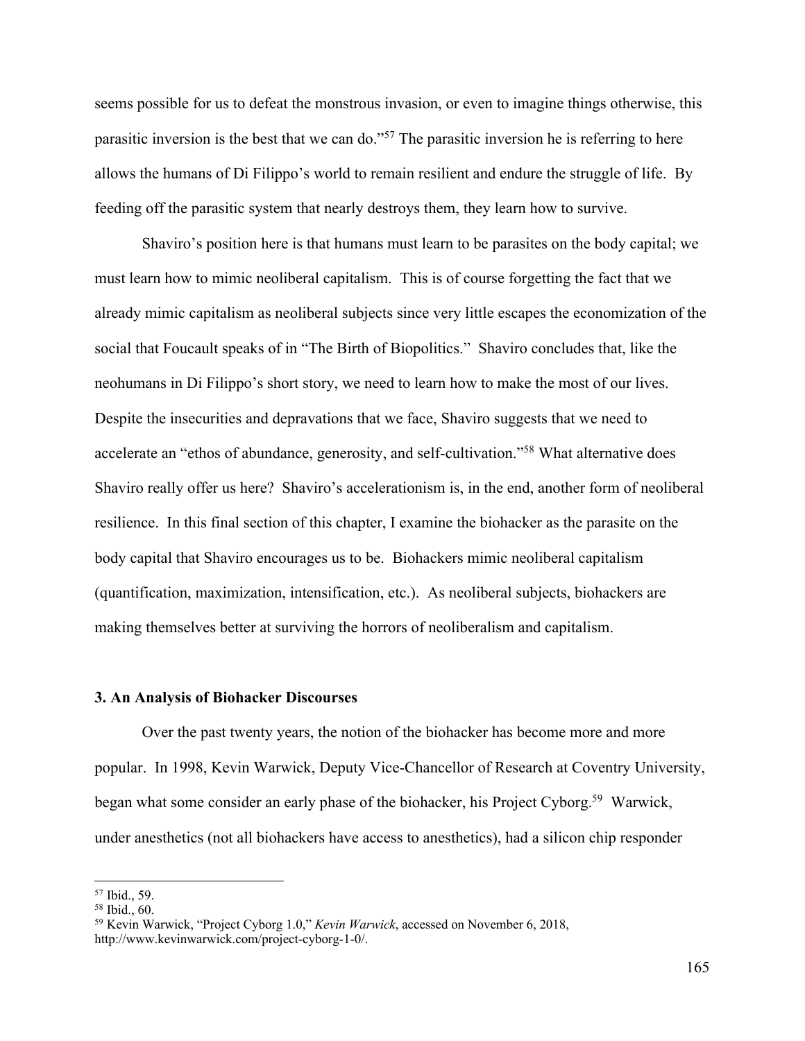seems possible for us to defeat the monstrous invasion, or even to imagine things otherwise, this parasitic inversion is the best that we can do."[57] The parasitic inversion he is referring to here allows the humans of Di Filippo's world to remain resilient and endure the struggle of life. By feeding off the parasitic system that nearly destroys them, they learn how to survive.

Shaviro's position here is that humans must learn to be parasites on the body capital; we must learn how to mimic neoliberal capitalism. This is of course forgetting the fact that we already mimic capitalism as neoliberal subjects since very little escapes the economization of the social that Foucault speaks of in "The Birth of Biopolitics." Shaviro concludes that, like the neohumans in Di Filippo's short story, we need to learn how to make the most of our lives. Despite the insecurities and depravations that we face, Shaviro suggests that we need to accelerate an "ethos of abundance, generosity, and self-cultivation."[58] What alternative does Shaviro really offer us here? Shaviro's accelerationism is, in the end, another form of neoliberal resilience. In this final section of this chapter, I examine the biohacker as the parasite on the body capital that Shaviro encourages us to be. Biohackers mimic neoliberal capitalism (quantification, maximization, intensification, etc.). As neoliberal subjects, biohackers are making themselves better at surviving the horrors of neoliberalism and capitalism.

### 3. An Analysis of Biohacker Discourses

Over the past twenty years, the notion of the biohacker has become more and more popular. In 1998, Kevin Warwick, Deputy Vice-Chancellor of Research at Coventry University, began what some consider an early phase of the biohacker, his Project Cyborg.[59] Warwick, under anesthetics (not all biohackers have access to anesthetics), had a silicon chip responder

---

[57] Ibid., 59.

[58] Ibid., 60.

[59] Kevin Warwick, "Project Cyborg 1.0," *Kevin Warwick*, accessed on November 6, 2018, http://www.kevinwarwick.com/project-cyborg-1-0/.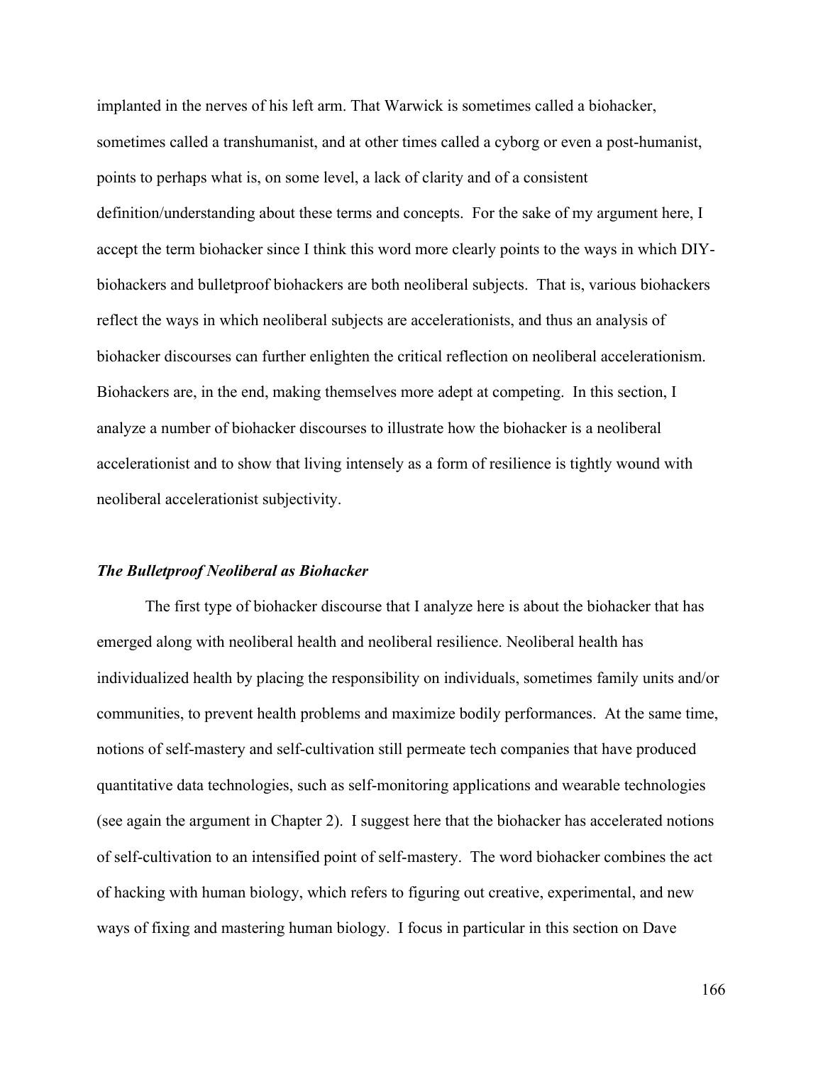implanted in the nerves of his left arm. That Warwick is sometimes called a biohacker, sometimes called a transhumanist, and at other times called a cyborg or even a post-humanist, points to perhaps what is, on some level, a lack of clarity and of a consistent definition/understanding about these terms and concepts. For the sake of my argument here, I accept the term biohacker since I think this word more clearly points to the ways in which DIY-biohackers and bulletproof biohackers are both neoliberal subjects. That is, various biohackers reflect the ways in which neoliberal subjects are accelerationists, and thus an analysis of biohacker discourses can further enlighten the critical reflection on neoliberal accelerationism. Biohackers are, in the end, making themselves more adept at competing. In this section, I analyze a number of biohacker discourses to illustrate how the biohacker is a neoliberal accelerationist and to show that living intensely as a form of resilience is tightly wound with neoliberal accelerationist subjectivity.

### *The Bulletproof Neoliberal as Biohacker*

The first type of biohacker discourse that I analyze here is about the biohacker that has emerged along with neoliberal health and neoliberal resilience. Neoliberal health has individualized health by placing the responsibility on individuals, sometimes family units and/or communities, to prevent health problems and maximize bodily performances. At the same time, notions of self-mastery and self-cultivation still permeate tech companies that have produced quantitative data technologies, such as self-monitoring applications and wearable technologies (see again the argument in Chapter 2). I suggest here that the biohacker has accelerated notions of self-cultivation to an intensified point of self-mastery. The word biohacker combines the act of hacking with human biology, which refers to figuring out creative, experimental, and new ways of fixing and mastering human biology. I focus in particular in this section on Dave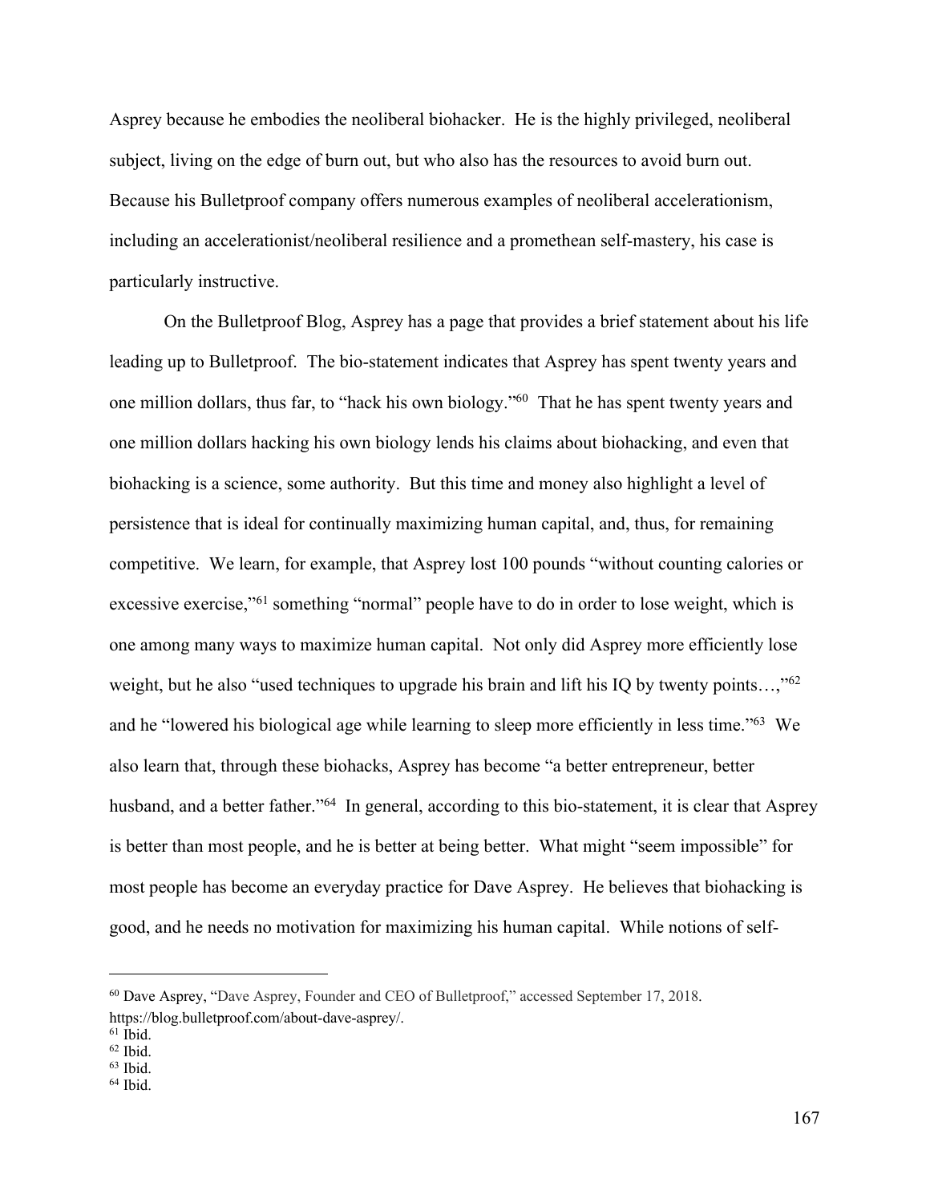Asprey because he embodies the neoliberal biohacker. He is the highly privileged, neoliberal subject, living on the edge of burn out, but who also has the resources to avoid burn out. Because his Bulletproof company offers numerous examples of neoliberal accelerationism, including an accelerationist/neoliberal resilience and a promethean self-mastery, his case is particularly instructive.

On the Bulletproof Blog, Asprey has a page that provides a brief statement about his life leading up to Bulletproof. The bio-statement indicates that Asprey has spent twenty years and one million dollars, thus far, to "hack his own biology."[60] That he has spent twenty years and one million dollars hacking his own biology lends his claims about biohacking, and even that biohacking is a science, some authority. But this time and money also highlight a level of persistence that is ideal for continually maximizing human capital, and, thus, for remaining competitive. We learn, for example, that Asprey lost 100 pounds "without counting calories or excessive exercise,"[61] something "normal" people have to do in order to lose weight, which is one among many ways to maximize human capital. Not only did Asprey more efficiently lose weight, but he also "used techniques to upgrade his brain and lift his IQ by twenty points…,"[62] and he "lowered his biological age while learning to sleep more efficiently in less time."[63] We also learn that, through these biohacks, Asprey has become "a better entrepreneur, better husband, and a better father."[64] In general, according to this bio-statement, it is clear that Asprey is better than most people, and he is better at being better. What might "seem impossible" for most people has become an everyday practice for Dave Asprey. He believes that biohacking is good, and he needs no motivation for maximizing his human capital. While notions of self-

---

[60] Dave Asprey, "Dave Asprey, Founder and CEO of Bulletproof," accessed September 17, 2018. https://blog.bulletproof.com/about-dave-asprey/.

[61] Ibid.

[62] Ibid.

[63] Ibid.

[64] Ibid.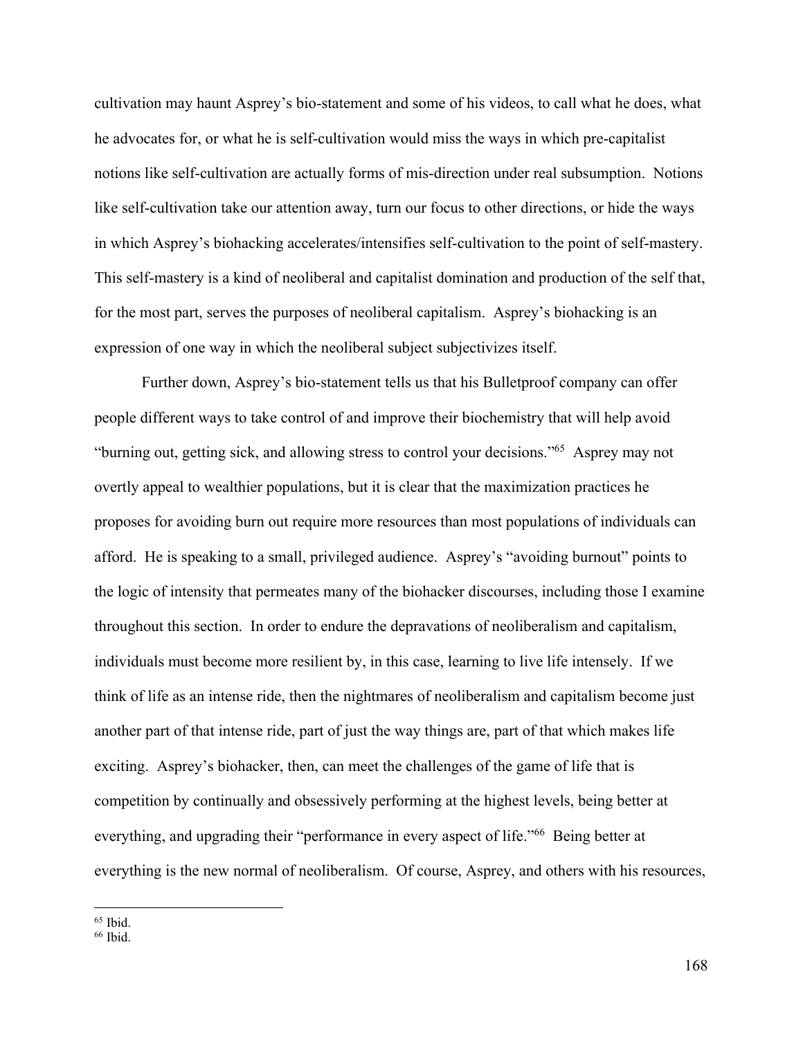cultivation may haunt Asprey's bio-statement and some of his videos, to call what he does, what he advocates for, or what he is self-cultivation would miss the ways in which pre-capitalist notions like self-cultivation are actually forms of mis-direction under real subsumption. Notions like self-cultivation take our attention away, turn our focus to other directions, or hide the ways in which Asprey's biohacking accelerates/intensifies self-cultivation to the point of self-mastery. This self-mastery is a kind of neoliberal and capitalist domination and production of the self that, for the most part, serves the purposes of neoliberal capitalism. Asprey's biohacking is an expression of one way in which the neoliberal subject subjectivizes itself.

Further down, Asprey's bio-statement tells us that his Bulletproof company can offer people different ways to take control of and improve their biochemistry that will help avoid "burning out, getting sick, and allowing stress to control your decisions."[65] Asprey may not overtly appeal to wealthier populations, but it is clear that the maximization practices he proposes for avoiding burn out require more resources than most populations of individuals can afford. He is speaking to a small, privileged audience. Asprey's "avoiding burnout" points to the logic of intensity that permeates many of the biohacker discourses, including those I examine throughout this section. In order to endure the depravations of neoliberalism and capitalism, individuals must become more resilient by, in this case, learning to live life intensely. If we think of life as an intense ride, then the nightmares of neoliberalism and capitalism become just another part of that intense ride, part of just the way things are, part of that which makes life exciting. Asprey's biohacker, then, can meet the challenges of the game of life that is competition by continually and obsessively performing at the highest levels, being better at everything, and upgrading their "performance in every aspect of life."[66] Being better at everything is the new normal of neoliberalism. Of course, Asprey, and others with his resources,

[65] Ibid.

[66] Ibid.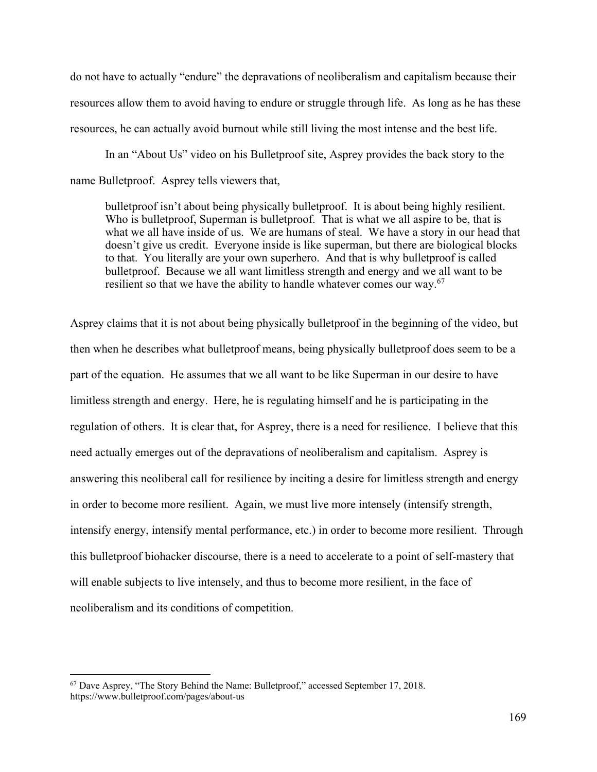do not have to actually "endure" the depravations of neoliberalism and capitalism because their resources allow them to avoid having to endure or struggle through life. As long as he has these resources, he can actually avoid burnout while still living the most intense and the best life.

In an "About Us" video on his Bulletproof site, Asprey provides the back story to the name Bulletproof. Asprey tells viewers that,

> bulletproof isn't about being physically bulletproof. It is about being highly resilient. Who is bulletproof, Superman is bulletproof. That is what we all aspire to be, that is what we all have inside of us. We are humans of steal. We have a story in our head that doesn't give us credit. Everyone inside is like superman, but there are biological blocks to that. You literally are your own superhero. And that is why bulletproof is called bulletproof. Because we all want limitless strength and energy and we all want to be resilient so that we have the ability to handle whatever comes our way.[67]

Asprey claims that it is not about being physically bulletproof in the beginning of the video, but then when he describes what bulletproof means, being physically bulletproof does seem to be a part of the equation. He assumes that we all want to be like Superman in our desire to have limitless strength and energy. Here, he is regulating himself and he is participating in the regulation of others. It is clear that, for Asprey, there is a need for resilience. I believe that this need actually emerges out of the depravations of neoliberalism and capitalism. Asprey is answering this neoliberal call for resilience by inciting a desire for limitless strength and energy in order to become more resilient. Again, we must live more intensely (intensify strength, intensify energy, intensify mental performance, etc.) in order to become more resilient. Through this bulletproof biohacker discourse, there is a need to accelerate to a point of self-mastery that will enable subjects to live intensely, and thus to become more resilient, in the face of neoliberalism and its conditions of competition.

---

[67] Dave Asprey, "The Story Behind the Name: Bulletproof," accessed September 17, 2018. https://www.bulletproof.com/pages/about-us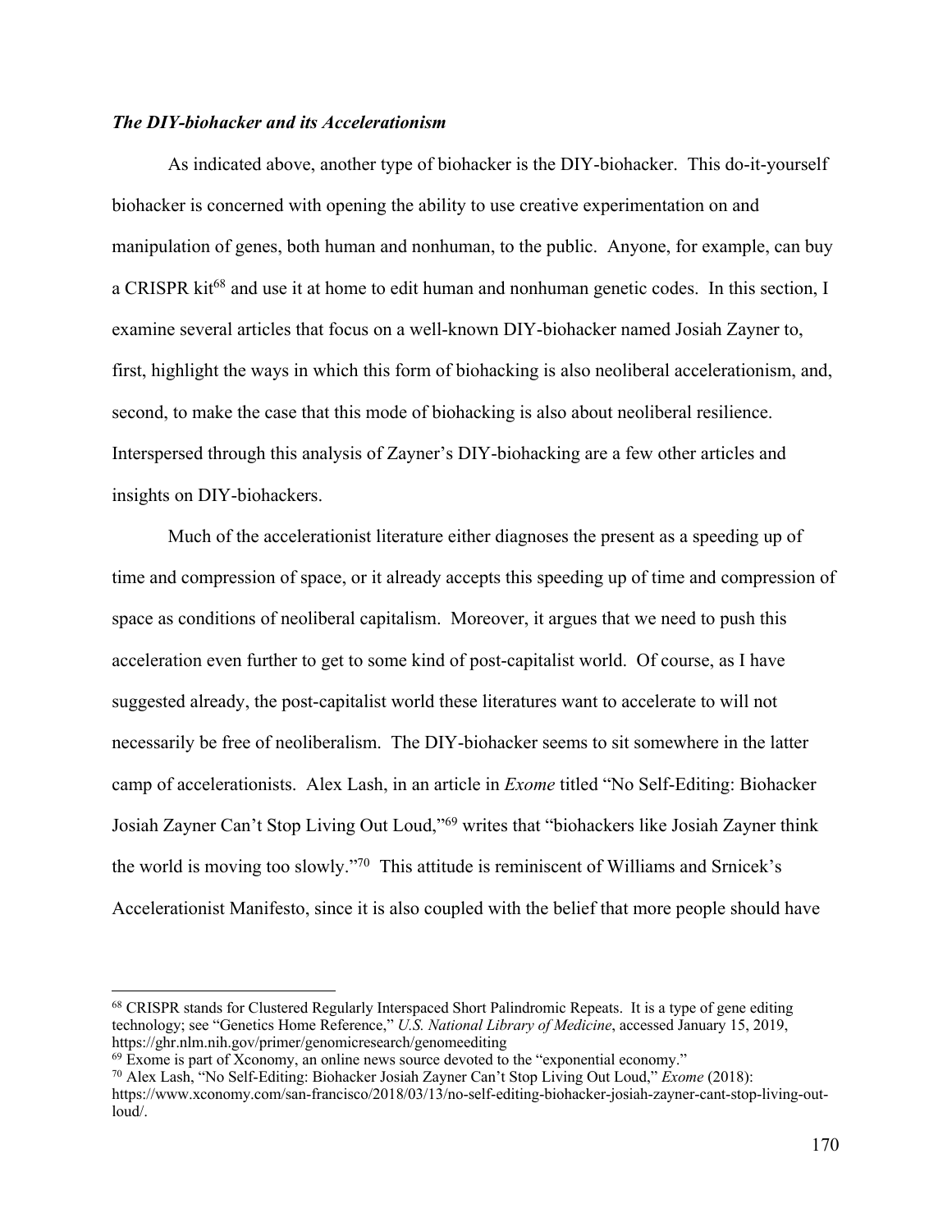### *The DIY-biohacker and its Accelerationism*

As indicated above, another type of biohacker is the DIY-biohacker. This do-it-yourself biohacker is concerned with opening the ability to use creative experimentation on and manipulation of genes, both human and nonhuman, to the public. Anyone, for example, can buy a CRISPR kit[68] and use it at home to edit human and nonhuman genetic codes. In this section, I examine several articles that focus on a well-known DIY-biohacker named Josiah Zayner to, first, highlight the ways in which this form of biohacking is also neoliberal accelerationism, and, second, to make the case that this mode of biohacking is also about neoliberal resilience. Interspersed through this analysis of Zayner's DIY-biohacking are a few other articles and insights on DIY-biohackers.

Much of the accelerationist literature either diagnoses the present as a speeding up of time and compression of space, or it already accepts this speeding up of time and compression of space as conditions of neoliberal capitalism. Moreover, it argues that we need to push this acceleration even further to get to some kind of post-capitalist world. Of course, as I have suggested already, the post-capitalist world these literatures want to accelerate to will not necessarily be free of neoliberalism. The DIY-biohacker seems to sit somewhere in the latter camp of accelerationists. Alex Lash, in an article in *Exome* titled "No Self-Editing: Biohacker Josiah Zayner Can't Stop Living Out Loud,"[69] writes that "biohackers like Josiah Zayner think the world is moving too slowly."[70] This attitude is reminiscent of Williams and Srnicek's Accelerationist Manifesto, since it is also coupled with the belief that more people should have

---

[68] CRISPR stands for Clustered Regularly Interspaced Short Palindromic Repeats. It is a type of gene editing technology; see "Genetics Home Reference," *U.S. National Library of Medicine*, accessed January 15, 2019, https://ghr.nlm.nih.gov/primer/genomicresearch/genomeediting

[69] Exome is part of Xconomy, an online news source devoted to the "exponential economy."

[70] Alex Lash, "No Self-Editing: Biohacker Josiah Zayner Can't Stop Living Out Loud," *Exome* (2018): https://www.xconomy.com/san-francisco/2018/03/13/no-self-editing-biohacker-josiah-zayner-cant-stop-living-out-loud/.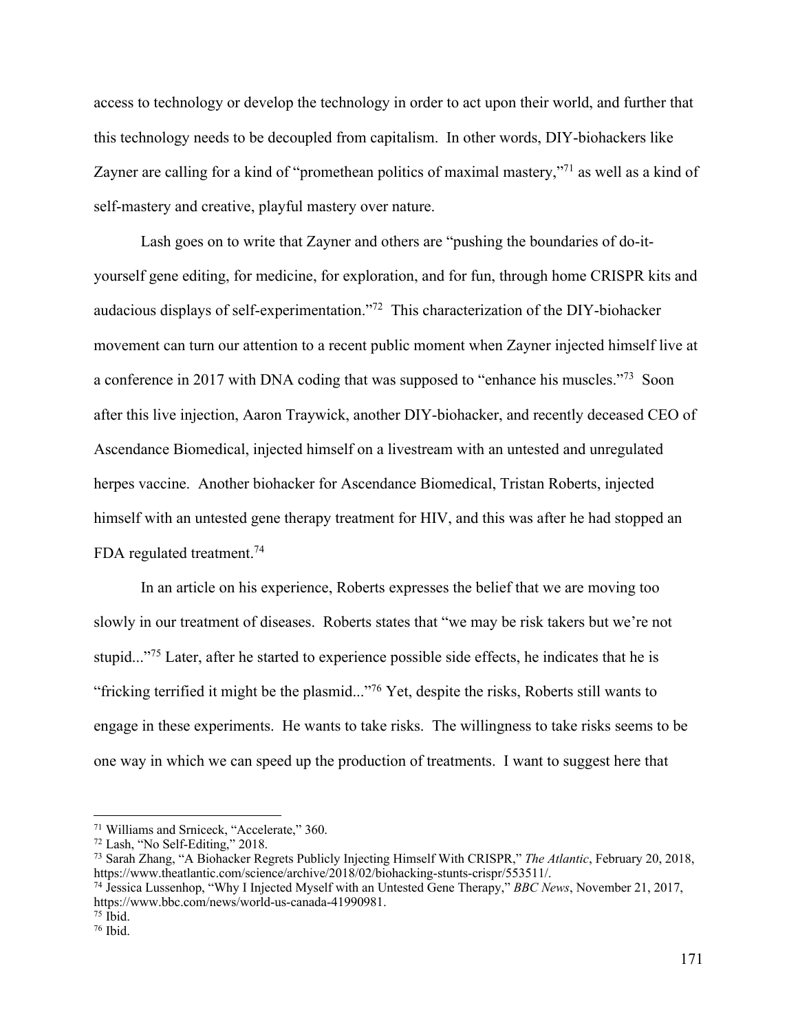access to technology or develop the technology in order to act upon their world, and further that this technology needs to be decoupled from capitalism. In other words, DIY-biohackers like Zayner are calling for a kind of "promethean politics of maximal mastery,"[71] as well as a kind of self-mastery and creative, playful mastery over nature.

Lash goes on to write that Zayner and others are "pushing the boundaries of do-it-yourself gene editing, for medicine, for exploration, and for fun, through home CRISPR kits and audacious displays of self-experimentation."[72] This characterization of the DIY-biohacker movement can turn our attention to a recent public moment when Zayner injected himself live at a conference in 2017 with DNA coding that was supposed to "enhance his muscles."[73] Soon after this live injection, Aaron Traywick, another DIY-biohacker, and recently deceased CEO of Ascendance Biomedical, injected himself on a livestream with an untested and unregulated herpes vaccine. Another biohacker for Ascendance Biomedical, Tristan Roberts, injected himself with an untested gene therapy treatment for HIV, and this was after he had stopped an FDA regulated treatment.[74]

In an article on his experience, Roberts expresses the belief that we are moving too slowly in our treatment of diseases. Roberts states that "we may be risk takers but we're not stupid..."[75] Later, after he started to experience possible side effects, he indicates that he is "fricking terrified it might be the plasmid..."[76] Yet, despite the risks, Roberts still wants to engage in these experiments. He wants to take risks. The willingness to take risks seems to be one way in which we can speed up the production of treatments. I want to suggest here that

---

[71] Williams and Srniceck, "Accelerate," 360.

[72] Lash, "No Self-Editing," 2018.

[73] Sarah Zhang, "A Biohacker Regrets Publicly Injecting Himself With CRISPR," *The Atlantic*, February 20, 2018, https://www.theatlantic.com/science/archive/2018/02/biohacking-stunts-crispr/553511/.

[74] Jessica Lussenhop, "Why I Injected Myself with an Untested Gene Therapy," *BBC News*, November 21, 2017, https://www.bbc.com/news/world-us-canada-41990981.

[75] Ibid.

[76] Ibid.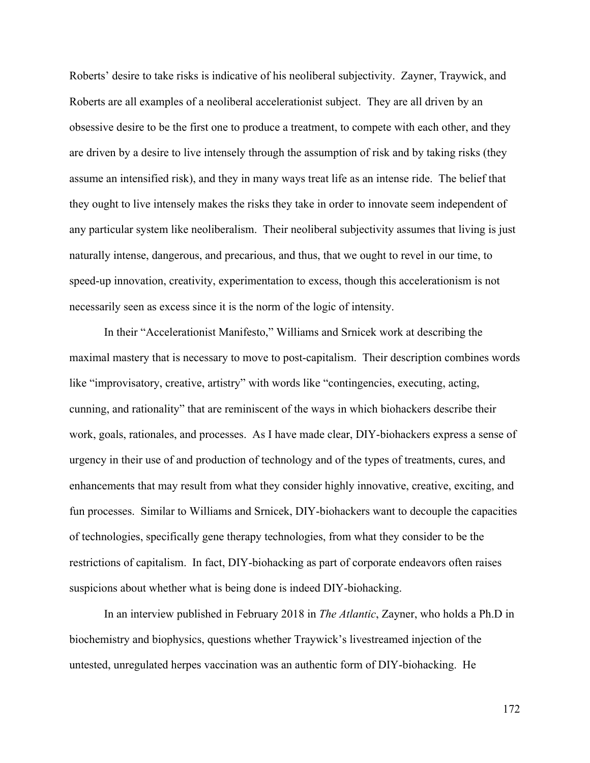Roberts' desire to take risks is indicative of his neoliberal subjectivity. Zayner, Traywick, and Roberts are all examples of a neoliberal accelerationist subject. They are all driven by an obsessive desire to be the first one to produce a treatment, to compete with each other, and they are driven by a desire to live intensely through the assumption of risk and by taking risks (they assume an intensified risk), and they in many ways treat life as an intense ride. The belief that they ought to live intensely makes the risks they take in order to innovate seem independent of any particular system like neoliberalism. Their neoliberal subjectivity assumes that living is just naturally intense, dangerous, and precarious, and thus, that we ought to revel in our time, to speed-up innovation, creativity, experimentation to excess, though this accelerationism is not necessarily seen as excess since it is the norm of the logic of intensity.

In their "Accelerationist Manifesto," Williams and Srnicek work at describing the maximal mastery that is necessary to move to post-capitalism. Their description combines words like "improvisatory, creative, artistry" with words like "contingencies, executing, acting, cunning, and rationality" that are reminiscent of the ways in which biohackers describe their work, goals, rationales, and processes. As I have made clear, DIY-biohackers express a sense of urgency in their use of and production of technology and of the types of treatments, cures, and enhancements that may result from what they consider highly innovative, creative, exciting, and fun processes. Similar to Williams and Srnicek, DIY-biohackers want to decouple the capacities of technologies, specifically gene therapy technologies, from what they consider to be the restrictions of capitalism. In fact, DIY-biohacking as part of corporate endeavors often raises suspicions about whether what is being done is indeed DIY-biohacking.

In an interview published in February 2018 in *The Atlantic*, Zayner, who holds a Ph.D in biochemistry and biophysics, questions whether Traywick's livestreamed injection of the untested, unregulated herpes vaccination was an authentic form of DIY-biohacking. He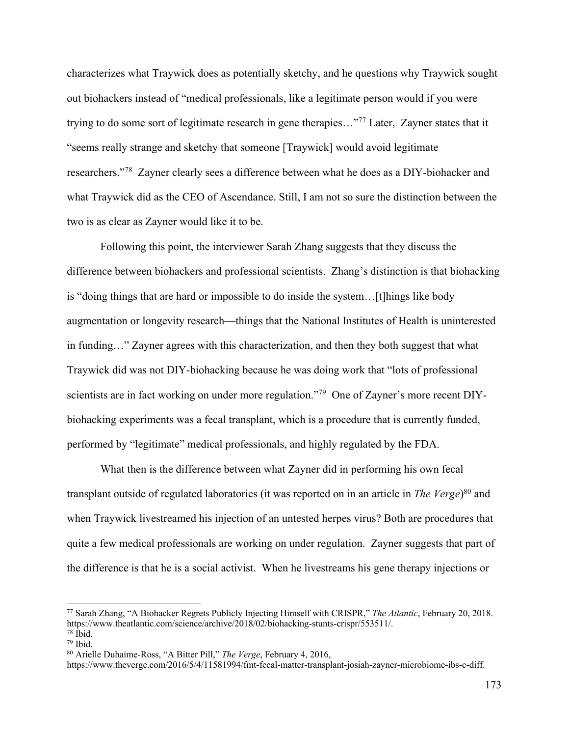characterizes what Traywick does as potentially sketchy, and he questions why Traywick sought out biohackers instead of "medical professionals, like a legitimate person would if you were trying to do some sort of legitimate research in gene therapies…"[77] Later, Zayner states that it "seems really strange and sketchy that someone [Traywick] would avoid legitimate researchers."[78] Zayner clearly sees a difference between what he does as a DIY-biohacker and what Traywick did as the CEO of Ascendance. Still, I am not so sure the distinction between the two is as clear as Zayner would like it to be.

Following this point, the interviewer Sarah Zhang suggests that they discuss the difference between biohackers and professional scientists. Zhang's distinction is that biohacking is "doing things that are hard or impossible to do inside the system…[t]hings like body augmentation or longevity research—things that the National Institutes of Health is uninterested in funding…" Zayner agrees with this characterization, and then they both suggest that what Traywick did was not DIY-biohacking because he was doing work that "lots of professional scientists are in fact working on under more regulation."[79] One of Zayner's more recent DIY-biohacking experiments was a fecal transplant, which is a procedure that is currently funded, performed by "legitimate" medical professionals, and highly regulated by the FDA.

What then is the difference between what Zayner did in performing his own fecal transplant outside of regulated laboratories (it was reported on in an article in *The Verge*)[80] and when Traywick livestreamed his injection of an untested herpes virus? Both are procedures that quite a few medical professionals are working on under regulation. Zayner suggests that part of the difference is that he is a social activist. When he livestreams his gene therapy injections or

---

[77] Sarah Zhang, "A Biohacker Regrets Publicly Injecting Himself with CRISPR," *The Atlantic*, February 20, 2018. https://www.theatlantic.com/science/archive/2018/02/biohacking-stunts-crispr/553511/.

[78] Ibid.

[79] Ibid.

[80] Arielle Duhaime-Ross, "A Bitter Pill," *The Verge*, February 4, 2016, https://www.theverge.com/2016/5/4/11581994/fmt-fecal-matter-transplant-josiah-zayner-microbiome-ibs-c-diff.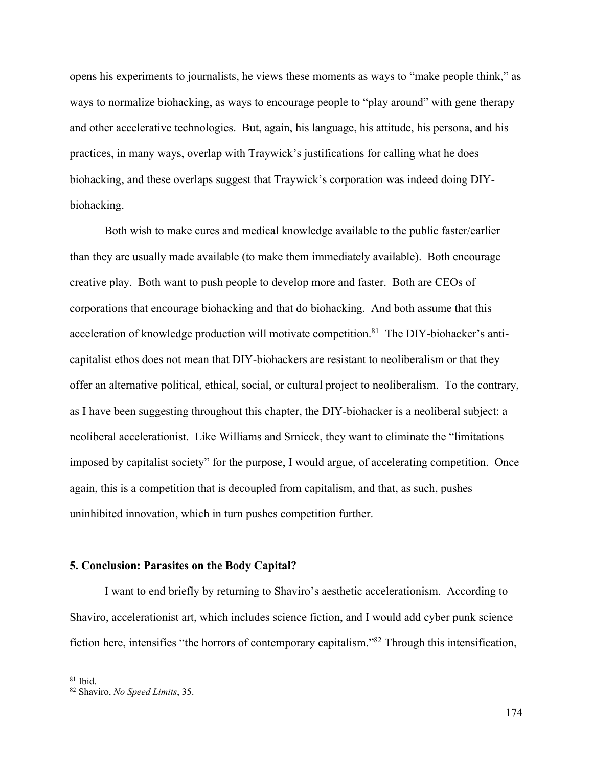opens his experiments to journalists, he views these moments as ways to "make people think," as ways to normalize biohacking, as ways to encourage people to "play around" with gene therapy and other accelerative technologies. But, again, his language, his attitude, his persona, and his practices, in many ways, overlap with Traywick's justifications for calling what he does biohacking, and these overlaps suggest that Traywick's corporation was indeed doing DIY-biohacking.

Both wish to make cures and medical knowledge available to the public faster/earlier than they are usually made available (to make them immediately available). Both encourage creative play. Both want to push people to develop more and faster. Both are CEOs of corporations that encourage biohacking and that do biohacking. And both assume that this acceleration of knowledge production will motivate competition.[81] The DIY-biohacker's anti-capitalist ethos does not mean that DIY-biohackers are resistant to neoliberalism or that they offer an alternative political, ethical, social, or cultural project to neoliberalism. To the contrary, as I have been suggesting throughout this chapter, the DIY-biohacker is a neoliberal subject: a neoliberal accelerationist. Like Williams and Srnicek, they want to eliminate the "limitations imposed by capitalist society" for the purpose, I would argue, of accelerating competition. Once again, this is a competition that is decoupled from capitalism, and that, as such, pushes uninhibited innovation, which in turn pushes competition further.

### 5. Conclusion: Parasites on the Body Capital?

I want to end briefly by returning to Shaviro's aesthetic accelerationism. According to Shaviro, accelerationist art, which includes science fiction, and I would add cyber punk science fiction here, intensifies "the horrors of contemporary capitalism."[82] Through this intensification,

---

[81] Ibid.

[82] Shaviro, *No Speed Limits*, 35.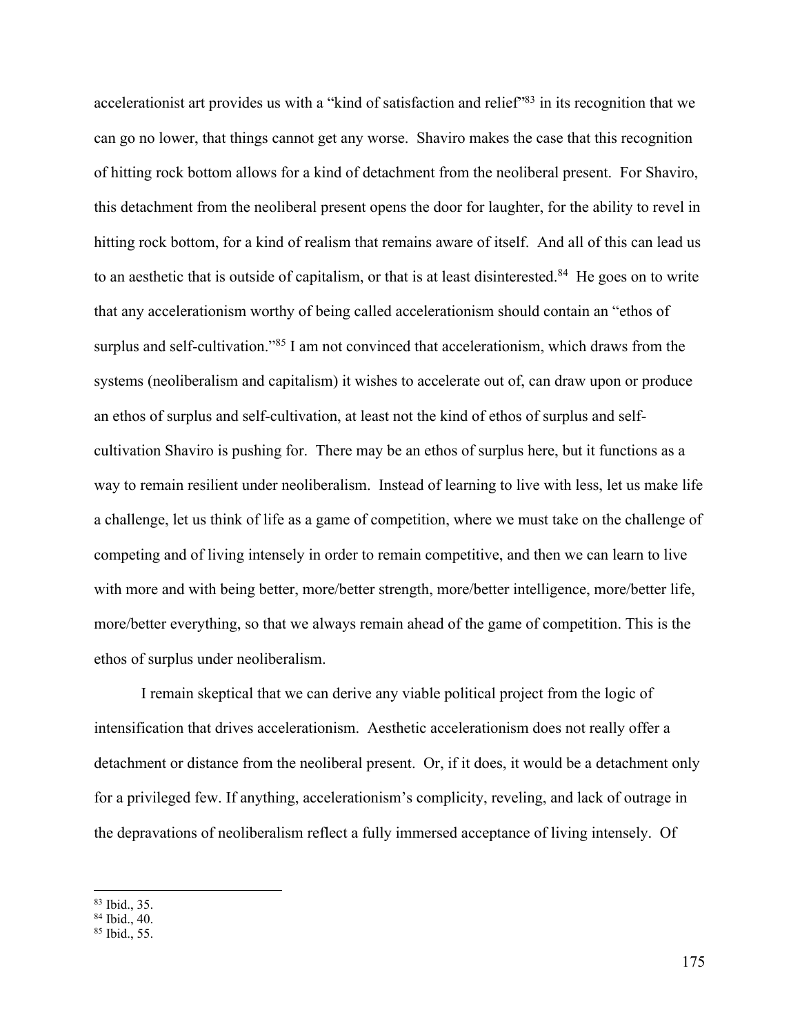accelerationist art provides us with a "kind of satisfaction and relief"[83] in its recognition that we can go no lower, that things cannot get any worse. Shaviro makes the case that this recognition of hitting rock bottom allows for a kind of detachment from the neoliberal present. For Shaviro, this detachment from the neoliberal present opens the door for laughter, for the ability to revel in hitting rock bottom, for a kind of realism that remains aware of itself. And all of this can lead us to an aesthetic that is outside of capitalism, or that is at least disinterested.[84] He goes on to write that any accelerationism worthy of being called accelerationism should contain an "ethos of surplus and self-cultivation."[85] I am not convinced that accelerationism, which draws from the systems (neoliberalism and capitalism) it wishes to accelerate out of, can draw upon or produce an ethos of surplus and self-cultivation, at least not the kind of ethos of surplus and self-cultivation Shaviro is pushing for. There may be an ethos of surplus here, but it functions as a way to remain resilient under neoliberalism. Instead of learning to live with less, let us make life a challenge, let us think of life as a game of competition, where we must take on the challenge of competing and of living intensely in order to remain competitive, and then we can learn to live with more and with being better, more/better strength, more/better intelligence, more/better life, more/better everything, so that we always remain ahead of the game of competition. This is the ethos of surplus under neoliberalism.

I remain skeptical that we can derive any viable political project from the logic of intensification that drives accelerationism. Aesthetic accelerationism does not really offer a detachment or distance from the neoliberal present. Or, if it does, it would be a detachment only for a privileged few. If anything, accelerationism's complicity, reveling, and lack of outrage in the depravations of neoliberalism reflect a fully immersed acceptance of living intensely. Of

---

[83] Ibid., 35.
[84] Ibid., 40.
[85] Ibid., 55.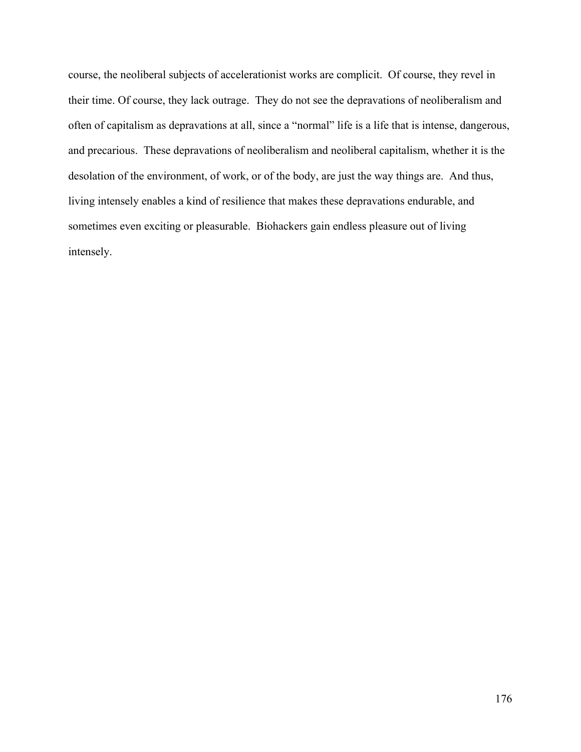course, the neoliberal subjects of accelerationist works are complicit. Of course, they revel in their time. Of course, they lack outrage. They do not see the depravations of neoliberalism and often of capitalism as depravations at all, since a "normal" life is a life that is intense, dangerous, and precarious. These depravations of neoliberalism and neoliberal capitalism, whether it is the desolation of the environment, of work, or of the body, are just the way things are. And thus, living intensely enables a kind of resilience that makes these depravations endurable, and sometimes even exciting or pleasurable. Biohackers gain endless pleasure out of living intensely.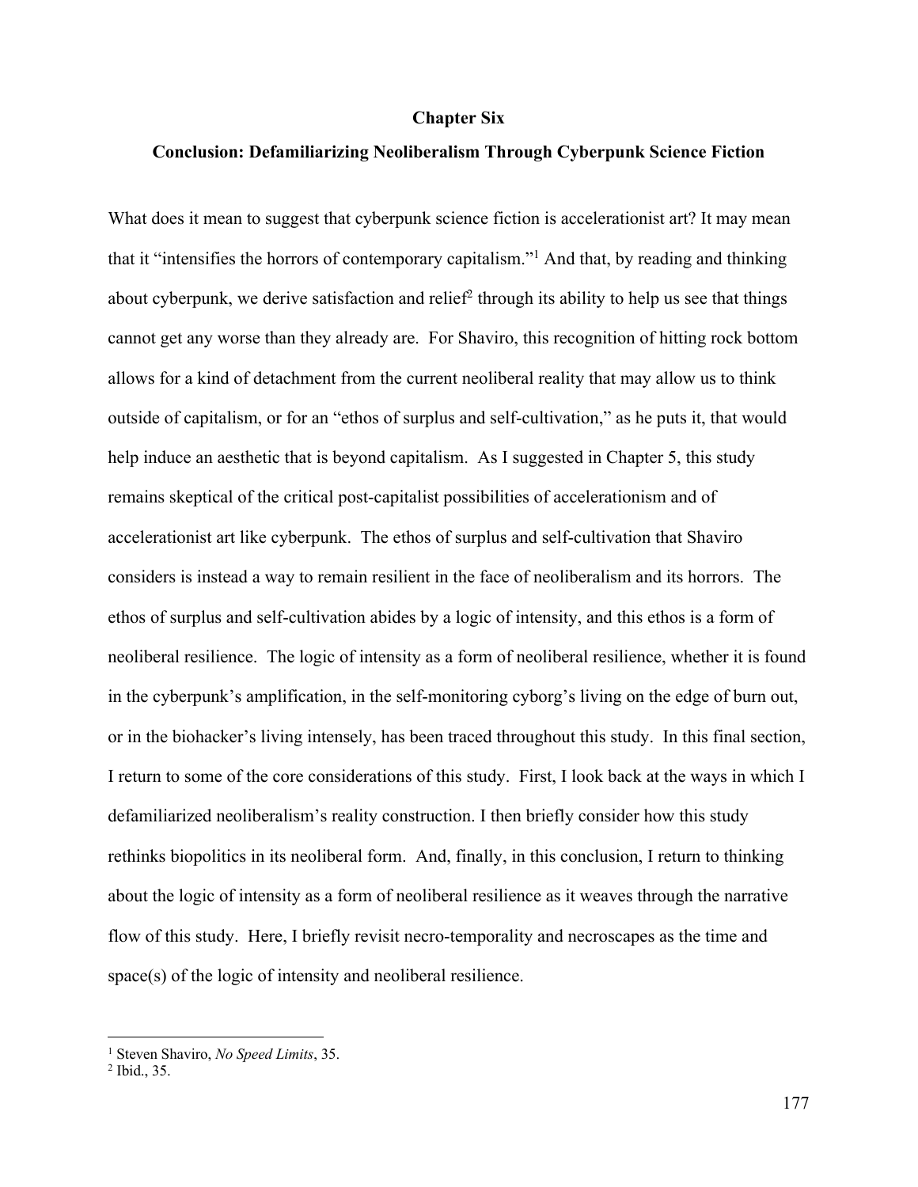# Chapter Six

## Conclusion: Defamiliarizing Neoliberalism Through Cyberpunk Science Fiction

What does it mean to suggest that cyberpunk science fiction is accelerationist art? It may mean that it "intensifies the horrors of contemporary capitalism."[1] And that, by reading and thinking about cyberpunk, we derive satisfaction and relief[2] through its ability to help us see that things cannot get any worse than they already are. For Shaviro, this recognition of hitting rock bottom allows for a kind of detachment from the current neoliberal reality that may allow us to think outside of capitalism, or for an "ethos of surplus and self-cultivation," as he puts it, that would help induce an aesthetic that is beyond capitalism. As I suggested in Chapter 5, this study remains skeptical of the critical post-capitalist possibilities of accelerationism and of accelerationist art like cyberpunk. The ethos of surplus and self-cultivation that Shaviro considers is instead a way to remain resilient in the face of neoliberalism and its horrors. The ethos of surplus and self-cultivation abides by a logic of intensity, and this ethos is a form of neoliberal resilience. The logic of intensity as a form of neoliberal resilience, whether it is found in the cyberpunk's amplification, in the self-monitoring cyborg's living on the edge of burn out, or in the biohacker's living intensely, has been traced throughout this study. In this final section, I return to some of the core considerations of this study. First, I look back at the ways in which I defamiliarized neoliberalism's reality construction. I then briefly consider how this study rethinks biopolitics in its neoliberal form. And, finally, in this conclusion, I return to thinking about the logic of intensity as a form of neoliberal resilience as it weaves through the narrative flow of this study. Here, I briefly revisit necro-temporality and necroscapes as the time and space(s) of the logic of intensity and neoliberal resilience.

---

[1] Steven Shaviro, *No Speed Limits*, 35.

[2] Ibid., 35.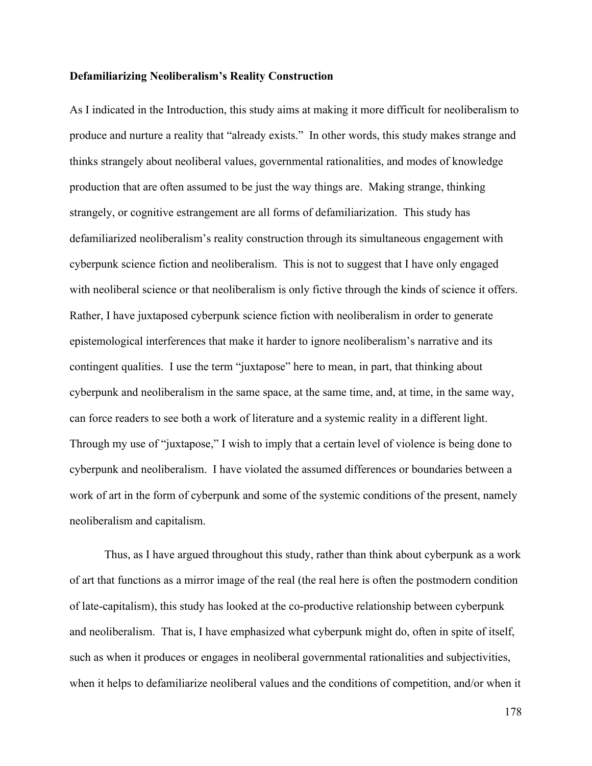**Defamiliarizing Neoliberalism's Reality Construction**

As I indicated in the Introduction, this study aims at making it more difficult for neoliberalism to produce and nurture a reality that "already exists." In other words, this study makes strange and thinks strangely about neoliberal values, governmental rationalities, and modes of knowledge production that are often assumed to be just the way things are. Making strange, thinking strangely, or cognitive estrangement are all forms of defamiliarization. This study has defamiliarized neoliberalism's reality construction through its simultaneous engagement with cyberpunk science fiction and neoliberalism. This is not to suggest that I have only engaged with neoliberal science or that neoliberalism is only fictive through the kinds of science it offers. Rather, I have juxtaposed cyberpunk science fiction with neoliberalism in order to generate epistemological interferences that make it harder to ignore neoliberalism's narrative and its contingent qualities. I use the term "juxtapose" here to mean, in part, that thinking about cyberpunk and neoliberalism in the same space, at the same time, and, at time, in the same way, can force readers to see both a work of literature and a systemic reality in a different light. Through my use of "juxtapose," I wish to imply that a certain level of violence is being done to cyberpunk and neoliberalism. I have violated the assumed differences or boundaries between a work of art in the form of cyberpunk and some of the systemic conditions of the present, namely neoliberalism and capitalism.

Thus, as I have argued throughout this study, rather than think about cyberpunk as a work of art that functions as a mirror image of the real (the real here is often the postmodern condition of late-capitalism), this study has looked at the co-productive relationship between cyberpunk and neoliberalism. That is, I have emphasized what cyberpunk might do, often in spite of itself, such as when it produces or engages in neoliberal governmental rationalities and subjectivities, when it helps to defamiliarize neoliberal values and the conditions of competition, and/or when it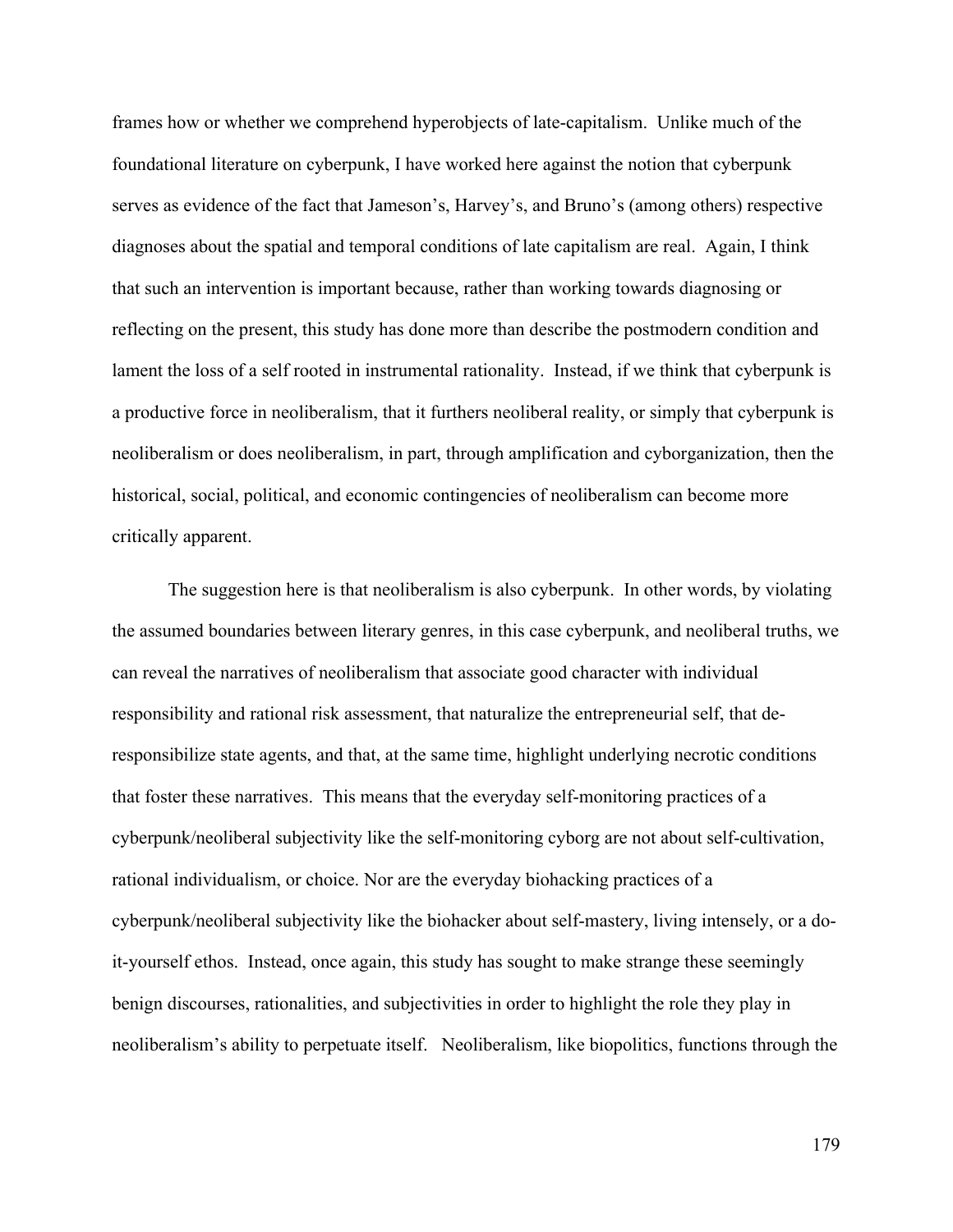frames how or whether we comprehend hyperobjects of late-capitalism. Unlike much of the foundational literature on cyberpunk, I have worked here against the notion that cyberpunk serves as evidence of the fact that Jameson's, Harvey's, and Bruno's (among others) respective diagnoses about the spatial and temporal conditions of late capitalism are real. Again, I think that such an intervention is important because, rather than working towards diagnosing or reflecting on the present, this study has done more than describe the postmodern condition and lament the loss of a self rooted in instrumental rationality. Instead, if we think that cyberpunk is a productive force in neoliberalism, that it furthers neoliberal reality, or simply that cyberpunk is neoliberalism or does neoliberalism, in part, through amplification and cyborganization, then the historical, social, political, and economic contingencies of neoliberalism can become more critically apparent.

The suggestion here is that neoliberalism is also cyberpunk. In other words, by violating the assumed boundaries between literary genres, in this case cyberpunk, and neoliberal truths, we can reveal the narratives of neoliberalism that associate good character with individual responsibility and rational risk assessment, that naturalize the entrepreneurial self, that de-responsibilize state agents, and that, at the same time, highlight underlying necrotic conditions that foster these narratives. This means that the everyday self-monitoring practices of a cyberpunk/neoliberal subjectivity like the self-monitoring cyborg are not about self-cultivation, rational individualism, or choice. Nor are the everyday biohacking practices of a cyberpunk/neoliberal subjectivity like the biohacker about self-mastery, living intensely, or a do-it-yourself ethos. Instead, once again, this study has sought to make strange these seemingly benign discourses, rationalities, and subjectivities in order to highlight the role they play in neoliberalism's ability to perpetuate itself. Neoliberalism, like biopolitics, functions through the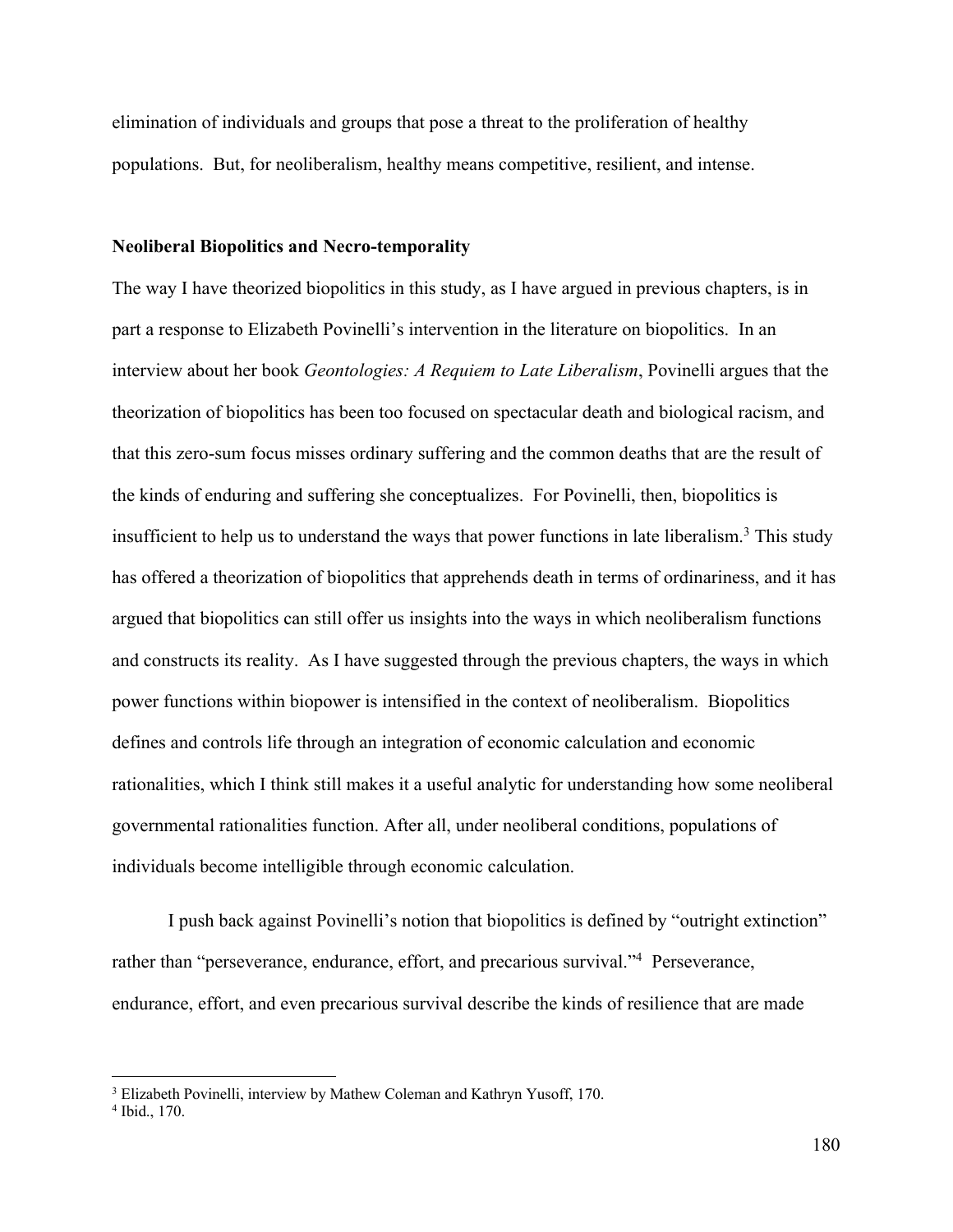elimination of individuals and groups that pose a threat to the proliferation of healthy populations. But, for neoliberalism, healthy means competitive, resilient, and intense.

### Neoliberal Biopolitics and Necro-temporality

The way I have theorized biopolitics in this study, as I have argued in previous chapters, is in part a response to Elizabeth Povinelli's intervention in the literature on biopolitics. In an interview about her book *Geontologies: A Requiem to Late Liberalism*, Povinelli argues that the theorization of biopolitics has been too focused on spectacular death and biological racism, and that this zero-sum focus misses ordinary suffering and the common deaths that are the result of the kinds of enduring and suffering she conceptualizes. For Povinelli, then, biopolitics is insufficient to help us to understand the ways that power functions in late liberalism.[3] This study has offered a theorization of biopolitics that apprehends death in terms of ordinariness, and it has argued that biopolitics can still offer us insights into the ways in which neoliberalism functions and constructs its reality. As I have suggested through the previous chapters, the ways in which power functions within biopower is intensified in the context of neoliberalism. Biopolitics defines and controls life through an integration of economic calculation and economic rationalities, which I think still makes it a useful analytic for understanding how some neoliberal governmental rationalities function. After all, under neoliberal conditions, populations of individuals become intelligible through economic calculation.

I push back against Povinelli's notion that biopolitics is defined by "outright extinction" rather than "perseverance, endurance, effort, and precarious survival."[4] Perseverance, endurance, effort, and even precarious survival describe the kinds of resilience that are made

---

[3] Elizabeth Povinelli, interview by Mathew Coleman and Kathryn Yusoff, 170.

[4] Ibid., 170.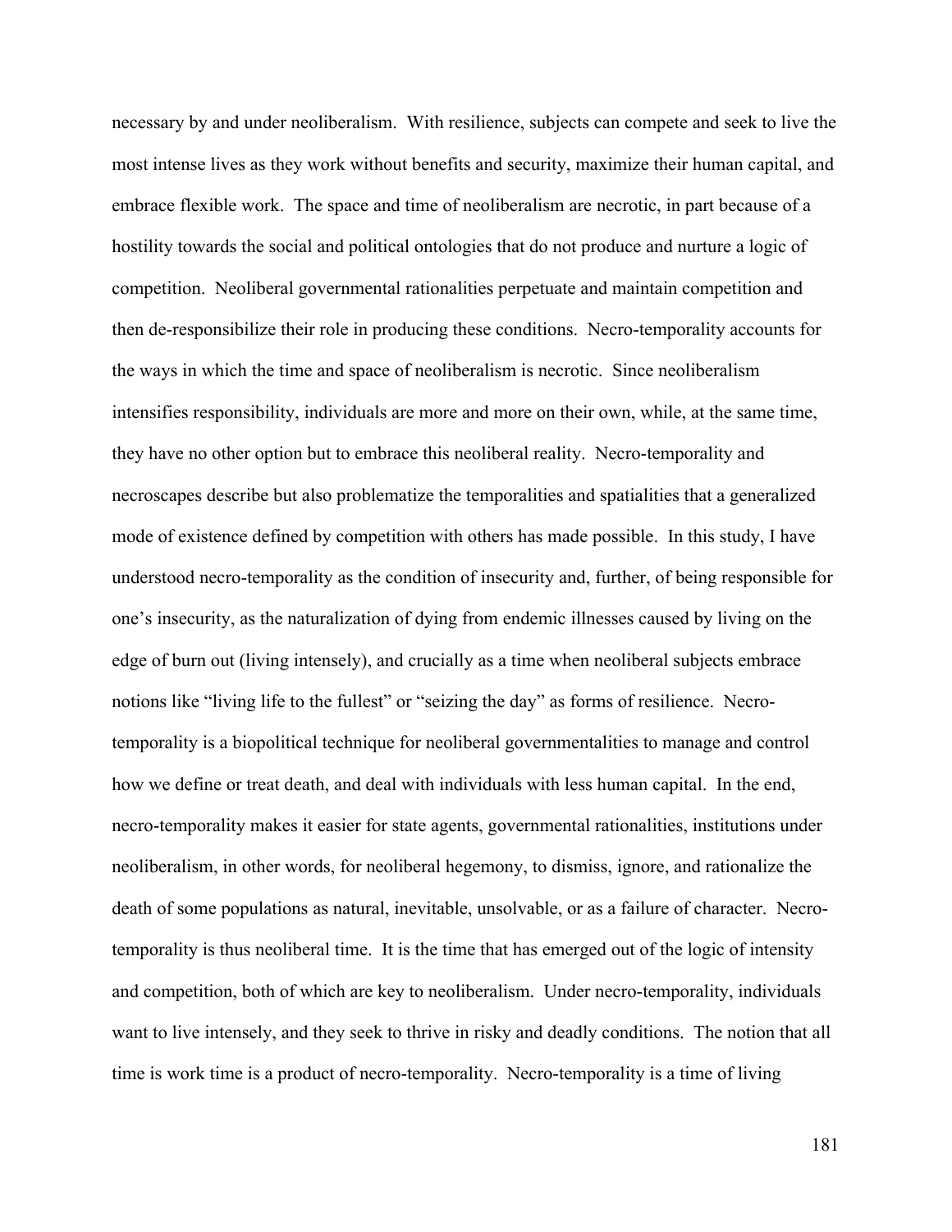necessary by and under neoliberalism. With resilience, subjects can compete and seek to live the most intense lives as they work without benefits and security, maximize their human capital, and embrace flexible work. The space and time of neoliberalism are necrotic, in part because of a hostility towards the social and political ontologies that do not produce and nurture a logic of competition. Neoliberal governmental rationalities perpetuate and maintain competition and then de-responsibilize their role in producing these conditions. Necro-temporality accounts for the ways in which the time and space of neoliberalism is necrotic. Since neoliberalism intensifies responsibility, individuals are more and more on their own, while, at the same time, they have no other option but to embrace this neoliberal reality. Necro-temporality and necroscapes describe but also problematize the temporalities and spatialities that a generalized mode of existence defined by competition with others has made possible. In this study, I have understood necro-temporality as the condition of insecurity and, further, of being responsible for one's insecurity, as the naturalization of dying from endemic illnesses caused by living on the edge of burn out (living intensely), and crucially as a time when neoliberal subjects embrace notions like "living life to the fullest" or "seizing the day" as forms of resilience. Necro-temporality is a biopolitical technique for neoliberal governmentalities to manage and control how we define or treat death, and deal with individuals with less human capital. In the end, necro-temporality makes it easier for state agents, governmental rationalities, institutions under neoliberalism, in other words, for neoliberal hegemony, to dismiss, ignore, and rationalize the death of some populations as natural, inevitable, unsolvable, or as a failure of character. Necro-temporality is thus neoliberal time. It is the time that has emerged out of the logic of intensity and competition, both of which are key to neoliberalism. Under necro-temporality, individuals want to live intensely, and they seek to thrive in risky and deadly conditions. The notion that all time is work time is a product of necro-temporality. Necro-temporality is a time of living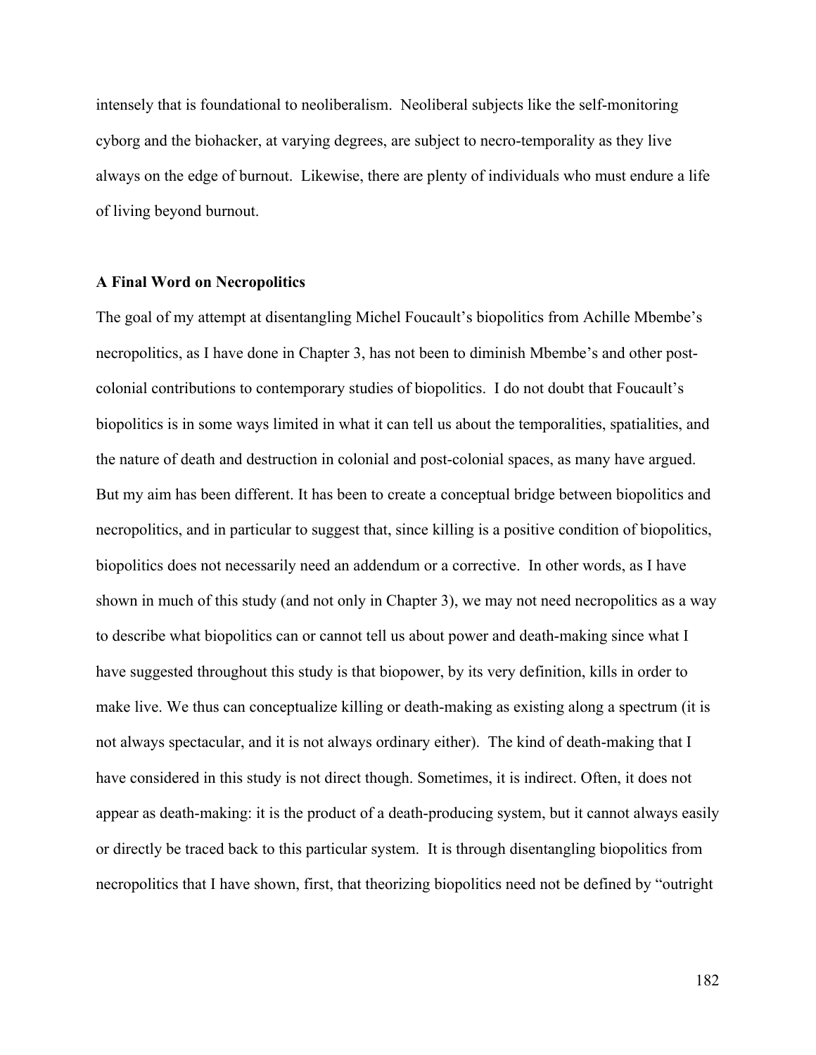intensely that is foundational to neoliberalism. Neoliberal subjects like the self-monitoring cyborg and the biohacker, at varying degrees, are subject to necro-temporality as they live always on the edge of burnout. Likewise, there are plenty of individuals who must endure a life of living beyond burnout.

### A Final Word on Necropolitics

The goal of my attempt at disentangling Michel Foucault's biopolitics from Achille Mbembe's necropolitics, as I have done in Chapter 3, has not been to diminish Mbembe's and other post-colonial contributions to contemporary studies of biopolitics. I do not doubt that Foucault's biopolitics is in some ways limited in what it can tell us about the temporalities, spatialities, and the nature of death and destruction in colonial and post-colonial spaces, as many have argued. But my aim has been different. It has been to create a conceptual bridge between biopolitics and necropolitics, and in particular to suggest that, since killing is a positive condition of biopolitics, biopolitics does not necessarily need an addendum or a corrective. In other words, as I have shown in much of this study (and not only in Chapter 3), we may not need necropolitics as a way to describe what biopolitics can or cannot tell us about power and death-making since what I have suggested throughout this study is that biopower, by its very definition, kills in order to make live. We thus can conceptualize killing or death-making as existing along a spectrum (it is not always spectacular, and it is not always ordinary either). The kind of death-making that I have considered in this study is not direct though. Sometimes, it is indirect. Often, it does not appear as death-making: it is the product of a death-producing system, but it cannot always easily or directly be traced back to this particular system. It is through disentangling biopolitics from necropolitics that I have shown, first, that theorizing biopolitics need not be defined by "outright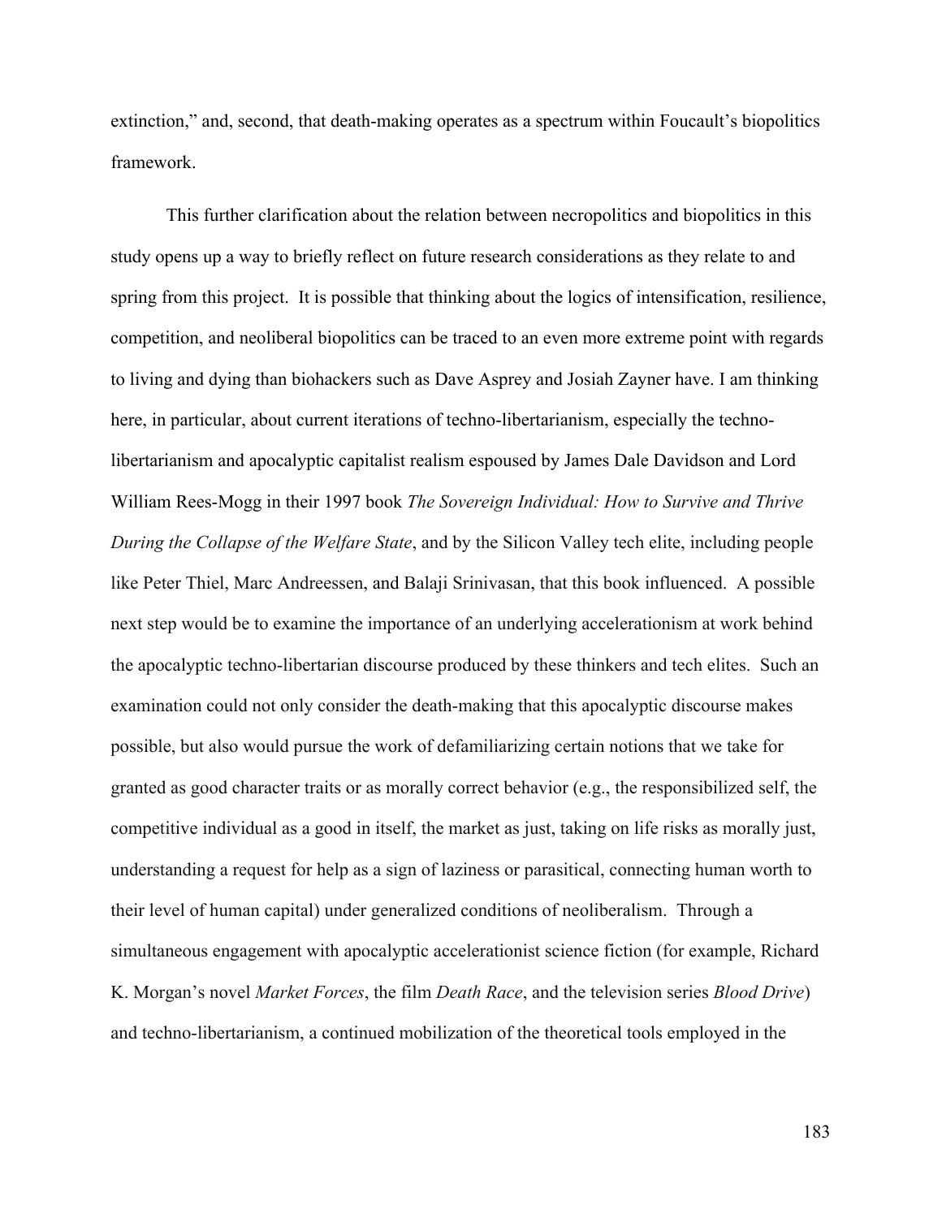extinction," and, second, that death-making operates as a spectrum within Foucault's biopolitics framework.

This further clarification about the relation between necropolitics and biopolitics in this study opens up a way to briefly reflect on future research considerations as they relate to and spring from this project. It is possible that thinking about the logics of intensification, resilience, competition, and neoliberal biopolitics can be traced to an even more extreme point with regards to living and dying than biohackers such as Dave Asprey and Josiah Zayner have. I am thinking here, in particular, about current iterations of techno-libertarianism, especially the techno-libertarianism and apocalyptic capitalist realism espoused by James Dale Davidson and Lord William Rees-Mogg in their 1997 book *The Sovereign Individual: How to Survive and Thrive During the Collapse of the Welfare State*, and by the Silicon Valley tech elite, including people like Peter Thiel, Marc Andreessen, and Balaji Srinivasan, that this book influenced. A possible next step would be to examine the importance of an underlying accelerationism at work behind the apocalyptic techno-libertarian discourse produced by these thinkers and tech elites. Such an examination could not only consider the death-making that this apocalyptic discourse makes possible, but also would pursue the work of defamiliarizing certain notions that we take for granted as good character traits or as morally correct behavior (e.g., the responsibilized self, the competitive individual as a good in itself, the market as just, taking on life risks as morally just, understanding a request for help as a sign of laziness or parasitical, connecting human worth to their level of human capital) under generalized conditions of neoliberalism. Through a simultaneous engagement with apocalyptic accelerationist science fiction (for example, Richard K. Morgan's novel *Market Forces*, the film *Death Race*, and the television series *Blood Drive*) and techno-libertarianism, a continued mobilization of the theoretical tools employed in the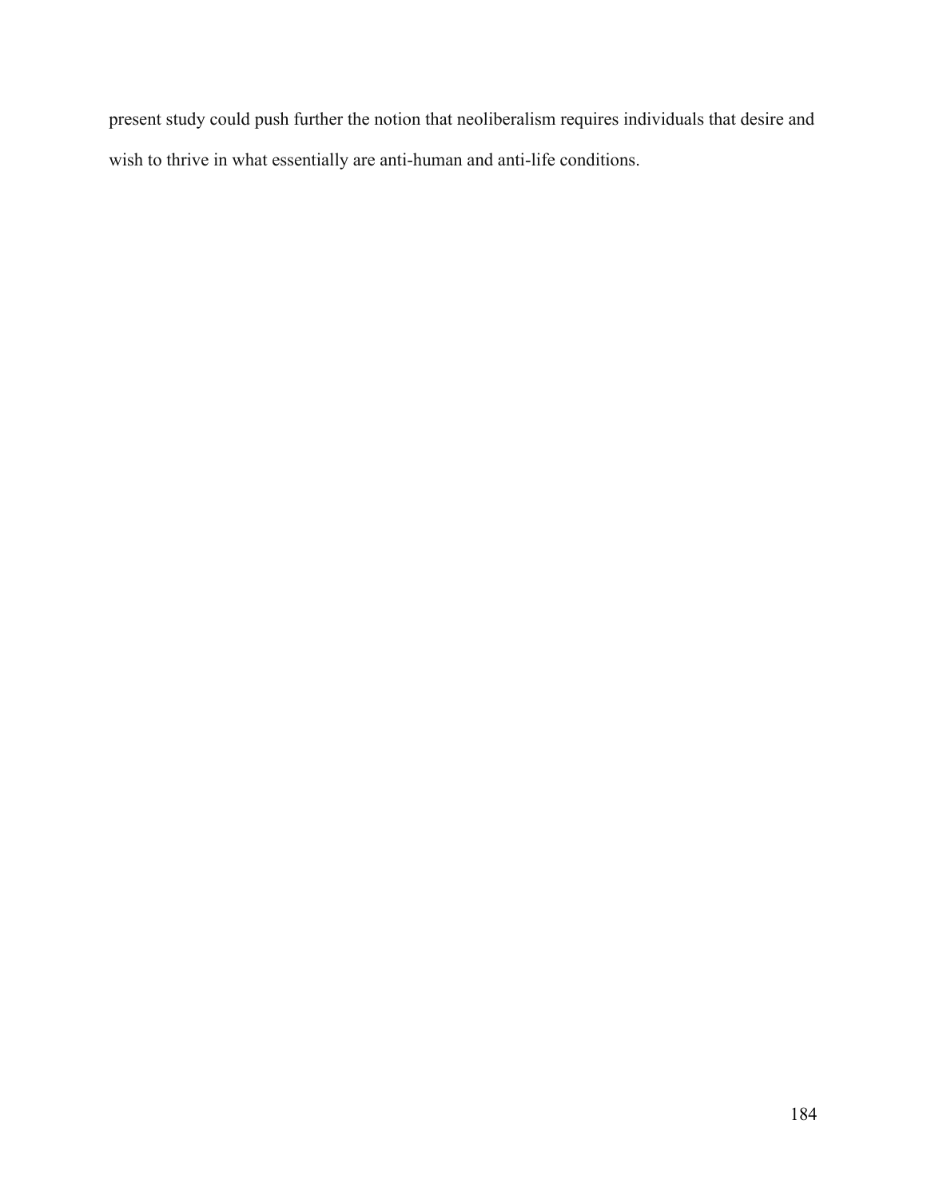present study could push further the notion that neoliberalism requires individuals that desire and wish to thrive in what essentially are anti-human and anti-life conditions.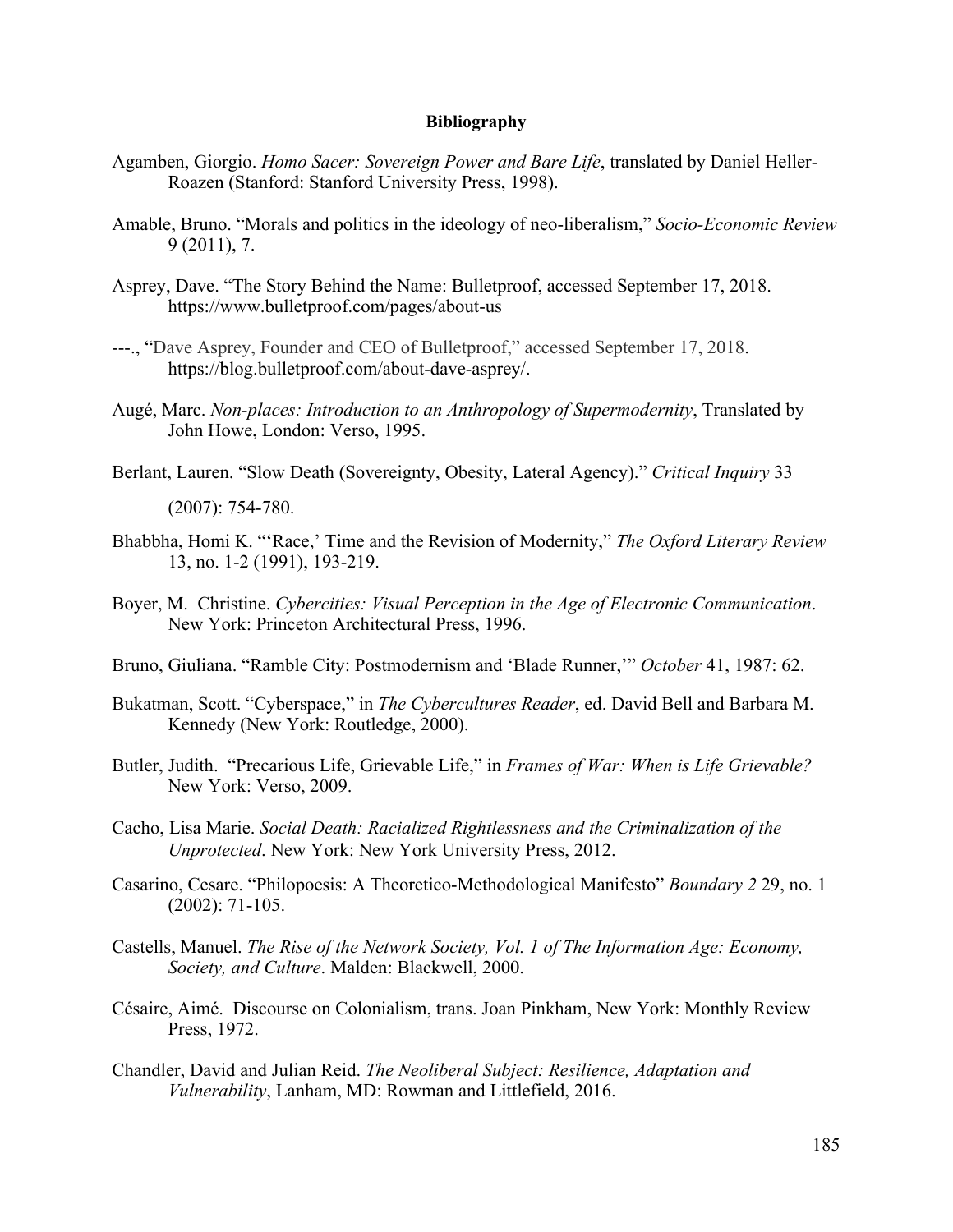**Bibliography**

Agamben, Giorgio. *Homo Sacer: Sovereign Power and Bare Life*, translated by Daniel Heller-Roazen (Stanford: Stanford University Press, 1998).

Amable, Bruno. "Morals and politics in the ideology of neo-liberalism," *Socio-Economic Review* 9 (2011), 7.

Asprey, Dave. "The Story Behind the Name: Bulletproof, accessed September 17, 2018. https://www.bulletproof.com/pages/about-us

---., "Dave Asprey, Founder and CEO of Bulletproof," accessed September 17, 2018. https://blog.bulletproof.com/about-dave-asprey/.

Augé, Marc. *Non-places: Introduction to an Anthropology of Supermodernity*, Translated by John Howe, London: Verso, 1995.

Berlant, Lauren. "Slow Death (Sovereignty, Obesity, Lateral Agency)." *Critical Inquiry* 33 (2007): 754-780.

Bhabbha, Homi K. "'Race,' Time and the Revision of Modernity," *The Oxford Literary Review* 13, no. 1-2 (1991), 193-219.

Boyer, M. Christine. *Cybercities: Visual Perception in the Age of Electronic Communication*. New York: Princeton Architectural Press, 1996.

Bruno, Giuliana. "Ramble City: Postmodernism and 'Blade Runner,'" *October* 41, 1987: 62.

Bukatman, Scott. "Cyberspace," in *The Cybercultures Reader*, ed. David Bell and Barbara M. Kennedy (New York: Routledge, 2000).

Butler, Judith. "Precarious Life, Grievable Life," in *Frames of War: When is Life Grievable?* New York: Verso, 2009.

Cacho, Lisa Marie. *Social Death: Racialized Rightlessness and the Criminalization of the Unprotected*. New York: New York University Press, 2012.

Casarino, Cesare. "Philopoesis: A Theoretico-Methodological Manifesto" *Boundary 2* 29, no. 1 (2002): 71-105.

Castells, Manuel. *The Rise of the Network Society, Vol. 1 of The Information Age: Economy, Society, and Culture*. Malden: Blackwell, 2000.

Césaire, Aimé. Discourse on Colonialism, trans. Joan Pinkham, New York: Monthly Review Press, 1972.

Chandler, David and Julian Reid. *The Neoliberal Subject: Resilience, Adaptation and Vulnerability*, Lanham, MD: Rowman and Littlefield, 2016.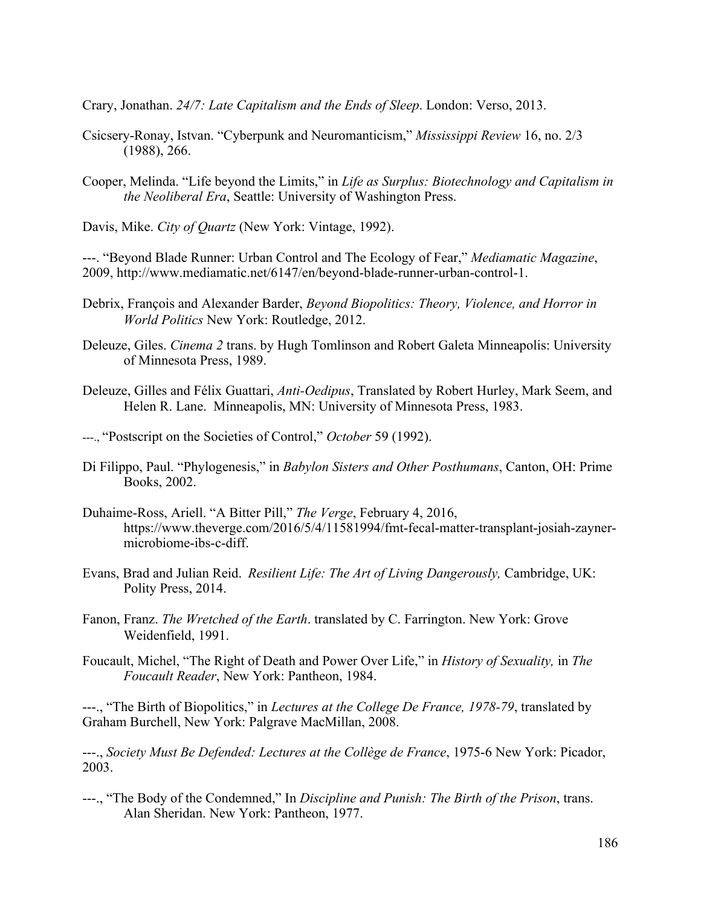Crary, Jonathan. *24/7: Late Capitalism and the Ends of Sleep*. London: Verso, 2013.

Csicsery-Ronay, Istvan. "Cyberpunk and Neuromanticism," *Mississippi Review* 16, no. 2/3 (1988), 266.

Cooper, Melinda. "Life beyond the Limits," in *Life as Surplus: Biotechnology and Capitalism in the Neoliberal Era*, Seattle: University of Washington Press.

Davis, Mike. *City of Quartz* (New York: Vintage, 1992).

---. "Beyond Blade Runner: Urban Control and The Ecology of Fear," *Mediamatic Magazine*, 2009, http://www.mediamatic.net/6147/en/beyond-blade-runner-urban-control-1.

Debrix, François and Alexander Barder, *Beyond Biopolitics: Theory, Violence, and Horror in World Politics* New York: Routledge, 2012.

Deleuze, Giles. *Cinema 2* trans. by Hugh Tomlinson and Robert Galeta Minneapolis: University of Minnesota Press, 1989.

Deleuze, Gilles and Félix Guattari, *Anti-Oedipus*, Translated by Robert Hurley, Mark Seem, and Helen R. Lane. Minneapolis, MN: University of Minnesota Press, 1983.

---., "Postscript on the Societies of Control," *October* 59 (1992).

Di Filippo, Paul. "Phylogenesis," in *Babylon Sisters and Other Posthumans*, Canton, OH: Prime Books, 2002.

Duhaime-Ross, Ariell. "A Bitter Pill," *The Verge*, February 4, 2016, https://www.theverge.com/2016/5/4/11581994/fmt-fecal-matter-transplant-josiah-zayner-microbiome-ibs-c-diff.

Evans, Brad and Julian Reid. *Resilient Life: The Art of Living Dangerously,* Cambridge, UK: Polity Press, 2014.

Fanon, Franz. *The Wretched of the Earth*. translated by C. Farrington. New York: Grove Weidenfield, 1991.

Foucault, Michel, "The Right of Death and Power Over Life," in *History of Sexuality,* in *The Foucault Reader*, New York: Pantheon, 1984.

---., "The Birth of Biopolitics," in *Lectures at the College De France, 1978-79*, translated by Graham Burchell, New York: Palgrave MacMillan, 2008.

---., *Society Must Be Defended: Lectures at the Collège de France*, 1975-6 New York: Picador, 2003.

---., "The Body of the Condemned," In *Discipline and Punish: The Birth of the Prison*, trans. Alan Sheridan. New York: Pantheon, 1977.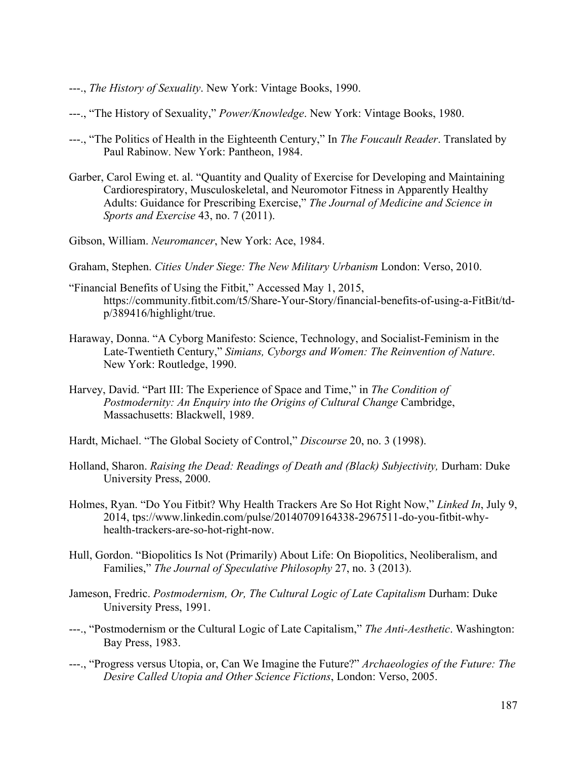---., *The History of Sexuality*. New York: Vintage Books, 1990.

---., "The History of Sexuality," *Power/Knowledge*. New York: Vintage Books, 1980.

---., "The Politics of Health in the Eighteenth Century," In *The Foucault Reader*. Translated by Paul Rabinow. New York: Pantheon, 1984.

Garber, Carol Ewing et. al. "Quantity and Quality of Exercise for Developing and Maintaining Cardiorespiratory, Musculoskeletal, and Neuromotor Fitness in Apparently Healthy Adults: Guidance for Prescribing Exercise," *The Journal of Medicine and Science in Sports and Exercise* 43, no. 7 (2011).

Gibson, William. *Neuromancer*, New York: Ace, 1984.

Graham, Stephen. *Cities Under Siege: The New Military Urbanism* London: Verso, 2010.

"Financial Benefits of Using the Fitbit," Accessed May 1, 2015, https://community.fitbit.com/t5/Share-Your-Story/financial-benefits-of-using-a-FitBit/td-p/389416/highlight/true.

Haraway, Donna. "A Cyborg Manifesto: Science, Technology, and Socialist-Feminism in the Late-Twentieth Century," *Simians, Cyborgs and Women: The Reinvention of Nature*. New York: Routledge, 1990.

Harvey, David. "Part III: The Experience of Space and Time," in *The Condition of Postmodernity: An Enquiry into the Origins of Cultural Change* Cambridge, Massachusetts: Blackwell, 1989.

Hardt, Michael. "The Global Society of Control," *Discourse* 20, no. 3 (1998).

Holland, Sharon. *Raising the Dead: Readings of Death and (Black) Subjectivity,* Durham: Duke University Press, 2000.

Holmes, Ryan. "Do You Fitbit? Why Health Trackers Are So Hot Right Now," *Linked In*, July 9, 2014, tps://www.linkedin.com/pulse/20140709164338-2967511-do-you-fitbit-why-health-trackers-are-so-hot-right-now.

Hull, Gordon. "Biopolitics Is Not (Primarily) About Life: On Biopolitics, Neoliberalism, and Families," *The Journal of Speculative Philosophy* 27, no. 3 (2013).

Jameson, Fredric. *Postmodernism, Or, The Cultural Logic of Late Capitalism* Durham: Duke University Press, 1991.

---., "Postmodernism or the Cultural Logic of Late Capitalism," *The Anti-Aesthetic*. Washington: Bay Press, 1983.

---., "Progress versus Utopia, or, Can We Imagine the Future?" *Archaeologies of the Future: The Desire Called Utopia and Other Science Fictions*, London: Verso, 2005.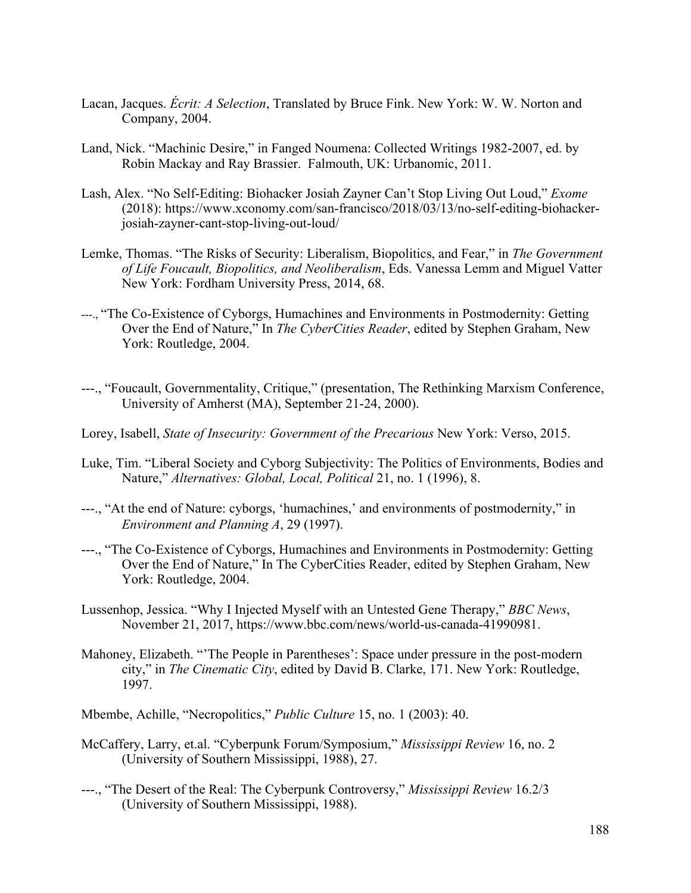Lacan, Jacques. *Écrit: A Selection*, Translated by Bruce Fink. New York: W. W. Norton and Company, 2004.

Land, Nick. "Machinic Desire," in Fanged Noumena: Collected Writings 1982-2007, ed. by Robin Mackay and Ray Brassier. Falmouth, UK: Urbanomic, 2011.

Lash, Alex. "No Self-Editing: Biohacker Josiah Zayner Can't Stop Living Out Loud," *Exome* (2018): https://www.xconomy.com/san-francisco/2018/03/13/no-self-editing-biohacker-josiah-zayner-cant-stop-living-out-loud/

Lemke, Thomas. "The Risks of Security: Liberalism, Biopolitics, and Fear," in *The Government of Life Foucault, Biopolitics, and Neoliberalism*, Eds. Vanessa Lemm and Miguel Vatter New York: Fordham University Press, 2014, 68.

---., "The Co-Existence of Cyborgs, Humachines and Environments in Postmodernity: Getting Over the End of Nature," In *The CyberCities Reader*, edited by Stephen Graham, New York: Routledge, 2004.

---., "Foucault, Governmentality, Critique," (presentation, The Rethinking Marxism Conference, University of Amherst (MA), September 21-24, 2000).

Lorey, Isabell, *State of Insecurity: Government of the Precarious* New York: Verso, 2015.

Luke, Tim. "Liberal Society and Cyborg Subjectivity: The Politics of Environments, Bodies and Nature," *Alternatives: Global, Local, Political* 21, no. 1 (1996), 8.

---., "At the end of Nature: cyborgs, 'humachines,' and environments of postmodernity," in *Environment and Planning A*, 29 (1997).

---., "The Co-Existence of Cyborgs, Humachines and Environments in Postmodernity: Getting Over the End of Nature," In The CyberCities Reader, edited by Stephen Graham, New York: Routledge, 2004.

Lussenhop, Jessica. "Why I Injected Myself with an Untested Gene Therapy," *BBC News*, November 21, 2017, https://www.bbc.com/news/world-us-canada-41990981.

Mahoney, Elizabeth. "'The People in Parentheses': Space under pressure in the post-modern city," in *The Cinematic City*, edited by David B. Clarke, 171. New York: Routledge, 1997.

Mbembe, Achille, "Necropolitics," *Public Culture* 15, no. 1 (2003): 40.

McCaffery, Larry, et.al. "Cyberpunk Forum/Symposium," *Mississippi Review* 16, no. 2 (University of Southern Mississippi, 1988), 27.

---., "The Desert of the Real: The Cyberpunk Controversy," *Mississippi Review* 16.2/3 (University of Southern Mississippi, 1988).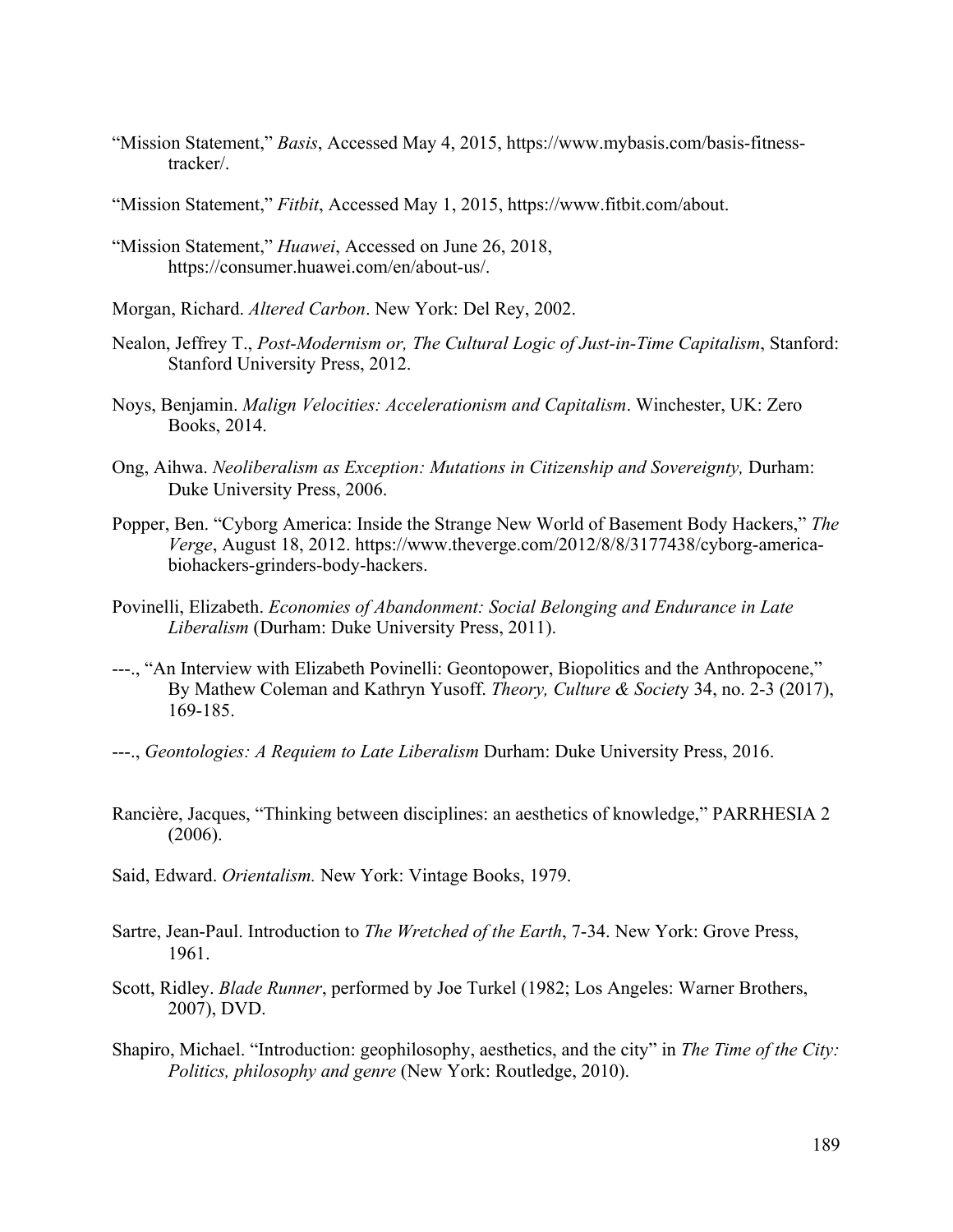"Mission Statement," *Basis*, Accessed May 4, 2015, https://www.mybasis.com/basis-fitness-tracker/.

"Mission Statement," *Fitbit*, Accessed May 1, 2015, https://www.fitbit.com/about.

"Mission Statement," *Huawei*, Accessed on June 26, 2018, https://consumer.huawei.com/en/about-us/.

Morgan, Richard. *Altered Carbon*. New York: Del Rey, 2002.

Nealon, Jeffrey T., *Post-Modernism or, The Cultural Logic of Just-in-Time Capitalism*, Stanford: Stanford University Press, 2012.

Noys, Benjamin. *Malign Velocities: Accelerationism and Capitalism*. Winchester, UK: Zero Books, 2014.

Ong, Aihwa. *Neoliberalism as Exception: Mutations in Citizenship and Sovereignty,* Durham: Duke University Press, 2006.

Popper, Ben. "Cyborg America: Inside the Strange New World of Basement Body Hackers," *The Verge*, August 18, 2012. https://www.theverge.com/2012/8/8/3177438/cyborg-america-biohackers-grinders-body-hackers.

Povinelli, Elizabeth. *Economies of Abandonment: Social Belonging and Endurance in Late Liberalism* (Durham: Duke University Press, 2011).

---., "An Interview with Elizabeth Povinelli: Geontopower, Biopolitics and the Anthropocene," By Mathew Coleman and Kathryn Yusoff. *Theory, Culture & Society* 34, no. 2-3 (2017), 169-185.

---., *Geontologies: A Requiem to Late Liberalism* Durham: Duke University Press, 2016.

Rancière, Jacques, "Thinking between disciplines: an aesthetics of knowledge," PARRHESIA 2 (2006).

Said, Edward. *Orientalism.* New York: Vintage Books, 1979.

Sartre, Jean-Paul. Introduction to *The Wretched of the Earth*, 7-34. New York: Grove Press, 1961.

Scott, Ridley. *Blade Runner*, performed by Joe Turkel (1982; Los Angeles: Warner Brothers, 2007), DVD.

Shapiro, Michael. "Introduction: geophilosophy, aesthetics, and the city" in *The Time of the City: Politics, philosophy and genre* (New York: Routledge, 2010).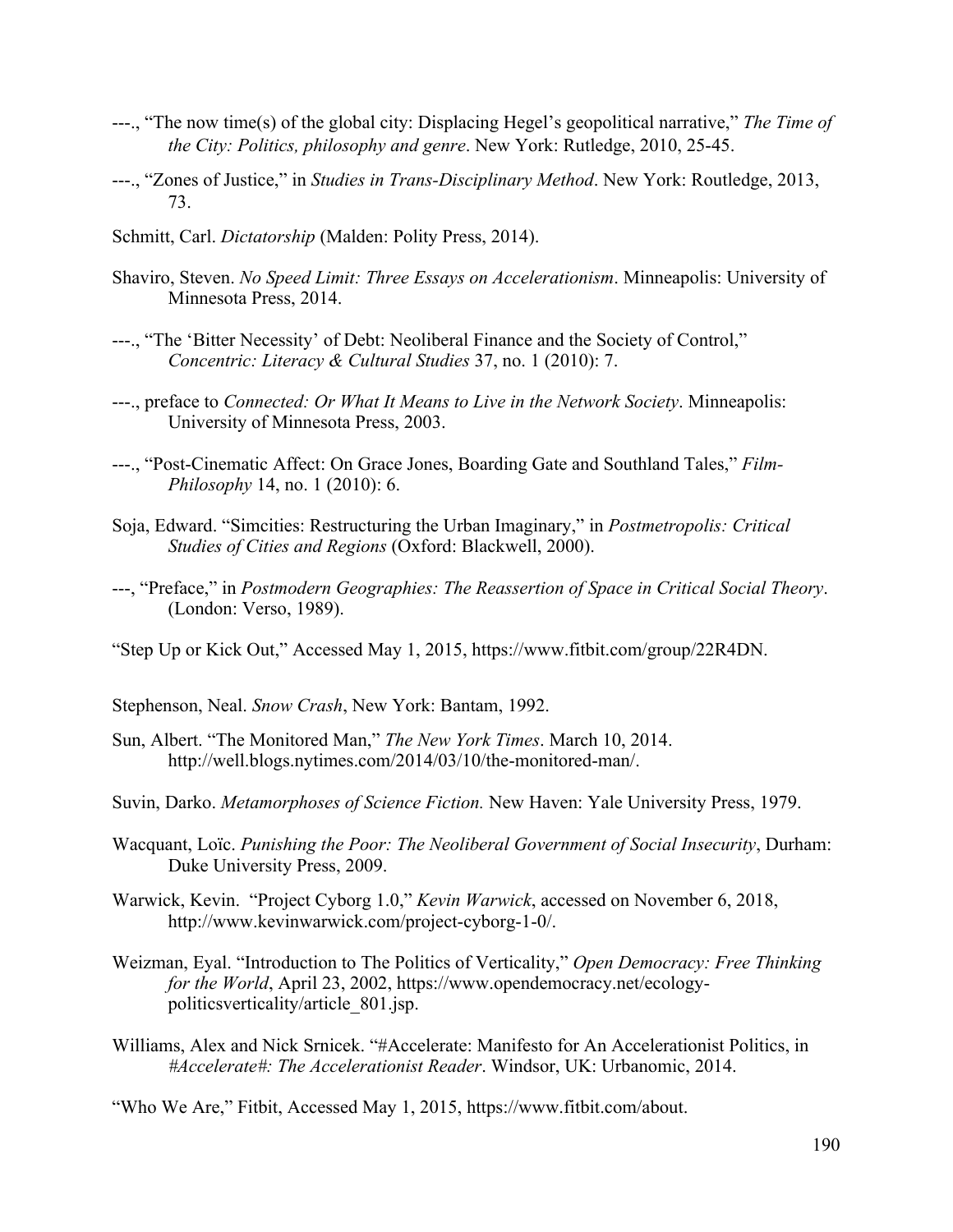---., "The now time(s) of the global city: Displacing Hegel's geopolitical narrative," *The Time of the City: Politics, philosophy and genre*. New York: Rutledge, 2010, 25-45.

---., "Zones of Justice," in *Studies in Trans-Disciplinary Method*. New York: Routledge, 2013, 73.

Schmitt, Carl. *Dictatorship* (Malden: Polity Press, 2014).

Shaviro, Steven. *No Speed Limit: Three Essays on Accelerationism*. Minneapolis: University of Minnesota Press, 2014.

---., "The 'Bitter Necessity' of Debt: Neoliberal Finance and the Society of Control," *Concentric: Literacy & Cultural Studies* 37, no. 1 (2010): 7.

---., preface to *Connected: Or What It Means to Live in the Network Society*. Minneapolis: University of Minnesota Press, 2003.

---., "Post-Cinematic Affect: On Grace Jones, Boarding Gate and Southland Tales," *Film-Philosophy* 14, no. 1 (2010): 6.

Soja, Edward. "Simcities: Restructuring the Urban Imaginary," in *Postmetropolis: Critical Studies of Cities and Regions* (Oxford: Blackwell, 2000).

---, "Preface," in *Postmodern Geographies: The Reassertion of Space in Critical Social Theory*. (London: Verso, 1989).

"Step Up or Kick Out," Accessed May 1, 2015, https://www.fitbit.com/group/22R4DN.

Stephenson, Neal. *Snow Crash*, New York: Bantam, 1992.

Sun, Albert. "The Monitored Man," *The New York Times*. March 10, 2014. http://well.blogs.nytimes.com/2014/03/10/the-monitored-man/.

Suvin, Darko. *Metamorphoses of Science Fiction.* New Haven: Yale University Press, 1979.

Wacquant, Loïc. *Punishing the Poor: The Neoliberal Government of Social Insecurity*, Durham: Duke University Press, 2009.

Warwick, Kevin. "Project Cyborg 1.0," *Kevin Warwick*, accessed on November 6, 2018, http://www.kevinwarwick.com/project-cyborg-1-0/.

Weizman, Eyal. "Introduction to The Politics of Verticality," *Open Democracy: Free Thinking for the World*, April 23, 2002, https://www.opendemocracy.net/ecology-politicsverticality/article_801.jsp.

Williams, Alex and Nick Srnicek. "#Accelerate: Manifesto for An Accelerationist Politics, in *#Accelerate#: The Accelerationist Reader*. Windsor, UK: Urbanomic, 2014.

"Who We Are," Fitbit, Accessed May 1, 2015, https://www.fitbit.com/about.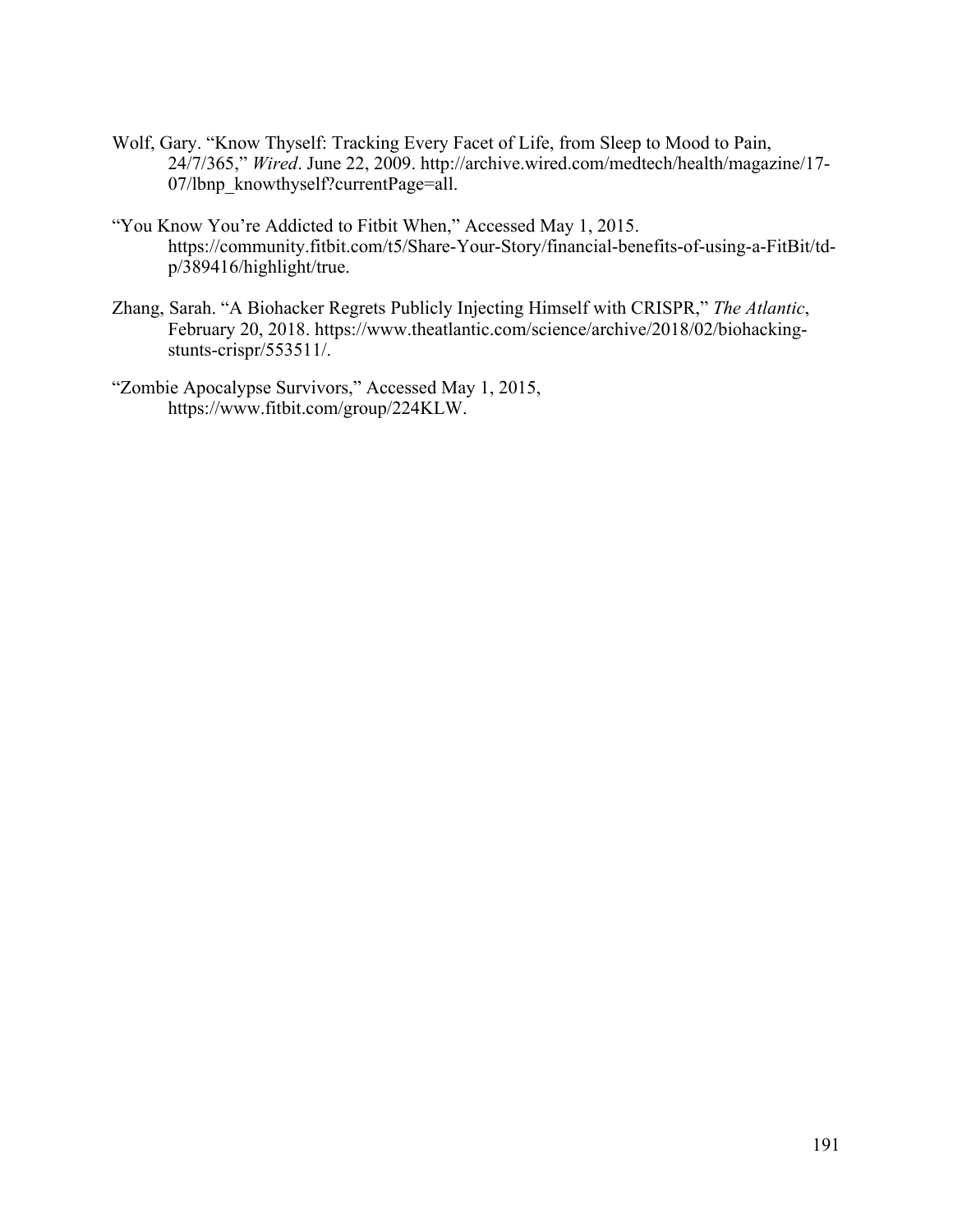Wolf, Gary. "Know Thyself: Tracking Every Facet of Life, from Sleep to Mood to Pain, 24/7/365," *Wired*. June 22, 2009. http://archive.wired.com/medtech/health/magazine/17-07/lbnp_knowthyself?currentPage=all.

"You Know You're Addicted to Fitbit When," Accessed May 1, 2015. https://community.fitbit.com/t5/Share-Your-Story/financial-benefits-of-using-a-FitBit/td-p/389416/highlight/true.

Zhang, Sarah. "A Biohacker Regrets Publicly Injecting Himself with CRISPR," *The Atlantic*, February 20, 2018. https://www.theatlantic.com/science/archive/2018/02/biohacking-stunts-crispr/553511/.

"Zombie Apocalypse Survivors," Accessed May 1, 2015, https://www.fitbit.com/group/224KLW.